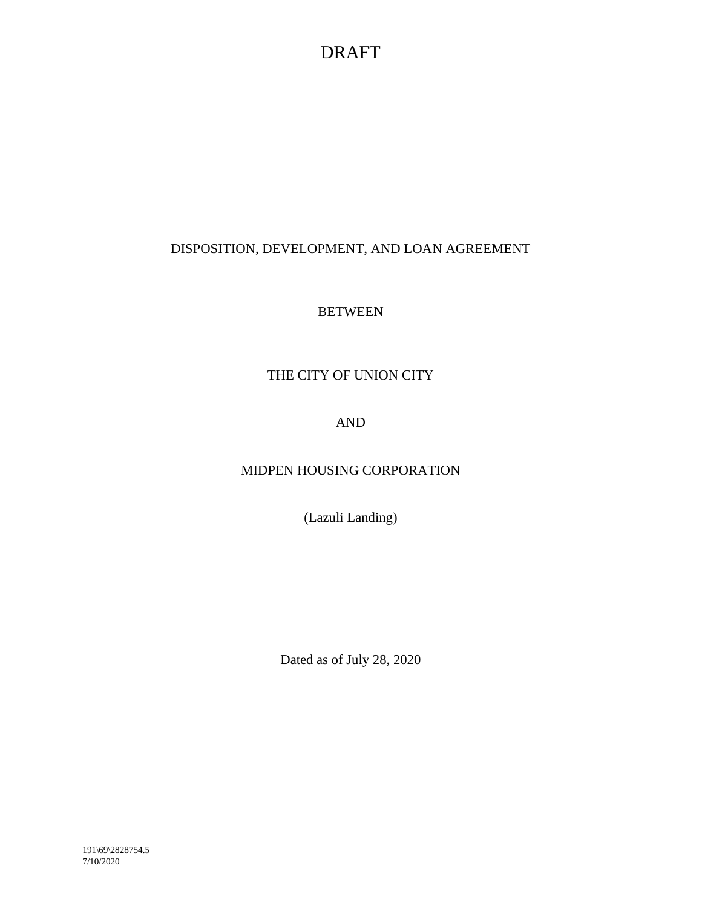DRAFT

# DISPOSITION, DEVELOPMENT, AND LOAN AGREEMENT

BETWEEN

THE CITY OF UNION CITY

AND

MIDPEN HOUSING CORPORATION

(Lazuli Landing)

Dated as of July 28, 2020

191\69\2828754.5
7/10/2020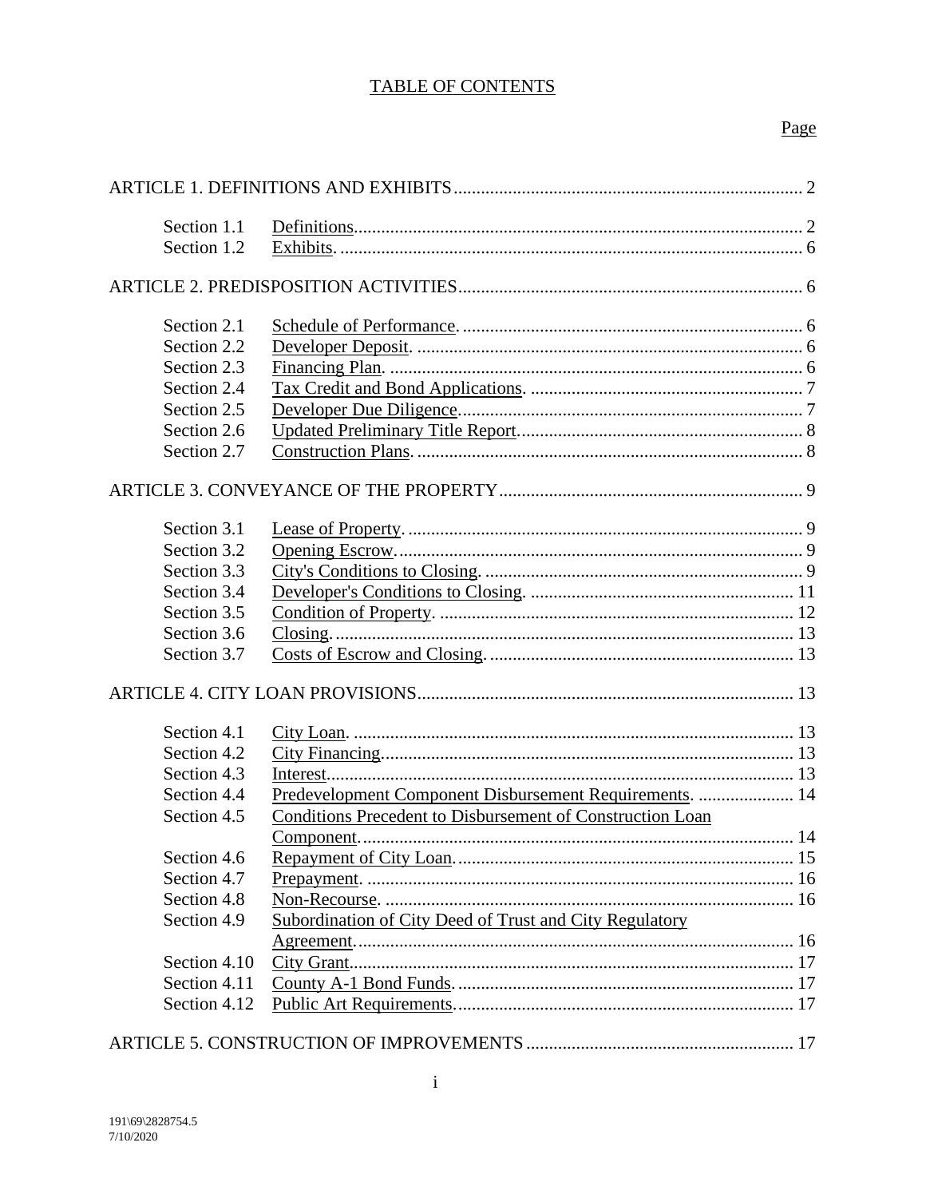# TABLE OF CONTENTS

| | | Page |
|---|---|---|
| ARTICLE 1. DEFINITIONS AND EXHIBITS | | 2 |
| Section 1.1 | Definitions | 2 |
| Section 1.2 | Exhibits. | 6 |
| ARTICLE 2. PREDISPOSITION ACTIVITIES | | 6 |
| Section 2.1 | Schedule of Performance. | 6 |
| Section 2.2 | Developer Deposit. | 6 |
| Section 2.3 | Financing Plan. | 6 |
| Section 2.4 | Tax Credit and Bond Applications. | 7 |
| Section 2.5 | Developer Due Diligence. | 7 |
| Section 2.6 | Updated Preliminary Title Report. | 8 |
| Section 2.7 | Construction Plans. | 8 |
| ARTICLE 3. CONVEYANCE OF THE PROPERTY | | 9 |
| Section 3.1 | Lease of Property. | 9 |
| Section 3.2 | Opening Escrow. | 9 |
| Section 3.3 | City's Conditions to Closing. | 9 |
| Section 3.4 | Developer's Conditions to Closing. | 11 |
| Section 3.5 | Condition of Property. | 12 |
| Section 3.6 | Closing. | 13 |
| Section 3.7 | Costs of Escrow and Closing. | 13 |
| ARTICLE 4. CITY LOAN PROVISIONS | | 13 |
| Section 4.1 | City Loan. | 13 |
| Section 4.2 | City Financing. | 13 |
| Section 4.3 | Interest. | 13 |
| Section 4.4 | Predevelopment Component Disbursement Requirements. | 14 |
| Section 4.5 | Conditions Precedent to Disbursement of Construction Loan Component. | 14 |
| Section 4.6 | Repayment of City Loan. | 15 |
| Section 4.7 | Prepayment. | 16 |
| Section 4.8 | Non-Recourse. | 16 |
| Section 4.9 | Subordination of City Deed of Trust and City Regulatory Agreement. | 16 |
| Section 4.10 | City Grant. | 17 |
| Section 4.11 | County A-1 Bond Funds. | 17 |
| Section 4.12 | Public Art Requirements. | 17 |
| ARTICLE 5. CONSTRUCTION OF IMPROVEMENTS | | 17 |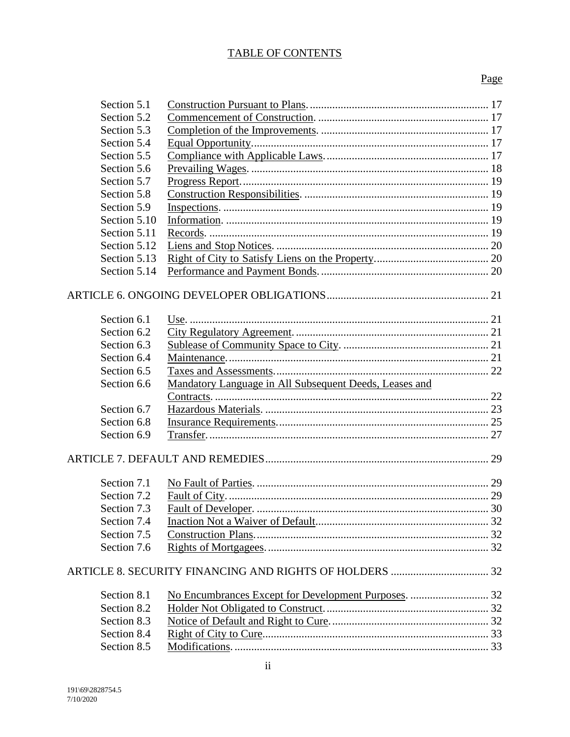TABLE OF CONTENTS

Page

| | | |
|---|---|---|
| Section 5.1 | Construction Pursuant to Plans. | 17 |
| Section 5.2 | Commencement of Construction. | 17 |
| Section 5.3 | Completion of the Improvements. | 17 |
| Section 5.4 | Equal Opportunity. | 17 |
| Section 5.5 | Compliance with Applicable Laws. | 17 |
| Section 5.6 | Prevailing Wages. | 18 |
| Section 5.7 | Progress Report. | 19 |
| Section 5.8 | Construction Responsibilities. | 19 |
| Section 5.9 | Inspections. | 19 |
| Section 5.10 | Information. | 19 |
| Section 5.11 | Records. | 19 |
| Section 5.12 | Liens and Stop Notices. | 20 |
| Section 5.13 | Right of City to Satisfy Liens on the Property. | 20 |
| Section 5.14 | Performance and Payment Bonds. | 20 |

ARTICLE 6. ONGOING DEVELOPER OBLIGATIONS ..... 21

| | | |
|---|---|---|
| Section 6.1 | Use. | 21 |
| Section 6.2 | City Regulatory Agreement. | 21 |
| Section 6.3 | Sublease of Community Space to City. | 21 |
| Section 6.4 | Maintenance. | 21 |
| Section 6.5 | Taxes and Assessments. | 22 |
| Section 6.6 | Mandatory Language in All Subsequent Deeds, Leases and Contracts. | 22 |
| Section 6.7 | Hazardous Materials. | 23 |
| Section 6.8 | Insurance Requirements. | 25 |
| Section 6.9 | Transfer. | 27 |

ARTICLE 7. DEFAULT AND REMEDIES ..... 29

| | | |
|---|---|---|
| Section 7.1 | No Fault of Parties. | 29 |
| Section 7.2 | Fault of City. | 29 |
| Section 7.3 | Fault of Developer. | 30 |
| Section 7.4 | Inaction Not a Waiver of Default. | 32 |
| Section 7.5 | Construction Plans. | 32 |
| Section 7.6 | Rights of Mortgagees. | 32 |

ARTICLE 8. SECURITY FINANCING AND RIGHTS OF HOLDERS ..... 32

| | | |
|---|---|---|
| Section 8.1 | No Encumbrances Except for Development Purposes. | 32 |
| Section 8.2 | Holder Not Obligated to Construct. | 32 |
| Section 8.3 | Notice of Default and Right to Cure. | 32 |
| Section 8.4 | Right of City to Cure. | 33 |
| Section 8.5 | Modifications. | 33 |

191\69\2828754.5
7/10/2020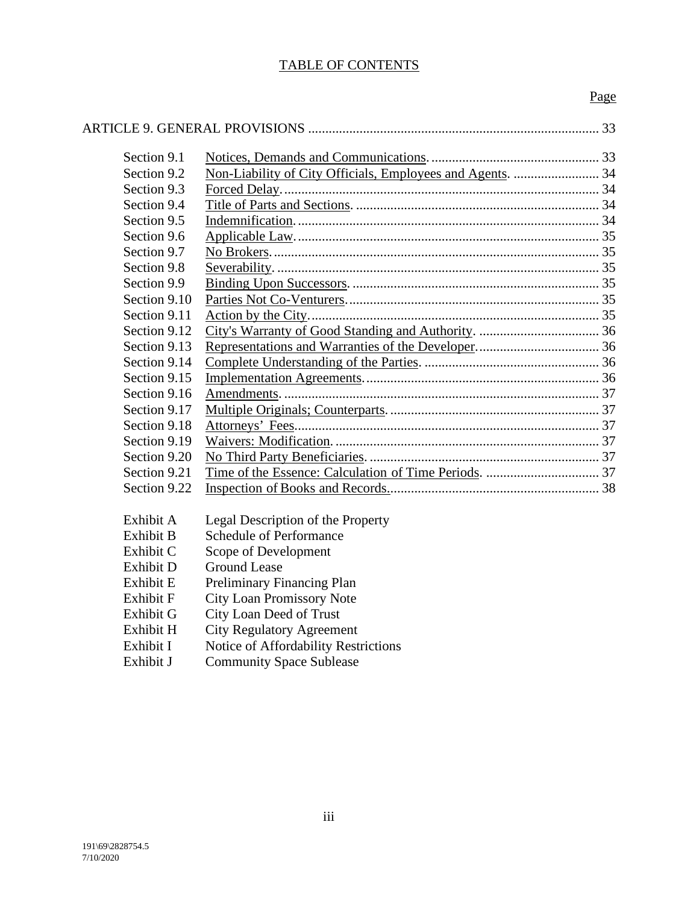## TABLE OF CONTENTS

| | | Page |
|---|---|---|
| ARTICLE 9. GENERAL PROVISIONS | | 33 |
| Section 9.1 | Notices, Demands and Communications. | 33 |
| Section 9.2 | Non-Liability of City Officials, Employees and Agents. | 34 |
| Section 9.3 | Forced Delay. | 34 |
| Section 9.4 | Title of Parts and Sections. | 34 |
| Section 9.5 | Indemnification. | 34 |
| Section 9.6 | Applicable Law. | 35 |
| Section 9.7 | No Brokers. | 35 |
| Section 9.8 | Severability. | 35 |
| Section 9.9 | Binding Upon Successors. | 35 |
| Section 9.10 | Parties Not Co-Venturers. | 35 |
| Section 9.11 | Action by the City. | 35 |
| Section 9.12 | City's Warranty of Good Standing and Authority. | 36 |
| Section 9.13 | Representations and Warranties of the Developer. | 36 |
| Section 9.14 | Complete Understanding of the Parties. | 36 |
| Section 9.15 | Implementation Agreements. | 36 |
| Section 9.16 | Amendments. | 37 |
| Section 9.17 | Multiple Originals; Counterparts. | 37 |
| Section 9.18 | Attorneys' Fees. | 37 |
| Section 9.19 | Waivers: Modification. | 37 |
| Section 9.20 | No Third Party Beneficiaries. | 37 |
| Section 9.21 | Time of the Essence: Calculation of Time Periods. | 37 |
| Section 9.22 | Inspection of Books and Records. | 38 |

| | |
|---|---|
| Exhibit A | Legal Description of the Property |
| Exhibit B | Schedule of Performance |
| Exhibit C | Scope of Development |
| Exhibit D | Ground Lease |
| Exhibit E | Preliminary Financing Plan |
| Exhibit F | City Loan Promissory Note |
| Exhibit G | City Loan Deed of Trust |
| Exhibit H | City Regulatory Agreement |
| Exhibit I | Notice of Affordability Restrictions |
| Exhibit J | Community Space Sublease |

191\69\2828754.5
7/10/2020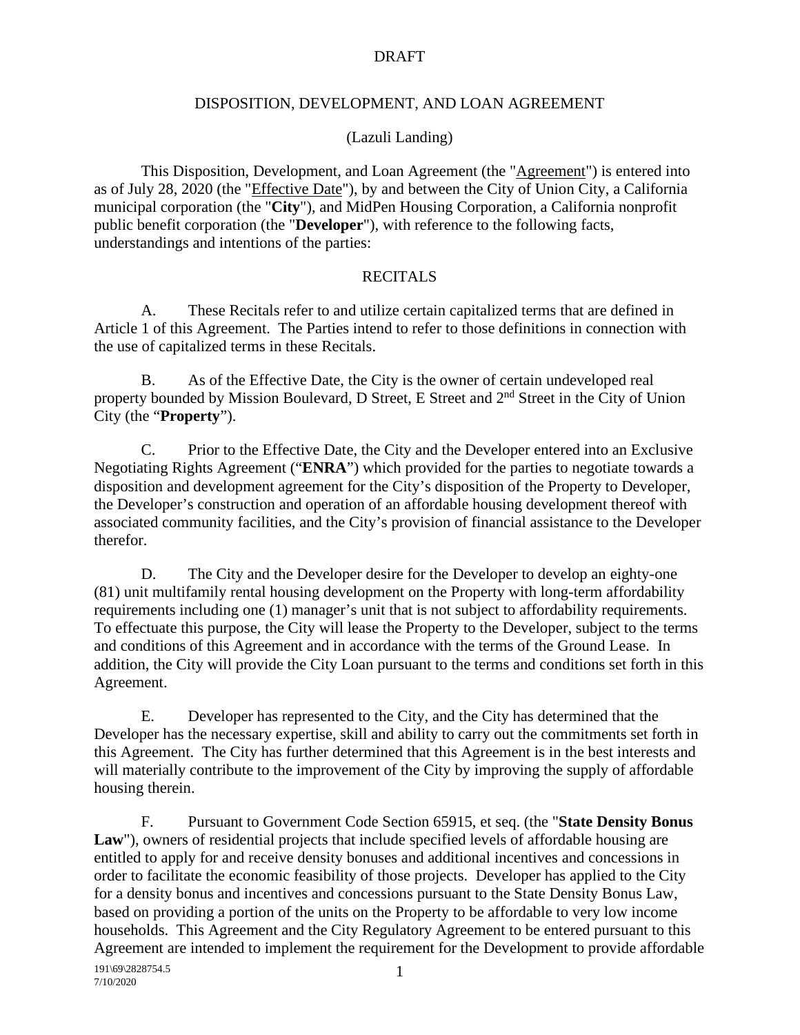DRAFT

# DISPOSITION, DEVELOPMENT, AND LOAN AGREEMENT

(Lazuli Landing)

This Disposition, Development, and Loan Agreement (the "Agreement") is entered into as of July 28, 2020 (the "Effective Date"), by and between the City of Union City, a California municipal corporation (the "**City**"), and MidPen Housing Corporation, a California nonprofit public benefit corporation (the "**Developer**"), with reference to the following facts, understandings and intentions of the parties:

## RECITALS

A. These Recitals refer to and utilize certain capitalized terms that are defined in Article 1 of this Agreement. The Parties intend to refer to those definitions in connection with the use of capitalized terms in these Recitals.

B. As of the Effective Date, the City is the owner of certain undeveloped real property bounded by Mission Boulevard, D Street, E Street and 2nd Street in the City of Union City (the "**Property**").

C. Prior to the Effective Date, the City and the Developer entered into an Exclusive Negotiating Rights Agreement ("**ENRA**") which provided for the parties to negotiate towards a disposition and development agreement for the City's disposition of the Property to Developer, the Developer's construction and operation of an affordable housing development thereof with associated community facilities, and the City's provision of financial assistance to the Developer therefor.

D. The City and the Developer desire for the Developer to develop an eighty-one (81) unit multifamily rental housing development on the Property with long-term affordability requirements including one (1) manager's unit that is not subject to affordability requirements. To effectuate this purpose, the City will lease the Property to the Developer, subject to the terms and conditions of this Agreement and in accordance with the terms of the Ground Lease. In addition, the City will provide the City Loan pursuant to the terms and conditions set forth in this Agreement.

E. Developer has represented to the City, and the City has determined that the Developer has the necessary expertise, skill and ability to carry out the commitments set forth in this Agreement. The City has further determined that this Agreement is in the best interests and will materially contribute to the improvement of the City by improving the supply of affordable housing therein.

F. Pursuant to Government Code Section 65915, et seq. (the "**State Density Bonus Law**"), owners of residential projects that include specified levels of affordable housing are entitled to apply for and receive density bonuses and additional incentives and concessions in order to facilitate the economic feasibility of those projects. Developer has applied to the City for a density bonus and incentives and concessions pursuant to the State Density Bonus Law, based on providing a portion of the units on the Property to be affordable to very low income households. This Agreement and the City Regulatory Agreement to be entered pursuant to this Agreement are intended to implement the requirement for the Development to provide affordable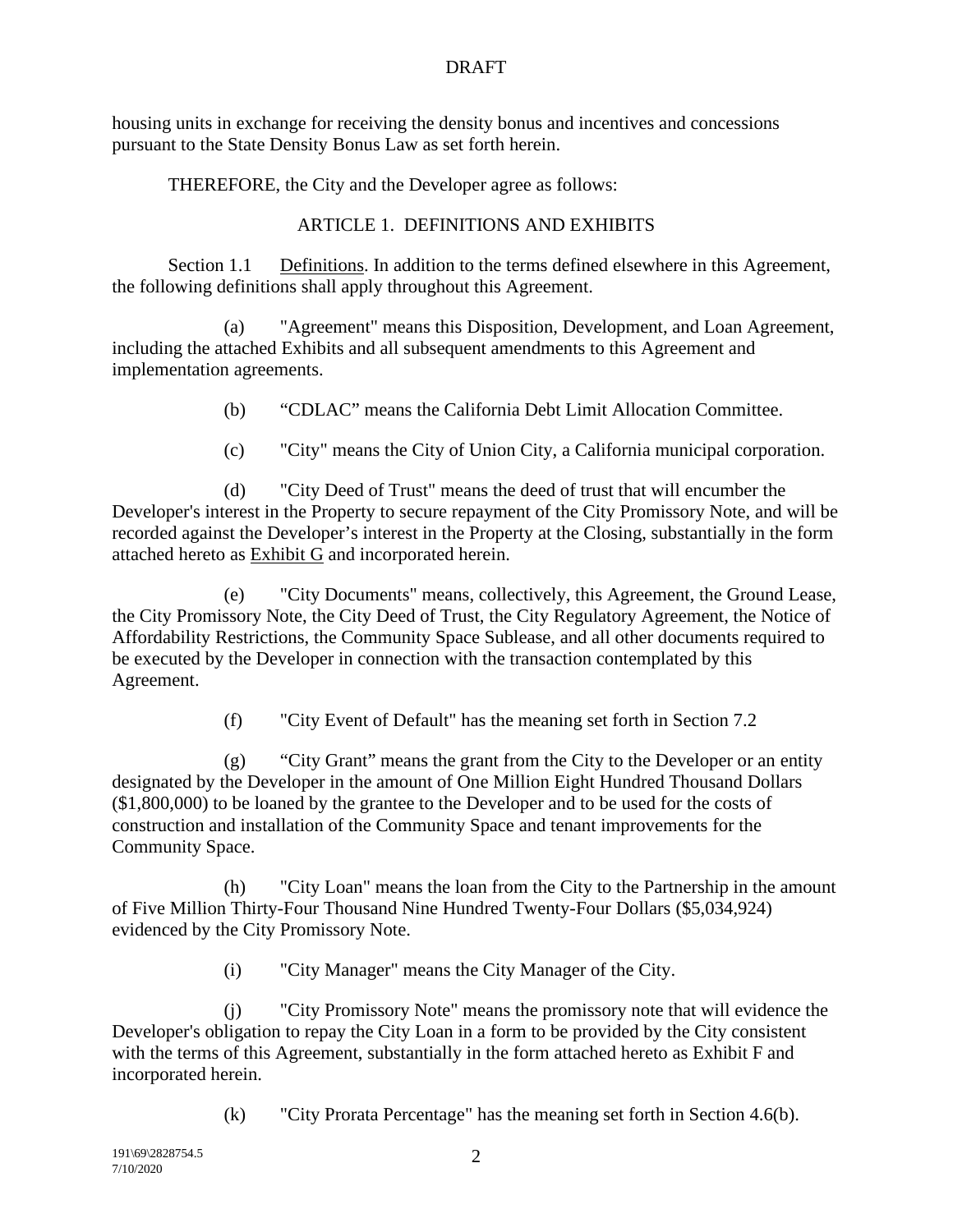housing units in exchange for receiving the density bonus and incentives and concessions pursuant to the State Density Bonus Law as set forth herein.

THEREFORE, the City and the Developer agree as follows:

## ARTICLE 1. DEFINITIONS AND EXHIBITS

Section 1.1 Definitions. In addition to the terms defined elsewhere in this Agreement, the following definitions shall apply throughout this Agreement.

(a) "Agreement" means this Disposition, Development, and Loan Agreement, including the attached Exhibits and all subsequent amendments to this Agreement and implementation agreements.

(b) "CDLAC" means the California Debt Limit Allocation Committee.

(c) "City" means the City of Union City, a California municipal corporation.

(d) "City Deed of Trust" means the deed of trust that will encumber the Developer's interest in the Property to secure repayment of the City Promissory Note, and will be recorded against the Developer's interest in the Property at the Closing, substantially in the form attached hereto as Exhibit G and incorporated herein.

(e) "City Documents" means, collectively, this Agreement, the Ground Lease, the City Promissory Note, the City Deed of Trust, the City Regulatory Agreement, the Notice of Affordability Restrictions, the Community Space Sublease, and all other documents required to be executed by the Developer in connection with the transaction contemplated by this Agreement.

(f) "City Event of Default" has the meaning set forth in Section 7.2

(g) "City Grant" means the grant from the City to the Developer or an entity designated by the Developer in the amount of One Million Eight Hundred Thousand Dollars ($1,800,000) to be loaned by the grantee to the Developer and to be used for the costs of construction and installation of the Community Space and tenant improvements for the Community Space.

(h) "City Loan" means the loan from the City to the Partnership in the amount of Five Million Thirty-Four Thousand Nine Hundred Twenty-Four Dollars ($5,034,924) evidenced by the City Promissory Note.

(i) "City Manager" means the City Manager of the City.

(j) "City Promissory Note" means the promissory note that will evidence the Developer's obligation to repay the City Loan in a form to be provided by the City consistent with the terms of this Agreement, substantially in the form attached hereto as Exhibit F and incorporated herein.

(k) "City Prorata Percentage" has the meaning set forth in Section 4.6(b).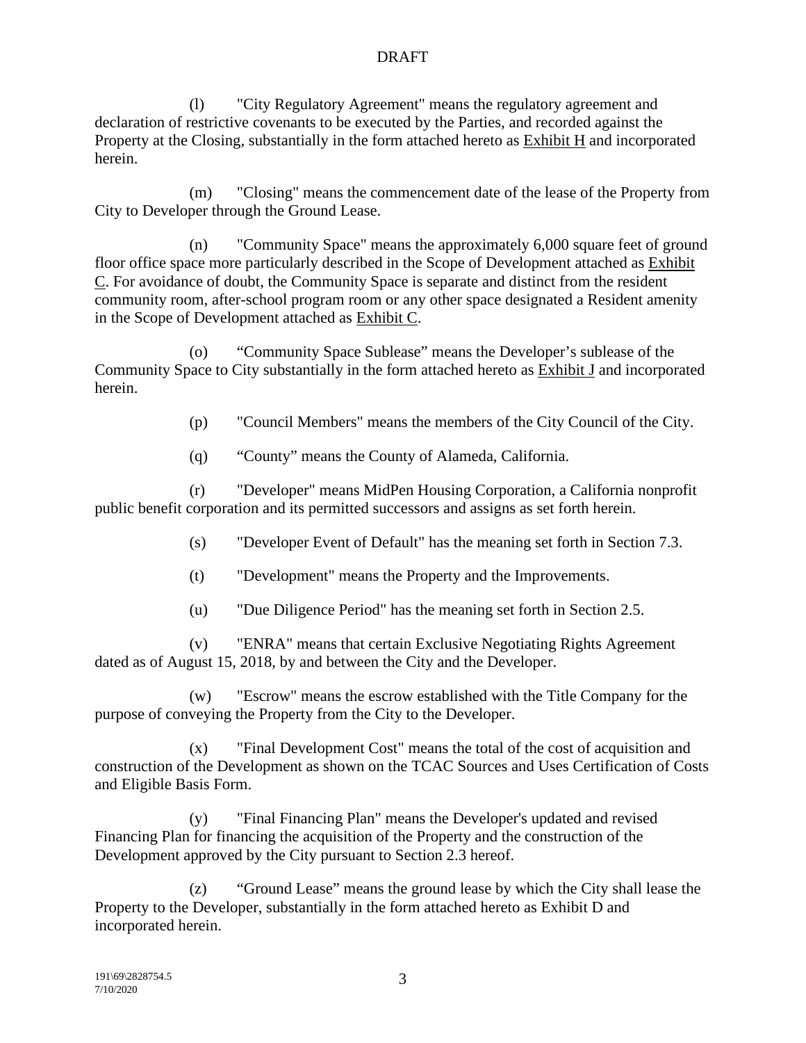(l) "City Regulatory Agreement" means the regulatory agreement and declaration of restrictive covenants to be executed by the Parties, and recorded against the Property at the Closing, substantially in the form attached hereto as Exhibit H and incorporated herein.

(m) "Closing" means the commencement date of the lease of the Property from City to Developer through the Ground Lease.

(n) "Community Space" means the approximately 6,000 square feet of ground floor office space more particularly described in the Scope of Development attached as Exhibit C. For avoidance of doubt, the Community Space is separate and distinct from the resident community room, after-school program room or any other space designated a Resident amenity in the Scope of Development attached as Exhibit C.

(o) "Community Space Sublease" means the Developer's sublease of the Community Space to City substantially in the form attached hereto as Exhibit J and incorporated herein.

(p) "Council Members" means the members of the City Council of the City.

(q) "County" means the County of Alameda, California.

(r) "Developer" means MidPen Housing Corporation, a California nonprofit public benefit corporation and its permitted successors and assigns as set forth herein.

(s) "Developer Event of Default" has the meaning set forth in Section 7.3.

(t) "Development" means the Property and the Improvements.

(u) "Due Diligence Period" has the meaning set forth in Section 2.5.

(v) "ENRA" means that certain Exclusive Negotiating Rights Agreement dated as of August 15, 2018, by and between the City and the Developer.

(w) "Escrow" means the escrow established with the Title Company for the purpose of conveying the Property from the City to the Developer.

(x) "Final Development Cost" means the total of the cost of acquisition and construction of the Development as shown on the TCAC Sources and Uses Certification of Costs and Eligible Basis Form.

(y) "Final Financing Plan" means the Developer's updated and revised Financing Plan for financing the acquisition of the Property and the construction of the Development approved by the City pursuant to Section 2.3 hereof.

(z) "Ground Lease" means the ground lease by which the City shall lease the Property to the Developer, substantially in the form attached hereto as Exhibit D and incorporated herein.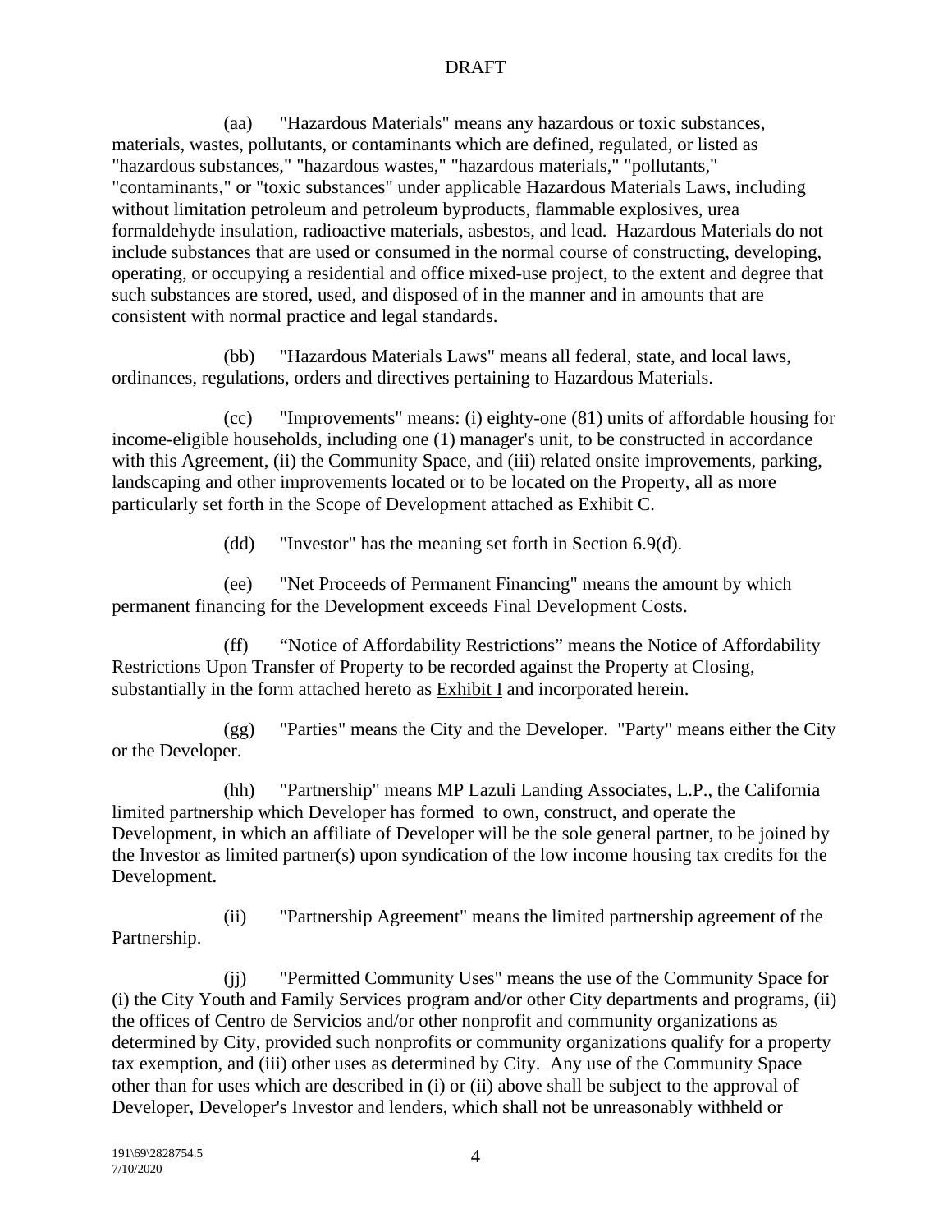(aa) "Hazardous Materials" means any hazardous or toxic substances, materials, wastes, pollutants, or contaminants which are defined, regulated, or listed as "hazardous substances," "hazardous wastes," "hazardous materials," "pollutants," "contaminants," or "toxic substances" under applicable Hazardous Materials Laws, including without limitation petroleum and petroleum byproducts, flammable explosives, urea formaldehyde insulation, radioactive materials, asbestos, and lead. Hazardous Materials do not include substances that are used or consumed in the normal course of constructing, developing, operating, or occupying a residential and office mixed-use project, to the extent and degree that such substances are stored, used, and disposed of in the manner and in amounts that are consistent with normal practice and legal standards.

(bb) "Hazardous Materials Laws" means all federal, state, and local laws, ordinances, regulations, orders and directives pertaining to Hazardous Materials.

(cc) "Improvements" means: (i) eighty-one (81) units of affordable housing for income-eligible households, including one (1) manager's unit, to be constructed in accordance with this Agreement, (ii) the Community Space, and (iii) related onsite improvements, parking, landscaping and other improvements located or to be located on the Property, all as more particularly set forth in the Scope of Development attached as Exhibit C.

(dd) "Investor" has the meaning set forth in Section 6.9(d).

(ee) "Net Proceeds of Permanent Financing" means the amount by which permanent financing for the Development exceeds Final Development Costs.

(ff) “Notice of Affordability Restrictions” means the Notice of Affordability Restrictions Upon Transfer of Property to be recorded against the Property at Closing, substantially in the form attached hereto as Exhibit I and incorporated herein.

(gg) "Parties" means the City and the Developer. "Party" means either the City or the Developer.

(hh) "Partnership" means MP Lazuli Landing Associates, L.P., the California limited partnership which Developer has formed to own, construct, and operate the Development, in which an affiliate of Developer will be the sole general partner, to be joined by the Investor as limited partner(s) upon syndication of the low income housing tax credits for the Development.

(ii) "Partnership Agreement" means the limited partnership agreement of the Partnership.

(jj) "Permitted Community Uses" means the use of the Community Space for (i) the City Youth and Family Services program and/or other City departments and programs, (ii) the offices of Centro de Servicios and/or other nonprofit and community organizations as determined by City, provided such nonprofits or community organizations qualify for a property tax exemption, and (iii) other uses as determined by City. Any use of the Community Space other than for uses which are described in (i) or (ii) above shall be subject to the approval of Developer, Developer's Investor and lenders, which shall not be unreasonably withheld or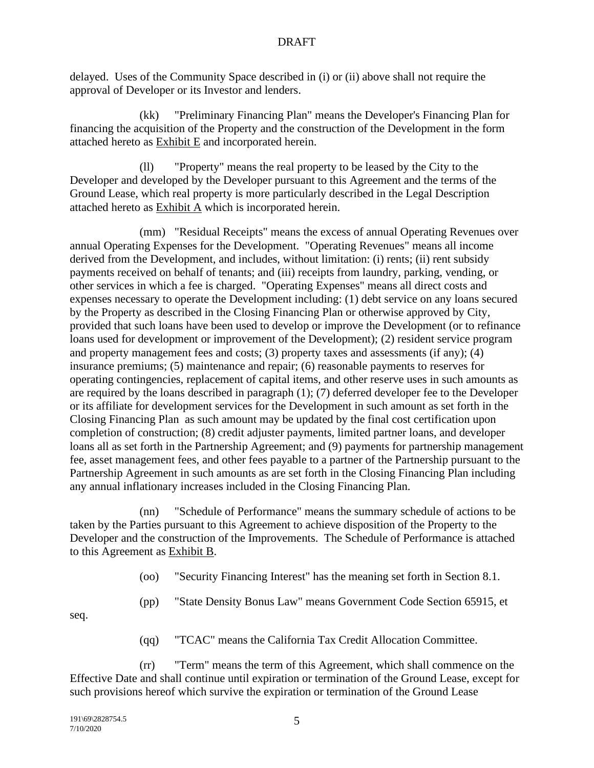delayed. Uses of the Community Space described in (i) or (ii) above shall not require the approval of Developer or its Investor and lenders.

(kk) "Preliminary Financing Plan" means the Developer's Financing Plan for financing the acquisition of the Property and the construction of the Development in the form attached hereto as Exhibit E and incorporated herein.

(ll) "Property" means the real property to be leased by the City to the Developer and developed by the Developer pursuant to this Agreement and the terms of the Ground Lease, which real property is more particularly described in the Legal Description attached hereto as Exhibit A which is incorporated herein.

(mm) "Residual Receipts" means the excess of annual Operating Revenues over annual Operating Expenses for the Development. "Operating Revenues" means all income derived from the Development, and includes, without limitation: (i) rents; (ii) rent subsidy payments received on behalf of tenants; and (iii) receipts from laundry, parking, vending, or other services in which a fee is charged. "Operating Expenses" means all direct costs and expenses necessary to operate the Development including: (1) debt service on any loans secured by the Property as described in the Closing Financing Plan or otherwise approved by City, provided that such loans have been used to develop or improve the Development (or to refinance loans used for development or improvement of the Development); (2) resident service program and property management fees and costs; (3) property taxes and assessments (if any); (4) insurance premiums; (5) maintenance and repair; (6) reasonable payments to reserves for operating contingencies, replacement of capital items, and other reserve uses in such amounts as are required by the loans described in paragraph (1); (7) deferred developer fee to the Developer or its affiliate for development services for the Development in such amount as set forth in the Closing Financing Plan as such amount may be updated by the final cost certification upon completion of construction; (8) credit adjuster payments, limited partner loans, and developer loans all as set forth in the Partnership Agreement; and (9) payments for partnership management fee, asset management fees, and other fees payable to a partner of the Partnership pursuant to the Partnership Agreement in such amounts as are set forth in the Closing Financing Plan including any annual inflationary increases included in the Closing Financing Plan.

(nn) "Schedule of Performance" means the summary schedule of actions to be taken by the Parties pursuant to this Agreement to achieve disposition of the Property to the Developer and the construction of the Improvements. The Schedule of Performance is attached to this Agreement as Exhibit B.

(oo) "Security Financing Interest" has the meaning set forth in Section 8.1.

(pp) "State Density Bonus Law" means Government Code Section 65915, et seq.

(qq) "TCAC" means the California Tax Credit Allocation Committee.

(rr) "Term" means the term of this Agreement, which shall commence on the Effective Date and shall continue until expiration or termination of the Ground Lease, except for such provisions hereof which survive the expiration or termination of the Ground Lease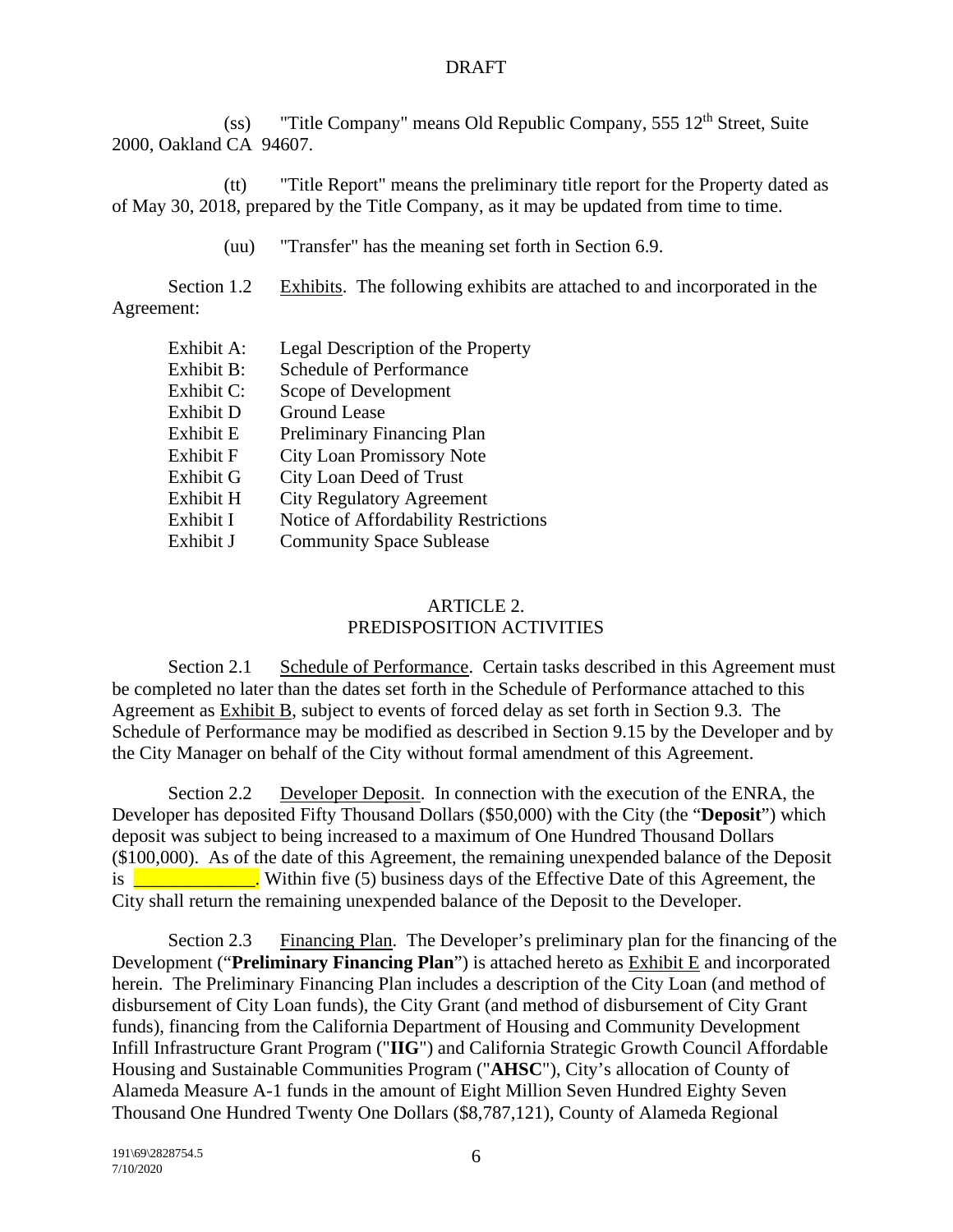(ss) "Title Company" means Old Republic Company, 555 12th Street, Suite 2000, Oakland CA 94607.

(tt) "Title Report" means the preliminary title report for the Property dated as of May 30, 2018, prepared by the Title Company, as it may be updated from time to time.

(uu) "Transfer" has the meaning set forth in Section 6.9.

Section 1.2 Exhibits. The following exhibits are attached to and incorporated in the Agreement:

| | |
|---|---|
| Exhibit A: | Legal Description of the Property |
| Exhibit B: | Schedule of Performance |
| Exhibit C: | Scope of Development |
| Exhibit D | Ground Lease |
| Exhibit E | Preliminary Financing Plan |
| Exhibit F | City Loan Promissory Note |
| Exhibit G | City Loan Deed of Trust |
| Exhibit H | City Regulatory Agreement |
| Exhibit I | Notice of Affordability Restrictions |
| Exhibit J | Community Space Sublease |

## ARTICLE 2.
## PREDISPOSITION ACTIVITIES

Section 2.1 Schedule of Performance. Certain tasks described in this Agreement must be completed no later than the dates set forth in the Schedule of Performance attached to this Agreement as Exhibit B, subject to events of forced delay as set forth in Section 9.3. The Schedule of Performance may be modified as described in Section 9.15 by the Developer and by the City Manager on behalf of the City without formal amendment of this Agreement.

Section 2.2 Developer Deposit. In connection with the execution of the ENRA, the Developer has deposited Fifty Thousand Dollars ($50,000) with the City (the "**Deposit**") which deposit was subject to being increased to a maximum of One Hundred Thousand Dollars ($100,000). As of the date of this Agreement, the remaining unexpended balance of the Deposit is _____________. Within five (5) business days of the Effective Date of this Agreement, the City shall return the remaining unexpended balance of the Deposit to the Developer.

Section 2.3 Financing Plan. The Developer's preliminary plan for the financing of the Development ("**Preliminary Financing Plan**") is attached hereto as Exhibit E and incorporated herein. The Preliminary Financing Plan includes a description of the City Loan (and method of disbursement of City Loan funds), the City Grant (and method of disbursement of City Grant funds), financing from the California Department of Housing and Community Development Infill Infrastructure Grant Program ("**IIG**") and California Strategic Growth Council Affordable Housing and Sustainable Communities Program ("**AHSC**"), City's allocation of County of Alameda Measure A-1 funds in the amount of Eight Million Seven Hundred Eighty Seven Thousand One Hundred Twenty One Dollars ($8,787,121), County of Alameda Regional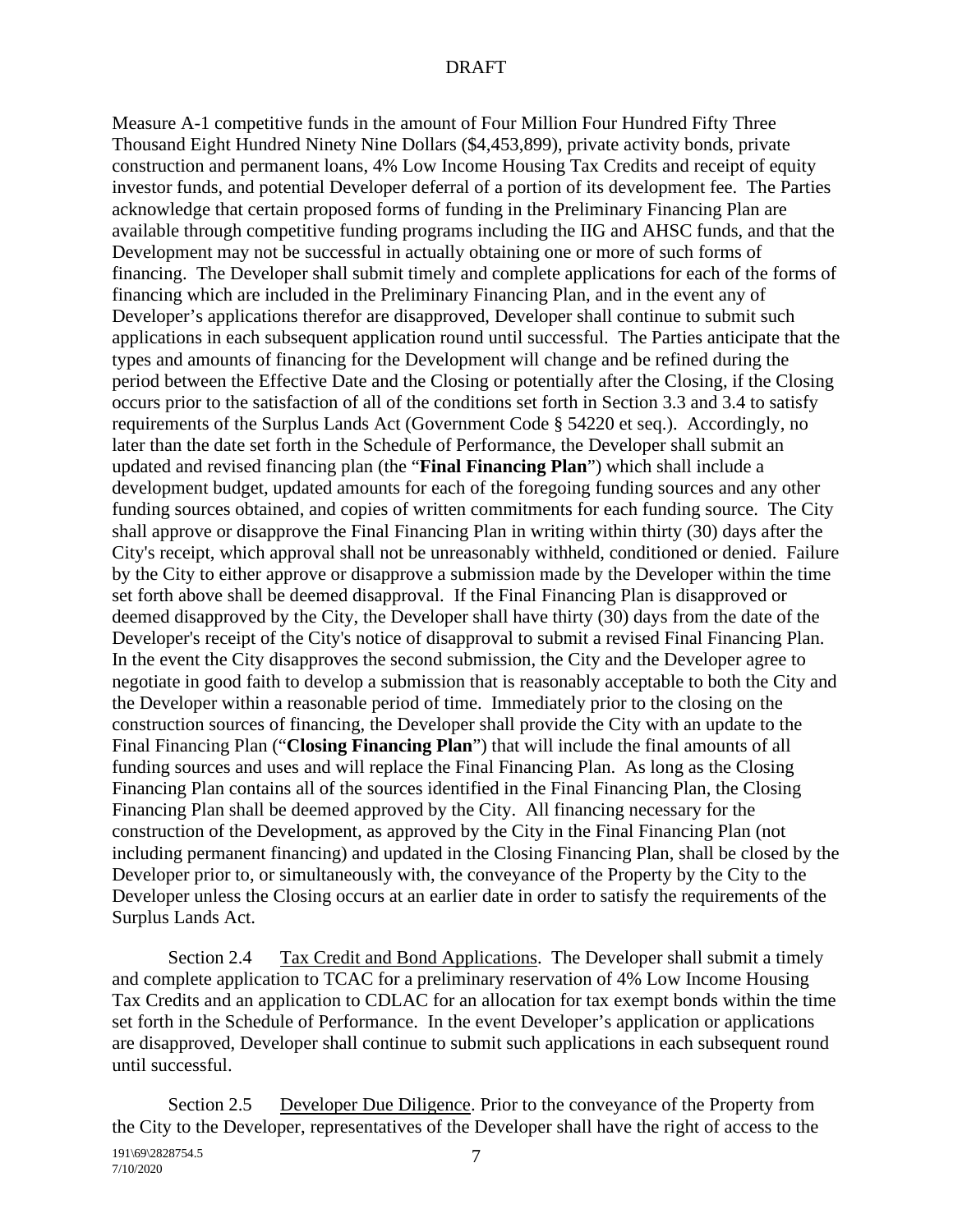Measure A-1 competitive funds in the amount of Four Million Four Hundred Fifty Three Thousand Eight Hundred Ninety Nine Dollars ($4,453,899), private activity bonds, private construction and permanent loans, 4% Low Income Housing Tax Credits and receipt of equity investor funds, and potential Developer deferral of a portion of its development fee. The Parties acknowledge that certain proposed forms of funding in the Preliminary Financing Plan are available through competitive funding programs including the IIG and AHSC funds, and that the Development may not be successful in actually obtaining one or more of such forms of financing. The Developer shall submit timely and complete applications for each of the forms of financing which are included in the Preliminary Financing Plan, and in the event any of Developer's applications therefor are disapproved, Developer shall continue to submit such applications in each subsequent application round until successful. The Parties anticipate that the types and amounts of financing for the Development will change and be refined during the period between the Effective Date and the Closing or potentially after the Closing, if the Closing occurs prior to the satisfaction of all of the conditions set forth in Section 3.3 and 3.4 to satisfy requirements of the Surplus Lands Act (Government Code § 54220 et seq.). Accordingly, no later than the date set forth in the Schedule of Performance, the Developer shall submit an updated and revised financing plan (the "**Final Financing Plan**") which shall include a development budget, updated amounts for each of the foregoing funding sources and any other funding sources obtained, and copies of written commitments for each funding source. The City shall approve or disapprove the Final Financing Plan in writing within thirty (30) days after the City's receipt, which approval shall not be unreasonably withheld, conditioned or denied. Failure by the City to either approve or disapprove a submission made by the Developer within the time set forth above shall be deemed disapproval. If the Final Financing Plan is disapproved or deemed disapproved by the City, the Developer shall have thirty (30) days from the date of the Developer's receipt of the City's notice of disapproval to submit a revised Final Financing Plan. In the event the City disapproves the second submission, the City and the Developer agree to negotiate in good faith to develop a submission that is reasonably acceptable to both the City and the Developer within a reasonable period of time. Immediately prior to the closing on the construction sources of financing, the Developer shall provide the City with an update to the Final Financing Plan ("**Closing Financing Plan**") that will include the final amounts of all funding sources and uses and will replace the Final Financing Plan. As long as the Closing Financing Plan contains all of the sources identified in the Final Financing Plan, the Closing Financing Plan shall be deemed approved by the City. All financing necessary for the construction of the Development, as approved by the City in the Final Financing Plan (not including permanent financing) and updated in the Closing Financing Plan, shall be closed by the Developer prior to, or simultaneously with, the conveyance of the Property by the City to the Developer unless the Closing occurs at an earlier date in order to satisfy the requirements of the Surplus Lands Act.

Section 2.4 Tax Credit and Bond Applications. The Developer shall submit a timely and complete application to TCAC for a preliminary reservation of 4% Low Income Housing Tax Credits and an application to CDLAC for an allocation for tax exempt bonds within the time set forth in the Schedule of Performance. In the event Developer's application or applications are disapproved, Developer shall continue to submit such applications in each subsequent round until successful.

Section 2.5 Developer Due Diligence. Prior to the conveyance of the Property from the City to the Developer, representatives of the Developer shall have the right of access to the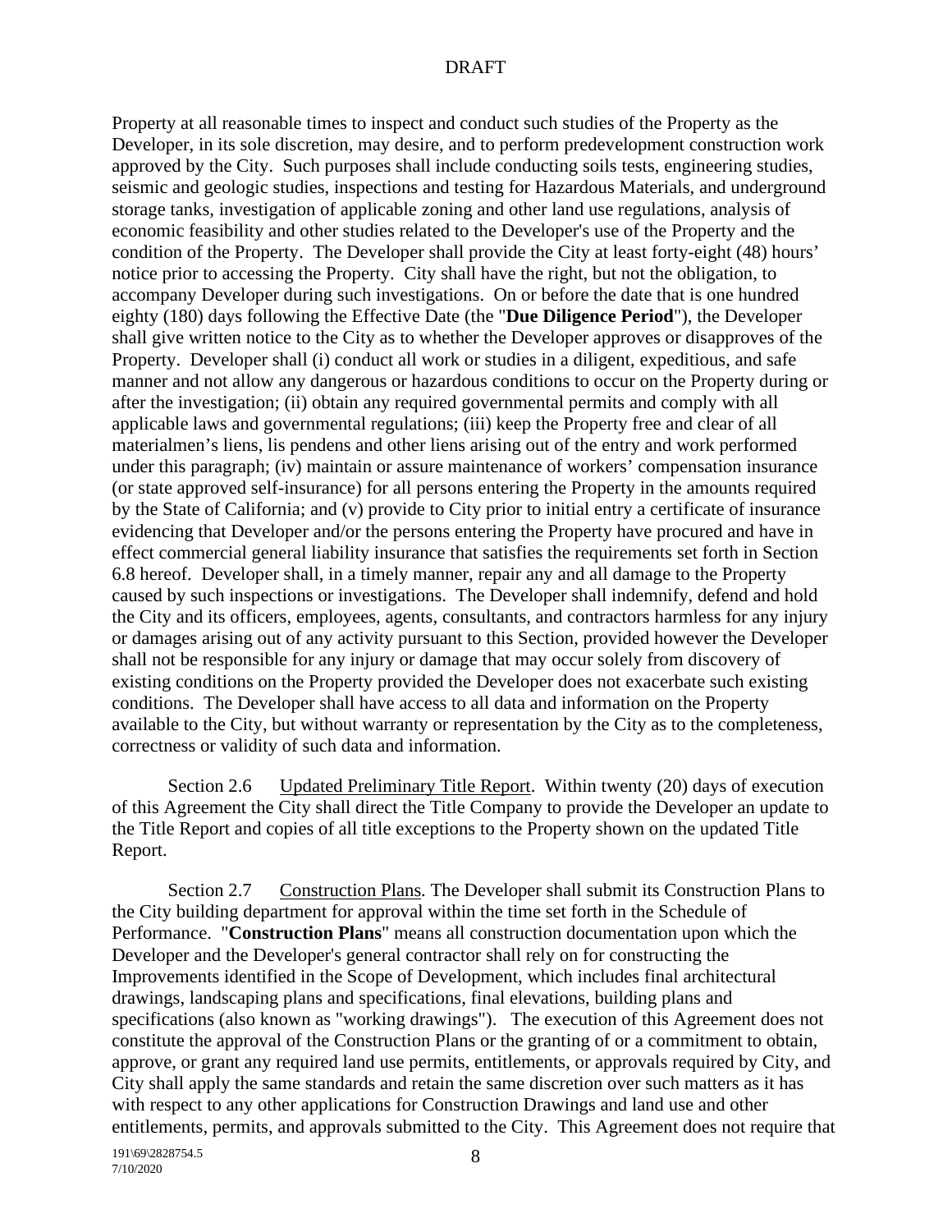Property at all reasonable times to inspect and conduct such studies of the Property as the Developer, in its sole discretion, may desire, and to perform predevelopment construction work approved by the City. Such purposes shall include conducting soils tests, engineering studies, seismic and geologic studies, inspections and testing for Hazardous Materials, and underground storage tanks, investigation of applicable zoning and other land use regulations, analysis of economic feasibility and other studies related to the Developer's use of the Property and the condition of the Property. The Developer shall provide the City at least forty-eight (48) hours' notice prior to accessing the Property. City shall have the right, but not the obligation, to accompany Developer during such investigations. On or before the date that is one hundred eighty (180) days following the Effective Date (the "**Due Diligence Period**"), the Developer shall give written notice to the City as to whether the Developer approves or disapproves of the Property. Developer shall (i) conduct all work or studies in a diligent, expeditious, and safe manner and not allow any dangerous or hazardous conditions to occur on the Property during or after the investigation; (ii) obtain any required governmental permits and comply with all applicable laws and governmental regulations; (iii) keep the Property free and clear of all materialmen's liens, lis pendens and other liens arising out of the entry and work performed under this paragraph; (iv) maintain or assure maintenance of workers' compensation insurance (or state approved self-insurance) for all persons entering the Property in the amounts required by the State of California; and (v) provide to City prior to initial entry a certificate of insurance evidencing that Developer and/or the persons entering the Property have procured and have in effect commercial general liability insurance that satisfies the requirements set forth in Section 6.8 hereof. Developer shall, in a timely manner, repair any and all damage to the Property caused by such inspections or investigations. The Developer shall indemnify, defend and hold the City and its officers, employees, agents, consultants, and contractors harmless for any injury or damages arising out of any activity pursuant to this Section, provided however the Developer shall not be responsible for any injury or damage that may occur solely from discovery of existing conditions on the Property provided the Developer does not exacerbate such existing conditions. The Developer shall have access to all data and information on the Property available to the City, but without warranty or representation by the City as to the completeness, correctness or validity of such data and information.

Section 2.6 Updated Preliminary Title Report. Within twenty (20) days of execution of this Agreement the City shall direct the Title Company to provide the Developer an update to the Title Report and copies of all title exceptions to the Property shown on the updated Title Report.

Section 2.7 Construction Plans. The Developer shall submit its Construction Plans to the City building department for approval within the time set forth in the Schedule of Performance. "**Construction Plans**" means all construction documentation upon which the Developer and the Developer's general contractor shall rely on for constructing the Improvements identified in the Scope of Development, which includes final architectural drawings, landscaping plans and specifications, final elevations, building plans and specifications (also known as "working drawings"). The execution of this Agreement does not constitute the approval of the Construction Plans or the granting of or a commitment to obtain, approve, or grant any required land use permits, entitlements, or approvals required by City, and City shall apply the same standards and retain the same discretion over such matters as it has with respect to any other applications for Construction Drawings and land use and other entitlements, permits, and approvals submitted to the City. This Agreement does not require that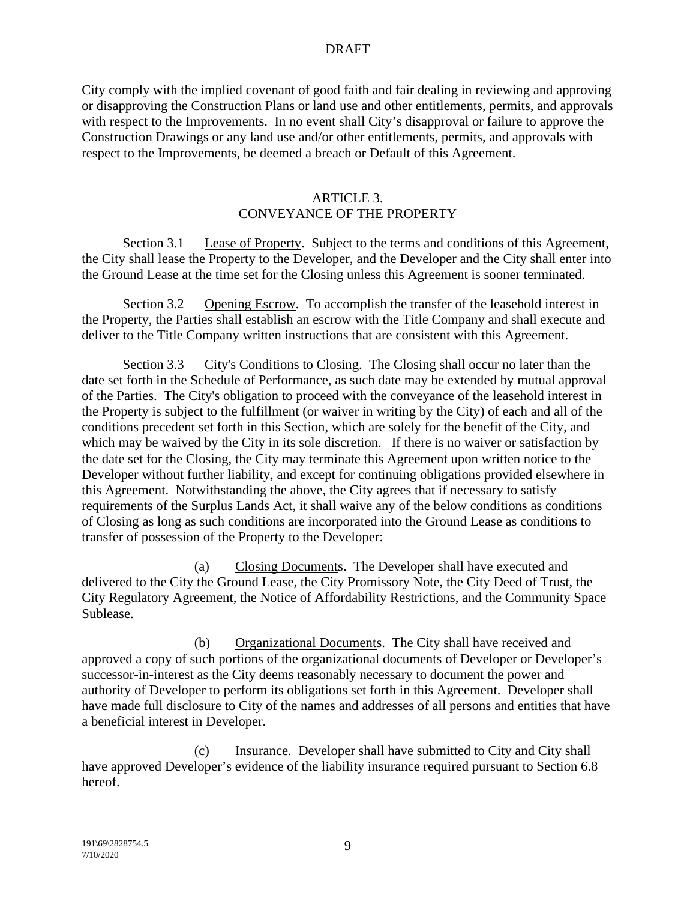City comply with the implied covenant of good faith and fair dealing in reviewing and approving or disapproving the Construction Plans or land use and other entitlements, permits, and approvals with respect to the Improvements. In no event shall City's disapproval or failure to approve the Construction Drawings or any land use and/or other entitlements, permits, and approvals with respect to the Improvements, be deemed a breach or Default of this Agreement.

## ARTICLE 3.
## CONVEYANCE OF THE PROPERTY

Section 3.1 Lease of Property. Subject to the terms and conditions of this Agreement, the City shall lease the Property to the Developer, and the Developer and the City shall enter into the Ground Lease at the time set for the Closing unless this Agreement is sooner terminated.

Section 3.2 Opening Escrow. To accomplish the transfer of the leasehold interest in the Property, the Parties shall establish an escrow with the Title Company and shall execute and deliver to the Title Company written instructions that are consistent with this Agreement.

Section 3.3 City's Conditions to Closing. The Closing shall occur no later than the date set forth in the Schedule of Performance, as such date may be extended by mutual approval of the Parties. The City's obligation to proceed with the conveyance of the leasehold interest in the Property is subject to the fulfillment (or waiver in writing by the City) of each and all of the conditions precedent set forth in this Section, which are solely for the benefit of the City, and which may be waived by the City in its sole discretion. If there is no waiver or satisfaction by the date set for the Closing, the City may terminate this Agreement upon written notice to the Developer without further liability, and except for continuing obligations provided elsewhere in this Agreement. Notwithstanding the above, the City agrees that if necessary to satisfy requirements of the Surplus Lands Act, it shall waive any of the below conditions as conditions of Closing as long as such conditions are incorporated into the Ground Lease as conditions to transfer of possession of the Property to the Developer:

(a) Closing Documents. The Developer shall have executed and delivered to the City the Ground Lease, the City Promissory Note, the City Deed of Trust, the City Regulatory Agreement, the Notice of Affordability Restrictions, and the Community Space Sublease.

(b) Organizational Documents. The City shall have received and approved a copy of such portions of the organizational documents of Developer or Developer's successor-in-interest as the City deems reasonably necessary to document the power and authority of Developer to perform its obligations set forth in this Agreement. Developer shall have made full disclosure to City of the names and addresses of all persons and entities that have a beneficial interest in Developer.

(c) Insurance. Developer shall have submitted to City and City shall have approved Developer's evidence of the liability insurance required pursuant to Section 6.8 hereof.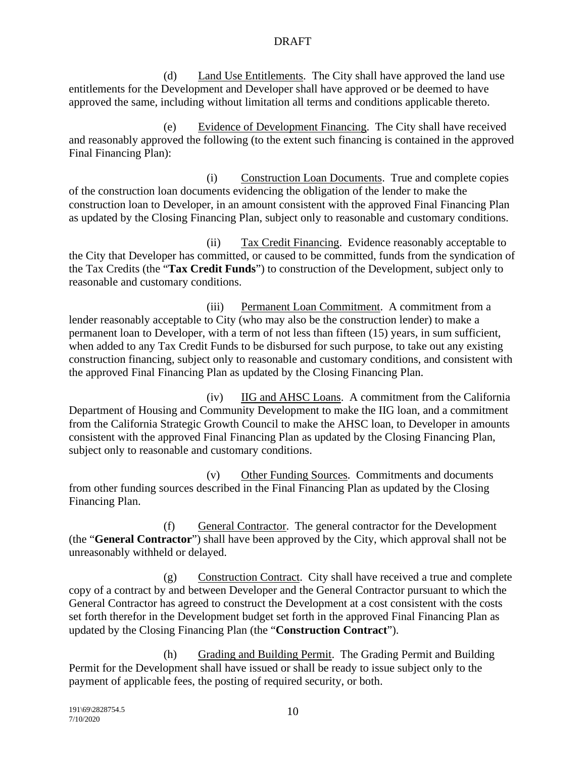(d) Land Use Entitlements. The City shall have approved the land use entitlements for the Development and Developer shall have approved or be deemed to have approved the same, including without limitation all terms and conditions applicable thereto.

(e) Evidence of Development Financing. The City shall have received and reasonably approved the following (to the extent such financing is contained in the approved Final Financing Plan):

(i) Construction Loan Documents. True and complete copies of the construction loan documents evidencing the obligation of the lender to make the construction loan to Developer, in an amount consistent with the approved Final Financing Plan as updated by the Closing Financing Plan, subject only to reasonable and customary conditions.

(ii) Tax Credit Financing. Evidence reasonably acceptable to the City that Developer has committed, or caused to be committed, funds from the syndication of the Tax Credits (the "**Tax Credit Funds**") to construction of the Development, subject only to reasonable and customary conditions.

(iii) Permanent Loan Commitment. A commitment from a lender reasonably acceptable to City (who may also be the construction lender) to make a permanent loan to Developer, with a term of not less than fifteen (15) years, in sum sufficient, when added to any Tax Credit Funds to be disbursed for such purpose, to take out any existing construction financing, subject only to reasonable and customary conditions, and consistent with the approved Final Financing Plan as updated by the Closing Financing Plan.

(iv) IIG and AHSC Loans. A commitment from the California Department of Housing and Community Development to make the IIG loan, and a commitment from the California Strategic Growth Council to make the AHSC loan, to Developer in amounts consistent with the approved Final Financing Plan as updated by the Closing Financing Plan, subject only to reasonable and customary conditions.

(v) Other Funding Sources. Commitments and documents from other funding sources described in the Final Financing Plan as updated by the Closing Financing Plan.

(f) General Contractor. The general contractor for the Development (the "**General Contractor**") shall have been approved by the City, which approval shall not be unreasonably withheld or delayed.

(g) Construction Contract. City shall have received a true and complete copy of a contract by and between Developer and the General Contractor pursuant to which the General Contractor has agreed to construct the Development at a cost consistent with the costs set forth therefor in the Development budget set forth in the approved Final Financing Plan as updated by the Closing Financing Plan (the "**Construction Contract**").

(h) Grading and Building Permit. The Grading Permit and Building Permit for the Development shall have issued or shall be ready to issue subject only to the payment of applicable fees, the posting of required security, or both.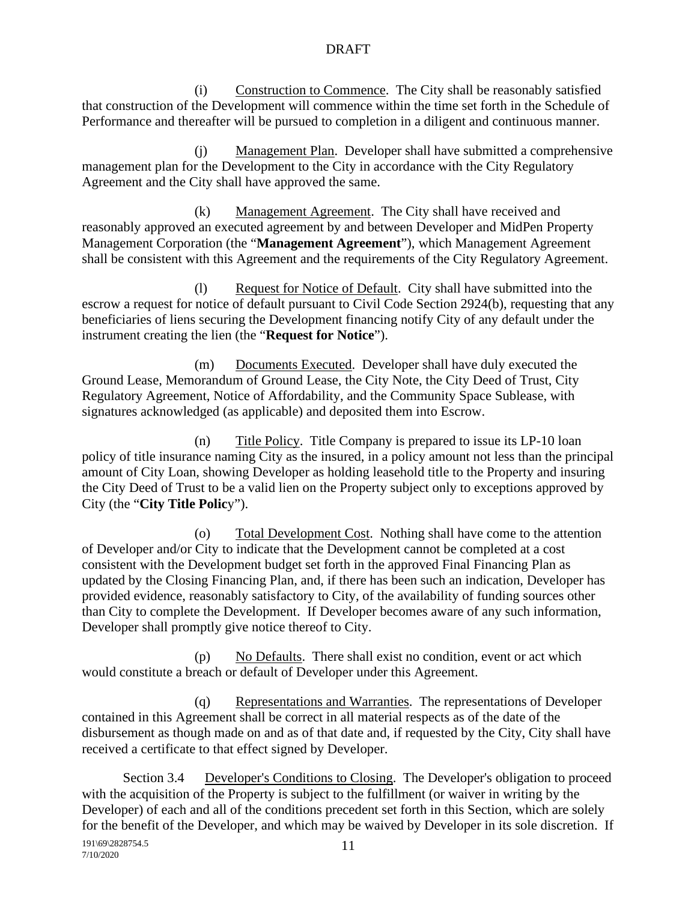(i) Construction to Commence. The City shall be reasonably satisfied that construction of the Development will commence within the time set forth in the Schedule of Performance and thereafter will be pursued to completion in a diligent and continuous manner.

(j) Management Plan. Developer shall have submitted a comprehensive management plan for the Development to the City in accordance with the City Regulatory Agreement and the City shall have approved the same.

(k) Management Agreement. The City shall have received and reasonably approved an executed agreement by and between Developer and MidPen Property Management Corporation (the "**Management Agreement**"), which Management Agreement shall be consistent with this Agreement and the requirements of the City Regulatory Agreement.

(l) Request for Notice of Default. City shall have submitted into the escrow a request for notice of default pursuant to Civil Code Section 2924(b), requesting that any beneficiaries of liens securing the Development financing notify City of any default under the instrument creating the lien (the "**Request for Notice**").

(m) Documents Executed. Developer shall have duly executed the Ground Lease, Memorandum of Ground Lease, the City Note, the City Deed of Trust, City Regulatory Agreement, Notice of Affordability, and the Community Space Sublease, with signatures acknowledged (as applicable) and deposited them into Escrow.

(n) Title Policy. Title Company is prepared to issue its LP-10 loan policy of title insurance naming City as the insured, in a policy amount not less than the principal amount of City Loan, showing Developer as holding leasehold title to the Property and insuring the City Deed of Trust to be a valid lien on the Property subject only to exceptions approved by City (the "**City Title Polic**y").

(o) Total Development Cost. Nothing shall have come to the attention of Developer and/or City to indicate that the Development cannot be completed at a cost consistent with the Development budget set forth in the approved Final Financing Plan as updated by the Closing Financing Plan, and, if there has been such an indication, Developer has provided evidence, reasonably satisfactory to City, of the availability of funding sources other than City to complete the Development. If Developer becomes aware of any such information, Developer shall promptly give notice thereof to City.

(p) No Defaults. There shall exist no condition, event or act which would constitute a breach or default of Developer under this Agreement.

(q) Representations and Warranties. The representations of Developer contained in this Agreement shall be correct in all material respects as of the date of the disbursement as though made on and as of that date and, if requested by the City, City shall have received a certificate to that effect signed by Developer.

Section 3.4 Developer's Conditions to Closing. The Developer's obligation to proceed with the acquisition of the Property is subject to the fulfillment (or waiver in writing by the Developer) of each and all of the conditions precedent set forth in this Section, which are solely for the benefit of the Developer, and which may be waived by Developer in its sole discretion. If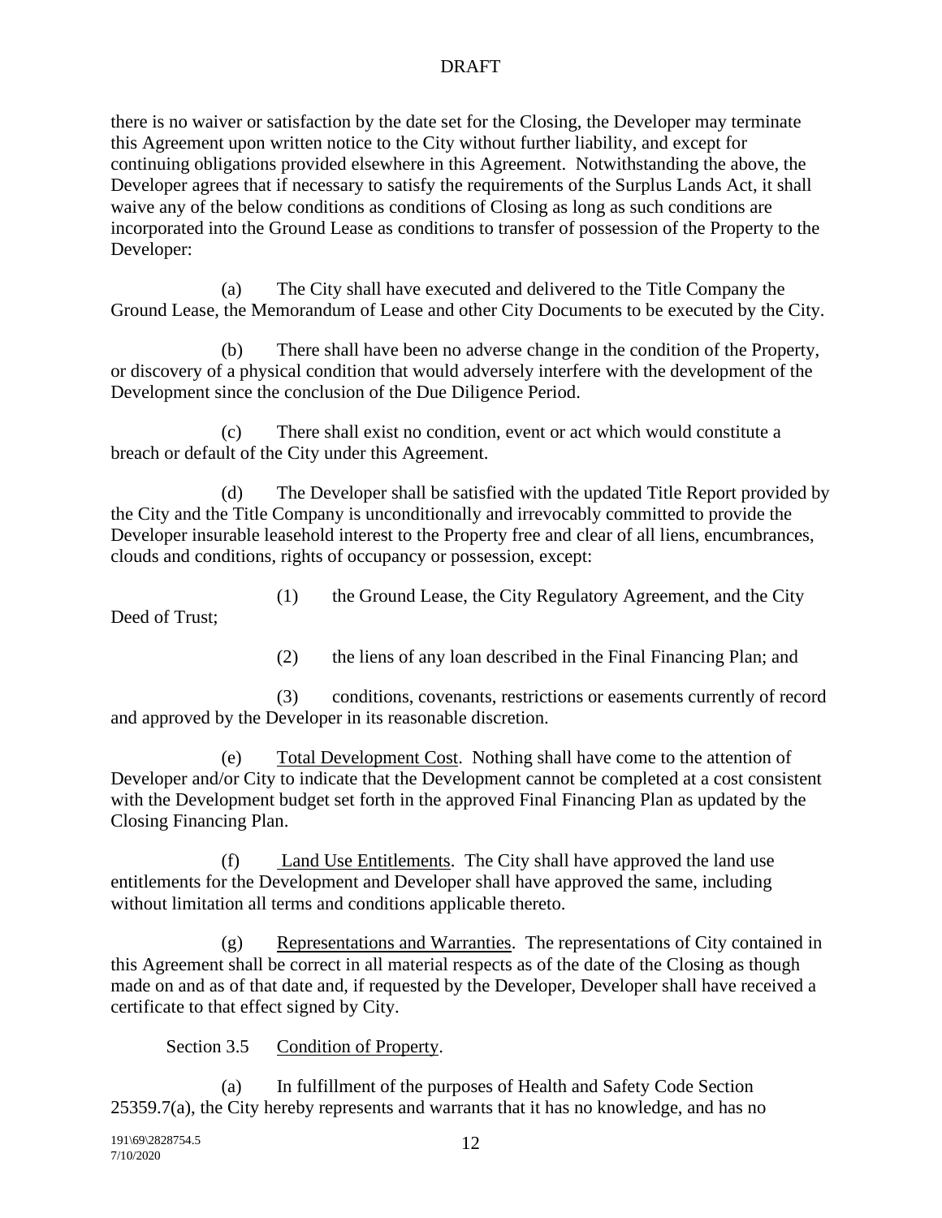there is no waiver or satisfaction by the date set for the Closing, the Developer may terminate this Agreement upon written notice to the City without further liability, and except for continuing obligations provided elsewhere in this Agreement. Notwithstanding the above, the Developer agrees that if necessary to satisfy the requirements of the Surplus Lands Act, it shall waive any of the below conditions as conditions of Closing as long as such conditions are incorporated into the Ground Lease as conditions to transfer of possession of the Property to the Developer:

(a) The City shall have executed and delivered to the Title Company the Ground Lease, the Memorandum of Lease and other City Documents to be executed by the City.

(b) There shall have been no adverse change in the condition of the Property, or discovery of a physical condition that would adversely interfere with the development of the Development since the conclusion of the Due Diligence Period.

(c) There shall exist no condition, event or act which would constitute a breach or default of the City under this Agreement.

(d) The Developer shall be satisfied with the updated Title Report provided by the City and the Title Company is unconditionally and irrevocably committed to provide the Developer insurable leasehold interest to the Property free and clear of all liens, encumbrances, clouds and conditions, rights of occupancy or possession, except:

(1) the Ground Lease, the City Regulatory Agreement, and the City Deed of Trust;

(2) the liens of any loan described in the Final Financing Plan; and

(3) conditions, covenants, restrictions or easements currently of record and approved by the Developer in its reasonable discretion.

(e) Total Development Cost. Nothing shall have come to the attention of Developer and/or City to indicate that the Development cannot be completed at a cost consistent with the Development budget set forth in the approved Final Financing Plan as updated by the Closing Financing Plan.

(f) Land Use Entitlements. The City shall have approved the land use entitlements for the Development and Developer shall have approved the same, including without limitation all terms and conditions applicable thereto.

(g) Representations and Warranties. The representations of City contained in this Agreement shall be correct in all material respects as of the date of the Closing as though made on and as of that date and, if requested by the Developer, Developer shall have received a certificate to that effect signed by City.

Section 3.5 Condition of Property.

(a) In fulfillment of the purposes of Health and Safety Code Section 25359.7(a), the City hereby represents and warrants that it has no knowledge, and has no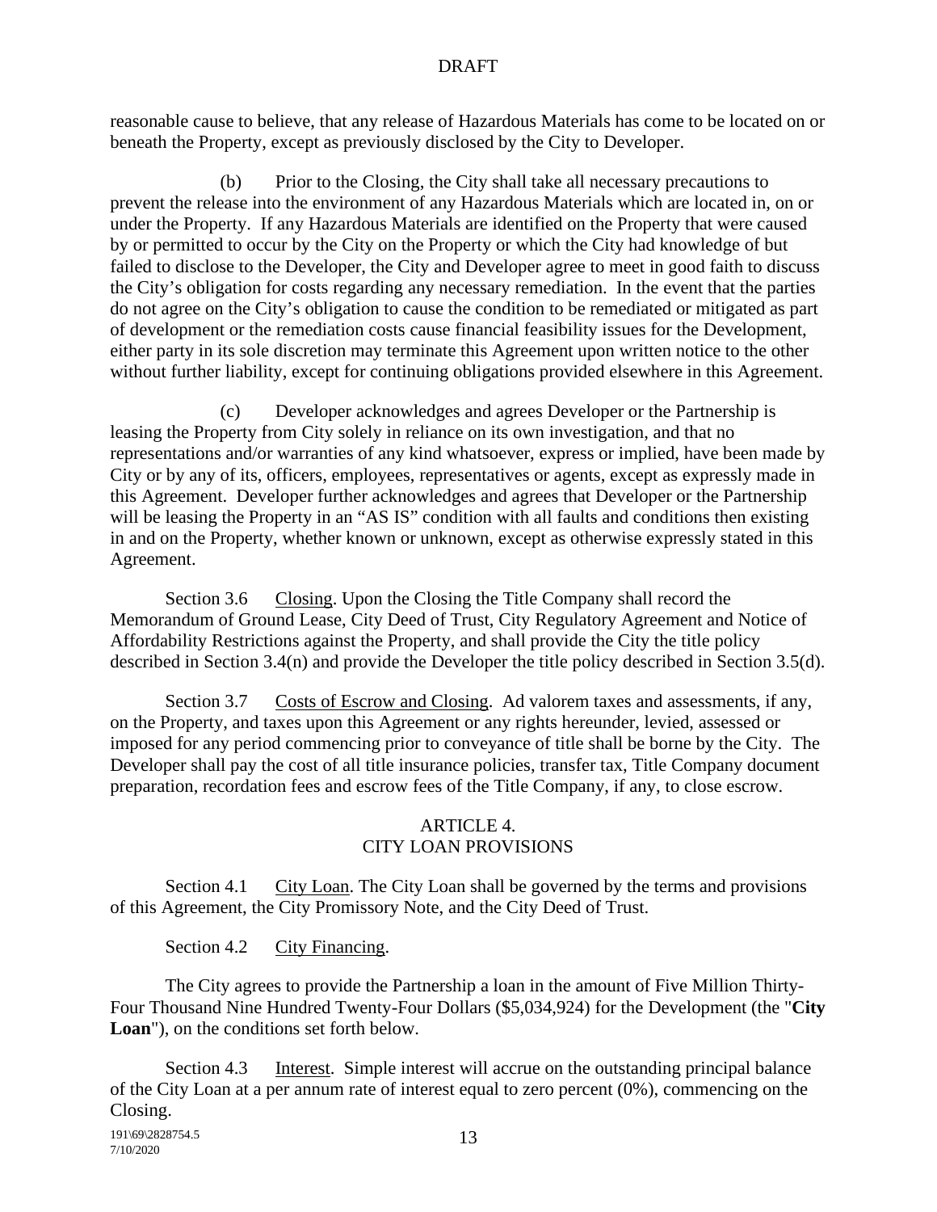reasonable cause to believe, that any release of Hazardous Materials has come to be located on or beneath the Property, except as previously disclosed by the City to Developer.

(b) Prior to the Closing, the City shall take all necessary precautions to prevent the release into the environment of any Hazardous Materials which are located in, on or under the Property. If any Hazardous Materials are identified on the Property that were caused by or permitted to occur by the City on the Property or which the City had knowledge of but failed to disclose to the Developer, the City and Developer agree to meet in good faith to discuss the City's obligation for costs regarding any necessary remediation. In the event that the parties do not agree on the City's obligation to cause the condition to be remediated or mitigated as part of development or the remediation costs cause financial feasibility issues for the Development, either party in its sole discretion may terminate this Agreement upon written notice to the other without further liability, except for continuing obligations provided elsewhere in this Agreement.

(c) Developer acknowledges and agrees Developer or the Partnership is leasing the Property from City solely in reliance on its own investigation, and that no representations and/or warranties of any kind whatsoever, express or implied, have been made by City or by any of its, officers, employees, representatives or agents, except as expressly made in this Agreement. Developer further acknowledges and agrees that Developer or the Partnership will be leasing the Property in an "AS IS" condition with all faults and conditions then existing in and on the Property, whether known or unknown, except as otherwise expressly stated in this Agreement.

Section 3.6 Closing. Upon the Closing the Title Company shall record the Memorandum of Ground Lease, City Deed of Trust, City Regulatory Agreement and Notice of Affordability Restrictions against the Property, and shall provide the City the title policy described in Section 3.4(n) and provide the Developer the title policy described in Section 3.5(d).

Section 3.7 Costs of Escrow and Closing. Ad valorem taxes and assessments, if any, on the Property, and taxes upon this Agreement or any rights hereunder, levied, assessed or imposed for any period commencing prior to conveyance of title shall be borne by the City. The Developer shall pay the cost of all title insurance policies, transfer tax, Title Company document preparation, recordation fees and escrow fees of the Title Company, if any, to close escrow.

## ARTICLE 4.
## CITY LOAN PROVISIONS

Section 4.1 City Loan. The City Loan shall be governed by the terms and provisions of this Agreement, the City Promissory Note, and the City Deed of Trust.

Section 4.2 City Financing.

The City agrees to provide the Partnership a loan in the amount of Five Million Thirty-Four Thousand Nine Hundred Twenty-Four Dollars ($5,034,924) for the Development (the "**City Loan**"), on the conditions set forth below.

Section 4.3 Interest. Simple interest will accrue on the outstanding principal balance of the City Loan at a per annum rate of interest equal to zero percent (0%), commencing on the Closing.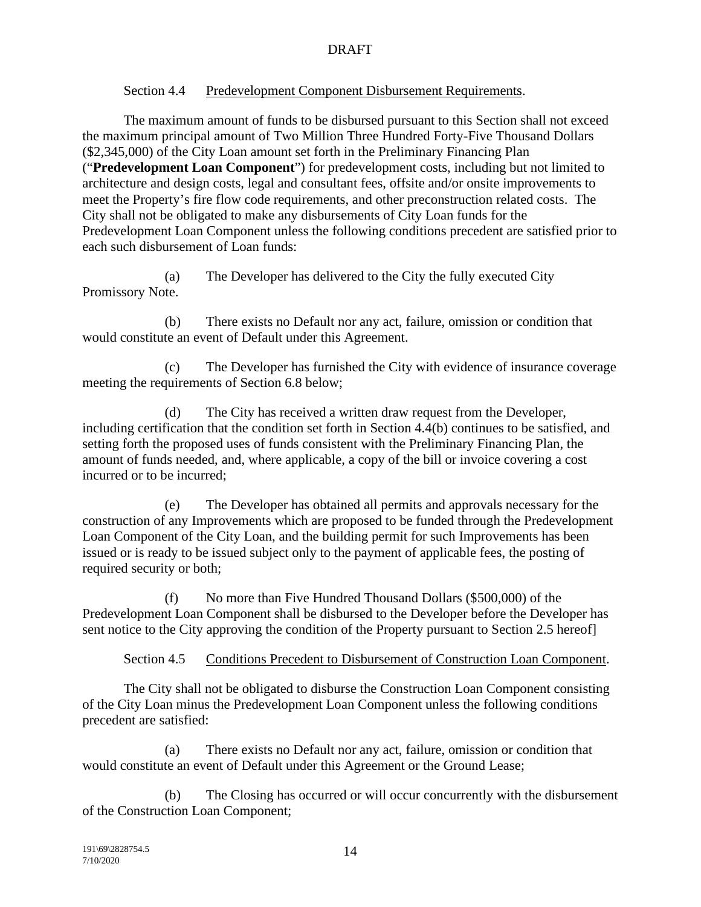Section 4.4 Predevelopment Component Disbursement Requirements.

The maximum amount of funds to be disbursed pursuant to this Section shall not exceed the maximum principal amount of Two Million Three Hundred Forty-Five Thousand Dollars ($2,345,000) of the City Loan amount set forth in the Preliminary Financing Plan ("**Predevelopment Loan Component**") for predevelopment costs, including but not limited to architecture and design costs, legal and consultant fees, offsite and/or onsite improvements to meet the Property's fire flow code requirements, and other preconstruction related costs. The City shall not be obligated to make any disbursements of City Loan funds for the Predevelopment Loan Component unless the following conditions precedent are satisfied prior to each such disbursement of Loan funds:

(a) The Developer has delivered to the City the fully executed City Promissory Note.

(b) There exists no Default nor any act, failure, omission or condition that would constitute an event of Default under this Agreement.

(c) The Developer has furnished the City with evidence of insurance coverage meeting the requirements of Section 6.8 below;

(d) The City has received a written draw request from the Developer, including certification that the condition set forth in Section 4.4(b) continues to be satisfied, and setting forth the proposed uses of funds consistent with the Preliminary Financing Plan, the amount of funds needed, and, where applicable, a copy of the bill or invoice covering a cost incurred or to be incurred;

(e) The Developer has obtained all permits and approvals necessary for the construction of any Improvements which are proposed to be funded through the Predevelopment Loan Component of the City Loan, and the building permit for such Improvements has been issued or is ready to be issued subject only to the payment of applicable fees, the posting of required security or both;

(f) No more than Five Hundred Thousand Dollars ($500,000) of the Predevelopment Loan Component shall be disbursed to the Developer before the Developer has sent notice to the City approving the condition of the Property pursuant to Section 2.5 hereof]

Section 4.5 Conditions Precedent to Disbursement of Construction Loan Component.

The City shall not be obligated to disburse the Construction Loan Component consisting of the City Loan minus the Predevelopment Loan Component unless the following conditions precedent are satisfied:

(a) There exists no Default nor any act, failure, omission or condition that would constitute an event of Default under this Agreement or the Ground Lease;

(b) The Closing has occurred or will occur concurrently with the disbursement of the Construction Loan Component;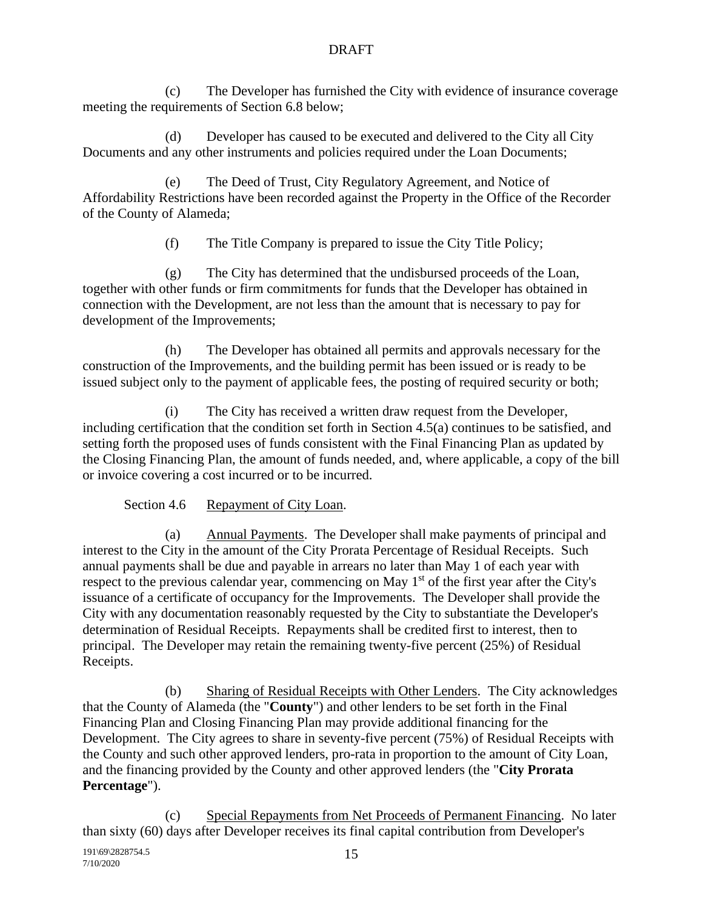(c) The Developer has furnished the City with evidence of insurance coverage meeting the requirements of Section 6.8 below;

(d) Developer has caused to be executed and delivered to the City all City Documents and any other instruments and policies required under the Loan Documents;

(e) The Deed of Trust, City Regulatory Agreement, and Notice of Affordability Restrictions have been recorded against the Property in the Office of the Recorder of the County of Alameda;

(f) The Title Company is prepared to issue the City Title Policy;

(g) The City has determined that the undisbursed proceeds of the Loan, together with other funds or firm commitments for funds that the Developer has obtained in connection with the Development, are not less than the amount that is necessary to pay for development of the Improvements;

(h) The Developer has obtained all permits and approvals necessary for the construction of the Improvements, and the building permit has been issued or is ready to be issued subject only to the payment of applicable fees, the posting of required security or both;

(i) The City has received a written draw request from the Developer, including certification that the condition set forth in Section 4.5(a) continues to be satisfied, and setting forth the proposed uses of funds consistent with the Final Financing Plan as updated by the Closing Financing Plan, the amount of funds needed, and, where applicable, a copy of the bill or invoice covering a cost incurred or to be incurred.

Section 4.6 Repayment of City Loan.

(a) Annual Payments. The Developer shall make payments of principal and interest to the City in the amount of the City Prorata Percentage of Residual Receipts. Such annual payments shall be due and payable in arrears no later than May 1 of each year with respect to the previous calendar year, commencing on May 1st of the first year after the City's issuance of a certificate of occupancy for the Improvements. The Developer shall provide the City with any documentation reasonably requested by the City to substantiate the Developer's determination of Residual Receipts. Repayments shall be credited first to interest, then to principal. The Developer may retain the remaining twenty-five percent (25%) of Residual Receipts.

(b) Sharing of Residual Receipts with Other Lenders. The City acknowledges that the County of Alameda (the "**County**") and other lenders to be set forth in the Final Financing Plan and Closing Financing Plan may provide additional financing for the Development. The City agrees to share in seventy-five percent (75%) of Residual Receipts with the County and such other approved lenders, pro-rata in proportion to the amount of City Loan, and the financing provided by the County and other approved lenders (the "**City Prorata Percentage**").

(c) Special Repayments from Net Proceeds of Permanent Financing. No later than sixty (60) days after Developer receives its final capital contribution from Developer's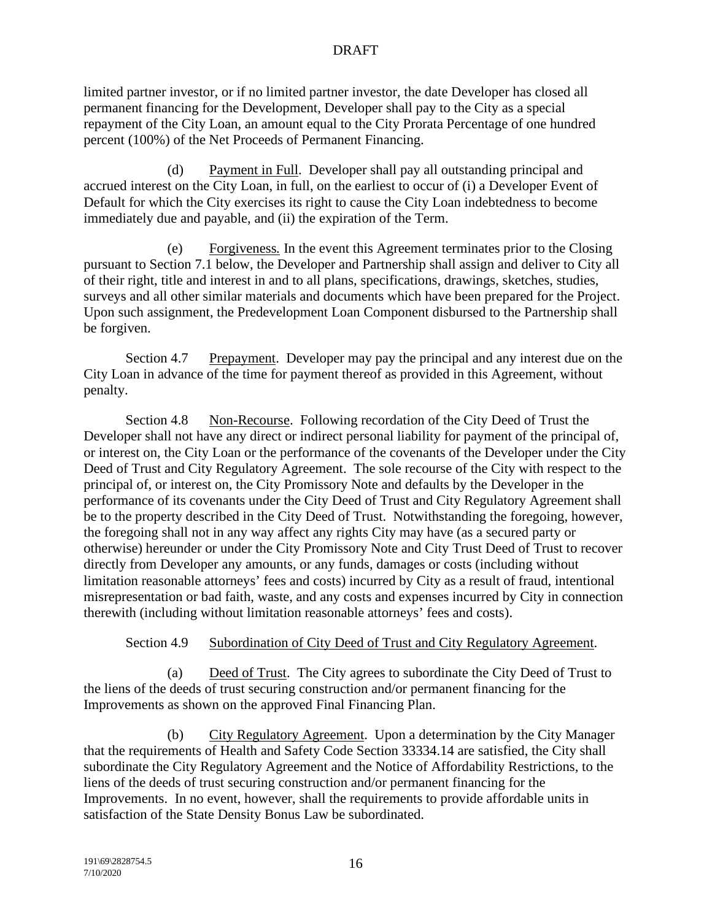limited partner investor, or if no limited partner investor, the date Developer has closed all permanent financing for the Development, Developer shall pay to the City as a special repayment of the City Loan, an amount equal to the City Prorata Percentage of one hundred percent (100%) of the Net Proceeds of Permanent Financing.

(d) Payment in Full. Developer shall pay all outstanding principal and accrued interest on the City Loan, in full, on the earliest to occur of (i) a Developer Event of Default for which the City exercises its right to cause the City Loan indebtedness to become immediately due and payable, and (ii) the expiration of the Term.

(e) Forgiveness. In the event this Agreement terminates prior to the Closing pursuant to Section 7.1 below, the Developer and Partnership shall assign and deliver to City all of their right, title and interest in and to all plans, specifications, drawings, sketches, studies, surveys and all other similar materials and documents which have been prepared for the Project. Upon such assignment, the Predevelopment Loan Component disbursed to the Partnership shall be forgiven.

Section 4.7 Prepayment. Developer may pay the principal and any interest due on the City Loan in advance of the time for payment thereof as provided in this Agreement, without penalty.

Section 4.8 Non-Recourse. Following recordation of the City Deed of Trust the Developer shall not have any direct or indirect personal liability for payment of the principal of, or interest on, the City Loan or the performance of the covenants of the Developer under the City Deed of Trust and City Regulatory Agreement. The sole recourse of the City with respect to the principal of, or interest on, the City Promissory Note and defaults by the Developer in the performance of its covenants under the City Deed of Trust and City Regulatory Agreement shall be to the property described in the City Deed of Trust. Notwithstanding the foregoing, however, the foregoing shall not in any way affect any rights City may have (as a secured party or otherwise) hereunder or under the City Promissory Note and City Trust Deed of Trust to recover directly from Developer any amounts, or any funds, damages or costs (including without limitation reasonable attorneys' fees and costs) incurred by City as a result of fraud, intentional misrepresentation or bad faith, waste, and any costs and expenses incurred by City in connection therewith (including without limitation reasonable attorneys' fees and costs).

Section 4.9 Subordination of City Deed of Trust and City Regulatory Agreement.

(a) Deed of Trust. The City agrees to subordinate the City Deed of Trust to the liens of the deeds of trust securing construction and/or permanent financing for the Improvements as shown on the approved Final Financing Plan.

(b) City Regulatory Agreement. Upon a determination by the City Manager that the requirements of Health and Safety Code Section 33334.14 are satisfied, the City shall subordinate the City Regulatory Agreement and the Notice of Affordability Restrictions, to the liens of the deeds of trust securing construction and/or permanent financing for the Improvements. In no event, however, shall the requirements to provide affordable units in satisfaction of the State Density Bonus Law be subordinated.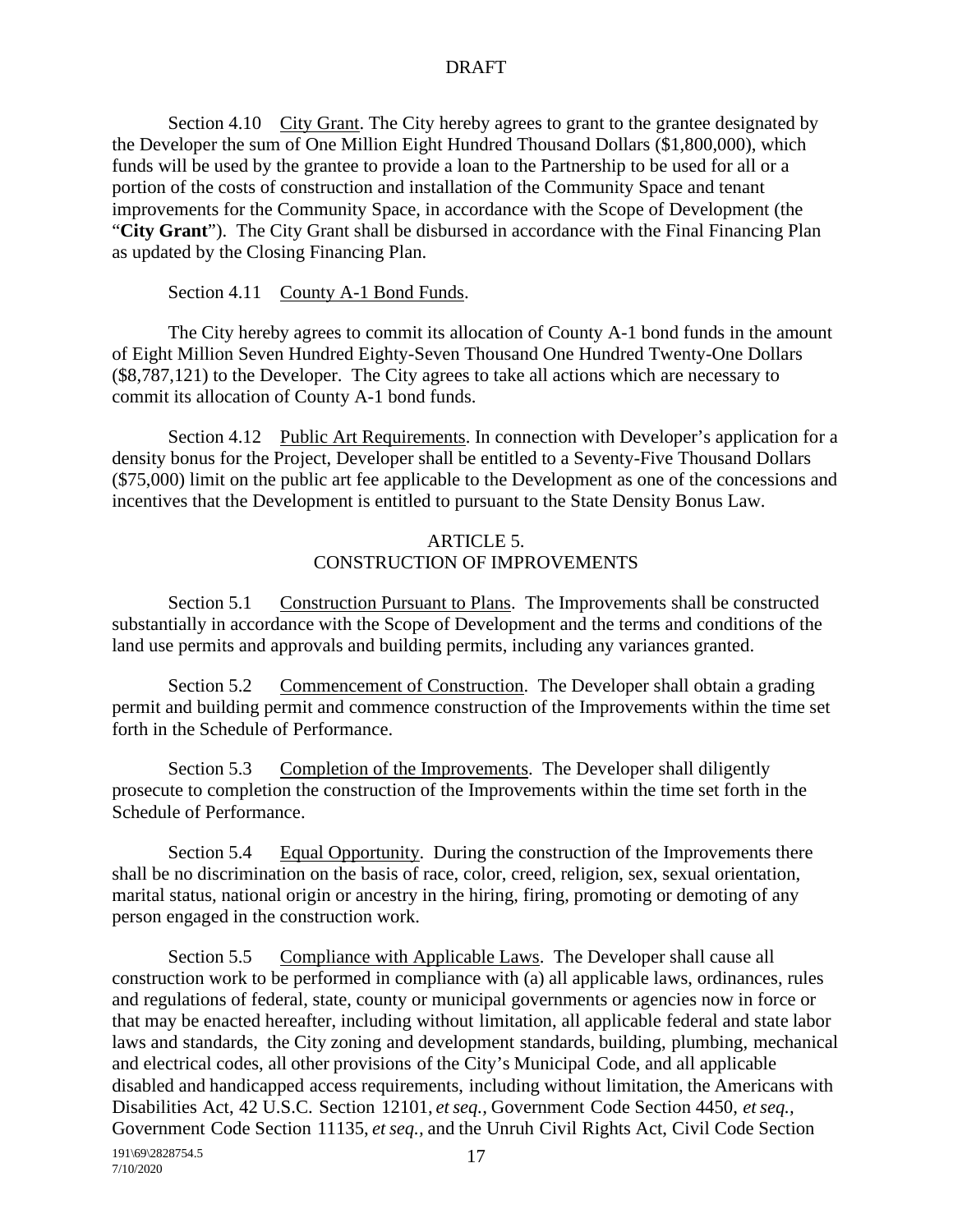Section 4.10 City Grant. The City hereby agrees to grant to the grantee designated by the Developer the sum of One Million Eight Hundred Thousand Dollars ($1,800,000), which funds will be used by the grantee to provide a loan to the Partnership to be used for all or a portion of the costs of construction and installation of the Community Space and tenant improvements for the Community Space, in accordance with the Scope of Development (the "**City Grant**"). The City Grant shall be disbursed in accordance with the Final Financing Plan as updated by the Closing Financing Plan.

Section 4.11 County A-1 Bond Funds.

The City hereby agrees to commit its allocation of County A-1 bond funds in the amount of Eight Million Seven Hundred Eighty-Seven Thousand One Hundred Twenty-One Dollars ($8,787,121) to the Developer. The City agrees to take all actions which are necessary to commit its allocation of County A-1 bond funds.

Section 4.12 Public Art Requirements. In connection with Developer's application for a density bonus for the Project, Developer shall be entitled to a Seventy-Five Thousand Dollars ($75,000) limit on the public art fee applicable to the Development as one of the concessions and incentives that the Development is entitled to pursuant to the State Density Bonus Law.

## ARTICLE 5.
## CONSTRUCTION OF IMPROVEMENTS

Section 5.1 Construction Pursuant to Plans. The Improvements shall be constructed substantially in accordance with the Scope of Development and the terms and conditions of the land use permits and approvals and building permits, including any variances granted.

Section 5.2 Commencement of Construction. The Developer shall obtain a grading permit and building permit and commence construction of the Improvements within the time set forth in the Schedule of Performance.

Section 5.3 Completion of the Improvements. The Developer shall diligently prosecute to completion the construction of the Improvements within the time set forth in the Schedule of Performance.

Section 5.4 Equal Opportunity. During the construction of the Improvements there shall be no discrimination on the basis of race, color, creed, religion, sex, sexual orientation, marital status, national origin or ancestry in the hiring, firing, promoting or demoting of any person engaged in the construction work.

Section 5.5 Compliance with Applicable Laws. The Developer shall cause all construction work to be performed in compliance with (a) all applicable laws, ordinances, rules and regulations of federal, state, county or municipal governments or agencies now in force or that may be enacted hereafter, including without limitation, all applicable federal and state labor laws and standards, the City zoning and development standards, building, plumbing, mechanical and electrical codes, all other provisions of the City's Municipal Code, and all applicable disabled and handicapped access requirements, including without limitation, the Americans with Disabilities Act, 42 U.S.C. Section 12101, *et seq.*, Government Code Section 4450, *et seq.*, Government Code Section 11135, *et seq.*, and the Unruh Civil Rights Act, Civil Code Section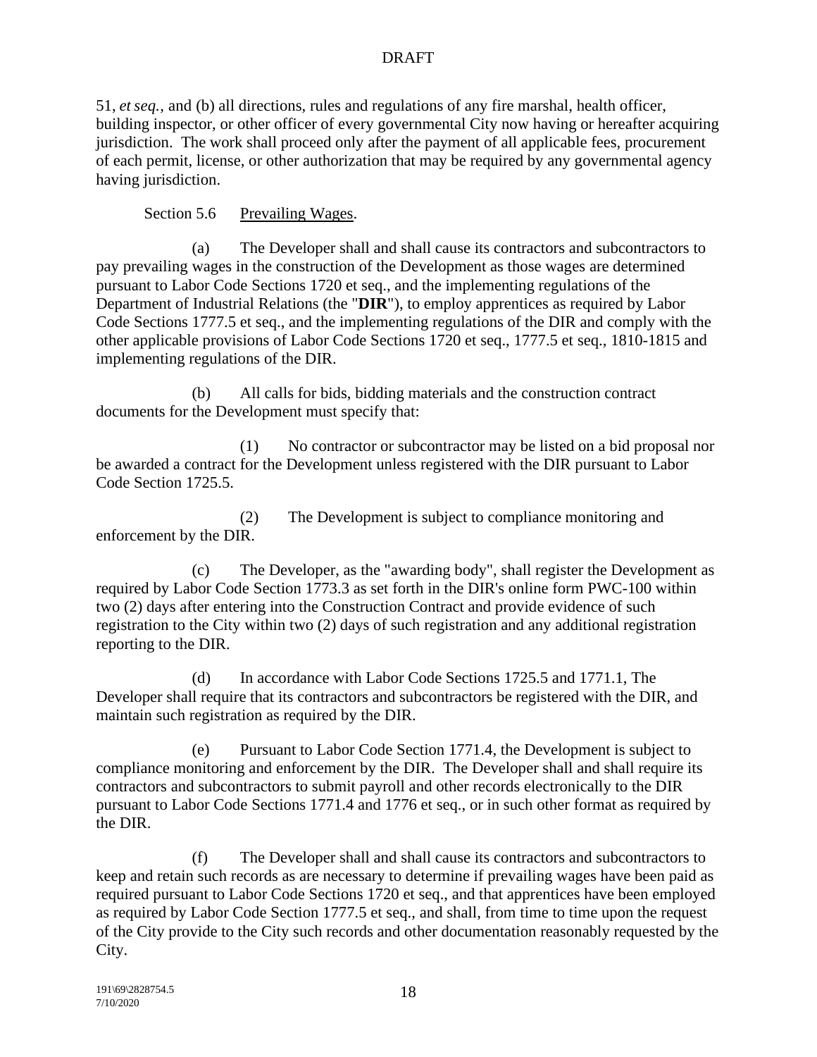51, *et seq.*, and (b) all directions, rules and regulations of any fire marshal, health officer, building inspector, or other officer of every governmental City now having or hereafter acquiring jurisdiction. The work shall proceed only after the payment of all applicable fees, procurement of each permit, license, or other authorization that may be required by any governmental agency having jurisdiction.

Section 5.6 Prevailing Wages.

(a) The Developer shall and shall cause its contractors and subcontractors to pay prevailing wages in the construction of the Development as those wages are determined pursuant to Labor Code Sections 1720 et seq., and the implementing regulations of the Department of Industrial Relations (the "**DIR**"), to employ apprentices as required by Labor Code Sections 1777.5 et seq., and the implementing regulations of the DIR and comply with the other applicable provisions of Labor Code Sections 1720 et seq., 1777.5 et seq., 1810-1815 and implementing regulations of the DIR.

(b) All calls for bids, bidding materials and the construction contract documents for the Development must specify that:

(1) No contractor or subcontractor may be listed on a bid proposal nor be awarded a contract for the Development unless registered with the DIR pursuant to Labor Code Section 1725.5.

(2) The Development is subject to compliance monitoring and enforcement by the DIR.

(c) The Developer, as the "awarding body", shall register the Development as required by Labor Code Section 1773.3 as set forth in the DIR's online form PWC-100 within two (2) days after entering into the Construction Contract and provide evidence of such registration to the City within two (2) days of such registration and any additional registration reporting to the DIR.

(d) In accordance with Labor Code Sections 1725.5 and 1771.1, The Developer shall require that its contractors and subcontractors be registered with the DIR, and maintain such registration as required by the DIR.

(e) Pursuant to Labor Code Section 1771.4, the Development is subject to compliance monitoring and enforcement by the DIR. The Developer shall and shall require its contractors and subcontractors to submit payroll and other records electronically to the DIR pursuant to Labor Code Sections 1771.4 and 1776 et seq., or in such other format as required by the DIR.

(f) The Developer shall and shall cause its contractors and subcontractors to keep and retain such records as are necessary to determine if prevailing wages have been paid as required pursuant to Labor Code Sections 1720 et seq., and that apprentices have been employed as required by Labor Code Section 1777.5 et seq., and shall, from time to time upon the request of the City provide to the City such records and other documentation reasonably requested by the City.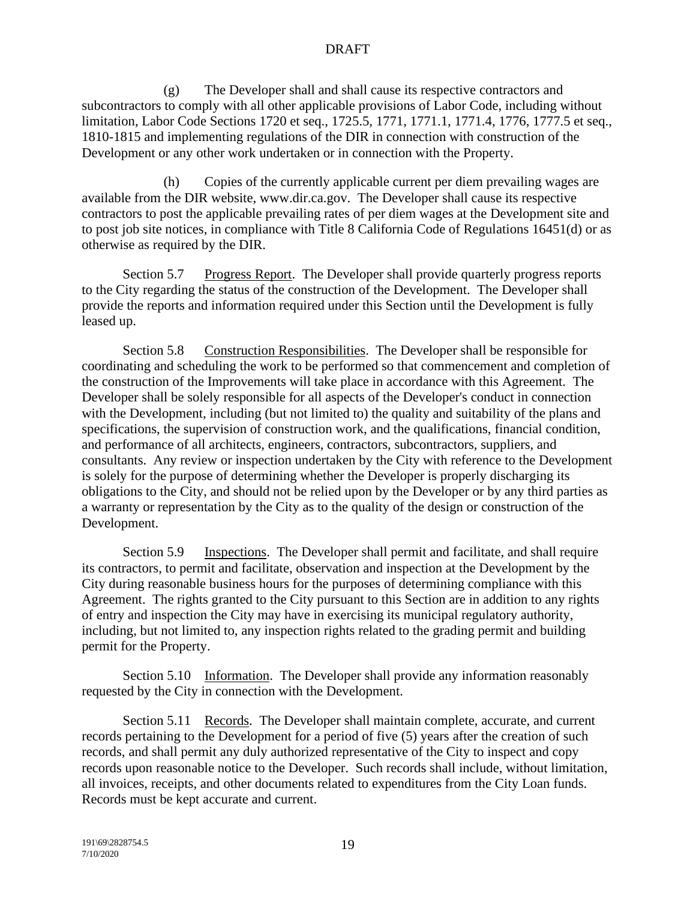(g) The Developer shall and shall cause its respective contractors and subcontractors to comply with all other applicable provisions of Labor Code, including without limitation, Labor Code Sections 1720 et seq., 1725.5, 1771, 1771.1, 1771.4, 1776, 1777.5 et seq., 1810-1815 and implementing regulations of the DIR in connection with construction of the Development or any other work undertaken or in connection with the Property.

(h) Copies of the currently applicable current per diem prevailing wages are available from the DIR website, www.dir.ca.gov. The Developer shall cause its respective contractors to post the applicable prevailing rates of per diem wages at the Development site and to post job site notices, in compliance with Title 8 California Code of Regulations 16451(d) or as otherwise as required by the DIR.

Section 5.7 Progress Report. The Developer shall provide quarterly progress reports to the City regarding the status of the construction of the Development. The Developer shall provide the reports and information required under this Section until the Development is fully leased up.

Section 5.8 Construction Responsibilities. The Developer shall be responsible for coordinating and scheduling the work to be performed so that commencement and completion of the construction of the Improvements will take place in accordance with this Agreement. The Developer shall be solely responsible for all aspects of the Developer's conduct in connection with the Development, including (but not limited to) the quality and suitability of the plans and specifications, the supervision of construction work, and the qualifications, financial condition, and performance of all architects, engineers, contractors, subcontractors, suppliers, and consultants. Any review or inspection undertaken by the City with reference to the Development is solely for the purpose of determining whether the Developer is properly discharging its obligations to the City, and should not be relied upon by the Developer or by any third parties as a warranty or representation by the City as to the quality of the design or construction of the Development.

Section 5.9 Inspections. The Developer shall permit and facilitate, and shall require its contractors, to permit and facilitate, observation and inspection at the Development by the City during reasonable business hours for the purposes of determining compliance with this Agreement. The rights granted to the City pursuant to this Section are in addition to any rights of entry and inspection the City may have in exercising its municipal regulatory authority, including, but not limited to, any inspection rights related to the grading permit and building permit for the Property.

Section 5.10 Information. The Developer shall provide any information reasonably requested by the City in connection with the Development.

Section 5.11 Records. The Developer shall maintain complete, accurate, and current records pertaining to the Development for a period of five (5) years after the creation of such records, and shall permit any duly authorized representative of the City to inspect and copy records upon reasonable notice to the Developer. Such records shall include, without limitation, all invoices, receipts, and other documents related to expenditures from the City Loan funds. Records must be kept accurate and current.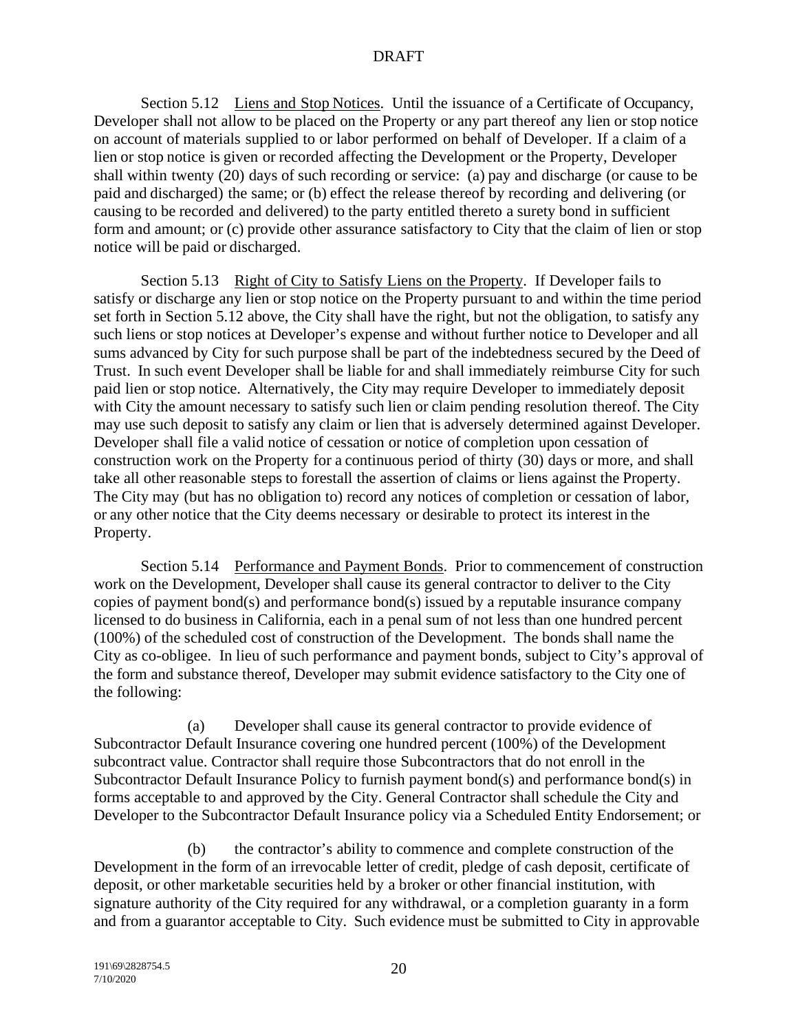Section 5.12 Liens and Stop Notices. Until the issuance of a Certificate of Occupancy, Developer shall not allow to be placed on the Property or any part thereof any lien or stop notice on account of materials supplied to or labor performed on behalf of Developer. If a claim of a lien or stop notice is given or recorded affecting the Development or the Property, Developer shall within twenty (20) days of such recording or service: (a) pay and discharge (or cause to be paid and discharged) the same; or (b) effect the release thereof by recording and delivering (or causing to be recorded and delivered) to the party entitled thereto a surety bond in sufficient form and amount; or (c) provide other assurance satisfactory to City that the claim of lien or stop notice will be paid or discharged.

Section 5.13 Right of City to Satisfy Liens on the Property. If Developer fails to satisfy or discharge any lien or stop notice on the Property pursuant to and within the time period set forth in Section 5.12 above, the City shall have the right, but not the obligation, to satisfy any such liens or stop notices at Developer's expense and without further notice to Developer and all sums advanced by City for such purpose shall be part of the indebtedness secured by the Deed of Trust. In such event Developer shall be liable for and shall immediately reimburse City for such paid lien or stop notice. Alternatively, the City may require Developer to immediately deposit with City the amount necessary to satisfy such lien or claim pending resolution thereof. The City may use such deposit to satisfy any claim or lien that is adversely determined against Developer. Developer shall file a valid notice of cessation or notice of completion upon cessation of construction work on the Property for a continuous period of thirty (30) days or more, and shall take all other reasonable steps to forestall the assertion of claims or liens against the Property. The City may (but has no obligation to) record any notices of completion or cessation of labor, or any other notice that the City deems necessary or desirable to protect its interest in the Property.

Section 5.14 Performance and Payment Bonds. Prior to commencement of construction work on the Development, Developer shall cause its general contractor to deliver to the City copies of payment bond(s) and performance bond(s) issued by a reputable insurance company licensed to do business in California, each in a penal sum of not less than one hundred percent (100%) of the scheduled cost of construction of the Development. The bonds shall name the City as co-obligee. In lieu of such performance and payment bonds, subject to City's approval of the form and substance thereof, Developer may submit evidence satisfactory to the City one of the following:

(a) Developer shall cause its general contractor to provide evidence of Subcontractor Default Insurance covering one hundred percent (100%) of the Development subcontract value. Contractor shall require those Subcontractors that do not enroll in the Subcontractor Default Insurance Policy to furnish payment bond(s) and performance bond(s) in forms acceptable to and approved by the City. General Contractor shall schedule the City and Developer to the Subcontractor Default Insurance policy via a Scheduled Entity Endorsement; or

(b) the contractor's ability to commence and complete construction of the Development in the form of an irrevocable letter of credit, pledge of cash deposit, certificate of deposit, or other marketable securities held by a broker or other financial institution, with signature authority of the City required for any withdrawal, or a completion guaranty in a form and from a guarantor acceptable to City. Such evidence must be submitted to City in approvable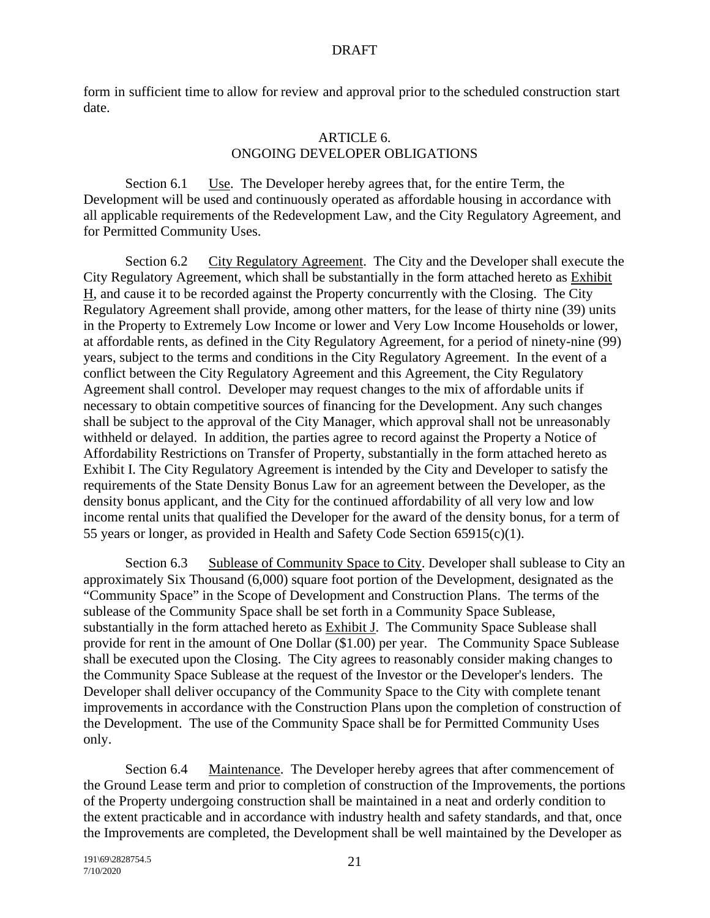form in sufficient time to allow for review and approval prior to the scheduled construction start date.

## ARTICLE 6.
## ONGOING DEVELOPER OBLIGATIONS

Section 6.1 Use. The Developer hereby agrees that, for the entire Term, the Development will be used and continuously operated as affordable housing in accordance with all applicable requirements of the Redevelopment Law, and the City Regulatory Agreement, and for Permitted Community Uses.

Section 6.2 City Regulatory Agreement. The City and the Developer shall execute the City Regulatory Agreement, which shall be substantially in the form attached hereto as Exhibit H, and cause it to be recorded against the Property concurrently with the Closing. The City Regulatory Agreement shall provide, among other matters, for the lease of thirty nine (39) units in the Property to Extremely Low Income or lower and Very Low Income Households or lower, at affordable rents, as defined in the City Regulatory Agreement, for a period of ninety-nine (99) years, subject to the terms and conditions in the City Regulatory Agreement. In the event of a conflict between the City Regulatory Agreement and this Agreement, the City Regulatory Agreement shall control. Developer may request changes to the mix of affordable units if necessary to obtain competitive sources of financing for the Development. Any such changes shall be subject to the approval of the City Manager, which approval shall not be unreasonably withheld or delayed. In addition, the parties agree to record against the Property a Notice of Affordability Restrictions on Transfer of Property, substantially in the form attached hereto as Exhibit I. The City Regulatory Agreement is intended by the City and Developer to satisfy the requirements of the State Density Bonus Law for an agreement between the Developer, as the density bonus applicant, and the City for the continued affordability of all very low and low income rental units that qualified the Developer for the award of the density bonus, for a term of 55 years or longer, as provided in Health and Safety Code Section 65915(c)(1).

Section 6.3 Sublease of Community Space to City. Developer shall sublease to City an approximately Six Thousand (6,000) square foot portion of the Development, designated as the "Community Space" in the Scope of Development and Construction Plans. The terms of the sublease of the Community Space shall be set forth in a Community Space Sublease, substantially in the form attached hereto as Exhibit J. The Community Space Sublease shall provide for rent in the amount of One Dollar ($1.00) per year. The Community Space Sublease shall be executed upon the Closing. The City agrees to reasonably consider making changes to the Community Space Sublease at the request of the Investor or the Developer's lenders. The Developer shall deliver occupancy of the Community Space to the City with complete tenant improvements in accordance with the Construction Plans upon the completion of construction of the Development. The use of the Community Space shall be for Permitted Community Uses only.

Section 6.4 Maintenance. The Developer hereby agrees that after commencement of the Ground Lease term and prior to completion of construction of the Improvements, the portions of the Property undergoing construction shall be maintained in a neat and orderly condition to the extent practicable and in accordance with industry health and safety standards, and that, once the Improvements are completed, the Development shall be well maintained by the Developer as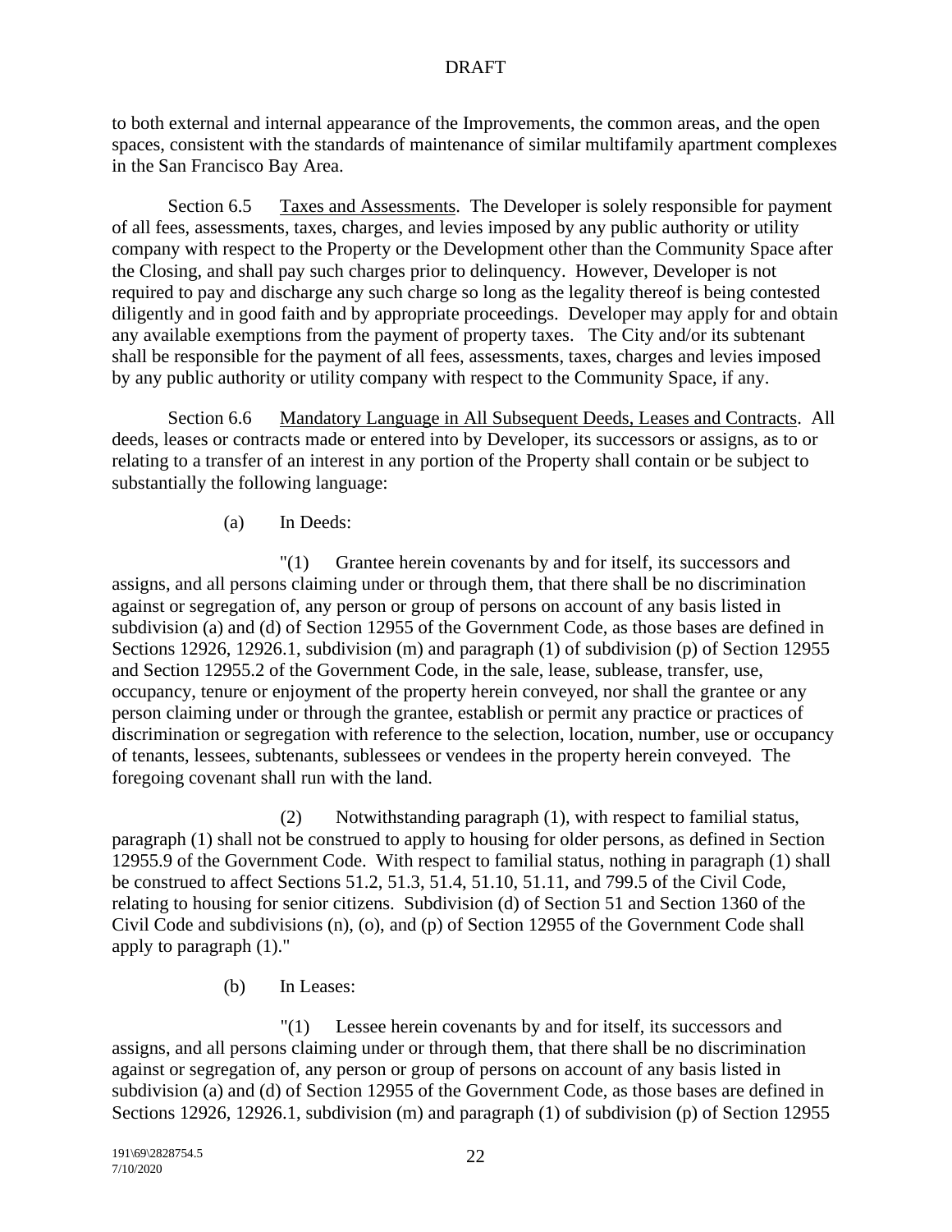to both external and internal appearance of the Improvements, the common areas, and the open spaces, consistent with the standards of maintenance of similar multifamily apartment complexes in the San Francisco Bay Area.

Section 6.5 Taxes and Assessments. The Developer is solely responsible for payment of all fees, assessments, taxes, charges, and levies imposed by any public authority or utility company with respect to the Property or the Development other than the Community Space after the Closing, and shall pay such charges prior to delinquency. However, Developer is not required to pay and discharge any such charge so long as the legality thereof is being contested diligently and in good faith and by appropriate proceedings. Developer may apply for and obtain any available exemptions from the payment of property taxes. The City and/or its subtenant shall be responsible for the payment of all fees, assessments, taxes, charges and levies imposed by any public authority or utility company with respect to the Community Space, if any.

Section 6.6 Mandatory Language in All Subsequent Deeds, Leases and Contracts. All deeds, leases or contracts made or entered into by Developer, its successors or assigns, as to or relating to a transfer of an interest in any portion of the Property shall contain or be subject to substantially the following language:

(a) In Deeds:

"(1) Grantee herein covenants by and for itself, its successors and assigns, and all persons claiming under or through them, that there shall be no discrimination against or segregation of, any person or group of persons on account of any basis listed in subdivision (a) and (d) of Section 12955 of the Government Code, as those bases are defined in Sections 12926, 12926.1, subdivision (m) and paragraph (1) of subdivision (p) of Section 12955 and Section 12955.2 of the Government Code, in the sale, lease, sublease, transfer, use, occupancy, tenure or enjoyment of the property herein conveyed, nor shall the grantee or any person claiming under or through the grantee, establish or permit any practice or practices of discrimination or segregation with reference to the selection, location, number, use or occupancy of tenants, lessees, subtenants, sublessees or vendees in the property herein conveyed. The foregoing covenant shall run with the land.

(2) Notwithstanding paragraph (1), with respect to familial status, paragraph (1) shall not be construed to apply to housing for older persons, as defined in Section 12955.9 of the Government Code. With respect to familial status, nothing in paragraph (1) shall be construed to affect Sections 51.2, 51.3, 51.4, 51.10, 51.11, and 799.5 of the Civil Code, relating to housing for senior citizens. Subdivision (d) of Section 51 and Section 1360 of the Civil Code and subdivisions (n), (o), and (p) of Section 12955 of the Government Code shall apply to paragraph (1)."

(b) In Leases:

"(1) Lessee herein covenants by and for itself, its successors and assigns, and all persons claiming under or through them, that there shall be no discrimination against or segregation of, any person or group of persons on account of any basis listed in subdivision (a) and (d) of Section 12955 of the Government Code, as those bases are defined in Sections 12926, 12926.1, subdivision (m) and paragraph (1) of subdivision (p) of Section 12955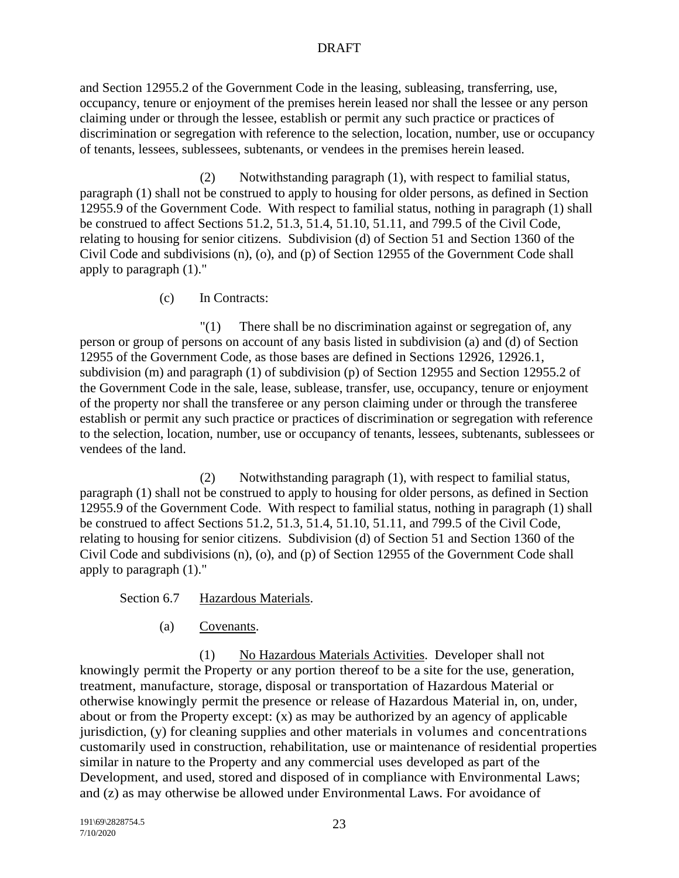and Section 12955.2 of the Government Code in the leasing, subleasing, transferring, use, occupancy, tenure or enjoyment of the premises herein leased nor shall the lessee or any person claiming under or through the lessee, establish or permit any such practice or practices of discrimination or segregation with reference to the selection, location, number, use or occupancy of tenants, lessees, sublessees, subtenants, or vendees in the premises herein leased.

(2) Notwithstanding paragraph (1), with respect to familial status, paragraph (1) shall not be construed to apply to housing for older persons, as defined in Section 12955.9 of the Government Code. With respect to familial status, nothing in paragraph (1) shall be construed to affect Sections 51.2, 51.3, 51.4, 51.10, 51.11, and 799.5 of the Civil Code, relating to housing for senior citizens. Subdivision (d) of Section 51 and Section 1360 of the Civil Code and subdivisions (n), (o), and (p) of Section 12955 of the Government Code shall apply to paragraph (1)."

(c) In Contracts:

"(1) There shall be no discrimination against or segregation of, any person or group of persons on account of any basis listed in subdivision (a) and (d) of Section 12955 of the Government Code, as those bases are defined in Sections 12926, 12926.1, subdivision (m) and paragraph (1) of subdivision (p) of Section 12955 and Section 12955.2 of the Government Code in the sale, lease, sublease, transfer, use, occupancy, tenure or enjoyment of the property nor shall the transferee or any person claiming under or through the transferee establish or permit any such practice or practices of discrimination or segregation with reference to the selection, location, number, use or occupancy of tenants, lessees, subtenants, sublessees or vendees of the land.

(2) Notwithstanding paragraph (1), with respect to familial status, paragraph (1) shall not be construed to apply to housing for older persons, as defined in Section 12955.9 of the Government Code. With respect to familial status, nothing in paragraph (1) shall be construed to affect Sections 51.2, 51.3, 51.4, 51.10, 51.11, and 799.5 of the Civil Code, relating to housing for senior citizens. Subdivision (d) of Section 51 and Section 1360 of the Civil Code and subdivisions (n), (o), and (p) of Section 12955 of the Government Code shall apply to paragraph (1)."

Section 6.7 Hazardous Materials.

(a) Covenants.

(1) No Hazardous Materials Activities. Developer shall not knowingly permit the Property or any portion thereof to be a site for the use, generation, treatment, manufacture, storage, disposal or transportation of Hazardous Material or otherwise knowingly permit the presence or release of Hazardous Material in, on, under, about or from the Property except: (x) as may be authorized by an agency of applicable jurisdiction, (y) for cleaning supplies and other materials in volumes and concentrations customarily used in construction, rehabilitation, use or maintenance of residential properties similar in nature to the Property and any commercial uses developed as part of the Development, and used, stored and disposed of in compliance with Environmental Laws; and (z) as may otherwise be allowed under Environmental Laws. For avoidance of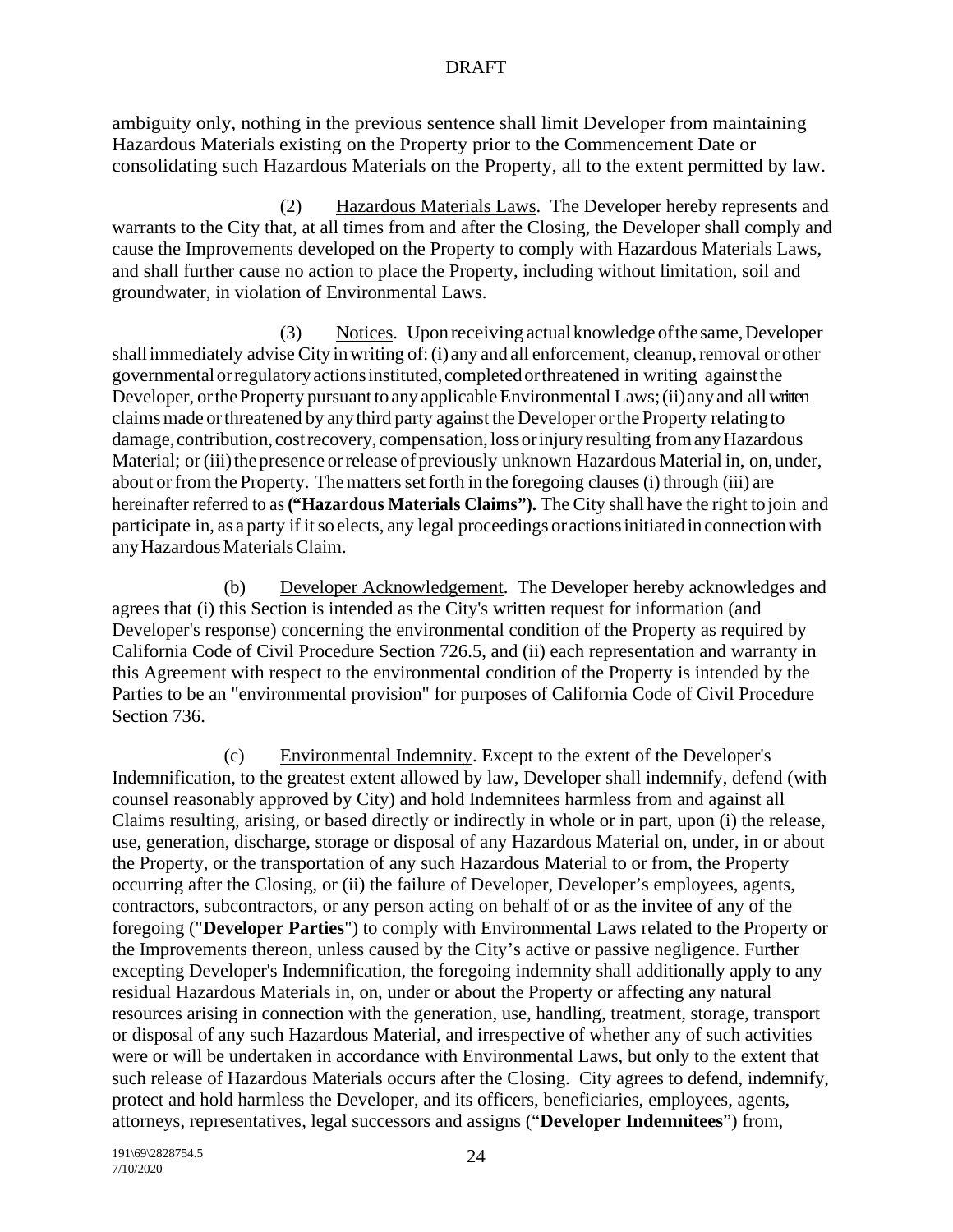ambiguity only, nothing in the previous sentence shall limit Developer from maintaining Hazardous Materials existing on the Property prior to the Commencement Date or consolidating such Hazardous Materials on the Property, all to the extent permitted by law.

(2) Hazardous Materials Laws. The Developer hereby represents and warrants to the City that, at all times from and after the Closing, the Developer shall comply and cause the Improvements developed on the Property to comply with Hazardous Materials Laws, and shall further cause no action to place the Property, including without limitation, soil and groundwater, in violation of Environmental Laws.

(3) Notices. Upon receiving actual knowledge of the same, Developer shall immediately advise City in writing of: (i) any and all enforcement, cleanup, removal or other governmental or regulatory actions instituted, completed or threatened in writing against the Developer, or the Property pursuant to any applicable Environmental Laws; (ii) any and all written claims made or threatened by any third party against the Developer or the Property relating to damage, contribution, cost recovery, compensation, loss or injury resulting from any Hazardous Material; or (iii) the presence or release of previously unknown Hazardous Material in, on, under, about or from the Property. The matters set forth in the foregoing clauses (i) through (iii) are hereinafter referred to as **("Hazardous Materials Claims").** The City shall have the right to join and participate in, as a party if it so elects, any legal proceedings or actions initiated in connection with any Hazardous Materials Claim.

(b) Developer Acknowledgement. The Developer hereby acknowledges and agrees that (i) this Section is intended as the City's written request for information (and Developer's response) concerning the environmental condition of the Property as required by California Code of Civil Procedure Section 726.5, and (ii) each representation and warranty in this Agreement with respect to the environmental condition of the Property is intended by the Parties to be an "environmental provision" for purposes of California Code of Civil Procedure Section 736.

(c) Environmental Indemnity. Except to the extent of the Developer's Indemnification, to the greatest extent allowed by law, Developer shall indemnify, defend (with counsel reasonably approved by City) and hold Indemnitees harmless from and against all Claims resulting, arising, or based directly or indirectly in whole or in part, upon (i) the release, use, generation, discharge, storage or disposal of any Hazardous Material on, under, in or about the Property, or the transportation of any such Hazardous Material to or from, the Property occurring after the Closing, or (ii) the failure of Developer, Developer's employees, agents, contractors, subcontractors, or any person acting on behalf of or as the invitee of any of the foregoing ("**Developer Parties**") to comply with Environmental Laws related to the Property or the Improvements thereon, unless caused by the City's active or passive negligence. Further excepting Developer's Indemnification, the foregoing indemnity shall additionally apply to any residual Hazardous Materials in, on, under or about the Property or affecting any natural resources arising in connection with the generation, use, handling, treatment, storage, transport or disposal of any such Hazardous Material, and irrespective of whether any of such activities were or will be undertaken in accordance with Environmental Laws, but only to the extent that such release of Hazardous Materials occurs after the Closing. City agrees to defend, indemnify, protect and hold harmless the Developer, and its officers, beneficiaries, employees, agents, attorneys, representatives, legal successors and assigns ("**Developer Indemnitees**") from,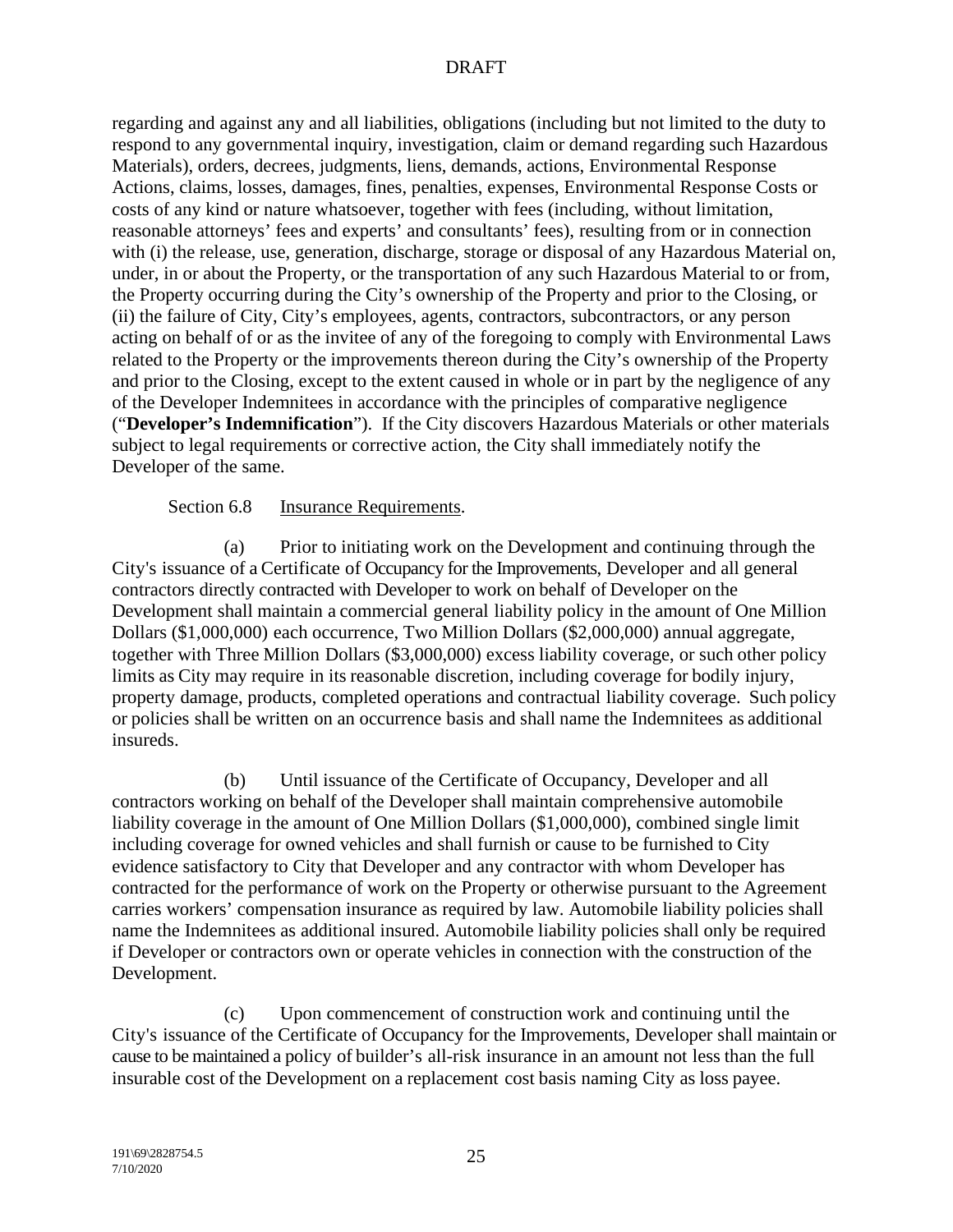regarding and against any and all liabilities, obligations (including but not limited to the duty to respond to any governmental inquiry, investigation, claim or demand regarding such Hazardous Materials), orders, decrees, judgments, liens, demands, actions, Environmental Response Actions, claims, losses, damages, fines, penalties, expenses, Environmental Response Costs or costs of any kind or nature whatsoever, together with fees (including, without limitation, reasonable attorneys' fees and experts' and consultants' fees), resulting from or in connection with (i) the release, use, generation, discharge, storage or disposal of any Hazardous Material on, under, in or about the Property, or the transportation of any such Hazardous Material to or from, the Property occurring during the City's ownership of the Property and prior to the Closing, or (ii) the failure of City, City's employees, agents, contractors, subcontractors, or any person acting on behalf of or as the invitee of any of the foregoing to comply with Environmental Laws related to the Property or the improvements thereon during the City's ownership of the Property and prior to the Closing, except to the extent caused in whole or in part by the negligence of any of the Developer Indemnitees in accordance with the principles of comparative negligence ("**Developer's Indemnification**"). If the City discovers Hazardous Materials or other materials subject to legal requirements or corrective action, the City shall immediately notify the Developer of the same.

Section 6.8 Insurance Requirements.

(a) Prior to initiating work on the Development and continuing through the City's issuance of a Certificate of Occupancy for the Improvements, Developer and all general contractors directly contracted with Developer to work on behalf of Developer on the Development shall maintain a commercial general liability policy in the amount of One Million Dollars ($1,000,000) each occurrence, Two Million Dollars ($2,000,000) annual aggregate, together with Three Million Dollars ($3,000,000) excess liability coverage, or such other policy limits as City may require in its reasonable discretion, including coverage for bodily injury, property damage, products, completed operations and contractual liability coverage. Such policy or policies shall be written on an occurrence basis and shall name the Indemnitees as additional insureds.

(b) Until issuance of the Certificate of Occupancy, Developer and all contractors working on behalf of the Developer shall maintain comprehensive automobile liability coverage in the amount of One Million Dollars ($1,000,000), combined single limit including coverage for owned vehicles and shall furnish or cause to be furnished to City evidence satisfactory to City that Developer and any contractor with whom Developer has contracted for the performance of work on the Property or otherwise pursuant to the Agreement carries workers' compensation insurance as required by law. Automobile liability policies shall name the Indemnitees as additional insured. Automobile liability policies shall only be required if Developer or contractors own or operate vehicles in connection with the construction of the Development.

(c) Upon commencement of construction work and continuing until the City's issuance of the Certificate of Occupancy for the Improvements, Developer shall maintain or cause to be maintained a policy of builder's all-risk insurance in an amount not less than the full insurable cost of the Development on a replacement cost basis naming City as loss payee.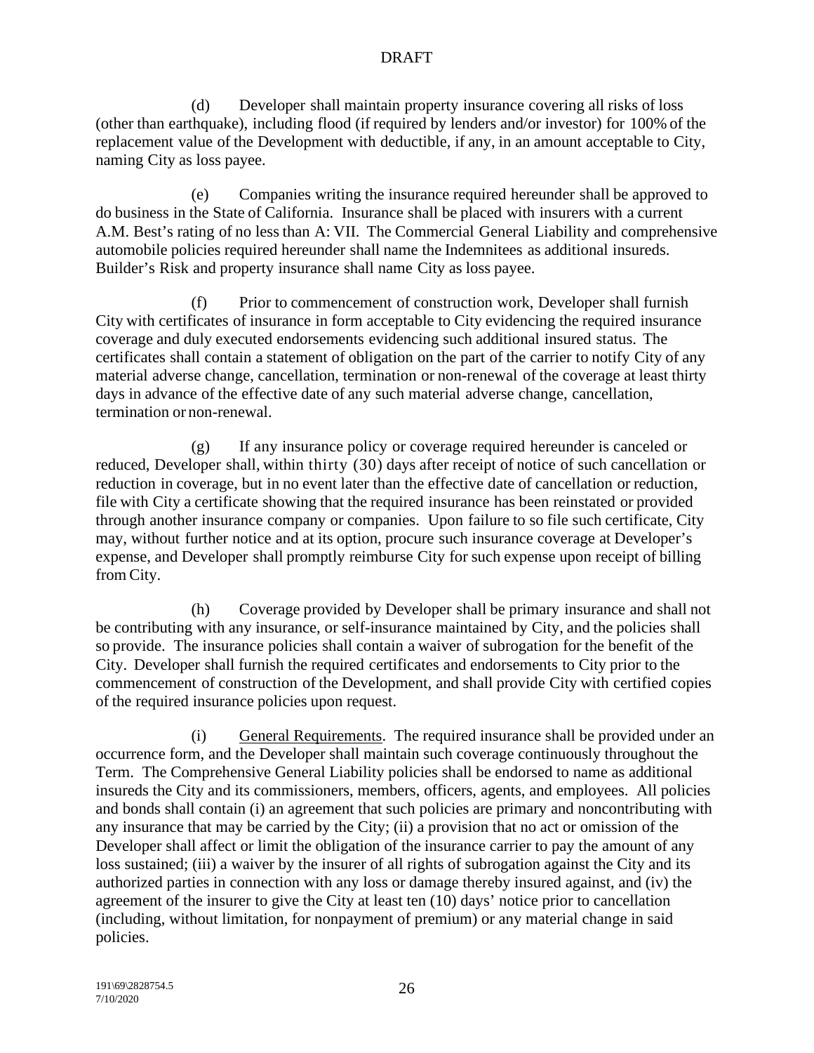DRAFT

(d) Developer shall maintain property insurance covering all risks of loss (other than earthquake), including flood (if required by lenders and/or investor) for 100% of the replacement value of the Development with deductible, if any, in an amount acceptable to City, naming City as loss payee.

(e) Companies writing the insurance required hereunder shall be approved to do business in the State of California. Insurance shall be placed with insurers with a current A.M. Best's rating of no less than A: VII. The Commercial General Liability and comprehensive automobile policies required hereunder shall name the Indemnitees as additional insureds. Builder's Risk and property insurance shall name City as loss payee.

(f) Prior to commencement of construction work, Developer shall furnish City with certificates of insurance in form acceptable to City evidencing the required insurance coverage and duly executed endorsements evidencing such additional insured status. The certificates shall contain a statement of obligation on the part of the carrier to notify City of any material adverse change, cancellation, termination or non-renewal of the coverage at least thirty days in advance of the effective date of any such material adverse change, cancellation, termination or non-renewal.

(g) If any insurance policy or coverage required hereunder is canceled or reduced, Developer shall, within thirty (30) days after receipt of notice of such cancellation or reduction in coverage, but in no event later than the effective date of cancellation or reduction, file with City a certificate showing that the required insurance has been reinstated or provided through another insurance company or companies. Upon failure to so file such certificate, City may, without further notice and at its option, procure such insurance coverage at Developer's expense, and Developer shall promptly reimburse City for such expense upon receipt of billing from City.

(h) Coverage provided by Developer shall be primary insurance and shall not be contributing with any insurance, or self-insurance maintained by City, and the policies shall so provide. The insurance policies shall contain a waiver of subrogation for the benefit of the City. Developer shall furnish the required certificates and endorsements to City prior to the commencement of construction of the Development, and shall provide City with certified copies of the required insurance policies upon request.

(i) General Requirements. The required insurance shall be provided under an occurrence form, and the Developer shall maintain such coverage continuously throughout the Term. The Comprehensive General Liability policies shall be endorsed to name as additional insureds the City and its commissioners, members, officers, agents, and employees. All policies and bonds shall contain (i) an agreement that such policies are primary and noncontributing with any insurance that may be carried by the City; (ii) a provision that no act or omission of the Developer shall affect or limit the obligation of the insurance carrier to pay the amount of any loss sustained; (iii) a waiver by the insurer of all rights of subrogation against the City and its authorized parties in connection with any loss or damage thereby insured against, and (iv) the agreement of the insurer to give the City at least ten (10) days' notice prior to cancellation (including, without limitation, for nonpayment of premium) or any material change in said policies.

191\69\2828754.5
7/10/2020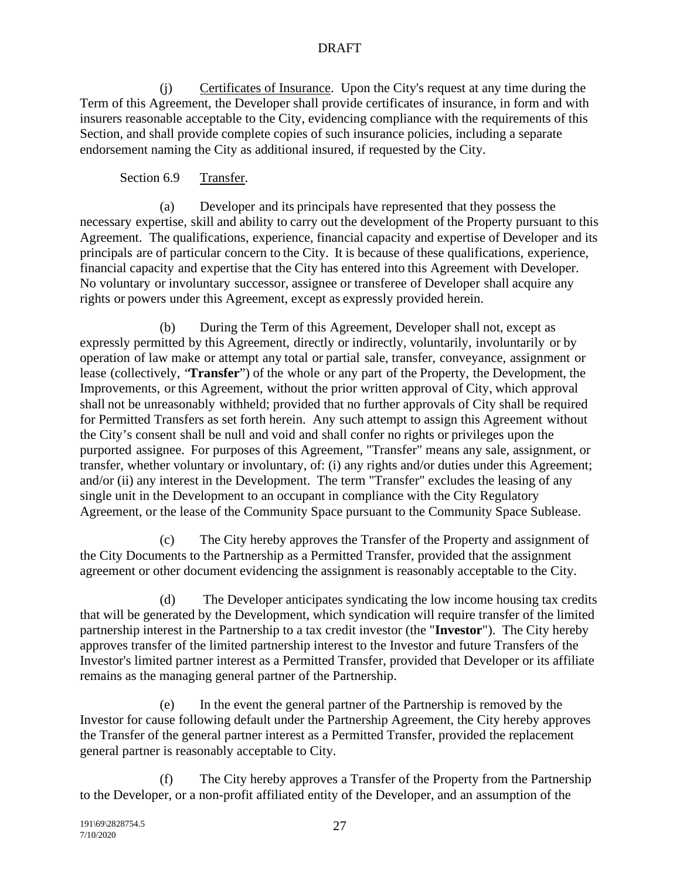(j) Certificates of Insurance. Upon the City's request at any time during the Term of this Agreement, the Developer shall provide certificates of insurance, in form and with insurers reasonable acceptable to the City, evidencing compliance with the requirements of this Section, and shall provide complete copies of such insurance policies, including a separate endorsement naming the City as additional insured, if requested by the City.

Section 6.9 Transfer.

(a) Developer and its principals have represented that they possess the necessary expertise, skill and ability to carry out the development of the Property pursuant to this Agreement. The qualifications, experience, financial capacity and expertise of Developer and its principals are of particular concern to the City. It is because of these qualifications, experience, financial capacity and expertise that the City has entered into this Agreement with Developer. No voluntary or involuntary successor, assignee or transferee of Developer shall acquire any rights or powers under this Agreement, except as expressly provided herein.

(b) During the Term of this Agreement, Developer shall not, except as expressly permitted by this Agreement, directly or indirectly, voluntarily, involuntarily or by operation of law make or attempt any total or partial sale, transfer, conveyance, assignment or lease (collectively, "**Transfer**") of the whole or any part of the Property, the Development, the Improvements, or this Agreement, without the prior written approval of City, which approval shall not be unreasonably withheld; provided that no further approvals of City shall be required for Permitted Transfers as set forth herein. Any such attempt to assign this Agreement without the City's consent shall be null and void and shall confer no rights or privileges upon the purported assignee. For purposes of this Agreement, "Transfer" means any sale, assignment, or transfer, whether voluntary or involuntary, of: (i) any rights and/or duties under this Agreement; and/or (ii) any interest in the Development. The term "Transfer" excludes the leasing of any single unit in the Development to an occupant in compliance with the City Regulatory Agreement, or the lease of the Community Space pursuant to the Community Space Sublease.

(c) The City hereby approves the Transfer of the Property and assignment of the City Documents to the Partnership as a Permitted Transfer, provided that the assignment agreement or other document evidencing the assignment is reasonably acceptable to the City.

(d) The Developer anticipates syndicating the low income housing tax credits that will be generated by the Development, which syndication will require transfer of the limited partnership interest in the Partnership to a tax credit investor (the "**Investor**"). The City hereby approves transfer of the limited partnership interest to the Investor and future Transfers of the Investor's limited partner interest as a Permitted Transfer, provided that Developer or its affiliate remains as the managing general partner of the Partnership.

(e) In the event the general partner of the Partnership is removed by the Investor for cause following default under the Partnership Agreement, the City hereby approves the Transfer of the general partner interest as a Permitted Transfer, provided the replacement general partner is reasonably acceptable to City.

(f) The City hereby approves a Transfer of the Property from the Partnership to the Developer, or a non-profit affiliated entity of the Developer, and an assumption of the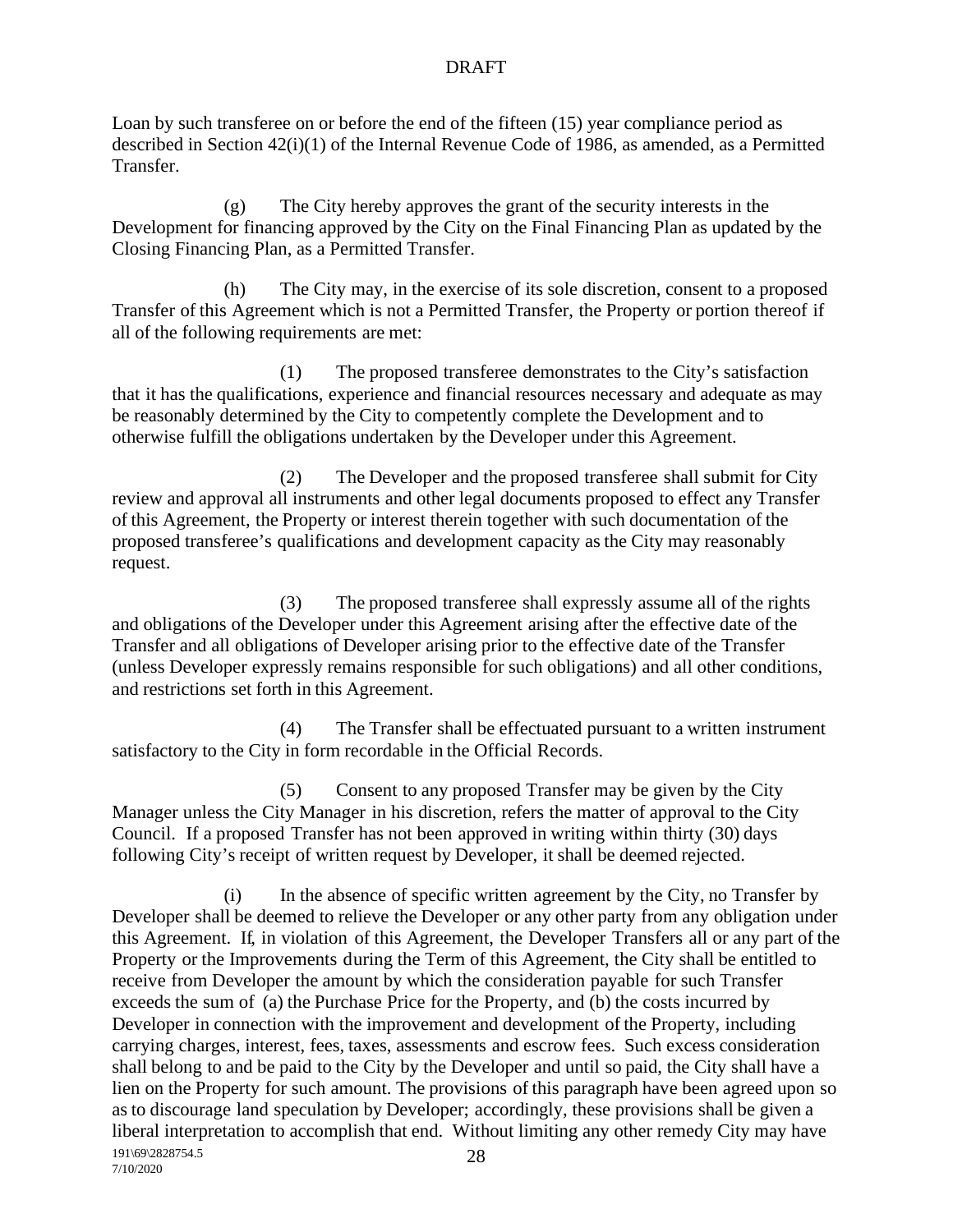Loan by such transferee on or before the end of the fifteen (15) year compliance period as described in Section 42(i)(1) of the Internal Revenue Code of 1986, as amended, as a Permitted Transfer.

(g) The City hereby approves the grant of the security interests in the Development for financing approved by the City on the Final Financing Plan as updated by the Closing Financing Plan, as a Permitted Transfer.

(h) The City may, in the exercise of its sole discretion, consent to a proposed Transfer of this Agreement which is not a Permitted Transfer, the Property or portion thereof if all of the following requirements are met:

(1) The proposed transferee demonstrates to the City's satisfaction that it has the qualifications, experience and financial resources necessary and adequate as may be reasonably determined by the City to competently complete the Development and to otherwise fulfill the obligations undertaken by the Developer under this Agreement.

(2) The Developer and the proposed transferee shall submit for City review and approval all instruments and other legal documents proposed to effect any Transfer of this Agreement, the Property or interest therein together with such documentation of the proposed transferee's qualifications and development capacity as the City may reasonably request.

(3) The proposed transferee shall expressly assume all of the rights and obligations of the Developer under this Agreement arising after the effective date of the Transfer and all obligations of Developer arising prior to the effective date of the Transfer (unless Developer expressly remains responsible for such obligations) and all other conditions, and restrictions set forth in this Agreement.

(4) The Transfer shall be effectuated pursuant to a written instrument satisfactory to the City in form recordable in the Official Records.

(5) Consent to any proposed Transfer may be given by the City Manager unless the City Manager in his discretion, refers the matter of approval to the City Council. If a proposed Transfer has not been approved in writing within thirty (30) days following City's receipt of written request by Developer, it shall be deemed rejected.

(i) In the absence of specific written agreement by the City, no Transfer by Developer shall be deemed to relieve the Developer or any other party from any obligation under this Agreement. If, in violation of this Agreement, the Developer Transfers all or any part of the Property or the Improvements during the Term of this Agreement, the City shall be entitled to receive from Developer the amount by which the consideration payable for such Transfer exceeds the sum of (a) the Purchase Price for the Property, and (b) the costs incurred by Developer in connection with the improvement and development of the Property, including carrying charges, interest, fees, taxes, assessments and escrow fees. Such excess consideration shall belong to and be paid to the City by the Developer and until so paid, the City shall have a lien on the Property for such amount. The provisions of this paragraph have been agreed upon so as to discourage land speculation by Developer; accordingly, these provisions shall be given a liberal interpretation to accomplish that end. Without limiting any other remedy City may have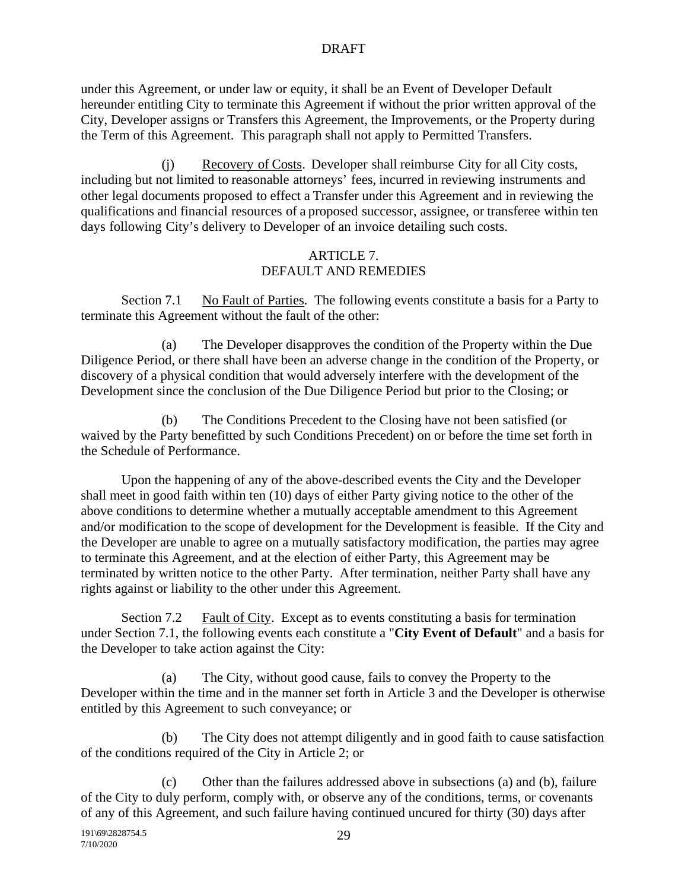under this Agreement, or under law or equity, it shall be an Event of Developer Default hereunder entitling City to terminate this Agreement if without the prior written approval of the City, Developer assigns or Transfers this Agreement, the Improvements, or the Property during the Term of this Agreement. This paragraph shall not apply to Permitted Transfers.

(j) Recovery of Costs. Developer shall reimburse City for all City costs, including but not limited to reasonable attorneys' fees, incurred in reviewing instruments and other legal documents proposed to effect a Transfer under this Agreement and in reviewing the qualifications and financial resources of a proposed successor, assignee, or transferee within ten days following City's delivery to Developer of an invoice detailing such costs.

## ARTICLE 7.
## DEFAULT AND REMEDIES

Section 7.1 No Fault of Parties. The following events constitute a basis for a Party to terminate this Agreement without the fault of the other:

(a) The Developer disapproves the condition of the Property within the Due Diligence Period, or there shall have been an adverse change in the condition of the Property, or discovery of a physical condition that would adversely interfere with the development of the Development since the conclusion of the Due Diligence Period but prior to the Closing; or

(b) The Conditions Precedent to the Closing have not been satisfied (or waived by the Party benefitted by such Conditions Precedent) on or before the time set forth in the Schedule of Performance.

Upon the happening of any of the above-described events the City and the Developer shall meet in good faith within ten (10) days of either Party giving notice to the other of the above conditions to determine whether a mutually acceptable amendment to this Agreement and/or modification to the scope of development for the Development is feasible. If the City and the Developer are unable to agree on a mutually satisfactory modification, the parties may agree to terminate this Agreement, and at the election of either Party, this Agreement may be terminated by written notice to the other Party. After termination, neither Party shall have any rights against or liability to the other under this Agreement.

Section 7.2 Fault of City. Except as to events constituting a basis for termination under Section 7.1, the following events each constitute a "**City Event of Default**" and a basis for the Developer to take action against the City:

(a) The City, without good cause, fails to convey the Property to the Developer within the time and in the manner set forth in Article 3 and the Developer is otherwise entitled by this Agreement to such conveyance; or

(b) The City does not attempt diligently and in good faith to cause satisfaction of the conditions required of the City in Article 2; or

(c) Other than the failures addressed above in subsections (a) and (b), failure of the City to duly perform, comply with, or observe any of the conditions, terms, or covenants of any of this Agreement, and such failure having continued uncured for thirty (30) days after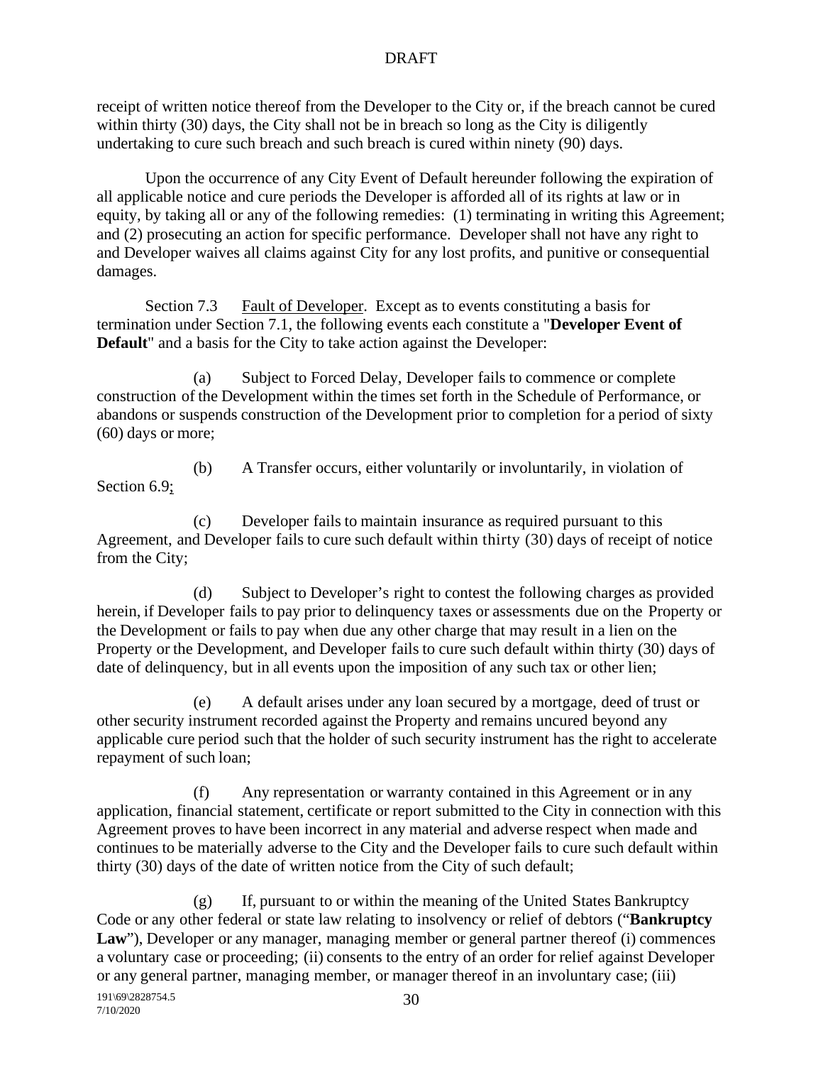receipt of written notice thereof from the Developer to the City or, if the breach cannot be cured within thirty (30) days, the City shall not be in breach so long as the City is diligently undertaking to cure such breach and such breach is cured within ninety (90) days.

Upon the occurrence of any City Event of Default hereunder following the expiration of all applicable notice and cure periods the Developer is afforded all of its rights at law or in equity, by taking all or any of the following remedies: (1) terminating in writing this Agreement; and (2) prosecuting an action for specific performance. Developer shall not have any right to and Developer waives all claims against City for any lost profits, and punitive or consequential damages.

Section 7.3 Fault of Developer. Except as to events constituting a basis for termination under Section 7.1, the following events each constitute a "**Developer Event of Default**" and a basis for the City to take action against the Developer:

(a) Subject to Forced Delay, Developer fails to commence or complete construction of the Development within the times set forth in the Schedule of Performance, or abandons or suspends construction of the Development prior to completion for a period of sixty (60) days or more;

(b) A Transfer occurs, either voluntarily or involuntarily, in violation of Section 6.9;

(c) Developer fails to maintain insurance as required pursuant to this Agreement, and Developer fails to cure such default within thirty (30) days of receipt of notice from the City;

(d) Subject to Developer's right to contest the following charges as provided herein, if Developer fails to pay prior to delinquency taxes or assessments due on the Property or the Development or fails to pay when due any other charge that may result in a lien on the Property or the Development, and Developer fails to cure such default within thirty (30) days of date of delinquency, but in all events upon the imposition of any such tax or other lien;

(e) A default arises under any loan secured by a mortgage, deed of trust or other security instrument recorded against the Property and remains uncured beyond any applicable cure period such that the holder of such security instrument has the right to accelerate repayment of such loan;

(f) Any representation or warranty contained in this Agreement or in any application, financial statement, certificate or report submitted to the City in connection with this Agreement proves to have been incorrect in any material and adverse respect when made and continues to be materially adverse to the City and the Developer fails to cure such default within thirty (30) days of the date of written notice from the City of such default;

(g) If, pursuant to or within the meaning of the United States Bankruptcy Code or any other federal or state law relating to insolvency or relief of debtors ("**Bankruptcy Law**"), Developer or any manager, managing member or general partner thereof (i) commences a voluntary case or proceeding; (ii) consents to the entry of an order for relief against Developer or any general partner, managing member, or manager thereof in an involuntary case; (iii)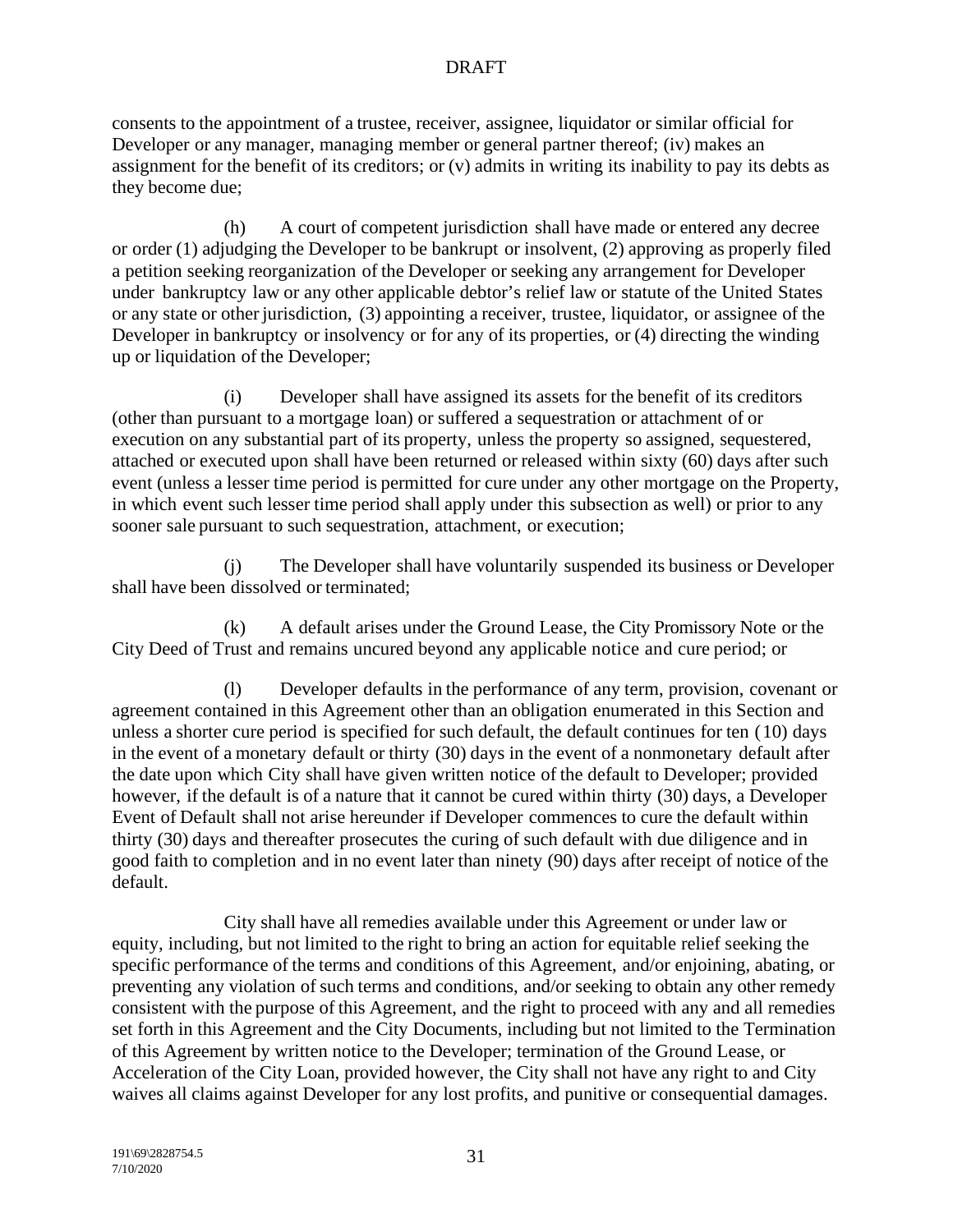consents to the appointment of a trustee, receiver, assignee, liquidator or similar official for Developer or any manager, managing member or general partner thereof; (iv) makes an assignment for the benefit of its creditors; or (v) admits in writing its inability to pay its debts as they become due;

(h) A court of competent jurisdiction shall have made or entered any decree or order (1) adjudging the Developer to be bankrupt or insolvent, (2) approving as properly filed a petition seeking reorganization of the Developer or seeking any arrangement for Developer under bankruptcy law or any other applicable debtor's relief law or statute of the United States or any state or other jurisdiction, (3) appointing a receiver, trustee, liquidator, or assignee of the Developer in bankruptcy or insolvency or for any of its properties, or (4) directing the winding up or liquidation of the Developer;

(i) Developer shall have assigned its assets for the benefit of its creditors (other than pursuant to a mortgage loan) or suffered a sequestration or attachment of or execution on any substantial part of its property, unless the property so assigned, sequestered, attached or executed upon shall have been returned or released within sixty (60) days after such event (unless a lesser time period is permitted for cure under any other mortgage on the Property, in which event such lesser time period shall apply under this subsection as well) or prior to any sooner sale pursuant to such sequestration, attachment, or execution;

(j) The Developer shall have voluntarily suspended its business or Developer shall have been dissolved or terminated;

(k) A default arises under the Ground Lease, the City Promissory Note or the City Deed of Trust and remains uncured beyond any applicable notice and cure period; or

(l) Developer defaults in the performance of any term, provision, covenant or agreement contained in this Agreement other than an obligation enumerated in this Section and unless a shorter cure period is specified for such default, the default continues for ten (10) days in the event of a monetary default or thirty (30) days in the event of a nonmonetary default after the date upon which City shall have given written notice of the default to Developer; provided however, if the default is of a nature that it cannot be cured within thirty (30) days, a Developer Event of Default shall not arise hereunder if Developer commences to cure the default within thirty (30) days and thereafter prosecutes the curing of such default with due diligence and in good faith to completion and in no event later than ninety (90) days after receipt of notice of the default.

City shall have all remedies available under this Agreement or under law or equity, including, but not limited to the right to bring an action for equitable relief seeking the specific performance of the terms and conditions of this Agreement, and/or enjoining, abating, or preventing any violation of such terms and conditions, and/or seeking to obtain any other remedy consistent with the purpose of this Agreement, and the right to proceed with any and all remedies set forth in this Agreement and the City Documents, including but not limited to the Termination of this Agreement by written notice to the Developer; termination of the Ground Lease, or Acceleration of the City Loan, provided however, the City shall not have any right to and City waives all claims against Developer for any lost profits, and punitive or consequential damages.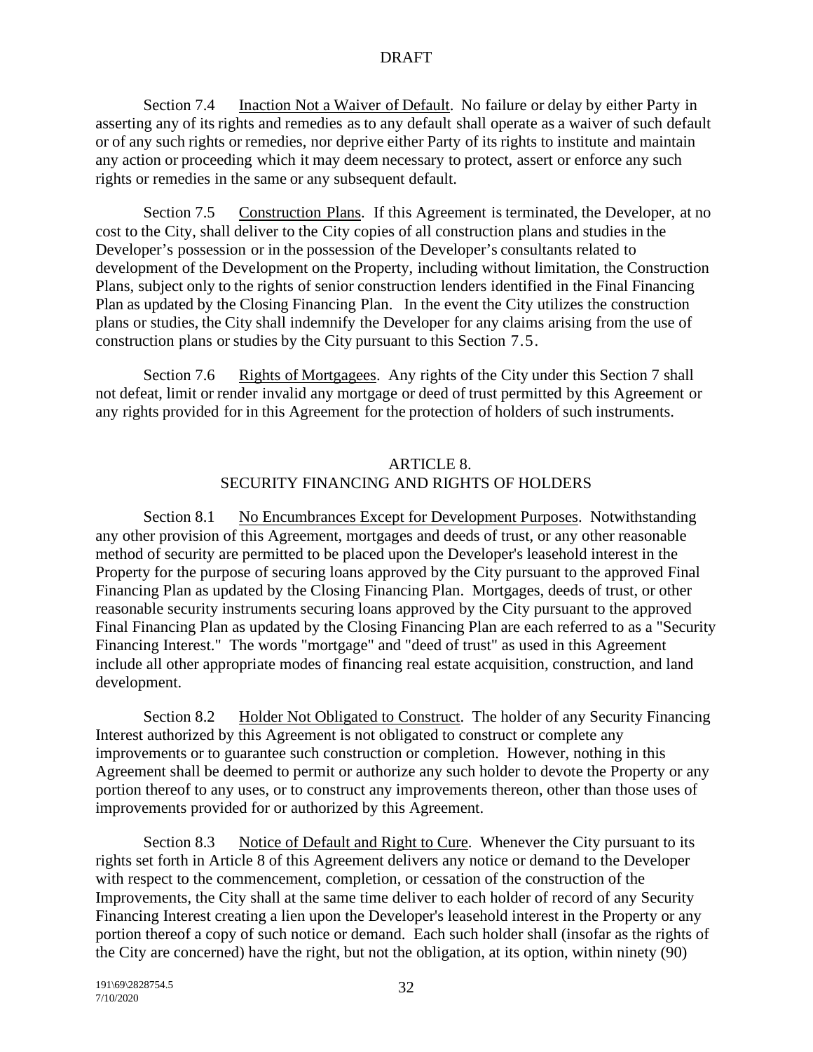Section 7.4 Inaction Not a Waiver of Default. No failure or delay by either Party in asserting any of its rights and remedies as to any default shall operate as a waiver of such default or of any such rights or remedies, nor deprive either Party of its rights to institute and maintain any action or proceeding which it may deem necessary to protect, assert or enforce any such rights or remedies in the same or any subsequent default.

Section 7.5 Construction Plans. If this Agreement is terminated, the Developer, at no cost to the City, shall deliver to the City copies of all construction plans and studies in the Developer's possession or in the possession of the Developer's consultants related to development of the Development on the Property, including without limitation, the Construction Plans, subject only to the rights of senior construction lenders identified in the Final Financing Plan as updated by the Closing Financing Plan. In the event the City utilizes the construction plans or studies, the City shall indemnify the Developer for any claims arising from the use of construction plans or studies by the City pursuant to this Section 7.5.

Section 7.6 Rights of Mortgagees. Any rights of the City under this Section 7 shall not defeat, limit or render invalid any mortgage or deed of trust permitted by this Agreement or any rights provided for in this Agreement for the protection of holders of such instruments.

## ARTICLE 8.
## SECURITY FINANCING AND RIGHTS OF HOLDERS

Section 8.1 No Encumbrances Except for Development Purposes. Notwithstanding any other provision of this Agreement, mortgages and deeds of trust, or any other reasonable method of security are permitted to be placed upon the Developer's leasehold interest in the Property for the purpose of securing loans approved by the City pursuant to the approved Final Financing Plan as updated by the Closing Financing Plan. Mortgages, deeds of trust, or other reasonable security instruments securing loans approved by the City pursuant to the approved Final Financing Plan as updated by the Closing Financing Plan are each referred to as a "Security Financing Interest." The words "mortgage" and "deed of trust" as used in this Agreement include all other appropriate modes of financing real estate acquisition, construction, and land development.

Section 8.2 Holder Not Obligated to Construct. The holder of any Security Financing Interest authorized by this Agreement is not obligated to construct or complete any improvements or to guarantee such construction or completion. However, nothing in this Agreement shall be deemed to permit or authorize any such holder to devote the Property or any portion thereof to any uses, or to construct any improvements thereon, other than those uses of improvements provided for or authorized by this Agreement.

Section 8.3 Notice of Default and Right to Cure. Whenever the City pursuant to its rights set forth in Article 8 of this Agreement delivers any notice or demand to the Developer with respect to the commencement, completion, or cessation of the construction of the Improvements, the City shall at the same time deliver to each holder of record of any Security Financing Interest creating a lien upon the Developer's leasehold interest in the Property or any portion thereof a copy of such notice or demand. Each such holder shall (insofar as the rights of the City are concerned) have the right, but not the obligation, at its option, within ninety (90)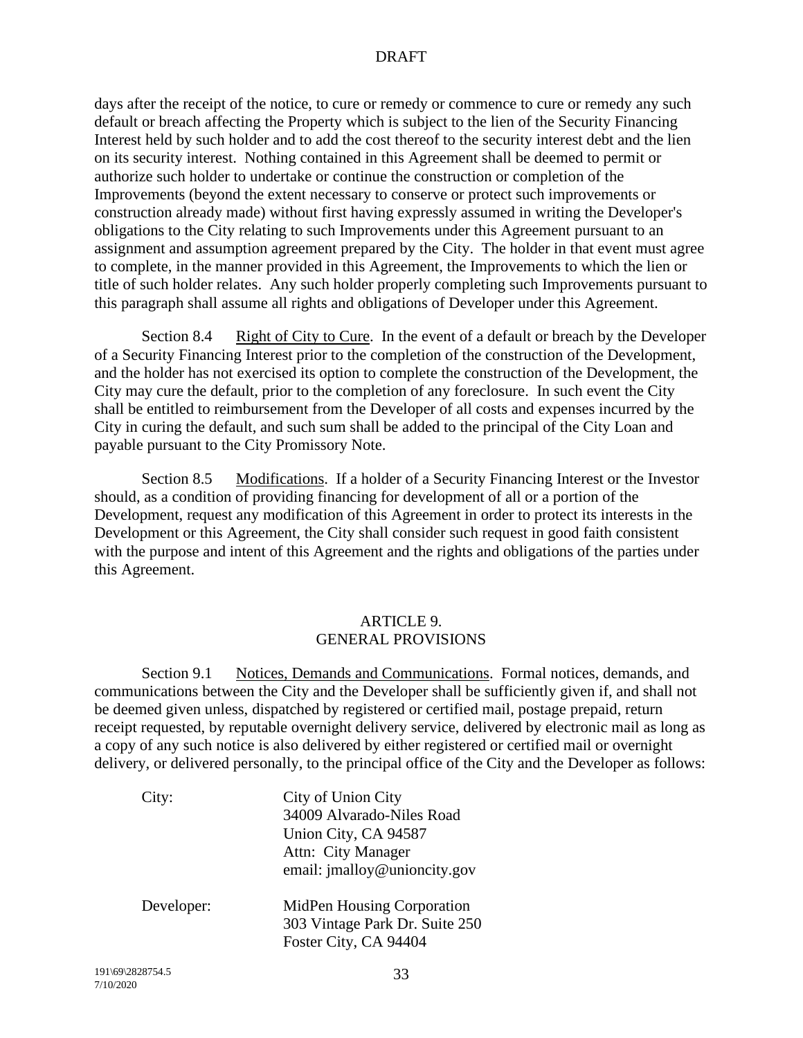days after the receipt of the notice, to cure or remedy or commence to cure or remedy any such default or breach affecting the Property which is subject to the lien of the Security Financing Interest held by such holder and to add the cost thereof to the security interest debt and the lien on its security interest. Nothing contained in this Agreement shall be deemed to permit or authorize such holder to undertake or continue the construction or completion of the Improvements (beyond the extent necessary to conserve or protect such improvements or construction already made) without first having expressly assumed in writing the Developer's obligations to the City relating to such Improvements under this Agreement pursuant to an assignment and assumption agreement prepared by the City. The holder in that event must agree to complete, in the manner provided in this Agreement, the Improvements to which the lien or title of such holder relates. Any such holder properly completing such Improvements pursuant to this paragraph shall assume all rights and obligations of Developer under this Agreement.

Section 8.4 Right of City to Cure. In the event of a default or breach by the Developer of a Security Financing Interest prior to the completion of the construction of the Development, and the holder has not exercised its option to complete the construction of the Development, the City may cure the default, prior to the completion of any foreclosure. In such event the City shall be entitled to reimbursement from the Developer of all costs and expenses incurred by the City in curing the default, and such sum shall be added to the principal of the City Loan and payable pursuant to the City Promissory Note.

Section 8.5 Modifications. If a holder of a Security Financing Interest or the Investor should, as a condition of providing financing for development of all or a portion of the Development, request any modification of this Agreement in order to protect its interests in the Development or this Agreement, the City shall consider such request in good faith consistent with the purpose and intent of this Agreement and the rights and obligations of the parties under this Agreement.

## ARTICLE 9.
## GENERAL PROVISIONS

Section 9.1 Notices, Demands and Communications. Formal notices, demands, and communications between the City and the Developer shall be sufficiently given if, and shall not be deemed given unless, dispatched by registered or certified mail, postage prepaid, return receipt requested, by reputable overnight delivery service, delivered by electronic mail as long as a copy of any such notice is also delivered by either registered or certified mail or overnight delivery, or delivered personally, to the principal office of the City and the Developer as follows:

City:
City of Union City
34009 Alvarado-Niles Road
Union City, CA 94587
Attn: City Manager
email: jmalloy@unioncity.gov

Developer:
MidPen Housing Corporation
303 Vintage Park Dr. Suite 250
Foster City, CA 94404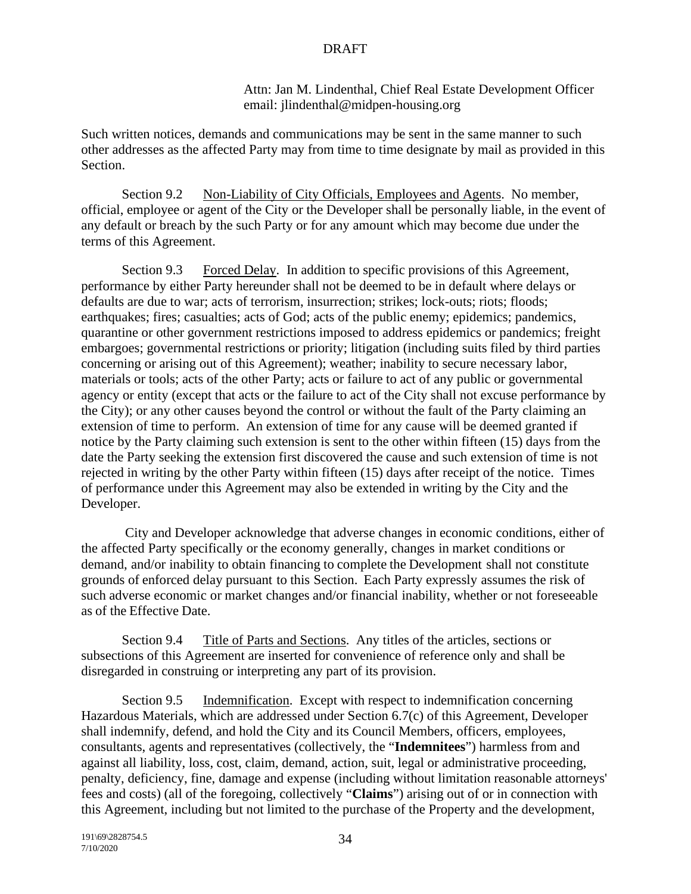Attn: Jan M. Lindenthal, Chief Real Estate Development Officer
email: jlindenthal@midpen-housing.org

Such written notices, demands and communications may be sent in the same manner to such other addresses as the affected Party may from time to time designate by mail as provided in this Section.

Section 9.2 Non-Liability of City Officials, Employees and Agents. No member, official, employee or agent of the City or the Developer shall be personally liable, in the event of any default or breach by the such Party or for any amount which may become due under the terms of this Agreement.

Section 9.3 Forced Delay. In addition to specific provisions of this Agreement, performance by either Party hereunder shall not be deemed to be in default where delays or defaults are due to war; acts of terrorism, insurrection; strikes; lock-outs; riots; floods; earthquakes; fires; casualties; acts of God; acts of the public enemy; epidemics; pandemics, quarantine or other government restrictions imposed to address epidemics or pandemics; freight embargoes; governmental restrictions or priority; litigation (including suits filed by third parties concerning or arising out of this Agreement); weather; inability to secure necessary labor, materials or tools; acts of the other Party; acts or failure to act of any public or governmental agency or entity (except that acts or the failure to act of the City shall not excuse performance by the City); or any other causes beyond the control or without the fault of the Party claiming an extension of time to perform. An extension of time for any cause will be deemed granted if notice by the Party claiming such extension is sent to the other within fifteen (15) days from the date the Party seeking the extension first discovered the cause and such extension of time is not rejected in writing by the other Party within fifteen (15) days after receipt of the notice. Times of performance under this Agreement may also be extended in writing by the City and the Developer.

City and Developer acknowledge that adverse changes in economic conditions, either of the affected Party specifically or the economy generally, changes in market conditions or demand, and/or inability to obtain financing to complete the Development shall not constitute grounds of enforced delay pursuant to this Section. Each Party expressly assumes the risk of such adverse economic or market changes and/or financial inability, whether or not foreseeable as of the Effective Date.

Section 9.4 Title of Parts and Sections. Any titles of the articles, sections or subsections of this Agreement are inserted for convenience of reference only and shall be disregarded in construing or interpreting any part of its provision.

Section 9.5 Indemnification. Except with respect to indemnification concerning Hazardous Materials, which are addressed under Section 6.7(c) of this Agreement, Developer shall indemnify, defend, and hold the City and its Council Members, officers, employees, consultants, agents and representatives (collectively, the "**Indemnitees**") harmless from and against all liability, loss, cost, claim, demand, action, suit, legal or administrative proceeding, penalty, deficiency, fine, damage and expense (including without limitation reasonable attorneys' fees and costs) (all of the foregoing, collectively "**Claims**") arising out of or in connection with this Agreement, including but not limited to the purchase of the Property and the development,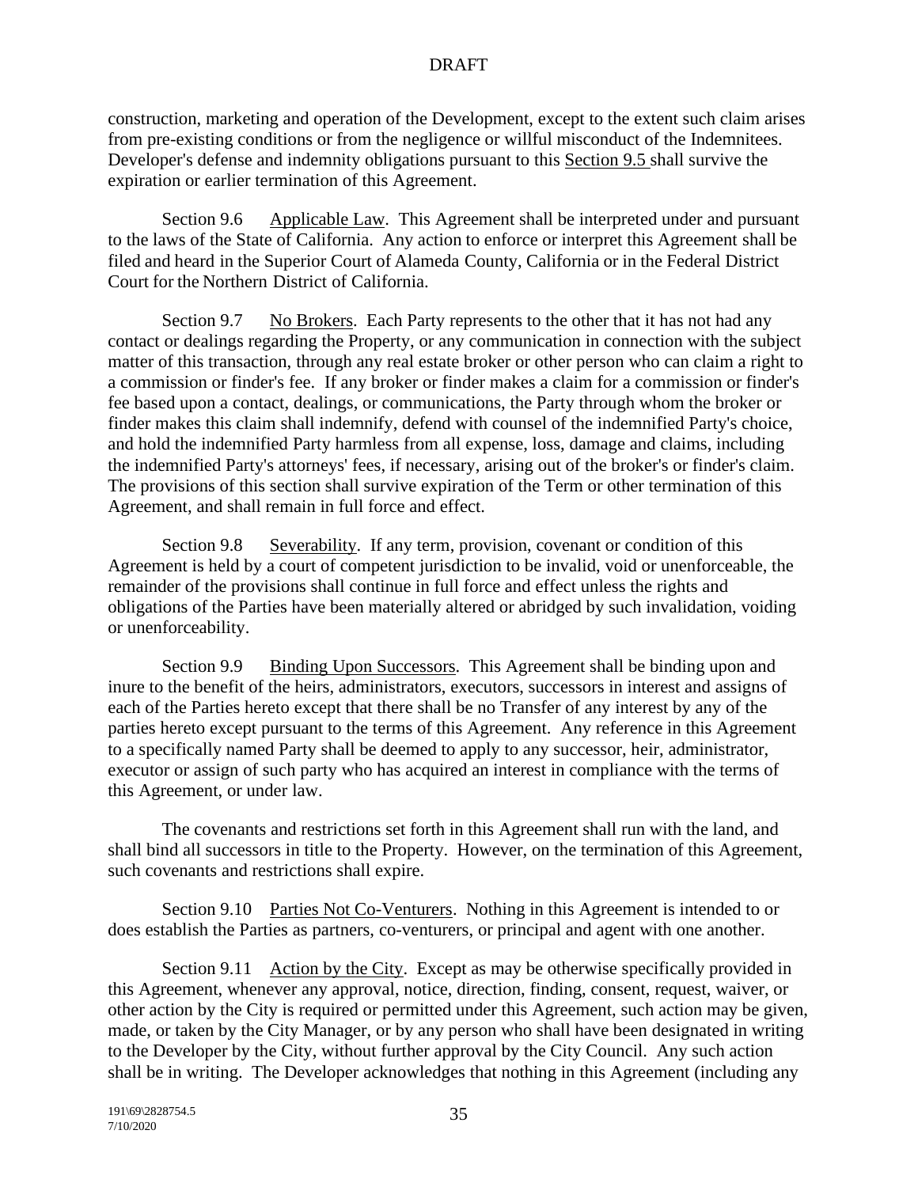construction, marketing and operation of the Development, except to the extent such claim arises from pre-existing conditions or from the negligence or willful misconduct of the Indemnitees. Developer's defense and indemnity obligations pursuant to this Section 9.5 shall survive the expiration or earlier termination of this Agreement.

Section 9.6 Applicable Law. This Agreement shall be interpreted under and pursuant to the laws of the State of California. Any action to enforce or interpret this Agreement shall be filed and heard in the Superior Court of Alameda County, California or in the Federal District Court for the Northern District of California.

Section 9.7 No Brokers. Each Party represents to the other that it has not had any contact or dealings regarding the Property, or any communication in connection with the subject matter of this transaction, through any real estate broker or other person who can claim a right to a commission or finder's fee. If any broker or finder makes a claim for a commission or finder's fee based upon a contact, dealings, or communications, the Party through whom the broker or finder makes this claim shall indemnify, defend with counsel of the indemnified Party's choice, and hold the indemnified Party harmless from all expense, loss, damage and claims, including the indemnified Party's attorneys' fees, if necessary, arising out of the broker's or finder's claim. The provisions of this section shall survive expiration of the Term or other termination of this Agreement, and shall remain in full force and effect.

Section 9.8 Severability. If any term, provision, covenant or condition of this Agreement is held by a court of competent jurisdiction to be invalid, void or unenforceable, the remainder of the provisions shall continue in full force and effect unless the rights and obligations of the Parties have been materially altered or abridged by such invalidation, voiding or unenforceability.

Section 9.9 Binding Upon Successors. This Agreement shall be binding upon and inure to the benefit of the heirs, administrators, executors, successors in interest and assigns of each of the Parties hereto except that there shall be no Transfer of any interest by any of the parties hereto except pursuant to the terms of this Agreement. Any reference in this Agreement to a specifically named Party shall be deemed to apply to any successor, heir, administrator, executor or assign of such party who has acquired an interest in compliance with the terms of this Agreement, or under law.

The covenants and restrictions set forth in this Agreement shall run with the land, and shall bind all successors in title to the Property. However, on the termination of this Agreement, such covenants and restrictions shall expire.

Section 9.10 Parties Not Co-Venturers. Nothing in this Agreement is intended to or does establish the Parties as partners, co-venturers, or principal and agent with one another.

Section 9.11 Action by the City. Except as may be otherwise specifically provided in this Agreement, whenever any approval, notice, direction, finding, consent, request, waiver, or other action by the City is required or permitted under this Agreement, such action may be given, made, or taken by the City Manager, or by any person who shall have been designated in writing to the Developer by the City, without further approval by the City Council. Any such action shall be in writing. The Developer acknowledges that nothing in this Agreement (including any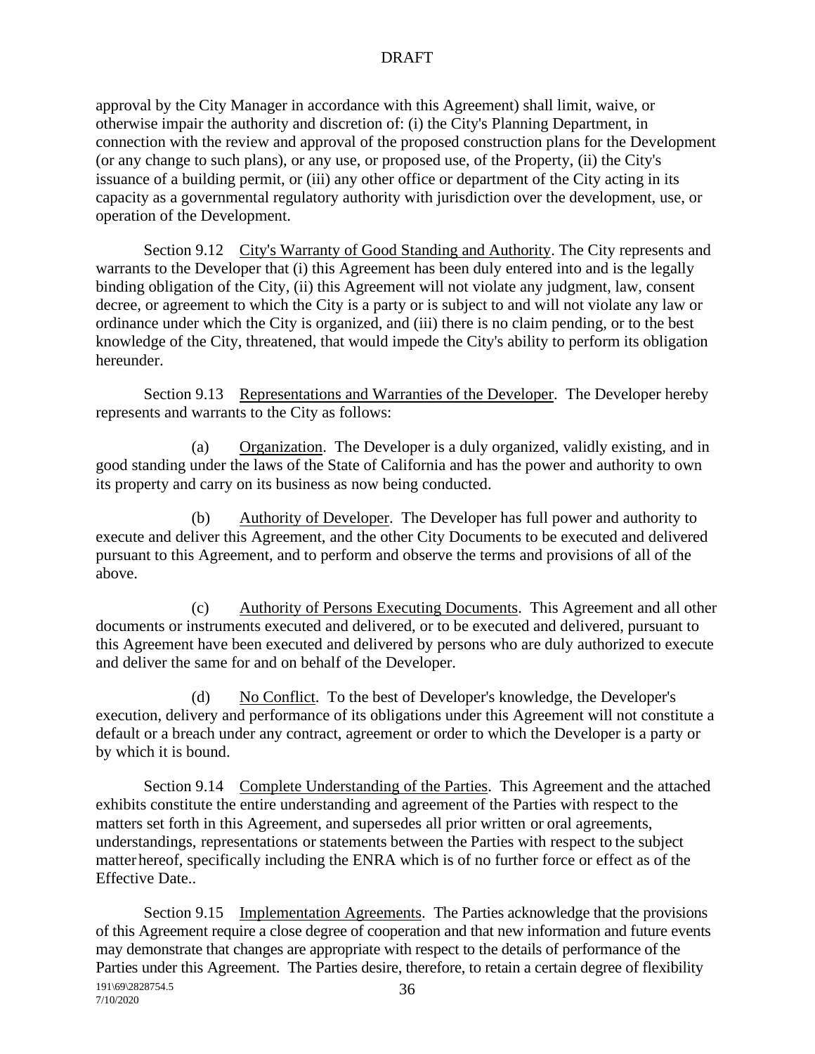approval by the City Manager in accordance with this Agreement) shall limit, waive, or otherwise impair the authority and discretion of: (i) the City's Planning Department, in connection with the review and approval of the proposed construction plans for the Development (or any change to such plans), or any use, or proposed use, of the Property, (ii) the City's issuance of a building permit, or (iii) any other office or department of the City acting in its capacity as a governmental regulatory authority with jurisdiction over the development, use, or operation of the Development.

Section 9.12 City's Warranty of Good Standing and Authority. The City represents and warrants to the Developer that (i) this Agreement has been duly entered into and is the legally binding obligation of the City, (ii) this Agreement will not violate any judgment, law, consent decree, or agreement to which the City is a party or is subject to and will not violate any law or ordinance under which the City is organized, and (iii) there is no claim pending, or to the best knowledge of the City, threatened, that would impede the City's ability to perform its obligation hereunder.

Section 9.13 Representations and Warranties of the Developer. The Developer hereby represents and warrants to the City as follows:

(a) Organization. The Developer is a duly organized, validly existing, and in good standing under the laws of the State of California and has the power and authority to own its property and carry on its business as now being conducted.

(b) Authority of Developer. The Developer has full power and authority to execute and deliver this Agreement, and the other City Documents to be executed and delivered pursuant to this Agreement, and to perform and observe the terms and provisions of all of the above.

(c) Authority of Persons Executing Documents. This Agreement and all other documents or instruments executed and delivered, or to be executed and delivered, pursuant to this Agreement have been executed and delivered by persons who are duly authorized to execute and deliver the same for and on behalf of the Developer.

(d) No Conflict. To the best of Developer's knowledge, the Developer's execution, delivery and performance of its obligations under this Agreement will not constitute a default or a breach under any contract, agreement or order to which the Developer is a party or by which it is bound.

Section 9.14 Complete Understanding of the Parties. This Agreement and the attached exhibits constitute the entire understanding and agreement of the Parties with respect to the matters set forth in this Agreement, and supersedes all prior written or oral agreements, understandings, representations or statements between the Parties with respect to the subject matter hereof, specifically including the ENRA which is of no further force or effect as of the Effective Date..

Section 9.15 Implementation Agreements. The Parties acknowledge that the provisions of this Agreement require a close degree of cooperation and that new information and future events may demonstrate that changes are appropriate with respect to the details of performance of the Parties under this Agreement. The Parties desire, therefore, to retain a certain degree of flexibility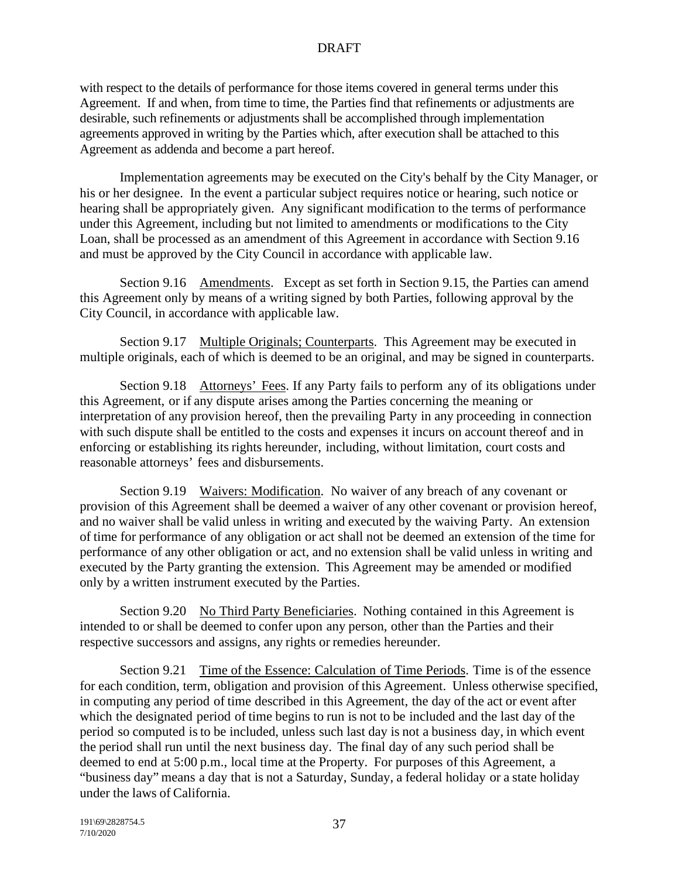with respect to the details of performance for those items covered in general terms under this Agreement. If and when, from time to time, the Parties find that refinements or adjustments are desirable, such refinements or adjustments shall be accomplished through implementation agreements approved in writing by the Parties which, after execution shall be attached to this Agreement as addenda and become a part hereof.

Implementation agreements may be executed on the City's behalf by the City Manager, or his or her designee. In the event a particular subject requires notice or hearing, such notice or hearing shall be appropriately given. Any significant modification to the terms of performance under this Agreement, including but not limited to amendments or modifications to the City Loan, shall be processed as an amendment of this Agreement in accordance with Section 9.16 and must be approved by the City Council in accordance with applicable law.

Section 9.16 Amendments. Except as set forth in Section 9.15, the Parties can amend this Agreement only by means of a writing signed by both Parties, following approval by the City Council, in accordance with applicable law.

Section 9.17 Multiple Originals; Counterparts. This Agreement may be executed in multiple originals, each of which is deemed to be an original, and may be signed in counterparts.

Section 9.18 Attorneys' Fees. If any Party fails to perform any of its obligations under this Agreement, or if any dispute arises among the Parties concerning the meaning or interpretation of any provision hereof, then the prevailing Party in any proceeding in connection with such dispute shall be entitled to the costs and expenses it incurs on account thereof and in enforcing or establishing its rights hereunder, including, without limitation, court costs and reasonable attorneys' fees and disbursements.

Section 9.19 Waivers: Modification. No waiver of any breach of any covenant or provision of this Agreement shall be deemed a waiver of any other covenant or provision hereof, and no waiver shall be valid unless in writing and executed by the waiving Party. An extension of time for performance of any obligation or act shall not be deemed an extension of the time for performance of any other obligation or act, and no extension shall be valid unless in writing and executed by the Party granting the extension. This Agreement may be amended or modified only by a written instrument executed by the Parties.

Section 9.20 No Third Party Beneficiaries. Nothing contained in this Agreement is intended to or shall be deemed to confer upon any person, other than the Parties and their respective successors and assigns, any rights or remedies hereunder.

Section 9.21 Time of the Essence: Calculation of Time Periods. Time is of the essence for each condition, term, obligation and provision of this Agreement. Unless otherwise specified, in computing any period of time described in this Agreement, the day of the act or event after which the designated period of time begins to run is not to be included and the last day of the period so computed is to be included, unless such last day is not a business day, in which event the period shall run until the next business day. The final day of any such period shall be deemed to end at 5:00 p.m., local time at the Property. For purposes of this Agreement, a "business day" means a day that is not a Saturday, Sunday, a federal holiday or a state holiday under the laws of California.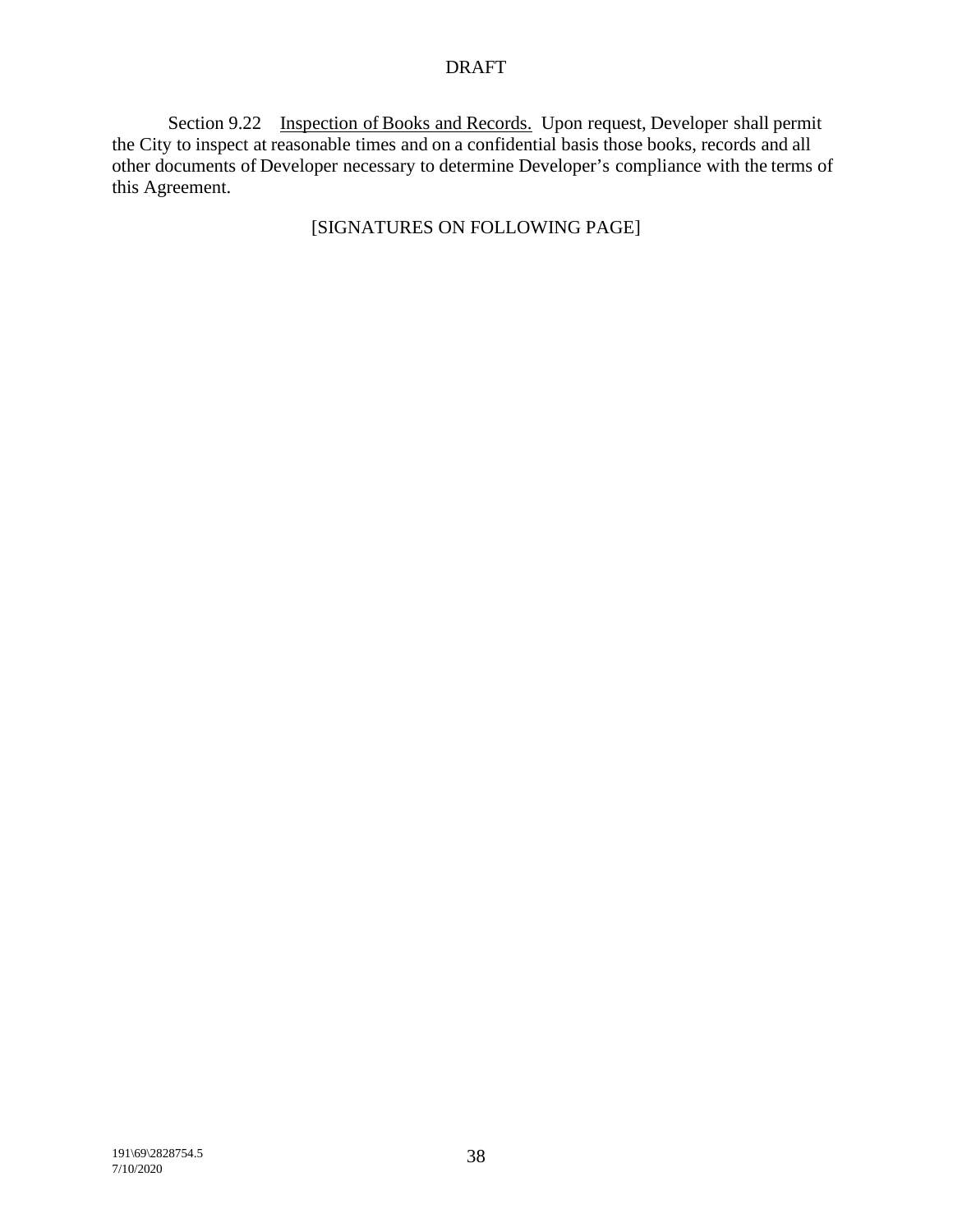DRAFT

Section 9.22 Inspection of Books and Records. Upon request, Developer shall permit the City to inspect at reasonable times and on a confidential basis those books, records and all other documents of Developer necessary to determine Developer's compliance with the terms of this Agreement.

[SIGNATURES ON FOLLOWING PAGE]

191\69\2828754.5
7/10/2020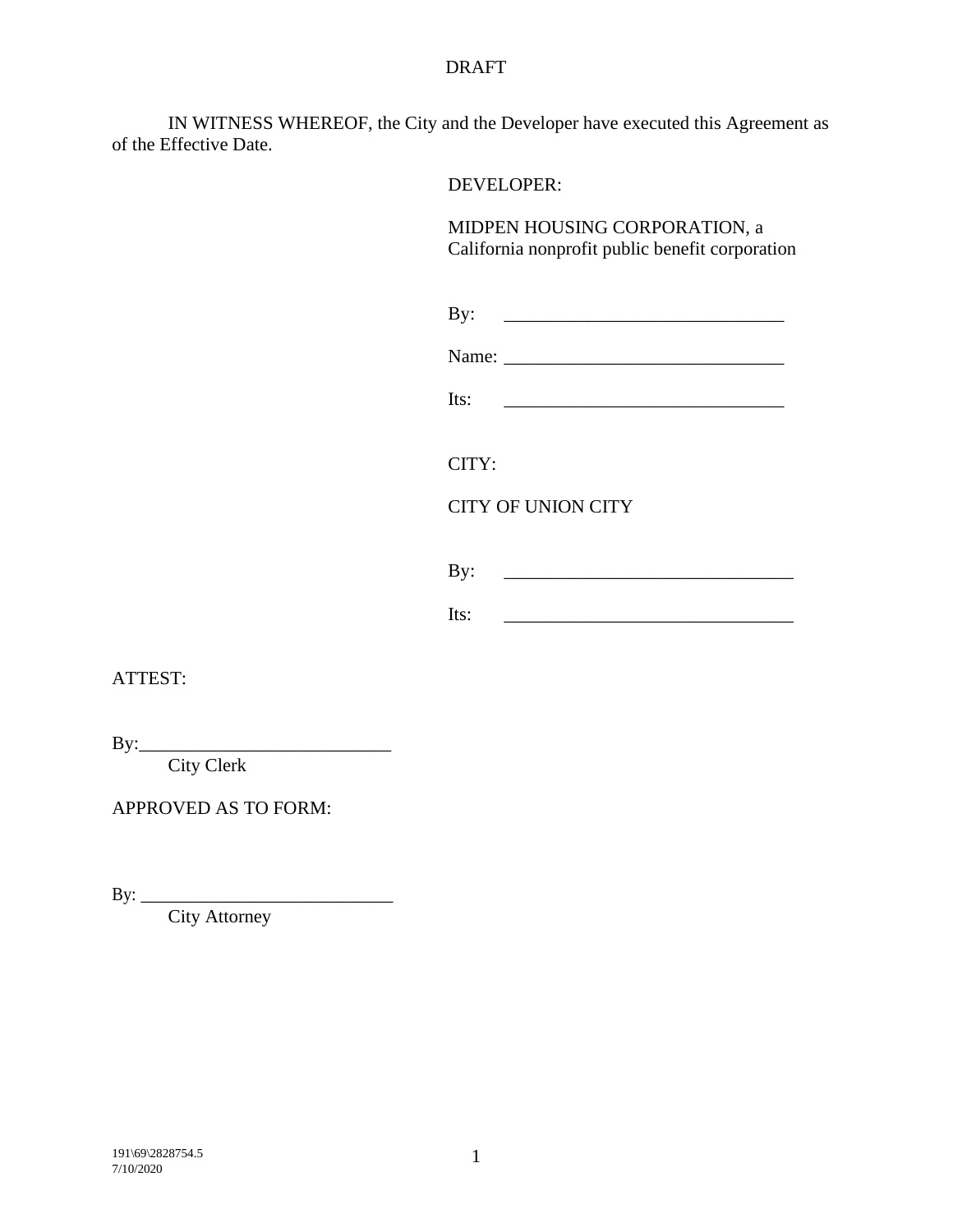DRAFT

IN WITNESS WHEREOF, the City and the Developer have executed this Agreement as of the Effective Date.

DEVELOPER:

MIDPEN HOUSING CORPORATION, a California nonprofit public benefit corporation

By: ______________________________

Name: ______________________________

Its: ______________________________

CITY:

CITY OF UNION CITY

By: ______________________________

Its: ______________________________

ATTEST:

By:___________________________
City Clerk

APPROVED AS TO FORM:

By: ___________________________
City Attorney

191\69\2828754.5
7/10/2020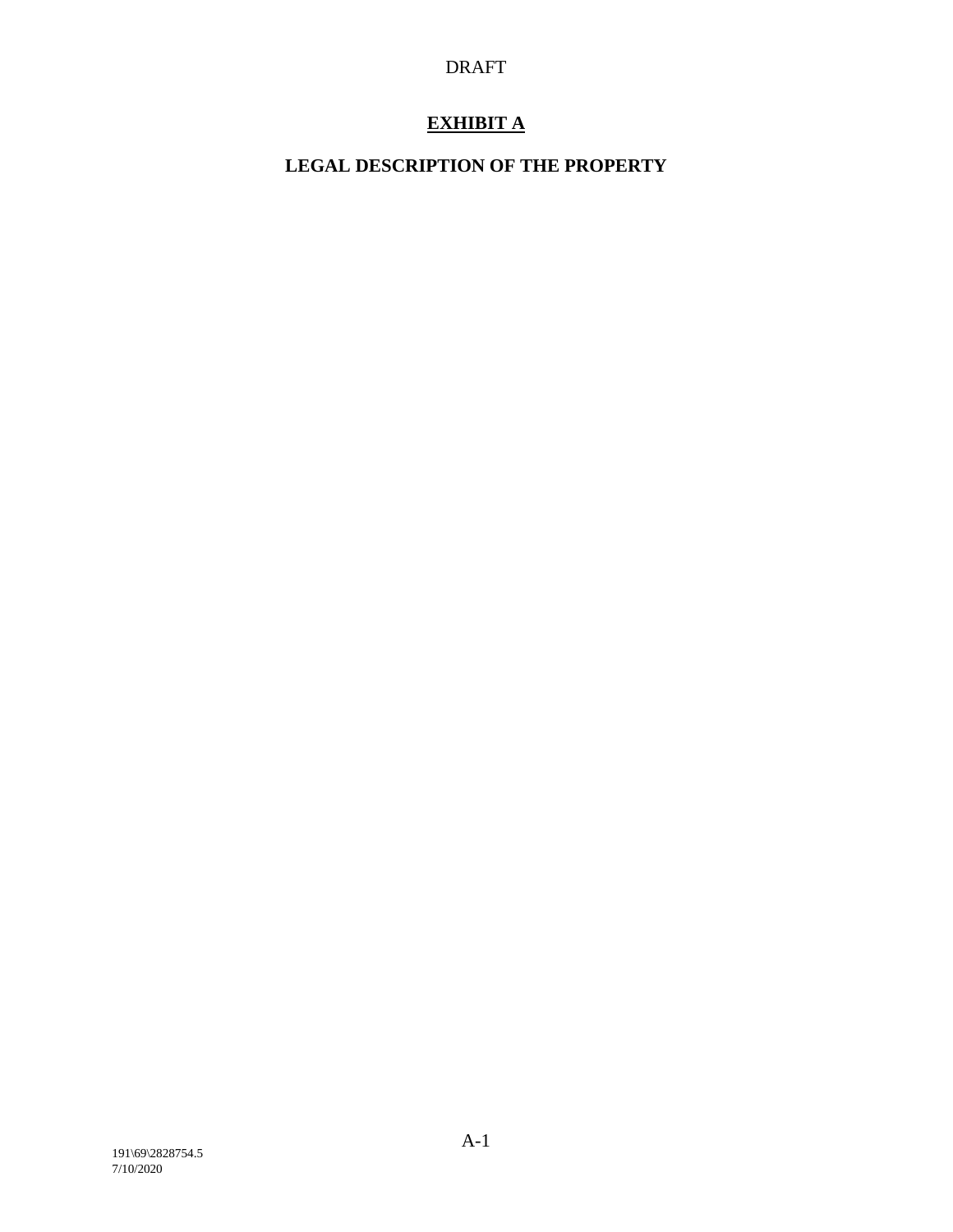DRAFT

# EXHIBIT A

## LEGAL DESCRIPTION OF THE PROPERTY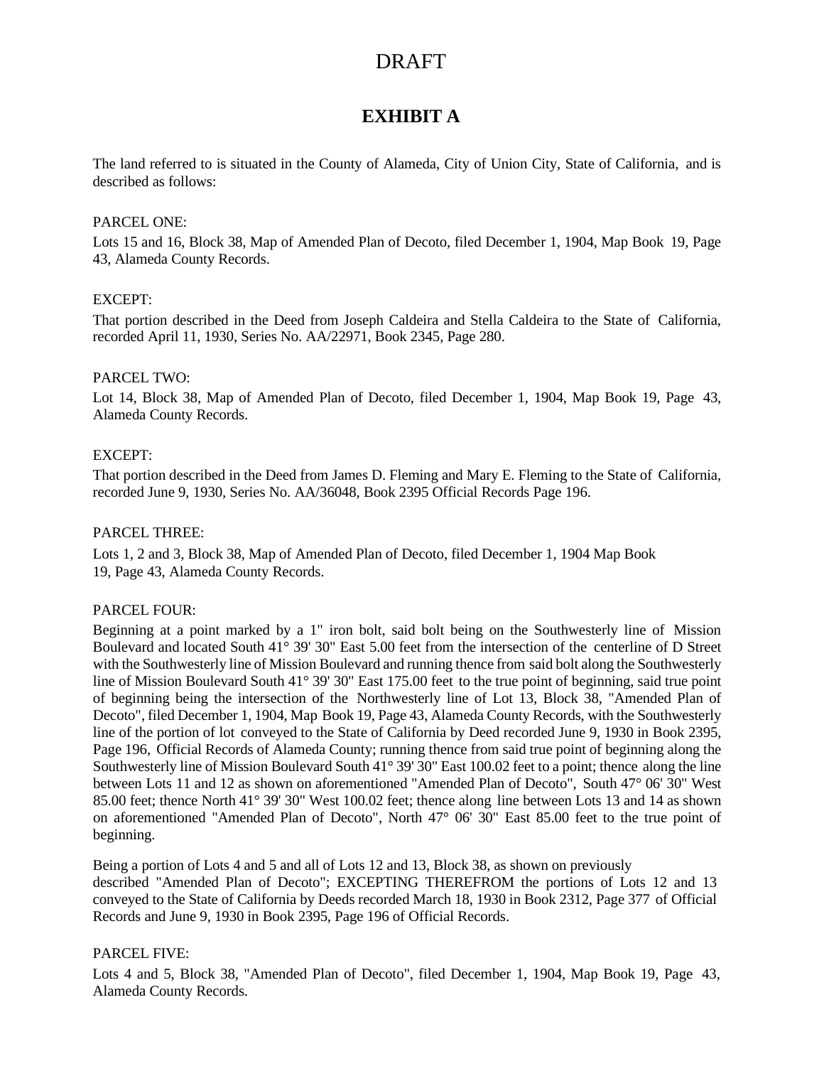DRAFT

# EXHIBIT A

The land referred to is situated in the County of Alameda, City of Union City, State of California, and is described as follows:

PARCEL ONE:

Lots 15 and 16, Block 38, Map of Amended Plan of Decoto, filed December 1, 1904, Map Book 19, Page 43, Alameda County Records.

EXCEPT:

That portion described in the Deed from Joseph Caldeira and Stella Caldeira to the State of California, recorded April 11, 1930, Series No. AA/22971, Book 2345, Page 280.

PARCEL TWO:

Lot 14, Block 38, Map of Amended Plan of Decoto, filed December 1, 1904, Map Book 19, Page 43, Alameda County Records.

EXCEPT:

That portion described in the Deed from James D. Fleming and Mary E. Fleming to the State of California, recorded June 9, 1930, Series No. AA/36048, Book 2395 Official Records Page 196.

PARCEL THREE:

Lots 1, 2 and 3, Block 38, Map of Amended Plan of Decoto, filed December 1, 1904 Map Book 19, Page 43, Alameda County Records.

PARCEL FOUR:

Beginning at a point marked by a 1" iron bolt, said bolt being on the Southwesterly line of Mission Boulevard and located South 41° 39' 30" East 5.00 feet from the intersection of the centerline of D Street with the Southwesterly line of Mission Boulevard and running thence from said bolt along the Southwesterly line of Mission Boulevard South 41° 39' 30" East 175.00 feet to the true point of beginning, said true point of beginning being the intersection of the Northwesterly line of Lot 13, Block 38, "Amended Plan of Decoto", filed December 1, 1904, Map Book 19, Page 43, Alameda County Records, with the Southwesterly line of the portion of lot conveyed to the State of California by Deed recorded June 9, 1930 in Book 2395, Page 196, Official Records of Alameda County; running thence from said true point of beginning along the Southwesterly line of Mission Boulevard South 41° 39' 30" East 100.02 feet to a point; thence along the line between Lots 11 and 12 as shown on aforementioned "Amended Plan of Decoto", South 47° 06' 30" West 85.00 feet; thence North 41° 39' 30" West 100.02 feet; thence along line between Lots 13 and 14 as shown on aforementioned "Amended Plan of Decoto", North 47° 06' 30" East 85.00 feet to the true point of beginning.

Being a portion of Lots 4 and 5 and all of Lots 12 and 13, Block 38, as shown on previously described "Amended Plan of Decoto"; EXCEPTING THEREFROM the portions of Lots 12 and 13 conveyed to the State of California by Deeds recorded March 18, 1930 in Book 2312, Page 377 of Official Records and June 9, 1930 in Book 2395, Page 196 of Official Records.

PARCEL FIVE:

Lots 4 and 5, Block 38, "Amended Plan of Decoto", filed December 1, 1904, Map Book 19, Page 43, Alameda County Records.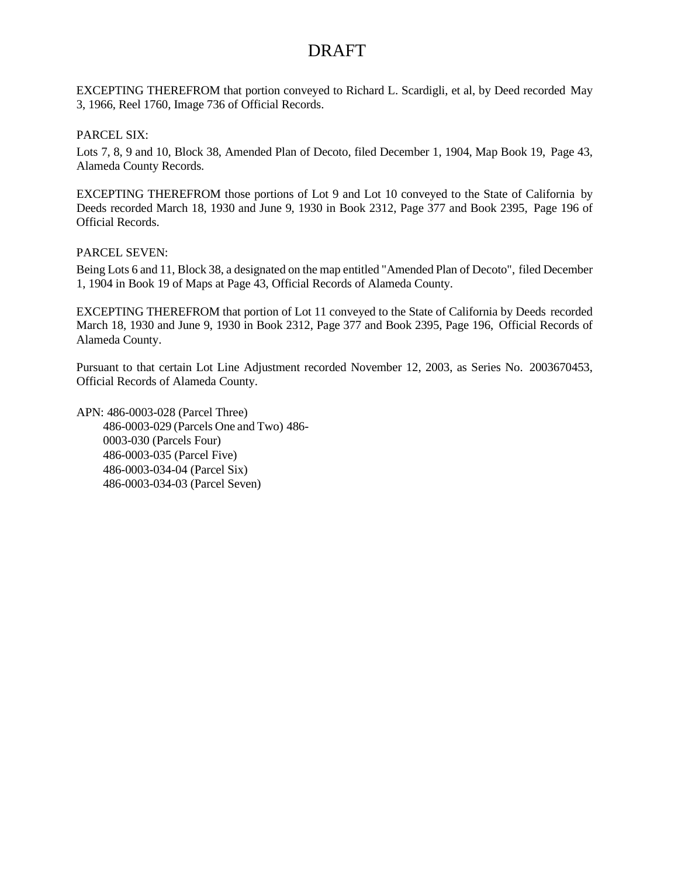# DRAFT

EXCEPTING THEREFROM that portion conveyed to Richard L. Scardigli, et al, by Deed recorded May 3, 1966, Reel 1760, Image 736 of Official Records.

PARCEL SIX:

Lots 7, 8, 9 and 10, Block 38, Amended Plan of Decoto, filed December 1, 1904, Map Book 19, Page 43, Alameda County Records.

EXCEPTING THEREFROM those portions of Lot 9 and Lot 10 conveyed to the State of California by Deeds recorded March 18, 1930 and June 9, 1930 in Book 2312, Page 377 and Book 2395, Page 196 of Official Records.

PARCEL SEVEN:

Being Lots 6 and 11, Block 38, a designated on the map entitled "Amended Plan of Decoto", filed December 1, 1904 in Book 19 of Maps at Page 43, Official Records of Alameda County.

EXCEPTING THEREFROM that portion of Lot 11 conveyed to the State of California by Deeds recorded March 18, 1930 and June 9, 1930 in Book 2312, Page 377 and Book 2395, Page 196, Official Records of Alameda County.

Pursuant to that certain Lot Line Adjustment recorded November 12, 2003, as Series No. 2003670453, Official Records of Alameda County.

APN: 486-0003-028 (Parcel Three)
486-0003-029 (Parcels One and Two) 486-0003-030 (Parcels Four)
486-0003-035 (Parcel Five)
486-0003-034-04 (Parcel Six)
486-0003-034-03 (Parcel Seven)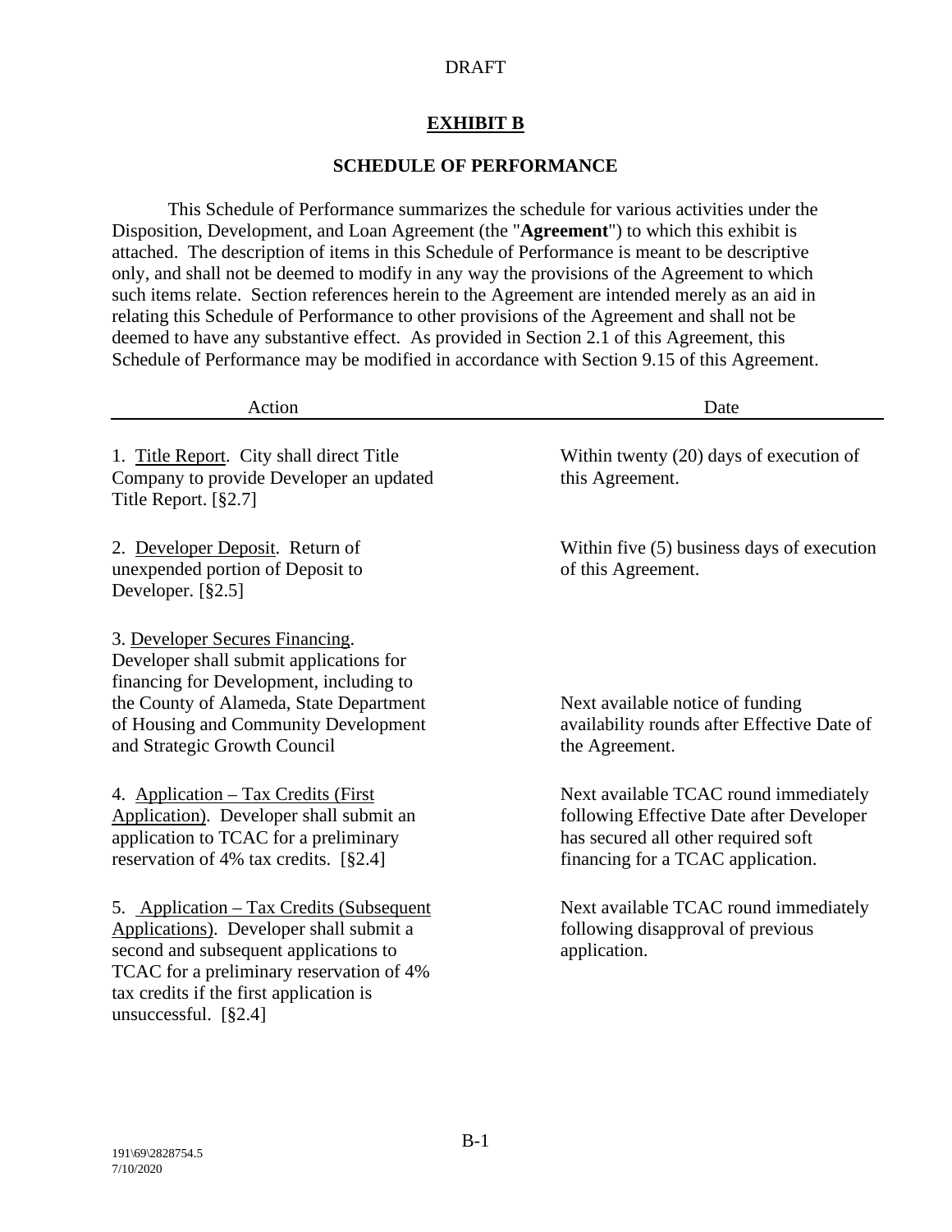DRAFT

# EXHIBIT B

## SCHEDULE OF PERFORMANCE

This Schedule of Performance summarizes the schedule for various activities under the Disposition, Development, and Loan Agreement (the "**Agreement**") to which this exhibit is attached. The description of items in this Schedule of Performance is meant to be descriptive only, and shall not be deemed to modify in any way the provisions of the Agreement to which such items relate. Section references herein to the Agreement are intended merely as an aid in relating this Schedule of Performance to other provisions of the Agreement and shall not be deemed to have any substantive effect. As provided in Section 2.1 of this Agreement, this Schedule of Performance may be modified in accordance with Section 9.15 of this Agreement.

| Action | Date |
|---|---|
| 1. Title Report. City shall direct Title Company to provide Developer an updated Title Report. [§2.7] | Within twenty (20) days of execution of this Agreement. |
| 2. Developer Deposit. Return of unexpended portion of Deposit to Developer. [§2.5] | Within five (5) business days of execution of this Agreement. |
| 3. Developer Secures Financing. Developer shall submit applications for financing for Development, including to the County of Alameda, State Department of Housing and Community Development and Strategic Growth Council | Next available notice of funding availability rounds after Effective Date of the Agreement. |
| 4. Application – Tax Credits (First Application). Developer shall submit an application to TCAC for a preliminary reservation of 4% tax credits. [§2.4] | Next available TCAC round immediately following Effective Date after Developer has secured all other required soft financing for a TCAC application. |
| 5. Application – Tax Credits (Subsequent Applications). Developer shall submit a second and subsequent applications to TCAC for a preliminary reservation of 4% tax credits if the first application is unsuccessful. [§2.4] | Next available TCAC round immediately following disapproval of previous application. |

191\69\2828754.5
7/10/2020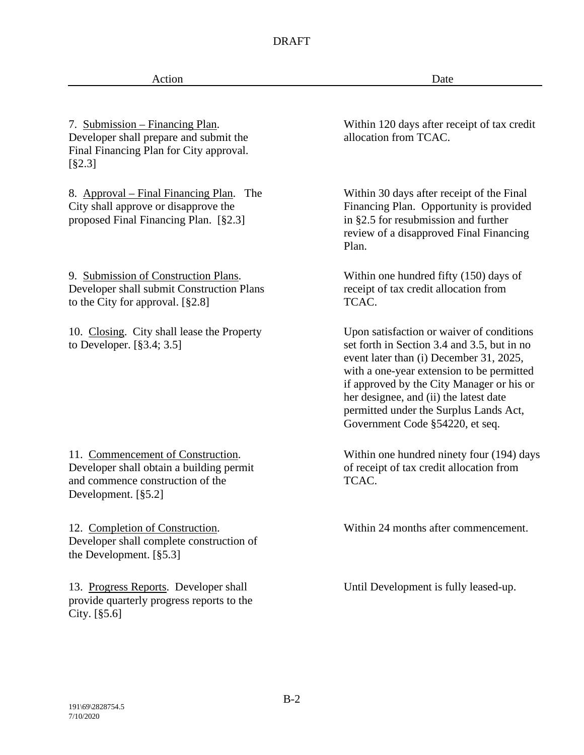DRAFT

| Action | Date |
|---|---|
| 7. <u>Submission – Financing Plan</u>. Developer shall prepare and submit the Final Financing Plan for City approval. [§2.3] | Within 120 days after receipt of tax credit allocation from TCAC. |
| 8. <u>Approval – Final Financing Plan</u>. The City shall approve or disapprove the proposed Final Financing Plan. [§2.3] | Within 30 days after receipt of the Final Financing Plan. Opportunity is provided in §2.5 for resubmission and further review of a disapproved Final Financing Plan. |
| 9. <u>Submission of Construction Plans</u>. Developer shall submit Construction Plans to the City for approval. [§2.8] | Within one hundred fifty (150) days of receipt of tax credit allocation from TCAC. |
| 10. <u>Closing</u>. City shall lease the Property to Developer. [§3.4; 3.5] | Upon satisfaction or waiver of conditions set forth in Section 3.4 and 3.5, but in no event later than (i) December 31, 2025, with a one-year extension to be permitted if approved by the City Manager or his or her designee, and (ii) the latest date permitted under the Surplus Lands Act, Government Code §54220, et seq. |
| 11. <u>Commencement of Construction</u>. Developer shall obtain a building permit and commence construction of the Development. [§5.2] | Within one hundred ninety four (194) days of receipt of tax credit allocation from TCAC. |
| 12. <u>Completion of Construction</u>. Developer shall complete construction of the Development. [§5.3] | Within 24 months after commencement. |
| 13. <u>Progress Reports</u>. Developer shall provide quarterly progress reports to the City. [§5.6] | Until Development is fully leased-up. |

191\69\2828754.5
7/10/2020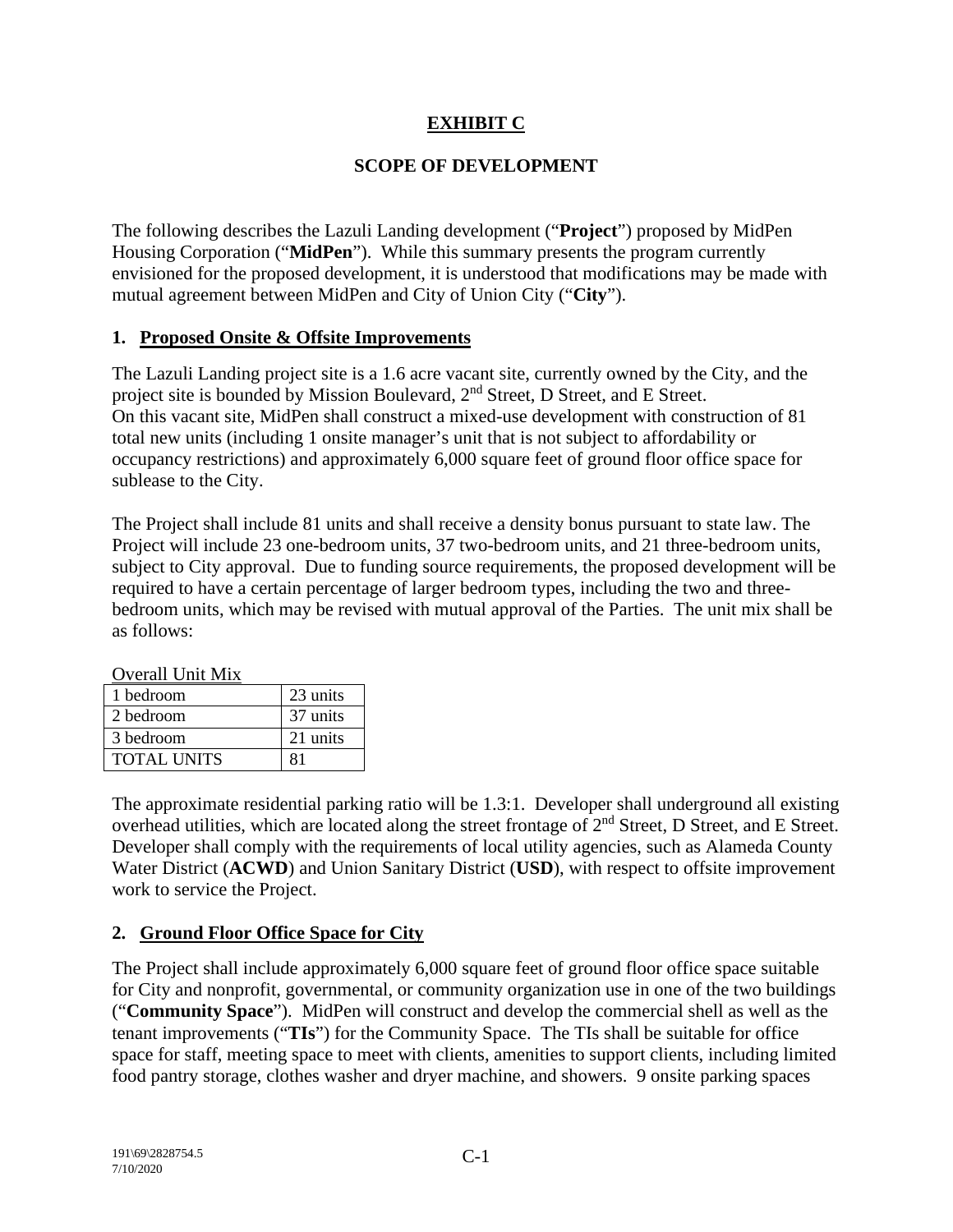# EXHIBIT C

## SCOPE OF DEVELOPMENT

The following describes the Lazuli Landing development ("**Project**") proposed by MidPen Housing Corporation ("**MidPen**"). While this summary presents the program currently envisioned for the proposed development, it is understood that modifications may be made with mutual agreement between MidPen and City of Union City ("**City**").

### 1. Proposed Onsite & Offsite Improvements

The Lazuli Landing project site is a 1.6 acre vacant site, currently owned by the City, and the project site is bounded by Mission Boulevard, 2nd Street, D Street, and E Street. On this vacant site, MidPen shall construct a mixed-use development with construction of 81 total new units (including 1 onsite manager's unit that is not subject to affordability or occupancy restrictions) and approximately 6,000 square feet of ground floor office space for sublease to the City.

The Project shall include 81 units and shall receive a density bonus pursuant to state law. The Project will include 23 one-bedroom units, 37 two-bedroom units, and 21 three-bedroom units, subject to City approval. Due to funding source requirements, the proposed development will be required to have a certain percentage of larger bedroom types, including the two and three-bedroom units, which may be revised with mutual approval of the Parties. The unit mix shall be as follows:

Overall Unit Mix

| | |
|---|---|
| 1 bedroom | 23 units |
| 2 bedroom | 37 units |
| 3 bedroom | 21 units |
| TOTAL UNITS | 81 |

The approximate residential parking ratio will be 1.3:1. Developer shall underground all existing overhead utilities, which are located along the street frontage of 2nd Street, D Street, and E Street. Developer shall comply with the requirements of local utility agencies, such as Alameda County Water District (**ACWD**) and Union Sanitary District (**USD**), with respect to offsite improvement work to service the Project.

### 2. Ground Floor Office Space for City

The Project shall include approximately 6,000 square feet of ground floor office space suitable for City and nonprofit, governmental, or community organization use in one of the two buildings ("**Community Space**"). MidPen will construct and develop the commercial shell as well as the tenant improvements ("**TIs**") for the Community Space. The TIs shall be suitable for office space for staff, meeting space to meet with clients, amenities to support clients, including limited food pantry storage, clothes washer and dryer machine, and showers. 9 onsite parking spaces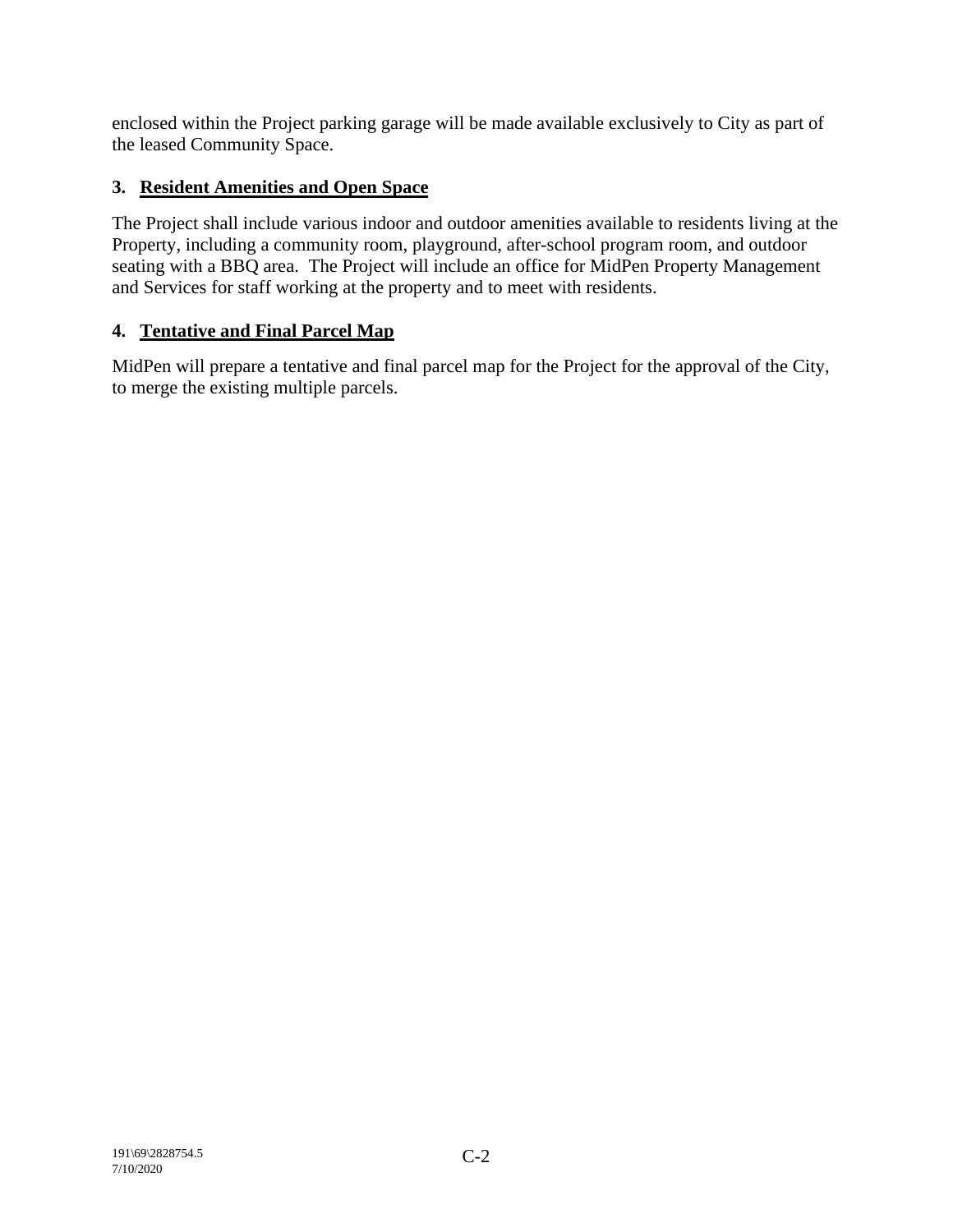enclosed within the Project parking garage will be made available exclusively to City as part of the leased Community Space.

### 3. Resident Amenities and Open Space

The Project shall include various indoor and outdoor amenities available to residents living at the Property, including a community room, playground, after-school program room, and outdoor seating with a BBQ area. The Project will include an office for MidPen Property Management and Services for staff working at the property and to meet with residents.

### 4. Tentative and Final Parcel Map

MidPen will prepare a tentative and final parcel map for the Project for the approval of the City, to merge the existing multiple parcels.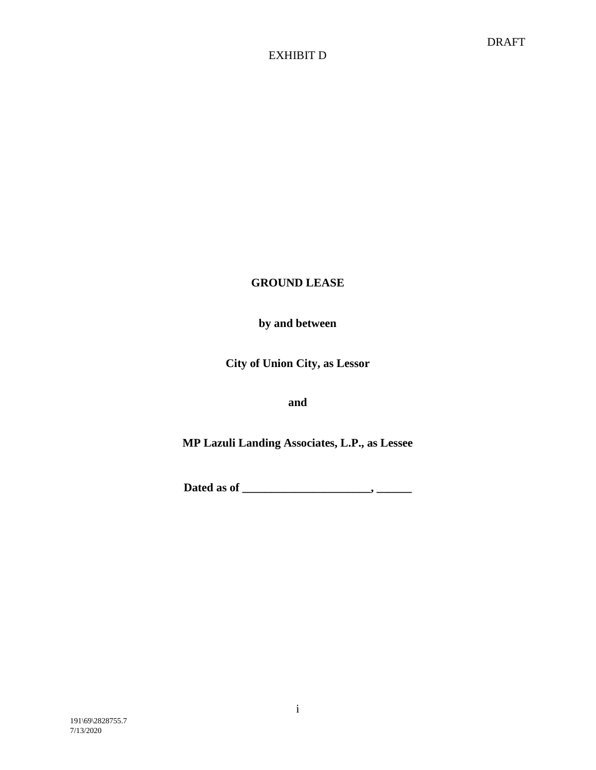DRAFT

EXHIBIT D

**GROUND LEASE**

**by and between**

**City of Union City, as Lessor**

**and**

**MP Lazuli Landing Associates, L.P., as Lessee**

**Dated as of ______________________, ______**

191\69\2828755.7
7/13/2020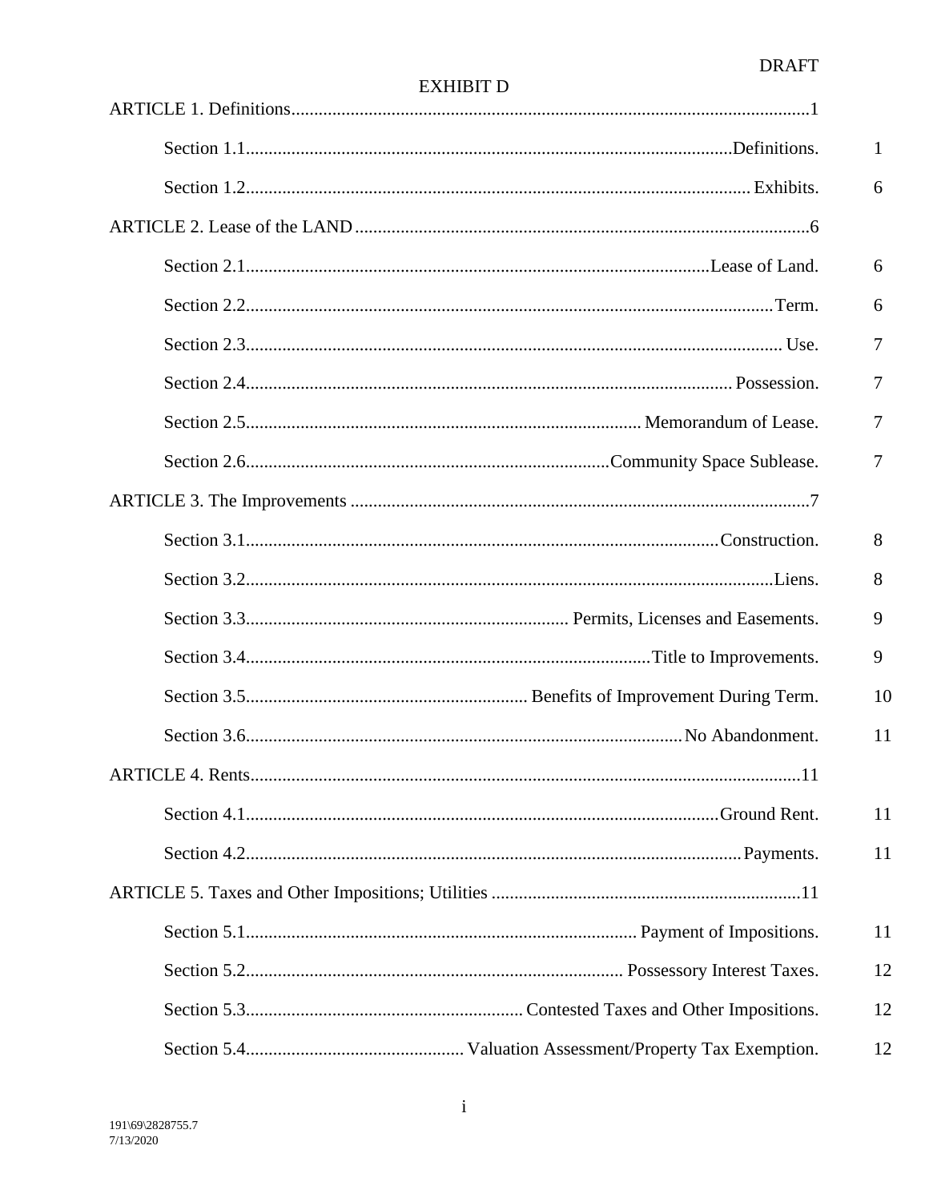DRAFT

# EXHIBIT D

ARTICLE 1. Definitions ........................................................ 1

- Section 1.1 ........................................................ Definitions. 1
- Section 1.2 ........................................................ Exhibits. 6

ARTICLE 2. Lease of the LAND ........................................................ 6

- Section 2.1 ........................................................ Lease of Land. 6
- Section 2.2 ........................................................ Term. 6
- Section 2.3 ........................................................ Use. 7
- Section 2.4 ........................................................ Possession. 7
- Section 2.5 ........................................................ Memorandum of Lease. 7
- Section 2.6 ........................................................ Community Space Sublease. 7

ARTICLE 3. The Improvements ........................................................ 7

- Section 3.1 ........................................................ Construction. 8
- Section 3.2 ........................................................ Liens. 8
- Section 3.3 ........................................................ Permits, Licenses and Easements. 9
- Section 3.4 ........................................................ Title to Improvements. 9
- Section 3.5 ........................................................ Benefits of Improvement During Term. 10
- Section 3.6 ........................................................ No Abandonment. 11

ARTICLE 4. Rents ........................................................ 11

- Section 4.1 ........................................................ Ground Rent. 11
- Section 4.2 ........................................................ Payments. 11

ARTICLE 5. Taxes and Other Impositions; Utilities ........................................................ 11

- Section 5.1 ........................................................ Payment of Impositions. 11
- Section 5.2 ........................................................ Possessory Interest Taxes. 12
- Section 5.3 ........................................................ Contested Taxes and Other Impositions. 12
- Section 5.4 ........................................................ Valuation Assessment/Property Tax Exemption. 12

191\69\2828755.7
7/13/2020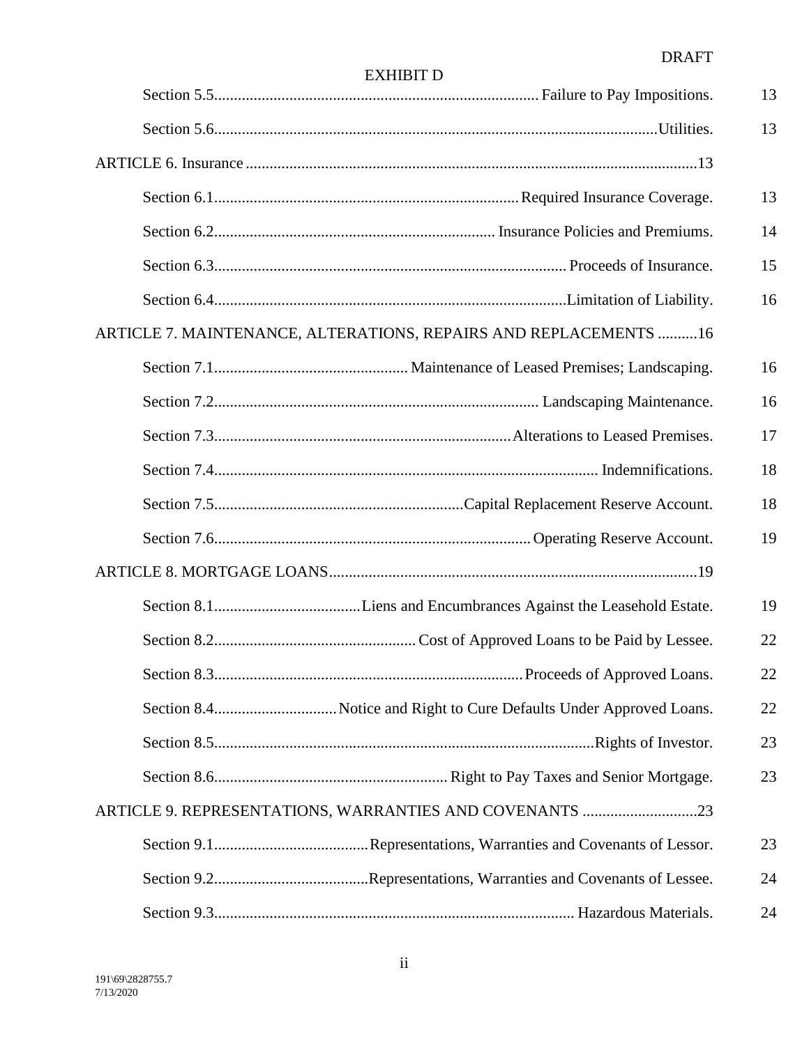DRAFT

EXHIBIT D

| | |
|---|---|
| Section 5.5 Failure to Pay Impositions. | 13 |
| Section 5.6 Utilities. | 13 |
| ARTICLE 6. Insurance | 13 |
| Section 6.1 Required Insurance Coverage. | 13 |
| Section 6.2 Insurance Policies and Premiums. | 14 |
| Section 6.3 Proceeds of Insurance. | 15 |
| Section 6.4 Limitation of Liability. | 16 |
| ARTICLE 7. MAINTENANCE, ALTERATIONS, REPAIRS AND REPLACEMENTS | 16 |
| Section 7.1 Maintenance of Leased Premises; Landscaping. | 16 |
| Section 7.2 Landscaping Maintenance. | 16 |
| Section 7.3 Alterations to Leased Premises. | 17 |
| Section 7.4 Indemnifications. | 18 |
| Section 7.5 Capital Replacement Reserve Account. | 18 |
| Section 7.6 Operating Reserve Account. | 19 |
| ARTICLE 8. MORTGAGE LOANS | 19 |
| Section 8.1 Liens and Encumbrances Against the Leasehold Estate. | 19 |
| Section 8.2 Cost of Approved Loans to be Paid by Lessee. | 22 |
| Section 8.3 Proceeds of Approved Loans. | 22 |
| Section 8.4 Notice and Right to Cure Defaults Under Approved Loans. | 22 |
| Section 8.5 Rights of Investor. | 23 |
| Section 8.6 Right to Pay Taxes and Senior Mortgage. | 23 |
| ARTICLE 9. REPRESENTATIONS, WARRANTIES AND COVENANTS | 23 |
| Section 9.1 Representations, Warranties and Covenants of Lessor. | 23 |
| Section 9.2 Representations, Warranties and Covenants of Lessee. | 24 |
| Section 9.3 Hazardous Materials. | 24 |

191\69\2828755.7
7/13/2020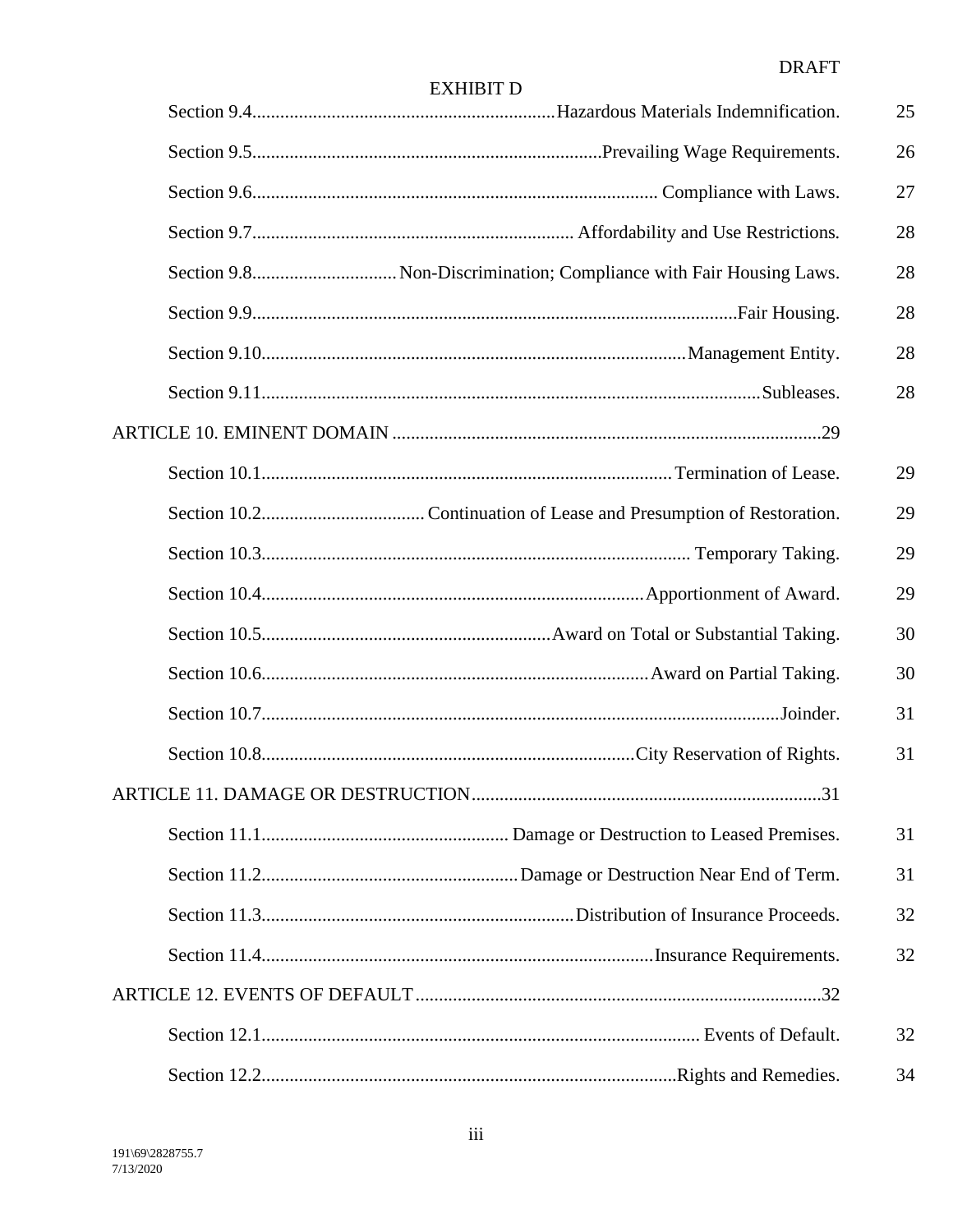DRAFT

EXHIBIT D

| | | |
|---|---|---|
| Section 9.4 | Hazardous Materials Indemnification. | 25 |
| Section 9.5 | Prevailing Wage Requirements. | 26 |
| Section 9.6 | Compliance with Laws. | 27 |
| Section 9.7 | Affordability and Use Restrictions. | 28 |
| Section 9.8 | Non-Discrimination; Compliance with Fair Housing Laws. | 28 |
| Section 9.9 | Fair Housing. | 28 |
| Section 9.10 | Management Entity. | 28 |
| Section 9.11 | Subleases. | 28 |
| ARTICLE 10. EMINENT DOMAIN | | 29 |
| Section 10.1 | Termination of Lease. | 29 |
| Section 10.2 | Continuation of Lease and Presumption of Restoration. | 29 |
| Section 10.3 | Temporary Taking. | 29 |
| Section 10.4 | Apportionment of Award. | 29 |
| Section 10.5 | Award on Total or Substantial Taking. | 30 |
| Section 10.6 | Award on Partial Taking. | 30 |
| Section 10.7 | Joinder. | 31 |
| Section 10.8 | City Reservation of Rights. | 31 |
| ARTICLE 11. DAMAGE OR DESTRUCTION | | 31 |
| Section 11.1 | Damage or Destruction to Leased Premises. | 31 |
| Section 11.2 | Damage or Destruction Near End of Term. | 31 |
| Section 11.3 | Distribution of Insurance Proceeds. | 32 |
| Section 11.4 | Insurance Requirements. | 32 |
| ARTICLE 12. EVENTS OF DEFAULT | | 32 |
| Section 12.1 | Events of Default. | 32 |
| Section 12.2 | Rights and Remedies. | 34 |

191\69\2828755.7
7/13/2020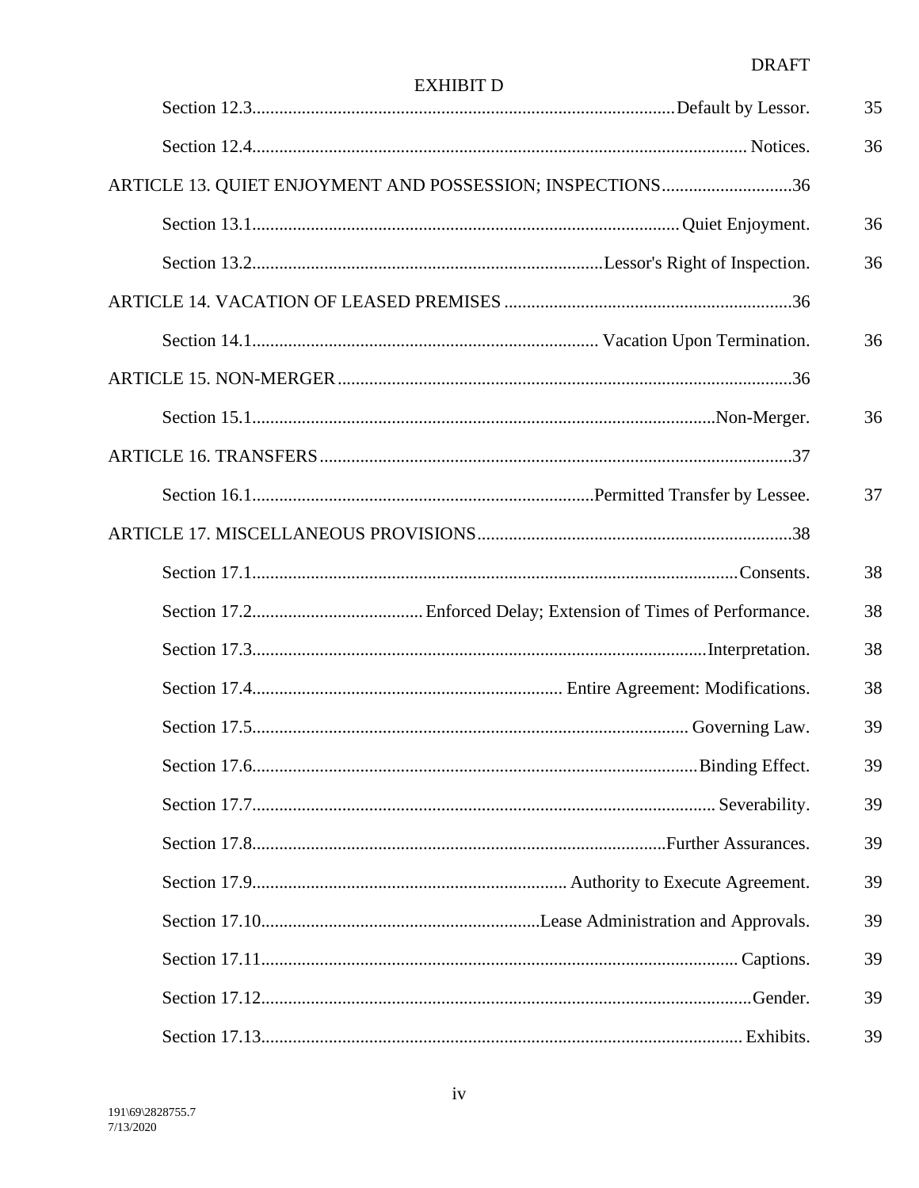EXHIBIT D

Section 12.3. Default by Lessor. 35

Section 12.4. Notices. 36

ARTICLE 13. QUIET ENJOYMENT AND POSSESSION; INSPECTIONS 36

Section 13.1. Quiet Enjoyment. 36

Section 13.2. Lessor's Right of Inspection. 36

ARTICLE 14. VACATION OF LEASED PREMISES 36

Section 14.1. Vacation Upon Termination. 36

ARTICLE 15. NON-MERGER 36

Section 15.1. Non-Merger. 36

ARTICLE 16. TRANSFERS 37

Section 16.1. Permitted Transfer by Lessee. 37

ARTICLE 17. MISCELLANEOUS PROVISIONS 38

Section 17.1. Consents. 38

Section 17.2. Enforced Delay; Extension of Times of Performance. 38

Section 17.3. Interpretation. 38

Section 17.4. Entire Agreement: Modifications. 38

Section 17.5. Governing Law. 39

Section 17.6. Binding Effect. 39

Section 17.7. Severability. 39

Section 17.8. Further Assurances. 39

Section 17.9. Authority to Execute Agreement. 39

Section 17.10. Lease Administration and Approvals. 39

Section 17.11. Captions. 39

Section 17.12. Gender. 39

Section 17.13. Exhibits. 39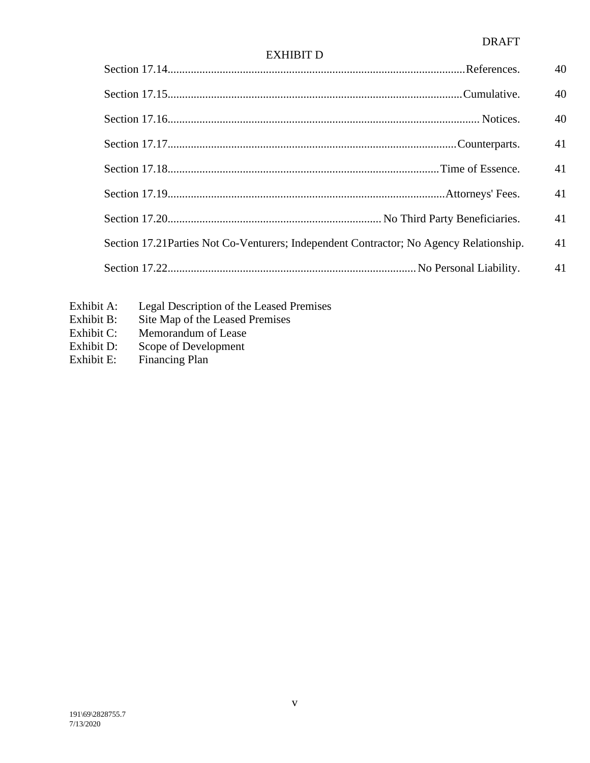DRAFT

EXHIBIT D

| | | |
|---|---|---|
| Section 17.14 | References. | 40 |
| Section 17.15 | Cumulative. | 40 |
| Section 17.16 | Notices. | 40 |
| Section 17.17 | Counterparts. | 41 |
| Section 17.18 | Time of Essence. | 41 |
| Section 17.19 | Attorneys' Fees. | 41 |
| Section 17.20 | No Third Party Beneficiaries. | 41 |
| Section 17.21 | Parties Not Co-Venturers; Independent Contractor; No Agency Relationship. | 41 |
| Section 17.22 | No Personal Liability. | 41 |

Exhibit A: Legal Description of the Leased Premises
Exhibit B: Site Map of the Leased Premises
Exhibit C: Memorandum of Lease
Exhibit D: Scope of Development
Exhibit E: Financing Plan

191\69\2828755.7
7/13/2020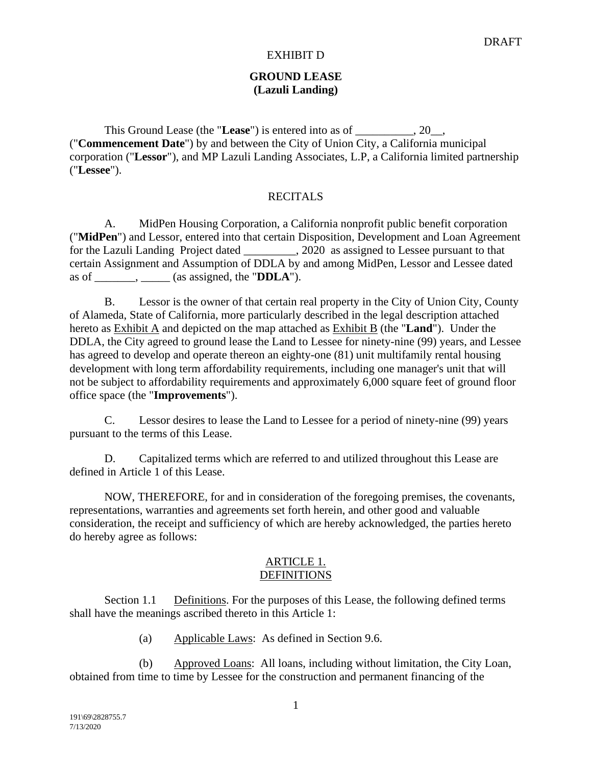DRAFT

EXHIBIT D

**GROUND LEASE**
**(Lazuli Landing)**

This Ground Lease (the "**Lease**") is entered into as of __________, 20__, ("**Commencement Date**") by and between the City of Union City, a California municipal corporation ("**Lessor**"), and MP Lazuli Landing Associates, L.P, a California limited partnership ("**Lessee**").

RECITALS

A. MidPen Housing Corporation, a California nonprofit public benefit corporation ("**MidPen**") and Lessor, entered into that certain Disposition, Development and Loan Agreement for the Lazuli Landing Project dated _________, 2020 as assigned to Lessee pursuant to that certain Assignment and Assumption of DDLA by and among MidPen, Lessor and Lessee dated as of _______, _____ (as assigned, the "**DDLA**").

B. Lessor is the owner of that certain real property in the City of Union City, County of Alameda, State of California, more particularly described in the legal description attached hereto as Exhibit A and depicted on the map attached as Exhibit B (the "**Land**"). Under the DDLA, the City agreed to ground lease the Land to Lessee for ninety-nine (99) years, and Lessee has agreed to develop and operate thereon an eighty-one (81) unit multifamily rental housing development with long term affordability requirements, including one manager's unit that will not be subject to affordability requirements and approximately 6,000 square feet of ground floor office space (the "**Improvements**").

C. Lessor desires to lease the Land to Lessee for a period of ninety-nine (99) years pursuant to the terms of this Lease.

D. Capitalized terms which are referred to and utilized throughout this Lease are defined in Article 1 of this Lease.

NOW, THEREFORE, for and in consideration of the foregoing premises, the covenants, representations, warranties and agreements set forth herein, and other good and valuable consideration, the receipt and sufficiency of which are hereby acknowledged, the parties hereto do hereby agree as follows:

ARTICLE 1.
DEFINITIONS

Section 1.1 Definitions. For the purposes of this Lease, the following defined terms shall have the meanings ascribed thereto in this Article 1:

(a) Applicable Laws: As defined in Section 9.6.

(b) Approved Loans: All loans, including without limitation, the City Loan, obtained from time to time by Lessee for the construction and permanent financing of the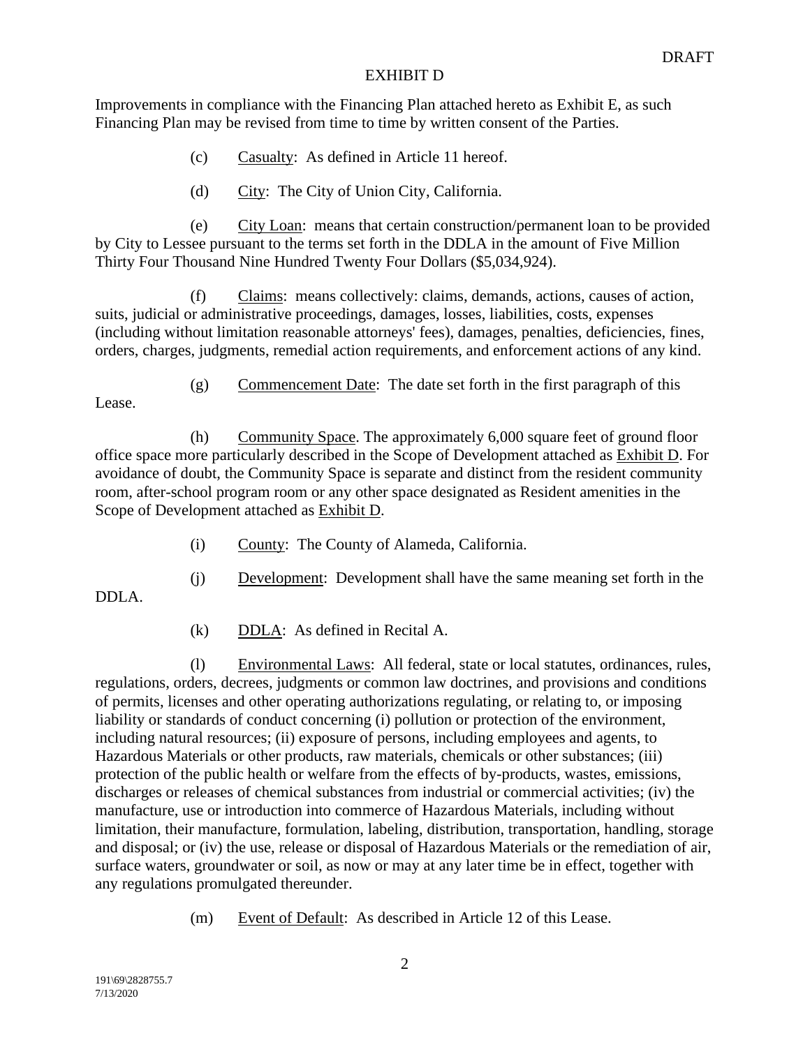Improvements in compliance with the Financing Plan attached hereto as Exhibit E, as such Financing Plan may be revised from time to time by written consent of the Parties.

(c) Casualty: As defined in Article 11 hereof.

(d) City: The City of Union City, California.

(e) City Loan: means that certain construction/permanent loan to be provided by City to Lessee pursuant to the terms set forth in the DDLA in the amount of Five Million Thirty Four Thousand Nine Hundred Twenty Four Dollars ($5,034,924).

(f) Claims: means collectively: claims, demands, actions, causes of action, suits, judicial or administrative proceedings, damages, losses, liabilities, costs, expenses (including without limitation reasonable attorneys' fees), damages, penalties, deficiencies, fines, orders, charges, judgments, remedial action requirements, and enforcement actions of any kind.

(g) Commencement Date: The date set forth in the first paragraph of this Lease.

(h) Community Space. The approximately 6,000 square feet of ground floor office space more particularly described in the Scope of Development attached as Exhibit D. For avoidance of doubt, the Community Space is separate and distinct from the resident community room, after-school program room or any other space designated as Resident amenities in the Scope of Development attached as Exhibit D.

(i) County: The County of Alameda, California.

(j) Development: Development shall have the same meaning set forth in the DDLA.

(k) DDLA: As defined in Recital A.

(l) Environmental Laws: All federal, state or local statutes, ordinances, rules, regulations, orders, decrees, judgments or common law doctrines, and provisions and conditions of permits, licenses and other operating authorizations regulating, or relating to, or imposing liability or standards of conduct concerning (i) pollution or protection of the environment, including natural resources; (ii) exposure of persons, including employees and agents, to Hazardous Materials or other products, raw materials, chemicals or other substances; (iii) protection of the public health or welfare from the effects of by-products, wastes, emissions, discharges or releases of chemical substances from industrial or commercial activities; (iv) the manufacture, use or introduction into commerce of Hazardous Materials, including without limitation, their manufacture, formulation, labeling, distribution, transportation, handling, storage and disposal; or (iv) the use, release or disposal of Hazardous Materials or the remediation of air, surface waters, groundwater or soil, as now or may at any later time be in effect, together with any regulations promulgated thereunder.

(m) Event of Default: As described in Article 12 of this Lease.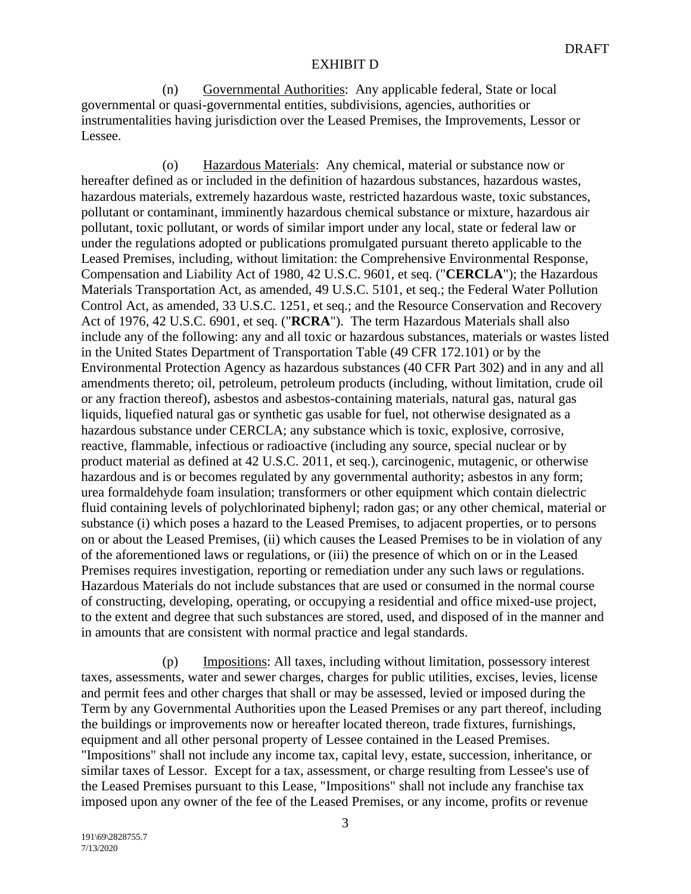DRAFT

EXHIBIT D

(n) Governmental Authorities: Any applicable federal, State or local governmental or quasi-governmental entities, subdivisions, agencies, authorities or instrumentalities having jurisdiction over the Leased Premises, the Improvements, Lessor or Lessee.

(o) Hazardous Materials: Any chemical, material or substance now or hereafter defined as or included in the definition of hazardous substances, hazardous wastes, hazardous materials, extremely hazardous waste, restricted hazardous waste, toxic substances, pollutant or contaminant, imminently hazardous chemical substance or mixture, hazardous air pollutant, toxic pollutant, or words of similar import under any local, state or federal law or under the regulations adopted or publications promulgated pursuant thereto applicable to the Leased Premises, including, without limitation: the Comprehensive Environmental Response, Compensation and Liability Act of 1980, 42 U.S.C. 9601, et seq. ("**CERCLA**"); the Hazardous Materials Transportation Act, as amended, 49 U.S.C. 5101, et seq.; the Federal Water Pollution Control Act, as amended, 33 U.S.C. 1251, et seq.; and the Resource Conservation and Recovery Act of 1976, 42 U.S.C. 6901, et seq. ("**RCRA**"). The term Hazardous Materials shall also include any of the following: any and all toxic or hazardous substances, materials or wastes listed in the United States Department of Transportation Table (49 CFR 172.101) or by the Environmental Protection Agency as hazardous substances (40 CFR Part 302) and in any and all amendments thereto; oil, petroleum, petroleum products (including, without limitation, crude oil or any fraction thereof), asbestos and asbestos-containing materials, natural gas, natural gas liquids, liquefied natural gas or synthetic gas usable for fuel, not otherwise designated as a hazardous substance under CERCLA; any substance which is toxic, explosive, corrosive, reactive, flammable, infectious or radioactive (including any source, special nuclear or by product material as defined at 42 U.S.C. 2011, et seq.), carcinogenic, mutagenic, or otherwise hazardous and is or becomes regulated by any governmental authority; asbestos in any form; urea formaldehyde foam insulation; transformers or other equipment which contain dielectric fluid containing levels of polychlorinated biphenyl; radon gas; or any other chemical, material or substance (i) which poses a hazard to the Leased Premises, to adjacent properties, or to persons on or about the Leased Premises, (ii) which causes the Leased Premises to be in violation of any of the aforementioned laws or regulations, or (iii) the presence of which on or in the Leased Premises requires investigation, reporting or remediation under any such laws or regulations. Hazardous Materials do not include substances that are used or consumed in the normal course of constructing, developing, operating, or occupying a residential and office mixed-use project, to the extent and degree that such substances are stored, used, and disposed of in the manner and in amounts that are consistent with normal practice and legal standards.

(p) Impositions: All taxes, including without limitation, possessory interest taxes, assessments, water and sewer charges, charges for public utilities, excises, levies, license and permit fees and other charges that shall or may be assessed, levied or imposed during the Term by any Governmental Authorities upon the Leased Premises or any part thereof, including the buildings or improvements now or hereafter located thereon, trade fixtures, furnishings, equipment and all other personal property of Lessee contained in the Leased Premises. "Impositions" shall not include any income tax, capital levy, estate, succession, inheritance, or similar taxes of Lessor. Except for a tax, assessment, or charge resulting from Lessee's use of the Leased Premises pursuant to this Lease, "Impositions" shall not include any franchise tax imposed upon any owner of the fee of the Leased Premises, or any income, profits or revenue

191\69\2828755.7
7/13/2020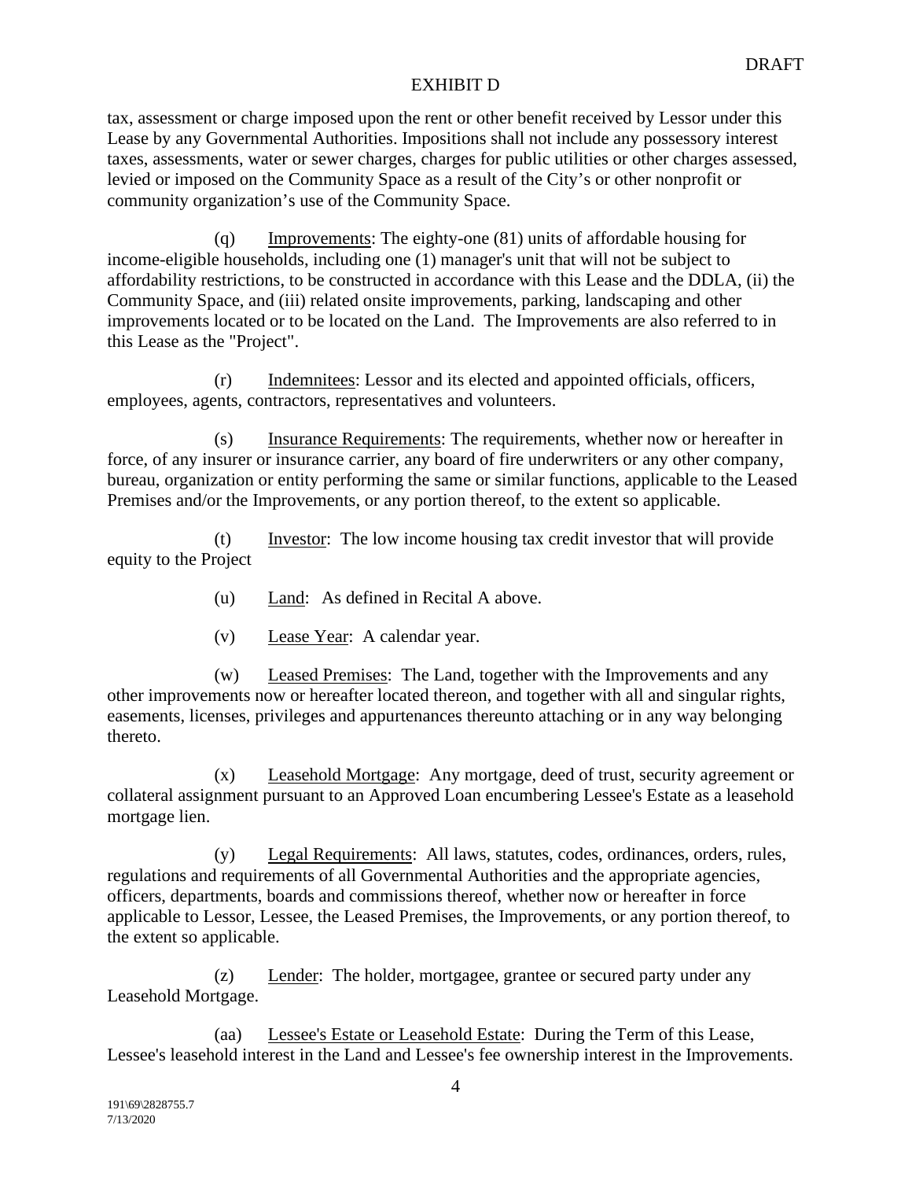tax, assessment or charge imposed upon the rent or other benefit received by Lessor under this Lease by any Governmental Authorities. Impositions shall not include any possessory interest taxes, assessments, water or sewer charges, charges for public utilities or other charges assessed, levied or imposed on the Community Space as a result of the City's or other nonprofit or community organization's use of the Community Space.

(q) Improvements: The eighty-one (81) units of affordable housing for income-eligible households, including one (1) manager's unit that will not be subject to affordability restrictions, to be constructed in accordance with this Lease and the DDLA, (ii) the Community Space, and (iii) related onsite improvements, parking, landscaping and other improvements located or to be located on the Land. The Improvements are also referred to in this Lease as the "Project".

(r) Indemnitees: Lessor and its elected and appointed officials, officers, employees, agents, contractors, representatives and volunteers.

(s) Insurance Requirements: The requirements, whether now or hereafter in force, of any insurer or insurance carrier, any board of fire underwriters or any other company, bureau, organization or entity performing the same or similar functions, applicable to the Leased Premises and/or the Improvements, or any portion thereof, to the extent so applicable.

(t) Investor: The low income housing tax credit investor that will provide equity to the Project

(u) Land: As defined in Recital A above.

(v) Lease Year: A calendar year.

(w) Leased Premises: The Land, together with the Improvements and any other improvements now or hereafter located thereon, and together with all and singular rights, easements, licenses, privileges and appurtenances thereunto attaching or in any way belonging thereto.

(x) Leasehold Mortgage: Any mortgage, deed of trust, security agreement or collateral assignment pursuant to an Approved Loan encumbering Lessee's Estate as a leasehold mortgage lien.

(y) Legal Requirements: All laws, statutes, codes, ordinances, orders, rules, regulations and requirements of all Governmental Authorities and the appropriate agencies, officers, departments, boards and commissions thereof, whether now or hereafter in force applicable to Lessor, Lessee, the Leased Premises, the Improvements, or any portion thereof, to the extent so applicable.

(z) Lender: The holder, mortgagee, grantee or secured party under any Leasehold Mortgage.

(aa) Lessee's Estate or Leasehold Estate: During the Term of this Lease, Lessee's leasehold interest in the Land and Lessee's fee ownership interest in the Improvements.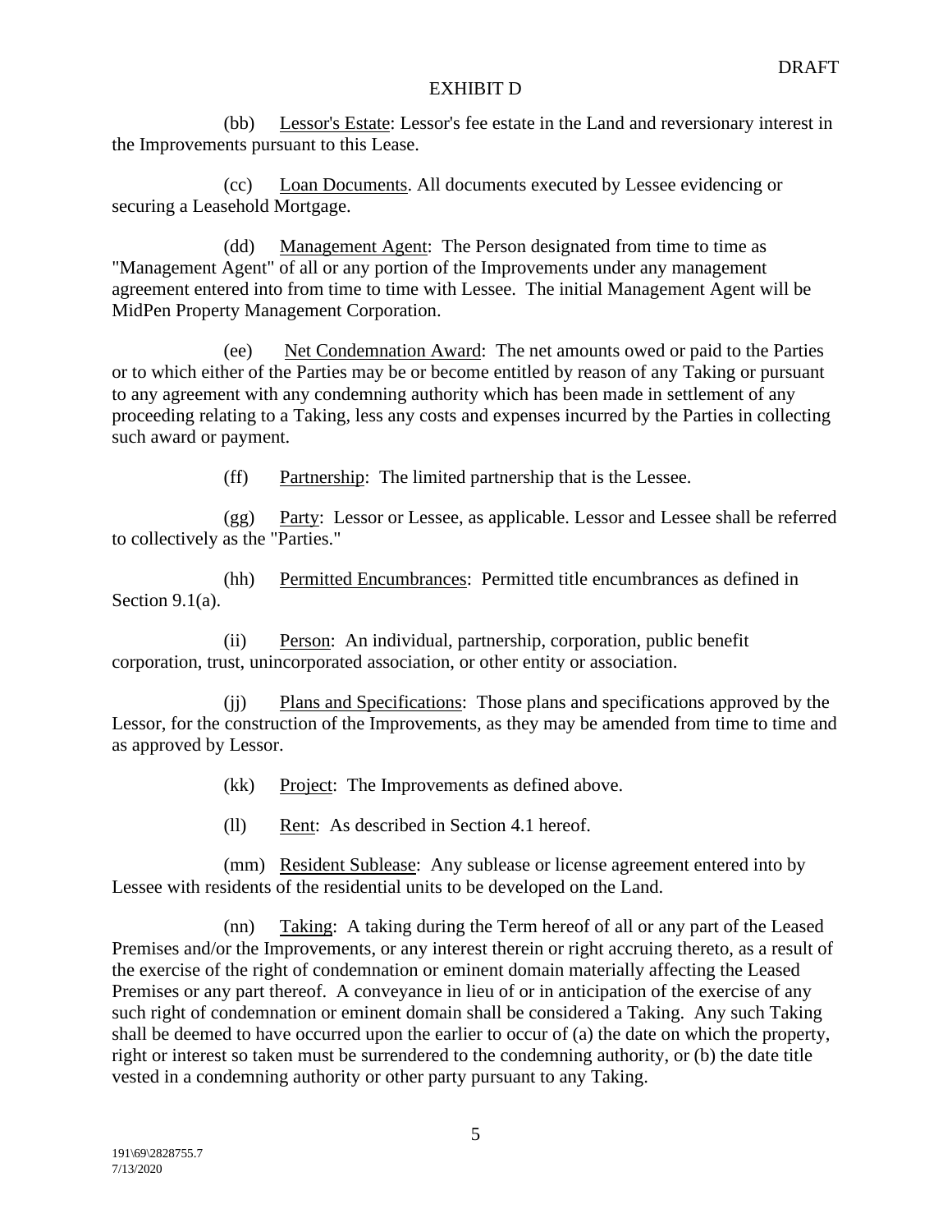EXHIBIT D

(bb) Lessor's Estate: Lessor's fee estate in the Land and reversionary interest in the Improvements pursuant to this Lease.

(cc) Loan Documents. All documents executed by Lessee evidencing or securing a Leasehold Mortgage.

(dd) Management Agent: The Person designated from time to time as "Management Agent" of all or any portion of the Improvements under any management agreement entered into from time to time with Lessee. The initial Management Agent will be MidPen Property Management Corporation.

(ee) Net Condemnation Award: The net amounts owed or paid to the Parties or to which either of the Parties may be or become entitled by reason of any Taking or pursuant to any agreement with any condemning authority which has been made in settlement of any proceeding relating to a Taking, less any costs and expenses incurred by the Parties in collecting such award or payment.

(ff) Partnership: The limited partnership that is the Lessee.

(gg) Party: Lessor or Lessee, as applicable. Lessor and Lessee shall be referred to collectively as the "Parties."

(hh) Permitted Encumbrances: Permitted title encumbrances as defined in Section 9.1(a).

(ii) Person: An individual, partnership, corporation, public benefit corporation, trust, unincorporated association, or other entity or association.

(jj) Plans and Specifications: Those plans and specifications approved by the Lessor, for the construction of the Improvements, as they may be amended from time to time and as approved by Lessor.

(kk) Project: The Improvements as defined above.

(ll) Rent: As described in Section 4.1 hereof.

(mm) Resident Sublease: Any sublease or license agreement entered into by Lessee with residents of the residential units to be developed on the Land.

(nn) Taking: A taking during the Term hereof of all or any part of the Leased Premises and/or the Improvements, or any interest therein or right accruing thereto, as a result of the exercise of the right of condemnation or eminent domain materially affecting the Leased Premises or any part thereof. A conveyance in lieu of or in anticipation of the exercise of any such right of condemnation or eminent domain shall be considered a Taking. Any such Taking shall be deemed to have occurred upon the earlier to occur of (a) the date on which the property, right or interest so taken must be surrendered to the condemning authority, or (b) the date title vested in a condemning authority or other party pursuant to any Taking.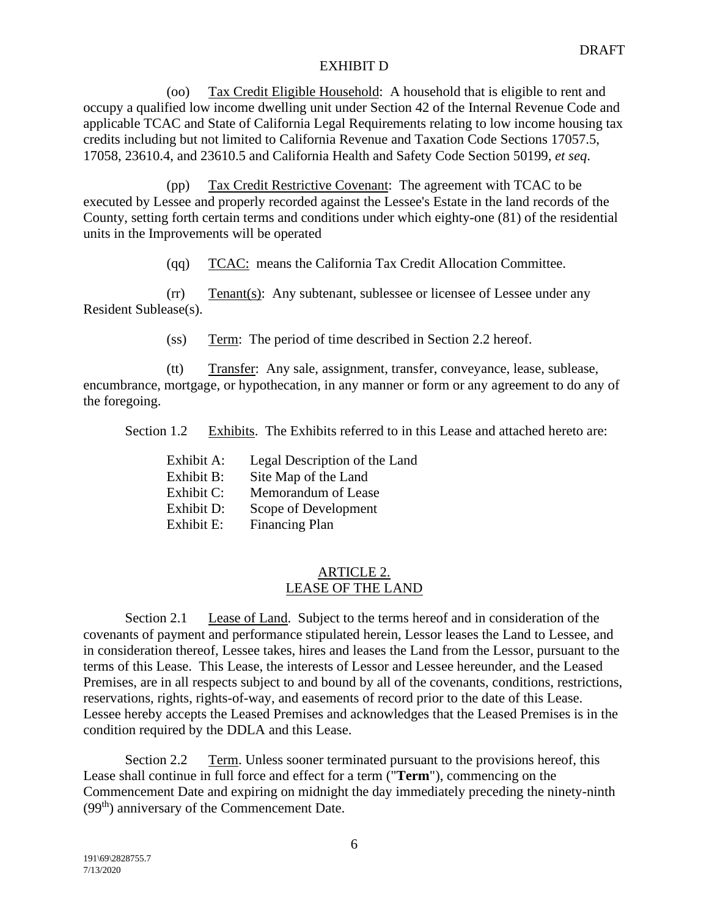EXHIBIT D

(oo) Tax Credit Eligible Household: A household that is eligible to rent and occupy a qualified low income dwelling unit under Section 42 of the Internal Revenue Code and applicable TCAC and State of California Legal Requirements relating to low income housing tax credits including but not limited to California Revenue and Taxation Code Sections 17057.5, 17058, 23610.4, and 23610.5 and California Health and Safety Code Section 50199, *et seq*.

(pp) Tax Credit Restrictive Covenant: The agreement with TCAC to be executed by Lessee and properly recorded against the Lessee's Estate in the land records of the County, setting forth certain terms and conditions under which eighty-one (81) of the residential units in the Improvements will be operated

(qq) TCAC: means the California Tax Credit Allocation Committee.

(rr) Tenant(s): Any subtenant, sublessee or licensee of Lessee under any Resident Sublease(s).

(ss) Term: The period of time described in Section 2.2 hereof.

(tt) Transfer: Any sale, assignment, transfer, conveyance, lease, sublease, encumbrance, mortgage, or hypothecation, in any manner or form or any agreement to do any of the foregoing.

Section 1.2 Exhibits. The Exhibits referred to in this Lease and attached hereto are:

Exhibit A: Legal Description of the Land
Exhibit B: Site Map of the Land
Exhibit C: Memorandum of Lease
Exhibit D: Scope of Development
Exhibit E: Financing Plan

## ARTICLE 2.
## LEASE OF THE LAND

Section 2.1 Lease of Land. Subject to the terms hereof and in consideration of the covenants of payment and performance stipulated herein, Lessor leases the Land to Lessee, and in consideration thereof, Lessee takes, hires and leases the Land from the Lessor, pursuant to the terms of this Lease. This Lease, the interests of Lessor and Lessee hereunder, and the Leased Premises, are in all respects subject to and bound by all of the covenants, conditions, restrictions, reservations, rights, rights-of-way, and easements of record prior to the date of this Lease. Lessee hereby accepts the Leased Premises and acknowledges that the Leased Premises is in the condition required by the DDLA and this Lease.

Section 2.2 Term. Unless sooner terminated pursuant to the provisions hereof, this Lease shall continue in full force and effect for a term ("**Term**"), commencing on the Commencement Date and expiring on midnight the day immediately preceding the ninety-ninth (99th) anniversary of the Commencement Date.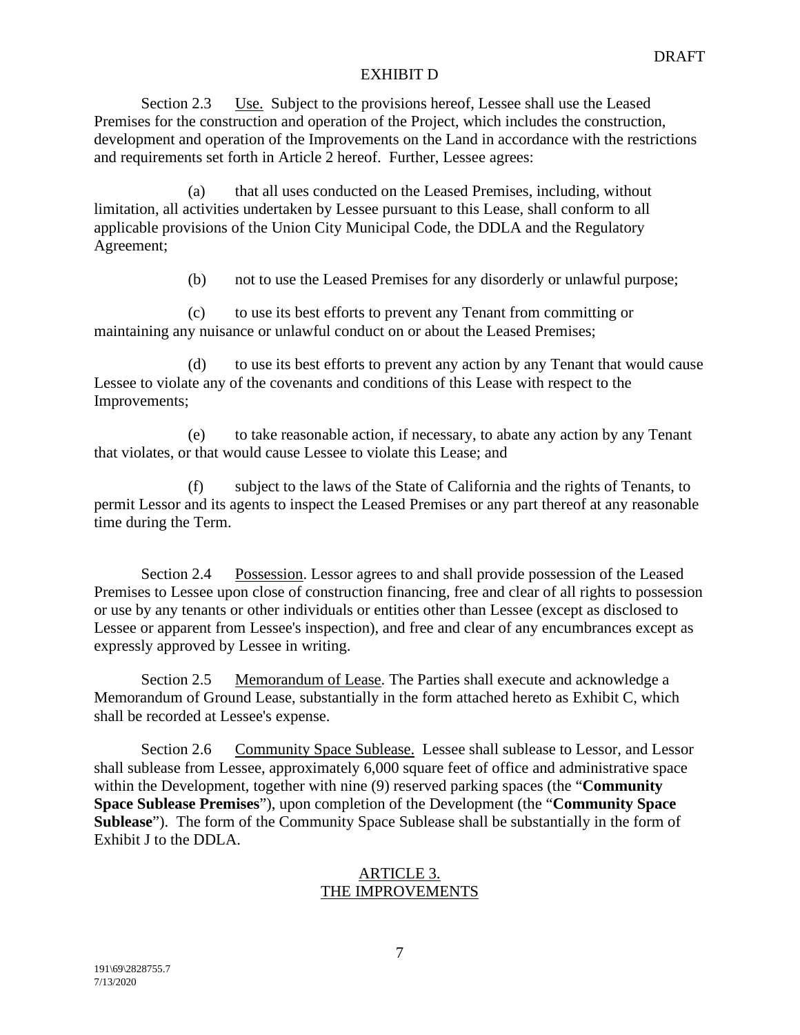DRAFT

EXHIBIT D

Section 2.3 Use. Subject to the provisions hereof, Lessee shall use the Leased Premises for the construction and operation of the Project, which includes the construction, development and operation of the Improvements on the Land in accordance with the restrictions and requirements set forth in Article 2 hereof. Further, Lessee agrees:

(a) that all uses conducted on the Leased Premises, including, without limitation, all activities undertaken by Lessee pursuant to this Lease, shall conform to all applicable provisions of the Union City Municipal Code, the DDLA and the Regulatory Agreement;

(b) not to use the Leased Premises for any disorderly or unlawful purpose;

(c) to use its best efforts to prevent any Tenant from committing or maintaining any nuisance or unlawful conduct on or about the Leased Premises;

(d) to use its best efforts to prevent any action by any Tenant that would cause Lessee to violate any of the covenants and conditions of this Lease with respect to the Improvements;

(e) to take reasonable action, if necessary, to abate any action by any Tenant that violates, or that would cause Lessee to violate this Lease; and

(f) subject to the laws of the State of California and the rights of Tenants, to permit Lessor and its agents to inspect the Leased Premises or any part thereof at any reasonable time during the Term.

Section 2.4 Possession. Lessor agrees to and shall provide possession of the Leased Premises to Lessee upon close of construction financing, free and clear of all rights to possession or use by any tenants or other individuals or entities other than Lessee (except as disclosed to Lessee or apparent from Lessee's inspection), and free and clear of any encumbrances except as expressly approved by Lessee in writing.

Section 2.5 Memorandum of Lease. The Parties shall execute and acknowledge a Memorandum of Ground Lease, substantially in the form attached hereto as Exhibit C, which shall be recorded at Lessee's expense.

Section 2.6 Community Space Sublease. Lessee shall sublease to Lessor, and Lessor shall sublease from Lessee, approximately 6,000 square feet of office and administrative space within the Development, together with nine (9) reserved parking spaces (the "**Community Space Sublease Premises**"), upon completion of the Development (the "**Community Space Sublease**"). The form of the Community Space Sublease shall be substantially in the form of Exhibit J to the DDLA.

## ARTICLE 3. THE IMPROVEMENTS

191\69\2828755.7
7/13/2020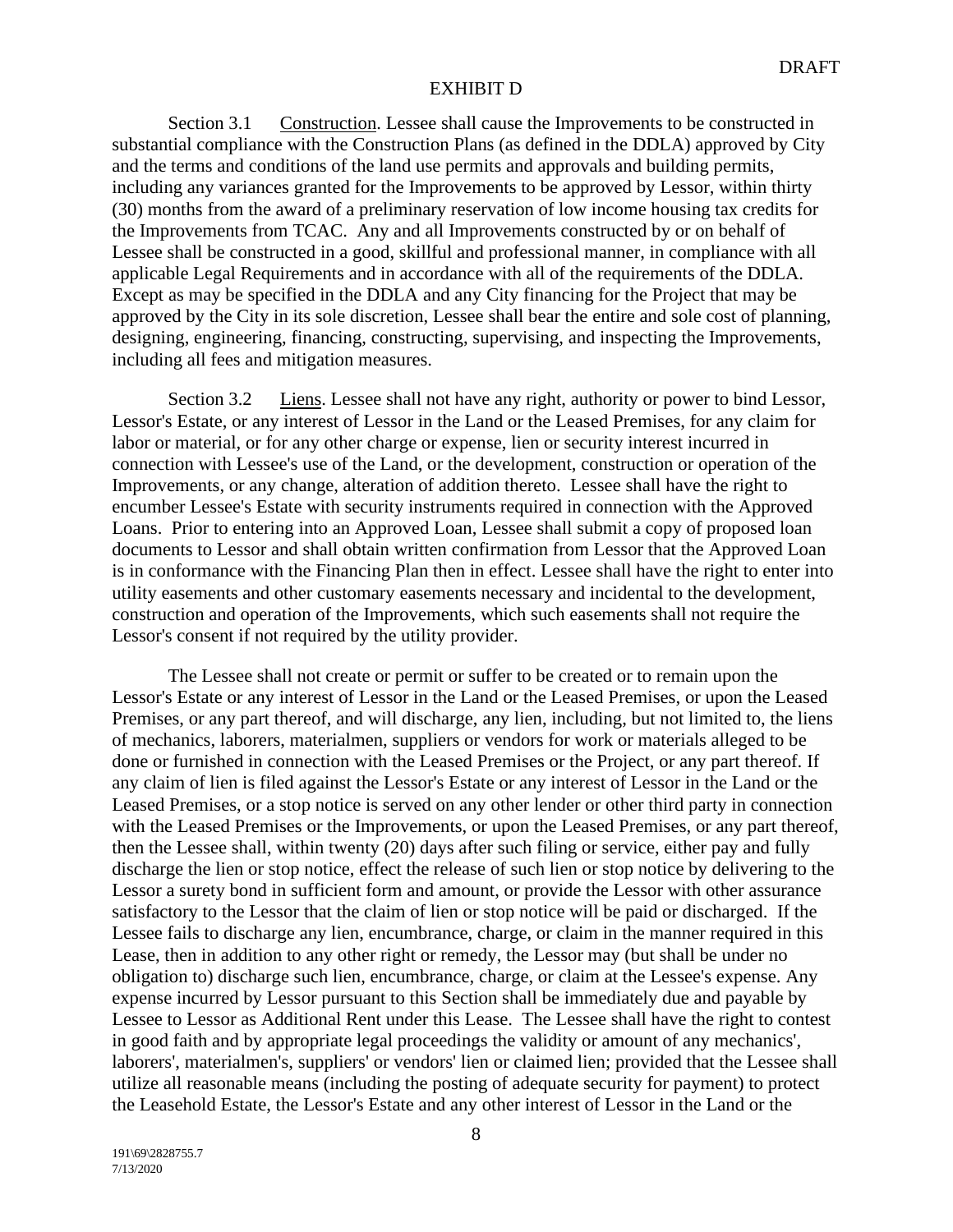DRAFT

EXHIBIT D

Section 3.1 Construction. Lessee shall cause the Improvements to be constructed in substantial compliance with the Construction Plans (as defined in the DDLA) approved by City and the terms and conditions of the land use permits and approvals and building permits, including any variances granted for the Improvements to be approved by Lessor, within thirty (30) months from the award of a preliminary reservation of low income housing tax credits for the Improvements from TCAC. Any and all Improvements constructed by or on behalf of Lessee shall be constructed in a good, skillful and professional manner, in compliance with all applicable Legal Requirements and in accordance with all of the requirements of the DDLA. Except as may be specified in the DDLA and any City financing for the Project that may be approved by the City in its sole discretion, Lessee shall bear the entire and sole cost of planning, designing, engineering, financing, constructing, supervising, and inspecting the Improvements, including all fees and mitigation measures.

Section 3.2 Liens. Lessee shall not have any right, authority or power to bind Lessor, Lessor's Estate, or any interest of Lessor in the Land or the Leased Premises, for any claim for labor or material, or for any other charge or expense, lien or security interest incurred in connection with Lessee's use of the Land, or the development, construction or operation of the Improvements, or any change, alteration of addition thereto. Lessee shall have the right to encumber Lessee's Estate with security instruments required in connection with the Approved Loans. Prior to entering into an Approved Loan, Lessee shall submit a copy of proposed loan documents to Lessor and shall obtain written confirmation from Lessor that the Approved Loan is in conformance with the Financing Plan then in effect. Lessee shall have the right to enter into utility easements and other customary easements necessary and incidental to the development, construction and operation of the Improvements, which such easements shall not require the Lessor's consent if not required by the utility provider.

The Lessee shall not create or permit or suffer to be created or to remain upon the Lessor's Estate or any interest of Lessor in the Land or the Leased Premises, or upon the Leased Premises, or any part thereof, and will discharge, any lien, including, but not limited to, the liens of mechanics, laborers, materialmen, suppliers or vendors for work or materials alleged to be done or furnished in connection with the Leased Premises or the Project, or any part thereof. If any claim of lien is filed against the Lessor's Estate or any interest of Lessor in the Land or the Leased Premises, or a stop notice is served on any other lender or other third party in connection with the Leased Premises or the Improvements, or upon the Leased Premises, or any part thereof, then the Lessee shall, within twenty (20) days after such filing or service, either pay and fully discharge the lien or stop notice, effect the release of such lien or stop notice by delivering to the Lessor a surety bond in sufficient form and amount, or provide the Lessor with other assurance satisfactory to the Lessor that the claim of lien or stop notice will be paid or discharged. If the Lessee fails to discharge any lien, encumbrance, charge, or claim in the manner required in this Lease, then in addition to any other right or remedy, the Lessor may (but shall be under no obligation to) discharge such lien, encumbrance, charge, or claim at the Lessee's expense. Any expense incurred by Lessor pursuant to this Section shall be immediately due and payable by Lessee to Lessor as Additional Rent under this Lease. The Lessee shall have the right to contest in good faith and by appropriate legal proceedings the validity or amount of any mechanics', laborers', materialmen's, suppliers' or vendors' lien or claimed lien; provided that the Lessee shall utilize all reasonable means (including the posting of adequate security for payment) to protect the Leasehold Estate, the Lessor's Estate and any other interest of Lessor in the Land or the

191\69\2828755.7
7/13/2020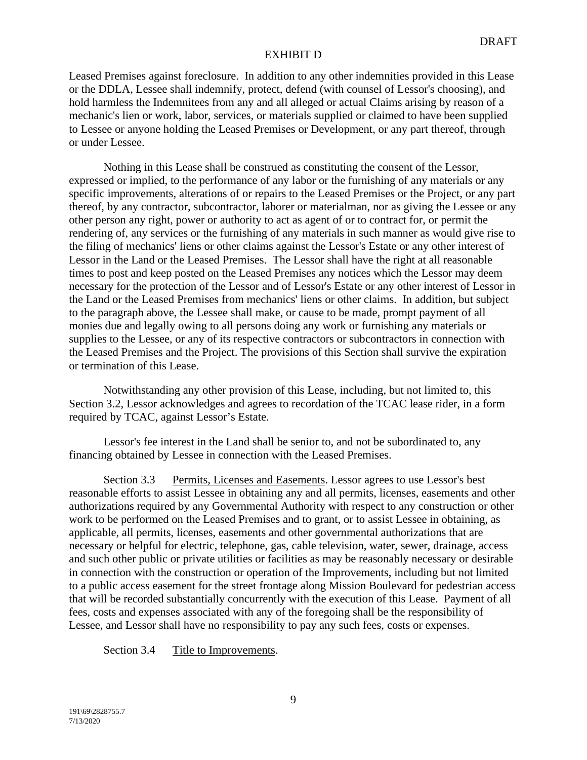Leased Premises against foreclosure. In addition to any other indemnities provided in this Lease or the DDLA, Lessee shall indemnify, protect, defend (with counsel of Lessor's choosing), and hold harmless the Indemnitees from any and all alleged or actual Claims arising by reason of a mechanic's lien or work, labor, services, or materials supplied or claimed to have been supplied to Lessee or anyone holding the Leased Premises or Development, or any part thereof, through or under Lessee.

Nothing in this Lease shall be construed as constituting the consent of the Lessor, expressed or implied, to the performance of any labor or the furnishing of any materials or any specific improvements, alterations of or repairs to the Leased Premises or the Project, or any part thereof, by any contractor, subcontractor, laborer or materialman, nor as giving the Lessee or any other person any right, power or authority to act as agent of or to contract for, or permit the rendering of, any services or the furnishing of any materials in such manner as would give rise to the filing of mechanics' liens or other claims against the Lessor's Estate or any other interest of Lessor in the Land or the Leased Premises. The Lessor shall have the right at all reasonable times to post and keep posted on the Leased Premises any notices which the Lessor may deem necessary for the protection of the Lessor and of Lessor's Estate or any other interest of Lessor in the Land or the Leased Premises from mechanics' liens or other claims. In addition, but subject to the paragraph above, the Lessee shall make, or cause to be made, prompt payment of all monies due and legally owing to all persons doing any work or furnishing any materials or supplies to the Lessee, or any of its respective contractors or subcontractors in connection with the Leased Premises and the Project. The provisions of this Section shall survive the expiration or termination of this Lease.

Notwithstanding any other provision of this Lease, including, but not limited to, this Section 3.2, Lessor acknowledges and agrees to recordation of the TCAC lease rider, in a form required by TCAC, against Lessor’s Estate.

Lessor's fee interest in the Land shall be senior to, and not be subordinated to, any financing obtained by Lessee in connection with the Leased Premises.

Section 3.3 Permits, Licenses and Easements. Lessor agrees to use Lessor's best reasonable efforts to assist Lessee in obtaining any and all permits, licenses, easements and other authorizations required by any Governmental Authority with respect to any construction or other work to be performed on the Leased Premises and to grant, or to assist Lessee in obtaining, as applicable, all permits, licenses, easements and other governmental authorizations that are necessary or helpful for electric, telephone, gas, cable television, water, sewer, drainage, access and such other public or private utilities or facilities as may be reasonably necessary or desirable in connection with the construction or operation of the Improvements, including but not limited to a public access easement for the street frontage along Mission Boulevard for pedestrian access that will be recorded substantially concurrently with the execution of this Lease. Payment of all fees, costs and expenses associated with any of the foregoing shall be the responsibility of Lessee, and Lessor shall have no responsibility to pay any such fees, costs or expenses.

Section 3.4 Title to Improvements.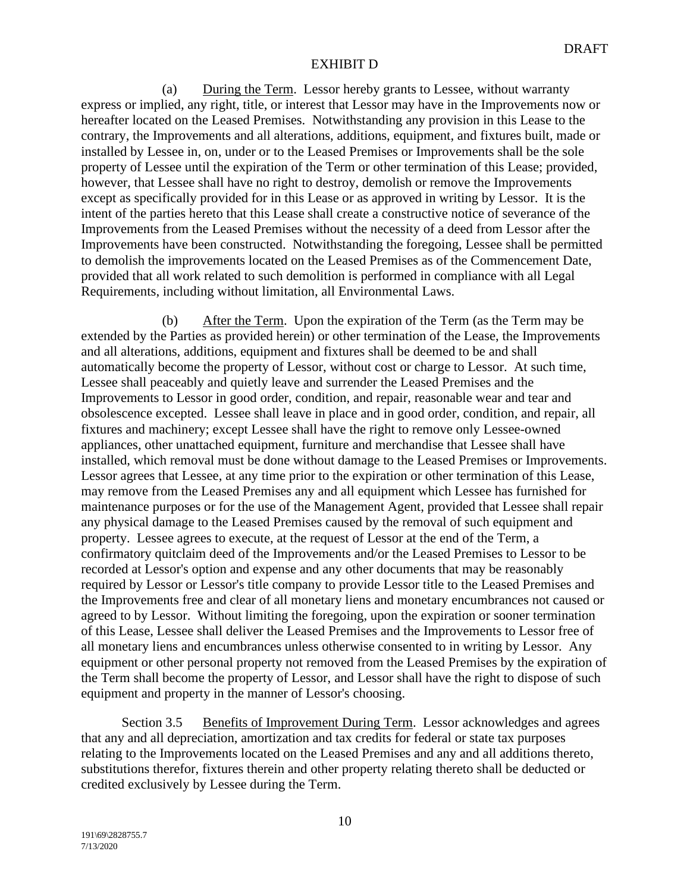DRAFT

EXHIBIT D

(a) During the Term. Lessor hereby grants to Lessee, without warranty express or implied, any right, title, or interest that Lessor may have in the Improvements now or hereafter located on the Leased Premises. Notwithstanding any provision in this Lease to the contrary, the Improvements and all alterations, additions, equipment, and fixtures built, made or installed by Lessee in, on, under or to the Leased Premises or Improvements shall be the sole property of Lessee until the expiration of the Term or other termination of this Lease; provided, however, that Lessee shall have no right to destroy, demolish or remove the Improvements except as specifically provided for in this Lease or as approved in writing by Lessor. It is the intent of the parties hereto that this Lease shall create a constructive notice of severance of the Improvements from the Leased Premises without the necessity of a deed from Lessor after the Improvements have been constructed. Notwithstanding the foregoing, Lessee shall be permitted to demolish the improvements located on the Leased Premises as of the Commencement Date, provided that all work related to such demolition is performed in compliance with all Legal Requirements, including without limitation, all Environmental Laws.

(b) After the Term. Upon the expiration of the Term (as the Term may be extended by the Parties as provided herein) or other termination of the Lease, the Improvements and all alterations, additions, equipment and fixtures shall be deemed to be and shall automatically become the property of Lessor, without cost or charge to Lessor. At such time, Lessee shall peaceably and quietly leave and surrender the Leased Premises and the Improvements to Lessor in good order, condition, and repair, reasonable wear and tear and obsolescence excepted. Lessee shall leave in place and in good order, condition, and repair, all fixtures and machinery; except Lessee shall have the right to remove only Lessee-owned appliances, other unattached equipment, furniture and merchandise that Lessee shall have installed, which removal must be done without damage to the Leased Premises or Improvements. Lessor agrees that Lessee, at any time prior to the expiration or other termination of this Lease, may remove from the Leased Premises any and all equipment which Lessee has furnished for maintenance purposes or for the use of the Management Agent, provided that Lessee shall repair any physical damage to the Leased Premises caused by the removal of such equipment and property. Lessee agrees to execute, at the request of Lessor at the end of the Term, a confirmatory quitclaim deed of the Improvements and/or the Leased Premises to Lessor to be recorded at Lessor's option and expense and any other documents that may be reasonably required by Lessor or Lessor's title company to provide Lessor title to the Leased Premises and the Improvements free and clear of all monetary liens and monetary encumbrances not caused or agreed to by Lessor. Without limiting the foregoing, upon the expiration or sooner termination of this Lease, Lessee shall deliver the Leased Premises and the Improvements to Lessor free of all monetary liens and encumbrances unless otherwise consented to in writing by Lessor. Any equipment or other personal property not removed from the Leased Premises by the expiration of the Term shall become the property of Lessor, and Lessor shall have the right to dispose of such equipment and property in the manner of Lessor's choosing.

Section 3.5 Benefits of Improvement During Term. Lessor acknowledges and agrees that any and all depreciation, amortization and tax credits for federal or state tax purposes relating to the Improvements located on the Leased Premises and any and all additions thereto, substitutions therefor, fixtures therein and other property relating thereto shall be deducted or credited exclusively by Lessee during the Term.

191\69\2828755.7
7/13/2020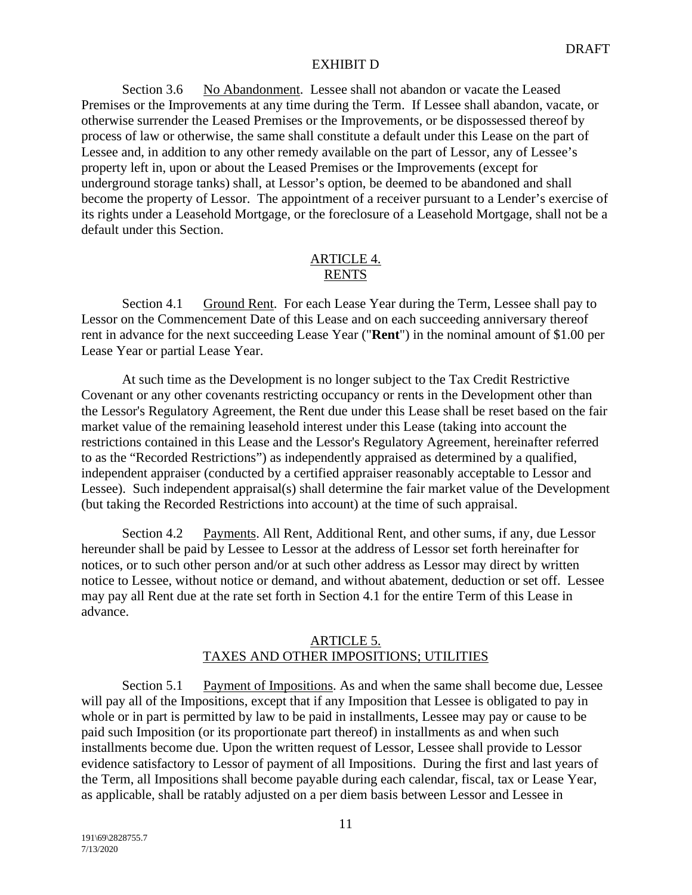EXHIBIT D

Section 3.6 No Abandonment. Lessee shall not abandon or vacate the Leased Premises or the Improvements at any time during the Term. If Lessee shall abandon, vacate, or otherwise surrender the Leased Premises or the Improvements, or be dispossessed thereof by process of law or otherwise, the same shall constitute a default under this Lease on the part of Lessee and, in addition to any other remedy available on the part of Lessor, any of Lessee's property left in, upon or about the Leased Premises or the Improvements (except for underground storage tanks) shall, at Lessor's option, be deemed to be abandoned and shall become the property of Lessor. The appointment of a receiver pursuant to a Lender's exercise of its rights under a Leasehold Mortgage, or the foreclosure of a Leasehold Mortgage, shall not be a default under this Section.

## ARTICLE 4.
## RENTS

Section 4.1 Ground Rent. For each Lease Year during the Term, Lessee shall pay to Lessor on the Commencement Date of this Lease and on each succeeding anniversary thereof rent in advance for the next succeeding Lease Year ("**Rent**") in the nominal amount of $1.00 per Lease Year or partial Lease Year.

At such time as the Development is no longer subject to the Tax Credit Restrictive Covenant or any other covenants restricting occupancy or rents in the Development other than the Lessor's Regulatory Agreement, the Rent due under this Lease shall be reset based on the fair market value of the remaining leasehold interest under this Lease (taking into account the restrictions contained in this Lease and the Lessor's Regulatory Agreement, hereinafter referred to as the "Recorded Restrictions") as independently appraised as determined by a qualified, independent appraiser (conducted by a certified appraiser reasonably acceptable to Lessor and Lessee). Such independent appraisal(s) shall determine the fair market value of the Development (but taking the Recorded Restrictions into account) at the time of such appraisal.

Section 4.2 Payments. All Rent, Additional Rent, and other sums, if any, due Lessor hereunder shall be paid by Lessee to Lessor at the address of Lessor set forth hereinafter for notices, or to such other person and/or at such other address as Lessor may direct by written notice to Lessee, without notice or demand, and without abatement, deduction or set off. Lessee may pay all Rent due at the rate set forth in Section 4.1 for the entire Term of this Lease in advance.

## ARTICLE 5.
## TAXES AND OTHER IMPOSITIONS; UTILITIES

Section 5.1 Payment of Impositions. As and when the same shall become due, Lessee will pay all of the Impositions, except that if any Imposition that Lessee is obligated to pay in whole or in part is permitted by law to be paid in installments, Lessee may pay or cause to be paid such Imposition (or its proportionate part thereof) in installments as and when such installments become due. Upon the written request of Lessor, Lessee shall provide to Lessor evidence satisfactory to Lessor of payment of all Impositions. During the first and last years of the Term, all Impositions shall become payable during each calendar, fiscal, tax or Lease Year, as applicable, shall be ratably adjusted on a per diem basis between Lessor and Lessee in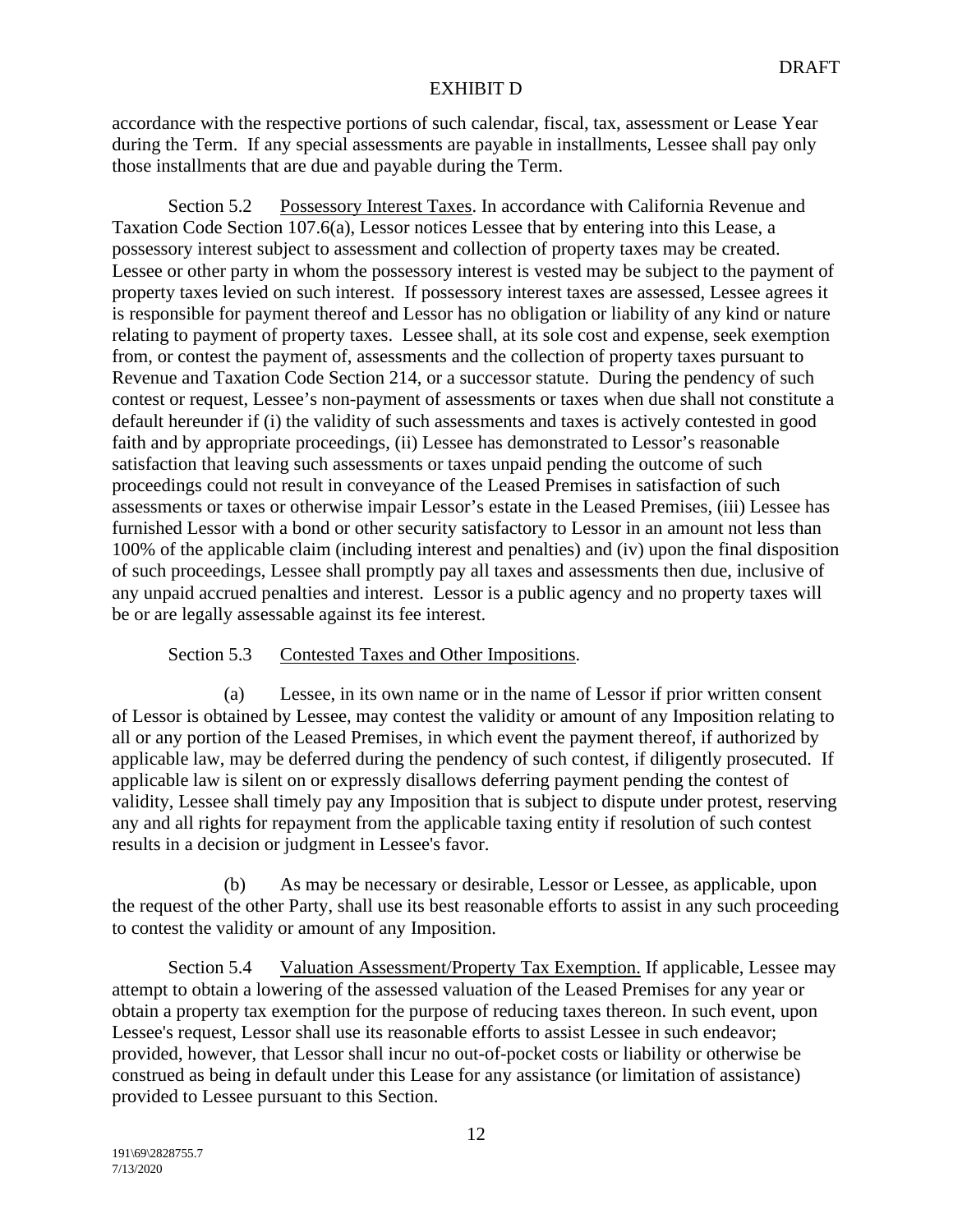accordance with the respective portions of such calendar, fiscal, tax, assessment or Lease Year during the Term. If any special assessments are payable in installments, Lessee shall pay only those installments that are due and payable during the Term.

Section 5.2 Possessory Interest Taxes. In accordance with California Revenue and Taxation Code Section 107.6(a), Lessor notices Lessee that by entering into this Lease, a possessory interest subject to assessment and collection of property taxes may be created. Lessee or other party in whom the possessory interest is vested may be subject to the payment of property taxes levied on such interest. If possessory interest taxes are assessed, Lessee agrees it is responsible for payment thereof and Lessor has no obligation or liability of any kind or nature relating to payment of property taxes. Lessee shall, at its sole cost and expense, seek exemption from, or contest the payment of, assessments and the collection of property taxes pursuant to Revenue and Taxation Code Section 214, or a successor statute. During the pendency of such contest or request, Lessee's non-payment of assessments or taxes when due shall not constitute a default hereunder if (i) the validity of such assessments and taxes is actively contested in good faith and by appropriate proceedings, (ii) Lessee has demonstrated to Lessor's reasonable satisfaction that leaving such assessments or taxes unpaid pending the outcome of such proceedings could not result in conveyance of the Leased Premises in satisfaction of such assessments or taxes or otherwise impair Lessor's estate in the Leased Premises, (iii) Lessee has furnished Lessor with a bond or other security satisfactory to Lessor in an amount not less than 100% of the applicable claim (including interest and penalties) and (iv) upon the final disposition of such proceedings, Lessee shall promptly pay all taxes and assessments then due, inclusive of any unpaid accrued penalties and interest. Lessor is a public agency and no property taxes will be or are legally assessable against its fee interest.

Section 5.3 Contested Taxes and Other Impositions.

(a) Lessee, in its own name or in the name of Lessor if prior written consent of Lessor is obtained by Lessee, may contest the validity or amount of any Imposition relating to all or any portion of the Leased Premises, in which event the payment thereof, if authorized by applicable law, may be deferred during the pendency of such contest, if diligently prosecuted. If applicable law is silent on or expressly disallows deferring payment pending the contest of validity, Lessee shall timely pay any Imposition that is subject to dispute under protest, reserving any and all rights for repayment from the applicable taxing entity if resolution of such contest results in a decision or judgment in Lessee's favor.

(b) As may be necessary or desirable, Lessor or Lessee, as applicable, upon the request of the other Party, shall use its best reasonable efforts to assist in any such proceeding to contest the validity or amount of any Imposition.

Section 5.4 Valuation Assessment/Property Tax Exemption. If applicable, Lessee may attempt to obtain a lowering of the assessed valuation of the Leased Premises for any year or obtain a property tax exemption for the purpose of reducing taxes thereon. In such event, upon Lessee's request, Lessor shall use its reasonable efforts to assist Lessee in such endeavor; provided, however, that Lessor shall incur no out-of-pocket costs or liability or otherwise be construed as being in default under this Lease for any assistance (or limitation of assistance) provided to Lessee pursuant to this Section.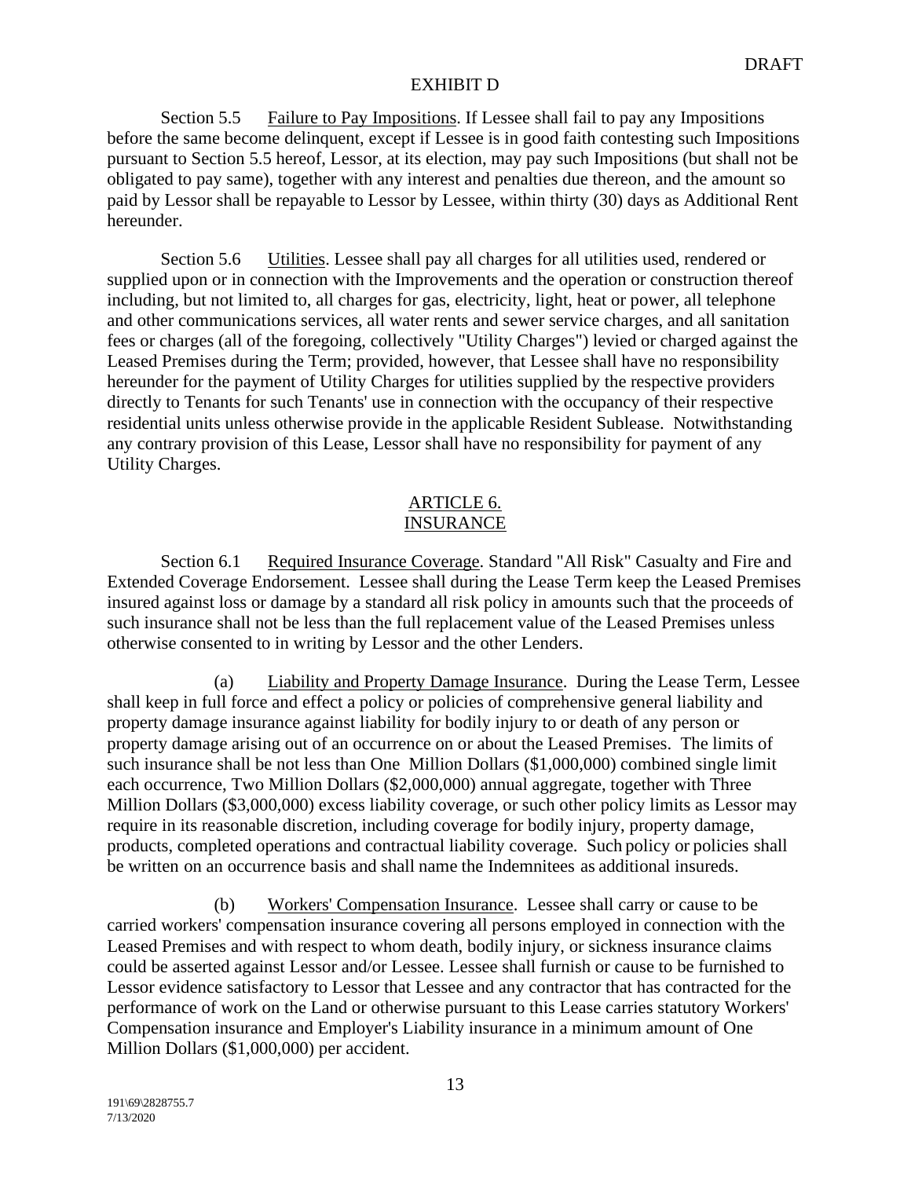DRAFT

EXHIBIT D

Section 5.5 Failure to Pay Impositions. If Lessee shall fail to pay any Impositions before the same become delinquent, except if Lessee is in good faith contesting such Impositions pursuant to Section 5.5 hereof, Lessor, at its election, may pay such Impositions (but shall not be obligated to pay same), together with any interest and penalties due thereon, and the amount so paid by Lessor shall be repayable to Lessor by Lessee, within thirty (30) days as Additional Rent hereunder.

Section 5.6 Utilities. Lessee shall pay all charges for all utilities used, rendered or supplied upon or in connection with the Improvements and the operation or construction thereof including, but not limited to, all charges for gas, electricity, light, heat or power, all telephone and other communications services, all water rents and sewer service charges, and all sanitation fees or charges (all of the foregoing, collectively "Utility Charges") levied or charged against the Leased Premises during the Term; provided, however, that Lessee shall have no responsibility hereunder for the payment of Utility Charges for utilities supplied by the respective providers directly to Tenants for such Tenants' use in connection with the occupancy of their respective residential units unless otherwise provide in the applicable Resident Sublease. Notwithstanding any contrary provision of this Lease, Lessor shall have no responsibility for payment of any Utility Charges.

## ARTICLE 6.
## INSURANCE

Section 6.1 Required Insurance Coverage. Standard "All Risk" Casualty and Fire and Extended Coverage Endorsement. Lessee shall during the Lease Term keep the Leased Premises insured against loss or damage by a standard all risk policy in amounts such that the proceeds of such insurance shall not be less than the full replacement value of the Leased Premises unless otherwise consented to in writing by Lessor and the other Lenders.

(a) Liability and Property Damage Insurance. During the Lease Term, Lessee shall keep in full force and effect a policy or policies of comprehensive general liability and property damage insurance against liability for bodily injury to or death of any person or property damage arising out of an occurrence on or about the Leased Premises. The limits of such insurance shall be not less than One Million Dollars ($1,000,000) combined single limit each occurrence, Two Million Dollars ($2,000,000) annual aggregate, together with Three Million Dollars ($3,000,000) excess liability coverage, or such other policy limits as Lessor may require in its reasonable discretion, including coverage for bodily injury, property damage, products, completed operations and contractual liability coverage. Such policy or policies shall be written on an occurrence basis and shall name the Indemnitees as additional insureds.

(b) Workers' Compensation Insurance. Lessee shall carry or cause to be carried workers' compensation insurance covering all persons employed in connection with the Leased Premises and with respect to whom death, bodily injury, or sickness insurance claims could be asserted against Lessor and/or Lessee. Lessee shall furnish or cause to be furnished to Lessor evidence satisfactory to Lessor that Lessee and any contractor that has contracted for the performance of work on the Land or otherwise pursuant to this Lease carries statutory Workers' Compensation insurance and Employer's Liability insurance in a minimum amount of One Million Dollars ($1,000,000) per accident.

191\69\2828755.7
7/13/2020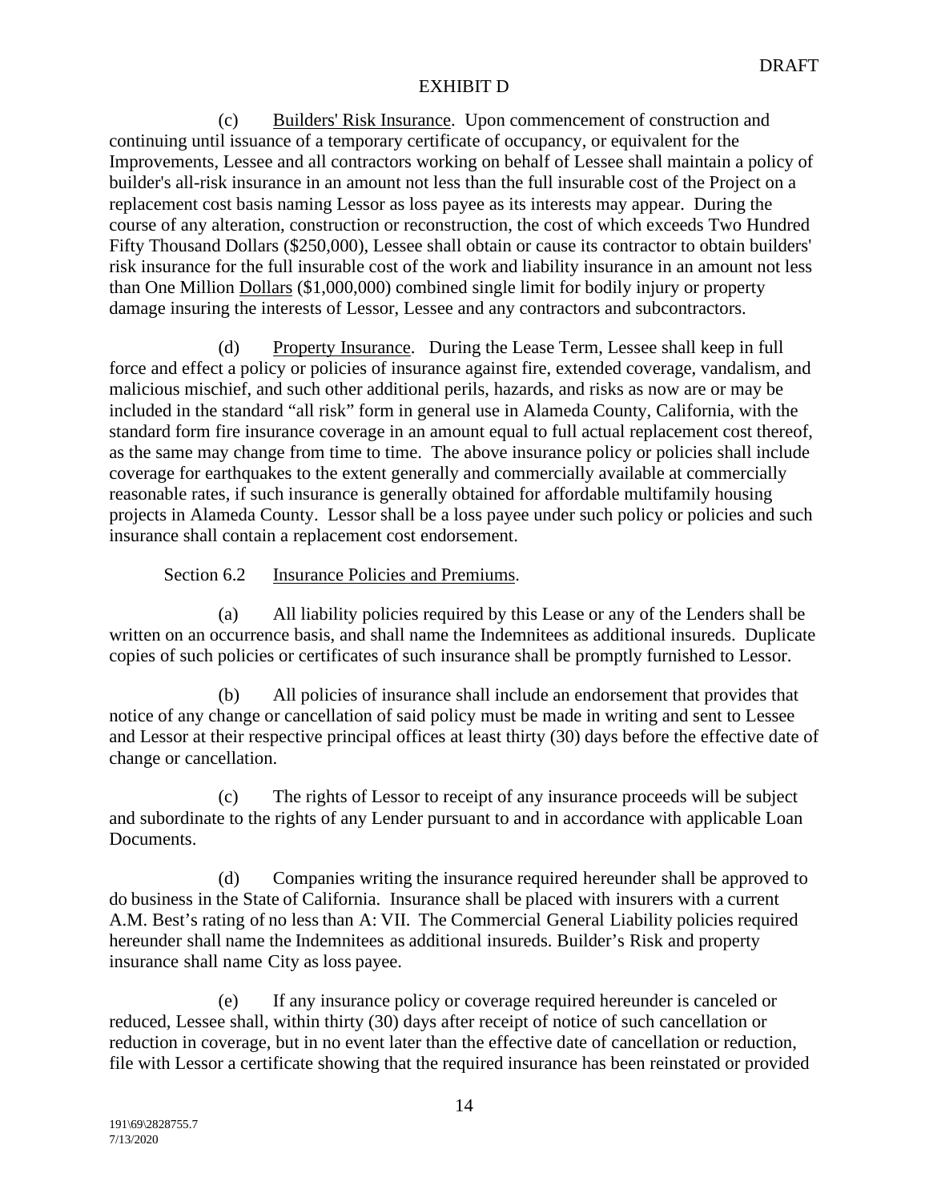EXHIBIT D

(c) Builders' Risk Insurance. Upon commencement of construction and continuing until issuance of a temporary certificate of occupancy, or equivalent for the Improvements, Lessee and all contractors working on behalf of Lessee shall maintain a policy of builder's all-risk insurance in an amount not less than the full insurable cost of the Project on a replacement cost basis naming Lessor as loss payee as its interests may appear. During the course of any alteration, construction or reconstruction, the cost of which exceeds Two Hundred Fifty Thousand Dollars ($250,000), Lessee shall obtain or cause its contractor to obtain builders' risk insurance for the full insurable cost of the work and liability insurance in an amount not less than One Million Dollars ($1,000,000) combined single limit for bodily injury or property damage insuring the interests of Lessor, Lessee and any contractors and subcontractors.

(d) Property Insurance. During the Lease Term, Lessee shall keep in full force and effect a policy or policies of insurance against fire, extended coverage, vandalism, and malicious mischief, and such other additional perils, hazards, and risks as now are or may be included in the standard "all risk" form in general use in Alameda County, California, with the standard form fire insurance coverage in an amount equal to full actual replacement cost thereof, as the same may change from time to time. The above insurance policy or policies shall include coverage for earthquakes to the extent generally and commercially available at commercially reasonable rates, if such insurance is generally obtained for affordable multifamily housing projects in Alameda County. Lessor shall be a loss payee under such policy or policies and such insurance shall contain a replacement cost endorsement.

Section 6.2 Insurance Policies and Premiums.

(a) All liability policies required by this Lease or any of the Lenders shall be written on an occurrence basis, and shall name the Indemnitees as additional insureds. Duplicate copies of such policies or certificates of such insurance shall be promptly furnished to Lessor.

(b) All policies of insurance shall include an endorsement that provides that notice of any change or cancellation of said policy must be made in writing and sent to Lessee and Lessor at their respective principal offices at least thirty (30) days before the effective date of change or cancellation.

(c) The rights of Lessor to receipt of any insurance proceeds will be subject and subordinate to the rights of any Lender pursuant to and in accordance with applicable Loan Documents.

(d) Companies writing the insurance required hereunder shall be approved to do business in the State of California. Insurance shall be placed with insurers with a current A.M. Best's rating of no less than A: VII. The Commercial General Liability policies required hereunder shall name the Indemnitees as additional insureds. Builder's Risk and property insurance shall name City as loss payee.

(e) If any insurance policy or coverage required hereunder is canceled or reduced, Lessee shall, within thirty (30) days after receipt of notice of such cancellation or reduction in coverage, but in no event later than the effective date of cancellation or reduction, file with Lessor a certificate showing that the required insurance has been reinstated or provided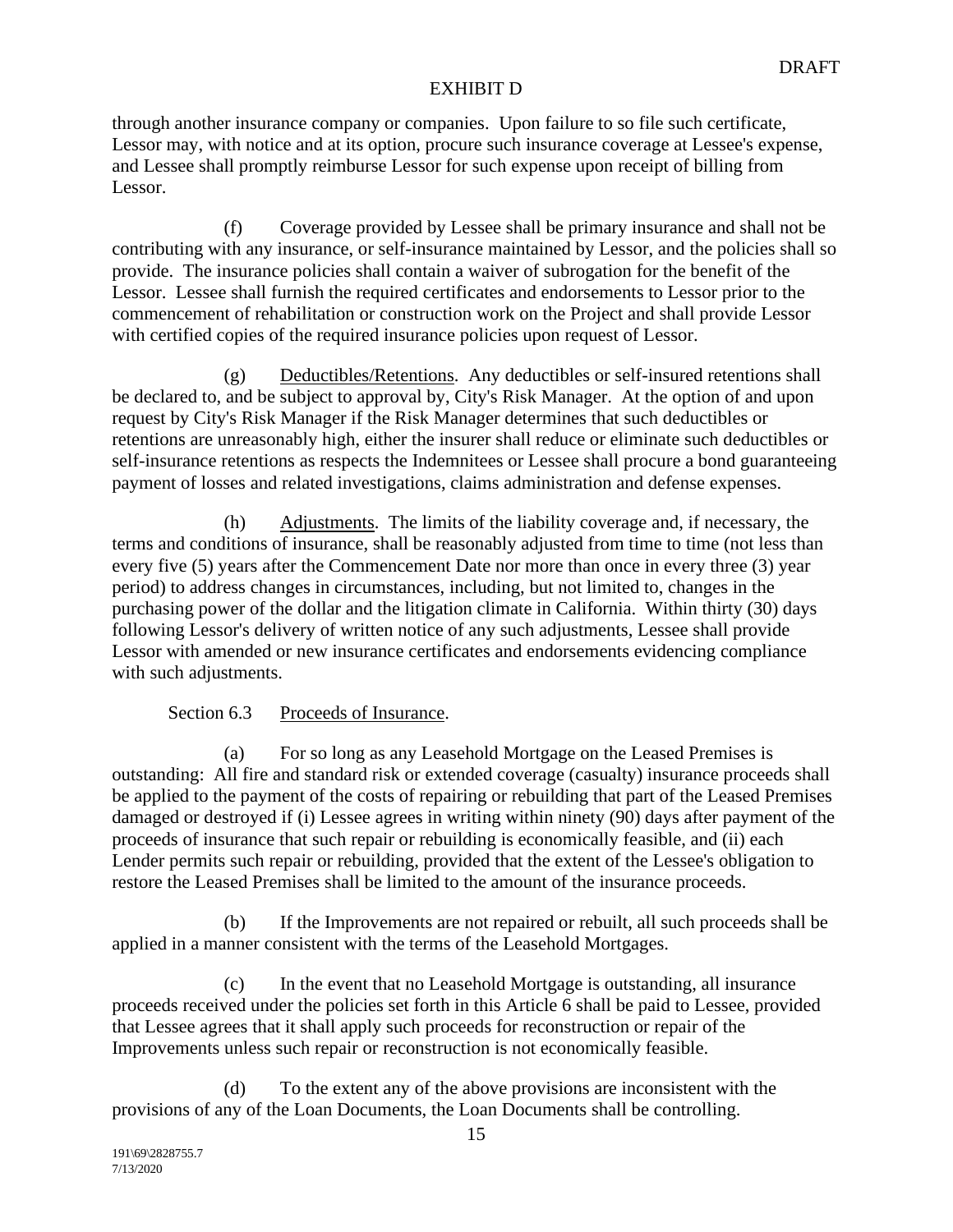through another insurance company or companies. Upon failure to so file such certificate, Lessor may, with notice and at its option, procure such insurance coverage at Lessee's expense, and Lessee shall promptly reimburse Lessor for such expense upon receipt of billing from Lessor.

(f) Coverage provided by Lessee shall be primary insurance and shall not be contributing with any insurance, or self-insurance maintained by Lessor, and the policies shall so provide. The insurance policies shall contain a waiver of subrogation for the benefit of the Lessor. Lessee shall furnish the required certificates and endorsements to Lessor prior to the commencement of rehabilitation or construction work on the Project and shall provide Lessor with certified copies of the required insurance policies upon request of Lessor.

(g) Deductibles/Retentions. Any deductibles or self-insured retentions shall be declared to, and be subject to approval by, City's Risk Manager. At the option of and upon request by City's Risk Manager if the Risk Manager determines that such deductibles or retentions are unreasonably high, either the insurer shall reduce or eliminate such deductibles or self-insurance retentions as respects the Indemnitees or Lessee shall procure a bond guaranteeing payment of losses and related investigations, claims administration and defense expenses.

(h) Adjustments. The limits of the liability coverage and, if necessary, the terms and conditions of insurance, shall be reasonably adjusted from time to time (not less than every five (5) years after the Commencement Date nor more than once in every three (3) year period) to address changes in circumstances, including, but not limited to, changes in the purchasing power of the dollar and the litigation climate in California. Within thirty (30) days following Lessor's delivery of written notice of any such adjustments, Lessee shall provide Lessor with amended or new insurance certificates and endorsements evidencing compliance with such adjustments.

Section 6.3 Proceeds of Insurance.

(a) For so long as any Leasehold Mortgage on the Leased Premises is outstanding: All fire and standard risk or extended coverage (casualty) insurance proceeds shall be applied to the payment of the costs of repairing or rebuilding that part of the Leased Premises damaged or destroyed if (i) Lessee agrees in writing within ninety (90) days after payment of the proceeds of insurance that such repair or rebuilding is economically feasible, and (ii) each Lender permits such repair or rebuilding, provided that the extent of the Lessee's obligation to restore the Leased Premises shall be limited to the amount of the insurance proceeds.

(b) If the Improvements are not repaired or rebuilt, all such proceeds shall be applied in a manner consistent with the terms of the Leasehold Mortgages.

(c) In the event that no Leasehold Mortgage is outstanding, all insurance proceeds received under the policies set forth in this Article 6 shall be paid to Lessee, provided that Lessee agrees that it shall apply such proceeds for reconstruction or repair of the Improvements unless such repair or reconstruction is not economically feasible.

(d) To the extent any of the above provisions are inconsistent with the provisions of any of the Loan Documents, the Loan Documents shall be controlling.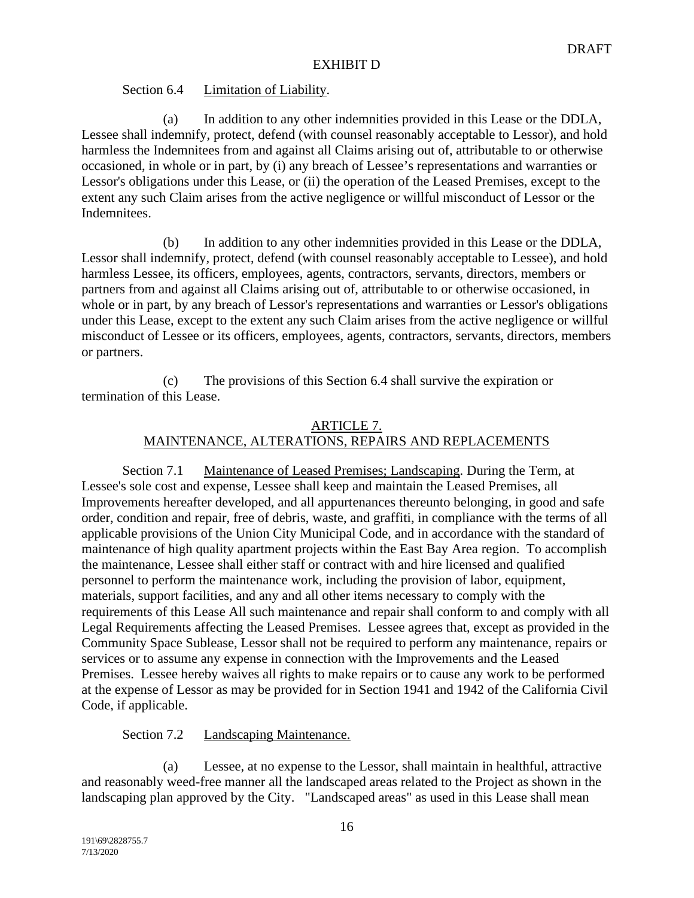DRAFT

EXHIBIT D

Section 6.4 Limitation of Liability.

(a) In addition to any other indemnities provided in this Lease or the DDLA, Lessee shall indemnify, protect, defend (with counsel reasonably acceptable to Lessor), and hold harmless the Indemnitees from and against all Claims arising out of, attributable to or otherwise occasioned, in whole or in part, by (i) any breach of Lessee's representations and warranties or Lessor's obligations under this Lease, or (ii) the operation of the Leased Premises, except to the extent any such Claim arises from the active negligence or willful misconduct of Lessor or the Indemnitees.

(b) In addition to any other indemnities provided in this Lease or the DDLA, Lessor shall indemnify, protect, defend (with counsel reasonably acceptable to Lessee), and hold harmless Lessee, its officers, employees, agents, contractors, servants, directors, members or partners from and against all Claims arising out of, attributable to or otherwise occasioned, in whole or in part, by any breach of Lessor's representations and warranties or Lessor's obligations under this Lease, except to the extent any such Claim arises from the active negligence or willful misconduct of Lessee or its officers, employees, agents, contractors, servants, directors, members or partners.

(c) The provisions of this Section 6.4 shall survive the expiration or termination of this Lease.

## ARTICLE 7.
## MAINTENANCE, ALTERATIONS, REPAIRS AND REPLACEMENTS

Section 7.1 Maintenance of Leased Premises; Landscaping. During the Term, at Lessee's sole cost and expense, Lessee shall keep and maintain the Leased Premises, all Improvements hereafter developed, and all appurtenances thereunto belonging, in good and safe order, condition and repair, free of debris, waste, and graffiti, in compliance with the terms of all applicable provisions of the Union City Municipal Code, and in accordance with the standard of maintenance of high quality apartment projects within the East Bay Area region. To accomplish the maintenance, Lessee shall either staff or contract with and hire licensed and qualified personnel to perform the maintenance work, including the provision of labor, equipment, materials, support facilities, and any and all other items necessary to comply with the requirements of this Lease All such maintenance and repair shall conform to and comply with all Legal Requirements affecting the Leased Premises. Lessee agrees that, except as provided in the Community Space Sublease, Lessor shall not be required to perform any maintenance, repairs or services or to assume any expense in connection with the Improvements and the Leased Premises. Lessee hereby waives all rights to make repairs or to cause any work to be performed at the expense of Lessor as may be provided for in Section 1941 and 1942 of the California Civil Code, if applicable.

Section 7.2 Landscaping Maintenance.

(a) Lessee, at no expense to the Lessor, shall maintain in healthful, attractive and reasonably weed-free manner all the landscaped areas related to the Project as shown in the landscaping plan approved by the City. "Landscaped areas" as used in this Lease shall mean

191\69\2828755.7
7/13/2020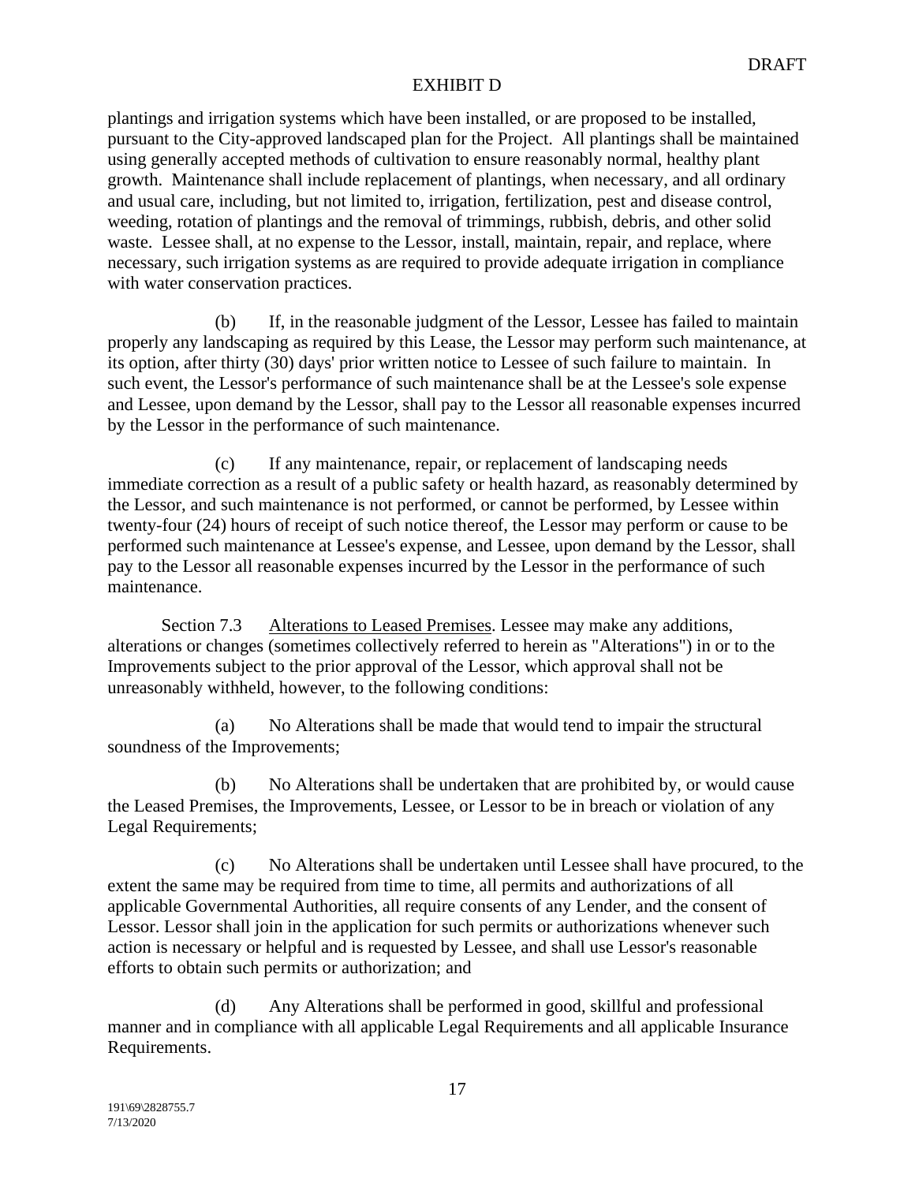plantings and irrigation systems which have been installed, or are proposed to be installed, pursuant to the City-approved landscaped plan for the Project. All plantings shall be maintained using generally accepted methods of cultivation to ensure reasonably normal, healthy plant growth. Maintenance shall include replacement of plantings, when necessary, and all ordinary and usual care, including, but not limited to, irrigation, fertilization, pest and disease control, weeding, rotation of plantings and the removal of trimmings, rubbish, debris, and other solid waste. Lessee shall, at no expense to the Lessor, install, maintain, repair, and replace, where necessary, such irrigation systems as are required to provide adequate irrigation in compliance with water conservation practices.

(b) If, in the reasonable judgment of the Lessor, Lessee has failed to maintain properly any landscaping as required by this Lease, the Lessor may perform such maintenance, at its option, after thirty (30) days' prior written notice to Lessee of such failure to maintain. In such event, the Lessor's performance of such maintenance shall be at the Lessee's sole expense and Lessee, upon demand by the Lessor, shall pay to the Lessor all reasonable expenses incurred by the Lessor in the performance of such maintenance.

(c) If any maintenance, repair, or replacement of landscaping needs immediate correction as a result of a public safety or health hazard, as reasonably determined by the Lessor, and such maintenance is not performed, or cannot be performed, by Lessee within twenty-four (24) hours of receipt of such notice thereof, the Lessor may perform or cause to be performed such maintenance at Lessee's expense, and Lessee, upon demand by the Lessor, shall pay to the Lessor all reasonable expenses incurred by the Lessor in the performance of such maintenance.

Section 7.3 Alterations to Leased Premises. Lessee may make any additions, alterations or changes (sometimes collectively referred to herein as "Alterations") in or to the Improvements subject to the prior approval of the Lessor, which approval shall not be unreasonably withheld, however, to the following conditions:

(a) No Alterations shall be made that would tend to impair the structural soundness of the Improvements;

(b) No Alterations shall be undertaken that are prohibited by, or would cause the Leased Premises, the Improvements, Lessee, or Lessor to be in breach or violation of any Legal Requirements;

(c) No Alterations shall be undertaken until Lessee shall have procured, to the extent the same may be required from time to time, all permits and authorizations of all applicable Governmental Authorities, all require consents of any Lender, and the consent of Lessor. Lessor shall join in the application for such permits or authorizations whenever such action is necessary or helpful and is requested by Lessee, and shall use Lessor's reasonable efforts to obtain such permits or authorization; and

(d) Any Alterations shall be performed in good, skillful and professional manner and in compliance with all applicable Legal Requirements and all applicable Insurance Requirements.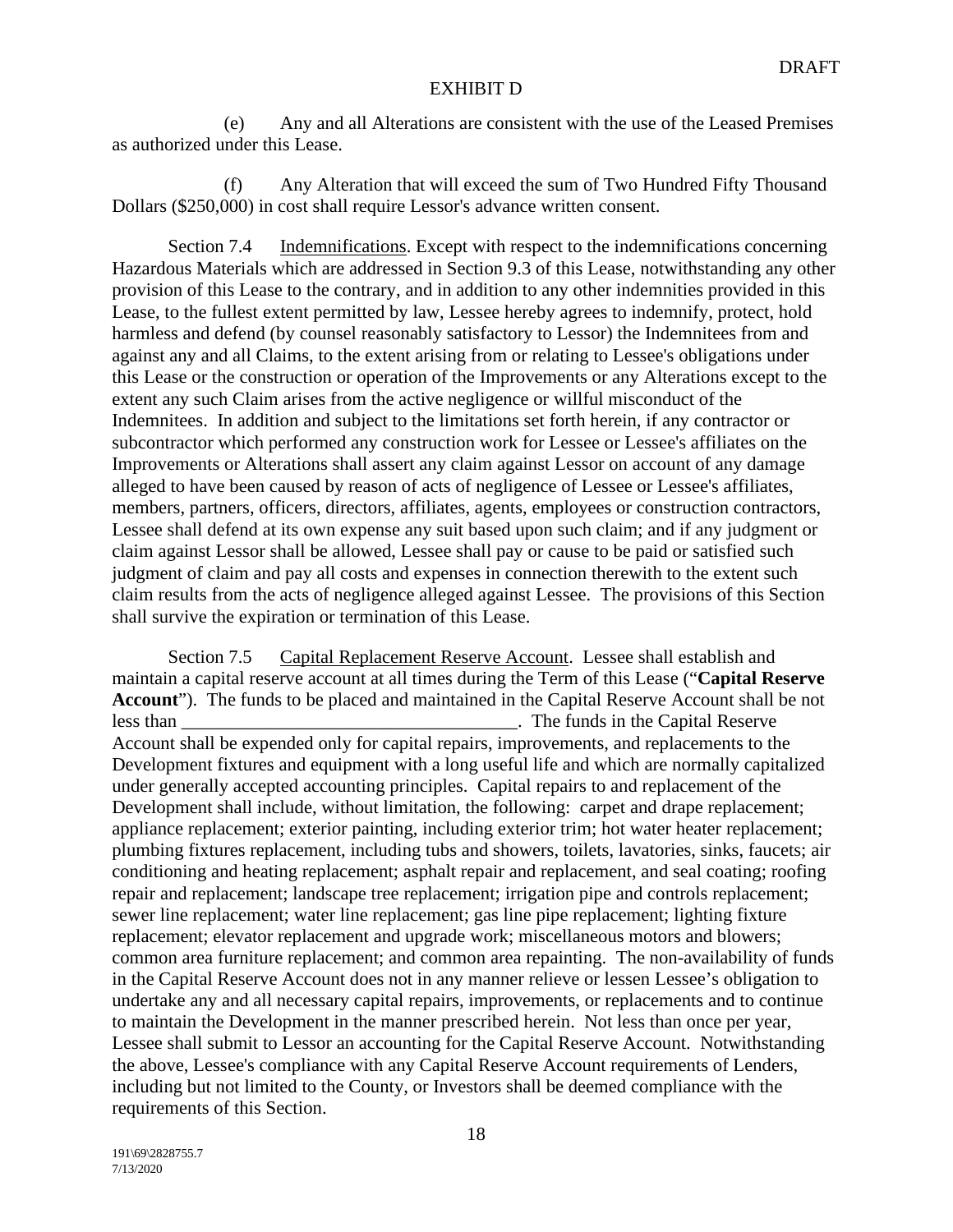EXHIBIT D

(e) Any and all Alterations are consistent with the use of the Leased Premises as authorized under this Lease.

(f) Any Alteration that will exceed the sum of Two Hundred Fifty Thousand Dollars ($250,000) in cost shall require Lessor's advance written consent.

Section 7.4 Indemnifications. Except with respect to the indemnifications concerning Hazardous Materials which are addressed in Section 9.3 of this Lease, notwithstanding any other provision of this Lease to the contrary, and in addition to any other indemnities provided in this Lease, to the fullest extent permitted by law, Lessee hereby agrees to indemnify, protect, hold harmless and defend (by counsel reasonably satisfactory to Lessor) the Indemnitees from and against any and all Claims, to the extent arising from or relating to Lessee's obligations under this Lease or the construction or operation of the Improvements or any Alterations except to the extent any such Claim arises from the active negligence or willful misconduct of the Indemnitees. In addition and subject to the limitations set forth herein, if any contractor or subcontractor which performed any construction work for Lessee or Lessee's affiliates on the Improvements or Alterations shall assert any claim against Lessor on account of any damage alleged to have been caused by reason of acts of negligence of Lessee or Lessee's affiliates, members, partners, officers, directors, affiliates, agents, employees or construction contractors, Lessee shall defend at its own expense any suit based upon such claim; and if any judgment or claim against Lessor shall be allowed, Lessee shall pay or cause to be paid or satisfied such judgment of claim and pay all costs and expenses in connection therewith to the extent such claim results from the acts of negligence alleged against Lessee. The provisions of this Section shall survive the expiration or termination of this Lease.

Section 7.5 Capital Replacement Reserve Account. Lessee shall establish and maintain a capital reserve account at all times during the Term of this Lease ("**Capital Reserve Account**"). The funds to be placed and maintained in the Capital Reserve Account shall be not less than ____________________________________. The funds in the Capital Reserve Account shall be expended only for capital repairs, improvements, and replacements to the Development fixtures and equipment with a long useful life and which are normally capitalized under generally accepted accounting principles. Capital repairs to and replacement of the Development shall include, without limitation, the following: carpet and drape replacement; appliance replacement; exterior painting, including exterior trim; hot water heater replacement; plumbing fixtures replacement, including tubs and showers, toilets, lavatories, sinks, faucets; air conditioning and heating replacement; asphalt repair and replacement, and seal coating; roofing repair and replacement; landscape tree replacement; irrigation pipe and controls replacement; sewer line replacement; water line replacement; gas line pipe replacement; lighting fixture replacement; elevator replacement and upgrade work; miscellaneous motors and blowers; common area furniture replacement; and common area repainting. The non-availability of funds in the Capital Reserve Account does not in any manner relieve or lessen Lessee's obligation to undertake any and all necessary capital repairs, improvements, or replacements and to continue to maintain the Development in the manner prescribed herein. Not less than once per year, Lessee shall submit to Lessor an accounting for the Capital Reserve Account. Notwithstanding the above, Lessee's compliance with any Capital Reserve Account requirements of Lenders, including but not limited to the County, or Investors shall be deemed compliance with the requirements of this Section.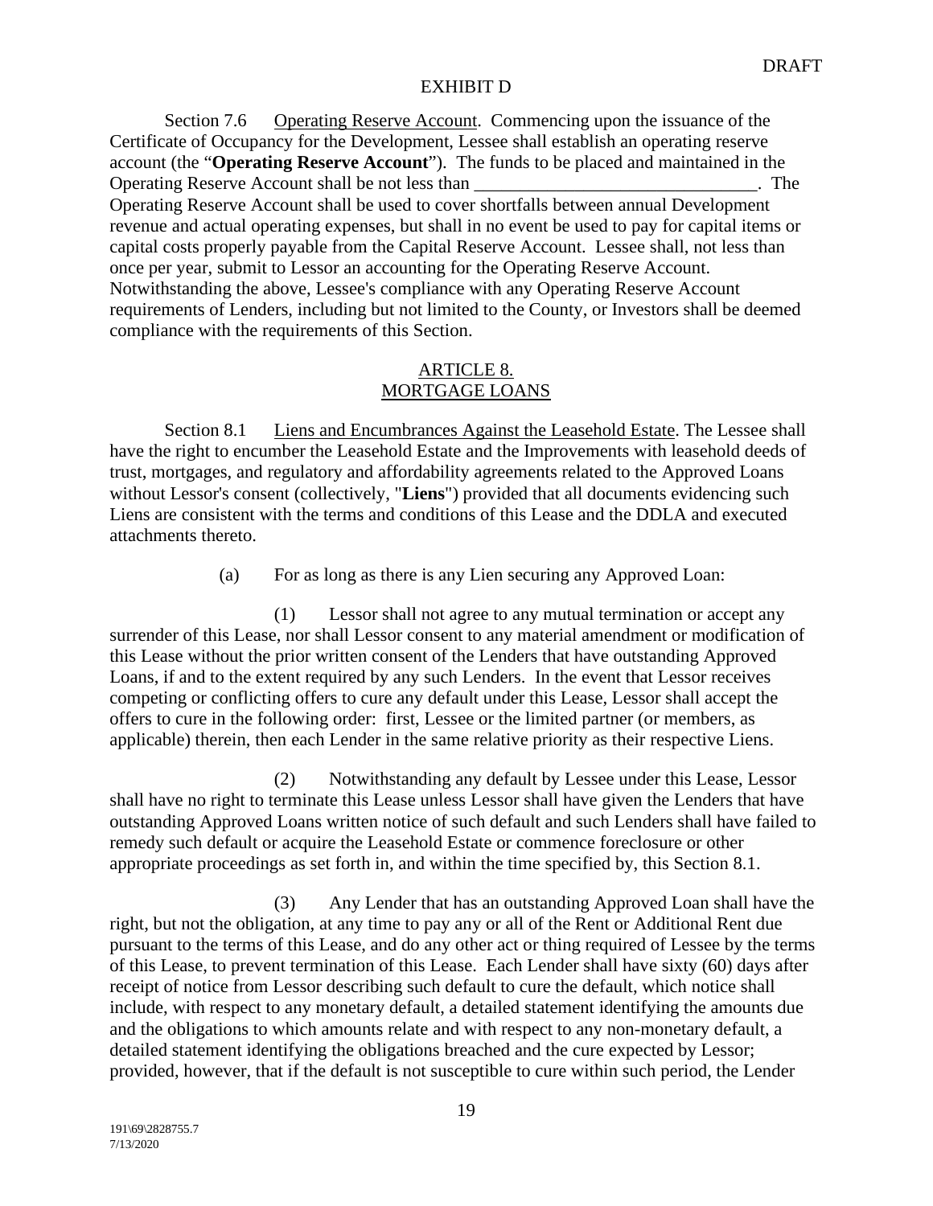Section 7.6 Operating Reserve Account. Commencing upon the issuance of the Certificate of Occupancy for the Development, Lessee shall establish an operating reserve account (the "**Operating Reserve Account**"). The funds to be placed and maintained in the Operating Reserve Account shall be not less than ______________________________. The Operating Reserve Account shall be used to cover shortfalls between annual Development revenue and actual operating expenses, but shall in no event be used to pay for capital items or capital costs properly payable from the Capital Reserve Account. Lessee shall, not less than once per year, submit to Lessor an accounting for the Operating Reserve Account. Notwithstanding the above, Lessee's compliance with any Operating Reserve Account requirements of Lenders, including but not limited to the County, or Investors shall be deemed compliance with the requirements of this Section.

## ARTICLE 8.
## MORTGAGE LOANS

Section 8.1 Liens and Encumbrances Against the Leasehold Estate. The Lessee shall have the right to encumber the Leasehold Estate and the Improvements with leasehold deeds of trust, mortgages, and regulatory and affordability agreements related to the Approved Loans without Lessor's consent (collectively, "**Liens**") provided that all documents evidencing such Liens are consistent with the terms and conditions of this Lease and the DDLA and executed attachments thereto.

(a) For as long as there is any Lien securing any Approved Loan:

(1) Lessor shall not agree to any mutual termination or accept any surrender of this Lease, nor shall Lessor consent to any material amendment or modification of this Lease without the prior written consent of the Lenders that have outstanding Approved Loans, if and to the extent required by any such Lenders. In the event that Lessor receives competing or conflicting offers to cure any default under this Lease, Lessor shall accept the offers to cure in the following order: first, Lessee or the limited partner (or members, as applicable) therein, then each Lender in the same relative priority as their respective Liens.

(2) Notwithstanding any default by Lessee under this Lease, Lessor shall have no right to terminate this Lease unless Lessor shall have given the Lenders that have outstanding Approved Loans written notice of such default and such Lenders shall have failed to remedy such default or acquire the Leasehold Estate or commence foreclosure or other appropriate proceedings as set forth in, and within the time specified by, this Section 8.1.

(3) Any Lender that has an outstanding Approved Loan shall have the right, but not the obligation, at any time to pay any or all of the Rent or Additional Rent due pursuant to the terms of this Lease, and do any other act or thing required of Lessee by the terms of this Lease, to prevent termination of this Lease. Each Lender shall have sixty (60) days after receipt of notice from Lessor describing such default to cure the default, which notice shall include, with respect to any monetary default, a detailed statement identifying the amounts due and the obligations to which amounts relate and with respect to any non-monetary default, a detailed statement identifying the obligations breached and the cure expected by Lessor; provided, however, that if the default is not susceptible to cure within such period, the Lender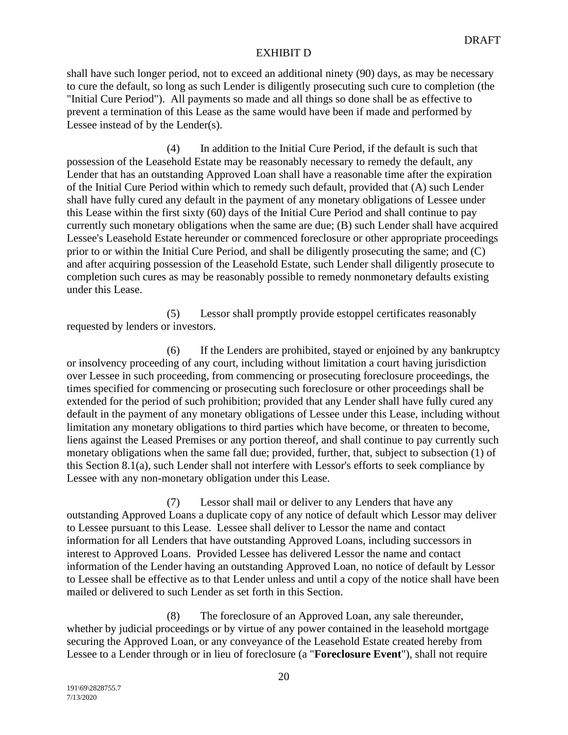shall have such longer period, not to exceed an additional ninety (90) days, as may be necessary to cure the default, so long as such Lender is diligently prosecuting such cure to completion (the "Initial Cure Period"). All payments so made and all things so done shall be as effective to prevent a termination of this Lease as the same would have been if made and performed by Lessee instead of by the Lender(s).

(4) In addition to the Initial Cure Period, if the default is such that possession of the Leasehold Estate may be reasonably necessary to remedy the default, any Lender that has an outstanding Approved Loan shall have a reasonable time after the expiration of the Initial Cure Period within which to remedy such default, provided that (A) such Lender shall have fully cured any default in the payment of any monetary obligations of Lessee under this Lease within the first sixty (60) days of the Initial Cure Period and shall continue to pay currently such monetary obligations when the same are due; (B) such Lender shall have acquired Lessee's Leasehold Estate hereunder or commenced foreclosure or other appropriate proceedings prior to or within the Initial Cure Period, and shall be diligently prosecuting the same; and (C) and after acquiring possession of the Leasehold Estate, such Lender shall diligently prosecute to completion such cures as may be reasonably possible to remedy nonmonetary defaults existing under this Lease.

(5) Lessor shall promptly provide estoppel certificates reasonably requested by lenders or investors.

(6) If the Lenders are prohibited, stayed or enjoined by any bankruptcy or insolvency proceeding of any court, including without limitation a court having jurisdiction over Lessee in such proceeding, from commencing or prosecuting foreclosure proceedings, the times specified for commencing or prosecuting such foreclosure or other proceedings shall be extended for the period of such prohibition; provided that any Lender shall have fully cured any default in the payment of any monetary obligations of Lessee under this Lease, including without limitation any monetary obligations to third parties which have become, or threaten to become, liens against the Leased Premises or any portion thereof, and shall continue to pay currently such monetary obligations when the same fall due; provided, further, that, subject to subsection (1) of this Section 8.1(a), such Lender shall not interfere with Lessor's efforts to seek compliance by Lessee with any non-monetary obligation under this Lease.

(7) Lessor shall mail or deliver to any Lenders that have any outstanding Approved Loans a duplicate copy of any notice of default which Lessor may deliver to Lessee pursuant to this Lease. Lessee shall deliver to Lessor the name and contact information for all Lenders that have outstanding Approved Loans, including successors in interest to Approved Loans. Provided Lessee has delivered Lessor the name and contact information of the Lender having an outstanding Approved Loan, no notice of default by Lessor to Lessee shall be effective as to that Lender unless and until a copy of the notice shall have been mailed or delivered to such Lender as set forth in this Section.

(8) The foreclosure of an Approved Loan, any sale thereunder, whether by judicial proceedings or by virtue of any power contained in the leasehold mortgage securing the Approved Loan, or any conveyance of the Leasehold Estate created hereby from Lessee to a Lender through or in lieu of foreclosure (a "**Foreclosure Event**"), shall not require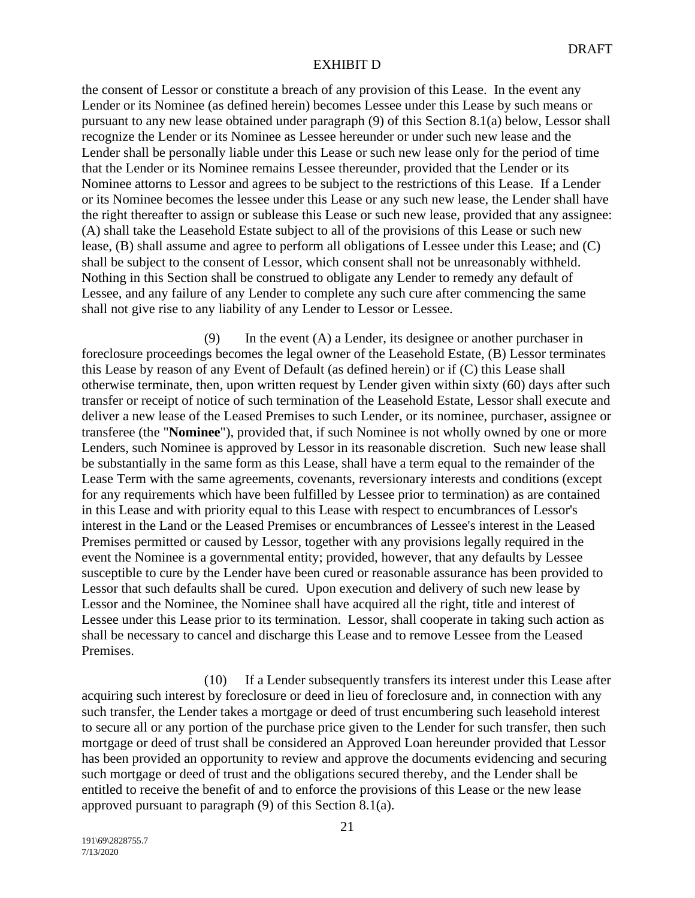the consent of Lessor or constitute a breach of any provision of this Lease. In the event any Lender or its Nominee (as defined herein) becomes Lessee under this Lease by such means or pursuant to any new lease obtained under paragraph (9) of this Section 8.1(a) below, Lessor shall recognize the Lender or its Nominee as Lessee hereunder or under such new lease and the Lender shall be personally liable under this Lease or such new lease only for the period of time that the Lender or its Nominee remains Lessee thereunder, provided that the Lender or its Nominee attorns to Lessor and agrees to be subject to the restrictions of this Lease. If a Lender or its Nominee becomes the lessee under this Lease or any such new lease, the Lender shall have the right thereafter to assign or sublease this Lease or such new lease, provided that any assignee: (A) shall take the Leasehold Estate subject to all of the provisions of this Lease or such new lease, (B) shall assume and agree to perform all obligations of Lessee under this Lease; and (C) shall be subject to the consent of Lessor, which consent shall not be unreasonably withheld. Nothing in this Section shall be construed to obligate any Lender to remedy any default of Lessee, and any failure of any Lender to complete any such cure after commencing the same shall not give rise to any liability of any Lender to Lessor or Lessee.

(9) In the event (A) a Lender, its designee or another purchaser in foreclosure proceedings becomes the legal owner of the Leasehold Estate, (B) Lessor terminates this Lease by reason of any Event of Default (as defined herein) or if (C) this Lease shall otherwise terminate, then, upon written request by Lender given within sixty (60) days after such transfer or receipt of notice of such termination of the Leasehold Estate, Lessor shall execute and deliver a new lease of the Leased Premises to such Lender, or its nominee, purchaser, assignee or transferee (the "**Nominee**"), provided that, if such Nominee is not wholly owned by one or more Lenders, such Nominee is approved by Lessor in its reasonable discretion. Such new lease shall be substantially in the same form as this Lease, shall have a term equal to the remainder of the Lease Term with the same agreements, covenants, reversionary interests and conditions (except for any requirements which have been fulfilled by Lessee prior to termination) as are contained in this Lease and with priority equal to this Lease with respect to encumbrances of Lessor's interest in the Land or the Leased Premises or encumbrances of Lessee's interest in the Leased Premises permitted or caused by Lessor, together with any provisions legally required in the event the Nominee is a governmental entity; provided, however, that any defaults by Lessee susceptible to cure by the Lender have been cured or reasonable assurance has been provided to Lessor that such defaults shall be cured. Upon execution and delivery of such new lease by Lessor and the Nominee, the Nominee shall have acquired all the right, title and interest of Lessee under this Lease prior to its termination. Lessor, shall cooperate in taking such action as shall be necessary to cancel and discharge this Lease and to remove Lessee from the Leased Premises.

(10) If a Lender subsequently transfers its interest under this Lease after acquiring such interest by foreclosure or deed in lieu of foreclosure and, in connection with any such transfer, the Lender takes a mortgage or deed of trust encumbering such leasehold interest to secure all or any portion of the purchase price given to the Lender for such transfer, then such mortgage or deed of trust shall be considered an Approved Loan hereunder provided that Lessor has been provided an opportunity to review and approve the documents evidencing and securing such mortgage or deed of trust and the obligations secured thereby, and the Lender shall be entitled to receive the benefit of and to enforce the provisions of this Lease or the new lease approved pursuant to paragraph (9) of this Section 8.1(a).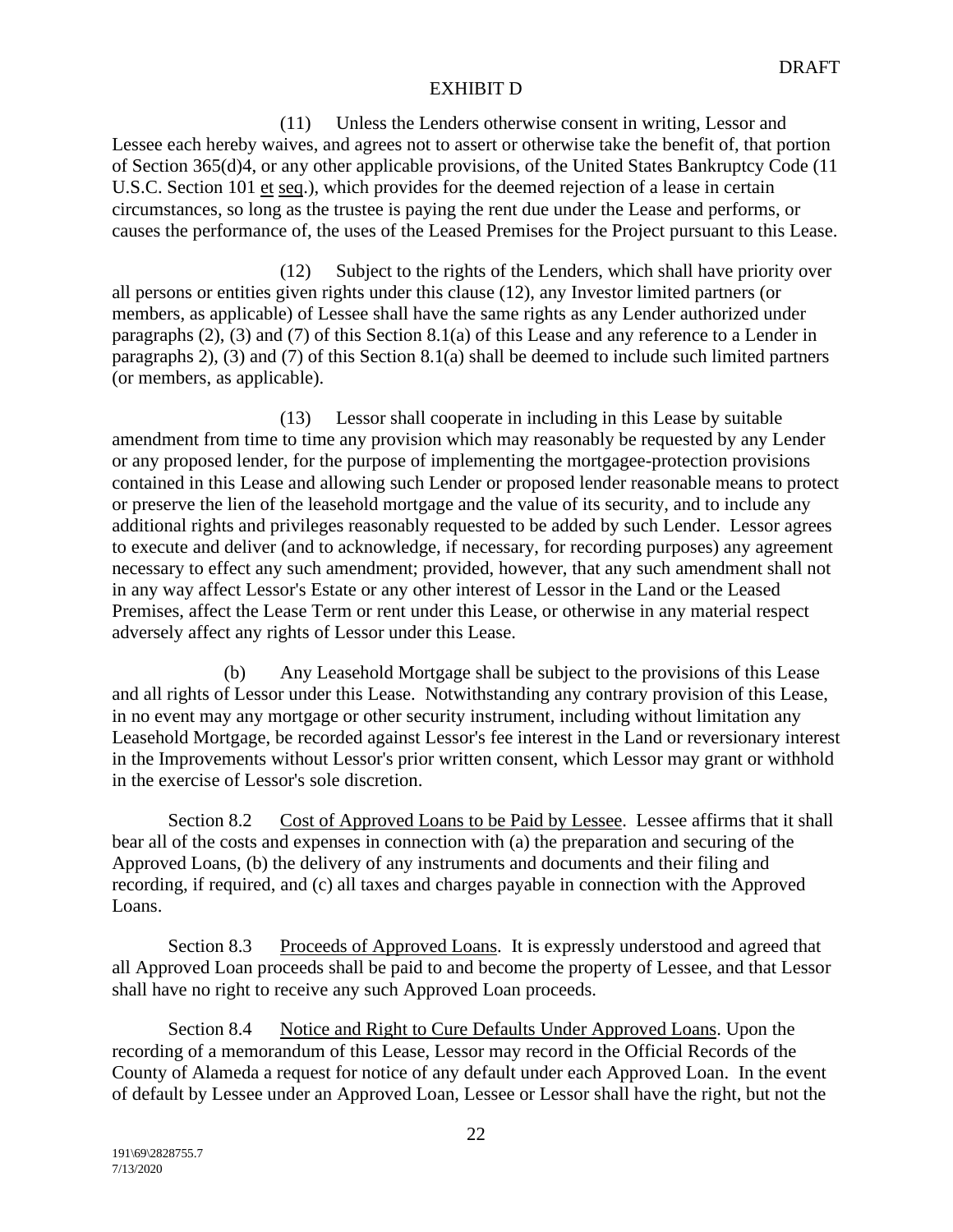(11) Unless the Lenders otherwise consent in writing, Lessor and Lessee each hereby waives, and agrees not to assert or otherwise take the benefit of, that portion of Section 365(d)4, or any other applicable provisions, of the United States Bankruptcy Code (11 U.S.C. Section 101 et seq.), which provides for the deemed rejection of a lease in certain circumstances, so long as the trustee is paying the rent due under the Lease and performs, or causes the performance of, the uses of the Leased Premises for the Project pursuant to this Lease.

(12) Subject to the rights of the Lenders, which shall have priority over all persons or entities given rights under this clause (12), any Investor limited partners (or members, as applicable) of Lessee shall have the same rights as any Lender authorized under paragraphs (2), (3) and (7) of this Section 8.1(a) of this Lease and any reference to a Lender in paragraphs 2), (3) and (7) of this Section 8.1(a) shall be deemed to include such limited partners (or members, as applicable).

(13) Lessor shall cooperate in including in this Lease by suitable amendment from time to time any provision which may reasonably be requested by any Lender or any proposed lender, for the purpose of implementing the mortgagee-protection provisions contained in this Lease and allowing such Lender or proposed lender reasonable means to protect or preserve the lien of the leasehold mortgage and the value of its security, and to include any additional rights and privileges reasonably requested to be added by such Lender. Lessor agrees to execute and deliver (and to acknowledge, if necessary, for recording purposes) any agreement necessary to effect any such amendment; provided, however, that any such amendment shall not in any way affect Lessor's Estate or any other interest of Lessor in the Land or the Leased Premises, affect the Lease Term or rent under this Lease, or otherwise in any material respect adversely affect any rights of Lessor under this Lease.

(b) Any Leasehold Mortgage shall be subject to the provisions of this Lease and all rights of Lessor under this Lease. Notwithstanding any contrary provision of this Lease, in no event may any mortgage or other security instrument, including without limitation any Leasehold Mortgage, be recorded against Lessor's fee interest in the Land or reversionary interest in the Improvements without Lessor's prior written consent, which Lessor may grant or withhold in the exercise of Lessor's sole discretion.

Section 8.2 Cost of Approved Loans to be Paid by Lessee. Lessee affirms that it shall bear all of the costs and expenses in connection with (a) the preparation and securing of the Approved Loans, (b) the delivery of any instruments and documents and their filing and recording, if required, and (c) all taxes and charges payable in connection with the Approved Loans.

Section 8.3 Proceeds of Approved Loans. It is expressly understood and agreed that all Approved Loan proceeds shall be paid to and become the property of Lessee, and that Lessor shall have no right to receive any such Approved Loan proceeds.

Section 8.4 Notice and Right to Cure Defaults Under Approved Loans. Upon the recording of a memorandum of this Lease, Lessor may record in the Official Records of the County of Alameda a request for notice of any default under each Approved Loan. In the event of default by Lessee under an Approved Loan, Lessee or Lessor shall have the right, but not the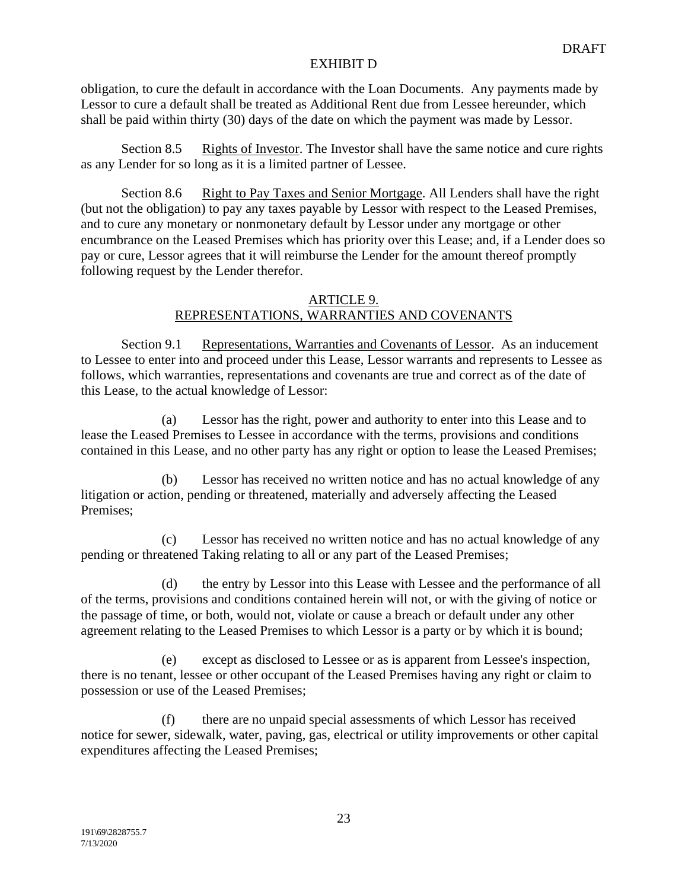obligation, to cure the default in accordance with the Loan Documents. Any payments made by Lessor to cure a default shall be treated as Additional Rent due from Lessee hereunder, which shall be paid within thirty (30) days of the date on which the payment was made by Lessor.

Section 8.5 Rights of Investor. The Investor shall have the same notice and cure rights as any Lender for so long as it is a limited partner of Lessee.

Section 8.6 Right to Pay Taxes and Senior Mortgage. All Lenders shall have the right (but not the obligation) to pay any taxes payable by Lessor with respect to the Leased Premises, and to cure any monetary or nonmonetary default by Lessor under any mortgage or other encumbrance on the Leased Premises which has priority over this Lease; and, if a Lender does so pay or cure, Lessor agrees that it will reimburse the Lender for the amount thereof promptly following request by the Lender therefor.

## ARTICLE 9.
## REPRESENTATIONS, WARRANTIES AND COVENANTS

Section 9.1 Representations, Warranties and Covenants of Lessor. As an inducement to Lessee to enter into and proceed under this Lease, Lessor warrants and represents to Lessee as follows, which warranties, representations and covenants are true and correct as of the date of this Lease, to the actual knowledge of Lessor:

(a) Lessor has the right, power and authority to enter into this Lease and to lease the Leased Premises to Lessee in accordance with the terms, provisions and conditions contained in this Lease, and no other party has any right or option to lease the Leased Premises;

(b) Lessor has received no written notice and has no actual knowledge of any litigation or action, pending or threatened, materially and adversely affecting the Leased Premises;

(c) Lessor has received no written notice and has no actual knowledge of any pending or threatened Taking relating to all or any part of the Leased Premises;

(d) the entry by Lessor into this Lease with Lessee and the performance of all of the terms, provisions and conditions contained herein will not, or with the giving of notice or the passage of time, or both, would not, violate or cause a breach or default under any other agreement relating to the Leased Premises to which Lessor is a party or by which it is bound;

(e) except as disclosed to Lessee or as is apparent from Lessee's inspection, there is no tenant, lessee or other occupant of the Leased Premises having any right or claim to possession or use of the Leased Premises;

(f) there are no unpaid special assessments of which Lessor has received notice for sewer, sidewalk, water, paving, gas, electrical or utility improvements or other capital expenditures affecting the Leased Premises;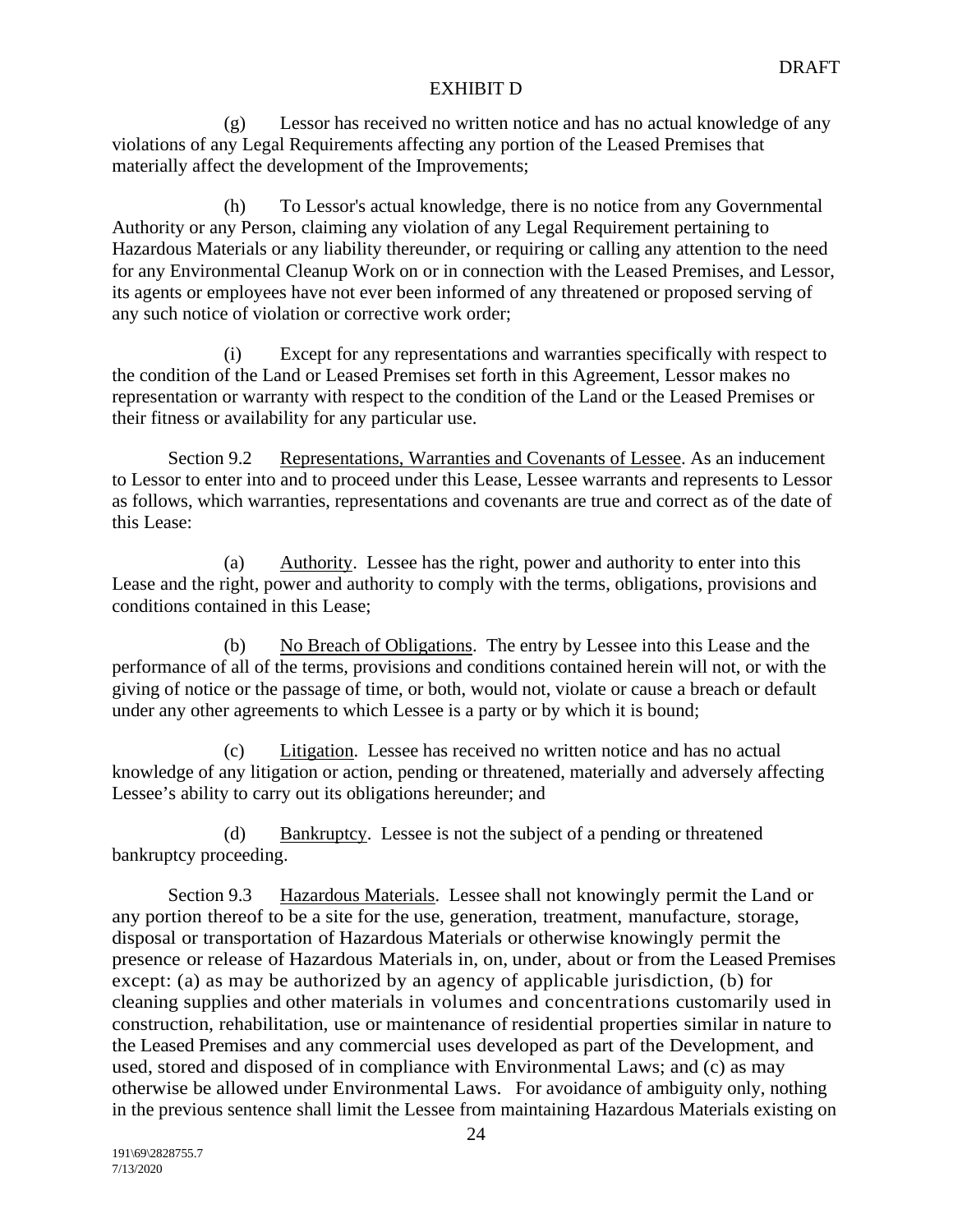(g) Lessor has received no written notice and has no actual knowledge of any violations of any Legal Requirements affecting any portion of the Leased Premises that materially affect the development of the Improvements;

(h) To Lessor's actual knowledge, there is no notice from any Governmental Authority or any Person, claiming any violation of any Legal Requirement pertaining to Hazardous Materials or any liability thereunder, or requiring or calling any attention to the need for any Environmental Cleanup Work on or in connection with the Leased Premises, and Lessor, its agents or employees have not ever been informed of any threatened or proposed serving of any such notice of violation or corrective work order;

(i) Except for any representations and warranties specifically with respect to the condition of the Land or Leased Premises set forth in this Agreement, Lessor makes no representation or warranty with respect to the condition of the Land or the Leased Premises or their fitness or availability for any particular use.

Section 9.2 Representations, Warranties and Covenants of Lessee. As an inducement to Lessor to enter into and to proceed under this Lease, Lessee warrants and represents to Lessor as follows, which warranties, representations and covenants are true and correct as of the date of this Lease:

(a) Authority. Lessee has the right, power and authority to enter into this Lease and the right, power and authority to comply with the terms, obligations, provisions and conditions contained in this Lease;

(b) No Breach of Obligations. The entry by Lessee into this Lease and the performance of all of the terms, provisions and conditions contained herein will not, or with the giving of notice or the passage of time, or both, would not, violate or cause a breach or default under any other agreements to which Lessee is a party or by which it is bound;

(c) Litigation. Lessee has received no written notice and has no actual knowledge of any litigation or action, pending or threatened, materially and adversely affecting Lessee's ability to carry out its obligations hereunder; and

(d) Bankruptcy. Lessee is not the subject of a pending or threatened bankruptcy proceeding.

Section 9.3 Hazardous Materials. Lessee shall not knowingly permit the Land or any portion thereof to be a site for the use, generation, treatment, manufacture, storage, disposal or transportation of Hazardous Materials or otherwise knowingly permit the presence or release of Hazardous Materials in, on, under, about or from the Leased Premises except: (a) as may be authorized by an agency of applicable jurisdiction, (b) for cleaning supplies and other materials in volumes and concentrations customarily used in construction, rehabilitation, use or maintenance of residential properties similar in nature to the Leased Premises and any commercial uses developed as part of the Development, and used, stored and disposed of in compliance with Environmental Laws; and (c) as may otherwise be allowed under Environmental Laws. For avoidance of ambiguity only, nothing in the previous sentence shall limit the Lessee from maintaining Hazardous Materials existing on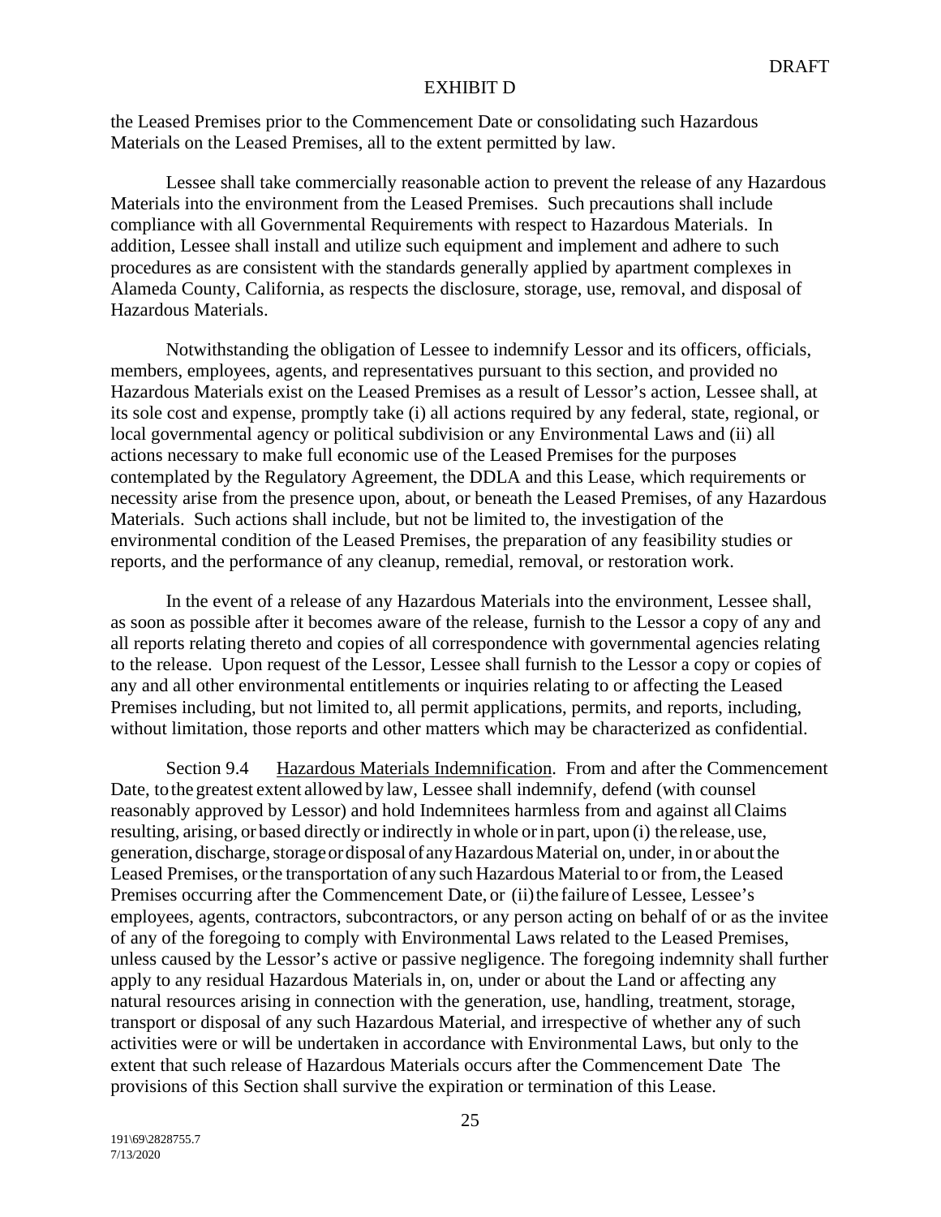the Leased Premises prior to the Commencement Date or consolidating such Hazardous Materials on the Leased Premises, all to the extent permitted by law.

Lessee shall take commercially reasonable action to prevent the release of any Hazardous Materials into the environment from the Leased Premises. Such precautions shall include compliance with all Governmental Requirements with respect to Hazardous Materials. In addition, Lessee shall install and utilize such equipment and implement and adhere to such procedures as are consistent with the standards generally applied by apartment complexes in Alameda County, California, as respects the disclosure, storage, use, removal, and disposal of Hazardous Materials.

Notwithstanding the obligation of Lessee to indemnify Lessor and its officers, officials, members, employees, agents, and representatives pursuant to this section, and provided no Hazardous Materials exist on the Leased Premises as a result of Lessor's action, Lessee shall, at its sole cost and expense, promptly take (i) all actions required by any federal, state, regional, or local governmental agency or political subdivision or any Environmental Laws and (ii) all actions necessary to make full economic use of the Leased Premises for the purposes contemplated by the Regulatory Agreement, the DDLA and this Lease, which requirements or necessity arise from the presence upon, about, or beneath the Leased Premises, of any Hazardous Materials. Such actions shall include, but not be limited to, the investigation of the environmental condition of the Leased Premises, the preparation of any feasibility studies or reports, and the performance of any cleanup, remedial, removal, or restoration work.

In the event of a release of any Hazardous Materials into the environment, Lessee shall, as soon as possible after it becomes aware of the release, furnish to the Lessor a copy of any and all reports relating thereto and copies of all correspondence with governmental agencies relating to the release. Upon request of the Lessor, Lessee shall furnish to the Lessor a copy or copies of any and all other environmental entitlements or inquiries relating to or affecting the Leased Premises including, but not limited to, all permit applications, permits, and reports, including, without limitation, those reports and other matters which may be characterized as confidential.

Section 9.4 Hazardous Materials Indemnification. From and after the Commencement Date, to the greatest extent allowed by law, Lessee shall indemnify, defend (with counsel reasonably approved by Lessor) and hold Indemnitees harmless from and against all Claims resulting, arising, or based directly or indirectly in whole or in part, upon (i) the release, use, generation, discharge, storage or disposal of any Hazardous Material on, under, in or about the Leased Premises, or the transportation of any such Hazardous Material to or from, the Leased Premises occurring after the Commencement Date, or (ii) the failure of Lessee, Lessee's employees, agents, contractors, subcontractors, or any person acting on behalf of or as the invitee of any of the foregoing to comply with Environmental Laws related to the Leased Premises, unless caused by the Lessor's active or passive negligence. The foregoing indemnity shall further apply to any residual Hazardous Materials in, on, under or about the Land or affecting any natural resources arising in connection with the generation, use, handling, treatment, storage, transport or disposal of any such Hazardous Material, and irrespective of whether any of such activities were or will be undertaken in accordance with Environmental Laws, but only to the extent that such release of Hazardous Materials occurs after the Commencement Date The provisions of this Section shall survive the expiration or termination of this Lease.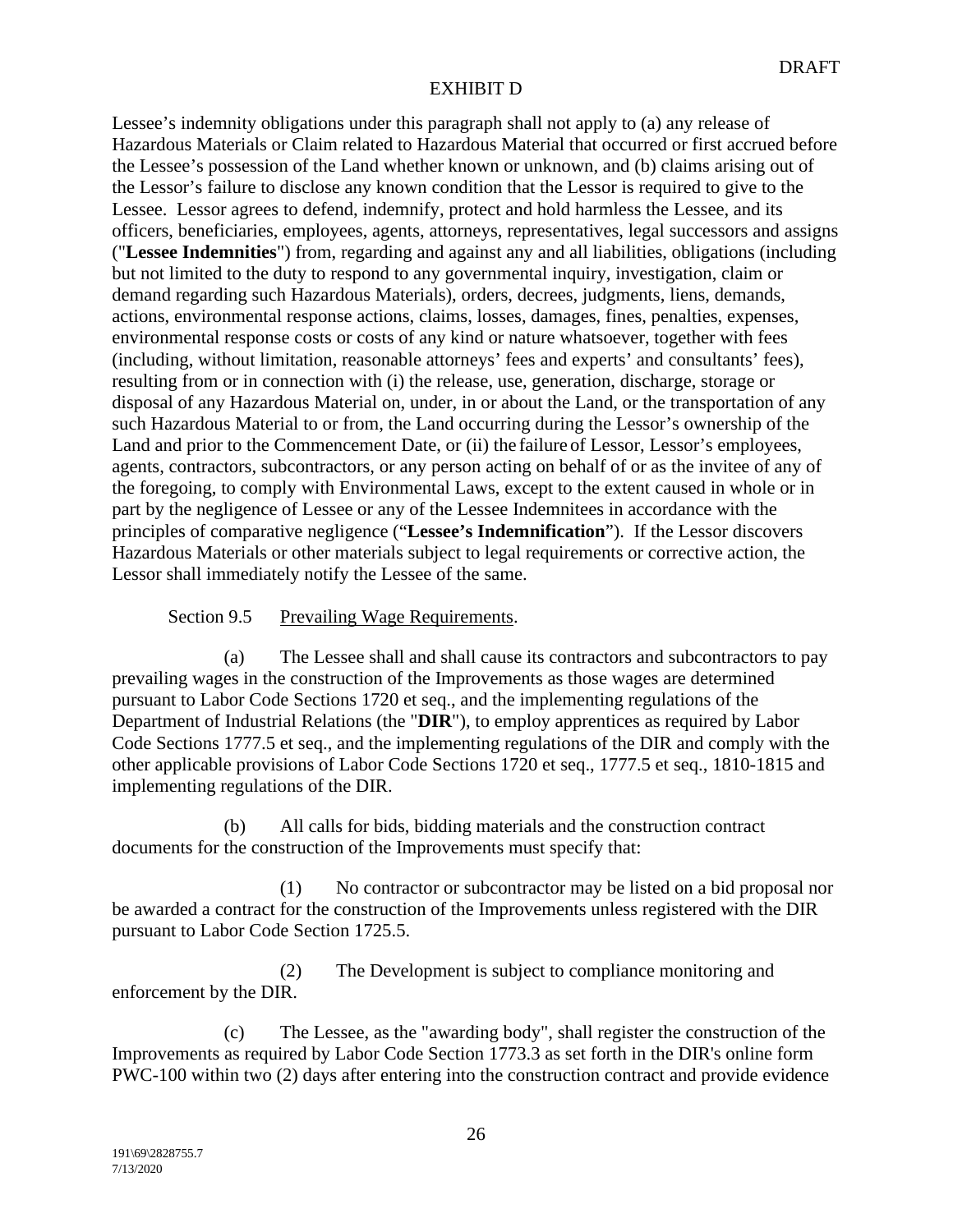Lessee's indemnity obligations under this paragraph shall not apply to (a) any release of Hazardous Materials or Claim related to Hazardous Material that occurred or first accrued before the Lessee's possession of the Land whether known or unknown, and (b) claims arising out of the Lessor's failure to disclose any known condition that the Lessor is required to give to the Lessee. Lessor agrees to defend, indemnify, protect and hold harmless the Lessee, and its officers, beneficiaries, employees, agents, attorneys, representatives, legal successors and assigns ("**Lessee Indemnities**") from, regarding and against any and all liabilities, obligations (including but not limited to the duty to respond to any governmental inquiry, investigation, claim or demand regarding such Hazardous Materials), orders, decrees, judgments, liens, demands, actions, environmental response actions, claims, losses, damages, fines, penalties, expenses, environmental response costs or costs of any kind or nature whatsoever, together with fees (including, without limitation, reasonable attorneys' fees and experts' and consultants' fees), resulting from or in connection with (i) the release, use, generation, discharge, storage or disposal of any Hazardous Material on, under, in or about the Land, or the transportation of any such Hazardous Material to or from, the Land occurring during the Lessor's ownership of the Land and prior to the Commencement Date, or (ii) the failure of Lessor, Lessor's employees, agents, contractors, subcontractors, or any person acting on behalf of or as the invitee of any of the foregoing, to comply with Environmental Laws, except to the extent caused in whole or in part by the negligence of Lessee or any of the Lessee Indemnitees in accordance with the principles of comparative negligence ("**Lessee's Indemnification**"). If the Lessor discovers Hazardous Materials or other materials subject to legal requirements or corrective action, the Lessor shall immediately notify the Lessee of the same.

Section 9.5 Prevailing Wage Requirements.

(a) The Lessee shall and shall cause its contractors and subcontractors to pay prevailing wages in the construction of the Improvements as those wages are determined pursuant to Labor Code Sections 1720 et seq., and the implementing regulations of the Department of Industrial Relations (the "**DIR**"), to employ apprentices as required by Labor Code Sections 1777.5 et seq., and the implementing regulations of the DIR and comply with the other applicable provisions of Labor Code Sections 1720 et seq., 1777.5 et seq., 1810-1815 and implementing regulations of the DIR.

(b) All calls for bids, bidding materials and the construction contract documents for the construction of the Improvements must specify that:

(1) No contractor or subcontractor may be listed on a bid proposal nor be awarded a contract for the construction of the Improvements unless registered with the DIR pursuant to Labor Code Section 1725.5.

(2) The Development is subject to compliance monitoring and enforcement by the DIR.

(c) The Lessee, as the "awarding body", shall register the construction of the Improvements as required by Labor Code Section 1773.3 as set forth in the DIR's online form PWC-100 within two (2) days after entering into the construction contract and provide evidence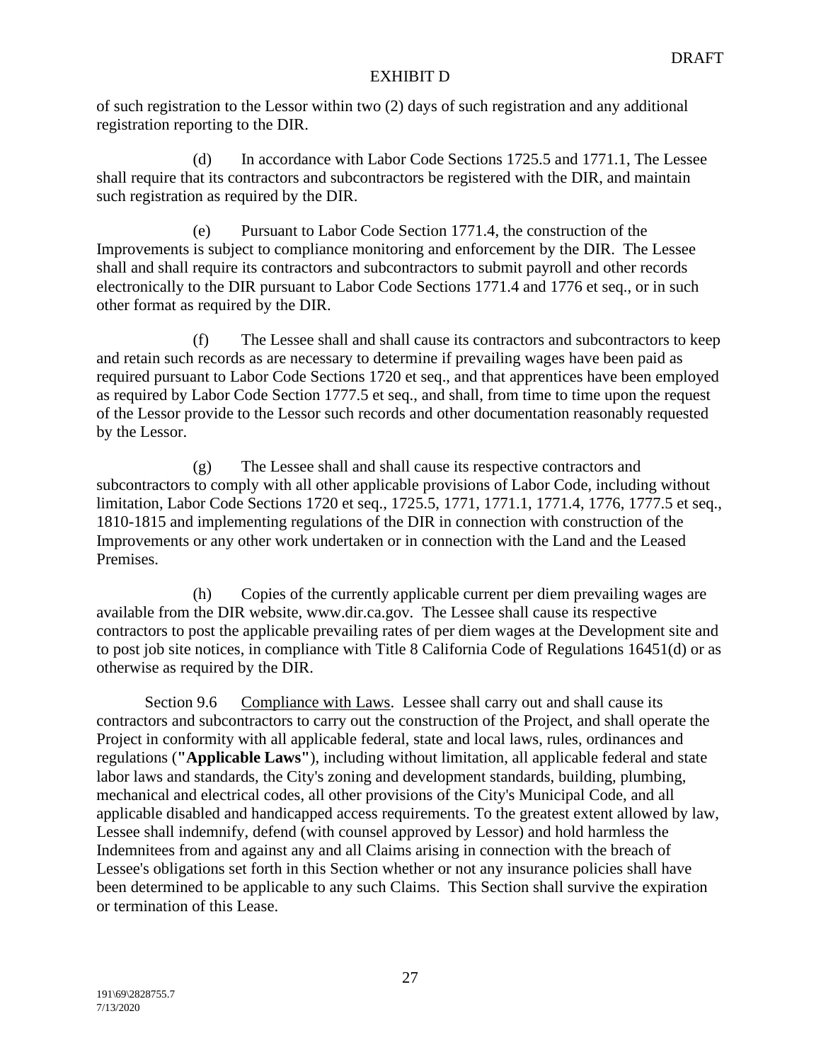of such registration to the Lessor within two (2) days of such registration and any additional registration reporting to the DIR.

(d) In accordance with Labor Code Sections 1725.5 and 1771.1, The Lessee shall require that its contractors and subcontractors be registered with the DIR, and maintain such registration as required by the DIR.

(e) Pursuant to Labor Code Section 1771.4, the construction of the Improvements is subject to compliance monitoring and enforcement by the DIR. The Lessee shall and shall require its contractors and subcontractors to submit payroll and other records electronically to the DIR pursuant to Labor Code Sections 1771.4 and 1776 et seq., or in such other format as required by the DIR.

(f) The Lessee shall and shall cause its contractors and subcontractors to keep and retain such records as are necessary to determine if prevailing wages have been paid as required pursuant to Labor Code Sections 1720 et seq., and that apprentices have been employed as required by Labor Code Section 1777.5 et seq., and shall, from time to time upon the request of the Lessor provide to the Lessor such records and other documentation reasonably requested by the Lessor.

(g) The Lessee shall and shall cause its respective contractors and subcontractors to comply with all other applicable provisions of Labor Code, including without limitation, Labor Code Sections 1720 et seq., 1725.5, 1771, 1771.1, 1771.4, 1776, 1777.5 et seq., 1810-1815 and implementing regulations of the DIR in connection with construction of the Improvements or any other work undertaken or in connection with the Land and the Leased Premises.

(h) Copies of the currently applicable current per diem prevailing wages are available from the DIR website, www.dir.ca.gov. The Lessee shall cause its respective contractors to post the applicable prevailing rates of per diem wages at the Development site and to post job site notices, in compliance with Title 8 California Code of Regulations 16451(d) or as otherwise as required by the DIR.

Section 9.6 Compliance with Laws. Lessee shall carry out and shall cause its contractors and subcontractors to carry out the construction of the Project, and shall operate the Project in conformity with all applicable federal, state and local laws, rules, ordinances and regulations (**"Applicable Laws"**), including without limitation, all applicable federal and state labor laws and standards, the City's zoning and development standards, building, plumbing, mechanical and electrical codes, all other provisions of the City's Municipal Code, and all applicable disabled and handicapped access requirements. To the greatest extent allowed by law, Lessee shall indemnify, defend (with counsel approved by Lessor) and hold harmless the Indemnitees from and against any and all Claims arising in connection with the breach of Lessee's obligations set forth in this Section whether or not any insurance policies shall have been determined to be applicable to any such Claims. This Section shall survive the expiration or termination of this Lease.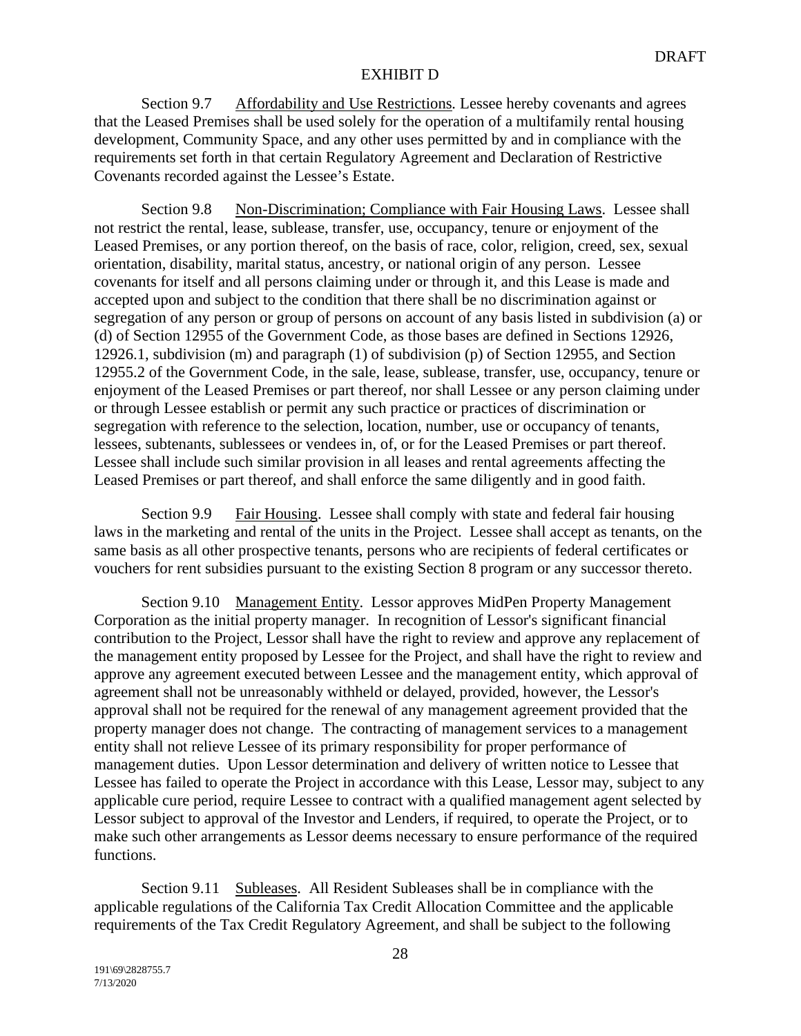EXHIBIT D

Section 9.7 Affordability and Use Restrictions. Lessee hereby covenants and agrees that the Leased Premises shall be used solely for the operation of a multifamily rental housing development, Community Space, and any other uses permitted by and in compliance with the requirements set forth in that certain Regulatory Agreement and Declaration of Restrictive Covenants recorded against the Lessee's Estate.

Section 9.8 Non-Discrimination; Compliance with Fair Housing Laws. Lessee shall not restrict the rental, lease, sublease, transfer, use, occupancy, tenure or enjoyment of the Leased Premises, or any portion thereof, on the basis of race, color, religion, creed, sex, sexual orientation, disability, marital status, ancestry, or national origin of any person. Lessee covenants for itself and all persons claiming under or through it, and this Lease is made and accepted upon and subject to the condition that there shall be no discrimination against or segregation of any person or group of persons on account of any basis listed in subdivision (a) or (d) of Section 12955 of the Government Code, as those bases are defined in Sections 12926, 12926.1, subdivision (m) and paragraph (1) of subdivision (p) of Section 12955, and Section 12955.2 of the Government Code, in the sale, lease, sublease, transfer, use, occupancy, tenure or enjoyment of the Leased Premises or part thereof, nor shall Lessee or any person claiming under or through Lessee establish or permit any such practice or practices of discrimination or segregation with reference to the selection, location, number, use or occupancy of tenants, lessees, subtenants, sublessees or vendees in, of, or for the Leased Premises or part thereof. Lessee shall include such similar provision in all leases and rental agreements affecting the Leased Premises or part thereof, and shall enforce the same diligently and in good faith.

Section 9.9 Fair Housing. Lessee shall comply with state and federal fair housing laws in the marketing and rental of the units in the Project. Lessee shall accept as tenants, on the same basis as all other prospective tenants, persons who are recipients of federal certificates or vouchers for rent subsidies pursuant to the existing Section 8 program or any successor thereto.

Section 9.10 Management Entity. Lessor approves MidPen Property Management Corporation as the initial property manager. In recognition of Lessor's significant financial contribution to the Project, Lessor shall have the right to review and approve any replacement of the management entity proposed by Lessee for the Project, and shall have the right to review and approve any agreement executed between Lessee and the management entity, which approval of agreement shall not be unreasonably withheld or delayed, provided, however, the Lessor's approval shall not be required for the renewal of any management agreement provided that the property manager does not change. The contracting of management services to a management entity shall not relieve Lessee of its primary responsibility for proper performance of management duties. Upon Lessor determination and delivery of written notice to Lessee that Lessee has failed to operate the Project in accordance with this Lease, Lessor may, subject to any applicable cure period, require Lessee to contract with a qualified management agent selected by Lessor subject to approval of the Investor and Lenders, if required, to operate the Project, or to make such other arrangements as Lessor deems necessary to ensure performance of the required functions.

Section 9.11 Subleases. All Resident Subleases shall be in compliance with the applicable regulations of the California Tax Credit Allocation Committee and the applicable requirements of the Tax Credit Regulatory Agreement, and shall be subject to the following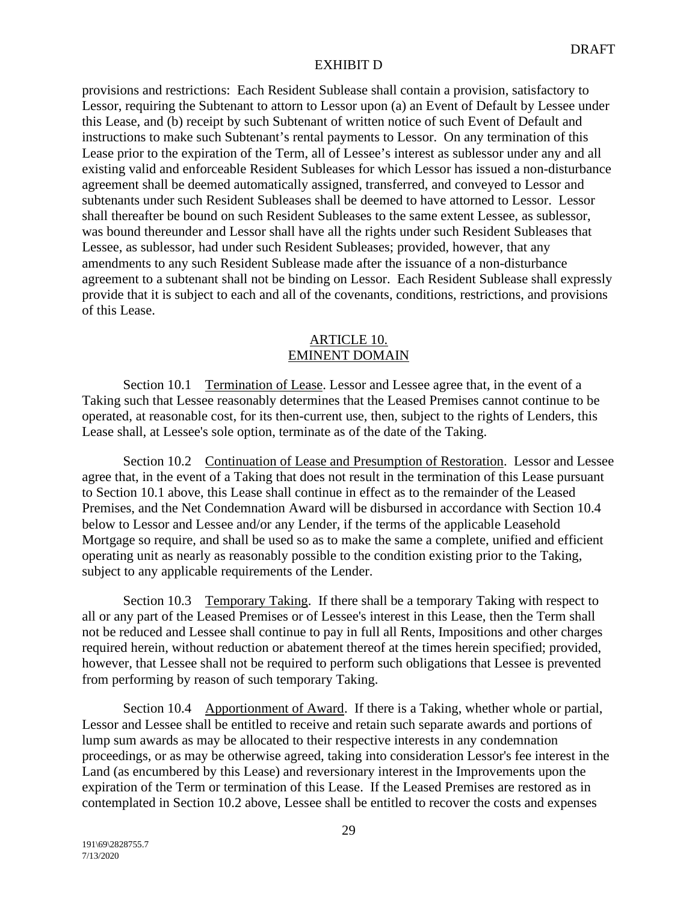provisions and restrictions: Each Resident Sublease shall contain a provision, satisfactory to Lessor, requiring the Subtenant to attorn to Lessor upon (a) an Event of Default by Lessee under this Lease, and (b) receipt by such Subtenant of written notice of such Event of Default and instructions to make such Subtenant's rental payments to Lessor. On any termination of this Lease prior to the expiration of the Term, all of Lessee's interest as sublessor under any and all existing valid and enforceable Resident Subleases for which Lessor has issued a non-disturbance agreement shall be deemed automatically assigned, transferred, and conveyed to Lessor and subtenants under such Resident Subleases shall be deemed to have attorned to Lessor. Lessor shall thereafter be bound on such Resident Subleases to the same extent Lessee, as sublessor, was bound thereunder and Lessor shall have all the rights under such Resident Subleases that Lessee, as sublessor, had under such Resident Subleases; provided, however, that any amendments to any such Resident Sublease made after the issuance of a non-disturbance agreement to a subtenant shall not be binding on Lessor. Each Resident Sublease shall expressly provide that it is subject to each and all of the covenants, conditions, restrictions, and provisions of this Lease.

## ARTICLE 10.
## EMINENT DOMAIN

Section 10.1 Termination of Lease. Lessor and Lessee agree that, in the event of a Taking such that Lessee reasonably determines that the Leased Premises cannot continue to be operated, at reasonable cost, for its then-current use, then, subject to the rights of Lenders, this Lease shall, at Lessee's sole option, terminate as of the date of the Taking.

Section 10.2 Continuation of Lease and Presumption of Restoration. Lessor and Lessee agree that, in the event of a Taking that does not result in the termination of this Lease pursuant to Section 10.1 above, this Lease shall continue in effect as to the remainder of the Leased Premises, and the Net Condemnation Award will be disbursed in accordance with Section 10.4 below to Lessor and Lessee and/or any Lender, if the terms of the applicable Leasehold Mortgage so require, and shall be used so as to make the same a complete, unified and efficient operating unit as nearly as reasonably possible to the condition existing prior to the Taking, subject to any applicable requirements of the Lender.

Section 10.3 Temporary Taking. If there shall be a temporary Taking with respect to all or any part of the Leased Premises or of Lessee's interest in this Lease, then the Term shall not be reduced and Lessee shall continue to pay in full all Rents, Impositions and other charges required herein, without reduction or abatement thereof at the times herein specified; provided, however, that Lessee shall not be required to perform such obligations that Lessee is prevented from performing by reason of such temporary Taking.

Section 10.4 Apportionment of Award. If there is a Taking, whether whole or partial, Lessor and Lessee shall be entitled to receive and retain such separate awards and portions of lump sum awards as may be allocated to their respective interests in any condemnation proceedings, or as may be otherwise agreed, taking into consideration Lessor's fee interest in the Land (as encumbered by this Lease) and reversionary interest in the Improvements upon the expiration of the Term or termination of this Lease. If the Leased Premises are restored as in contemplated in Section 10.2 above, Lessee shall be entitled to recover the costs and expenses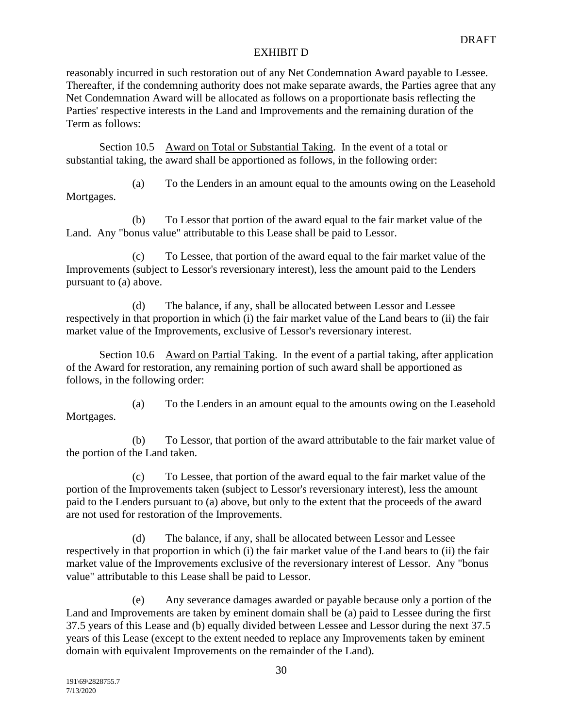reasonably incurred in such restoration out of any Net Condemnation Award payable to Lessee. Thereafter, if the condemning authority does not make separate awards, the Parties agree that any Net Condemnation Award will be allocated as follows on a proportionate basis reflecting the Parties' respective interests in the Land and Improvements and the remaining duration of the Term as follows:

Section 10.5 Award on Total or Substantial Taking. In the event of a total or substantial taking, the award shall be apportioned as follows, in the following order:

(a) To the Lenders in an amount equal to the amounts owing on the Leasehold Mortgages.

(b) To Lessor that portion of the award equal to the fair market value of the Land. Any "bonus value" attributable to this Lease shall be paid to Lessor.

(c) To Lessee, that portion of the award equal to the fair market value of the Improvements (subject to Lessor's reversionary interest), less the amount paid to the Lenders pursuant to (a) above.

(d) The balance, if any, shall be allocated between Lessor and Lessee respectively in that proportion in which (i) the fair market value of the Land bears to (ii) the fair market value of the Improvements, exclusive of Lessor's reversionary interest.

Section 10.6 Award on Partial Taking. In the event of a partial taking, after application of the Award for restoration, any remaining portion of such award shall be apportioned as follows, in the following order:

(a) To the Lenders in an amount equal to the amounts owing on the Leasehold Mortgages.

(b) To Lessor, that portion of the award attributable to the fair market value of the portion of the Land taken.

(c) To Lessee, that portion of the award equal to the fair market value of the portion of the Improvements taken (subject to Lessor's reversionary interest), less the amount paid to the Lenders pursuant to (a) above, but only to the extent that the proceeds of the award are not used for restoration of the Improvements.

(d) The balance, if any, shall be allocated between Lessor and Lessee respectively in that proportion in which (i) the fair market value of the Land bears to (ii) the fair market value of the Improvements exclusive of the reversionary interest of Lessor. Any "bonus value" attributable to this Lease shall be paid to Lessor.

(e) Any severance damages awarded or payable because only a portion of the Land and Improvements are taken by eminent domain shall be (a) paid to Lessee during the first 37.5 years of this Lease and (b) equally divided between Lessee and Lessor during the next 37.5 years of this Lease (except to the extent needed to replace any Improvements taken by eminent domain with equivalent Improvements on the remainder of the Land).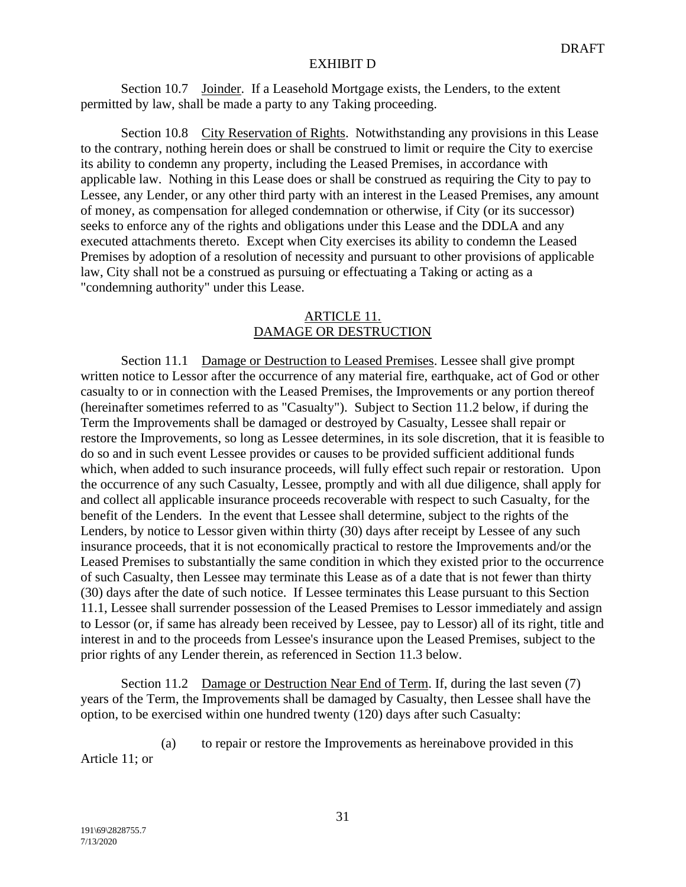Section 10.7 Joinder. If a Leasehold Mortgage exists, the Lenders, to the extent permitted by law, shall be made a party to any Taking proceeding.

Section 10.8 City Reservation of Rights. Notwithstanding any provisions in this Lease to the contrary, nothing herein does or shall be construed to limit or require the City to exercise its ability to condemn any property, including the Leased Premises, in accordance with applicable law. Nothing in this Lease does or shall be construed as requiring the City to pay to Lessee, any Lender, or any other third party with an interest in the Leased Premises, any amount of money, as compensation for alleged condemnation or otherwise, if City (or its successor) seeks to enforce any of the rights and obligations under this Lease and the DDLA and any executed attachments thereto. Except when City exercises its ability to condemn the Leased Premises by adoption of a resolution of necessity and pursuant to other provisions of applicable law, City shall not be a construed as pursuing or effectuating a Taking or acting as a "condemning authority" under this Lease.

## ARTICLE 11.
## DAMAGE OR DESTRUCTION

Section 11.1 Damage or Destruction to Leased Premises. Lessee shall give prompt written notice to Lessor after the occurrence of any material fire, earthquake, act of God or other casualty to or in connection with the Leased Premises, the Improvements or any portion thereof (hereinafter sometimes referred to as "Casualty"). Subject to Section 11.2 below, if during the Term the Improvements shall be damaged or destroyed by Casualty, Lessee shall repair or restore the Improvements, so long as Lessee determines, in its sole discretion, that it is feasible to do so and in such event Lessee provides or causes to be provided sufficient additional funds which, when added to such insurance proceeds, will fully effect such repair or restoration. Upon the occurrence of any such Casualty, Lessee, promptly and with all due diligence, shall apply for and collect all applicable insurance proceeds recoverable with respect to such Casualty, for the benefit of the Lenders. In the event that Lessee shall determine, subject to the rights of the Lenders, by notice to Lessor given within thirty (30) days after receipt by Lessee of any such insurance proceeds, that it is not economically practical to restore the Improvements and/or the Leased Premises to substantially the same condition in which they existed prior to the occurrence of such Casualty, then Lessee may terminate this Lease as of a date that is not fewer than thirty (30) days after the date of such notice. If Lessee terminates this Lease pursuant to this Section 11.1, Lessee shall surrender possession of the Leased Premises to Lessor immediately and assign to Lessor (or, if same has already been received by Lessee, pay to Lessor) all of its right, title and interest in and to the proceeds from Lessee's insurance upon the Leased Premises, subject to the prior rights of any Lender therein, as referenced in Section 11.3 below.

Section 11.2 Damage or Destruction Near End of Term. If, during the last seven (7) years of the Term, the Improvements shall be damaged by Casualty, then Lessee shall have the option, to be exercised within one hundred twenty (120) days after such Casualty:

(a) to repair or restore the Improvements as hereinabove provided in this Article 11; or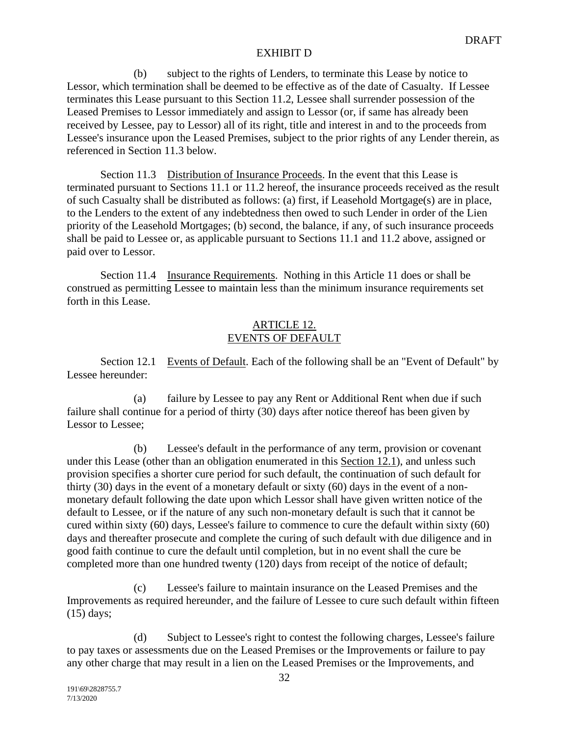(b) subject to the rights of Lenders, to terminate this Lease by notice to Lessor, which termination shall be deemed to be effective as of the date of Casualty. If Lessee terminates this Lease pursuant to this Section 11.2, Lessee shall surrender possession of the Leased Premises to Lessor immediately and assign to Lessor (or, if same has already been received by Lessee, pay to Lessor) all of its right, title and interest in and to the proceeds from Lessee's insurance upon the Leased Premises, subject to the prior rights of any Lender therein, as referenced in Section 11.3 below.

Section 11.3 Distribution of Insurance Proceeds. In the event that this Lease is terminated pursuant to Sections 11.1 or 11.2 hereof, the insurance proceeds received as the result of such Casualty shall be distributed as follows: (a) first, if Leasehold Mortgage(s) are in place, to the Lenders to the extent of any indebtedness then owed to such Lender in order of the Lien priority of the Leasehold Mortgages; (b) second, the balance, if any, of such insurance proceeds shall be paid to Lessee or, as applicable pursuant to Sections 11.1 and 11.2 above, assigned or paid over to Lessor.

Section 11.4 Insurance Requirements. Nothing in this Article 11 does or shall be construed as permitting Lessee to maintain less than the minimum insurance requirements set forth in this Lease.

## ARTICLE 12.
## EVENTS OF DEFAULT

Section 12.1 Events of Default. Each of the following shall be an "Event of Default" by Lessee hereunder:

(a) failure by Lessee to pay any Rent or Additional Rent when due if such failure shall continue for a period of thirty (30) days after notice thereof has been given by Lessor to Lessee;

(b) Lessee's default in the performance of any term, provision or covenant under this Lease (other than an obligation enumerated in this Section 12.1), and unless such provision specifies a shorter cure period for such default, the continuation of such default for thirty (30) days in the event of a monetary default or sixty (60) days in the event of a non-monetary default following the date upon which Lessor shall have given written notice of the default to Lessee, or if the nature of any such non-monetary default is such that it cannot be cured within sixty (60) days, Lessee's failure to commence to cure the default within sixty (60) days and thereafter prosecute and complete the curing of such default with due diligence and in good faith continue to cure the default until completion, but in no event shall the cure be completed more than one hundred twenty (120) days from receipt of the notice of default;

(c) Lessee's failure to maintain insurance on the Leased Premises and the Improvements as required hereunder, and the failure of Lessee to cure such default within fifteen (15) days;

(d) Subject to Lessee's right to contest the following charges, Lessee's failure to pay taxes or assessments due on the Leased Premises or the Improvements or failure to pay any other charge that may result in a lien on the Leased Premises or the Improvements, and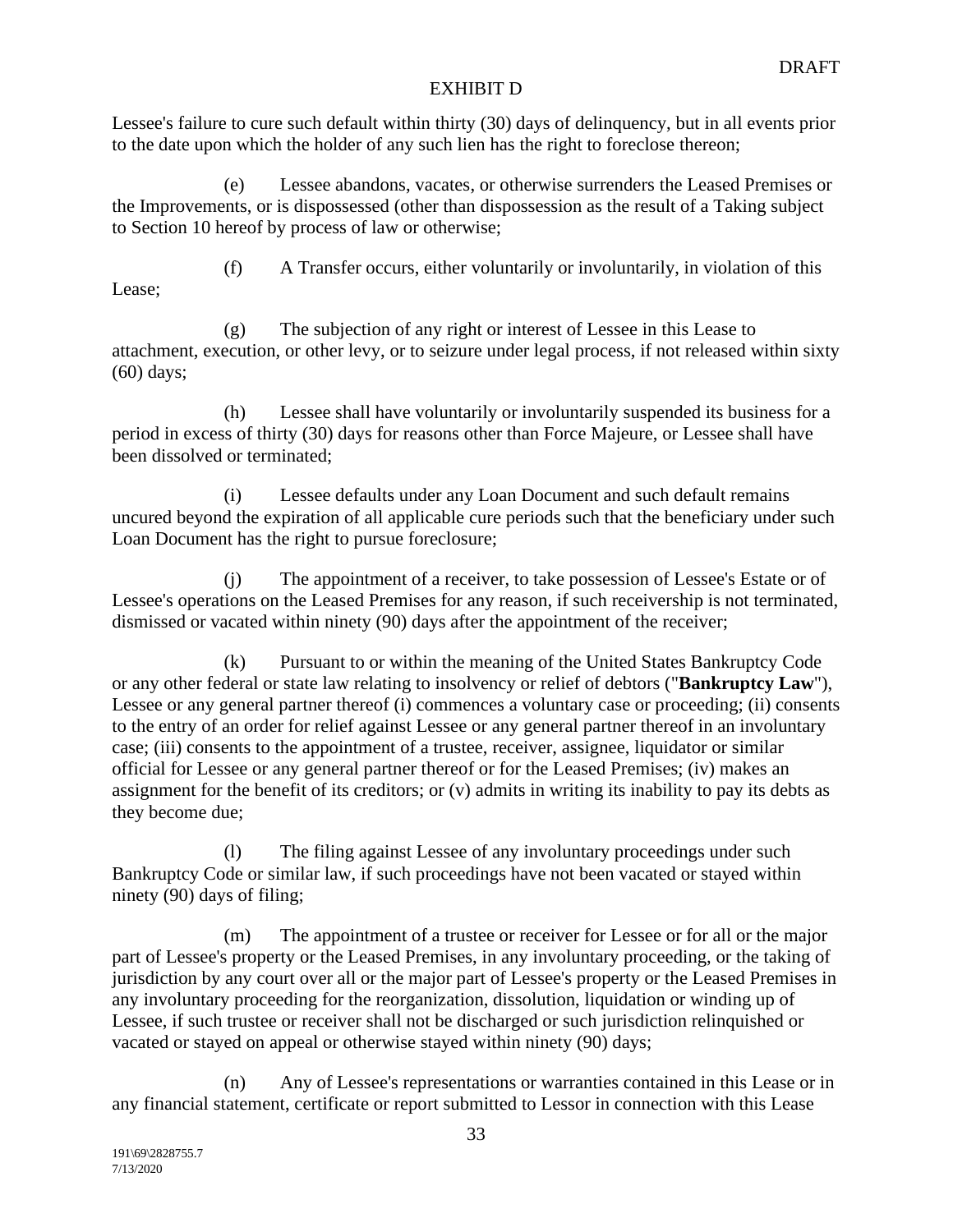Lessee's failure to cure such default within thirty (30) days of delinquency, but in all events prior to the date upon which the holder of any such lien has the right to foreclose thereon;

(e) Lessee abandons, vacates, or otherwise surrenders the Leased Premises or the Improvements, or is dispossessed (other than dispossession as the result of a Taking subject to Section 10 hereof by process of law or otherwise;

(f) A Transfer occurs, either voluntarily or involuntarily, in violation of this Lease;

(g) The subjection of any right or interest of Lessee in this Lease to attachment, execution, or other levy, or to seizure under legal process, if not released within sixty (60) days;

(h) Lessee shall have voluntarily or involuntarily suspended its business for a period in excess of thirty (30) days for reasons other than Force Majeure, or Lessee shall have been dissolved or terminated;

(i) Lessee defaults under any Loan Document and such default remains uncured beyond the expiration of all applicable cure periods such that the beneficiary under such Loan Document has the right to pursue foreclosure;

(j) The appointment of a receiver, to take possession of Lessee's Estate or of Lessee's operations on the Leased Premises for any reason, if such receivership is not terminated, dismissed or vacated within ninety (90) days after the appointment of the receiver;

(k) Pursuant to or within the meaning of the United States Bankruptcy Code or any other federal or state law relating to insolvency or relief of debtors ("**Bankruptcy Law**"), Lessee or any general partner thereof (i) commences a voluntary case or proceeding; (ii) consents to the entry of an order for relief against Lessee or any general partner thereof in an involuntary case; (iii) consents to the appointment of a trustee, receiver, assignee, liquidator or similar official for Lessee or any general partner thereof or for the Leased Premises; (iv) makes an assignment for the benefit of its creditors; or (v) admits in writing its inability to pay its debts as they become due;

(l) The filing against Lessee of any involuntary proceedings under such Bankruptcy Code or similar law, if such proceedings have not been vacated or stayed within ninety (90) days of filing;

(m) The appointment of a trustee or receiver for Lessee or for all or the major part of Lessee's property or the Leased Premises, in any involuntary proceeding, or the taking of jurisdiction by any court over all or the major part of Lessee's property or the Leased Premises in any involuntary proceeding for the reorganization, dissolution, liquidation or winding up of Lessee, if such trustee or receiver shall not be discharged or such jurisdiction relinquished or vacated or stayed on appeal or otherwise stayed within ninety (90) days;

(n) Any of Lessee's representations or warranties contained in this Lease or in any financial statement, certificate or report submitted to Lessor in connection with this Lease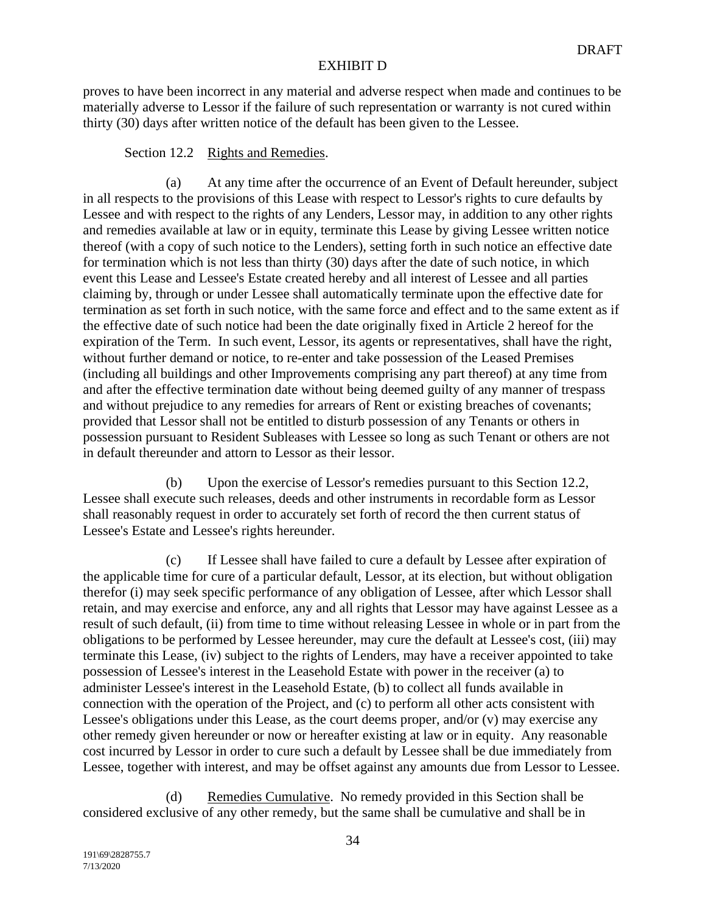proves to have been incorrect in any material and adverse respect when made and continues to be materially adverse to Lessor if the failure of such representation or warranty is not cured within thirty (30) days after written notice of the default has been given to the Lessee.

Section 12.2 Rights and Remedies.

(a) At any time after the occurrence of an Event of Default hereunder, subject in all respects to the provisions of this Lease with respect to Lessor's rights to cure defaults by Lessee and with respect to the rights of any Lenders, Lessor may, in addition to any other rights and remedies available at law or in equity, terminate this Lease by giving Lessee written notice thereof (with a copy of such notice to the Lenders), setting forth in such notice an effective date for termination which is not less than thirty (30) days after the date of such notice, in which event this Lease and Lessee's Estate created hereby and all interest of Lessee and all parties claiming by, through or under Lessee shall automatically terminate upon the effective date for termination as set forth in such notice, with the same force and effect and to the same extent as if the effective date of such notice had been the date originally fixed in Article 2 hereof for the expiration of the Term. In such event, Lessor, its agents or representatives, shall have the right, without further demand or notice, to re-enter and take possession of the Leased Premises (including all buildings and other Improvements comprising any part thereof) at any time from and after the effective termination date without being deemed guilty of any manner of trespass and without prejudice to any remedies for arrears of Rent or existing breaches of covenants; provided that Lessor shall not be entitled to disturb possession of any Tenants or others in possession pursuant to Resident Subleases with Lessee so long as such Tenant or others are not in default thereunder and attorn to Lessor as their lessor.

(b) Upon the exercise of Lessor's remedies pursuant to this Section 12.2, Lessee shall execute such releases, deeds and other instruments in recordable form as Lessor shall reasonably request in order to accurately set forth of record the then current status of Lessee's Estate and Lessee's rights hereunder.

(c) If Lessee shall have failed to cure a default by Lessee after expiration of the applicable time for cure of a particular default, Lessor, at its election, but without obligation therefor (i) may seek specific performance of any obligation of Lessee, after which Lessor shall retain, and may exercise and enforce, any and all rights that Lessor may have against Lessee as a result of such default, (ii) from time to time without releasing Lessee in whole or in part from the obligations to be performed by Lessee hereunder, may cure the default at Lessee's cost, (iii) may terminate this Lease, (iv) subject to the rights of Lenders, may have a receiver appointed to take possession of Lessee's interest in the Leasehold Estate with power in the receiver (a) to administer Lessee's interest in the Leasehold Estate, (b) to collect all funds available in connection with the operation of the Project, and (c) to perform all other acts consistent with Lessee's obligations under this Lease, as the court deems proper, and/or (v) may exercise any other remedy given hereunder or now or hereafter existing at law or in equity. Any reasonable cost incurred by Lessor in order to cure such a default by Lessee shall be due immediately from Lessee, together with interest, and may be offset against any amounts due from Lessor to Lessee.

(d) Remedies Cumulative. No remedy provided in this Section shall be considered exclusive of any other remedy, but the same shall be cumulative and shall be in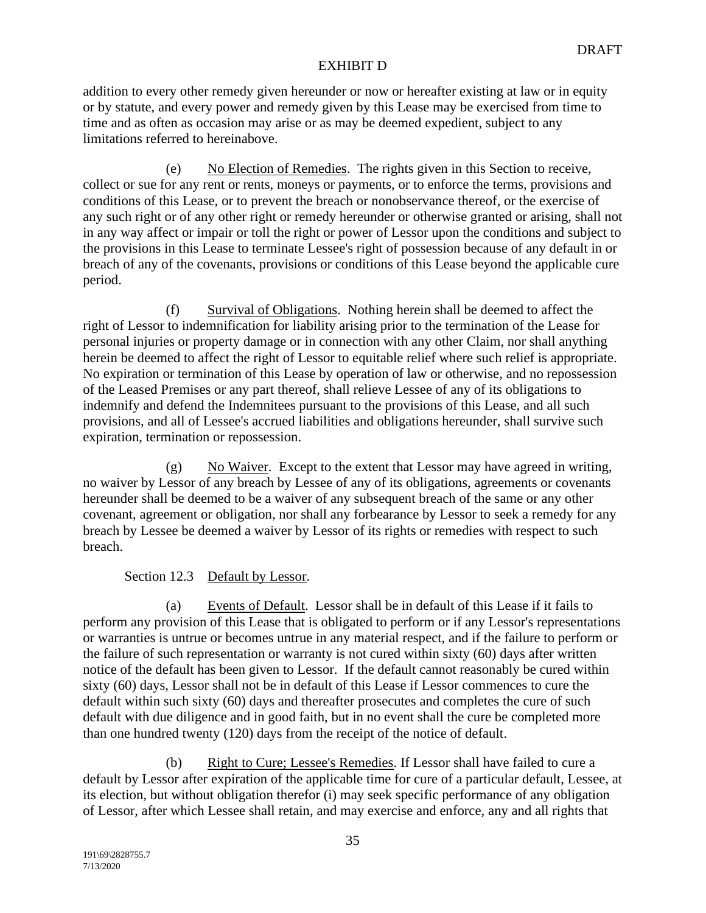addition to every other remedy given hereunder or now or hereafter existing at law or in equity or by statute, and every power and remedy given by this Lease may be exercised from time to time and as often as occasion may arise or as may be deemed expedient, subject to any limitations referred to hereinabove.

(e) No Election of Remedies. The rights given in this Section to receive, collect or sue for any rent or rents, moneys or payments, or to enforce the terms, provisions and conditions of this Lease, or to prevent the breach or nonobservance thereof, or the exercise of any such right or of any other right or remedy hereunder or otherwise granted or arising, shall not in any way affect or impair or toll the right or power of Lessor upon the conditions and subject to the provisions in this Lease to terminate Lessee's right of possession because of any default in or breach of any of the covenants, provisions or conditions of this Lease beyond the applicable cure period.

(f) Survival of Obligations. Nothing herein shall be deemed to affect the right of Lessor to indemnification for liability arising prior to the termination of the Lease for personal injuries or property damage or in connection with any other Claim, nor shall anything herein be deemed to affect the right of Lessor to equitable relief where such relief is appropriate. No expiration or termination of this Lease by operation of law or otherwise, and no repossession of the Leased Premises or any part thereof, shall relieve Lessee of any of its obligations to indemnify and defend the Indemnitees pursuant to the provisions of this Lease, and all such provisions, and all of Lessee's accrued liabilities and obligations hereunder, shall survive such expiration, termination or repossession.

(g) No Waiver. Except to the extent that Lessor may have agreed in writing, no waiver by Lessor of any breach by Lessee of any of its obligations, agreements or covenants hereunder shall be deemed to be a waiver of any subsequent breach of the same or any other covenant, agreement or obligation, nor shall any forbearance by Lessor to seek a remedy for any breach by Lessee be deemed a waiver by Lessor of its rights or remedies with respect to such breach.

Section 12.3 Default by Lessor.

(a) Events of Default. Lessor shall be in default of this Lease if it fails to perform any provision of this Lease that is obligated to perform or if any Lessor's representations or warranties is untrue or becomes untrue in any material respect, and if the failure to perform or the failure of such representation or warranty is not cured within sixty (60) days after written notice of the default has been given to Lessor. If the default cannot reasonably be cured within sixty (60) days, Lessor shall not be in default of this Lease if Lessor commences to cure the default within such sixty (60) days and thereafter prosecutes and completes the cure of such default with due diligence and in good faith, but in no event shall the cure be completed more than one hundred twenty (120) days from the receipt of the notice of default.

(b) Right to Cure; Lessee's Remedies. If Lessor shall have failed to cure a default by Lessor after expiration of the applicable time for cure of a particular default, Lessee, at its election, but without obligation therefor (i) may seek specific performance of any obligation of Lessor, after which Lessee shall retain, and may exercise and enforce, any and all rights that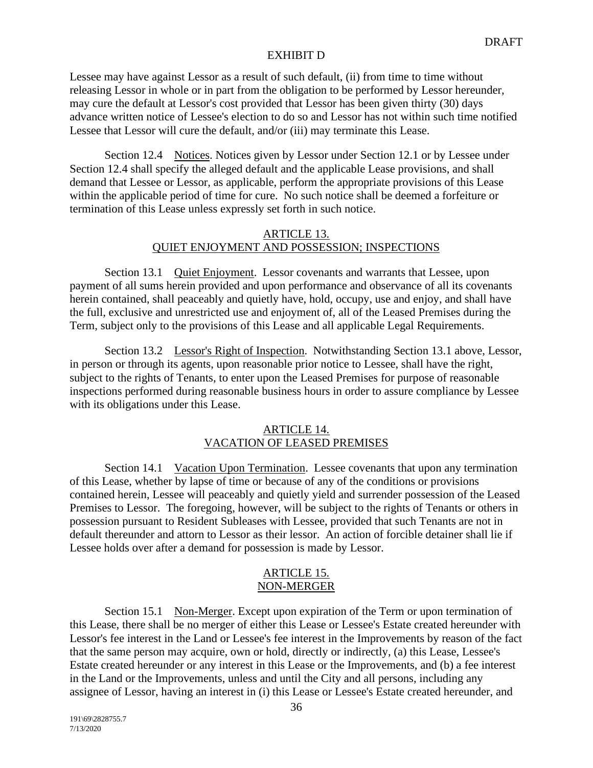Lessee may have against Lessor as a result of such default, (ii) from time to time without releasing Lessor in whole or in part from the obligation to be performed by Lessor hereunder, may cure the default at Lessor's cost provided that Lessor has been given thirty (30) days advance written notice of Lessee's election to do so and Lessor has not within such time notified Lessee that Lessor will cure the default, and/or (iii) may terminate this Lease.

Section 12.4 Notices. Notices given by Lessor under Section 12.1 or by Lessee under Section 12.4 shall specify the alleged default and the applicable Lease provisions, and shall demand that Lessee or Lessor, as applicable, perform the appropriate provisions of this Lease within the applicable period of time for cure. No such notice shall be deemed a forfeiture or termination of this Lease unless expressly set forth in such notice.

## ARTICLE 13.
## QUIET ENJOYMENT AND POSSESSION; INSPECTIONS

Section 13.1 Quiet Enjoyment. Lessor covenants and warrants that Lessee, upon payment of all sums herein provided and upon performance and observance of all its covenants herein contained, shall peaceably and quietly have, hold, occupy, use and enjoy, and shall have the full, exclusive and unrestricted use and enjoyment of, all of the Leased Premises during the Term, subject only to the provisions of this Lease and all applicable Legal Requirements.

Section 13.2 Lessor's Right of Inspection. Notwithstanding Section 13.1 above, Lessor, in person or through its agents, upon reasonable prior notice to Lessee, shall have the right, subject to the rights of Tenants, to enter upon the Leased Premises for purpose of reasonable inspections performed during reasonable business hours in order to assure compliance by Lessee with its obligations under this Lease.

## ARTICLE 14.
## VACATION OF LEASED PREMISES

Section 14.1 Vacation Upon Termination. Lessee covenants that upon any termination of this Lease, whether by lapse of time or because of any of the conditions or provisions contained herein, Lessee will peaceably and quietly yield and surrender possession of the Leased Premises to Lessor. The foregoing, however, will be subject to the rights of Tenants or others in possession pursuant to Resident Subleases with Lessee, provided that such Tenants are not in default thereunder and attorn to Lessor as their lessor. An action of forcible detainer shall lie if Lessee holds over after a demand for possession is made by Lessor.

## ARTICLE 15.
## NON-MERGER

Section 15.1 Non-Merger. Except upon expiration of the Term or upon termination of this Lease, there shall be no merger of either this Lease or Lessee's Estate created hereunder with Lessor's fee interest in the Land or Lessee's fee interest in the Improvements by reason of the fact that the same person may acquire, own or hold, directly or indirectly, (a) this Lease, Lessee's Estate created hereunder or any interest in this Lease or the Improvements, and (b) a fee interest in the Land or the Improvements, unless and until the City and all persons, including any assignee of Lessor, having an interest in (i) this Lease or Lessee's Estate created hereunder, and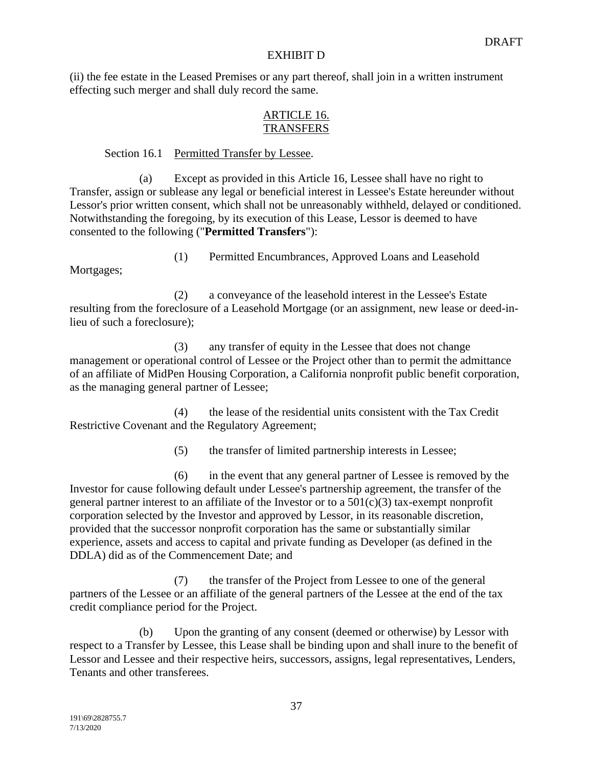(ii) the fee estate in the Leased Premises or any part thereof, shall join in a written instrument effecting such merger and shall duly record the same.

## ARTICLE 16. TRANSFERS

Section 16.1 Permitted Transfer by Lessee.

(a) Except as provided in this Article 16, Lessee shall have no right to Transfer, assign or sublease any legal or beneficial interest in Lessee's Estate hereunder without Lessor's prior written consent, which shall not be unreasonably withheld, delayed or conditioned. Notwithstanding the foregoing, by its execution of this Lease, Lessor is deemed to have consented to the following ("**Permitted Transfers**"):

(1) Permitted Encumbrances, Approved Loans and Leasehold Mortgages;

(2) a conveyance of the leasehold interest in the Lessee's Estate resulting from the foreclosure of a Leasehold Mortgage (or an assignment, new lease or deed-in-lieu of such a foreclosure);

(3) any transfer of equity in the Lessee that does not change management or operational control of Lessee or the Project other than to permit the admittance of an affiliate of MidPen Housing Corporation, a California nonprofit public benefit corporation, as the managing general partner of Lessee;

(4) the lease of the residential units consistent with the Tax Credit Restrictive Covenant and the Regulatory Agreement;

(5) the transfer of limited partnership interests in Lessee;

(6) in the event that any general partner of Lessee is removed by the Investor for cause following default under Lessee's partnership agreement, the transfer of the general partner interest to an affiliate of the Investor or to a 501(c)(3) tax-exempt nonprofit corporation selected by the Investor and approved by Lessor, in its reasonable discretion, provided that the successor nonprofit corporation has the same or substantially similar experience, assets and access to capital and private funding as Developer (as defined in the DDLA) did as of the Commencement Date; and

(7) the transfer of the Project from Lessee to one of the general partners of the Lessee or an affiliate of the general partners of the Lessee at the end of the tax credit compliance period for the Project.

(b) Upon the granting of any consent (deemed or otherwise) by Lessor with respect to a Transfer by Lessee, this Lease shall be binding upon and shall inure to the benefit of Lessor and Lessee and their respective heirs, successors, assigns, legal representatives, Lenders, Tenants and other transferees.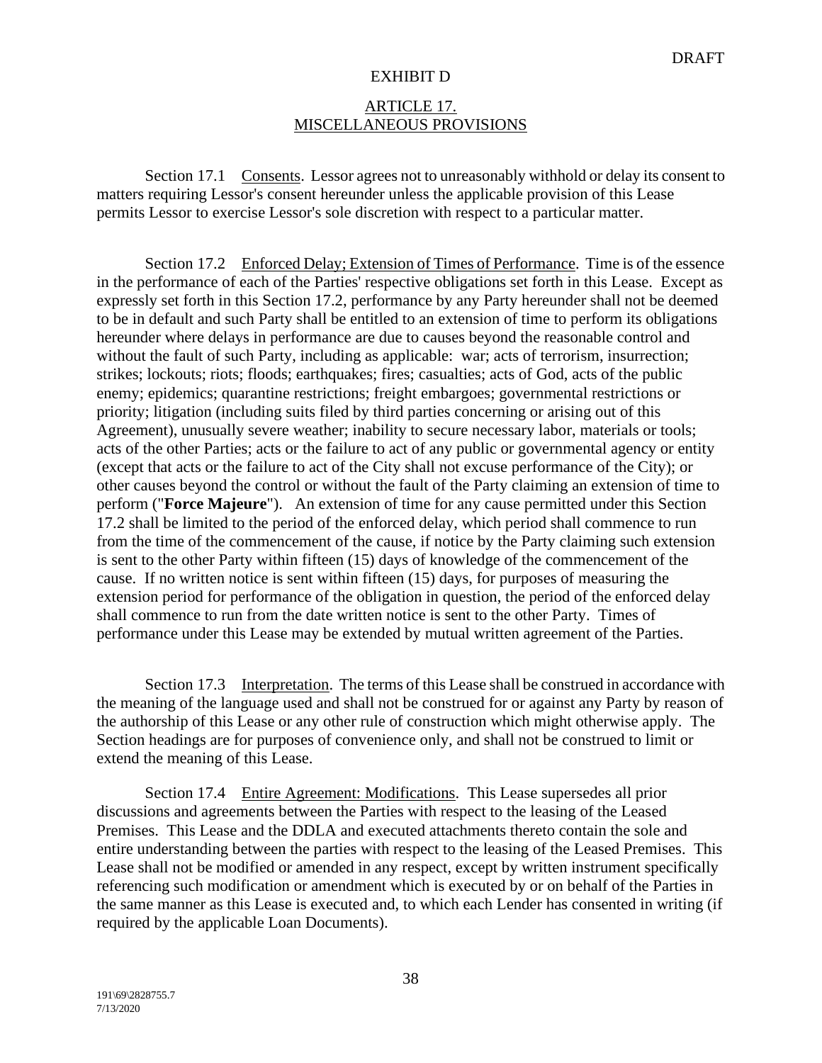DRAFT

EXHIBIT D

## ARTICLE 17.
## MISCELLANEOUS PROVISIONS

Section 17.1 Consents. Lessor agrees not to unreasonably withhold or delay its consent to matters requiring Lessor's consent hereunder unless the applicable provision of this Lease permits Lessor to exercise Lessor's sole discretion with respect to a particular matter.

Section 17.2 Enforced Delay; Extension of Times of Performance. Time is of the essence in the performance of each of the Parties' respective obligations set forth in this Lease. Except as expressly set forth in this Section 17.2, performance by any Party hereunder shall not be deemed to be in default and such Party shall be entitled to an extension of time to perform its obligations hereunder where delays in performance are due to causes beyond the reasonable control and without the fault of such Party, including as applicable: war; acts of terrorism, insurrection; strikes; lockouts; riots; floods; earthquakes; fires; casualties; acts of God, acts of the public enemy; epidemics; quarantine restrictions; freight embargoes; governmental restrictions or priority; litigation (including suits filed by third parties concerning or arising out of this Agreement), unusually severe weather; inability to secure necessary labor, materials or tools; acts of the other Parties; acts or the failure to act of any public or governmental agency or entity (except that acts or the failure to act of the City shall not excuse performance of the City); or other causes beyond the control or without the fault of the Party claiming an extension of time to perform ("**Force Majeure**"). An extension of time for any cause permitted under this Section 17.2 shall be limited to the period of the enforced delay, which period shall commence to run from the time of the commencement of the cause, if notice by the Party claiming such extension is sent to the other Party within fifteen (15) days of knowledge of the commencement of the cause. If no written notice is sent within fifteen (15) days, for purposes of measuring the extension period for performance of the obligation in question, the period of the enforced delay shall commence to run from the date written notice is sent to the other Party. Times of performance under this Lease may be extended by mutual written agreement of the Parties.

Section 17.3 Interpretation. The terms of this Lease shall be construed in accordance with the meaning of the language used and shall not be construed for or against any Party by reason of the authorship of this Lease or any other rule of construction which might otherwise apply. The Section headings are for purposes of convenience only, and shall not be construed to limit or extend the meaning of this Lease.

Section 17.4 Entire Agreement: Modifications. This Lease supersedes all prior discussions and agreements between the Parties with respect to the leasing of the Leased Premises. This Lease and the DDLA and executed attachments thereto contain the sole and entire understanding between the parties with respect to the leasing of the Leased Premises. This Lease shall not be modified or amended in any respect, except by written instrument specifically referencing such modification or amendment which is executed by or on behalf of the Parties in the same manner as this Lease is executed and, to which each Lender has consented in writing (if required by the applicable Loan Documents).

191\69\2828755.7
7/13/2020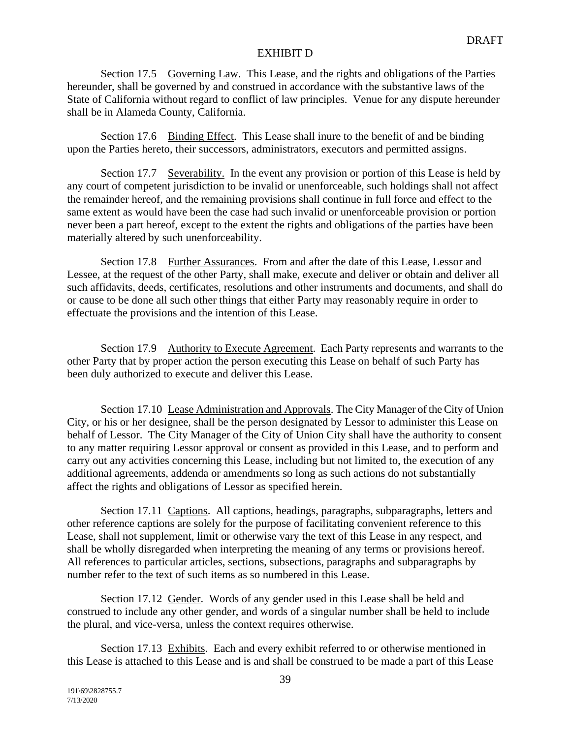DRAFT

EXHIBIT D

Section 17.5 Governing Law. This Lease, and the rights and obligations of the Parties hereunder, shall be governed by and construed in accordance with the substantive laws of the State of California without regard to conflict of law principles. Venue for any dispute hereunder shall be in Alameda County, California.

Section 17.6 Binding Effect. This Lease shall inure to the benefit of and be binding upon the Parties hereto, their successors, administrators, executors and permitted assigns.

Section 17.7 Severability. In the event any provision or portion of this Lease is held by any court of competent jurisdiction to be invalid or unenforceable, such holdings shall not affect the remainder hereof, and the remaining provisions shall continue in full force and effect to the same extent as would have been the case had such invalid or unenforceable provision or portion never been a part hereof, except to the extent the rights and obligations of the parties have been materially altered by such unenforceability.

Section 17.8 Further Assurances. From and after the date of this Lease, Lessor and Lessee, at the request of the other Party, shall make, execute and deliver or obtain and deliver all such affidavits, deeds, certificates, resolutions and other instruments and documents, and shall do or cause to be done all such other things that either Party may reasonably require in order to effectuate the provisions and the intention of this Lease.

Section 17.9 Authority to Execute Agreement. Each Party represents and warrants to the other Party that by proper action the person executing this Lease on behalf of such Party has been duly authorized to execute and deliver this Lease.

Section 17.10 Lease Administration and Approvals. The City Manager of the City of Union City, or his or her designee, shall be the person designated by Lessor to administer this Lease on behalf of Lessor. The City Manager of the City of Union City shall have the authority to consent to any matter requiring Lessor approval or consent as provided in this Lease, and to perform and carry out any activities concerning this Lease, including but not limited to, the execution of any additional agreements, addenda or amendments so long as such actions do not substantially affect the rights and obligations of Lessor as specified herein.

Section 17.11 Captions. All captions, headings, paragraphs, subparagraphs, letters and other reference captions are solely for the purpose of facilitating convenient reference to this Lease, shall not supplement, limit or otherwise vary the text of this Lease in any respect, and shall be wholly disregarded when interpreting the meaning of any terms or provisions hereof. All references to particular articles, sections, subsections, paragraphs and subparagraphs by number refer to the text of such items as so numbered in this Lease.

Section 17.12 Gender. Words of any gender used in this Lease shall be held and construed to include any other gender, and words of a singular number shall be held to include the plural, and vice-versa, unless the context requires otherwise.

Section 17.13 Exhibits. Each and every exhibit referred to or otherwise mentioned in this Lease is attached to this Lease and is and shall be construed to be made a part of this Lease

191\69\2828755.7
7/13/2020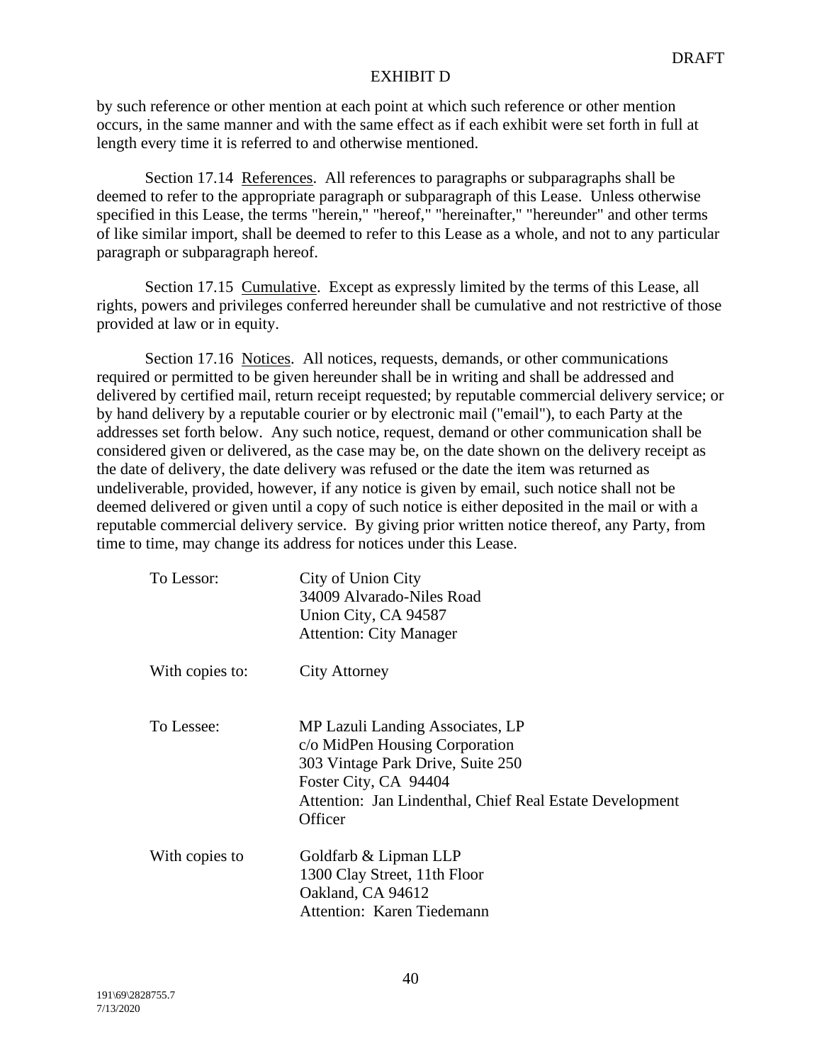by such reference or other mention at each point at which such reference or other mention occurs, in the same manner and with the same effect as if each exhibit were set forth in full at length every time it is referred to and otherwise mentioned.

Section 17.14 References. All references to paragraphs or subparagraphs shall be deemed to refer to the appropriate paragraph or subparagraph of this Lease. Unless otherwise specified in this Lease, the terms "herein," "hereof," "hereinafter," "hereunder" and other terms of like similar import, shall be deemed to refer to this Lease as a whole, and not to any particular paragraph or subparagraph hereof.

Section 17.15 Cumulative. Except as expressly limited by the terms of this Lease, all rights, powers and privileges conferred hereunder shall be cumulative and not restrictive of those provided at law or in equity.

Section 17.16 Notices. All notices, requests, demands, or other communications required or permitted to be given hereunder shall be in writing and shall be addressed and delivered by certified mail, return receipt requested; by reputable commercial delivery service; or by hand delivery by a reputable courier or by electronic mail ("email"), to each Party at the addresses set forth below. Any such notice, request, demand or other communication shall be considered given or delivered, as the case may be, on the date shown on the delivery receipt as the date of delivery, the date delivery was refused or the date the item was returned as undeliverable, provided, however, if any notice is given by email, such notice shall not be deemed delivered or given until a copy of such notice is either deposited in the mail or with a reputable commercial delivery service. By giving prior written notice thereof, any Party, from time to time, may change its address for notices under this Lease.

To Lessor:
City of Union City
34009 Alvarado-Niles Road
Union City, CA 94587
Attention: City Manager

With copies to:
City Attorney

To Lessee:
MP Lazuli Landing Associates, LP
c/o MidPen Housing Corporation
303 Vintage Park Drive, Suite 250
Foster City, CA 94404
Attention: Jan Lindenthal, Chief Real Estate Development Officer

With copies to
Goldfarb & Lipman LLP
1300 Clay Street, 11th Floor
Oakland, CA 94612
Attention: Karen Tiedemann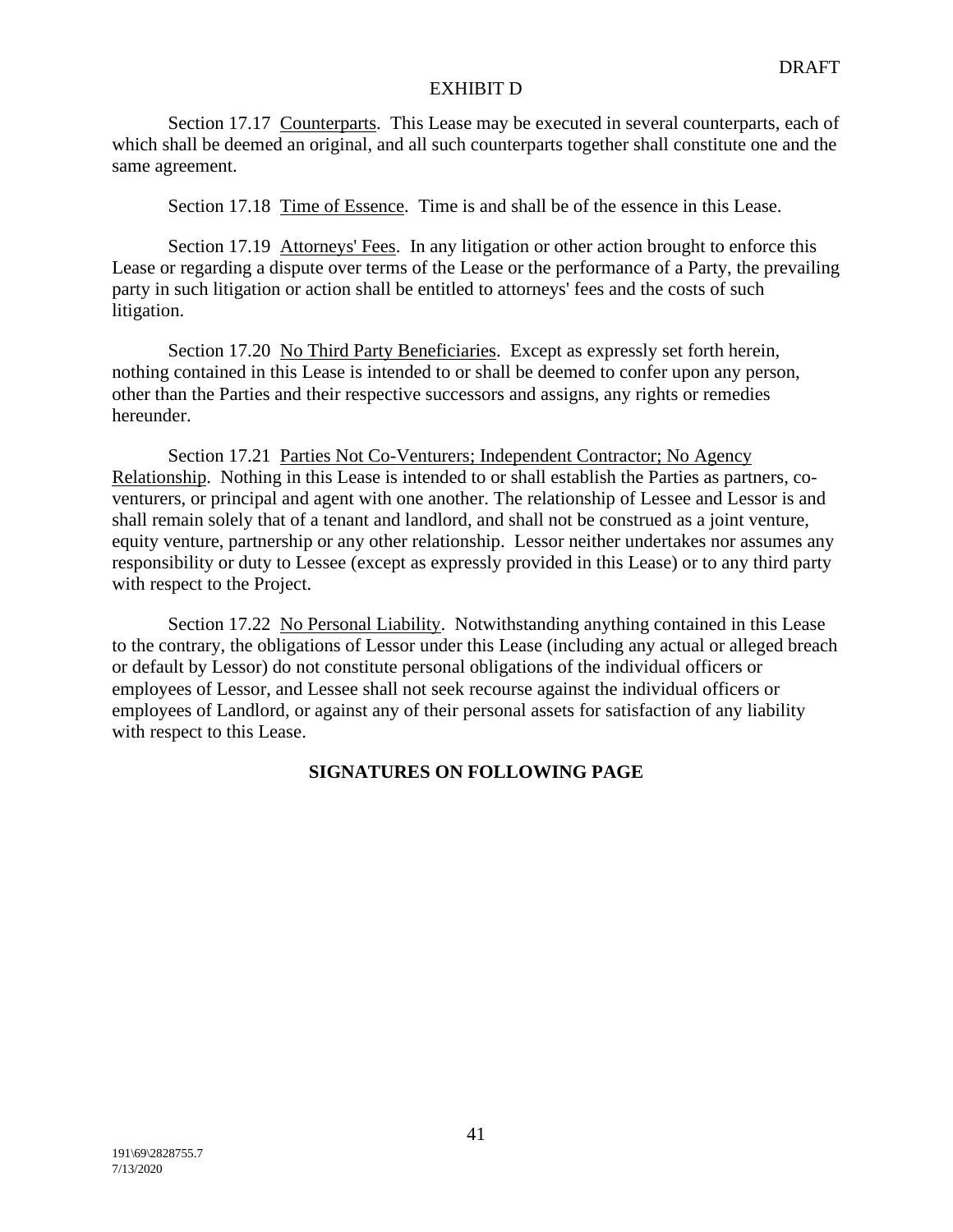DRAFT

EXHIBIT D

Section 17.17 Counterparts. This Lease may be executed in several counterparts, each of which shall be deemed an original, and all such counterparts together shall constitute one and the same agreement.

Section 17.18 Time of Essence. Time is and shall be of the essence in this Lease.

Section 17.19 Attorneys' Fees. In any litigation or other action brought to enforce this Lease or regarding a dispute over terms of the Lease or the performance of a Party, the prevailing party in such litigation or action shall be entitled to attorneys' fees and the costs of such litigation.

Section 17.20 No Third Party Beneficiaries. Except as expressly set forth herein, nothing contained in this Lease is intended to or shall be deemed to confer upon any person, other than the Parties and their respective successors and assigns, any rights or remedies hereunder.

Section 17.21 Parties Not Co-Venturers; Independent Contractor; No Agency Relationship. Nothing in this Lease is intended to or shall establish the Parties as partners, co-venturers, or principal and agent with one another. The relationship of Lessee and Lessor is and shall remain solely that of a tenant and landlord, and shall not be construed as a joint venture, equity venture, partnership or any other relationship. Lessor neither undertakes nor assumes any responsibility or duty to Lessee (except as expressly provided in this Lease) or to any third party with respect to the Project.

Section 17.22 No Personal Liability. Notwithstanding anything contained in this Lease to the contrary, the obligations of Lessor under this Lease (including any actual or alleged breach or default by Lessor) do not constitute personal obligations of the individual officers or employees of Lessor, and Lessee shall not seek recourse against the individual officers or employees of Landlord, or against any of their personal assets for satisfaction of any liability with respect to this Lease.

**SIGNATURES ON FOLLOWING PAGE**

191\69\2828755.7
7/13/2020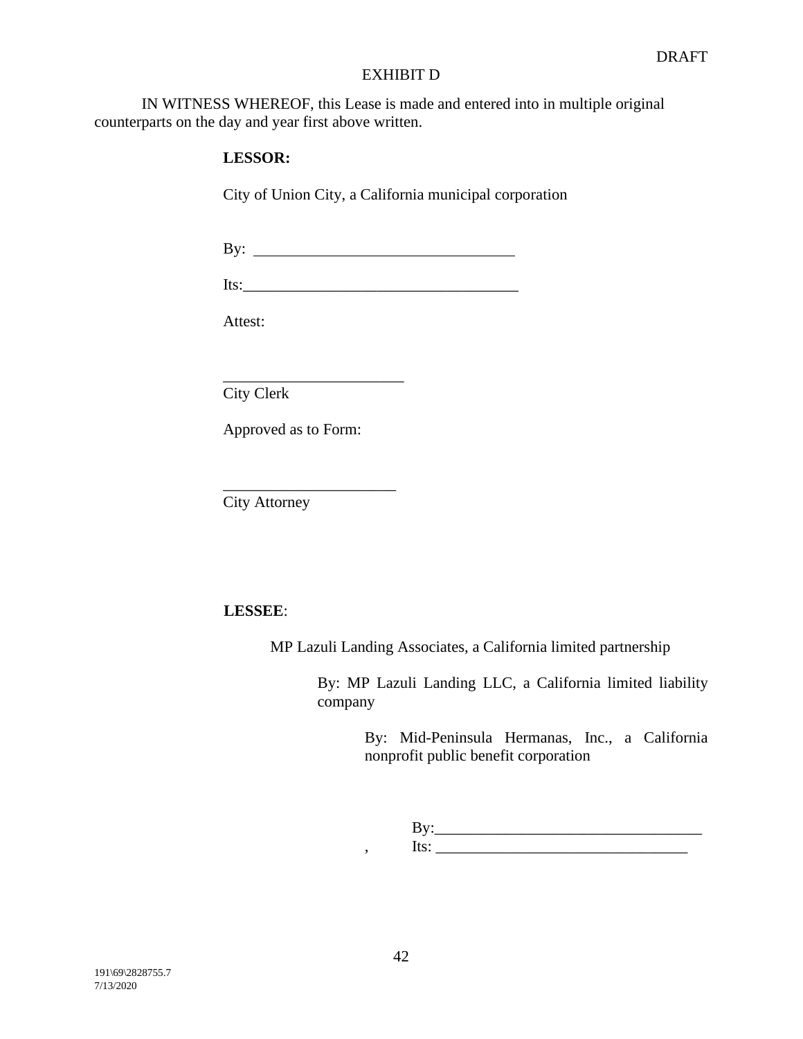DRAFT

EXHIBIT D

IN WITNESS WHEREOF, this Lease is made and entered into in multiple original counterparts on the day and year first above written.

**LESSOR:**

City of Union City, a California municipal corporation

By: ________________________________

Its:__________________________________

Attest:

_______________________
City Clerk

Approved as to Form:

______________________
City Attorney

**LESSEE**:

MP Lazuli Landing Associates, a California limited partnership

By: MP Lazuli Landing LLC, a California limited liability company

By: Mid-Peninsula Hermanas, Inc., a California nonprofit public benefit corporation

By:_________________________________

, Its: ________________________________

191\69\2828755.7
7/13/2020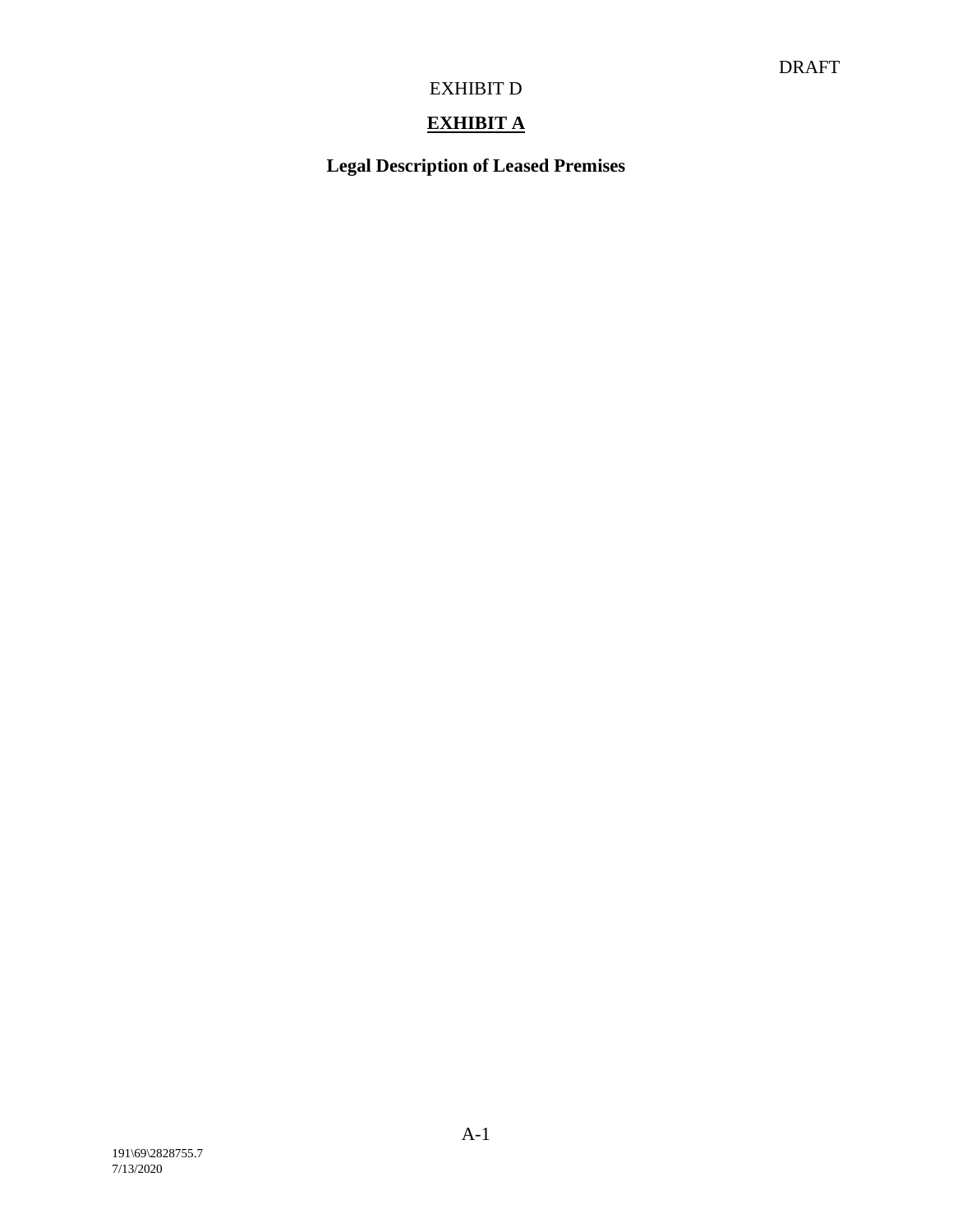DRAFT

EXHIBIT D

# **EXHIBIT A**

## **Legal Description of Leased Premises**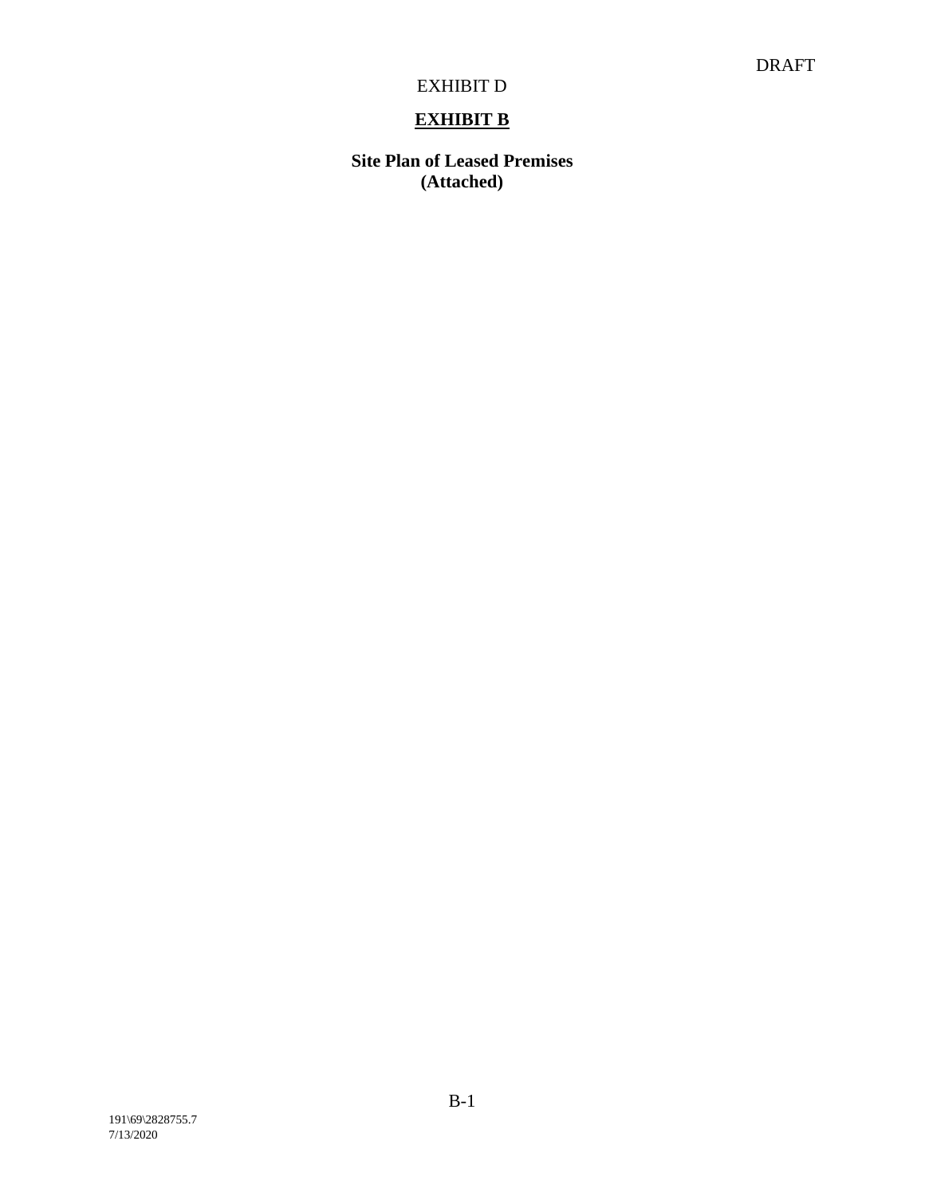DRAFT

EXHIBIT D

**EXHIBIT B**

**Site Plan of Leased Premises**
**(Attached)**

191\69\2828755.7
7/13/2020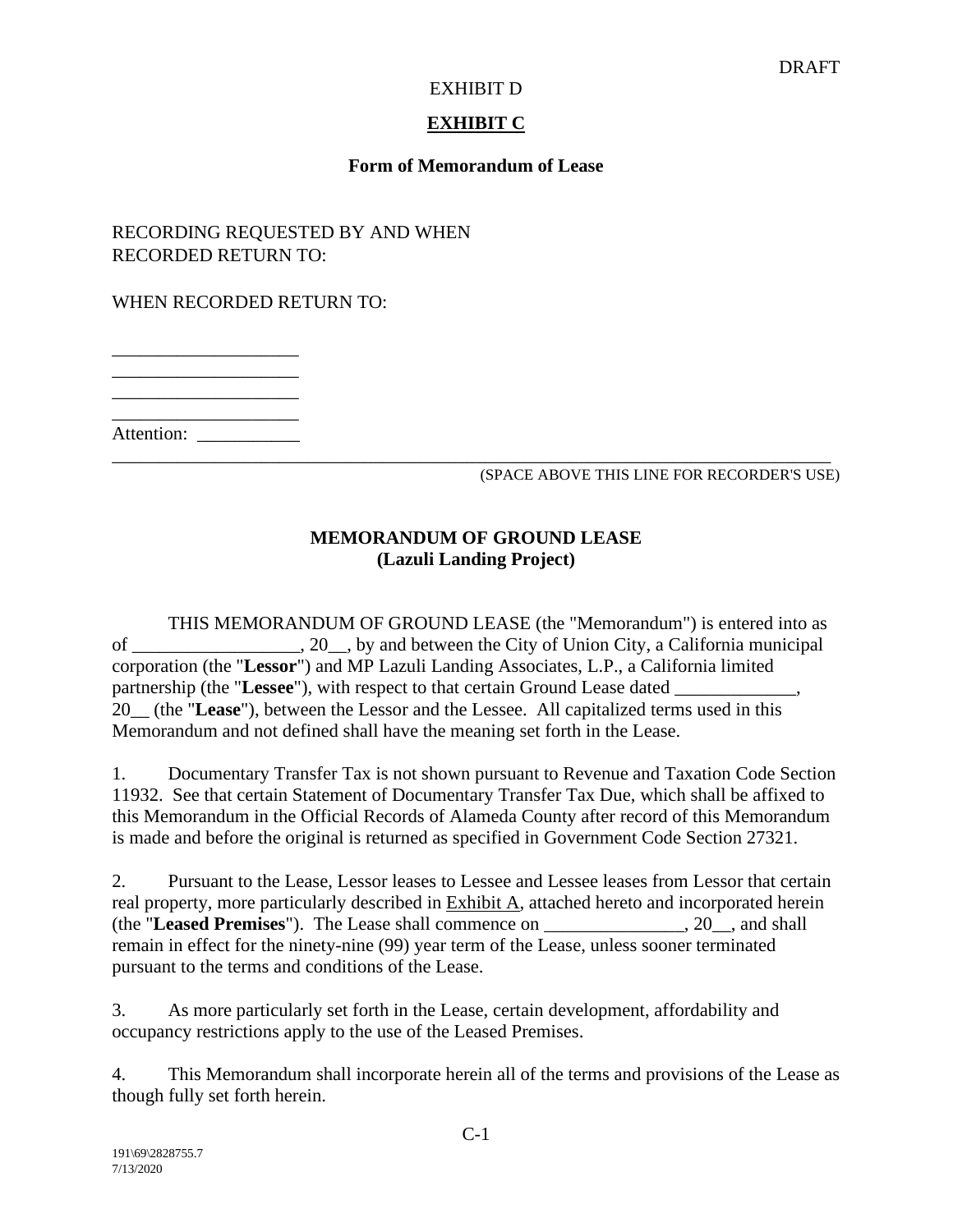DRAFT

EXHIBIT D

**EXHIBIT C**

**Form of Memorandum of Lease**

RECORDING REQUESTED BY AND WHEN RECORDED RETURN TO:

WHEN RECORDED RETURN TO:

____________________
____________________
____________________
____________________
Attention: ___________

(SPACE ABOVE THIS LINE FOR RECORDER'S USE)

**MEMORANDUM OF GROUND LEASE**
**(Lazuli Landing Project)**

THIS MEMORANDUM OF GROUND LEASE (the "Memorandum") is entered into as of __________________, 20__, by and between the City of Union City, a California municipal corporation (the "**Lessor**") and MP Lazuli Landing Associates, L.P., a California limited partnership (the "**Lessee**"), with respect to that certain Ground Lease dated _____________, 20__ (the "**Lease**"), between the Lessor and the Lessee. All capitalized terms used in this Memorandum and not defined shall have the meaning set forth in the Lease.

1. Documentary Transfer Tax is not shown pursuant to Revenue and Taxation Code Section 11932. See that certain Statement of Documentary Transfer Tax Due, which shall be affixed to this Memorandum in the Official Records of Alameda County after record of this Memorandum is made and before the original is returned as specified in Government Code Section 27321.

2. Pursuant to the Lease, Lessor leases to Lessee and Lessee leases from Lessor that certain real property, more particularly described in Exhibit A, attached hereto and incorporated herein (the "**Leased Premises**"). The Lease shall commence on _______________, 20__, and shall remain in effect for the ninety-nine (99) year term of the Lease, unless sooner terminated pursuant to the terms and conditions of the Lease.

3. As more particularly set forth in the Lease, certain development, affordability and occupancy restrictions apply to the use of the Leased Premises.

4. This Memorandum shall incorporate herein all of the terms and provisions of the Lease as though fully set forth herein.

191\69\2828755.7
7/13/2020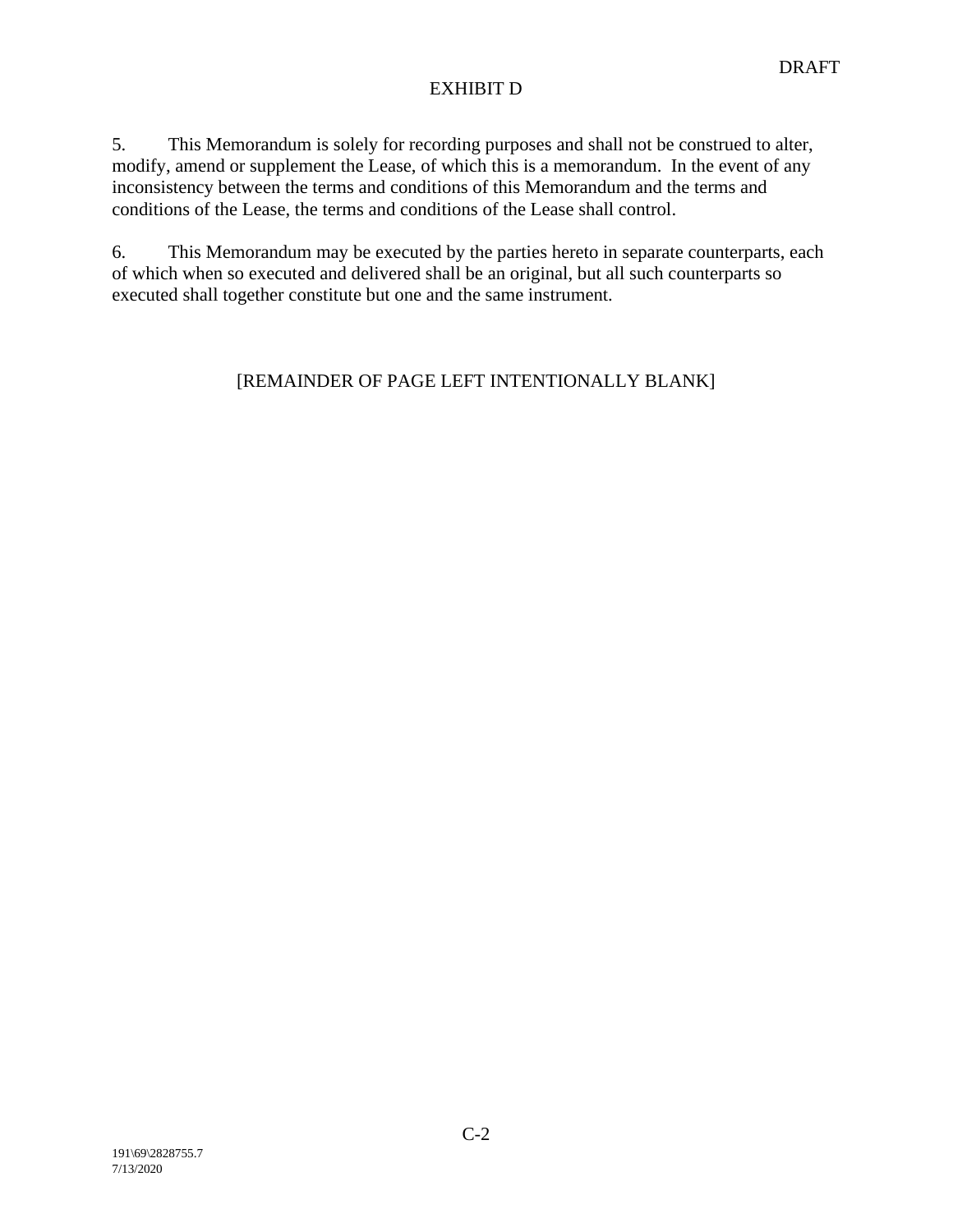DRAFT

EXHIBIT D

5. This Memorandum is solely for recording purposes and shall not be construed to alter, modify, amend or supplement the Lease, of which this is a memorandum. In the event of any inconsistency between the terms and conditions of this Memorandum and the terms and conditions of the Lease, the terms and conditions of the Lease shall control.

6. This Memorandum may be executed by the parties hereto in separate counterparts, each of which when so executed and delivered shall be an original, but all such counterparts so executed shall together constitute but one and the same instrument.

[REMAINDER OF PAGE LEFT INTENTIONALLY BLANK]

191\69\2828755.7
7/13/2020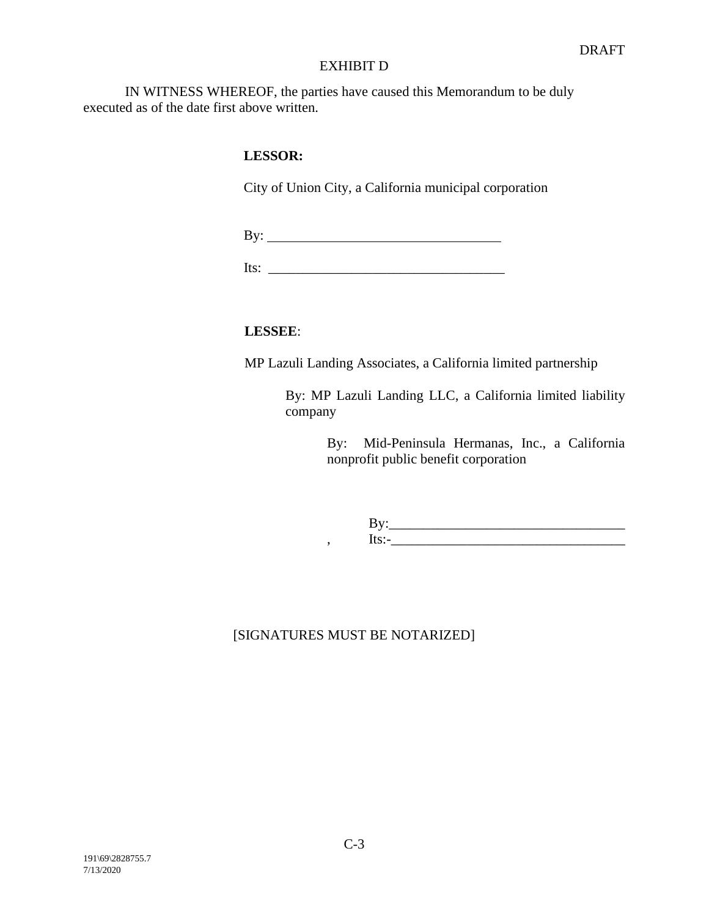DRAFT

EXHIBIT D

IN WITNESS WHEREOF, the parties have caused this Memorandum to be duly executed as of the date first above written.

**LESSOR:**

City of Union City, a California municipal corporation

By: ___________________________________

Its: ___________________________________

**LESSEE**:

MP Lazuli Landing Associates, a California limited partnership

By: MP Lazuli Landing LLC, a California limited liability company

By: Mid-Peninsula Hermanas, Inc., a California nonprofit public benefit corporation

By:___________________________________

, Its:-___________________________________

[SIGNATURES MUST BE NOTARIZED]

191\69\2828755.7
7/13/2020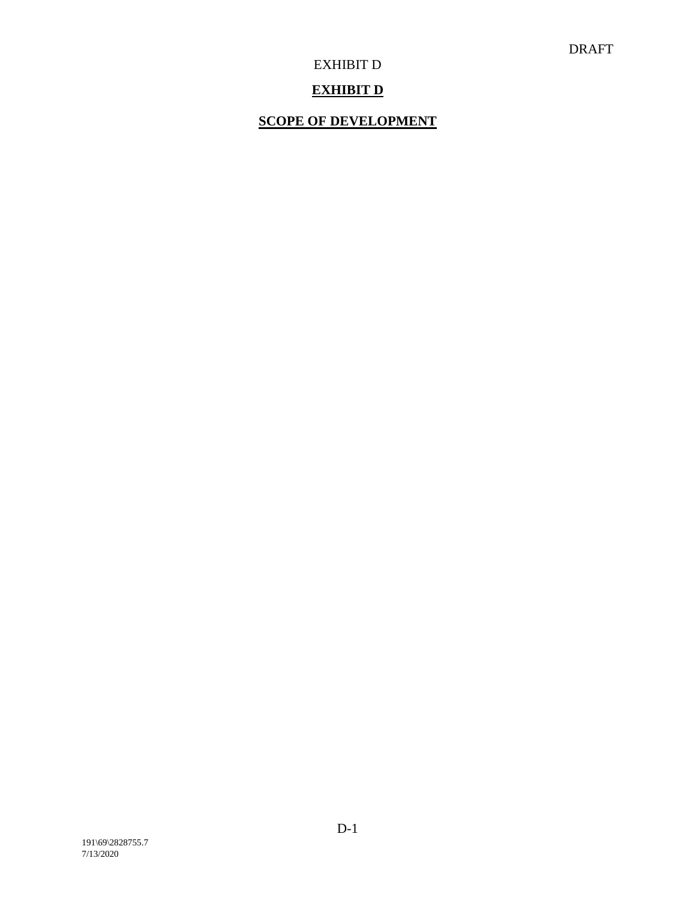DRAFT

EXHIBIT D

# EXHIBIT D

# SCOPE OF DEVELOPMENT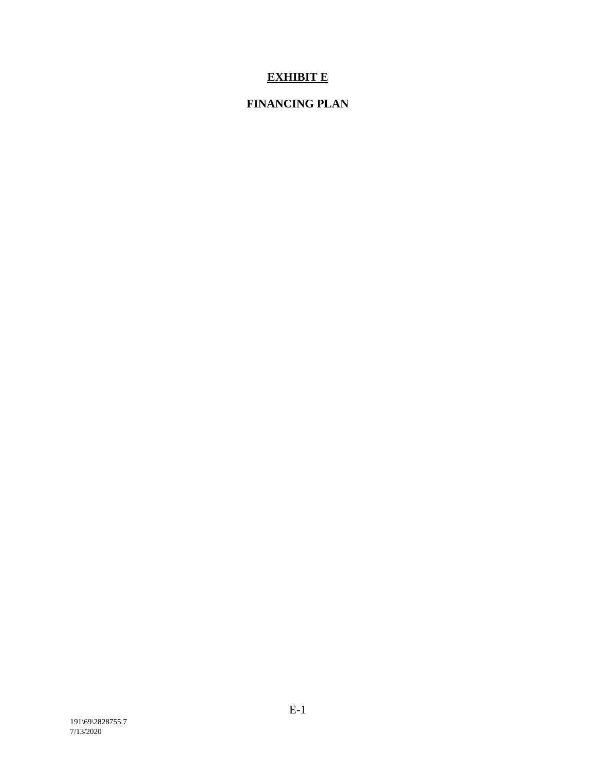# EXHIBIT E

## FINANCING PLAN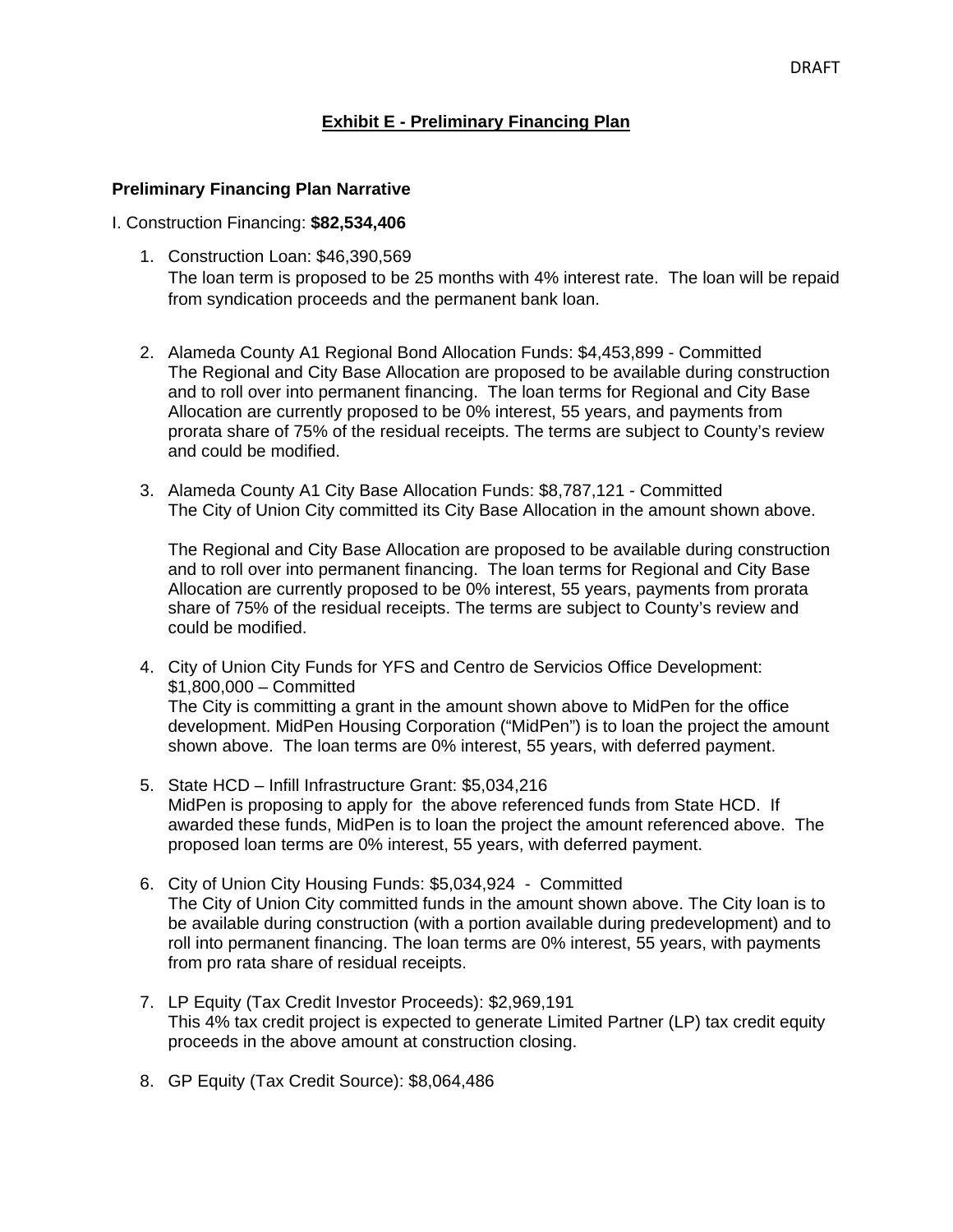DRAFT

## Exhibit E - Preliminary Financing Plan

### Preliminary Financing Plan Narrative

I. Construction Financing: **$82,534,406**

1. Construction Loan: $46,390,569
   The loan term is proposed to be 25 months with 4% interest rate. The loan will be repaid from syndication proceeds and the permanent bank loan.

2. Alameda County A1 Regional Bond Allocation Funds: $4,453,899 - Committed
   The Regional and City Base Allocation are proposed to be available during construction and to roll over into permanent financing. The loan terms for Regional and City Base Allocation are currently proposed to be 0% interest, 55 years, and payments from prorata share of 75% of the residual receipts. The terms are subject to County's review and could be modified.

3. Alameda County A1 City Base Allocation Funds: $8,787,121 - Committed
   The City of Union City committed its City Base Allocation in the amount shown above.

   The Regional and City Base Allocation are proposed to be available during construction and to roll over into permanent financing. The loan terms for Regional and City Base Allocation are currently proposed to be 0% interest, 55 years, payments from prorata share of 75% of the residual receipts. The terms are subject to County's review and could be modified.

4. City of Union City Funds for YFS and Centro de Servicios Office Development: $1,800,000 – Committed
   The City is committing a grant in the amount shown above to MidPen for the office development. MidPen Housing Corporation ("MidPen") is to loan the project the amount shown above. The loan terms are 0% interest, 55 years, with deferred payment.

5. State HCD – Infill Infrastructure Grant: $5,034,216
   MidPen is proposing to apply for the above referenced funds from State HCD. If awarded these funds, MidPen is to loan the project the amount referenced above. The proposed loan terms are 0% interest, 55 years, with deferred payment.

6. City of Union City Housing Funds: $5,034,924 - Committed
   The City of Union City committed funds in the amount shown above. The City loan is to be available during construction (with a portion available during predevelopment) and to roll into permanent financing. The loan terms are 0% interest, 55 years, with payments from pro rata share of residual receipts.

7. LP Equity (Tax Credit Investor Proceeds): $2,969,191
   This 4% tax credit project is expected to generate Limited Partner (LP) tax credit equity proceeds in the above amount at construction closing.

8. GP Equity (Tax Credit Source): $8,064,486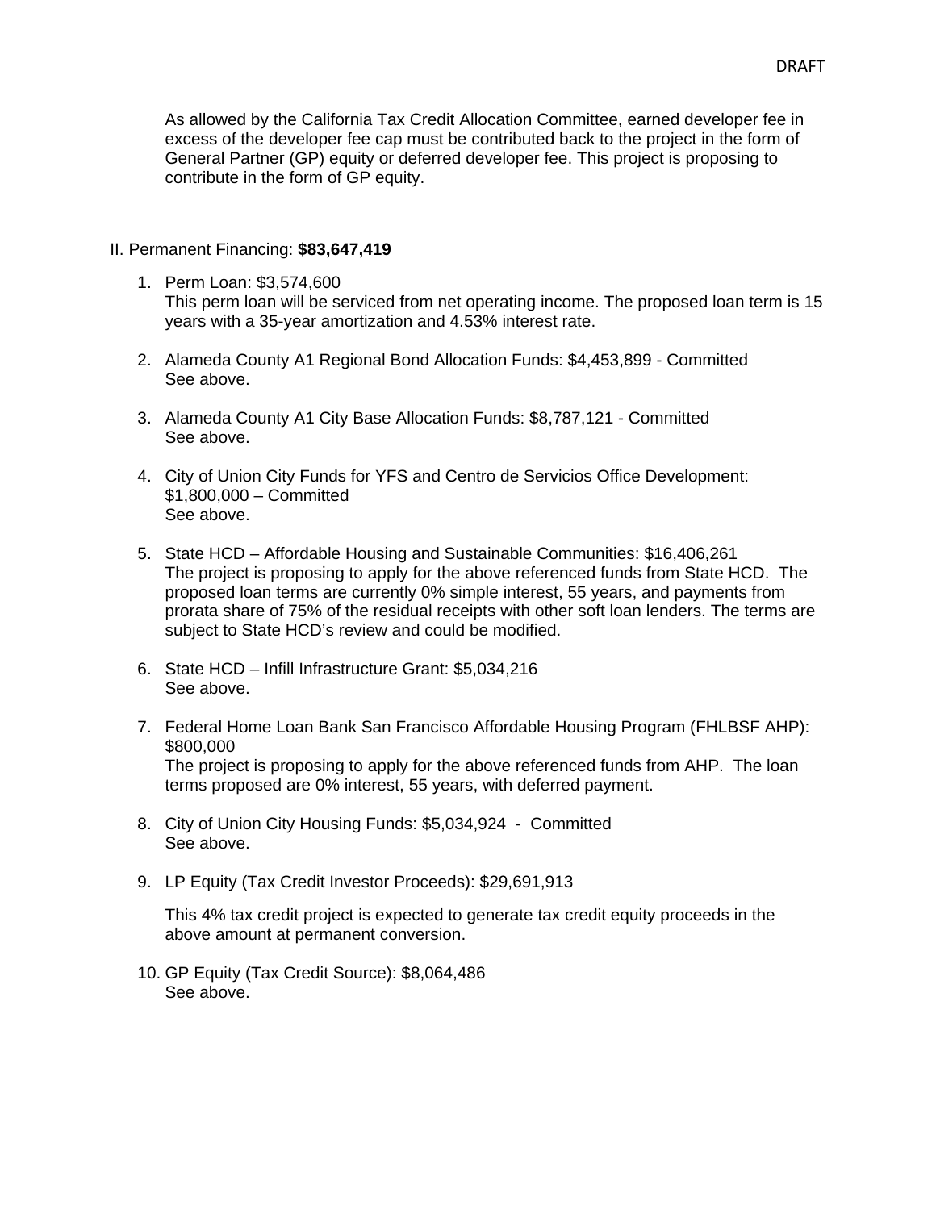As allowed by the California Tax Credit Allocation Committee, earned developer fee in excess of the developer fee cap must be contributed back to the project in the form of General Partner (GP) equity or deferred developer fee. This project is proposing to contribute in the form of GP equity.

II. Permanent Financing: **$83,647,419**

1. Perm Loan: $3,574,600
   This perm loan will be serviced from net operating income. The proposed loan term is 15 years with a 35-year amortization and 4.53% interest rate.

2. Alameda County A1 Regional Bond Allocation Funds: $4,453,899 - Committed
   See above.

3. Alameda County A1 City Base Allocation Funds: $8,787,121 - Committed
   See above.

4. City of Union City Funds for YFS and Centro de Servicios Office Development: $1,800,000 – Committed
   See above.

5. State HCD – Affordable Housing and Sustainable Communities: $16,406,261
   The project is proposing to apply for the above referenced funds from State HCD. The proposed loan terms are currently 0% simple interest, 55 years, and payments from prorata share of 75% of the residual receipts with other soft loan lenders. The terms are subject to State HCD's review and could be modified.

6. State HCD – Infill Infrastructure Grant: $5,034,216
   See above.

7. Federal Home Loan Bank San Francisco Affordable Housing Program (FHLBSF AHP): $800,000
   The project is proposing to apply for the above referenced funds from AHP. The loan terms proposed are 0% interest, 55 years, with deferred payment.

8. City of Union City Housing Funds: $5,034,924 - Committed
   See above.

9. LP Equity (Tax Credit Investor Proceeds): $29,691,913

   This 4% tax credit project is expected to generate tax credit equity proceeds in the above amount at permanent conversion.

10. GP Equity (Tax Credit Source): $8,064,486
    See above.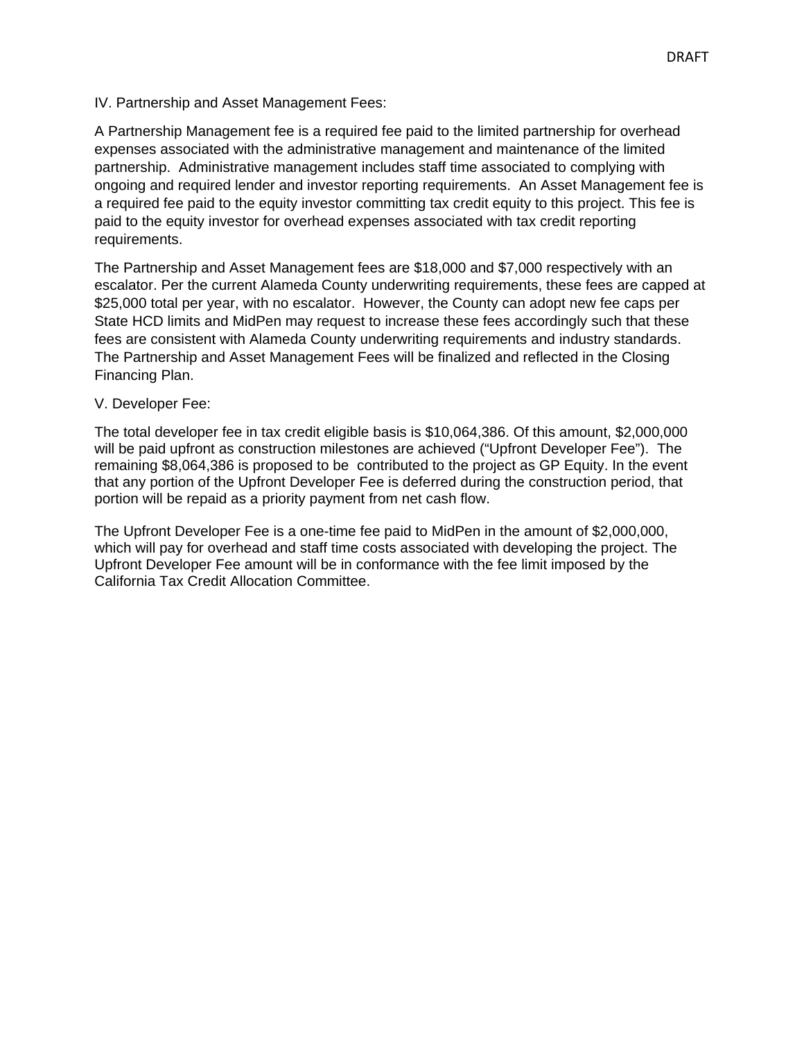DRAFT

IV. Partnership and Asset Management Fees:

A Partnership Management fee is a required fee paid to the limited partnership for overhead expenses associated with the administrative management and maintenance of the limited partnership. Administrative management includes staff time associated to complying with ongoing and required lender and investor reporting requirements. An Asset Management fee is a required fee paid to the equity investor committing tax credit equity to this project. This fee is paid to the equity investor for overhead expenses associated with tax credit reporting requirements.

The Partnership and Asset Management fees are $18,000 and $7,000 respectively with an escalator. Per the current Alameda County underwriting requirements, these fees are capped at $25,000 total per year, with no escalator. However, the County can adopt new fee caps per State HCD limits and MidPen may request to increase these fees accordingly such that these fees are consistent with Alameda County underwriting requirements and industry standards. The Partnership and Asset Management Fees will be finalized and reflected in the Closing Financing Plan.

V. Developer Fee:

The total developer fee in tax credit eligible basis is $10,064,386. Of this amount, $2,000,000 will be paid upfront as construction milestones are achieved ("Upfront Developer Fee"). The remaining $8,064,386 is proposed to be contributed to the project as GP Equity. In the event that any portion of the Upfront Developer Fee is deferred during the construction period, that portion will be repaid as a priority payment from net cash flow.

The Upfront Developer Fee is a one-time fee paid to MidPen in the amount of $2,000,000, which will pay for overhead and staff time costs associated with developing the project. The Upfront Developer Fee amount will be in conformance with the fee limit imposed by the California Tax Credit Allocation Committee.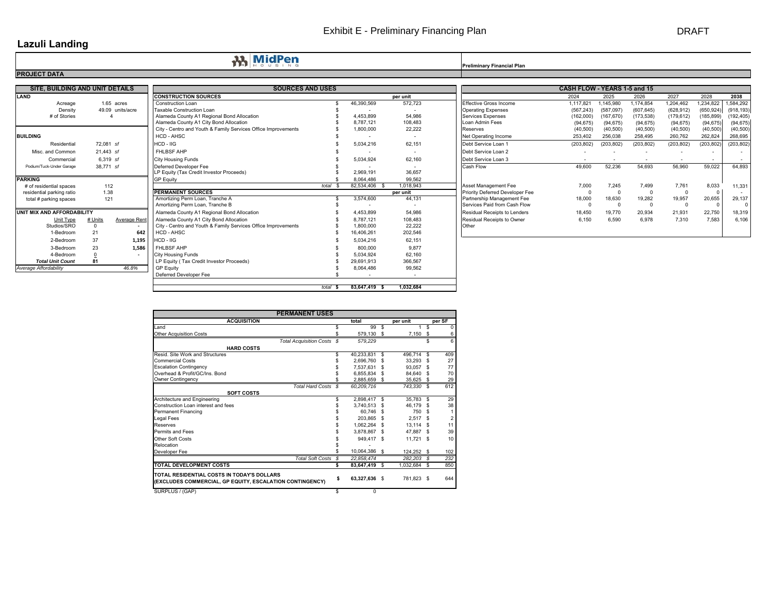# Exhibit E - Preliminary Financing Plan

DRAFT

## Lazuli Landing

MidPen HOUSING

**Preliminary Financial Plan**

### PROJECT DATA

#### SITE, BUILDING AND UNIT DETAILS

| LAND | | |
|---|---|---|
| Acreage | 1.65 | acres |
| Density | 49.09 | units/acre |
| # of Stories | 4 | |

| BUILDING | | |
|---|---|---|
| Residential | 72,081 | sf |
| Misc. and Common | 21,443 | sf |
| Commercial | 6,319 | sf |
| Podium/Tuck-Under Garage | 38,771 | sf |

| PARKING | |
|---|---|
| # of residential spaces | 112 |
| residential parking ratio | 1.38 |
| total # parking spaces | 121 |

| UNIT MIX AND AFFORDABILITY | | |
|---|---|---|
| Unit Type | # Units | Average Rent |
| Studios/SRO | 0 | - |
| 1-Bedroom | 21 | 642 |
| 2-Bedroom | 37 | 1,195 |
| 3-Bedroom | 23 | 1,586 |
| 4-Bedroom | 0 | - |
| *Total Unit Count* | **81** | |
| *Average Affordability* | | *46.8%* |

#### SOURCES AND USES

| CONSTRUCTION SOURCES | | per unit |
|---|---|---|
| Construction Loan | $ 46,390,569 | 572,723 |
| Taxable Construction Loan | $ - | - |
| Alameda County A1 Regional Bond Allocation | $ 4,453,899 | 54,986 |
| Alameda County A1 City Bond Allocation | $ 8,787,121 | 108,483 |
| City - Centro and Youth & Family Services Office Improvements | $ 1,800,000 | 22,222 |
| HCD - AHSC | $ - | - |
| HCD - IIG | $ 5,034,216 | 62,151 |
| FHLBSF AHP | $ - | - |
| City Housing Funds | $ 5,034,924 | 62,160 |
| Deferred Developer Fee | $ - | - |
| LP Equity (Tax Credit Investor Proceeds) | $ 2,969,191 | 36,657 |
| GP Equity | $ 8,064,486 | 99,562 |
| *total* | $ 82,534,406 | $ 1,018,943 |

| PERMANENT SOURCES | | per unit |
|---|---|---|
| Amortizing Perm Loan, Tranche A | $ 3,574,600 | 44,131 |
| Amortizing Perm Loan, Tranche B | $ - | - |
| Alameda County A1 Regional Bond Allocation | $ 4,453,899 | 54,986 |
| Alameda County A1 City Bond Allocation | $ 8,787,121 | 108,483 |
| City - Centro and Youth & Family Services Office Improvements | $ 1,800,000 | 22,222 |
| HCD - AHSC | $ 16,406,261 | 202,546 |
| HCD - IIG | $ 5,034,216 | 62,151 |
| FHLBSF AHP | $ 800,000 | 9,877 |
| City Housing Funds | $ 5,034,924 | 62,160 |
| LP Equity ( Tax Credit Investor Proceeds) | $ 29,691,913 | 366,567 |
| GP Equity | $ 8,064,486 | 99,562 |
| Deferred Developer Fee | $ - | - |
| *total* | **$ 83,647,419** | **$ 1,032,684** |

#### CASH FLOW - YEARS 1-5 and 15

| | 2024 | 2025 | 2026 | 2027 | 2028 | 2038 |
|---|---|---|---|---|---|---|
| Effective Gross Income | 1,117,821 | 1,145,980 | 1,174,854 | 1,204,462 | 1,234,822 | 1,584,292 |
| Operating Expenses | (567,243) | (587,097) | (607,645) | (628,912) | (650,924) | (918,193) |
| Services Expenses | (162,000) | (167,670) | (173,538) | (179,612) | (185,899) | (192,405) |
| Loan Admin Fees | (94,675) | (94,675) | (94,675) | (94,675) | (94,675) | (94,675) |
| Reserves | (40,500) | (40,500) | (40,500) | (40,500) | (40,500) | (40,500) |
| Net Operating Income | 253,402 | 256,038 | 258,495 | 260,762 | 262,824 | 268,695 |
| Debt Service Loan 1 | (203,802) | (203,802) | (203,802) | (203,802) | (203,802) | (203,802) |
| Debt Service Loan 2 | - | - | - | - | - | - |
| Debt Service Loan 3 | - | - | - | - | - | - |
| Cash Flow | 49,600 | 52,236 | 54,693 | 56,960 | 59,022 | 64,893 |
| Asset Management Fee | 7,000 | 7,245 | 7,499 | 7,761 | 8,033 | 11,331 |
| Priority Deferred Developer Fee | 0 | 0 | 0 | 0 | 0 | - |
| Partnership Management Fee | 18,000 | 18,630 | 19,282 | 19,957 | 20,655 | 29,137 |
| Services Paid from Cash Flow | 0 | 0 | 0 | 0 | 0 | 0 |
| Residual Receipts to Lenders | 18,450 | 19,770 | 20,934 | 21,931 | 22,750 | 18,319 |
| Residual Receipts to Owner | 6,150 | 6,590 | 6,978 | 7,310 | 7,583 | 6,106 |
| Other | | | | | | |

#### PERMANENT USES

| ACQUISITION | total | per unit | per SF |
|---|---|---|---|
| Land | $ 99 | $ 1 | $ 0 |
| Other Acquisition Costs | $ 579,130 | $ 7,150 | $ 6 |
| *Total Acquisition Costs* | *$ 579,229* | | *$ 6* |
| **HARD COSTS** | | | |
| Resid. Site Work and Structures | $ 40,233,831 | $ 496,714 | $ 409 |
| Commercial Costs | $ 2,696,760 | $ 33,293 | $ 27 |
| Escalation Contingency | $ 7,537,631 | $ 93,057 | $ 77 |
| Overhead & Profit/GC/Ins. Bond | $ 6,855,834 | $ 84,640 | $ 70 |
| Owner Contingency | $ 2,885,659 | $ 35,625 | $ 29 |
| *Total Hard Costs* | *$ 60,209,716* | *743,330* | *$ 612* |
| **SOFT COSTS** | | | |
| Architecture and Engineering | $ 2,898,417 | $ 35,783 | $ 29 |
| Construction Loan interest and fees | $ 3,740,513 | $ 46,179 | $ 38 |
| Permanent Financing | $ 60,746 | $ 750 | $ 1 |
| Legal Fees | $ 203,865 | $ 2,517 | $ 2 |
| Reserves | $ 1,062,264 | $ 13,114 | $ 11 |
| Permits and Fees | $ 3,878,867 | $ 47,887 | $ 39 |
| Other Soft Costs | $ 949,417 | $ 11,721 | $ 10 |
| Relocation | $ - | | |
| Developer Fee | $ 10,064,386 | $ 124,252 | $ 102 |
| *Total Soft Costs* | *$ 22,858,474* | *282,203* | *$ 232* |
| **TOTAL DEVELOPMENT COSTS** | **$ 83,647,419** | $ 1,032,684 | $ 850 |
| **TOTAL RESIDENTIAL COSTS IN TODAY'S DOLLARS (EXCLUDES COMMERCIAL, GP EQUITY, ESCALATION CONTINGENCY)** | **$ 63,327,636** | $ 781,823 | $ 644 |
| SURPLUS / (GAP) | $ 0 | | |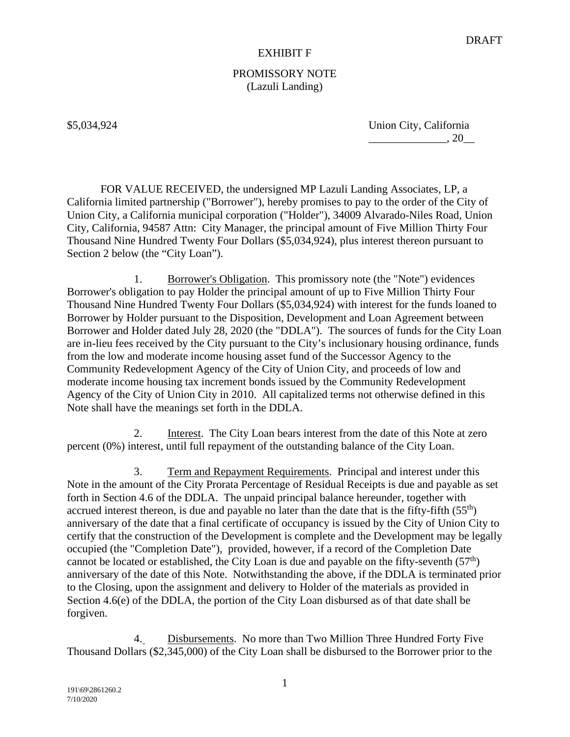DRAFT

# EXHIBIT F

## PROMISSORY NOTE
(Lazuli Landing)

$5,034,924

Union City, California
_____________, 20__

FOR VALUE RECEIVED, the undersigned MP Lazuli Landing Associates, LP, a California limited partnership ("Borrower"), hereby promises to pay to the order of the City of Union City, a California municipal corporation ("Holder"), 34009 Alvarado-Niles Road, Union City, California, 94587 Attn: City Manager, the principal amount of Five Million Thirty Four Thousand Nine Hundred Twenty Four Dollars ($5,034,924), plus interest thereon pursuant to Section 2 below (the "City Loan").

1. Borrower's Obligation. This promissory note (the "Note") evidences Borrower's obligation to pay Holder the principal amount of up to Five Million Thirty Four Thousand Nine Hundred Twenty Four Dollars ($5,034,924) with interest for the funds loaned to Borrower by Holder pursuant to the Disposition, Development and Loan Agreement between Borrower and Holder dated July 28, 2020 (the "DDLA"). The sources of funds for the City Loan are in-lieu fees received by the City pursuant to the City's inclusionary housing ordinance, funds from the low and moderate income housing asset fund of the Successor Agency to the Community Redevelopment Agency of the City of Union City, and proceeds of low and moderate income housing tax increment bonds issued by the Community Redevelopment Agency of the City of Union City in 2010. All capitalized terms not otherwise defined in this Note shall have the meanings set forth in the DDLA.

2. Interest. The City Loan bears interest from the date of this Note at zero percent (0%) interest, until full repayment of the outstanding balance of the City Loan.

3. Term and Repayment Requirements. Principal and interest under this Note in the amount of the City Prorata Percentage of Residual Receipts is due and payable as set forth in Section 4.6 of the DDLA. The unpaid principal balance hereunder, together with accrued interest thereon, is due and payable no later than the date that is the fifty-fifth (55th) anniversary of the date that a final certificate of occupancy is issued by the City of Union City to certify that the construction of the Development is complete and the Development may be legally occupied (the "Completion Date"), provided, however, if a record of the Completion Date cannot be located or established, the City Loan is due and payable on the fifty-seventh (57th) anniversary of the date of this Note. Notwithstanding the above, if the DDLA is terminated prior to the Closing, upon the assignment and delivery to Holder of the materials as provided in Section 4.6(e) of the DDLA, the portion of the City Loan disbursed as of that date shall be forgiven.

4. Disbursements. No more than Two Million Three Hundred Forty Five Thousand Dollars ($2,345,000) of the City Loan shall be disbursed to the Borrower prior to the

191\69\2861260.2
7/10/2020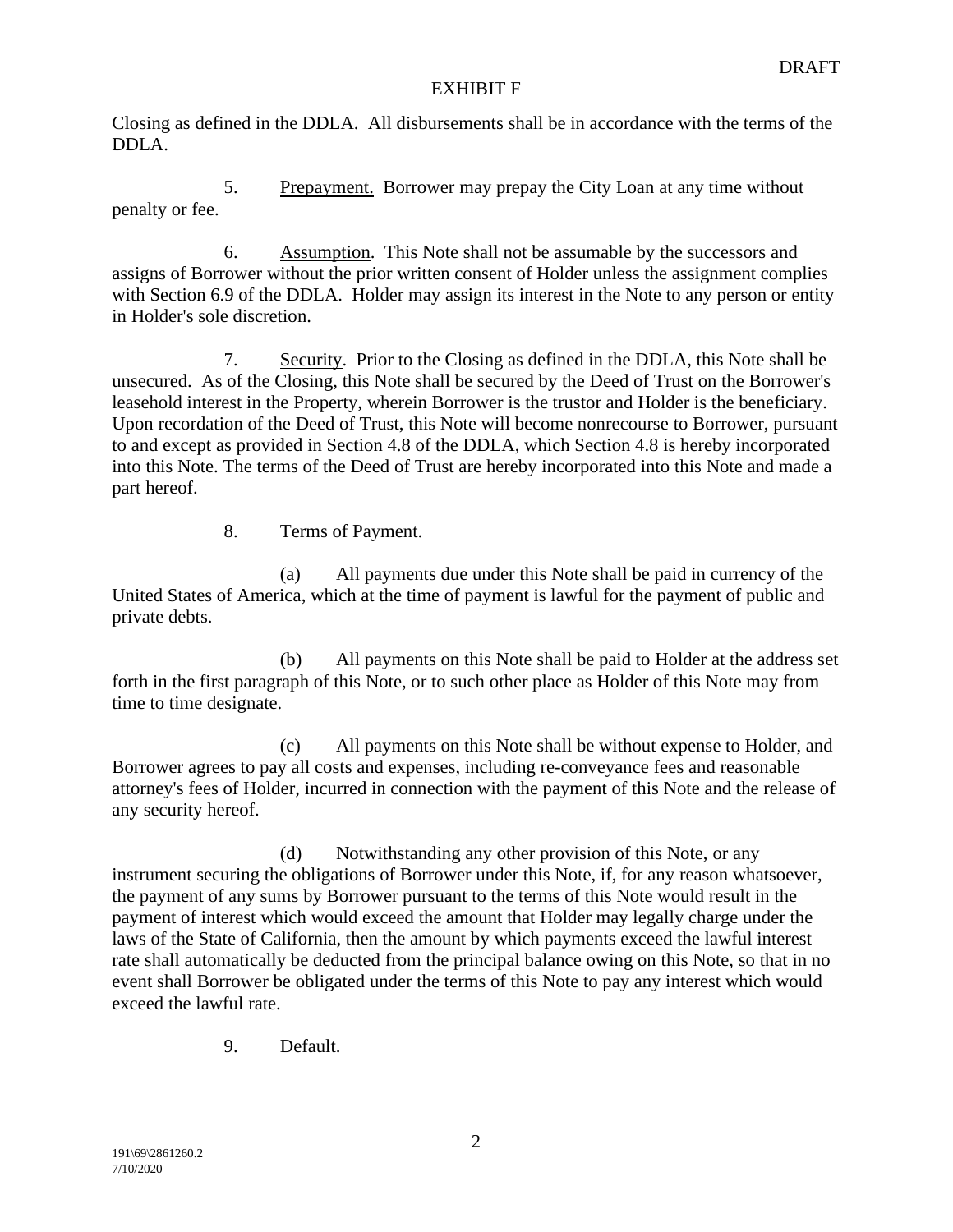Closing as defined in the DDLA. All disbursements shall be in accordance with the terms of the DDLA.

5. Prepayment. Borrower may prepay the City Loan at any time without penalty or fee.

6. Assumption. This Note shall not be assumable by the successors and assigns of Borrower without the prior written consent of Holder unless the assignment complies with Section 6.9 of the DDLA. Holder may assign its interest in the Note to any person or entity in Holder's sole discretion.

7. Security. Prior to the Closing as defined in the DDLA, this Note shall be unsecured. As of the Closing, this Note shall be secured by the Deed of Trust on the Borrower's leasehold interest in the Property, wherein Borrower is the trustor and Holder is the beneficiary. Upon recordation of the Deed of Trust, this Note will become nonrecourse to Borrower, pursuant to and except as provided in Section 4.8 of the DDLA, which Section 4.8 is hereby incorporated into this Note. The terms of the Deed of Trust are hereby incorporated into this Note and made a part hereof.

8. Terms of Payment.

(a) All payments due under this Note shall be paid in currency of the United States of America, which at the time of payment is lawful for the payment of public and private debts.

(b) All payments on this Note shall be paid to Holder at the address set forth in the first paragraph of this Note, or to such other place as Holder of this Note may from time to time designate.

(c) All payments on this Note shall be without expense to Holder, and Borrower agrees to pay all costs and expenses, including re-conveyance fees and reasonable attorney's fees of Holder, incurred in connection with the payment of this Note and the release of any security hereof.

(d) Notwithstanding any other provision of this Note, or any instrument securing the obligations of Borrower under this Note, if, for any reason whatsoever, the payment of any sums by Borrower pursuant to the terms of this Note would result in the payment of interest which would exceed the amount that Holder may legally charge under the laws of the State of California, then the amount by which payments exceed the lawful interest rate shall automatically be deducted from the principal balance owing on this Note, so that in no event shall Borrower be obligated under the terms of this Note to pay any interest which would exceed the lawful rate.

9. Default.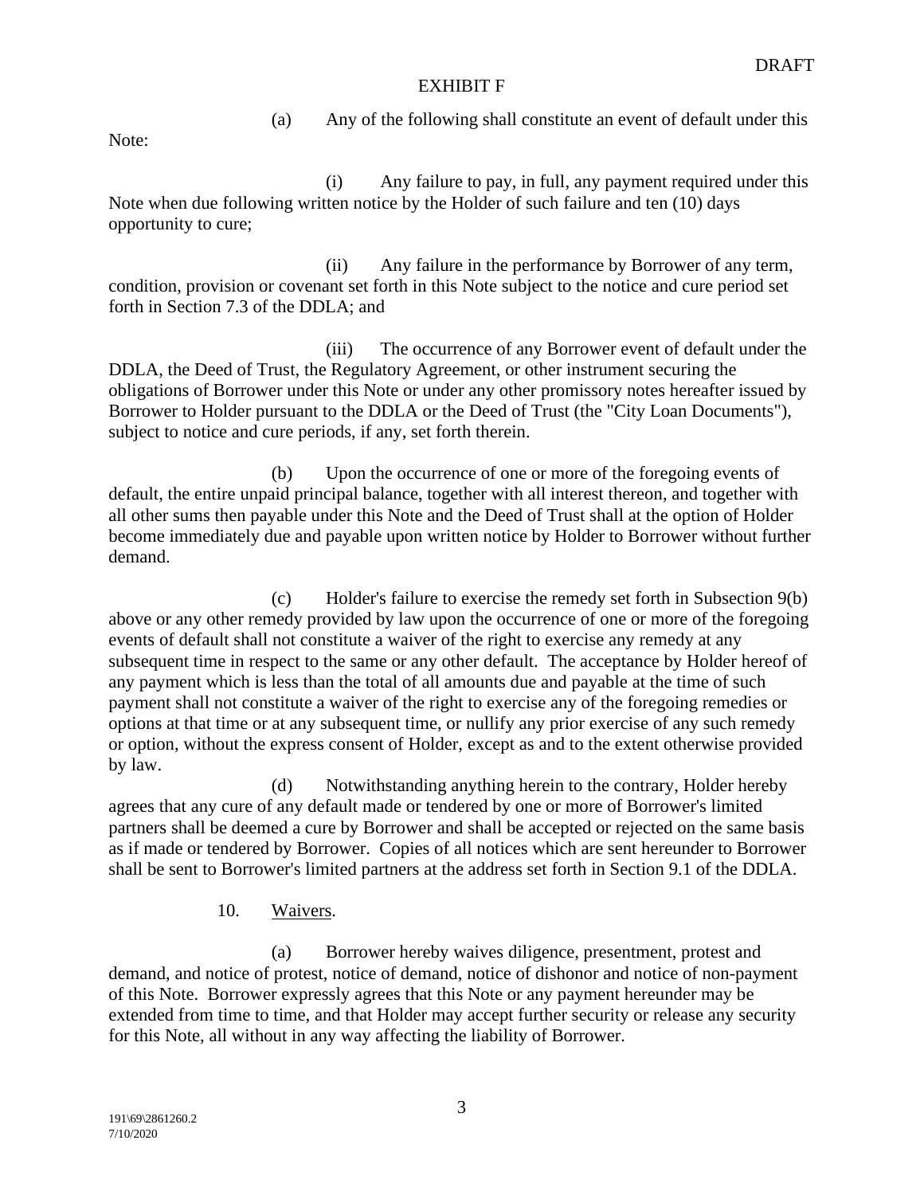DRAFT

EXHIBIT F

(a) Any of the following shall constitute an event of default under this Note:

(i) Any failure to pay, in full, any payment required under this Note when due following written notice by the Holder of such failure and ten (10) days opportunity to cure;

(ii) Any failure in the performance by Borrower of any term, condition, provision or covenant set forth in this Note subject to the notice and cure period set forth in Section 7.3 of the DDLA; and

(iii) The occurrence of any Borrower event of default under the DDLA, the Deed of Trust, the Regulatory Agreement, or other instrument securing the obligations of Borrower under this Note or under any other promissory notes hereafter issued by Borrower to Holder pursuant to the DDLA or the Deed of Trust (the "City Loan Documents"), subject to notice and cure periods, if any, set forth therein.

(b) Upon the occurrence of one or more of the foregoing events of default, the entire unpaid principal balance, together with all interest thereon, and together with all other sums then payable under this Note and the Deed of Trust shall at the option of Holder become immediately due and payable upon written notice by Holder to Borrower without further demand.

(c) Holder's failure to exercise the remedy set forth in Subsection 9(b) above or any other remedy provided by law upon the occurrence of one or more of the foregoing events of default shall not constitute a waiver of the right to exercise any remedy at any subsequent time in respect to the same or any other default. The acceptance by Holder hereof of any payment which is less than the total of all amounts due and payable at the time of such payment shall not constitute a waiver of the right to exercise any of the foregoing remedies or options at that time or at any subsequent time, or nullify any prior exercise of any such remedy or option, without the express consent of Holder, except as and to the extent otherwise provided by law.

(d) Notwithstanding anything herein to the contrary, Holder hereby agrees that any cure of any default made or tendered by one or more of Borrower's limited partners shall be deemed a cure by Borrower and shall be accepted or rejected on the same basis as if made or tendered by Borrower. Copies of all notices which are sent hereunder to Borrower shall be sent to Borrower's limited partners at the address set forth in Section 9.1 of the DDLA.

10. Waivers.

(a) Borrower hereby waives diligence, presentment, protest and demand, and notice of protest, notice of demand, notice of dishonor and notice of non-payment of this Note. Borrower expressly agrees that this Note or any payment hereunder may be extended from time to time, and that Holder may accept further security or release any security for this Note, all without in any way affecting the liability of Borrower.

191\69\2861260.2
7/10/2020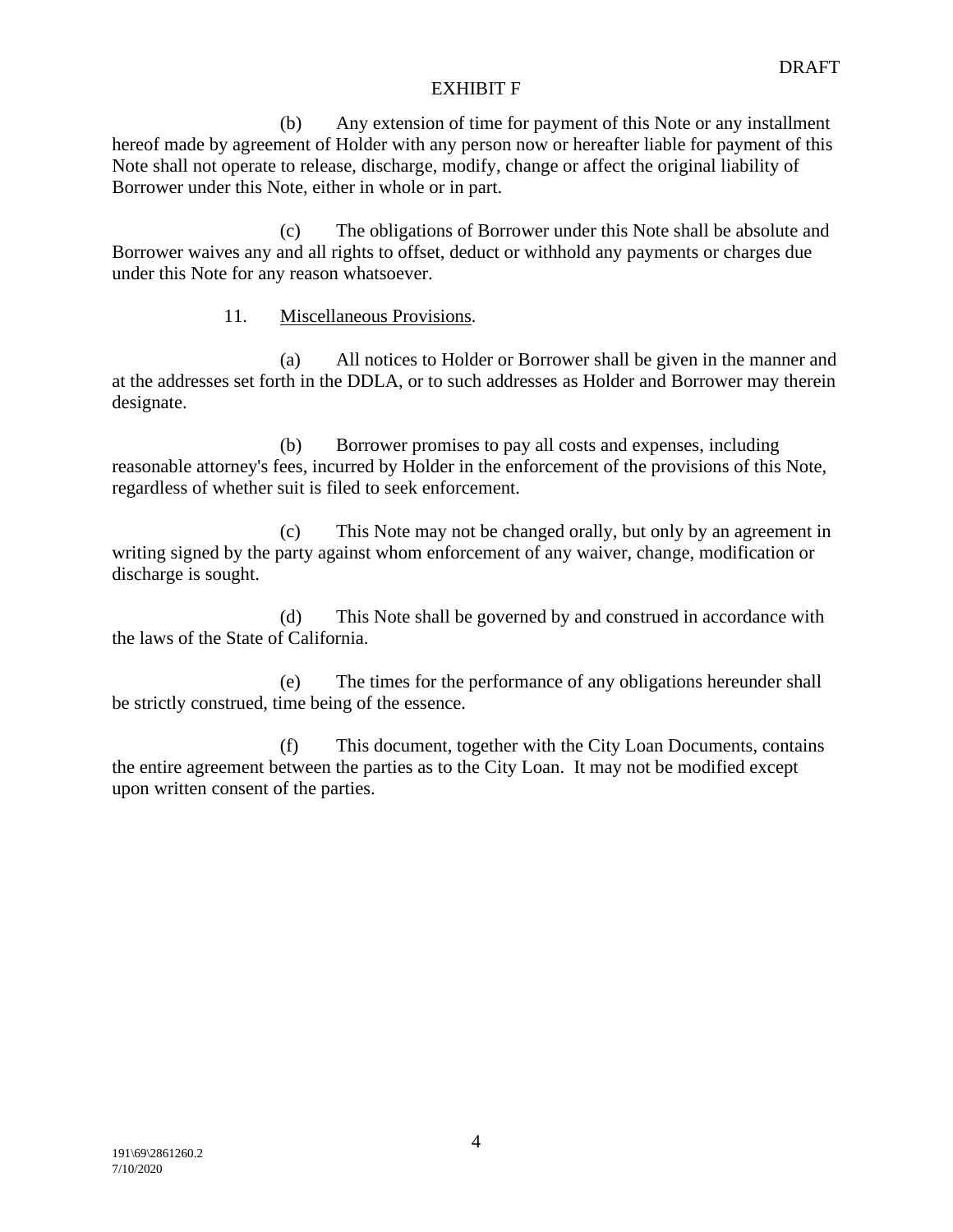(b) Any extension of time for payment of this Note or any installment hereof made by agreement of Holder with any person now or hereafter liable for payment of this Note shall not operate to release, discharge, modify, change or affect the original liability of Borrower under this Note, either in whole or in part.

(c) The obligations of Borrower under this Note shall be absolute and Borrower waives any and all rights to offset, deduct or withhold any payments or charges due under this Note for any reason whatsoever.

11. Miscellaneous Provisions.

(a) All notices to Holder or Borrower shall be given in the manner and at the addresses set forth in the DDLA, or to such addresses as Holder and Borrower may therein designate.

(b) Borrower promises to pay all costs and expenses, including reasonable attorney's fees, incurred by Holder in the enforcement of the provisions of this Note, regardless of whether suit is filed to seek enforcement.

(c) This Note may not be changed orally, but only by an agreement in writing signed by the party against whom enforcement of any waiver, change, modification or discharge is sought.

(d) This Note shall be governed by and construed in accordance with the laws of the State of California.

(e) The times for the performance of any obligations hereunder shall be strictly construed, time being of the essence.

(f) This document, together with the City Loan Documents, contains the entire agreement between the parties as to the City Loan. It may not be modified except upon written consent of the parties.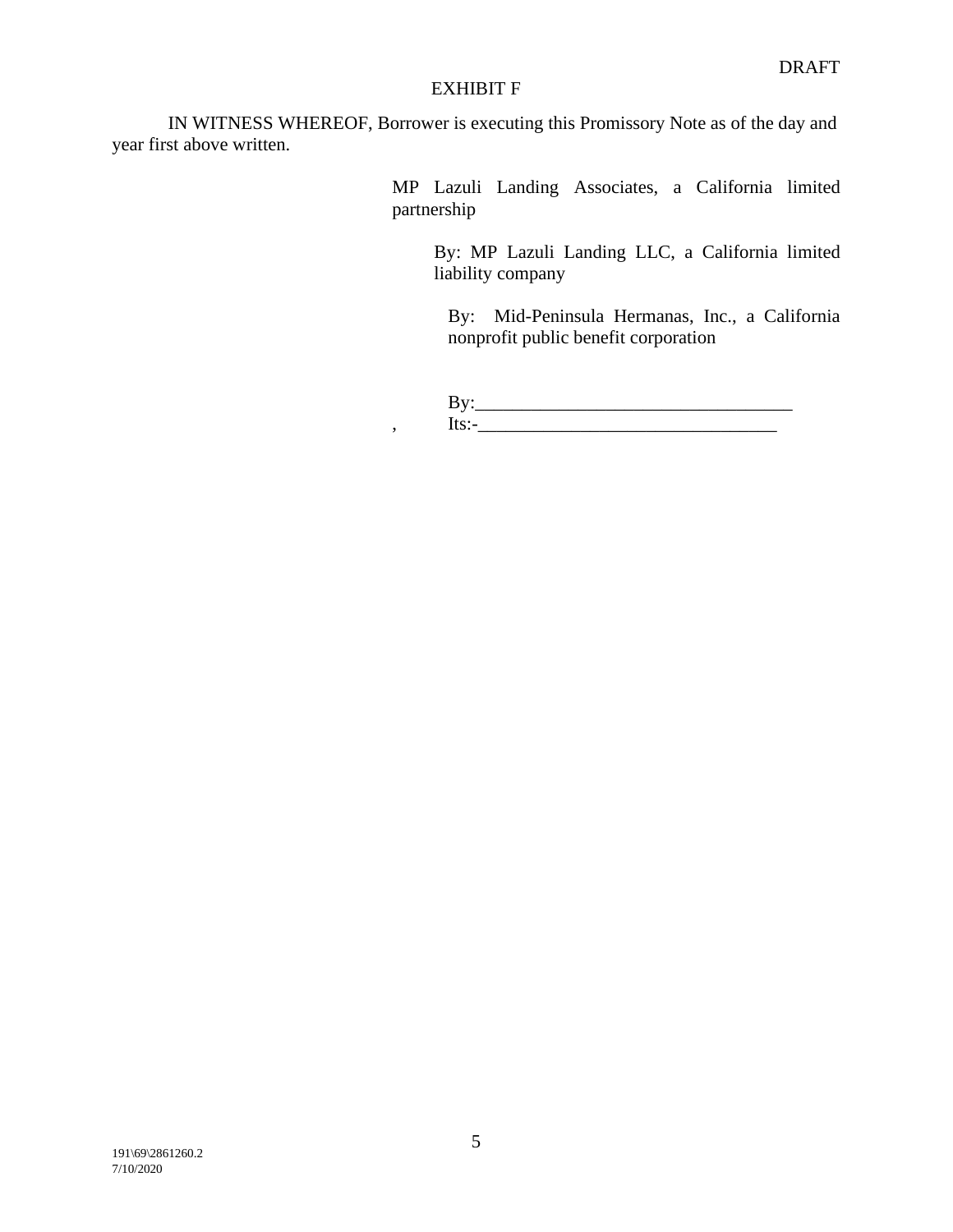DRAFT

EXHIBIT F

IN WITNESS WHEREOF, Borrower is executing this Promissory Note as of the day and year first above written.

MP Lazuli Landing Associates, a California limited partnership

By: MP Lazuli Landing LLC, a California limited liability company

By: Mid-Peninsula Hermanas, Inc., a California nonprofit public benefit corporation

By:\_\_\_\_\_\_\_\_\_\_\_\_\_\_\_\_\_\_\_\_\_\_\_\_\_\_\_\_\_\_\_\_\_\_

, Its:-\_\_\_\_\_\_\_\_\_\_\_\_\_\_\_\_\_\_\_\_\_\_\_\_\_\_\_\_\_\_\_\_

191\69\2861260.2
7/10/2020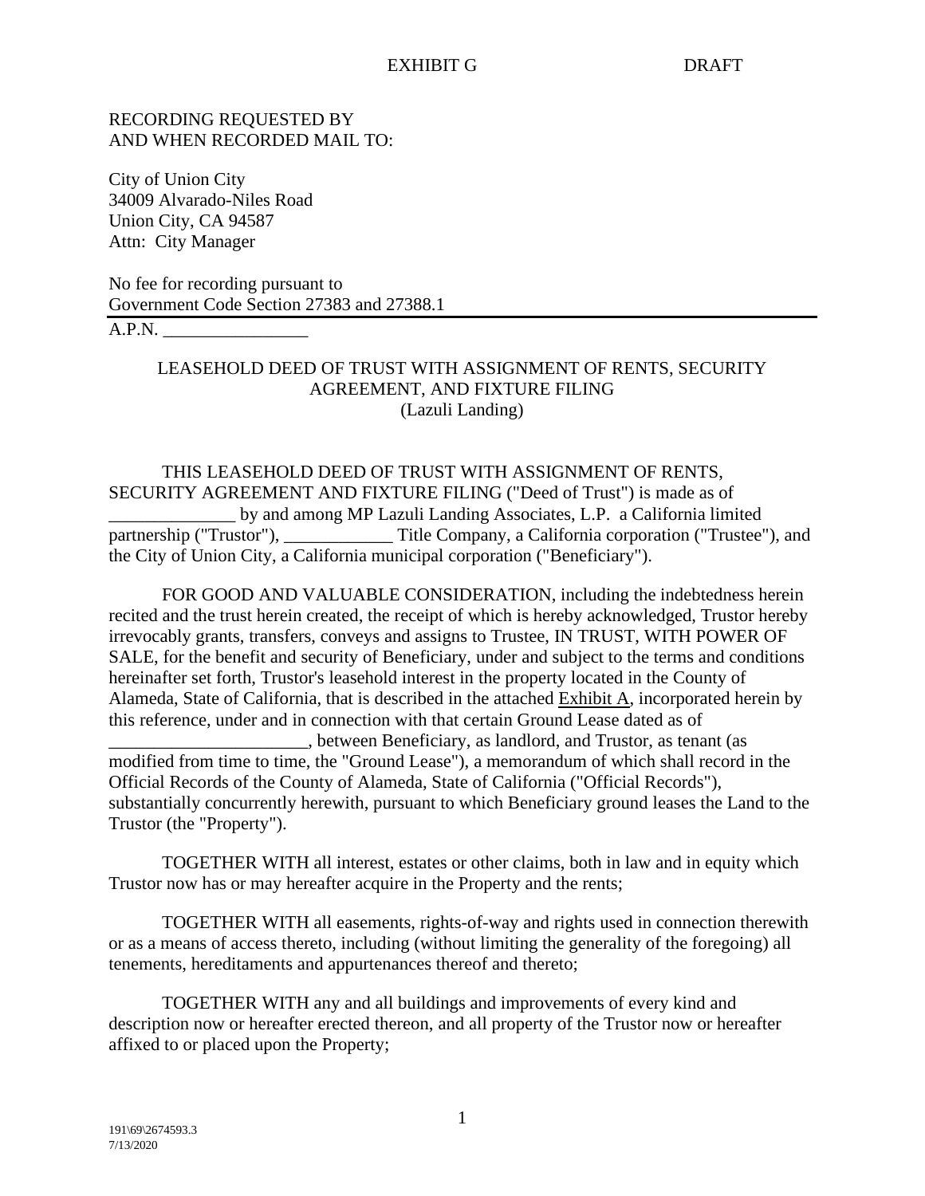EXHIBIT G DRAFT

RECORDING REQUESTED BY
AND WHEN RECORDED MAIL TO:

City of Union City
34009 Alvarado-Niles Road
Union City, CA 94587
Attn: City Manager

No fee for recording pursuant to
Government Code Section 27383 and 27388.1

A.P.N. ________________

# LEASEHOLD DEED OF TRUST WITH ASSIGNMENT OF RENTS, SECURITY AGREEMENT, AND FIXTURE FILING
(Lazuli Landing)

THIS LEASEHOLD DEED OF TRUST WITH ASSIGNMENT OF RENTS, SECURITY AGREEMENT AND FIXTURE FILING ("Deed of Trust") is made as of ______________ by and among MP Lazuli Landing Associates, L.P. a California limited partnership ("Trustor"), ____________ Title Company, a California corporation ("Trustee"), and the City of Union City, a California municipal corporation ("Beneficiary").

FOR GOOD AND VALUABLE CONSIDERATION, including the indebtedness herein recited and the trust herein created, the receipt of which is hereby acknowledged, Trustor hereby irrevocably grants, transfers, conveys and assigns to Trustee, IN TRUST, WITH POWER OF SALE, for the benefit and security of Beneficiary, under and subject to the terms and conditions hereinafter set forth, Trustor's leasehold interest in the property located in the County of Alameda, State of California, that is described in the attached Exhibit A, incorporated herein by this reference, under and in connection with that certain Ground Lease dated as of ______________________, between Beneficiary, as landlord, and Trustor, as tenant (as modified from time to time, the "Ground Lease"), a memorandum of which shall record in the Official Records of the County of Alameda, State of California ("Official Records"), substantially concurrently herewith, pursuant to which Beneficiary ground leases the Land to the Trustor (the "Property").

TOGETHER WITH all interest, estates or other claims, both in law and in equity which Trustor now has or may hereafter acquire in the Property and the rents;

TOGETHER WITH all easements, rights-of-way and rights used in connection therewith or as a means of access thereto, including (without limiting the generality of the foregoing) all tenements, hereditaments and appurtenances thereof and thereto;

TOGETHER WITH any and all buildings and improvements of every kind and description now or hereafter erected thereon, and all property of the Trustor now or hereafter affixed to or placed upon the Property;

191\69\2674593.3
7/13/2020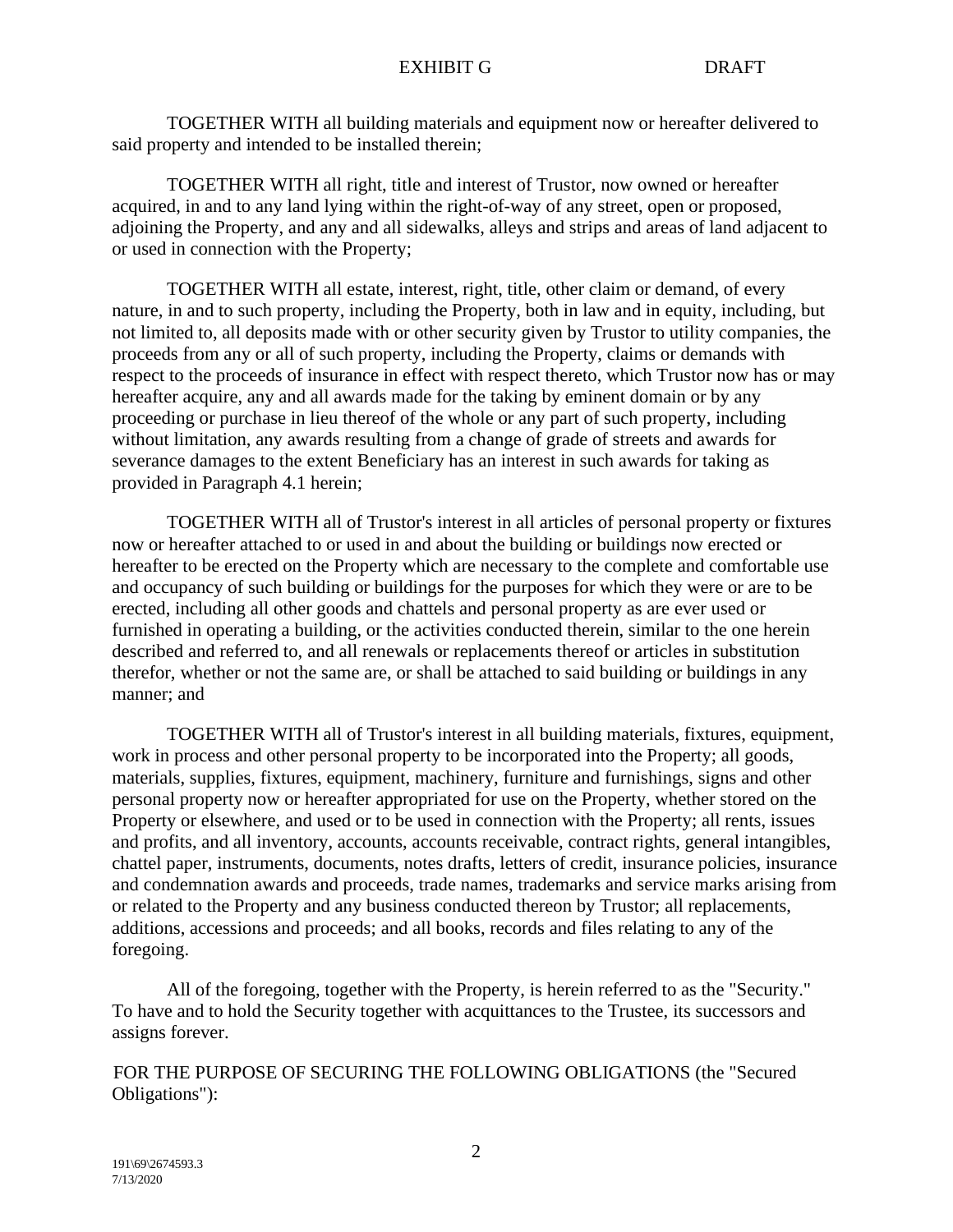TOGETHER WITH all building materials and equipment now or hereafter delivered to said property and intended to be installed therein;

TOGETHER WITH all right, title and interest of Trustor, now owned or hereafter acquired, in and to any land lying within the right-of-way of any street, open or proposed, adjoining the Property, and any and all sidewalks, alleys and strips and areas of land adjacent to or used in connection with the Property;

TOGETHER WITH all estate, interest, right, title, other claim or demand, of every nature, in and to such property, including the Property, both in law and in equity, including, but not limited to, all deposits made with or other security given by Trustor to utility companies, the proceeds from any or all of such property, including the Property, claims or demands with respect to the proceeds of insurance in effect with respect thereto, which Trustor now has or may hereafter acquire, any and all awards made for the taking by eminent domain or by any proceeding or purchase in lieu thereof of the whole or any part of such property, including without limitation, any awards resulting from a change of grade of streets and awards for severance damages to the extent Beneficiary has an interest in such awards for taking as provided in Paragraph 4.1 herein;

TOGETHER WITH all of Trustor's interest in all articles of personal property or fixtures now or hereafter attached to or used in and about the building or buildings now erected or hereafter to be erected on the Property which are necessary to the complete and comfortable use and occupancy of such building or buildings for the purposes for which they were or are to be erected, including all other goods and chattels and personal property as are ever used or furnished in operating a building, or the activities conducted therein, similar to the one herein described and referred to, and all renewals or replacements thereof or articles in substitution therefor, whether or not the same are, or shall be attached to said building or buildings in any manner; and

TOGETHER WITH all of Trustor's interest in all building materials, fixtures, equipment, work in process and other personal property to be incorporated into the Property; all goods, materials, supplies, fixtures, equipment, machinery, furniture and furnishings, signs and other personal property now or hereafter appropriated for use on the Property, whether stored on the Property or elsewhere, and used or to be used in connection with the Property; all rents, issues and profits, and all inventory, accounts, accounts receivable, contract rights, general intangibles, chattel paper, instruments, documents, notes drafts, letters of credit, insurance policies, insurance and condemnation awards and proceeds, trade names, trademarks and service marks arising from or related to the Property and any business conducted thereon by Trustor; all replacements, additions, accessions and proceeds; and all books, records and files relating to any of the foregoing.

All of the foregoing, together with the Property, is herein referred to as the "Security." To have and to hold the Security together with acquittances to the Trustee, its successors and assigns forever.

FOR THE PURPOSE OF SECURING THE FOLLOWING OBLIGATIONS (the "Secured Obligations"):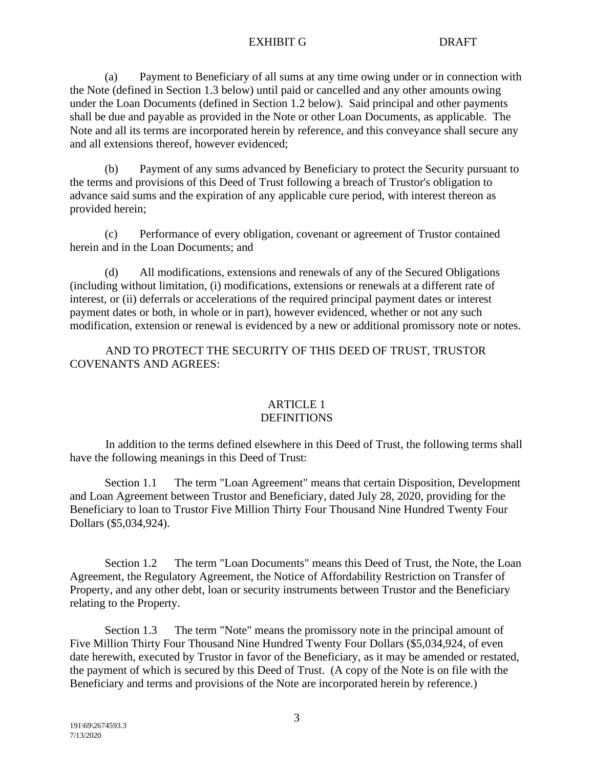(a) Payment to Beneficiary of all sums at any time owing under or in connection with the Note (defined in Section 1.3 below) until paid or cancelled and any other amounts owing under the Loan Documents (defined in Section 1.2 below). Said principal and other payments shall be due and payable as provided in the Note or other Loan Documents, as applicable. The Note and all its terms are incorporated herein by reference, and this conveyance shall secure any and all extensions thereof, however evidenced;

(b) Payment of any sums advanced by Beneficiary to protect the Security pursuant to the terms and provisions of this Deed of Trust following a breach of Trustor's obligation to advance said sums and the expiration of any applicable cure period, with interest thereon as provided herein;

(c) Performance of every obligation, covenant or agreement of Trustor contained herein and in the Loan Documents; and

(d) All modifications, extensions and renewals of any of the Secured Obligations (including without limitation, (i) modifications, extensions or renewals at a different rate of interest, or (ii) deferrals or accelerations of the required principal payment dates or interest payment dates or both, in whole or in part), however evidenced, whether or not any such modification, extension or renewal is evidenced by a new or additional promissory note or notes.

AND TO PROTECT THE SECURITY OF THIS DEED OF TRUST, TRUSTOR COVENANTS AND AGREES:

## ARTICLE 1
## DEFINITIONS

In addition to the terms defined elsewhere in this Deed of Trust, the following terms shall have the following meanings in this Deed of Trust:

Section 1.1 The term "Loan Agreement" means that certain Disposition, Development and Loan Agreement between Trustor and Beneficiary, dated July 28, 2020, providing for the Beneficiary to loan to Trustor Five Million Thirty Four Thousand Nine Hundred Twenty Four Dollars ($5,034,924).

Section 1.2 The term "Loan Documents" means this Deed of Trust, the Note, the Loan Agreement, the Regulatory Agreement, the Notice of Affordability Restriction on Transfer of Property, and any other debt, loan or security instruments between Trustor and the Beneficiary relating to the Property.

Section 1.3 The term "Note" means the promissory note in the principal amount of Five Million Thirty Four Thousand Nine Hundred Twenty Four Dollars ($5,034,924, of even date herewith, executed by Trustor in favor of the Beneficiary, as it may be amended or restated, the payment of which is secured by this Deed of Trust. (A copy of the Note is on file with the Beneficiary and terms and provisions of the Note are incorporated herein by reference.)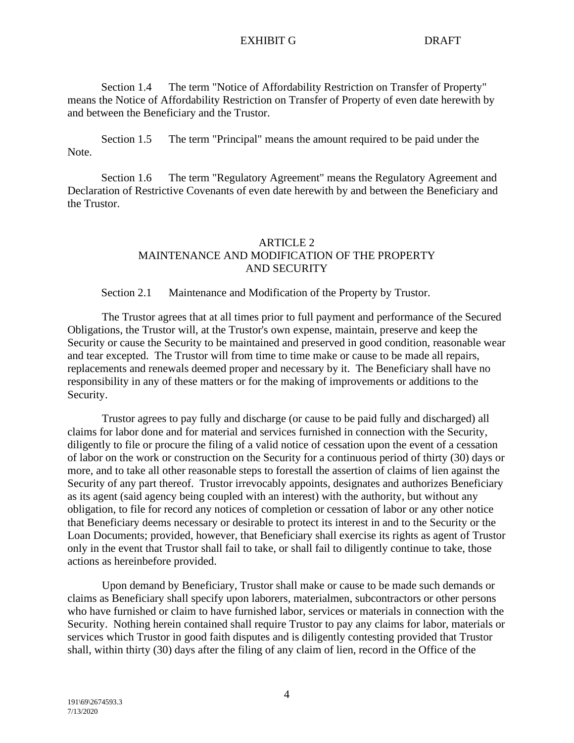Section 1.4 The term "Notice of Affordability Restriction on Transfer of Property" means the Notice of Affordability Restriction on Transfer of Property of even date herewith by and between the Beneficiary and the Trustor.

Section 1.5 The term "Principal" means the amount required to be paid under the Note.

Section 1.6 The term "Regulatory Agreement" means the Regulatory Agreement and Declaration of Restrictive Covenants of even date herewith by and between the Beneficiary and the Trustor.

## ARTICLE 2
## MAINTENANCE AND MODIFICATION OF THE PROPERTY AND SECURITY

Section 2.1 Maintenance and Modification of the Property by Trustor.

The Trustor agrees that at all times prior to full payment and performance of the Secured Obligations, the Trustor will, at the Trustor's own expense, maintain, preserve and keep the Security or cause the Security to be maintained and preserved in good condition, reasonable wear and tear excepted. The Trustor will from time to time make or cause to be made all repairs, replacements and renewals deemed proper and necessary by it. The Beneficiary shall have no responsibility in any of these matters or for the making of improvements or additions to the Security.

Trustor agrees to pay fully and discharge (or cause to be paid fully and discharged) all claims for labor done and for material and services furnished in connection with the Security, diligently to file or procure the filing of a valid notice of cessation upon the event of a cessation of labor on the work or construction on the Security for a continuous period of thirty (30) days or more, and to take all other reasonable steps to forestall the assertion of claims of lien against the Security of any part thereof. Trustor irrevocably appoints, designates and authorizes Beneficiary as its agent (said agency being coupled with an interest) with the authority, but without any obligation, to file for record any notices of completion or cessation of labor or any other notice that Beneficiary deems necessary or desirable to protect its interest in and to the Security or the Loan Documents; provided, however, that Beneficiary shall exercise its rights as agent of Trustor only in the event that Trustor shall fail to take, or shall fail to diligently continue to take, those actions as hereinbefore provided.

Upon demand by Beneficiary, Trustor shall make or cause to be made such demands or claims as Beneficiary shall specify upon laborers, materialmen, subcontractors or other persons who have furnished or claim to have furnished labor, services or materials in connection with the Security. Nothing herein contained shall require Trustor to pay any claims for labor, materials or services which Trustor in good faith disputes and is diligently contesting provided that Trustor shall, within thirty (30) days after the filing of any claim of lien, record in the Office of the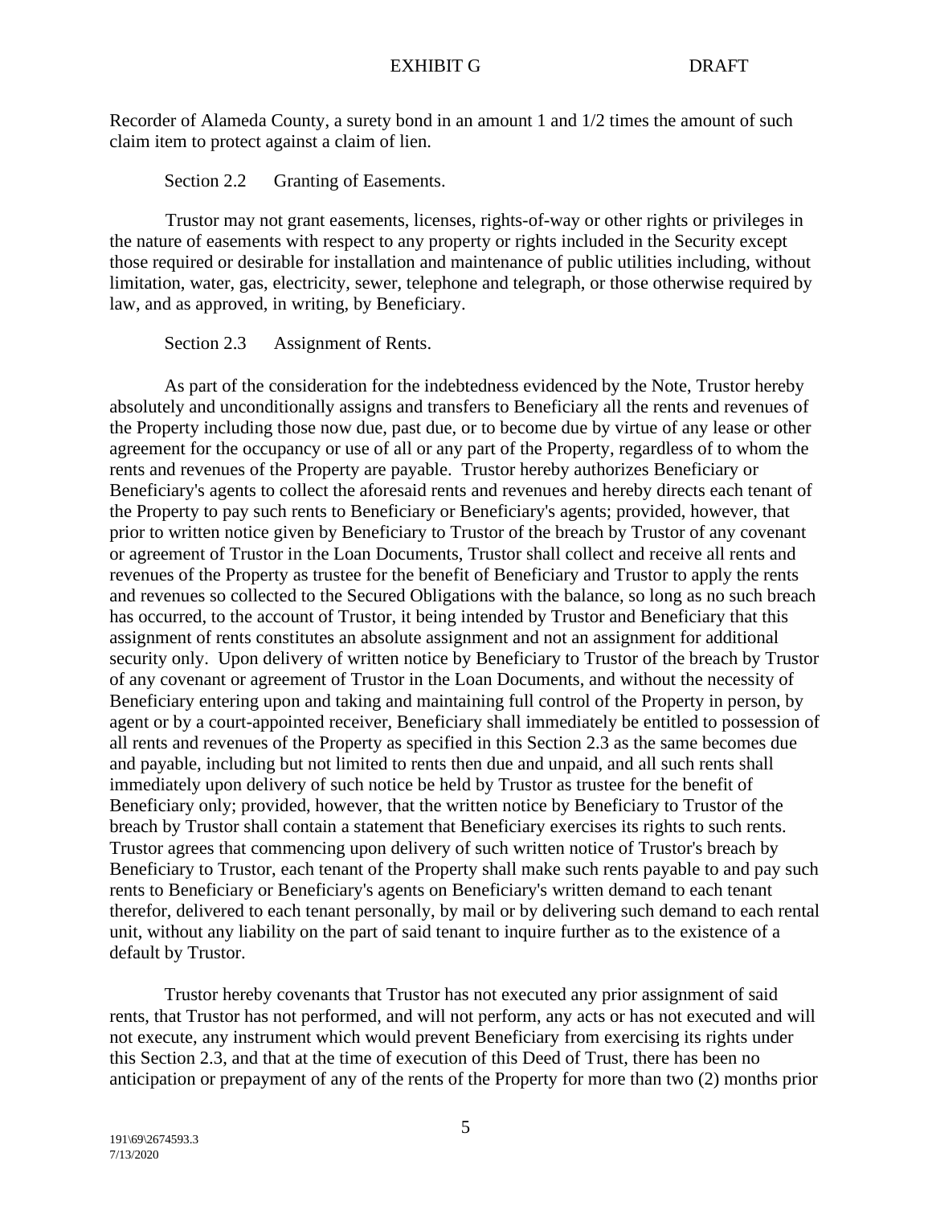Recorder of Alameda County, a surety bond in an amount 1 and 1/2 times the amount of such claim item to protect against a claim of lien.

Section 2.2 Granting of Easements.

Trustor may not grant easements, licenses, rights-of-way or other rights or privileges in the nature of easements with respect to any property or rights included in the Security except those required or desirable for installation and maintenance of public utilities including, without limitation, water, gas, electricity, sewer, telephone and telegraph, or those otherwise required by law, and as approved, in writing, by Beneficiary.

Section 2.3 Assignment of Rents.

As part of the consideration for the indebtedness evidenced by the Note, Trustor hereby absolutely and unconditionally assigns and transfers to Beneficiary all the rents and revenues of the Property including those now due, past due, or to become due by virtue of any lease or other agreement for the occupancy or use of all or any part of the Property, regardless of to whom the rents and revenues of the Property are payable. Trustor hereby authorizes Beneficiary or Beneficiary's agents to collect the aforesaid rents and revenues and hereby directs each tenant of the Property to pay such rents to Beneficiary or Beneficiary's agents; provided, however, that prior to written notice given by Beneficiary to Trustor of the breach by Trustor of any covenant or agreement of Trustor in the Loan Documents, Trustor shall collect and receive all rents and revenues of the Property as trustee for the benefit of Beneficiary and Trustor to apply the rents and revenues so collected to the Secured Obligations with the balance, so long as no such breach has occurred, to the account of Trustor, it being intended by Trustor and Beneficiary that this assignment of rents constitutes an absolute assignment and not an assignment for additional security only. Upon delivery of written notice by Beneficiary to Trustor of the breach by Trustor of any covenant or agreement of Trustor in the Loan Documents, and without the necessity of Beneficiary entering upon and taking and maintaining full control of the Property in person, by agent or by a court-appointed receiver, Beneficiary shall immediately be entitled to possession of all rents and revenues of the Property as specified in this Section 2.3 as the same becomes due and payable, including but not limited to rents then due and unpaid, and all such rents shall immediately upon delivery of such notice be held by Trustor as trustee for the benefit of Beneficiary only; provided, however, that the written notice by Beneficiary to Trustor of the breach by Trustor shall contain a statement that Beneficiary exercises its rights to such rents. Trustor agrees that commencing upon delivery of such written notice of Trustor's breach by Beneficiary to Trustor, each tenant of the Property shall make such rents payable to and pay such rents to Beneficiary or Beneficiary's agents on Beneficiary's written demand to each tenant therefor, delivered to each tenant personally, by mail or by delivering such demand to each rental unit, without any liability on the part of said tenant to inquire further as to the existence of a default by Trustor.

Trustor hereby covenants that Trustor has not executed any prior assignment of said rents, that Trustor has not performed, and will not perform, any acts or has not executed and will not execute, any instrument which would prevent Beneficiary from exercising its rights under this Section 2.3, and that at the time of execution of this Deed of Trust, there has been no anticipation or prepayment of any of the rents of the Property for more than two (2) months prior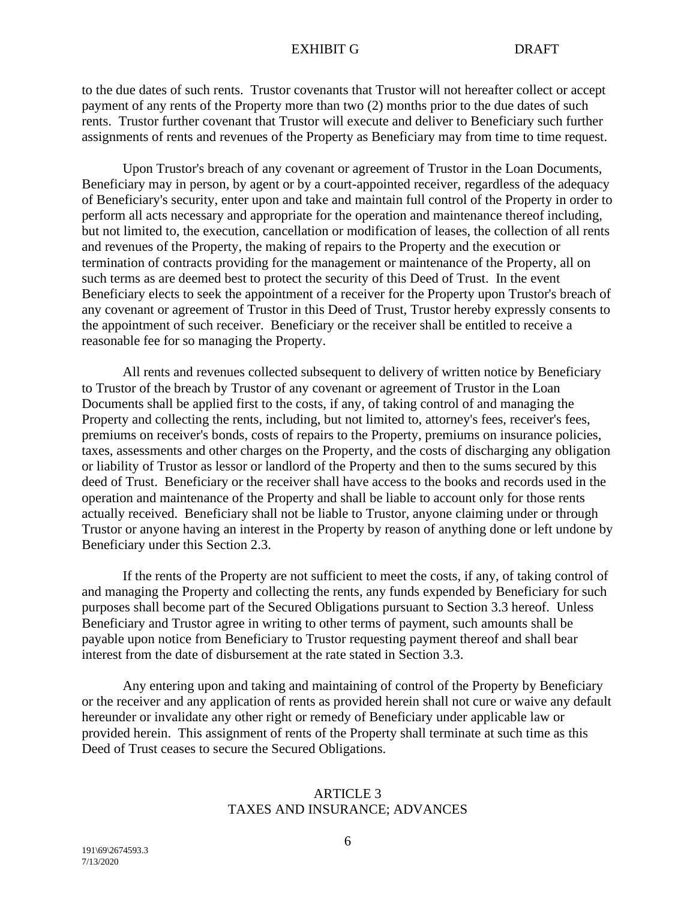to the due dates of such rents. Trustor covenants that Trustor will not hereafter collect or accept payment of any rents of the Property more than two (2) months prior to the due dates of such rents. Trustor further covenant that Trustor will execute and deliver to Beneficiary such further assignments of rents and revenues of the Property as Beneficiary may from time to time request.

Upon Trustor's breach of any covenant or agreement of Trustor in the Loan Documents, Beneficiary may in person, by agent or by a court-appointed receiver, regardless of the adequacy of Beneficiary's security, enter upon and take and maintain full control of the Property in order to perform all acts necessary and appropriate for the operation and maintenance thereof including, but not limited to, the execution, cancellation or modification of leases, the collection of all rents and revenues of the Property, the making of repairs to the Property and the execution or termination of contracts providing for the management or maintenance of the Property, all on such terms as are deemed best to protect the security of this Deed of Trust. In the event Beneficiary elects to seek the appointment of a receiver for the Property upon Trustor's breach of any covenant or agreement of Trustor in this Deed of Trust, Trustor hereby expressly consents to the appointment of such receiver. Beneficiary or the receiver shall be entitled to receive a reasonable fee for so managing the Property.

All rents and revenues collected subsequent to delivery of written notice by Beneficiary to Trustor of the breach by Trustor of any covenant or agreement of Trustor in the Loan Documents shall be applied first to the costs, if any, of taking control of and managing the Property and collecting the rents, including, but not limited to, attorney's fees, receiver's fees, premiums on receiver's bonds, costs of repairs to the Property, premiums on insurance policies, taxes, assessments and other charges on the Property, and the costs of discharging any obligation or liability of Trustor as lessor or landlord of the Property and then to the sums secured by this deed of Trust. Beneficiary or the receiver shall have access to the books and records used in the operation and maintenance of the Property and shall be liable to account only for those rents actually received. Beneficiary shall not be liable to Trustor, anyone claiming under or through Trustor or anyone having an interest in the Property by reason of anything done or left undone by Beneficiary under this Section 2.3.

If the rents of the Property are not sufficient to meet the costs, if any, of taking control of and managing the Property and collecting the rents, any funds expended by Beneficiary for such purposes shall become part of the Secured Obligations pursuant to Section 3.3 hereof. Unless Beneficiary and Trustor agree in writing to other terms of payment, such amounts shall be payable upon notice from Beneficiary to Trustor requesting payment thereof and shall bear interest from the date of disbursement at the rate stated in Section 3.3.

Any entering upon and taking and maintaining of control of the Property by Beneficiary or the receiver and any application of rents as provided herein shall not cure or waive any default hereunder or invalidate any other right or remedy of Beneficiary under applicable law or provided herein. This assignment of rents of the Property shall terminate at such time as this Deed of Trust ceases to secure the Secured Obligations.

## ARTICLE 3
## TAXES AND INSURANCE; ADVANCES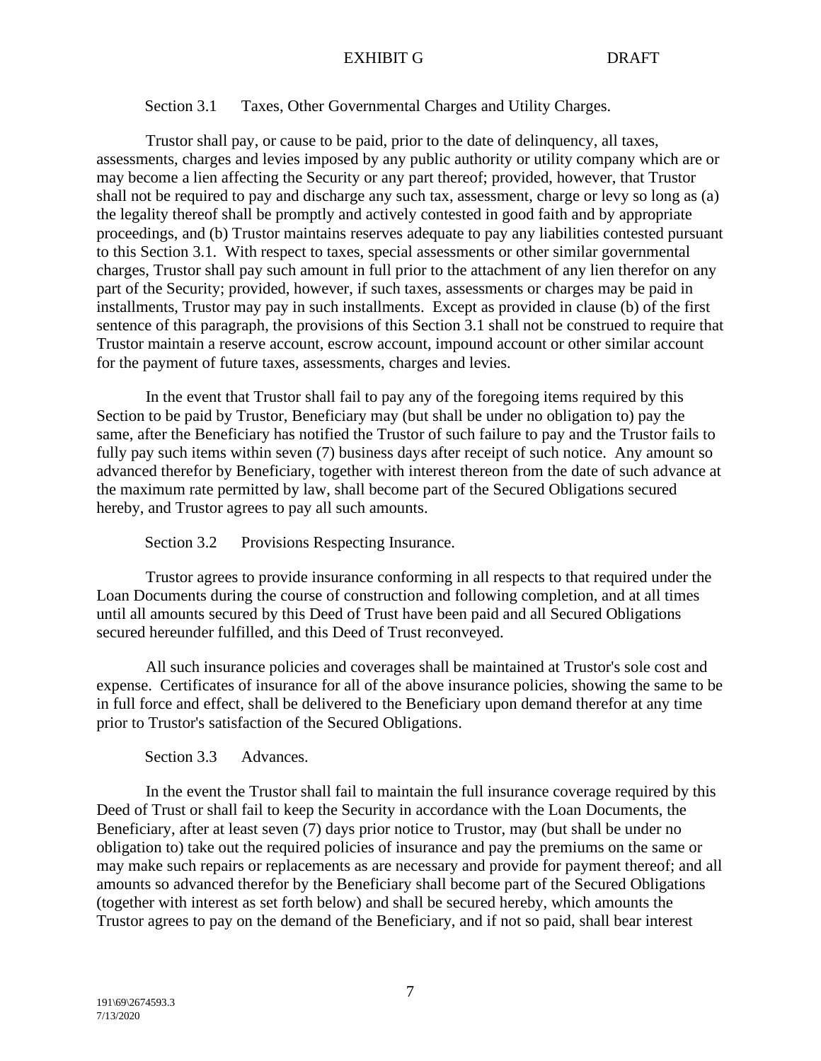### Section 3.1 Taxes, Other Governmental Charges and Utility Charges.

Trustor shall pay, or cause to be paid, prior to the date of delinquency, all taxes, assessments, charges and levies imposed by any public authority or utility company which are or may become a lien affecting the Security or any part thereof; provided, however, that Trustor shall not be required to pay and discharge any such tax, assessment, charge or levy so long as (a) the legality thereof shall be promptly and actively contested in good faith and by appropriate proceedings, and (b) Trustor maintains reserves adequate to pay any liabilities contested pursuant to this Section 3.1. With respect to taxes, special assessments or other similar governmental charges, Trustor shall pay such amount in full prior to the attachment of any lien therefor on any part of the Security; provided, however, if such taxes, assessments or charges may be paid in installments, Trustor may pay in such installments. Except as provided in clause (b) of the first sentence of this paragraph, the provisions of this Section 3.1 shall not be construed to require that Trustor maintain a reserve account, escrow account, impound account or other similar account for the payment of future taxes, assessments, charges and levies.

In the event that Trustor shall fail to pay any of the foregoing items required by this Section to be paid by Trustor, Beneficiary may (but shall be under no obligation to) pay the same, after the Beneficiary has notified the Trustor of such failure to pay and the Trustor fails to fully pay such items within seven (7) business days after receipt of such notice. Any amount so advanced therefor by Beneficiary, together with interest thereon from the date of such advance at the maximum rate permitted by law, shall become part of the Secured Obligations secured hereby, and Trustor agrees to pay all such amounts.

### Section 3.2 Provisions Respecting Insurance.

Trustor agrees to provide insurance conforming in all respects to that required under the Loan Documents during the course of construction and following completion, and at all times until all amounts secured by this Deed of Trust have been paid and all Secured Obligations secured hereunder fulfilled, and this Deed of Trust reconveyed.

All such insurance policies and coverages shall be maintained at Trustor's sole cost and expense. Certificates of insurance for all of the above insurance policies, showing the same to be in full force and effect, shall be delivered to the Beneficiary upon demand therefor at any time prior to Trustor's satisfaction of the Secured Obligations.

### Section 3.3 Advances.

In the event the Trustor shall fail to maintain the full insurance coverage required by this Deed of Trust or shall fail to keep the Security in accordance with the Loan Documents, the Beneficiary, after at least seven (7) days prior notice to Trustor, may (but shall be under no obligation to) take out the required policies of insurance and pay the premiums on the same or may make such repairs or replacements as are necessary and provide for payment thereof; and all amounts so advanced therefor by the Beneficiary shall become part of the Secured Obligations (together with interest as set forth below) and shall be secured hereby, which amounts the Trustor agrees to pay on the demand of the Beneficiary, and if not so paid, shall bear interest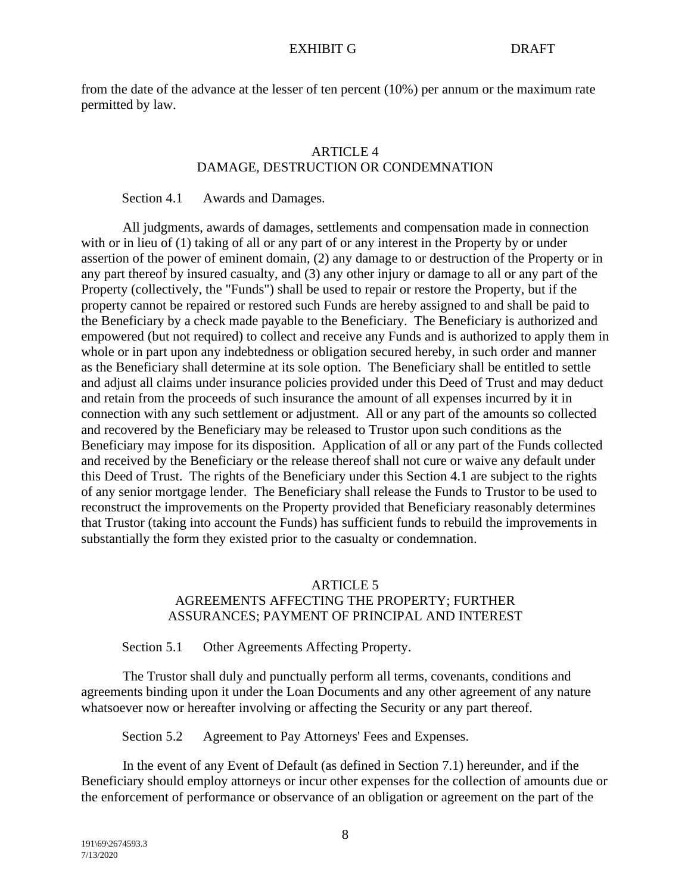from the date of the advance at the lesser of ten percent (10%) per annum or the maximum rate permitted by law.

## ARTICLE 4
## DAMAGE, DESTRUCTION OR CONDEMNATION

Section 4.1 Awards and Damages.

All judgments, awards of damages, settlements and compensation made in connection with or in lieu of (1) taking of all or any part of or any interest in the Property by or under assertion of the power of eminent domain, (2) any damage to or destruction of the Property or in any part thereof by insured casualty, and (3) any other injury or damage to all or any part of the Property (collectively, the "Funds") shall be used to repair or restore the Property, but if the property cannot be repaired or restored such Funds are hereby assigned to and shall be paid to the Beneficiary by a check made payable to the Beneficiary. The Beneficiary is authorized and empowered (but not required) to collect and receive any Funds and is authorized to apply them in whole or in part upon any indebtedness or obligation secured hereby, in such order and manner as the Beneficiary shall determine at its sole option. The Beneficiary shall be entitled to settle and adjust all claims under insurance policies provided under this Deed of Trust and may deduct and retain from the proceeds of such insurance the amount of all expenses incurred by it in connection with any such settlement or adjustment. All or any part of the amounts so collected and recovered by the Beneficiary may be released to Trustor upon such conditions as the Beneficiary may impose for its disposition. Application of all or any part of the Funds collected and received by the Beneficiary or the release thereof shall not cure or waive any default under this Deed of Trust. The rights of the Beneficiary under this Section 4.1 are subject to the rights of any senior mortgage lender. The Beneficiary shall release the Funds to Trustor to be used to reconstruct the improvements on the Property provided that Beneficiary reasonably determines that Trustor (taking into account the Funds) has sufficient funds to rebuild the improvements in substantially the form they existed prior to the casualty or condemnation.

## ARTICLE 5
## AGREEMENTS AFFECTING THE PROPERTY; FURTHER ASSURANCES; PAYMENT OF PRINCIPAL AND INTEREST

Section 5.1 Other Agreements Affecting Property.

The Trustor shall duly and punctually perform all terms, covenants, conditions and agreements binding upon it under the Loan Documents and any other agreement of any nature whatsoever now or hereafter involving or affecting the Security or any part thereof.

Section 5.2 Agreement to Pay Attorneys' Fees and Expenses.

In the event of any Event of Default (as defined in Section 7.1) hereunder, and if the Beneficiary should employ attorneys or incur other expenses for the collection of amounts due or the enforcement of performance or observance of an obligation or agreement on the part of the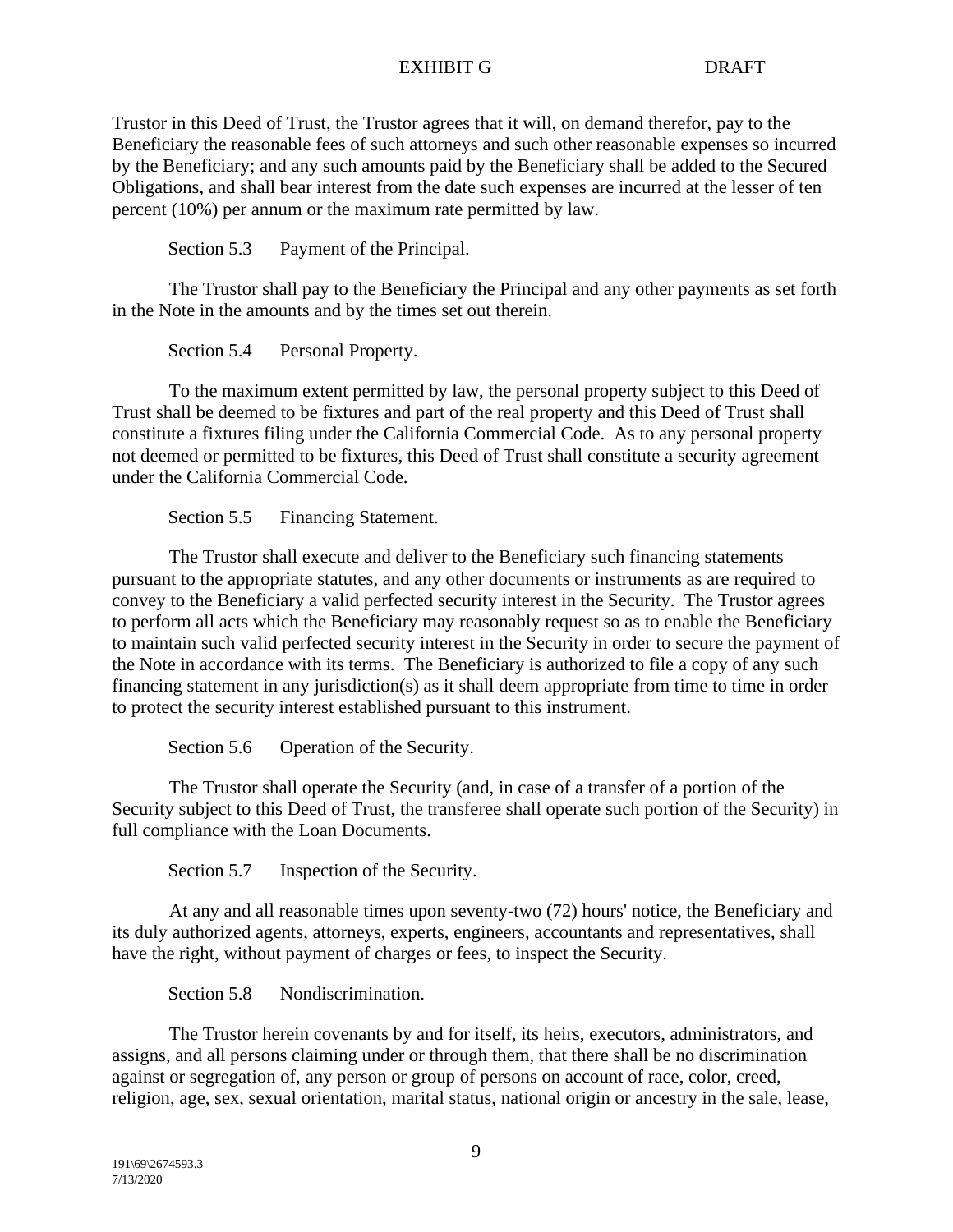Trustor in this Deed of Trust, the Trustor agrees that it will, on demand therefor, pay to the Beneficiary the reasonable fees of such attorneys and such other reasonable expenses so incurred by the Beneficiary; and any such amounts paid by the Beneficiary shall be added to the Secured Obligations, and shall bear interest from the date such expenses are incurred at the lesser of ten percent (10%) per annum or the maximum rate permitted by law.

Section 5.3 Payment of the Principal.

The Trustor shall pay to the Beneficiary the Principal and any other payments as set forth in the Note in the amounts and by the times set out therein.

Section 5.4 Personal Property.

To the maximum extent permitted by law, the personal property subject to this Deed of Trust shall be deemed to be fixtures and part of the real property and this Deed of Trust shall constitute a fixtures filing under the California Commercial Code. As to any personal property not deemed or permitted to be fixtures, this Deed of Trust shall constitute a security agreement under the California Commercial Code.

Section 5.5 Financing Statement.

The Trustor shall execute and deliver to the Beneficiary such financing statements pursuant to the appropriate statutes, and any other documents or instruments as are required to convey to the Beneficiary a valid perfected security interest in the Security. The Trustor agrees to perform all acts which the Beneficiary may reasonably request so as to enable the Beneficiary to maintain such valid perfected security interest in the Security in order to secure the payment of the Note in accordance with its terms. The Beneficiary is authorized to file a copy of any such financing statement in any jurisdiction(s) as it shall deem appropriate from time to time in order to protect the security interest established pursuant to this instrument.

Section 5.6 Operation of the Security.

The Trustor shall operate the Security (and, in case of a transfer of a portion of the Security subject to this Deed of Trust, the transferee shall operate such portion of the Security) in full compliance with the Loan Documents.

Section 5.7 Inspection of the Security.

At any and all reasonable times upon seventy-two (72) hours' notice, the Beneficiary and its duly authorized agents, attorneys, experts, engineers, accountants and representatives, shall have the right, without payment of charges or fees, to inspect the Security.

Section 5.8 Nondiscrimination.

The Trustor herein covenants by and for itself, its heirs, executors, administrators, and assigns, and all persons claiming under or through them, that there shall be no discrimination against or segregation of, any person or group of persons on account of race, color, creed, religion, age, sex, sexual orientation, marital status, national origin or ancestry in the sale, lease,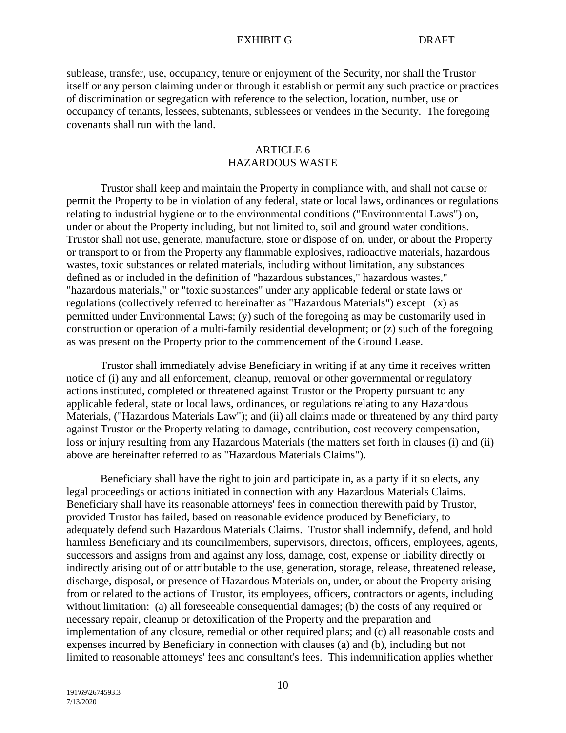sublease, transfer, use, occupancy, tenure or enjoyment of the Security, nor shall the Trustor itself or any person claiming under or through it establish or permit any such practice or practices of discrimination or segregation with reference to the selection, location, number, use or occupancy of tenants, lessees, subtenants, sublessees or vendees in the Security. The foregoing covenants shall run with the land.

## ARTICLE 6
## HAZARDOUS WASTE

Trustor shall keep and maintain the Property in compliance with, and shall not cause or permit the Property to be in violation of any federal, state or local laws, ordinances or regulations relating to industrial hygiene or to the environmental conditions ("Environmental Laws") on, under or about the Property including, but not limited to, soil and ground water conditions. Trustor shall not use, generate, manufacture, store or dispose of on, under, or about the Property or transport to or from the Property any flammable explosives, radioactive materials, hazardous wastes, toxic substances or related materials, including without limitation, any substances defined as or included in the definition of "hazardous substances," hazardous wastes," "hazardous materials," or "toxic substances" under any applicable federal or state laws or regulations (collectively referred to hereinafter as "Hazardous Materials") except (x) as permitted under Environmental Laws; (y) such of the foregoing as may be customarily used in construction or operation of a multi-family residential development; or (z) such of the foregoing as was present on the Property prior to the commencement of the Ground Lease.

Trustor shall immediately advise Beneficiary in writing if at any time it receives written notice of (i) any and all enforcement, cleanup, removal or other governmental or regulatory actions instituted, completed or threatened against Trustor or the Property pursuant to any applicable federal, state or local laws, ordinances, or regulations relating to any Hazardous Materials, ("Hazardous Materials Law"); and (ii) all claims made or threatened by any third party against Trustor or the Property relating to damage, contribution, cost recovery compensation, loss or injury resulting from any Hazardous Materials (the matters set forth in clauses (i) and (ii) above are hereinafter referred to as "Hazardous Materials Claims").

Beneficiary shall have the right to join and participate in, as a party if it so elects, any legal proceedings or actions initiated in connection with any Hazardous Materials Claims. Beneficiary shall have its reasonable attorneys' fees in connection therewith paid by Trustor, provided Trustor has failed, based on reasonable evidence produced by Beneficiary, to adequately defend such Hazardous Materials Claims. Trustor shall indemnify, defend, and hold harmless Beneficiary and its councilmembers, supervisors, directors, officers, employees, agents, successors and assigns from and against any loss, damage, cost, expense or liability directly or indirectly arising out of or attributable to the use, generation, storage, release, threatened release, discharge, disposal, or presence of Hazardous Materials on, under, or about the Property arising from or related to the actions of Trustor, its employees, officers, contractors or agents, including without limitation: (a) all foreseeable consequential damages; (b) the costs of any required or necessary repair, cleanup or detoxification of the Property and the preparation and implementation of any closure, remedial or other required plans; and (c) all reasonable costs and expenses incurred by Beneficiary in connection with clauses (a) and (b), including but not limited to reasonable attorneys' fees and consultant's fees. This indemnification applies whether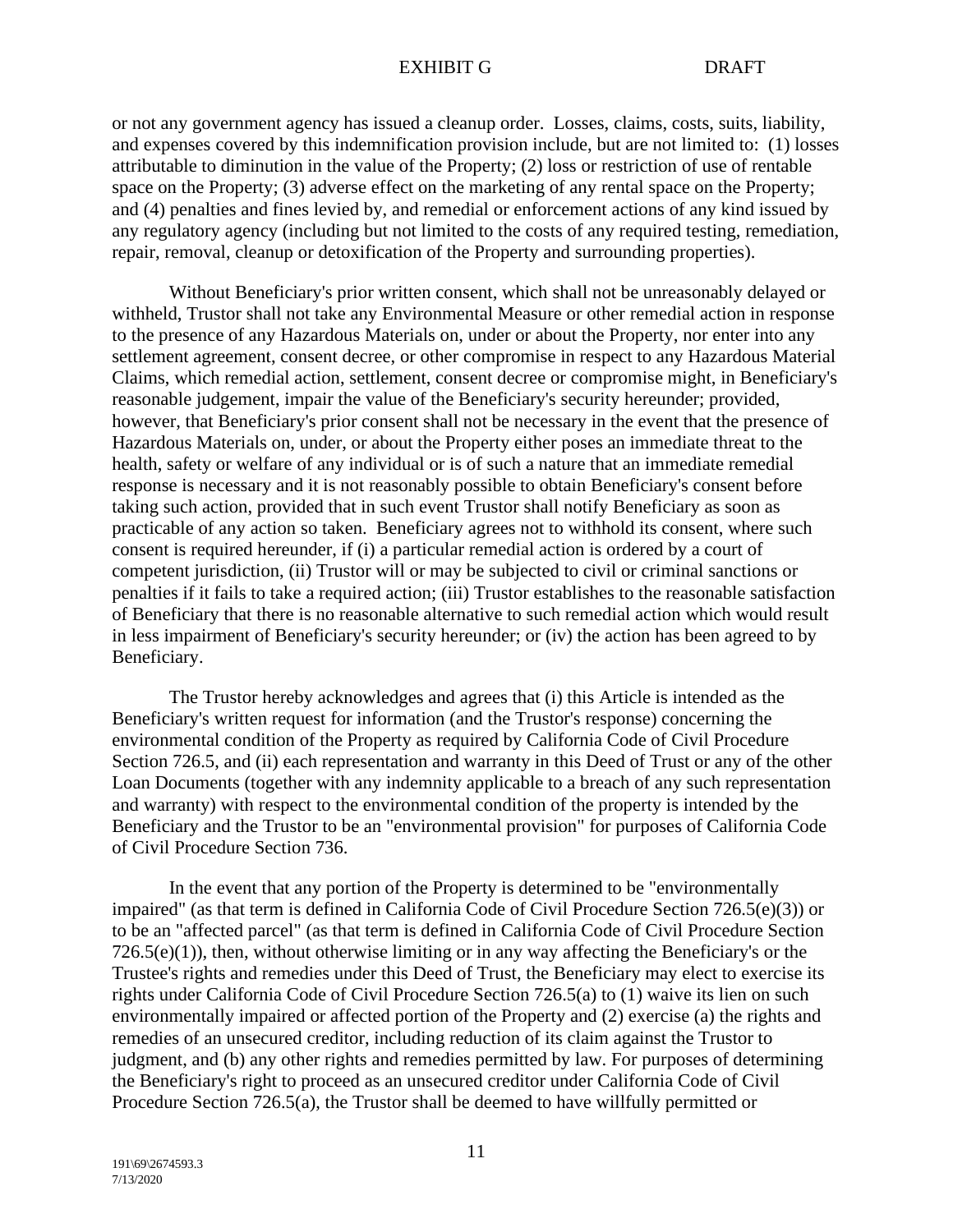or not any government agency has issued a cleanup order. Losses, claims, costs, suits, liability, and expenses covered by this indemnification provision include, but are not limited to: (1) losses attributable to diminution in the value of the Property; (2) loss or restriction of use of rentable space on the Property; (3) adverse effect on the marketing of any rental space on the Property; and (4) penalties and fines levied by, and remedial or enforcement actions of any kind issued by any regulatory agency (including but not limited to the costs of any required testing, remediation, repair, removal, cleanup or detoxification of the Property and surrounding properties).

Without Beneficiary's prior written consent, which shall not be unreasonably delayed or withheld, Trustor shall not take any Environmental Measure or other remedial action in response to the presence of any Hazardous Materials on, under or about the Property, nor enter into any settlement agreement, consent decree, or other compromise in respect to any Hazardous Material Claims, which remedial action, settlement, consent decree or compromise might, in Beneficiary's reasonable judgement, impair the value of the Beneficiary's security hereunder; provided, however, that Beneficiary's prior consent shall not be necessary in the event that the presence of Hazardous Materials on, under, or about the Property either poses an immediate threat to the health, safety or welfare of any individual or is of such a nature that an immediate remedial response is necessary and it is not reasonably possible to obtain Beneficiary's consent before taking such action, provided that in such event Trustor shall notify Beneficiary as soon as practicable of any action so taken. Beneficiary agrees not to withhold its consent, where such consent is required hereunder, if (i) a particular remedial action is ordered by a court of competent jurisdiction, (ii) Trustor will or may be subjected to civil or criminal sanctions or penalties if it fails to take a required action; (iii) Trustor establishes to the reasonable satisfaction of Beneficiary that there is no reasonable alternative to such remedial action which would result in less impairment of Beneficiary's security hereunder; or (iv) the action has been agreed to by Beneficiary.

The Trustor hereby acknowledges and agrees that (i) this Article is intended as the Beneficiary's written request for information (and the Trustor's response) concerning the environmental condition of the Property as required by California Code of Civil Procedure Section 726.5, and (ii) each representation and warranty in this Deed of Trust or any of the other Loan Documents (together with any indemnity applicable to a breach of any such representation and warranty) with respect to the environmental condition of the property is intended by the Beneficiary and the Trustor to be an "environmental provision" for purposes of California Code of Civil Procedure Section 736.

In the event that any portion of the Property is determined to be "environmentally impaired" (as that term is defined in California Code of Civil Procedure Section 726.5(e)(3)) or to be an "affected parcel" (as that term is defined in California Code of Civil Procedure Section 726.5(e)(1)), then, without otherwise limiting or in any way affecting the Beneficiary's or the Trustee's rights and remedies under this Deed of Trust, the Beneficiary may elect to exercise its rights under California Code of Civil Procedure Section 726.5(a) to (1) waive its lien on such environmentally impaired or affected portion of the Property and (2) exercise (a) the rights and remedies of an unsecured creditor, including reduction of its claim against the Trustor to judgment, and (b) any other rights and remedies permitted by law. For purposes of determining the Beneficiary's right to proceed as an unsecured creditor under California Code of Civil Procedure Section 726.5(a), the Trustor shall be deemed to have willfully permitted or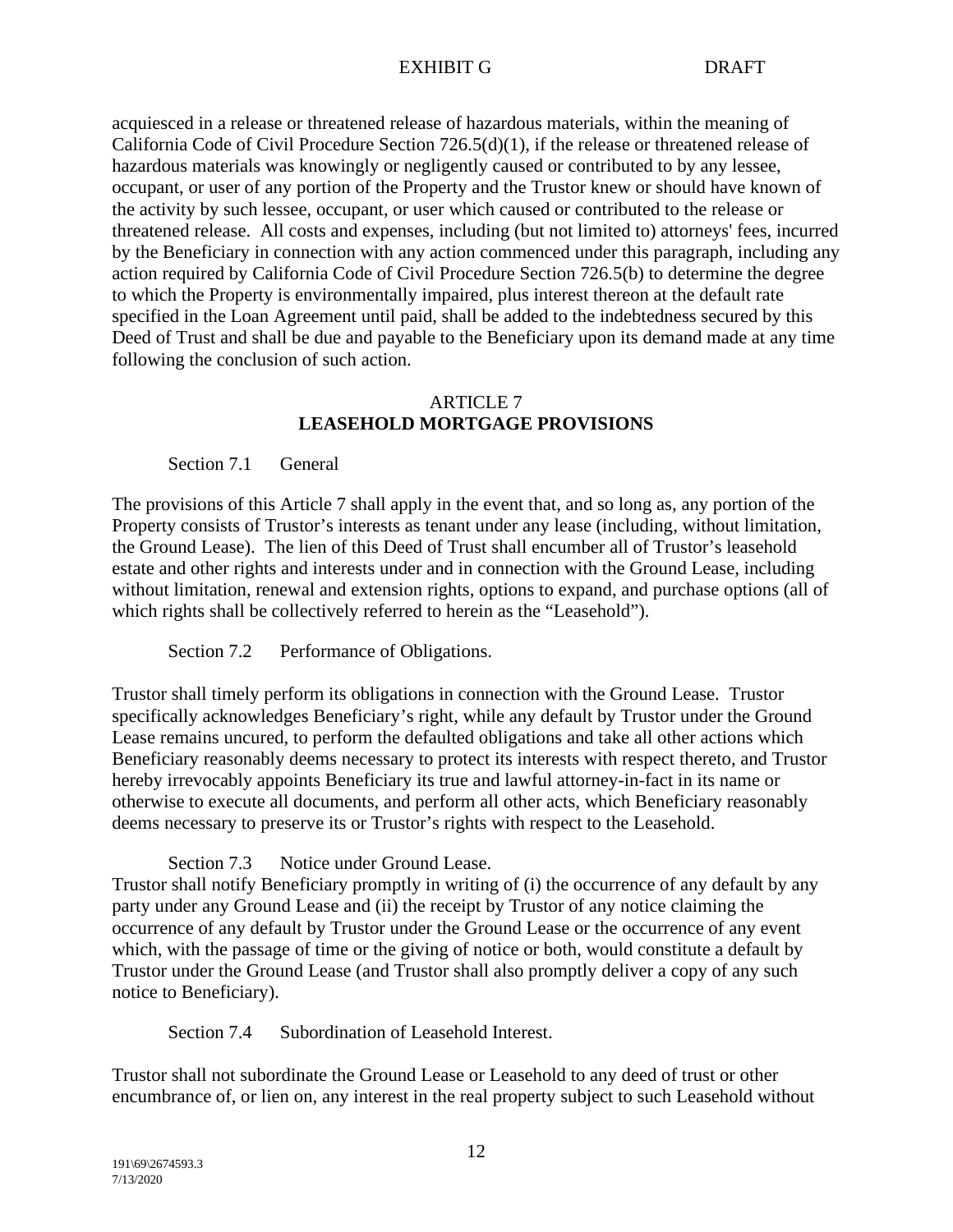acquiesced in a release or threatened release of hazardous materials, within the meaning of California Code of Civil Procedure Section 726.5(d)(1), if the release or threatened release of hazardous materials was knowingly or negligently caused or contributed to by any lessee, occupant, or user of any portion of the Property and the Trustor knew or should have known of the activity by such lessee, occupant, or user which caused or contributed to the release or threatened release. All costs and expenses, including (but not limited to) attorneys' fees, incurred by the Beneficiary in connection with any action commenced under this paragraph, including any action required by California Code of Civil Procedure Section 726.5(b) to determine the degree to which the Property is environmentally impaired, plus interest thereon at the default rate specified in the Loan Agreement until paid, shall be added to the indebtedness secured by this Deed of Trust and shall be due and payable to the Beneficiary upon its demand made at any time following the conclusion of such action.

## ARTICLE 7
## LEASEHOLD MORTGAGE PROVISIONS

Section 7.1 General

The provisions of this Article 7 shall apply in the event that, and so long as, any portion of the Property consists of Trustor's interests as tenant under any lease (including, without limitation, the Ground Lease). The lien of this Deed of Trust shall encumber all of Trustor's leasehold estate and other rights and interests under and in connection with the Ground Lease, including without limitation, renewal and extension rights, options to expand, and purchase options (all of which rights shall be collectively referred to herein as the "Leasehold").

Section 7.2 Performance of Obligations.

Trustor shall timely perform its obligations in connection with the Ground Lease. Trustor specifically acknowledges Beneficiary's right, while any default by Trustor under the Ground Lease remains uncured, to perform the defaulted obligations and take all other actions which Beneficiary reasonably deems necessary to protect its interests with respect thereto, and Trustor hereby irrevocably appoints Beneficiary its true and lawful attorney-in-fact in its name or otherwise to execute all documents, and perform all other acts, which Beneficiary reasonably deems necessary to preserve its or Trustor's rights with respect to the Leasehold.

Section 7.3 Notice under Ground Lease.

Trustor shall notify Beneficiary promptly in writing of (i) the occurrence of any default by any party under any Ground Lease and (ii) the receipt by Trustor of any notice claiming the occurrence of any default by Trustor under the Ground Lease or the occurrence of any event which, with the passage of time or the giving of notice or both, would constitute a default by Trustor under the Ground Lease (and Trustor shall also promptly deliver a copy of any such notice to Beneficiary).

Section 7.4 Subordination of Leasehold Interest.

Trustor shall not subordinate the Ground Lease or Leasehold to any deed of trust or other encumbrance of, or lien on, any interest in the real property subject to such Leasehold without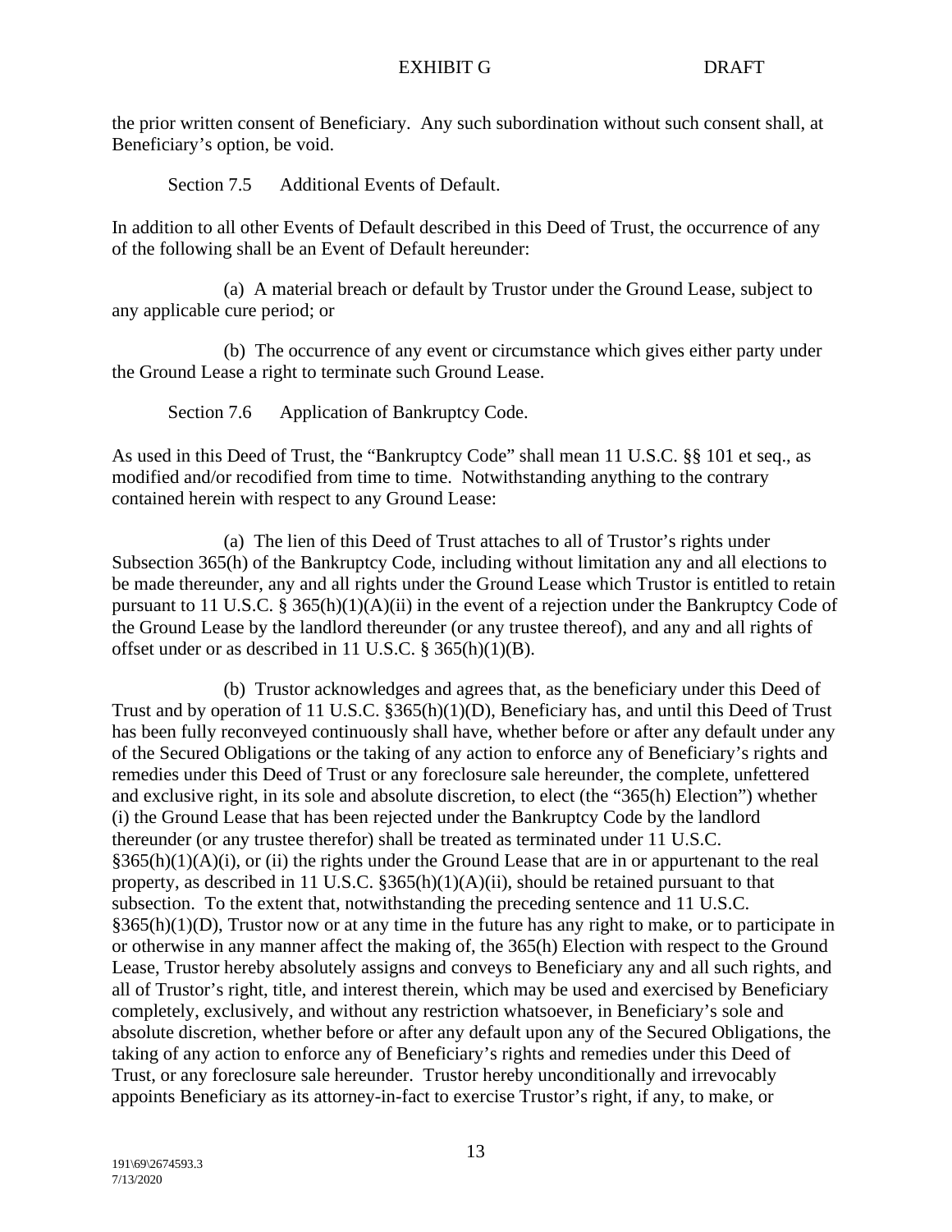the prior written consent of Beneficiary. Any such subordination without such consent shall, at Beneficiary's option, be void.

Section 7.5 Additional Events of Default.

In addition to all other Events of Default described in this Deed of Trust, the occurrence of any of the following shall be an Event of Default hereunder:

(a) A material breach or default by Trustor under the Ground Lease, subject to any applicable cure period; or

(b) The occurrence of any event or circumstance which gives either party under the Ground Lease a right to terminate such Ground Lease.

Section 7.6 Application of Bankruptcy Code.

As used in this Deed of Trust, the "Bankruptcy Code" shall mean 11 U.S.C. §§ 101 et seq., as modified and/or recodified from time to time. Notwithstanding anything to the contrary contained herein with respect to any Ground Lease:

(a) The lien of this Deed of Trust attaches to all of Trustor's rights under Subsection 365(h) of the Bankruptcy Code, including without limitation any and all elections to be made thereunder, any and all rights under the Ground Lease which Trustor is entitled to retain pursuant to 11 U.S.C. § 365(h)(1)(A)(ii) in the event of a rejection under the Bankruptcy Code of the Ground Lease by the landlord thereunder (or any trustee thereof), and any and all rights of offset under or as described in 11 U.S.C. § 365(h)(1)(B).

(b) Trustor acknowledges and agrees that, as the beneficiary under this Deed of Trust and by operation of 11 U.S.C. §365(h)(1)(D), Beneficiary has, and until this Deed of Trust has been fully reconveyed continuously shall have, whether before or after any default under any of the Secured Obligations or the taking of any action to enforce any of Beneficiary's rights and remedies under this Deed of Trust or any foreclosure sale hereunder, the complete, unfettered and exclusive right, in its sole and absolute discretion, to elect (the "365(h) Election") whether (i) the Ground Lease that has been rejected under the Bankruptcy Code by the landlord thereunder (or any trustee therefor) shall be treated as terminated under 11 U.S.C. §365(h)(1)(A)(i), or (ii) the rights under the Ground Lease that are in or appurtenant to the real property, as described in 11 U.S.C. §365(h)(1)(A)(ii), should be retained pursuant to that subsection. To the extent that, notwithstanding the preceding sentence and 11 U.S.C. §365(h)(1)(D), Trustor now or at any time in the future has any right to make, or to participate in or otherwise in any manner affect the making of, the 365(h) Election with respect to the Ground Lease, Trustor hereby absolutely assigns and conveys to Beneficiary any and all such rights, and all of Trustor's right, title, and interest therein, which may be used and exercised by Beneficiary completely, exclusively, and without any restriction whatsoever, in Beneficiary's sole and absolute discretion, whether before or after any default upon any of the Secured Obligations, the taking of any action to enforce any of Beneficiary's rights and remedies under this Deed of Trust, or any foreclosure sale hereunder. Trustor hereby unconditionally and irrevocably appoints Beneficiary as its attorney-in-fact to exercise Trustor's right, if any, to make, or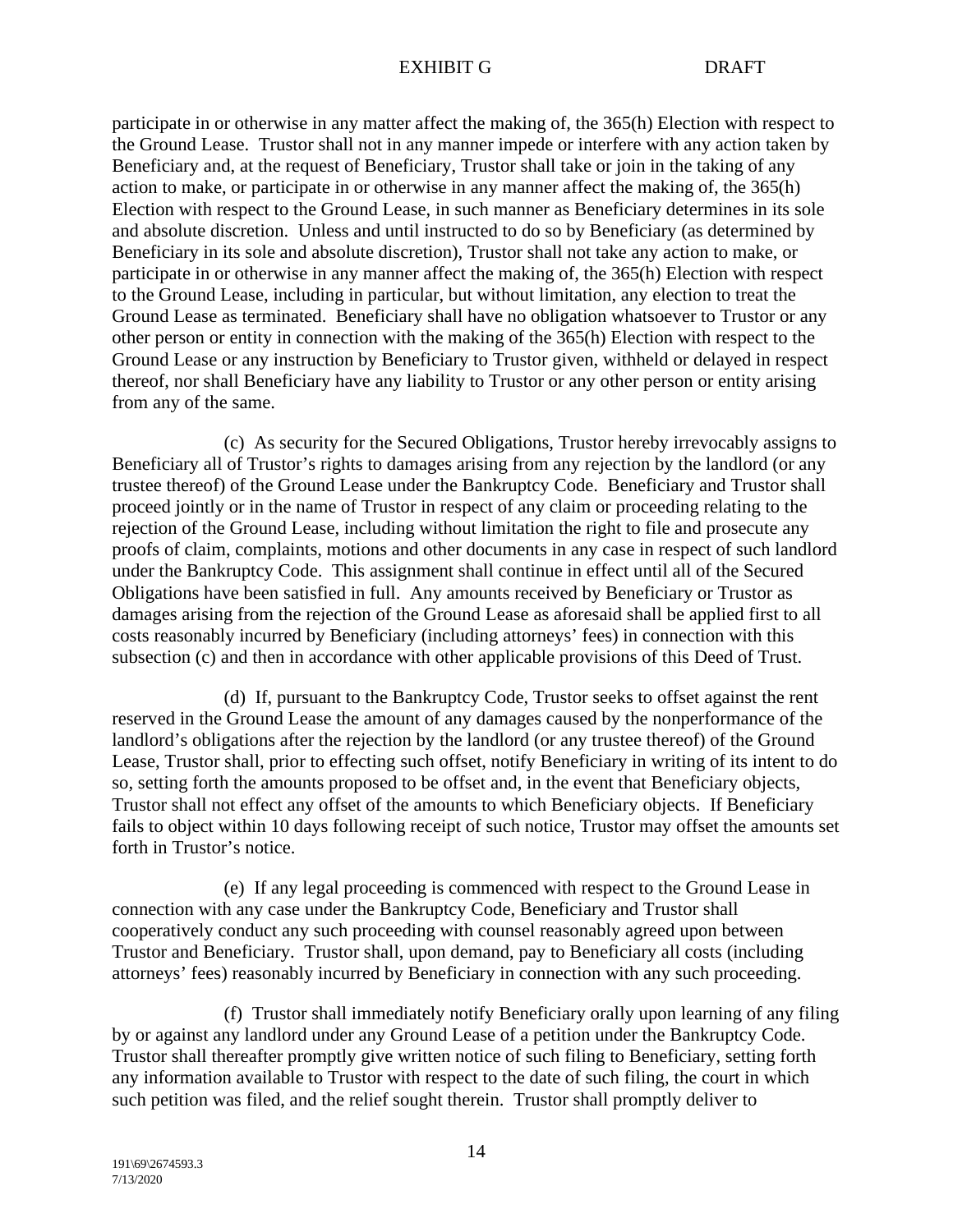participate in or otherwise in any matter affect the making of, the 365(h) Election with respect to the Ground Lease. Trustor shall not in any manner impede or interfere with any action taken by Beneficiary and, at the request of Beneficiary, Trustor shall take or join in the taking of any action to make, or participate in or otherwise in any manner affect the making of, the 365(h) Election with respect to the Ground Lease, in such manner as Beneficiary determines in its sole and absolute discretion. Unless and until instructed to do so by Beneficiary (as determined by Beneficiary in its sole and absolute discretion), Trustor shall not take any action to make, or participate in or otherwise in any manner affect the making of, the 365(h) Election with respect to the Ground Lease, including in particular, but without limitation, any election to treat the Ground Lease as terminated. Beneficiary shall have no obligation whatsoever to Trustor or any other person or entity in connection with the making of the 365(h) Election with respect to the Ground Lease or any instruction by Beneficiary to Trustor given, withheld or delayed in respect thereof, nor shall Beneficiary have any liability to Trustor or any other person or entity arising from any of the same.

(c) As security for the Secured Obligations, Trustor hereby irrevocably assigns to Beneficiary all of Trustor's rights to damages arising from any rejection by the landlord (or any trustee thereof) of the Ground Lease under the Bankruptcy Code. Beneficiary and Trustor shall proceed jointly or in the name of Trustor in respect of any claim or proceeding relating to the rejection of the Ground Lease, including without limitation the right to file and prosecute any proofs of claim, complaints, motions and other documents in any case in respect of such landlord under the Bankruptcy Code. This assignment shall continue in effect until all of the Secured Obligations have been satisfied in full. Any amounts received by Beneficiary or Trustor as damages arising from the rejection of the Ground Lease as aforesaid shall be applied first to all costs reasonably incurred by Beneficiary (including attorneys' fees) in connection with this subsection (c) and then in accordance with other applicable provisions of this Deed of Trust.

(d) If, pursuant to the Bankruptcy Code, Trustor seeks to offset against the rent reserved in the Ground Lease the amount of any damages caused by the nonperformance of the landlord's obligations after the rejection by the landlord (or any trustee thereof) of the Ground Lease, Trustor shall, prior to effecting such offset, notify Beneficiary in writing of its intent to do so, setting forth the amounts proposed to be offset and, in the event that Beneficiary objects, Trustor shall not effect any offset of the amounts to which Beneficiary objects. If Beneficiary fails to object within 10 days following receipt of such notice, Trustor may offset the amounts set forth in Trustor's notice.

(e) If any legal proceeding is commenced with respect to the Ground Lease in connection with any case under the Bankruptcy Code, Beneficiary and Trustor shall cooperatively conduct any such proceeding with counsel reasonably agreed upon between Trustor and Beneficiary. Trustor shall, upon demand, pay to Beneficiary all costs (including attorneys' fees) reasonably incurred by Beneficiary in connection with any such proceeding.

(f) Trustor shall immediately notify Beneficiary orally upon learning of any filing by or against any landlord under any Ground Lease of a petition under the Bankruptcy Code. Trustor shall thereafter promptly give written notice of such filing to Beneficiary, setting forth any information available to Trustor with respect to the date of such filing, the court in which such petition was filed, and the relief sought therein. Trustor shall promptly deliver to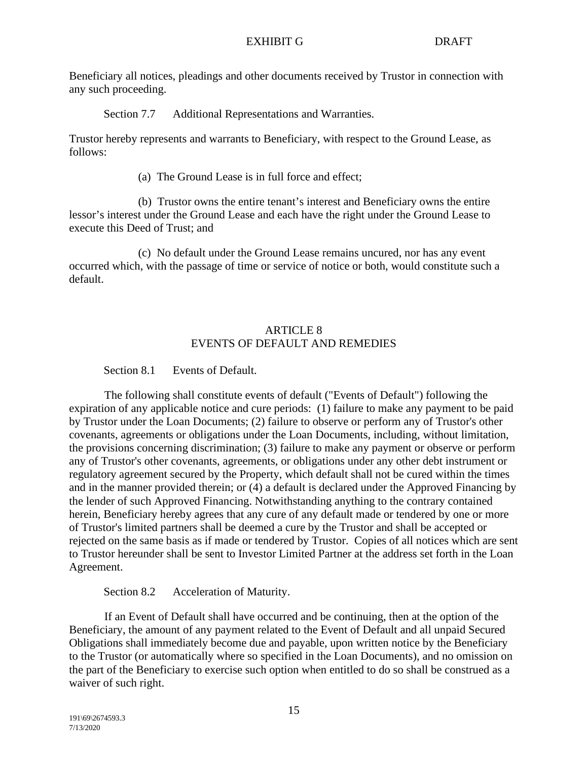Beneficiary all notices, pleadings and other documents received by Trustor in connection with any such proceeding.

Section 7.7 Additional Representations and Warranties.

Trustor hereby represents and warrants to Beneficiary, with respect to the Ground Lease, as follows:

(a) The Ground Lease is in full force and effect;

(b) Trustor owns the entire tenant's interest and Beneficiary owns the entire lessor's interest under the Ground Lease and each have the right under the Ground Lease to execute this Deed of Trust; and

(c) No default under the Ground Lease remains uncured, nor has any event occurred which, with the passage of time or service of notice or both, would constitute such a default.

## ARTICLE 8
## EVENTS OF DEFAULT AND REMEDIES

Section 8.1 Events of Default.

The following shall constitute events of default ("Events of Default") following the expiration of any applicable notice and cure periods: (1) failure to make any payment to be paid by Trustor under the Loan Documents; (2) failure to observe or perform any of Trustor's other covenants, agreements or obligations under the Loan Documents, including, without limitation, the provisions concerning discrimination; (3) failure to make any payment or observe or perform any of Trustor's other covenants, agreements, or obligations under any other debt instrument or regulatory agreement secured by the Property, which default shall not be cured within the times and in the manner provided therein; or (4) a default is declared under the Approved Financing by the lender of such Approved Financing. Notwithstanding anything to the contrary contained herein, Beneficiary hereby agrees that any cure of any default made or tendered by one or more of Trustor's limited partners shall be deemed a cure by the Trustor and shall be accepted or rejected on the same basis as if made or tendered by Trustor. Copies of all notices which are sent to Trustor hereunder shall be sent to Investor Limited Partner at the address set forth in the Loan Agreement.

Section 8.2 Acceleration of Maturity.

If an Event of Default shall have occurred and be continuing, then at the option of the Beneficiary, the amount of any payment related to the Event of Default and all unpaid Secured Obligations shall immediately become due and payable, upon written notice by the Beneficiary to the Trustor (or automatically where so specified in the Loan Documents), and no omission on the part of the Beneficiary to exercise such option when entitled to do so shall be construed as a waiver of such right.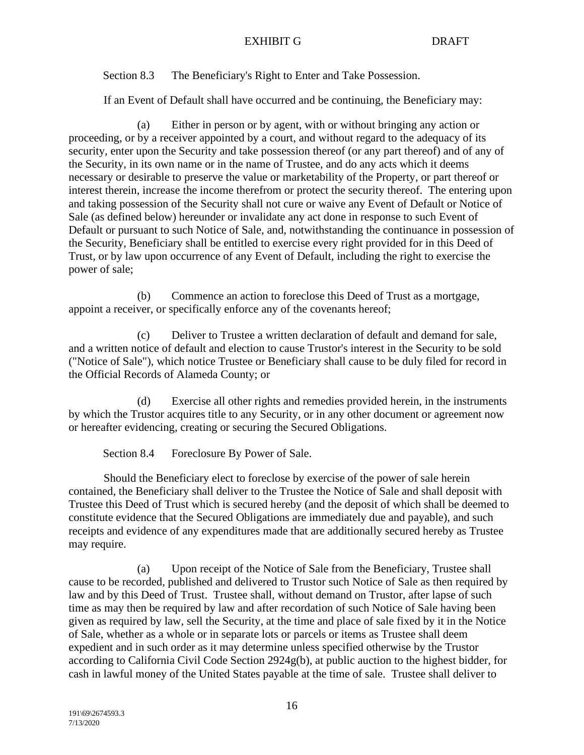Section 8.3 The Beneficiary's Right to Enter and Take Possession.

If an Event of Default shall have occurred and be continuing, the Beneficiary may:

(a) Either in person or by agent, with or without bringing any action or proceeding, or by a receiver appointed by a court, and without regard to the adequacy of its security, enter upon the Security and take possession thereof (or any part thereof) and of any of the Security, in its own name or in the name of Trustee, and do any acts which it deems necessary or desirable to preserve the value or marketability of the Property, or part thereof or interest therein, increase the income therefrom or protect the security thereof. The entering upon and taking possession of the Security shall not cure or waive any Event of Default or Notice of Sale (as defined below) hereunder or invalidate any act done in response to such Event of Default or pursuant to such Notice of Sale, and, notwithstanding the continuance in possession of the Security, Beneficiary shall be entitled to exercise every right provided for in this Deed of Trust, or by law upon occurrence of any Event of Default, including the right to exercise the power of sale;

(b) Commence an action to foreclose this Deed of Trust as a mortgage, appoint a receiver, or specifically enforce any of the covenants hereof;

(c) Deliver to Trustee a written declaration of default and demand for sale, and a written notice of default and election to cause Trustor's interest in the Security to be sold ("Notice of Sale"), which notice Trustee or Beneficiary shall cause to be duly filed for record in the Official Records of Alameda County; or

(d) Exercise all other rights and remedies provided herein, in the instruments by which the Trustor acquires title to any Security, or in any other document or agreement now or hereafter evidencing, creating or securing the Secured Obligations.

Section 8.4 Foreclosure By Power of Sale.

Should the Beneficiary elect to foreclose by exercise of the power of sale herein contained, the Beneficiary shall deliver to the Trustee the Notice of Sale and shall deposit with Trustee this Deed of Trust which is secured hereby (and the deposit of which shall be deemed to constitute evidence that the Secured Obligations are immediately due and payable), and such receipts and evidence of any expenditures made that are additionally secured hereby as Trustee may require.

(a) Upon receipt of the Notice of Sale from the Beneficiary, Trustee shall cause to be recorded, published and delivered to Trustor such Notice of Sale as then required by law and by this Deed of Trust. Trustee shall, without demand on Trustor, after lapse of such time as may then be required by law and after recordation of such Notice of Sale having been given as required by law, sell the Security, at the time and place of sale fixed by it in the Notice of Sale, whether as a whole or in separate lots or parcels or items as Trustee shall deem expedient and in such order as it may determine unless specified otherwise by the Trustor according to California Civil Code Section 2924g(b), at public auction to the highest bidder, for cash in lawful money of the United States payable at the time of sale. Trustee shall deliver to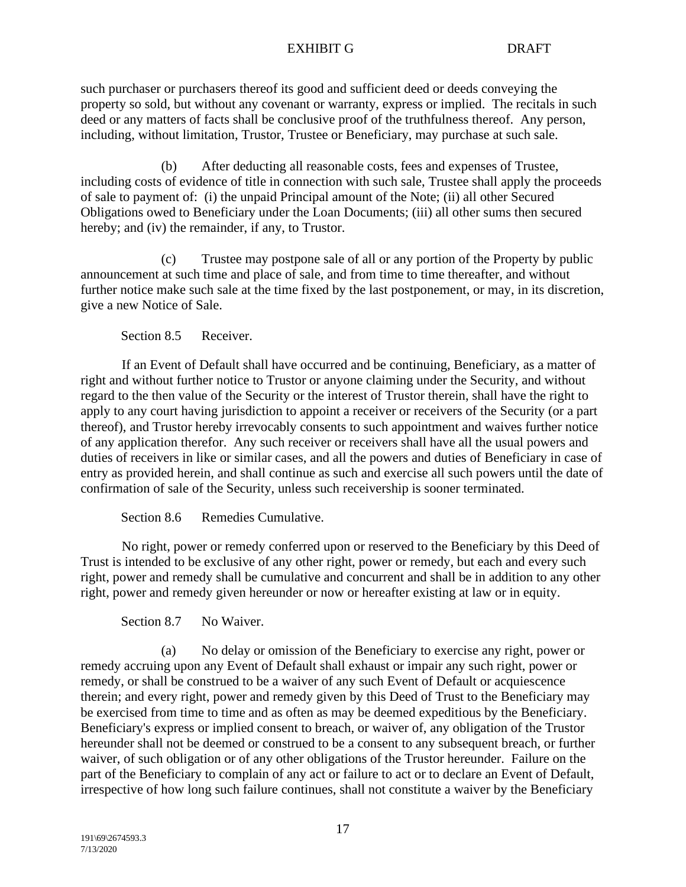such purchaser or purchasers thereof its good and sufficient deed or deeds conveying the property so sold, but without any covenant or warranty, express or implied. The recitals in such deed or any matters of facts shall be conclusive proof of the truthfulness thereof. Any person, including, without limitation, Trustor, Trustee or Beneficiary, may purchase at such sale.

(b) After deducting all reasonable costs, fees and expenses of Trustee, including costs of evidence of title in connection with such sale, Trustee shall apply the proceeds of sale to payment of: (i) the unpaid Principal amount of the Note; (ii) all other Secured Obligations owed to Beneficiary under the Loan Documents; (iii) all other sums then secured hereby; and (iv) the remainder, if any, to Trustor.

(c) Trustee may postpone sale of all or any portion of the Property by public announcement at such time and place of sale, and from time to time thereafter, and without further notice make such sale at the time fixed by the last postponement, or may, in its discretion, give a new Notice of Sale.

Section 8.5 Receiver.

If an Event of Default shall have occurred and be continuing, Beneficiary, as a matter of right and without further notice to Trustor or anyone claiming under the Security, and without regard to the then value of the Security or the interest of Trustor therein, shall have the right to apply to any court having jurisdiction to appoint a receiver or receivers of the Security (or a part thereof), and Trustor hereby irrevocably consents to such appointment and waives further notice of any application therefor. Any such receiver or receivers shall have all the usual powers and duties of receivers in like or similar cases, and all the powers and duties of Beneficiary in case of entry as provided herein, and shall continue as such and exercise all such powers until the date of confirmation of sale of the Security, unless such receivership is sooner terminated.

Section 8.6 Remedies Cumulative.

No right, power or remedy conferred upon or reserved to the Beneficiary by this Deed of Trust is intended to be exclusive of any other right, power or remedy, but each and every such right, power and remedy shall be cumulative and concurrent and shall be in addition to any other right, power and remedy given hereunder or now or hereafter existing at law or in equity.

Section 8.7 No Waiver.

(a) No delay or omission of the Beneficiary to exercise any right, power or remedy accruing upon any Event of Default shall exhaust or impair any such right, power or remedy, or shall be construed to be a waiver of any such Event of Default or acquiescence therein; and every right, power and remedy given by this Deed of Trust to the Beneficiary may be exercised from time to time and as often as may be deemed expeditious by the Beneficiary. Beneficiary's express or implied consent to breach, or waiver of, any obligation of the Trustor hereunder shall not be deemed or construed to be a consent to any subsequent breach, or further waiver, of such obligation or of any other obligations of the Trustor hereunder. Failure on the part of the Beneficiary to complain of any act or failure to act or to declare an Event of Default, irrespective of how long such failure continues, shall not constitute a waiver by the Beneficiary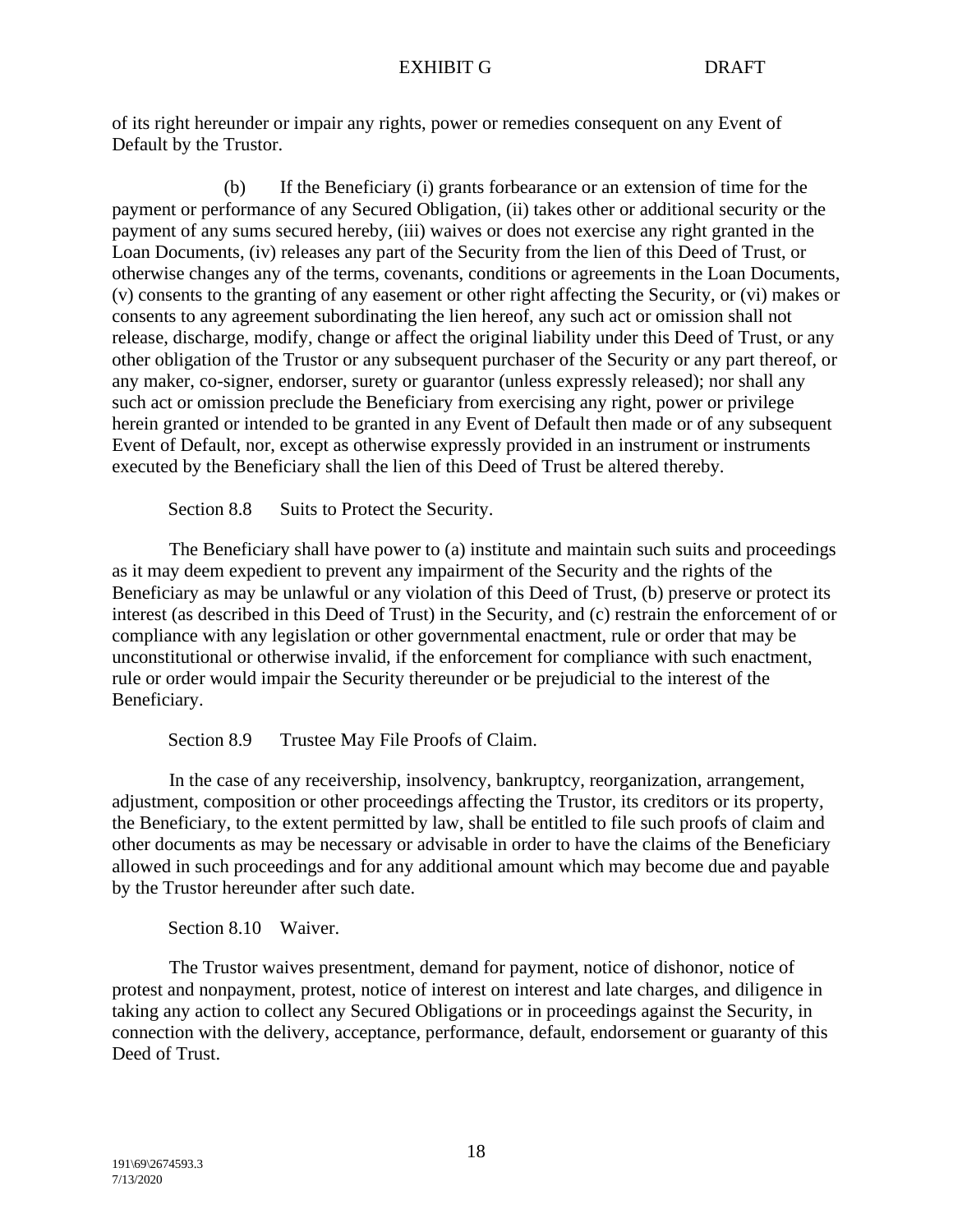of its right hereunder or impair any rights, power or remedies consequent on any Event of Default by the Trustor.

(b) If the Beneficiary (i) grants forbearance or an extension of time for the payment or performance of any Secured Obligation, (ii) takes other or additional security or the payment of any sums secured hereby, (iii) waives or does not exercise any right granted in the Loan Documents, (iv) releases any part of the Security from the lien of this Deed of Trust, or otherwise changes any of the terms, covenants, conditions or agreements in the Loan Documents, (v) consents to the granting of any easement or other right affecting the Security, or (vi) makes or consents to any agreement subordinating the lien hereof, any such act or omission shall not release, discharge, modify, change or affect the original liability under this Deed of Trust, or any other obligation of the Trustor or any subsequent purchaser of the Security or any part thereof, or any maker, co-signer, endorser, surety or guarantor (unless expressly released); nor shall any such act or omission preclude the Beneficiary from exercising any right, power or privilege herein granted or intended to be granted in any Event of Default then made or of any subsequent Event of Default, nor, except as otherwise expressly provided in an instrument or instruments executed by the Beneficiary shall the lien of this Deed of Trust be altered thereby.

Section 8.8 Suits to Protect the Security.

The Beneficiary shall have power to (a) institute and maintain such suits and proceedings as it may deem expedient to prevent any impairment of the Security and the rights of the Beneficiary as may be unlawful or any violation of this Deed of Trust, (b) preserve or protect its interest (as described in this Deed of Trust) in the Security, and (c) restrain the enforcement of or compliance with any legislation or other governmental enactment, rule or order that may be unconstitutional or otherwise invalid, if the enforcement for compliance with such enactment, rule or order would impair the Security thereunder or be prejudicial to the interest of the Beneficiary.

Section 8.9 Trustee May File Proofs of Claim.

In the case of any receivership, insolvency, bankruptcy, reorganization, arrangement, adjustment, composition or other proceedings affecting the Trustor, its creditors or its property, the Beneficiary, to the extent permitted by law, shall be entitled to file such proofs of claim and other documents as may be necessary or advisable in order to have the claims of the Beneficiary allowed in such proceedings and for any additional amount which may become due and payable by the Trustor hereunder after such date.

Section 8.10 Waiver.

The Trustor waives presentment, demand for payment, notice of dishonor, notice of protest and nonpayment, protest, notice of interest on interest and late charges, and diligence in taking any action to collect any Secured Obligations or in proceedings against the Security, in connection with the delivery, acceptance, performance, default, endorsement or guaranty of this Deed of Trust.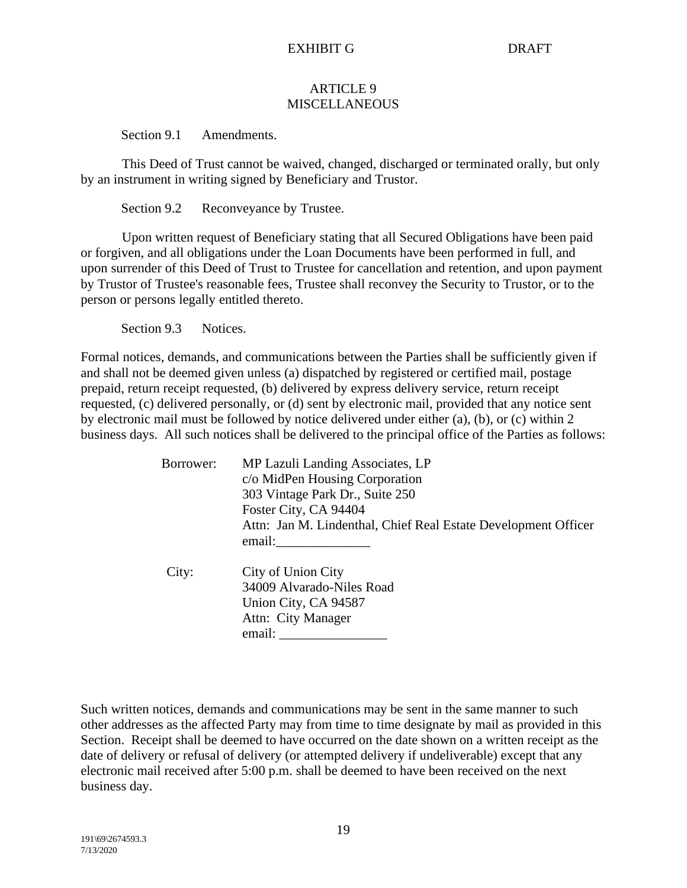EXHIBIT G DRAFT

## ARTICLE 9
## MISCELLANEOUS

Section 9.1 Amendments.

This Deed of Trust cannot be waived, changed, discharged or terminated orally, but only by an instrument in writing signed by Beneficiary and Trustor.

Section 9.2 Reconveyance by Trustee.

Upon written request of Beneficiary stating that all Secured Obligations have been paid or forgiven, and all obligations under the Loan Documents have been performed in full, and upon surrender of this Deed of Trust to Trustee for cancellation and retention, and upon payment by Trustor of Trustee's reasonable fees, Trustee shall reconvey the Security to Trustor, or to the person or persons legally entitled thereto.

Section 9.3 Notices.

Formal notices, demands, and communications between the Parties shall be sufficiently given if and shall not be deemed given unless (a) dispatched by registered or certified mail, postage prepaid, return receipt requested, (b) delivered by express delivery service, return receipt requested, (c) delivered personally, or (d) sent by electronic mail, provided that any notice sent by electronic mail must be followed by notice delivered under either (a), (b), or (c) within 2 business days. All such notices shall be delivered to the principal office of the Parties as follows:

Borrower: MP Lazuli Landing Associates, LP
c/o MidPen Housing Corporation
303 Vintage Park Dr., Suite 250
Foster City, CA 94404
Attn: Jan M. Lindenthal, Chief Real Estate Development Officer
email:______________

City: City of Union City
34009 Alvarado-Niles Road
Union City, CA 94587
Attn: City Manager
email: ________________

Such written notices, demands and communications may be sent in the same manner to such other addresses as the affected Party may from time to time designate by mail as provided in this Section. Receipt shall be deemed to have occurred on the date shown on a written receipt as the date of delivery or refusal of delivery (or attempted delivery if undeliverable) except that any electronic mail received after 5:00 p.m. shall be deemed to have been received on the next business day.

191\69\2674593.3
7/13/2020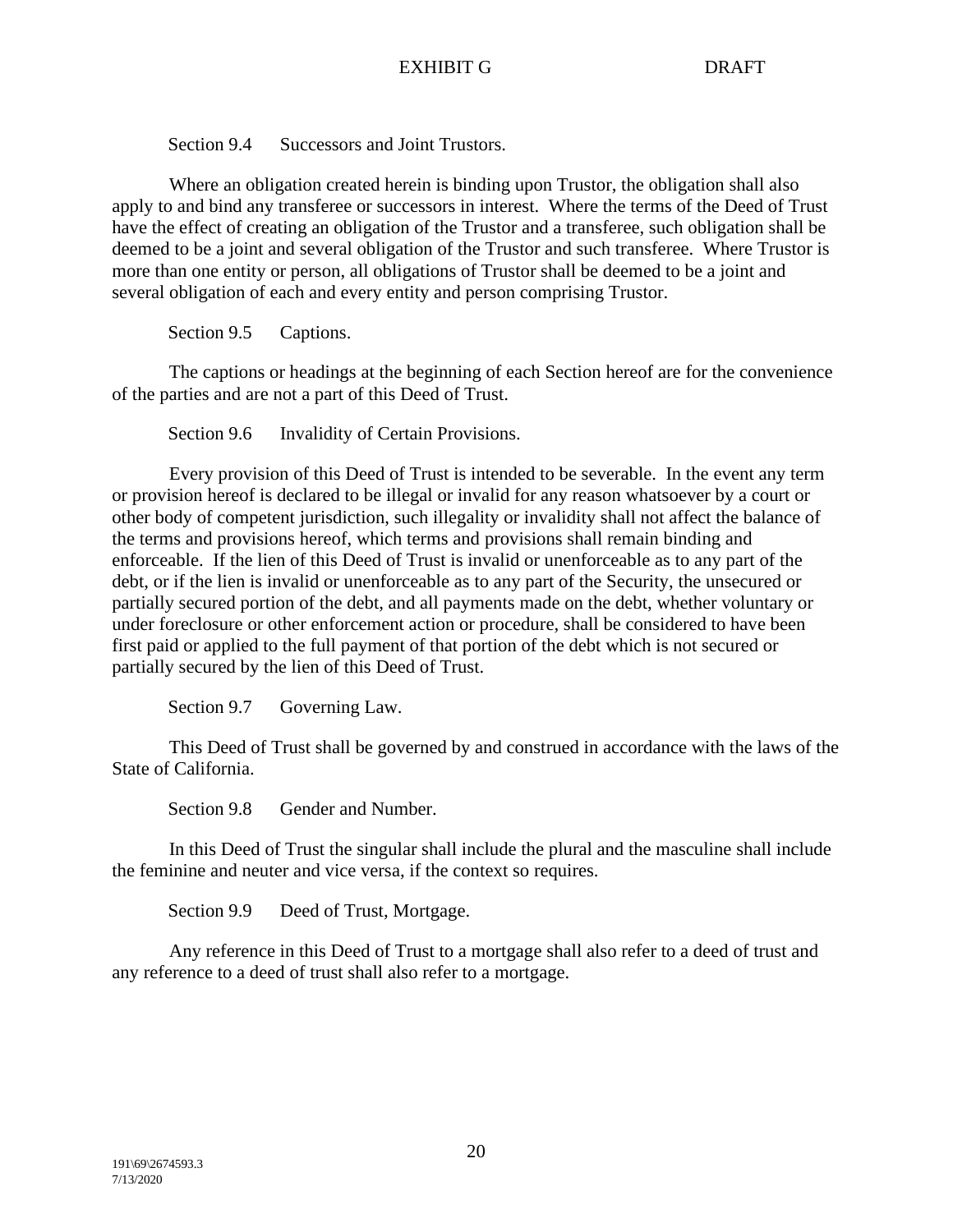Section 9.4 Successors and Joint Trustors.

Where an obligation created herein is binding upon Trustor, the obligation shall also apply to and bind any transferee or successors in interest. Where the terms of the Deed of Trust have the effect of creating an obligation of the Trustor and a transferee, such obligation shall be deemed to be a joint and several obligation of the Trustor and such transferee. Where Trustor is more than one entity or person, all obligations of Trustor shall be deemed to be a joint and several obligation of each and every entity and person comprising Trustor.

Section 9.5 Captions.

The captions or headings at the beginning of each Section hereof are for the convenience of the parties and are not a part of this Deed of Trust.

Section 9.6 Invalidity of Certain Provisions.

Every provision of this Deed of Trust is intended to be severable. In the event any term or provision hereof is declared to be illegal or invalid for any reason whatsoever by a court or other body of competent jurisdiction, such illegality or invalidity shall not affect the balance of the terms and provisions hereof, which terms and provisions shall remain binding and enforceable. If the lien of this Deed of Trust is invalid or unenforceable as to any part of the debt, or if the lien is invalid or unenforceable as to any part of the Security, the unsecured or partially secured portion of the debt, and all payments made on the debt, whether voluntary or under foreclosure or other enforcement action or procedure, shall be considered to have been first paid or applied to the full payment of that portion of the debt which is not secured or partially secured by the lien of this Deed of Trust.

Section 9.7 Governing Law.

This Deed of Trust shall be governed by and construed in accordance with the laws of the State of California.

Section 9.8 Gender and Number.

In this Deed of Trust the singular shall include the plural and the masculine shall include the feminine and neuter and vice versa, if the context so requires.

Section 9.9 Deed of Trust, Mortgage.

Any reference in this Deed of Trust to a mortgage shall also refer to a deed of trust and any reference to a deed of trust shall also refer to a mortgage.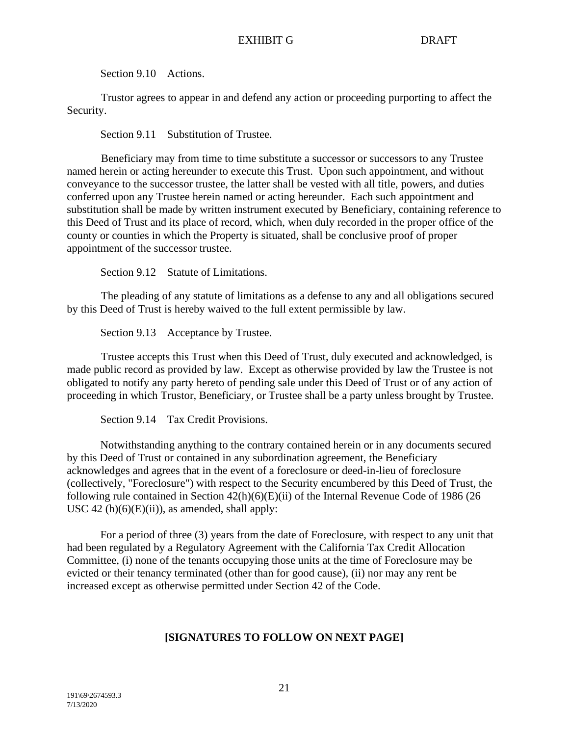Section 9.10 Actions.

Trustor agrees to appear in and defend any action or proceeding purporting to affect the Security.

Section 9.11 Substitution of Trustee.

Beneficiary may from time to time substitute a successor or successors to any Trustee named herein or acting hereunder to execute this Trust. Upon such appointment, and without conveyance to the successor trustee, the latter shall be vested with all title, powers, and duties conferred upon any Trustee herein named or acting hereunder. Each such appointment and substitution shall be made by written instrument executed by Beneficiary, containing reference to this Deed of Trust and its place of record, which, when duly recorded in the proper office of the county or counties in which the Property is situated, shall be conclusive proof of proper appointment of the successor trustee.

Section 9.12 Statute of Limitations.

The pleading of any statute of limitations as a defense to any and all obligations secured by this Deed of Trust is hereby waived to the full extent permissible by law.

Section 9.13 Acceptance by Trustee.

Trustee accepts this Trust when this Deed of Trust, duly executed and acknowledged, is made public record as provided by law. Except as otherwise provided by law the Trustee is not obligated to notify any party hereto of pending sale under this Deed of Trust or of any action of proceeding in which Trustor, Beneficiary, or Trustee shall be a party unless brought by Trustee.

Section 9.14 Tax Credit Provisions.

Notwithstanding anything to the contrary contained herein or in any documents secured by this Deed of Trust or contained in any subordination agreement, the Beneficiary acknowledges and agrees that in the event of a foreclosure or deed-in-lieu of foreclosure (collectively, "Foreclosure") with respect to the Security encumbered by this Deed of Trust, the following rule contained in Section 42(h)(6)(E)(ii) of the Internal Revenue Code of 1986 (26 USC 42 (h)(6)(E)(ii)), as amended, shall apply:

For a period of three (3) years from the date of Foreclosure, with respect to any unit that had been regulated by a Regulatory Agreement with the California Tax Credit Allocation Committee, (i) none of the tenants occupying those units at the time of Foreclosure may be evicted or their tenancy terminated (other than for good cause), (ii) nor may any rent be increased except as otherwise permitted under Section 42 of the Code.

**[SIGNATURES TO FOLLOW ON NEXT PAGE]**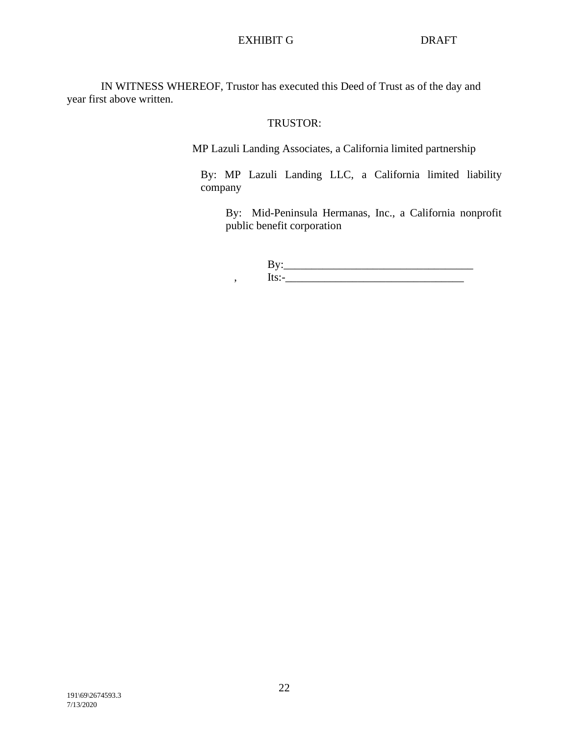EXHIBIT G DRAFT

IN WITNESS WHEREOF, Trustor has executed this Deed of Trust as of the day and year first above written.

TRUSTOR:

MP Lazuli Landing Associates, a California limited partnership

By: MP Lazuli Landing LLC, a California limited liability company

By: Mid-Peninsula Hermanas, Inc., a California nonprofit public benefit corporation

By:_________________________________

, Its:-_______________________________

191\69\2674593.3
7/13/2020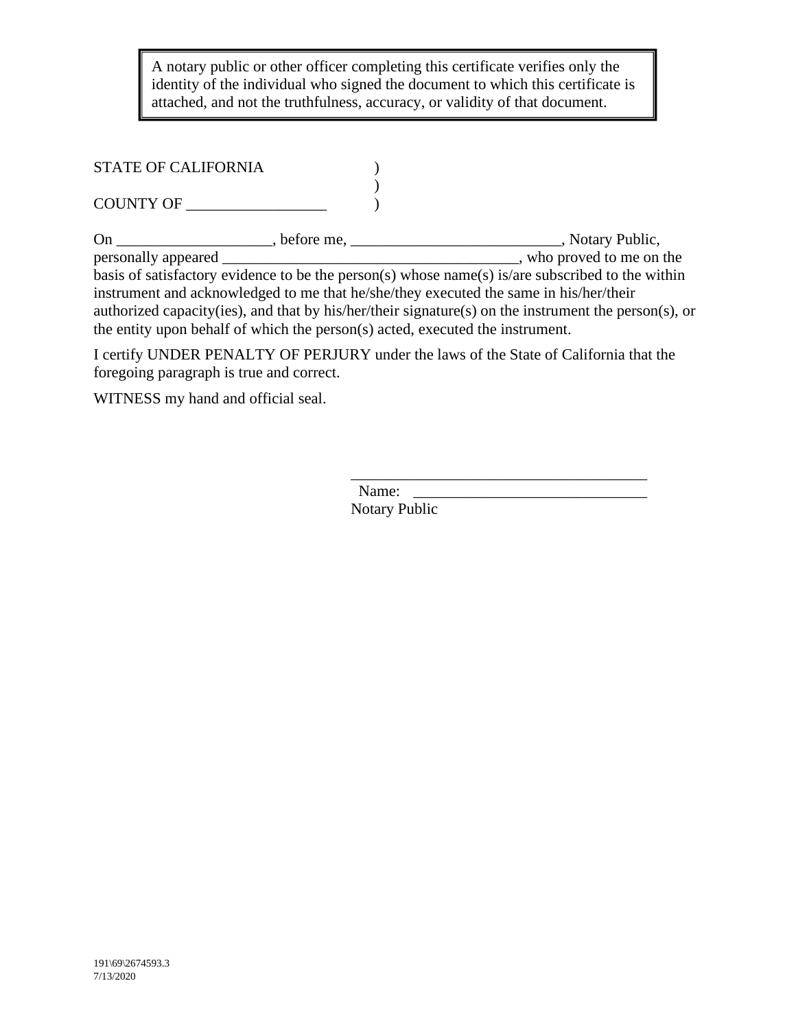> A notary public or other officer completing this certificate verifies only the identity of the individual who signed the document to which this certificate is attached, and not the truthfulness, accuracy, or validity of that document.

STATE OF CALIFORNIA )
)
COUNTY OF __________________ )

On ____________________, before me, ___________________________, Notary Public, personally appeared _______________________________________, who proved to me on the basis of satisfactory evidence to be the person(s) whose name(s) is/are subscribed to the within instrument and acknowledged to me that he/she/they executed the same in his/her/their authorized capacity(ies), and that by his/her/their signature(s) on the instrument the person(s), or the entity upon behalf of which the person(s) acted, executed the instrument.

I certify UNDER PENALTY OF PERJURY under the laws of the State of California that the foregoing paragraph is true and correct.

WITNESS my hand and official seal.

_______________________________________
Name: ______________________________
Notary Public

191\69\2674593.3
7/13/2020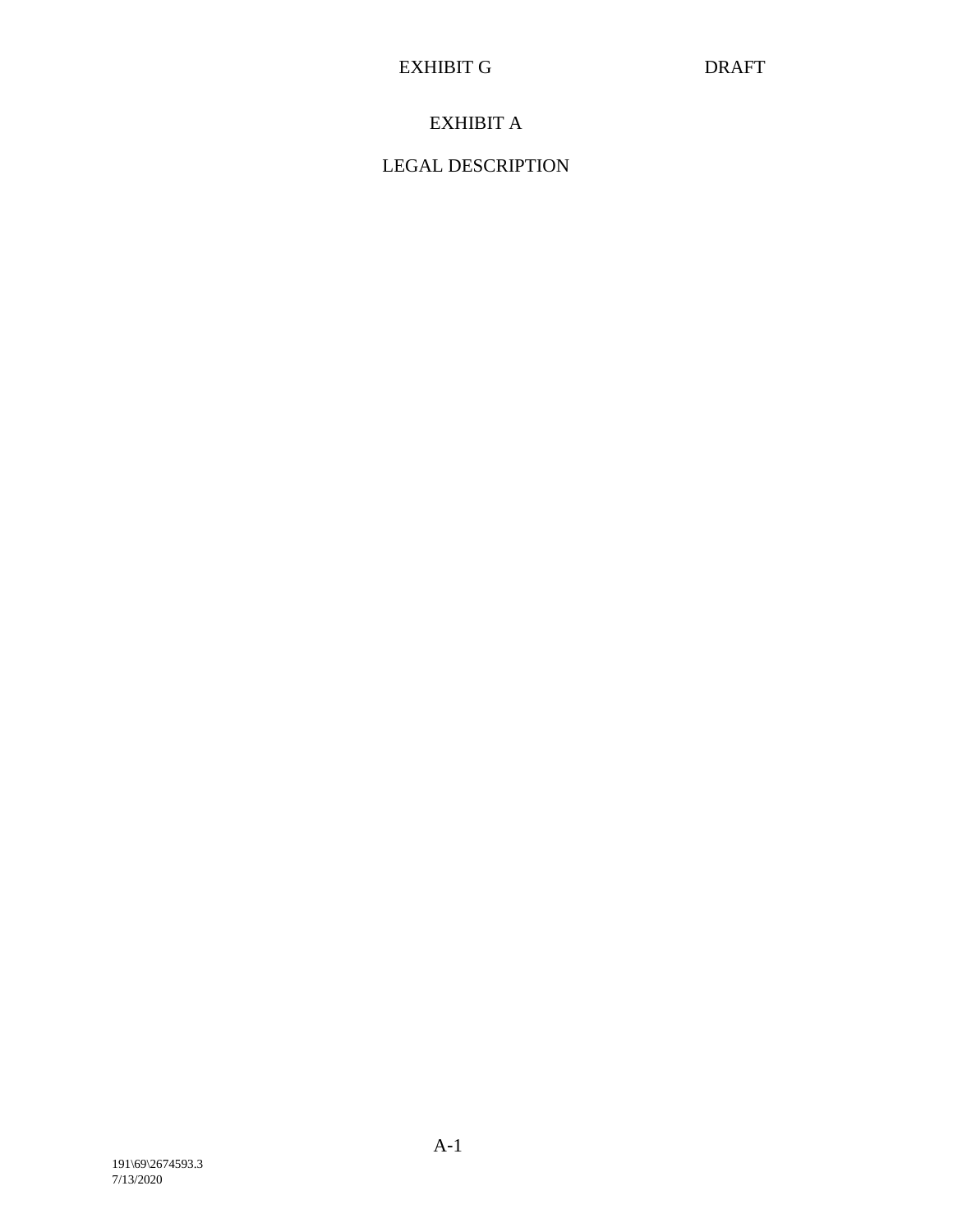EXHIBIT G DRAFT

# EXHIBIT A

## LEGAL DESCRIPTION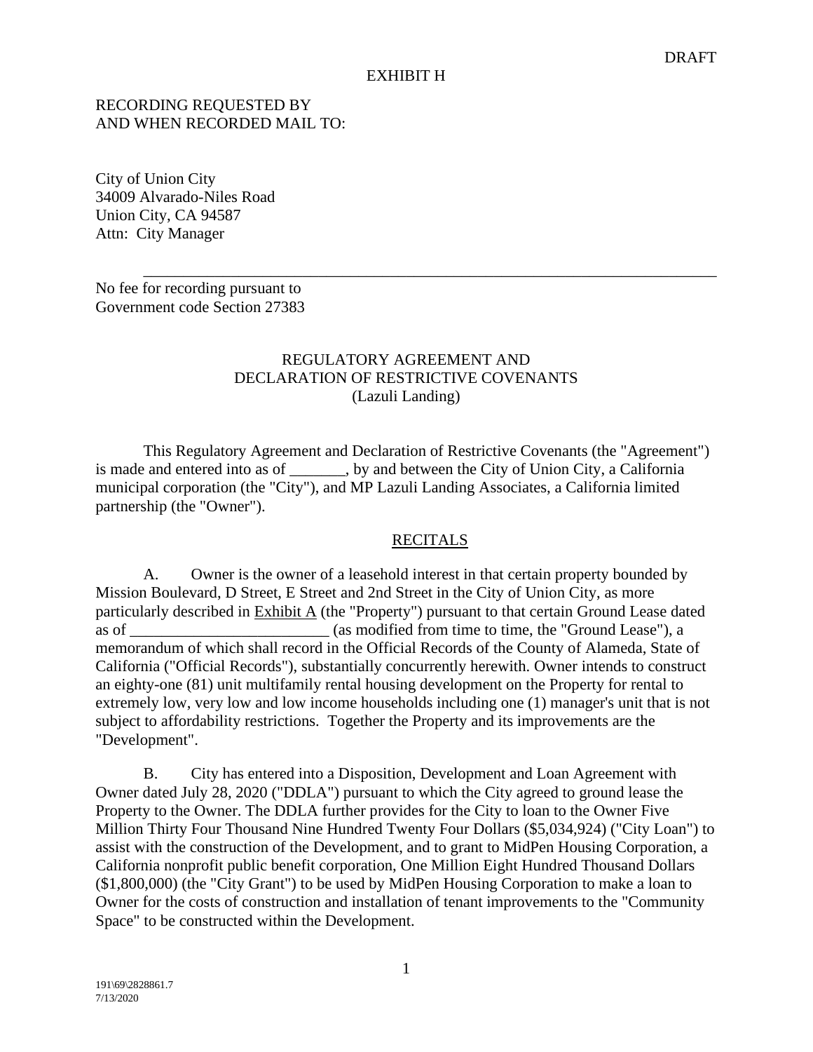DRAFT

EXHIBIT H

RECORDING REQUESTED BY
AND WHEN RECORDED MAIL TO:

City of Union City
34009 Alvarado-Niles Road
Union City, CA 94587
Attn: City Manager

No fee for recording pursuant to
Government code Section 27383

# REGULATORY AGREEMENT AND DECLARATION OF RESTRICTIVE COVENANTS (Lazuli Landing)

This Regulatory Agreement and Declaration of Restrictive Covenants (the "Agreement") is made and entered into as of _______, by and between the City of Union City, a California municipal corporation (the "City"), and MP Lazuli Landing Associates, a California limited partnership (the "Owner").

## RECITALS

A. Owner is the owner of a leasehold interest in that certain property bounded by Mission Boulevard, D Street, E Street and 2nd Street in the City of Union City, as more particularly described in Exhibit A (the "Property") pursuant to that certain Ground Lease dated as of _________________________ (as modified from time to time, the "Ground Lease"), a memorandum of which shall record in the Official Records of the County of Alameda, State of California ("Official Records"), substantially concurrently herewith. Owner intends to construct an eighty-one (81) unit multifamily rental housing development on the Property for rental to extremely low, very low and low income households including one (1) manager's unit that is not subject to affordability restrictions. Together the Property and its improvements are the "Development".

B. City has entered into a Disposition, Development and Loan Agreement with Owner dated July 28, 2020 ("DDLA") pursuant to which the City agreed to ground lease the Property to the Owner. The DDLA further provides for the City to loan to the Owner Five Million Thirty Four Thousand Nine Hundred Twenty Four Dollars ($5,034,924) ("City Loan") to assist with the construction of the Development, and to grant to MidPen Housing Corporation, a California nonprofit public benefit corporation, One Million Eight Hundred Thousand Dollars ($1,800,000) (the "City Grant") to be used by MidPen Housing Corporation to make a loan to Owner for the costs of construction and installation of tenant improvements to the "Community Space" to be constructed within the Development.

191\69\2828861.7
7/13/2020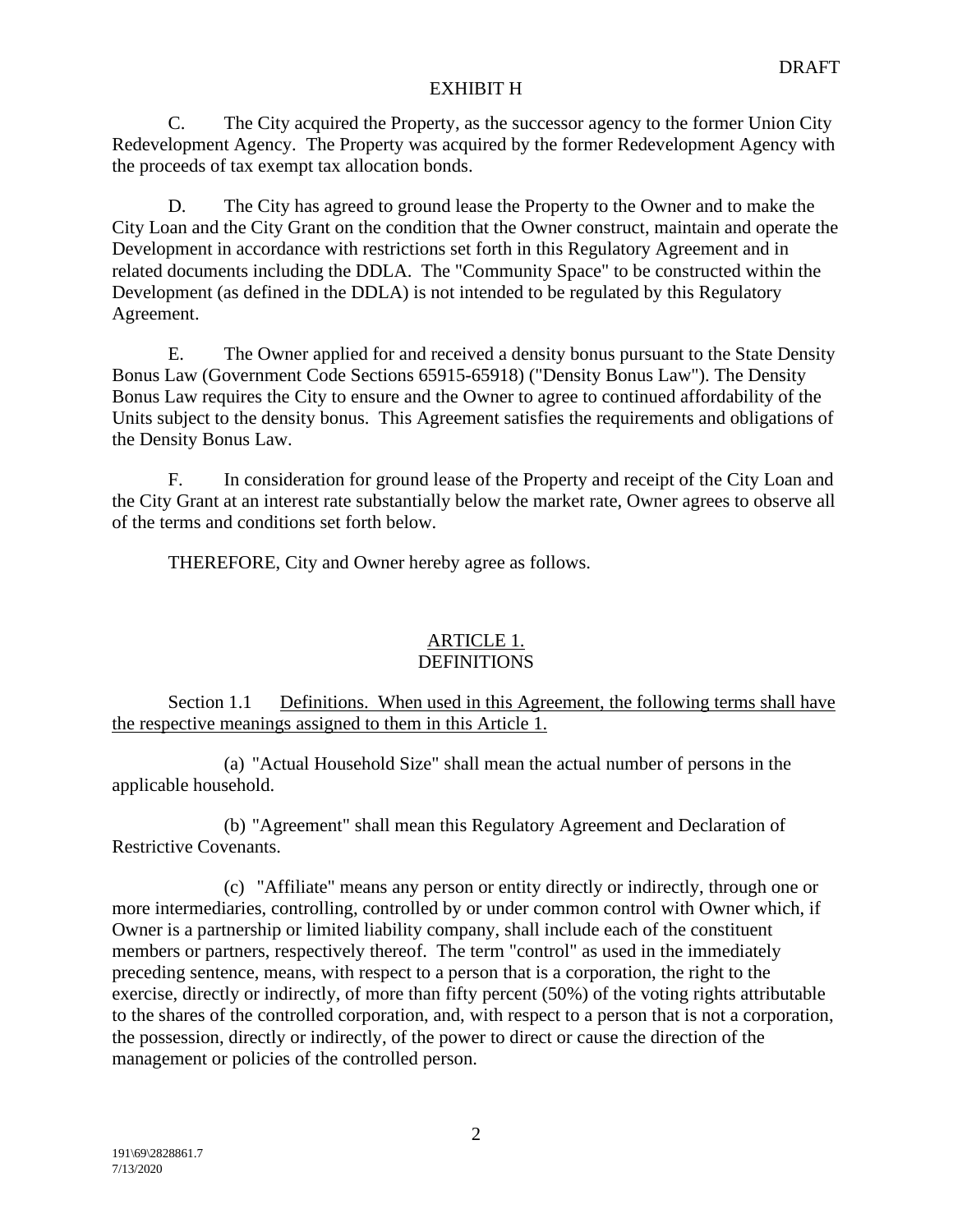DRAFT

EXHIBIT H

C. The City acquired the Property, as the successor agency to the former Union City Redevelopment Agency. The Property was acquired by the former Redevelopment Agency with the proceeds of tax exempt tax allocation bonds.

D. The City has agreed to ground lease the Property to the Owner and to make the City Loan and the City Grant on the condition that the Owner construct, maintain and operate the Development in accordance with restrictions set forth in this Regulatory Agreement and in related documents including the DDLA. The "Community Space" to be constructed within the Development (as defined in the DDLA) is not intended to be regulated by this Regulatory Agreement.

E. The Owner applied for and received a density bonus pursuant to the State Density Bonus Law (Government Code Sections 65915-65918) ("Density Bonus Law"). The Density Bonus Law requires the City to ensure and the Owner to agree to continued affordability of the Units subject to the density bonus. This Agreement satisfies the requirements and obligations of the Density Bonus Law.

F. In consideration for ground lease of the Property and receipt of the City Loan and the City Grant at an interest rate substantially below the market rate, Owner agrees to observe all of the terms and conditions set forth below.

THEREFORE, City and Owner hereby agree as follows.

## ARTICLE 1.
## DEFINITIONS

Section 1.1 Definitions. When used in this Agreement, the following terms shall have the respective meanings assigned to them in this Article 1.

(a) "Actual Household Size" shall mean the actual number of persons in the applicable household.

(b) "Agreement" shall mean this Regulatory Agreement and Declaration of Restrictive Covenants.

(c) "Affiliate" means any person or entity directly or indirectly, through one or more intermediaries, controlling, controlled by or under common control with Owner which, if Owner is a partnership or limited liability company, shall include each of the constituent members or partners, respectively thereof. The term "control" as used in the immediately preceding sentence, means, with respect to a person that is a corporation, the right to the exercise, directly or indirectly, of more than fifty percent (50%) of the voting rights attributable to the shares of the controlled corporation, and, with respect to a person that is not a corporation, the possession, directly or indirectly, of the power to direct or cause the direction of the management or policies of the controlled person.

191\69\2828861.7
7/13/2020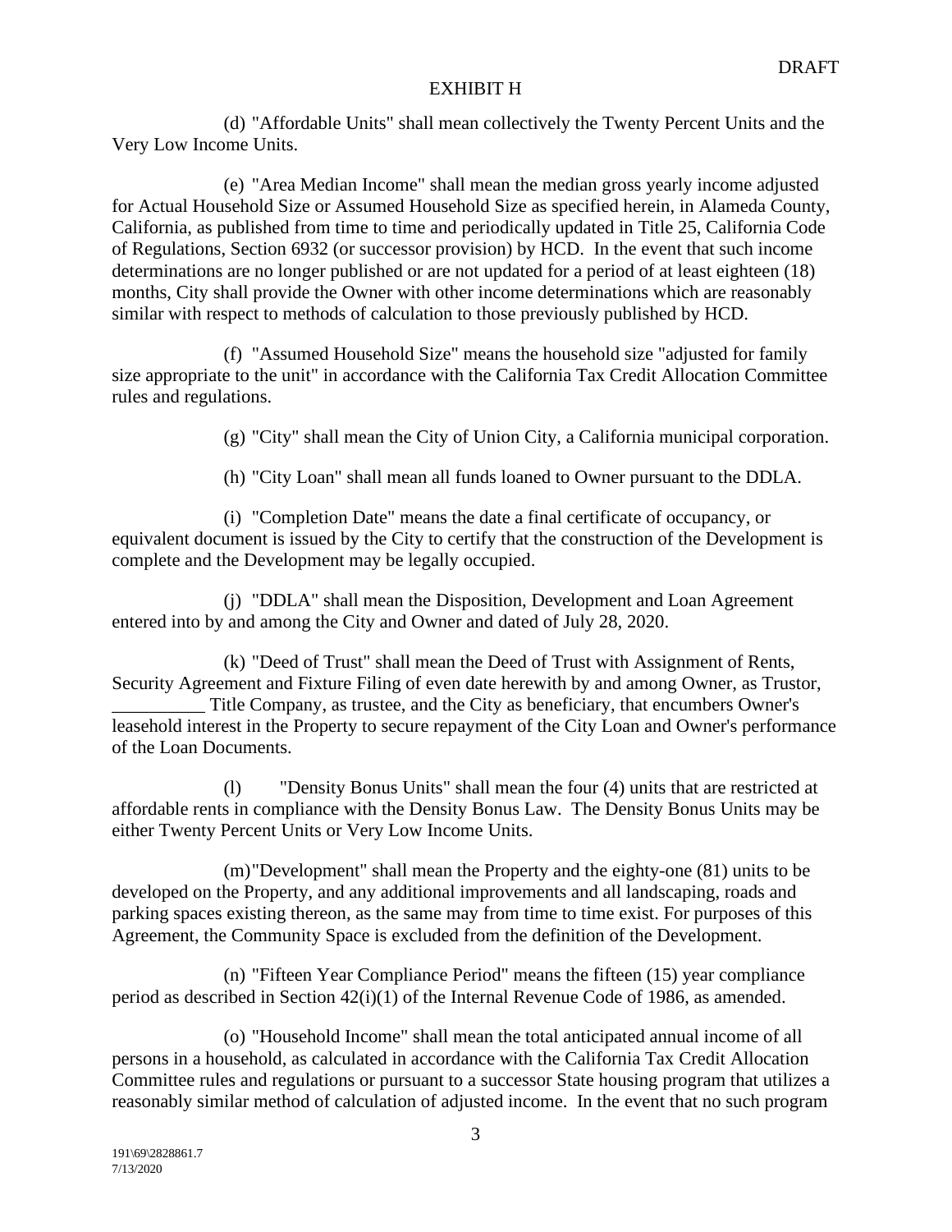DRAFT

EXHIBIT H

(d) "Affordable Units" shall mean collectively the Twenty Percent Units and the Very Low Income Units.

(e) "Area Median Income" shall mean the median gross yearly income adjusted for Actual Household Size or Assumed Household Size as specified herein, in Alameda County, California, as published from time to time and periodically updated in Title 25, California Code of Regulations, Section 6932 (or successor provision) by HCD. In the event that such income determinations are no longer published or are not updated for a period of at least eighteen (18) months, City shall provide the Owner with other income determinations which are reasonably similar with respect to methods of calculation to those previously published by HCD.

(f) "Assumed Household Size" means the household size "adjusted for family size appropriate to the unit" in accordance with the California Tax Credit Allocation Committee rules and regulations.

(g) "City" shall mean the City of Union City, a California municipal corporation.

(h) "City Loan" shall mean all funds loaned to Owner pursuant to the DDLA.

(i) "Completion Date" means the date a final certificate of occupancy, or equivalent document is issued by the City to certify that the construction of the Development is complete and the Development may be legally occupied.

(j) "DDLA" shall mean the Disposition, Development and Loan Agreement entered into by and among the City and Owner and dated of July 28, 2020.

(k) "Deed of Trust" shall mean the Deed of Trust with Assignment of Rents, Security Agreement and Fixture Filing of even date herewith by and among Owner, as Trustor, __________ Title Company, as trustee, and the City as beneficiary, that encumbers Owner's leasehold interest in the Property to secure repayment of the City Loan and Owner's performance of the Loan Documents.

(l) "Density Bonus Units" shall mean the four (4) units that are restricted at affordable rents in compliance with the Density Bonus Law. The Density Bonus Units may be either Twenty Percent Units or Very Low Income Units.

(m) "Development" shall mean the Property and the eighty-one (81) units to be developed on the Property, and any additional improvements and all landscaping, roads and parking spaces existing thereon, as the same may from time to time exist. For purposes of this Agreement, the Community Space is excluded from the definition of the Development.

(n) "Fifteen Year Compliance Period" means the fifteen (15) year compliance period as described in Section 42(i)(1) of the Internal Revenue Code of 1986, as amended.

(o) "Household Income" shall mean the total anticipated annual income of all persons in a household, as calculated in accordance with the California Tax Credit Allocation Committee rules and regulations or pursuant to a successor State housing program that utilizes a reasonably similar method of calculation of adjusted income. In the event that no such program

191\69\2828861.7
7/13/2020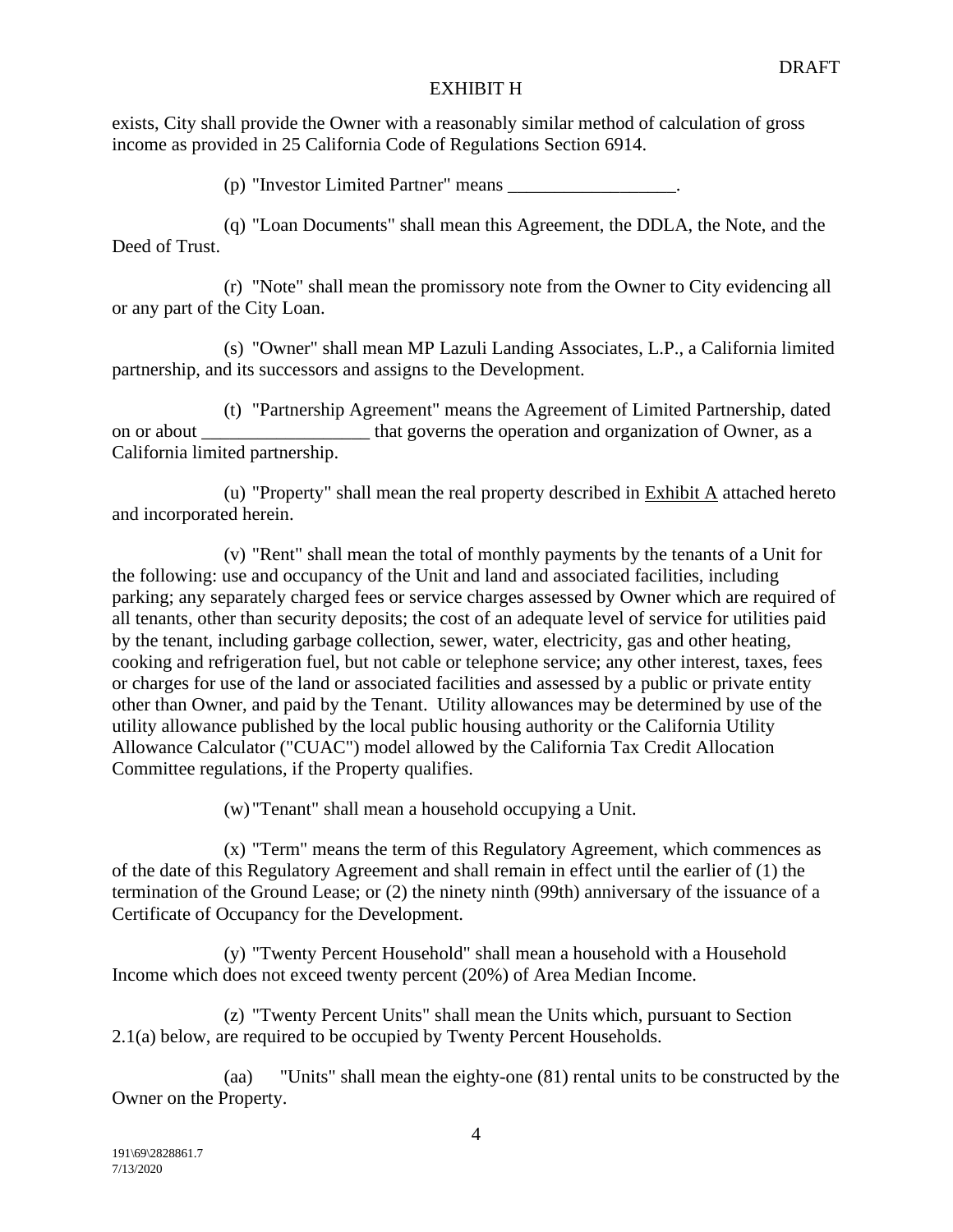exists, City shall provide the Owner with a reasonably similar method of calculation of gross income as provided in 25 California Code of Regulations Section 6914.

(p) "Investor Limited Partner" means __________________.

(q) "Loan Documents" shall mean this Agreement, the DDLA, the Note, and the Deed of Trust.

(r) "Note" shall mean the promissory note from the Owner to City evidencing all or any part of the City Loan.

(s) "Owner" shall mean MP Lazuli Landing Associates, L.P., a California limited partnership, and its successors and assigns to the Development.

(t) "Partnership Agreement" means the Agreement of Limited Partnership, dated on or about __________________ that governs the operation and organization of Owner, as a California limited partnership.

(u) "Property" shall mean the real property described in Exhibit A attached hereto and incorporated herein.

(v) "Rent" shall mean the total of monthly payments by the tenants of a Unit for the following: use and occupancy of the Unit and land and associated facilities, including parking; any separately charged fees or service charges assessed by Owner which are required of all tenants, other than security deposits; the cost of an adequate level of service for utilities paid by the tenant, including garbage collection, sewer, water, electricity, gas and other heating, cooking and refrigeration fuel, but not cable or telephone service; any other interest, taxes, fees or charges for use of the land or associated facilities and assessed by a public or private entity other than Owner, and paid by the Tenant. Utility allowances may be determined by use of the utility allowance published by the local public housing authority or the California Utility Allowance Calculator ("CUAC") model allowed by the California Tax Credit Allocation Committee regulations, if the Property qualifies.

(w) "Tenant" shall mean a household occupying a Unit.

(x) "Term" means the term of this Regulatory Agreement, which commences as of the date of this Regulatory Agreement and shall remain in effect until the earlier of (1) the termination of the Ground Lease; or (2) the ninety ninth (99th) anniversary of the issuance of a Certificate of Occupancy for the Development.

(y) "Twenty Percent Household" shall mean a household with a Household Income which does not exceed twenty percent (20%) of Area Median Income.

(z) "Twenty Percent Units" shall mean the Units which, pursuant to Section 2.1(a) below, are required to be occupied by Twenty Percent Households.

(aa) "Units" shall mean the eighty-one (81) rental units to be constructed by the Owner on the Property.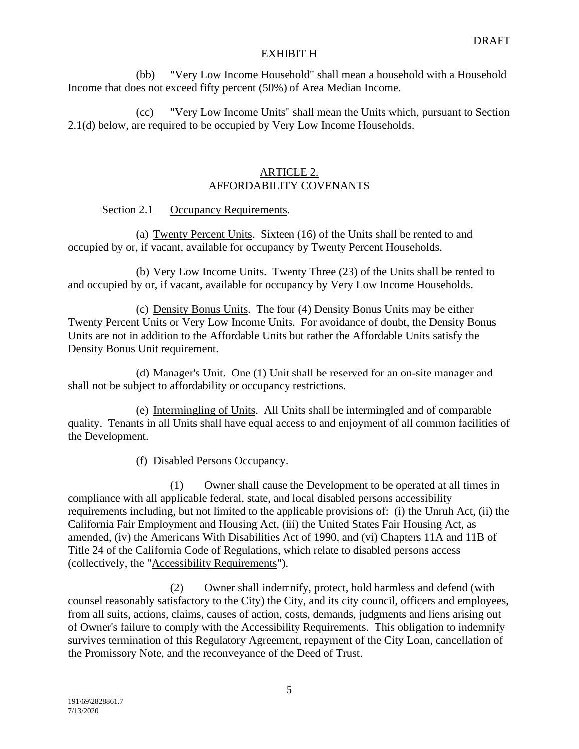DRAFT

EXHIBIT H

(bb) "Very Low Income Household" shall mean a household with a Household Income that does not exceed fifty percent (50%) of Area Median Income.

(cc) "Very Low Income Units" shall mean the Units which, pursuant to Section 2.1(d) below, are required to be occupied by Very Low Income Households.

## ARTICLE 2.
## AFFORDABILITY COVENANTS

Section 2.1 Occupancy Requirements.

(a) Twenty Percent Units. Sixteen (16) of the Units shall be rented to and occupied by or, if vacant, available for occupancy by Twenty Percent Households.

(b) Very Low Income Units. Twenty Three (23) of the Units shall be rented to and occupied by or, if vacant, available for occupancy by Very Low Income Households.

(c) Density Bonus Units. The four (4) Density Bonus Units may be either Twenty Percent Units or Very Low Income Units. For avoidance of doubt, the Density Bonus Units are not in addition to the Affordable Units but rather the Affordable Units satisfy the Density Bonus Unit requirement.

(d) Manager's Unit. One (1) Unit shall be reserved for an on-site manager and shall not be subject to affordability or occupancy restrictions.

(e) Intermingling of Units. All Units shall be intermingled and of comparable quality. Tenants in all Units shall have equal access to and enjoyment of all common facilities of the Development.

(f) Disabled Persons Occupancy.

(1) Owner shall cause the Development to be operated at all times in compliance with all applicable federal, state, and local disabled persons accessibility requirements including, but not limited to the applicable provisions of: (i) the Unruh Act, (ii) the California Fair Employment and Housing Act, (iii) the United States Fair Housing Act, as amended, (iv) the Americans With Disabilities Act of 1990, and (vi) Chapters 11A and 11B of Title 24 of the California Code of Regulations, which relate to disabled persons access (collectively, the "Accessibility Requirements").

(2) Owner shall indemnify, protect, hold harmless and defend (with counsel reasonably satisfactory to the City) the City, and its city council, officers and employees, from all suits, actions, claims, causes of action, costs, demands, judgments and liens arising out of Owner's failure to comply with the Accessibility Requirements. This obligation to indemnify survives termination of this Regulatory Agreement, repayment of the City Loan, cancellation of the Promissory Note, and the reconveyance of the Deed of Trust.

191\69\2828861.7
7/13/2020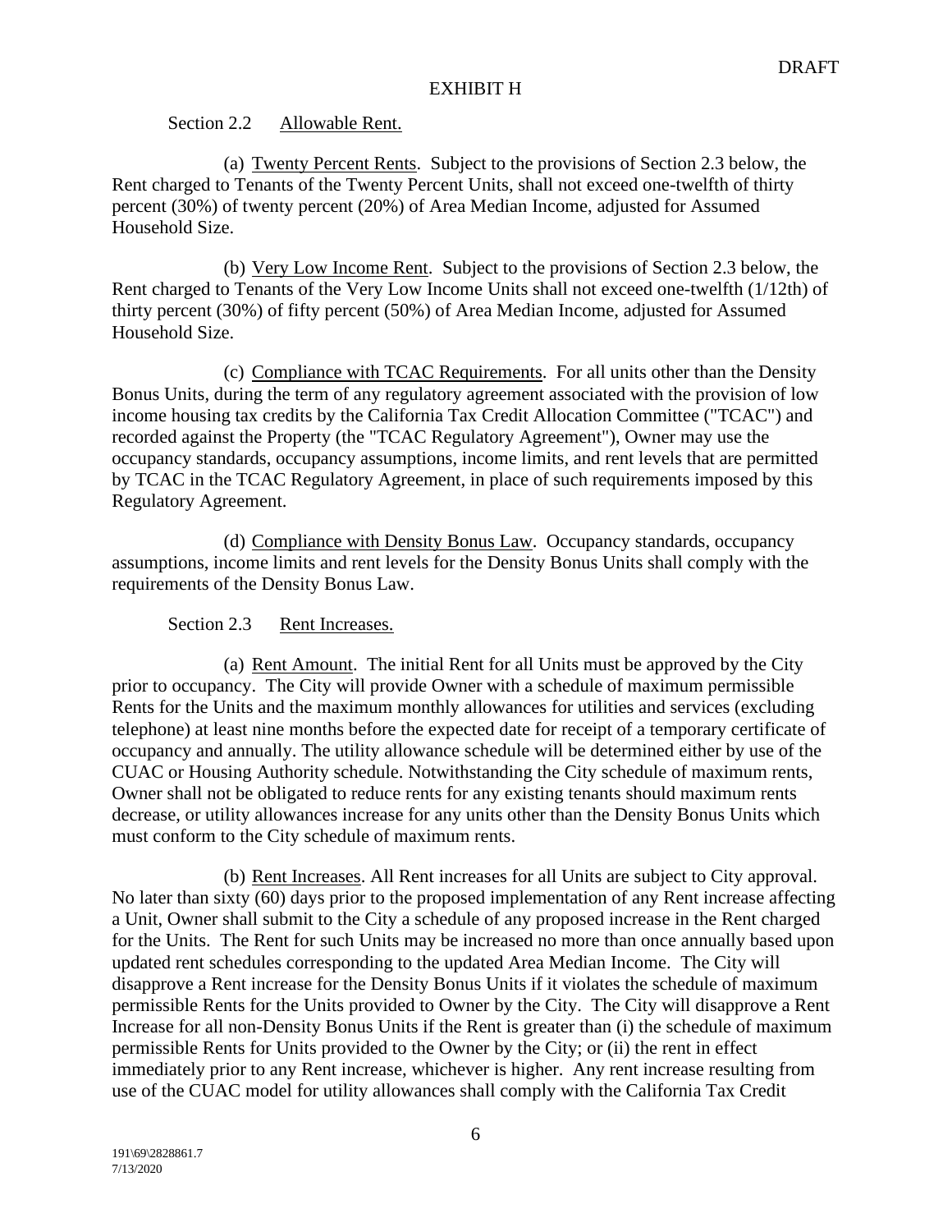DRAFT

EXHIBIT H

Section 2.2 Allowable Rent.

(a) Twenty Percent Rents. Subject to the provisions of Section 2.3 below, the Rent charged to Tenants of the Twenty Percent Units, shall not exceed one-twelfth of thirty percent (30%) of twenty percent (20%) of Area Median Income, adjusted for Assumed Household Size.

(b) Very Low Income Rent. Subject to the provisions of Section 2.3 below, the Rent charged to Tenants of the Very Low Income Units shall not exceed one-twelfth (1/12th) of thirty percent (30%) of fifty percent (50%) of Area Median Income, adjusted for Assumed Household Size.

(c) Compliance with TCAC Requirements. For all units other than the Density Bonus Units, during the term of any regulatory agreement associated with the provision of low income housing tax credits by the California Tax Credit Allocation Committee ("TCAC") and recorded against the Property (the "TCAC Regulatory Agreement"), Owner may use the occupancy standards, occupancy assumptions, income limits, and rent levels that are permitted by TCAC in the TCAC Regulatory Agreement, in place of such requirements imposed by this Regulatory Agreement.

(d) Compliance with Density Bonus Law. Occupancy standards, occupancy assumptions, income limits and rent levels for the Density Bonus Units shall comply with the requirements of the Density Bonus Law.

Section 2.3 Rent Increases.

(a) Rent Amount. The initial Rent for all Units must be approved by the City prior to occupancy. The City will provide Owner with a schedule of maximum permissible Rents for the Units and the maximum monthly allowances for utilities and services (excluding telephone) at least nine months before the expected date for receipt of a temporary certificate of occupancy and annually. The utility allowance schedule will be determined either by use of the CUAC or Housing Authority schedule. Notwithstanding the City schedule of maximum rents, Owner shall not be obligated to reduce rents for any existing tenants should maximum rents decrease, or utility allowances increase for any units other than the Density Bonus Units which must conform to the City schedule of maximum rents.

(b) Rent Increases. All Rent increases for all Units are subject to City approval. No later than sixty (60) days prior to the proposed implementation of any Rent increase affecting a Unit, Owner shall submit to the City a schedule of any proposed increase in the Rent charged for the Units. The Rent for such Units may be increased no more than once annually based upon updated rent schedules corresponding to the updated Area Median Income. The City will disapprove a Rent increase for the Density Bonus Units if it violates the schedule of maximum permissible Rents for the Units provided to Owner by the City. The City will disapprove a Rent Increase for all non-Density Bonus Units if the Rent is greater than (i) the schedule of maximum permissible Rents for Units provided to the Owner by the City; or (ii) the rent in effect immediately prior to any Rent increase, whichever is higher. Any rent increase resulting from use of the CUAC model for utility allowances shall comply with the California Tax Credit

191\69\2828861.7
7/13/2020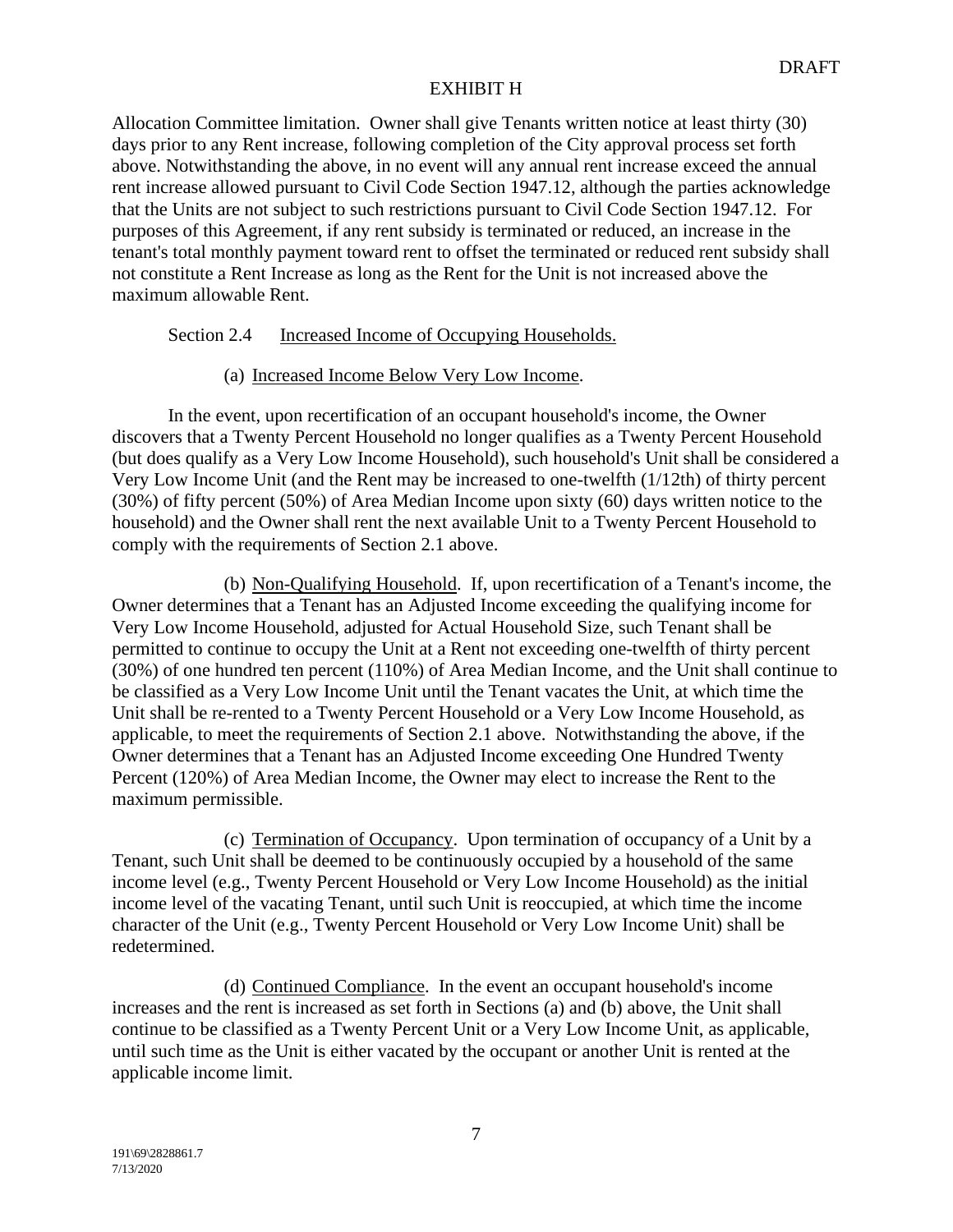Allocation Committee limitation. Owner shall give Tenants written notice at least thirty (30) days prior to any Rent increase, following completion of the City approval process set forth above. Notwithstanding the above, in no event will any annual rent increase exceed the annual rent increase allowed pursuant to Civil Code Section 1947.12, although the parties acknowledge that the Units are not subject to such restrictions pursuant to Civil Code Section 1947.12. For purposes of this Agreement, if any rent subsidy is terminated or reduced, an increase in the tenant's total monthly payment toward rent to offset the terminated or reduced rent subsidy shall not constitute a Rent Increase as long as the Rent for the Unit is not increased above the maximum allowable Rent.

Section 2.4 Increased Income of Occupying Households.

(a) Increased Income Below Very Low Income.

In the event, upon recertification of an occupant household's income, the Owner discovers that a Twenty Percent Household no longer qualifies as a Twenty Percent Household (but does qualify as a Very Low Income Household), such household's Unit shall be considered a Very Low Income Unit (and the Rent may be increased to one-twelfth (1/12th) of thirty percent (30%) of fifty percent (50%) of Area Median Income upon sixty (60) days written notice to the household) and the Owner shall rent the next available Unit to a Twenty Percent Household to comply with the requirements of Section 2.1 above.

(b) Non-Qualifying Household. If, upon recertification of a Tenant's income, the Owner determines that a Tenant has an Adjusted Income exceeding the qualifying income for Very Low Income Household, adjusted for Actual Household Size, such Tenant shall be permitted to continue to occupy the Unit at a Rent not exceeding one-twelfth of thirty percent (30%) of one hundred ten percent (110%) of Area Median Income, and the Unit shall continue to be classified as a Very Low Income Unit until the Tenant vacates the Unit, at which time the Unit shall be re-rented to a Twenty Percent Household or a Very Low Income Household, as applicable, to meet the requirements of Section 2.1 above. Notwithstanding the above, if the Owner determines that a Tenant has an Adjusted Income exceeding One Hundred Twenty Percent (120%) of Area Median Income, the Owner may elect to increase the Rent to the maximum permissible.

(c) Termination of Occupancy. Upon termination of occupancy of a Unit by a Tenant, such Unit shall be deemed to be continuously occupied by a household of the same income level (e.g., Twenty Percent Household or Very Low Income Household) as the initial income level of the vacating Tenant, until such Unit is reoccupied, at which time the income character of the Unit (e.g., Twenty Percent Household or Very Low Income Unit) shall be redetermined.

(d) Continued Compliance. In the event an occupant household's income increases and the rent is increased as set forth in Sections (a) and (b) above, the Unit shall continue to be classified as a Twenty Percent Unit or a Very Low Income Unit, as applicable, until such time as the Unit is either vacated by the occupant or another Unit is rented at the applicable income limit.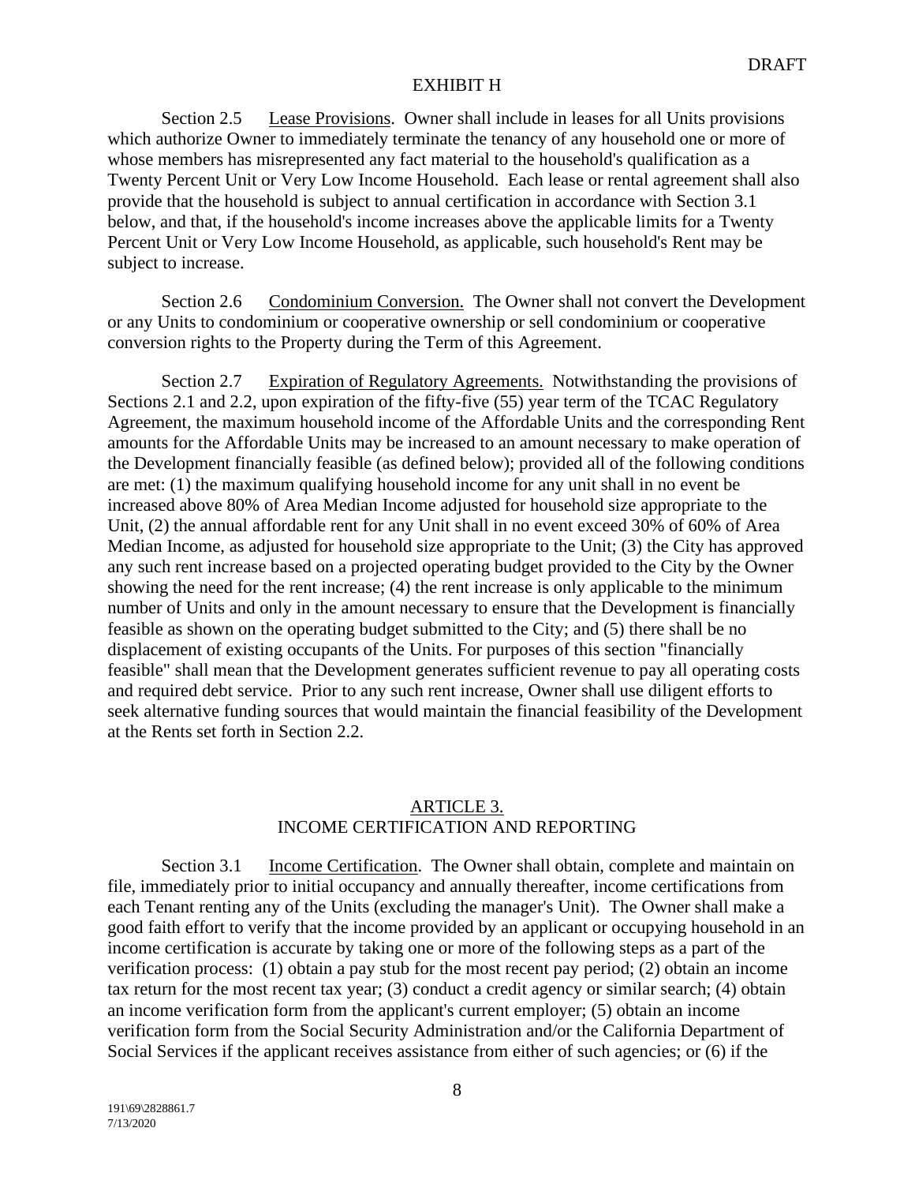Section 2.5 Lease Provisions. Owner shall include in leases for all Units provisions which authorize Owner to immediately terminate the tenancy of any household one or more of whose members has misrepresented any fact material to the household's qualification as a Twenty Percent Unit or Very Low Income Household. Each lease or rental agreement shall also provide that the household is subject to annual certification in accordance with Section 3.1 below, and that, if the household's income increases above the applicable limits for a Twenty Percent Unit or Very Low Income Household, as applicable, such household's Rent may be subject to increase.

Section 2.6 Condominium Conversion. The Owner shall not convert the Development or any Units to condominium or cooperative ownership or sell condominium or cooperative conversion rights to the Property during the Term of this Agreement.

Section 2.7 Expiration of Regulatory Agreements. Notwithstanding the provisions of Sections 2.1 and 2.2, upon expiration of the fifty-five (55) year term of the TCAC Regulatory Agreement, the maximum household income of the Affordable Units and the corresponding Rent amounts for the Affordable Units may be increased to an amount necessary to make operation of the Development financially feasible (as defined below); provided all of the following conditions are met: (1) the maximum qualifying household income for any unit shall in no event be increased above 80% of Area Median Income adjusted for household size appropriate to the Unit, (2) the annual affordable rent for any Unit shall in no event exceed 30% of 60% of Area Median Income, as adjusted for household size appropriate to the Unit; (3) the City has approved any such rent increase based on a projected operating budget provided to the City by the Owner showing the need for the rent increase; (4) the rent increase is only applicable to the minimum number of Units and only in the amount necessary to ensure that the Development is financially feasible as shown on the operating budget submitted to the City; and (5) there shall be no displacement of existing occupants of the Units. For purposes of this section "financially feasible" shall mean that the Development generates sufficient revenue to pay all operating costs and required debt service. Prior to any such rent increase, Owner shall use diligent efforts to seek alternative funding sources that would maintain the financial feasibility of the Development at the Rents set forth in Section 2.2.

## ARTICLE 3.
## INCOME CERTIFICATION AND REPORTING

Section 3.1 Income Certification. The Owner shall obtain, complete and maintain on file, immediately prior to initial occupancy and annually thereafter, income certifications from each Tenant renting any of the Units (excluding the manager's Unit). The Owner shall make a good faith effort to verify that the income provided by an applicant or occupying household in an income certification is accurate by taking one or more of the following steps as a part of the verification process: (1) obtain a pay stub for the most recent pay period; (2) obtain an income tax return for the most recent tax year; (3) conduct a credit agency or similar search; (4) obtain an income verification form from the applicant's current employer; (5) obtain an income verification form from the Social Security Administration and/or the California Department of Social Services if the applicant receives assistance from either of such agencies; or (6) if the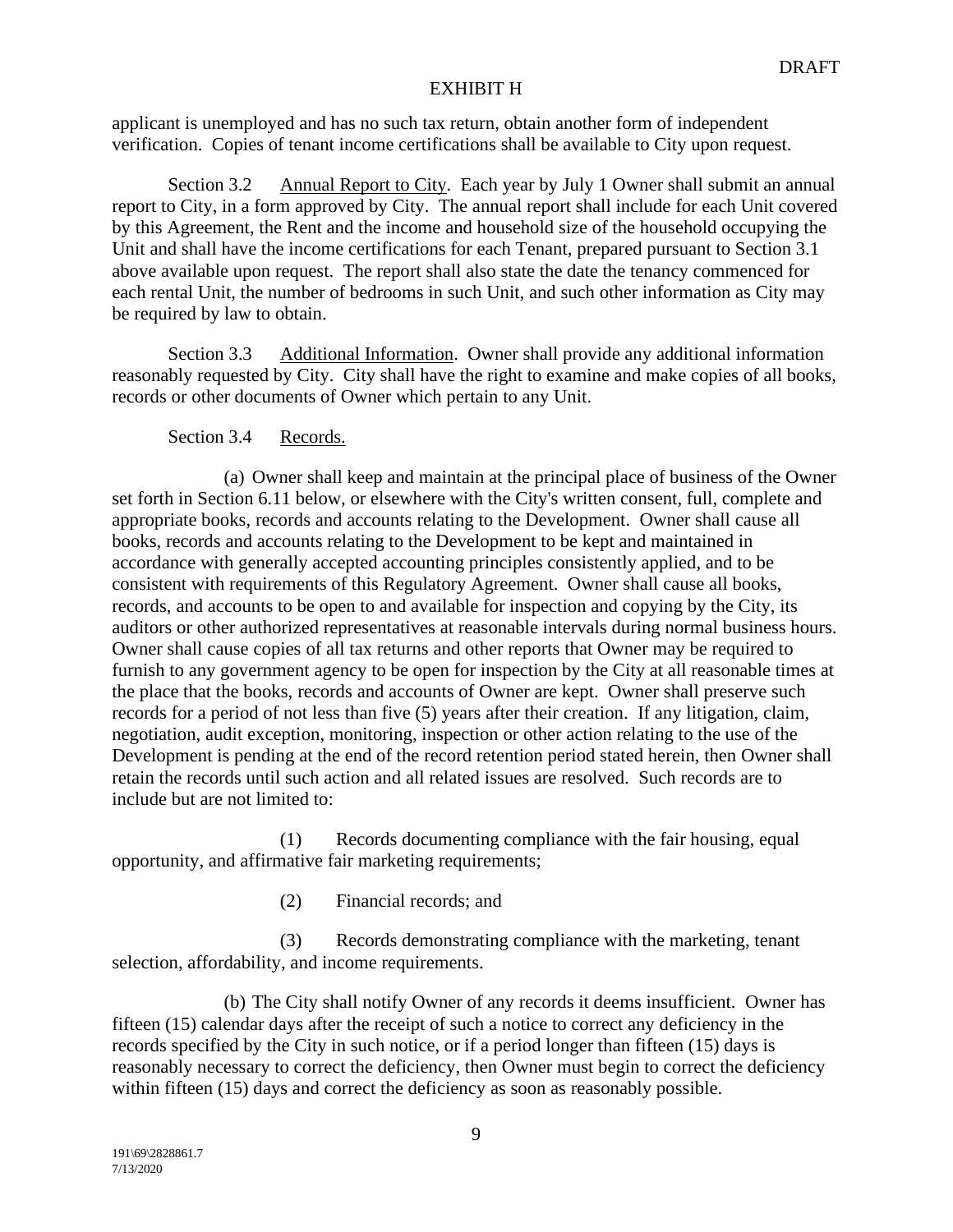applicant is unemployed and has no such tax return, obtain another form of independent verification. Copies of tenant income certifications shall be available to City upon request.

Section 3.2 Annual Report to City. Each year by July 1 Owner shall submit an annual report to City, in a form approved by City. The annual report shall include for each Unit covered by this Agreement, the Rent and the income and household size of the household occupying the Unit and shall have the income certifications for each Tenant, prepared pursuant to Section 3.1 above available upon request. The report shall also state the date the tenancy commenced for each rental Unit, the number of bedrooms in such Unit, and such other information as City may be required by law to obtain.

Section 3.3 Additional Information. Owner shall provide any additional information reasonably requested by City. City shall have the right to examine and make copies of all books, records or other documents of Owner which pertain to any Unit.

Section 3.4 Records.

(a) Owner shall keep and maintain at the principal place of business of the Owner set forth in Section 6.11 below, or elsewhere with the City's written consent, full, complete and appropriate books, records and accounts relating to the Development. Owner shall cause all books, records and accounts relating to the Development to be kept and maintained in accordance with generally accepted accounting principles consistently applied, and to be consistent with requirements of this Regulatory Agreement. Owner shall cause all books, records, and accounts to be open to and available for inspection and copying by the City, its auditors or other authorized representatives at reasonable intervals during normal business hours. Owner shall cause copies of all tax returns and other reports that Owner may be required to furnish to any government agency to be open for inspection by the City at all reasonable times at the place that the books, records and accounts of Owner are kept. Owner shall preserve such records for a period of not less than five (5) years after their creation. If any litigation, claim, negotiation, audit exception, monitoring, inspection or other action relating to the use of the Development is pending at the end of the record retention period stated herein, then Owner shall retain the records until such action and all related issues are resolved. Such records are to include but are not limited to:

(1) Records documenting compliance with the fair housing, equal opportunity, and affirmative fair marketing requirements;

(2) Financial records; and

(3) Records demonstrating compliance with the marketing, tenant selection, affordability, and income requirements.

(b) The City shall notify Owner of any records it deems insufficient. Owner has fifteen (15) calendar days after the receipt of such a notice to correct any deficiency in the records specified by the City in such notice, or if a period longer than fifteen (15) days is reasonably necessary to correct the deficiency, then Owner must begin to correct the deficiency within fifteen (15) days and correct the deficiency as soon as reasonably possible.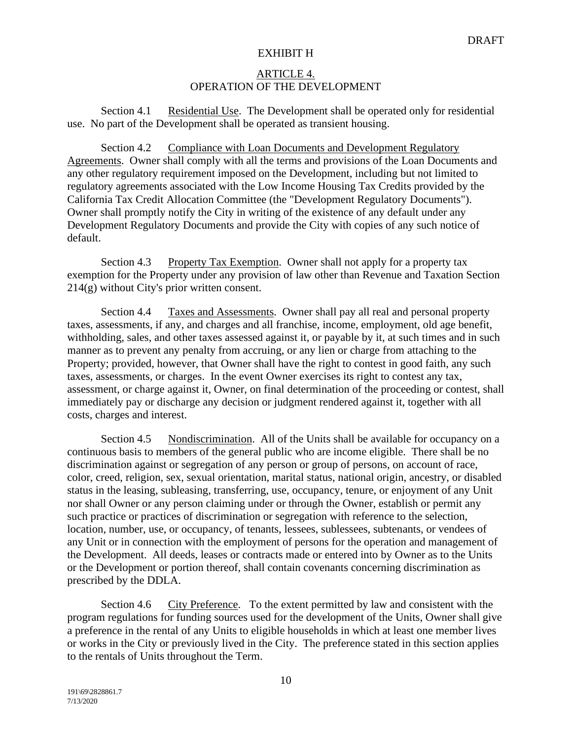DRAFT

EXHIBIT H

## ARTICLE 4.
## OPERATION OF THE DEVELOPMENT

Section 4.1 Residential Use. The Development shall be operated only for residential use. No part of the Development shall be operated as transient housing.

Section 4.2 Compliance with Loan Documents and Development Regulatory Agreements. Owner shall comply with all the terms and provisions of the Loan Documents and any other regulatory requirement imposed on the Development, including but not limited to regulatory agreements associated with the Low Income Housing Tax Credits provided by the California Tax Credit Allocation Committee (the "Development Regulatory Documents"). Owner shall promptly notify the City in writing of the existence of any default under any Development Regulatory Documents and provide the City with copies of any such notice of default.

Section 4.3 Property Tax Exemption. Owner shall not apply for a property tax exemption for the Property under any provision of law other than Revenue and Taxation Section 214(g) without City's prior written consent.

Section 4.4 Taxes and Assessments. Owner shall pay all real and personal property taxes, assessments, if any, and charges and all franchise, income, employment, old age benefit, withholding, sales, and other taxes assessed against it, or payable by it, at such times and in such manner as to prevent any penalty from accruing, or any lien or charge from attaching to the Property; provided, however, that Owner shall have the right to contest in good faith, any such taxes, assessments, or charges. In the event Owner exercises its right to contest any tax, assessment, or charge against it, Owner, on final determination of the proceeding or contest, shall immediately pay or discharge any decision or judgment rendered against it, together with all costs, charges and interest.

Section 4.5 Nondiscrimination. All of the Units shall be available for occupancy on a continuous basis to members of the general public who are income eligible. There shall be no discrimination against or segregation of any person or group of persons, on account of race, color, creed, religion, sex, sexual orientation, marital status, national origin, ancestry, or disabled status in the leasing, subleasing, transferring, use, occupancy, tenure, or enjoyment of any Unit nor shall Owner or any person claiming under or through the Owner, establish or permit any such practice or practices of discrimination or segregation with reference to the selection, location, number, use, or occupancy, of tenants, lessees, sublessees, subtenants, or vendees of any Unit or in connection with the employment of persons for the operation and management of the Development. All deeds, leases or contracts made or entered into by Owner as to the Units or the Development or portion thereof, shall contain covenants concerning discrimination as prescribed by the DDLA.

Section 4.6 City Preference. To the extent permitted by law and consistent with the program regulations for funding sources used for the development of the Units, Owner shall give a preference in the rental of any Units to eligible households in which at least one member lives or works in the City or previously lived in the City. The preference stated in this section applies to the rentals of Units throughout the Term.

191\69\2828861.7
7/13/2020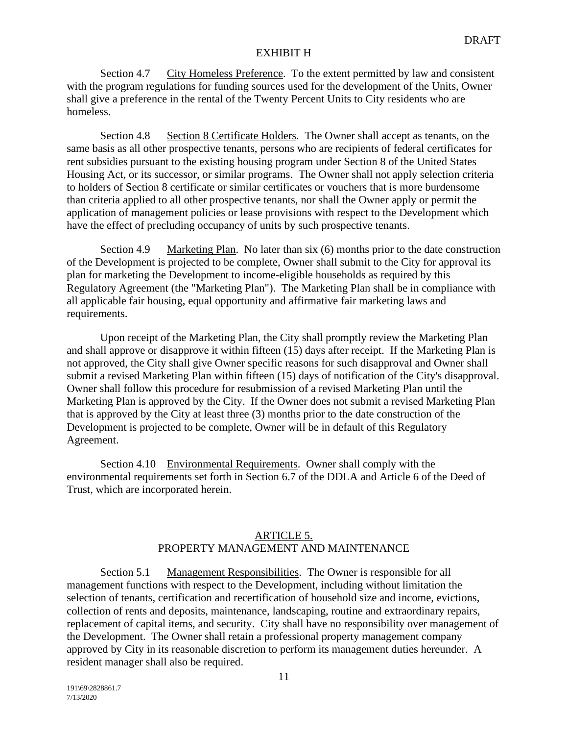EXHIBIT H

Section 4.7 City Homeless Preference. To the extent permitted by law and consistent with the program regulations for funding sources used for the development of the Units, Owner shall give a preference in the rental of the Twenty Percent Units to City residents who are homeless.

Section 4.8 Section 8 Certificate Holders. The Owner shall accept as tenants, on the same basis as all other prospective tenants, persons who are recipients of federal certificates for rent subsidies pursuant to the existing housing program under Section 8 of the United States Housing Act, or its successor, or similar programs. The Owner shall not apply selection criteria to holders of Section 8 certificate or similar certificates or vouchers that is more burdensome than criteria applied to all other prospective tenants, nor shall the Owner apply or permit the application of management policies or lease provisions with respect to the Development which have the effect of precluding occupancy of units by such prospective tenants.

Section 4.9 Marketing Plan. No later than six (6) months prior to the date construction of the Development is projected to be complete, Owner shall submit to the City for approval its plan for marketing the Development to income-eligible households as required by this Regulatory Agreement (the "Marketing Plan"). The Marketing Plan shall be in compliance with all applicable fair housing, equal opportunity and affirmative fair marketing laws and requirements.

Upon receipt of the Marketing Plan, the City shall promptly review the Marketing Plan and shall approve or disapprove it within fifteen (15) days after receipt. If the Marketing Plan is not approved, the City shall give Owner specific reasons for such disapproval and Owner shall submit a revised Marketing Plan within fifteen (15) days of notification of the City's disapproval. Owner shall follow this procedure for resubmission of a revised Marketing Plan until the Marketing Plan is approved by the City. If the Owner does not submit a revised Marketing Plan that is approved by the City at least three (3) months prior to the date construction of the Development is projected to be complete, Owner will be in default of this Regulatory Agreement.

Section 4.10 Environmental Requirements. Owner shall comply with the environmental requirements set forth in Section 6.7 of the DDLA and Article 6 of the Deed of Trust, which are incorporated herein.

## ARTICLE 5.
## PROPERTY MANAGEMENT AND MAINTENANCE

Section 5.1 Management Responsibilities. The Owner is responsible for all management functions with respect to the Development, including without limitation the selection of tenants, certification and recertification of household size and income, evictions, collection of rents and deposits, maintenance, landscaping, routine and extraordinary repairs, replacement of capital items, and security. City shall have no responsibility over management of the Development. The Owner shall retain a professional property management company approved by City in its reasonable discretion to perform its management duties hereunder. A resident manager shall also be required.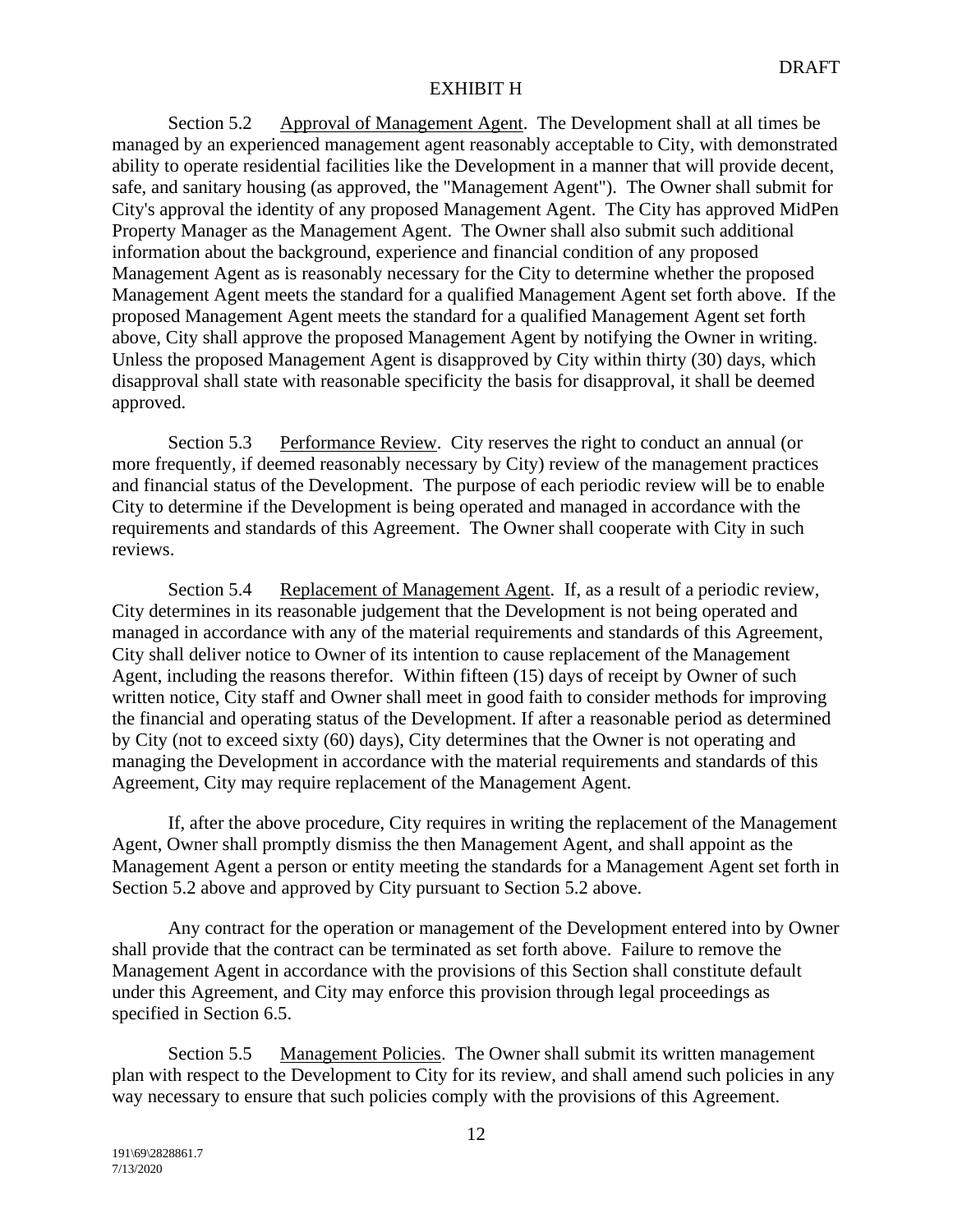DRAFT

EXHIBIT H

Section 5.2 Approval of Management Agent. The Development shall at all times be managed by an experienced management agent reasonably acceptable to City, with demonstrated ability to operate residential facilities like the Development in a manner that will provide decent, safe, and sanitary housing (as approved, the "Management Agent"). The Owner shall submit for City's approval the identity of any proposed Management Agent. The City has approved MidPen Property Manager as the Management Agent. The Owner shall also submit such additional information about the background, experience and financial condition of any proposed Management Agent as is reasonably necessary for the City to determine whether the proposed Management Agent meets the standard for a qualified Management Agent set forth above. If the proposed Management Agent meets the standard for a qualified Management Agent set forth above, City shall approve the proposed Management Agent by notifying the Owner in writing. Unless the proposed Management Agent is disapproved by City within thirty (30) days, which disapproval shall state with reasonable specificity the basis for disapproval, it shall be deemed approved.

Section 5.3 Performance Review. City reserves the right to conduct an annual (or more frequently, if deemed reasonably necessary by City) review of the management practices and financial status of the Development. The purpose of each periodic review will be to enable City to determine if the Development is being operated and managed in accordance with the requirements and standards of this Agreement. The Owner shall cooperate with City in such reviews.

Section 5.4 Replacement of Management Agent. If, as a result of a periodic review, City determines in its reasonable judgement that the Development is not being operated and managed in accordance with any of the material requirements and standards of this Agreement, City shall deliver notice to Owner of its intention to cause replacement of the Management Agent, including the reasons therefor. Within fifteen (15) days of receipt by Owner of such written notice, City staff and Owner shall meet in good faith to consider methods for improving the financial and operating status of the Development. If after a reasonable period as determined by City (not to exceed sixty (60) days), City determines that the Owner is not operating and managing the Development in accordance with the material requirements and standards of this Agreement, City may require replacement of the Management Agent.

If, after the above procedure, City requires in writing the replacement of the Management Agent, Owner shall promptly dismiss the then Management Agent, and shall appoint as the Management Agent a person or entity meeting the standards for a Management Agent set forth in Section 5.2 above and approved by City pursuant to Section 5.2 above.

Any contract for the operation or management of the Development entered into by Owner shall provide that the contract can be terminated as set forth above. Failure to remove the Management Agent in accordance with the provisions of this Section shall constitute default under this Agreement, and City may enforce this provision through legal proceedings as specified in Section 6.5.

Section 5.5 Management Policies. The Owner shall submit its written management plan with respect to the Development to City for its review, and shall amend such policies in any way necessary to ensure that such policies comply with the provisions of this Agreement.

191\69\2828861.7
7/13/2020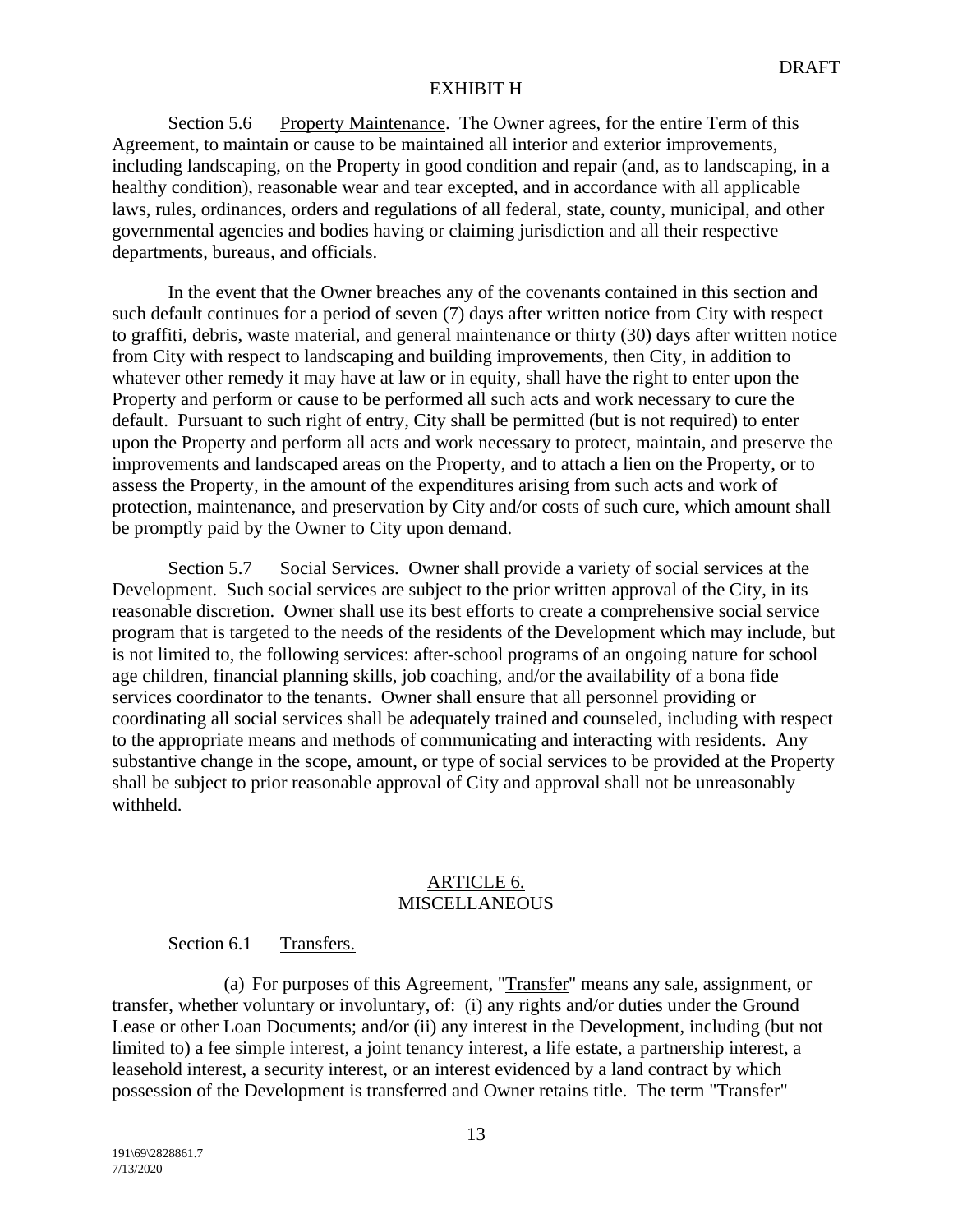EXHIBIT H

Section 5.6 Property Maintenance. The Owner agrees, for the entire Term of this Agreement, to maintain or cause to be maintained all interior and exterior improvements, including landscaping, on the Property in good condition and repair (and, as to landscaping, in a healthy condition), reasonable wear and tear excepted, and in accordance with all applicable laws, rules, ordinances, orders and regulations of all federal, state, county, municipal, and other governmental agencies and bodies having or claiming jurisdiction and all their respective departments, bureaus, and officials.

In the event that the Owner breaches any of the covenants contained in this section and such default continues for a period of seven (7) days after written notice from City with respect to graffiti, debris, waste material, and general maintenance or thirty (30) days after written notice from City with respect to landscaping and building improvements, then City, in addition to whatever other remedy it may have at law or in equity, shall have the right to enter upon the Property and perform or cause to be performed all such acts and work necessary to cure the default. Pursuant to such right of entry, City shall be permitted (but is not required) to enter upon the Property and perform all acts and work necessary to protect, maintain, and preserve the improvements and landscaped areas on the Property, and to attach a lien on the Property, or to assess the Property, in the amount of the expenditures arising from such acts and work of protection, maintenance, and preservation by City and/or costs of such cure, which amount shall be promptly paid by the Owner to City upon demand.

Section 5.7 Social Services. Owner shall provide a variety of social services at the Development. Such social services are subject to the prior written approval of the City, in its reasonable discretion. Owner shall use its best efforts to create a comprehensive social service program that is targeted to the needs of the residents of the Development which may include, but is not limited to, the following services: after-school programs of an ongoing nature for school age children, financial planning skills, job coaching, and/or the availability of a bona fide services coordinator to the tenants. Owner shall ensure that all personnel providing or coordinating all social services shall be adequately trained and counseled, including with respect to the appropriate means and methods of communicating and interacting with residents. Any substantive change in the scope, amount, or type of social services to be provided at the Property shall be subject to prior reasonable approval of City and approval shall not be unreasonably withheld.

## ARTICLE 6.
## MISCELLANEOUS

Section 6.1 Transfers.

(a) For purposes of this Agreement, "Transfer" means any sale, assignment, or transfer, whether voluntary or involuntary, of: (i) any rights and/or duties under the Ground Lease or other Loan Documents; and/or (ii) any interest in the Development, including (but not limited to) a fee simple interest, a joint tenancy interest, a life estate, a partnership interest, a leasehold interest, a security interest, or an interest evidenced by a land contract by which possession of the Development is transferred and Owner retains title. The term "Transfer"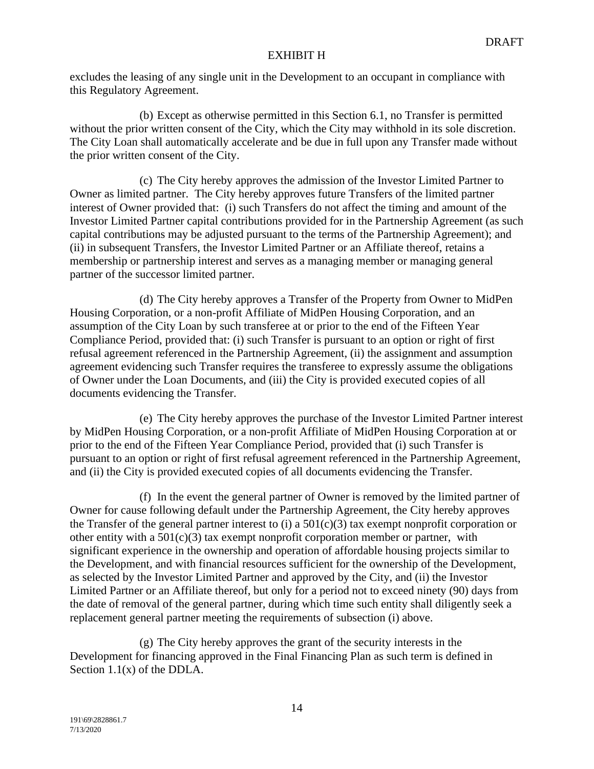excludes the leasing of any single unit in the Development to an occupant in compliance with this Regulatory Agreement.

(b) Except as otherwise permitted in this Section 6.1, no Transfer is permitted without the prior written consent of the City, which the City may withhold in its sole discretion. The City Loan shall automatically accelerate and be due in full upon any Transfer made without the prior written consent of the City.

(c) The City hereby approves the admission of the Investor Limited Partner to Owner as limited partner. The City hereby approves future Transfers of the limited partner interest of Owner provided that: (i) such Transfers do not affect the timing and amount of the Investor Limited Partner capital contributions provided for in the Partnership Agreement (as such capital contributions may be adjusted pursuant to the terms of the Partnership Agreement); and (ii) in subsequent Transfers, the Investor Limited Partner or an Affiliate thereof, retains a membership or partnership interest and serves as a managing member or managing general partner of the successor limited partner.

(d) The City hereby approves a Transfer of the Property from Owner to MidPen Housing Corporation, or a non-profit Affiliate of MidPen Housing Corporation, and an assumption of the City Loan by such transferee at or prior to the end of the Fifteen Year Compliance Period, provided that: (i) such Transfer is pursuant to an option or right of first refusal agreement referenced in the Partnership Agreement, (ii) the assignment and assumption agreement evidencing such Transfer requires the transferee to expressly assume the obligations of Owner under the Loan Documents, and (iii) the City is provided executed copies of all documents evidencing the Transfer.

(e) The City hereby approves the purchase of the Investor Limited Partner interest by MidPen Housing Corporation, or a non-profit Affiliate of MidPen Housing Corporation at or prior to the end of the Fifteen Year Compliance Period, provided that (i) such Transfer is pursuant to an option or right of first refusal agreement referenced in the Partnership Agreement, and (ii) the City is provided executed copies of all documents evidencing the Transfer.

(f) In the event the general partner of Owner is removed by the limited partner of Owner for cause following default under the Partnership Agreement, the City hereby approves the Transfer of the general partner interest to (i) a 501(c)(3) tax exempt nonprofit corporation or other entity with a 501(c)(3) tax exempt nonprofit corporation member or partner, with significant experience in the ownership and operation of affordable housing projects similar to the Development, and with financial resources sufficient for the ownership of the Development, as selected by the Investor Limited Partner and approved by the City, and (ii) the Investor Limited Partner or an Affiliate thereof, but only for a period not to exceed ninety (90) days from the date of removal of the general partner, during which time such entity shall diligently seek a replacement general partner meeting the requirements of subsection (i) above.

(g) The City hereby approves the grant of the security interests in the Development for financing approved in the Final Financing Plan as such term is defined in Section 1.1(x) of the DDLA.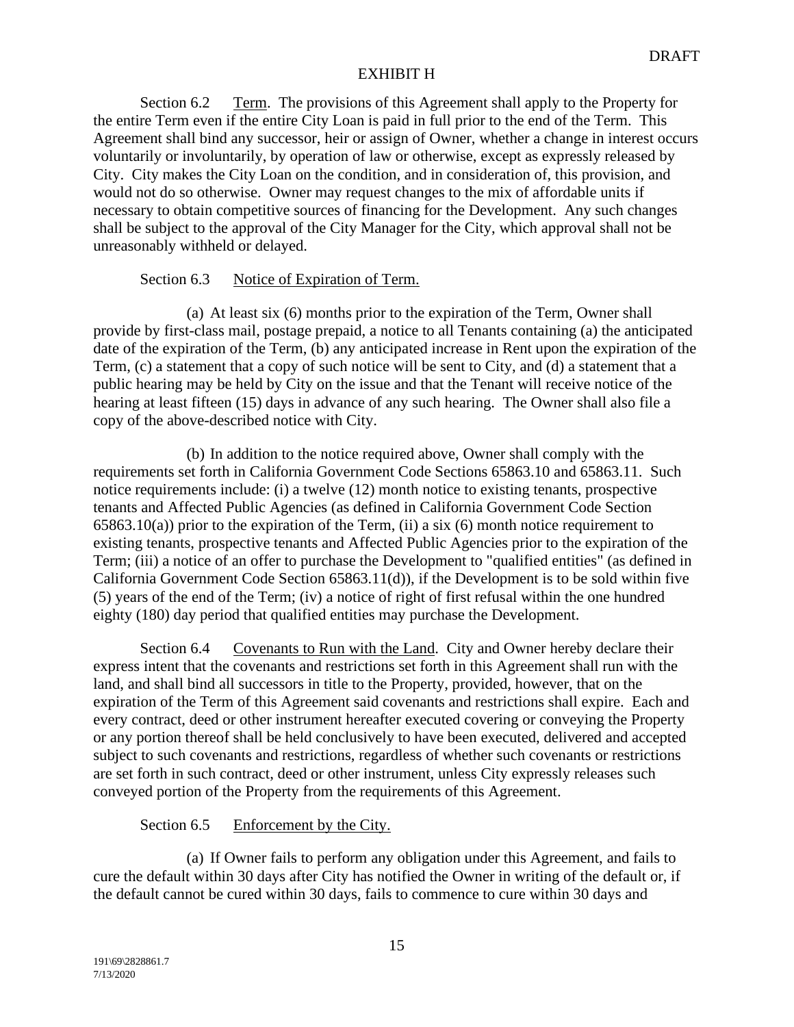EXHIBIT H

Section 6.2 Term. The provisions of this Agreement shall apply to the Property for the entire Term even if the entire City Loan is paid in full prior to the end of the Term. This Agreement shall bind any successor, heir or assign of Owner, whether a change in interest occurs voluntarily or involuntarily, by operation of law or otherwise, except as expressly released by City. City makes the City Loan on the condition, and in consideration of, this provision, and would not do so otherwise. Owner may request changes to the mix of affordable units if necessary to obtain competitive sources of financing for the Development. Any such changes shall be subject to the approval of the City Manager for the City, which approval shall not be unreasonably withheld or delayed.

Section 6.3 Notice of Expiration of Term.

(a) At least six (6) months prior to the expiration of the Term, Owner shall provide by first-class mail, postage prepaid, a notice to all Tenants containing (a) the anticipated date of the expiration of the Term, (b) any anticipated increase in Rent upon the expiration of the Term, (c) a statement that a copy of such notice will be sent to City, and (d) a statement that a public hearing may be held by City on the issue and that the Tenant will receive notice of the hearing at least fifteen (15) days in advance of any such hearing. The Owner shall also file a copy of the above-described notice with City.

(b) In addition to the notice required above, Owner shall comply with the requirements set forth in California Government Code Sections 65863.10 and 65863.11. Such notice requirements include: (i) a twelve (12) month notice to existing tenants, prospective tenants and Affected Public Agencies (as defined in California Government Code Section 65863.10(a)) prior to the expiration of the Term, (ii) a six (6) month notice requirement to existing tenants, prospective tenants and Affected Public Agencies prior to the expiration of the Term; (iii) a notice of an offer to purchase the Development to "qualified entities" (as defined in California Government Code Section 65863.11(d)), if the Development is to be sold within five (5) years of the end of the Term; (iv) a notice of right of first refusal within the one hundred eighty (180) day period that qualified entities may purchase the Development.

Section 6.4 Covenants to Run with the Land. City and Owner hereby declare their express intent that the covenants and restrictions set forth in this Agreement shall run with the land, and shall bind all successors in title to the Property, provided, however, that on the expiration of the Term of this Agreement said covenants and restrictions shall expire. Each and every contract, deed or other instrument hereafter executed covering or conveying the Property or any portion thereof shall be held conclusively to have been executed, delivered and accepted subject to such covenants and restrictions, regardless of whether such covenants or restrictions are set forth in such contract, deed or other instrument, unless City expressly releases such conveyed portion of the Property from the requirements of this Agreement.

Section 6.5 Enforcement by the City.

(a) If Owner fails to perform any obligation under this Agreement, and fails to cure the default within 30 days after City has notified the Owner in writing of the default or, if the default cannot be cured within 30 days, fails to commence to cure within 30 days and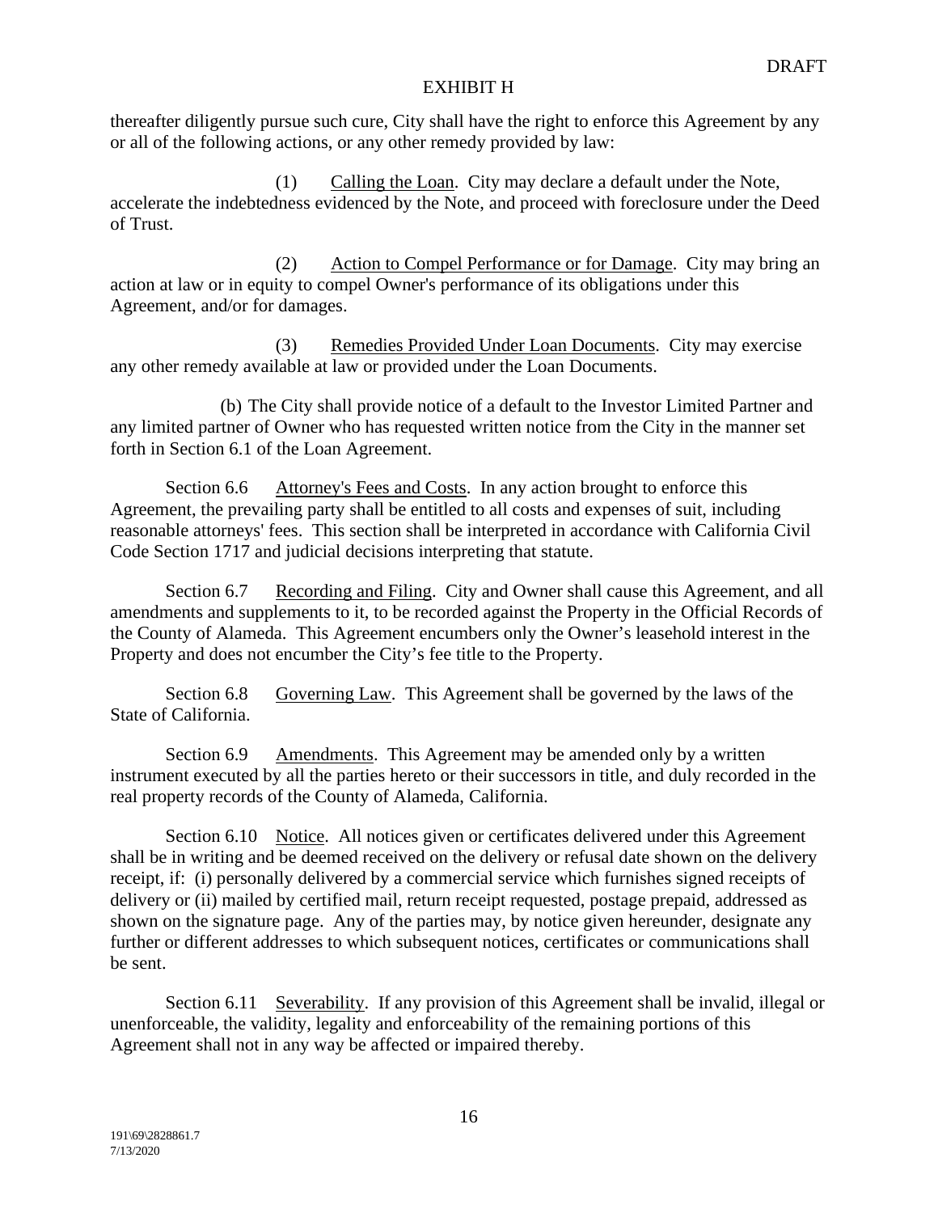thereafter diligently pursue such cure, City shall have the right to enforce this Agreement by any or all of the following actions, or any other remedy provided by law:

(1) Calling the Loan. City may declare a default under the Note, accelerate the indebtedness evidenced by the Note, and proceed with foreclosure under the Deed of Trust.

(2) Action to Compel Performance or for Damage. City may bring an action at law or in equity to compel Owner's performance of its obligations under this Agreement, and/or for damages.

(3) Remedies Provided Under Loan Documents. City may exercise any other remedy available at law or provided under the Loan Documents.

(b) The City shall provide notice of a default to the Investor Limited Partner and any limited partner of Owner who has requested written notice from the City in the manner set forth in Section 6.1 of the Loan Agreement.

Section 6.6 Attorney's Fees and Costs. In any action brought to enforce this Agreement, the prevailing party shall be entitled to all costs and expenses of suit, including reasonable attorneys' fees. This section shall be interpreted in accordance with California Civil Code Section 1717 and judicial decisions interpreting that statute.

Section 6.7 Recording and Filing. City and Owner shall cause this Agreement, and all amendments and supplements to it, to be recorded against the Property in the Official Records of the County of Alameda. This Agreement encumbers only the Owner's leasehold interest in the Property and does not encumber the City's fee title to the Property.

Section 6.8 Governing Law. This Agreement shall be governed by the laws of the State of California.

Section 6.9 Amendments. This Agreement may be amended only by a written instrument executed by all the parties hereto or their successors in title, and duly recorded in the real property records of the County of Alameda, California.

Section 6.10 Notice. All notices given or certificates delivered under this Agreement shall be in writing and be deemed received on the delivery or refusal date shown on the delivery receipt, if: (i) personally delivered by a commercial service which furnishes signed receipts of delivery or (ii) mailed by certified mail, return receipt requested, postage prepaid, addressed as shown on the signature page. Any of the parties may, by notice given hereunder, designate any further or different addresses to which subsequent notices, certificates or communications shall be sent.

Section 6.11 Severability. If any provision of this Agreement shall be invalid, illegal or unenforceable, the validity, legality and enforceability of the remaining portions of this Agreement shall not in any way be affected or impaired thereby.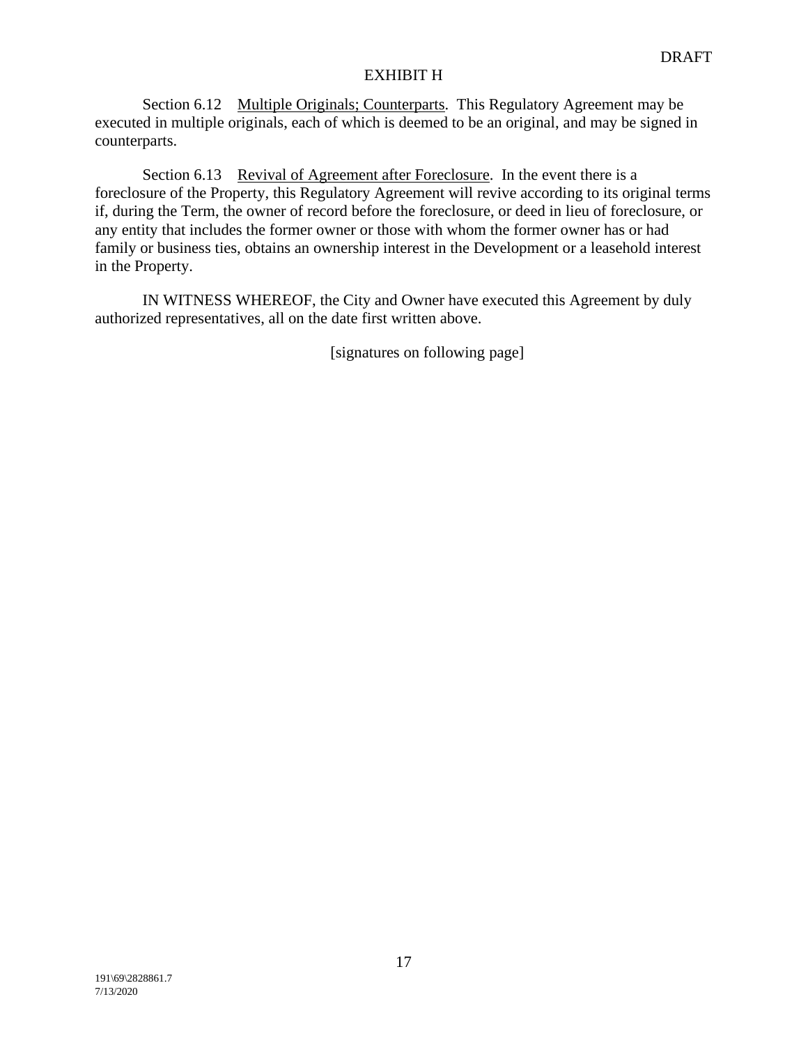DRAFT

EXHIBIT H

Section 6.12 Multiple Originals; Counterparts. This Regulatory Agreement may be executed in multiple originals, each of which is deemed to be an original, and may be signed in counterparts.

Section 6.13 Revival of Agreement after Foreclosure. In the event there is a foreclosure of the Property, this Regulatory Agreement will revive according to its original terms if, during the Term, the owner of record before the foreclosure, or deed in lieu of foreclosure, or any entity that includes the former owner or those with whom the former owner has or had family or business ties, obtains an ownership interest in the Development or a leasehold interest in the Property.

IN WITNESS WHEREOF, the City and Owner have executed this Agreement by duly authorized representatives, all on the date first written above.

[signatures on following page]

191\69\2828861.7
7/13/2020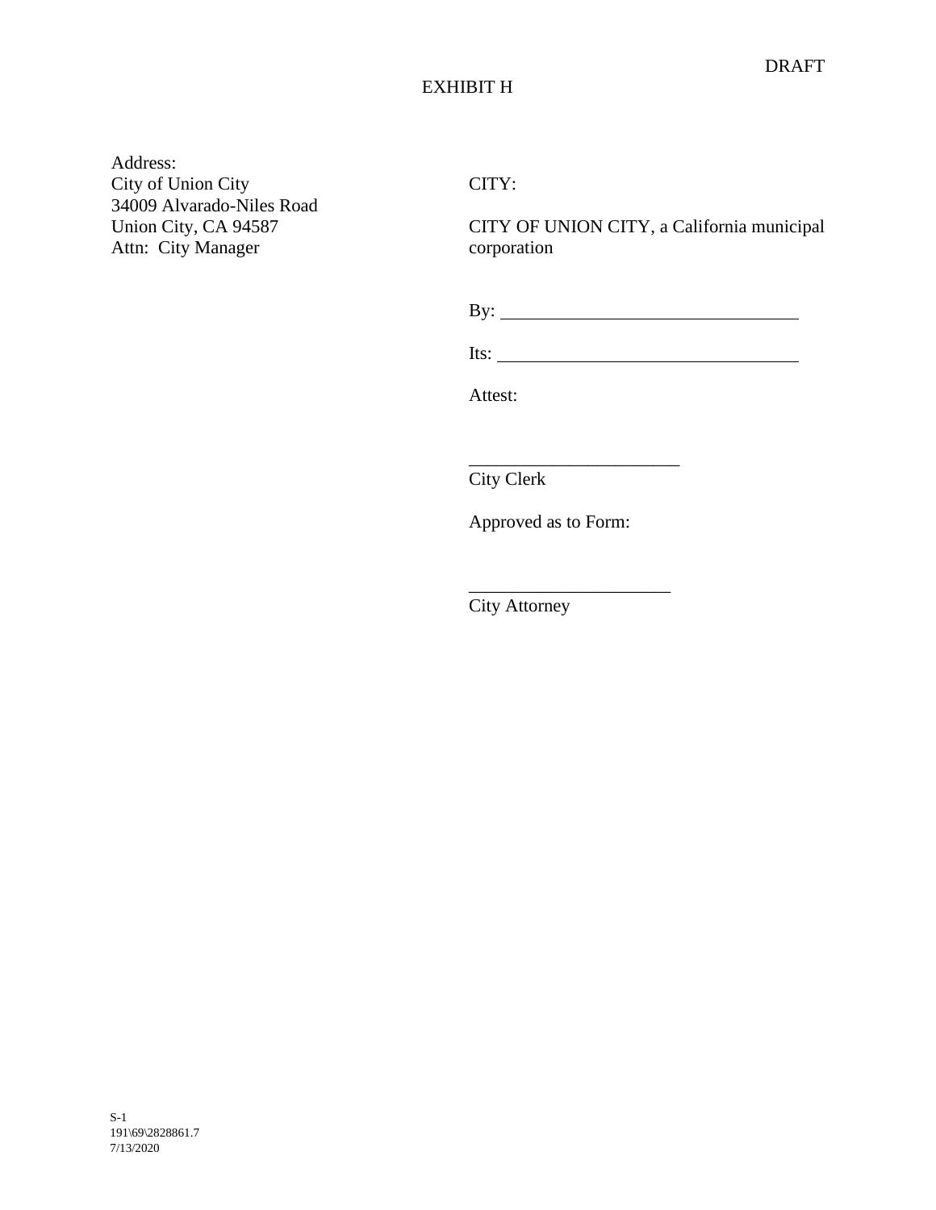DRAFT

EXHIBIT H

Address:
City of Union City
34009 Alvarado-Niles Road
Union City, CA 94587
Attn: City Manager

CITY:

CITY OF UNION CITY, a California municipal corporation

By: ___________________________________

Its: ___________________________________

Attest:

________________________
City Clerk

Approved as to Form:

______________________
City Attorney

S-1
191\69\2828861.7
7/13/2020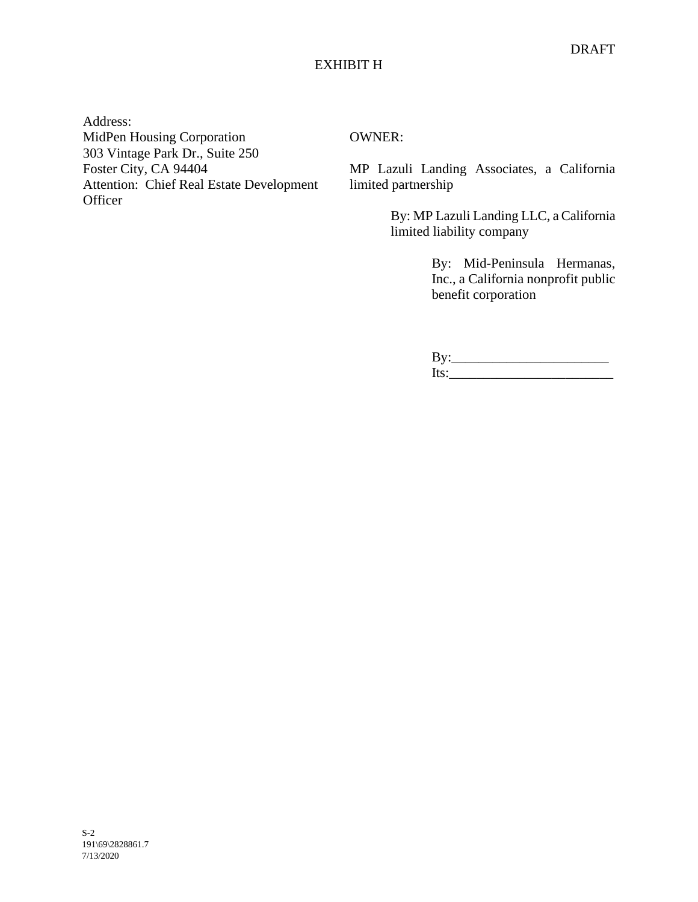DRAFT

EXHIBIT H

Address:
MidPen Housing Corporation
303 Vintage Park Dr., Suite 250
Foster City, CA 94404
Attention: Chief Real Estate Development Officer

OWNER:

MP Lazuli Landing Associates, a California limited partnership

By: MP Lazuli Landing LLC, a California limited liability company

By: Mid-Peninsula Hermanas, Inc., a California nonprofit public benefit corporation

By:_______________________
Its:_______________________

S-2
191\69\2828861.7
7/13/2020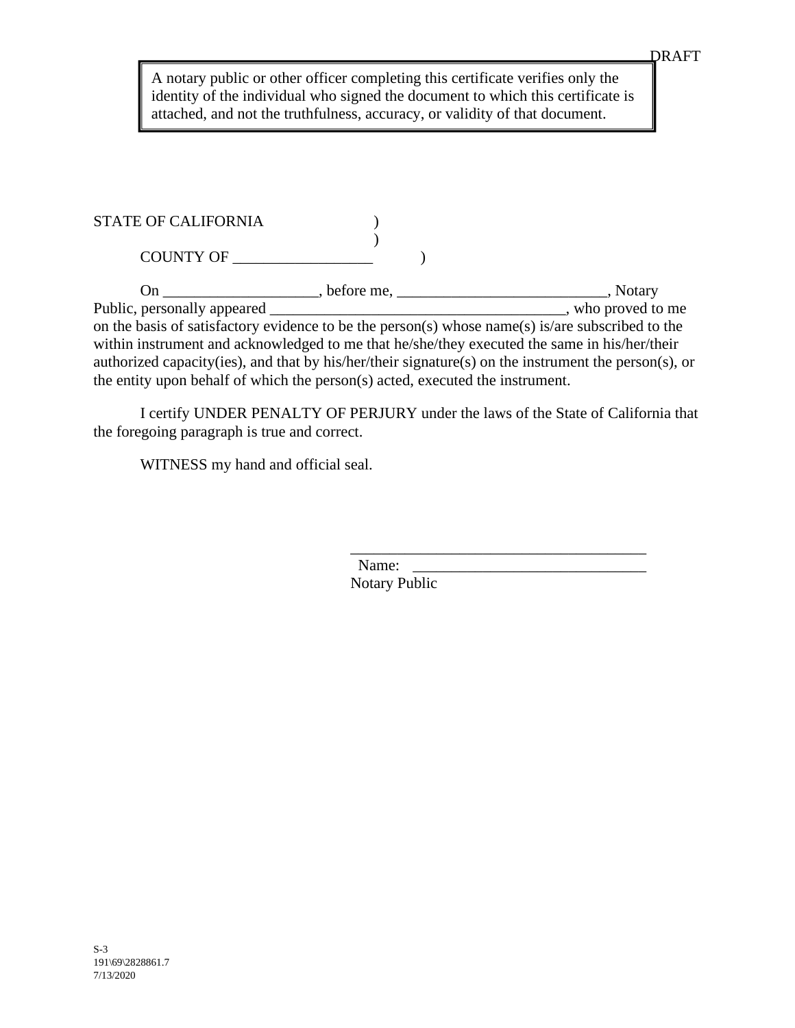DRAFT

> A notary public or other officer completing this certificate verifies only the identity of the individual who signed the document to which this certificate is attached, and not the truthfulness, accuracy, or validity of that document.

STATE OF CALIFORNIA )
)
COUNTY OF __________________ )

On ____________________, before me, ___________________________, Notary Public, personally appeared _______________________________________, who proved to me on the basis of satisfactory evidence to be the person(s) whose name(s) is/are subscribed to the within instrument and acknowledged to me that he/she/they executed the same in his/her/their authorized capacity(ies), and that by his/her/their signature(s) on the instrument the person(s), or the entity upon behalf of which the person(s) acted, executed the instrument.

I certify UNDER PENALTY OF PERJURY under the laws of the State of California that the foregoing paragraph is true and correct.

WITNESS my hand and official seal.

_______________________________________
Name: ______________________________
Notary Public

S-3
191\69\2828861.7
7/13/2020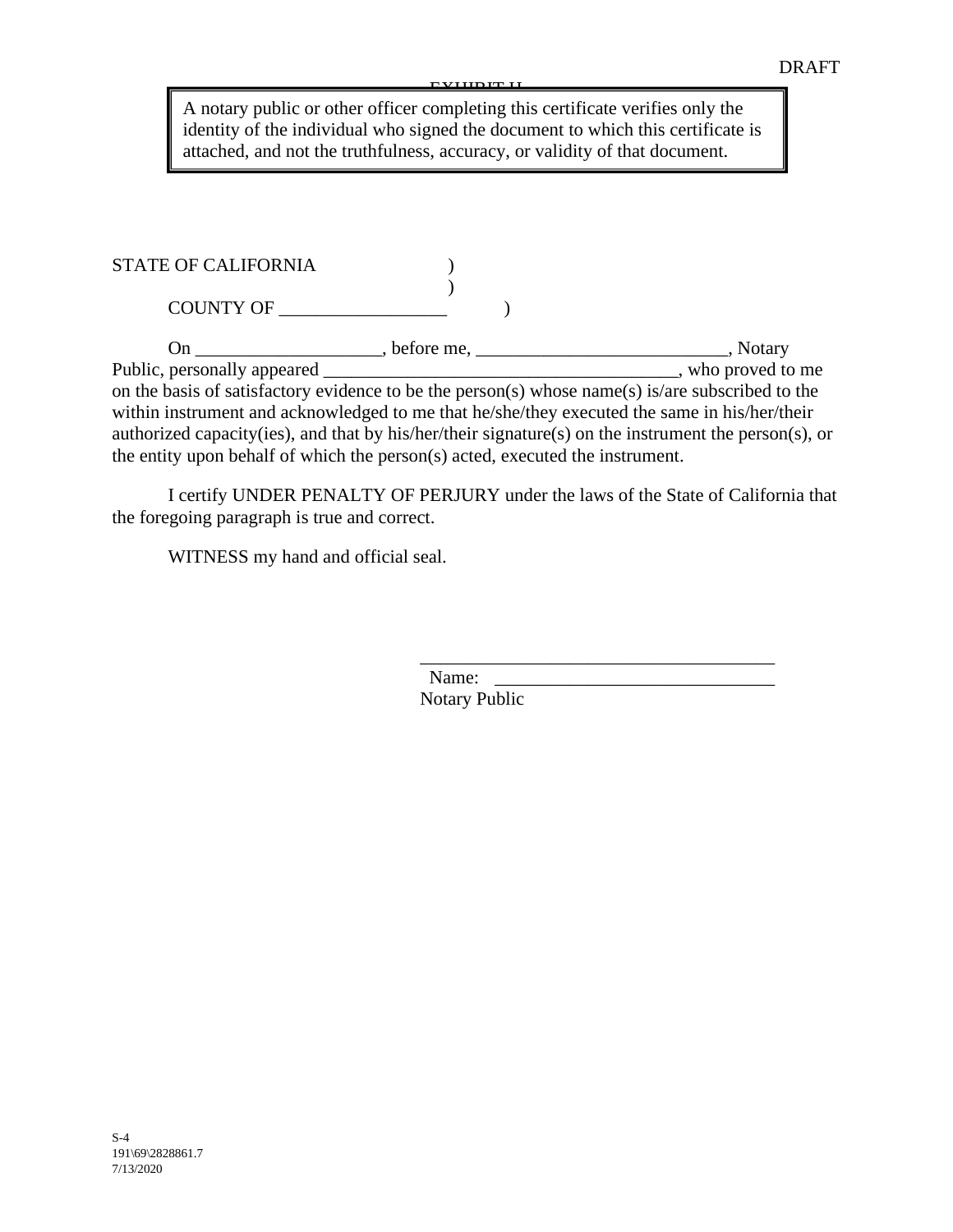DRAFT

EXHIBIT H

> A notary public or other officer completing this certificate verifies only the identity of the individual who signed the document to which this certificate is attached, and not the truthfulness, accuracy, or validity of that document.

STATE OF CALIFORNIA )
)
COUNTY OF __________________ )

On ____________________, before me, ___________________________, Notary Public, personally appeared _______________________________________, who proved to me on the basis of satisfactory evidence to be the person(s) whose name(s) is/are subscribed to the within instrument and acknowledged to me that he/she/they executed the same in his/her/their authorized capacity(ies), and that by his/her/their signature(s) on the instrument the person(s), or the entity upon behalf of which the person(s) acted, executed the instrument.

I certify UNDER PENALTY OF PERJURY under the laws of the State of California that the foregoing paragraph is true and correct.

WITNESS my hand and official seal.

_______________________________________
Name: ______________________________
Notary Public

S-4
191\69\2828861.7
7/13/2020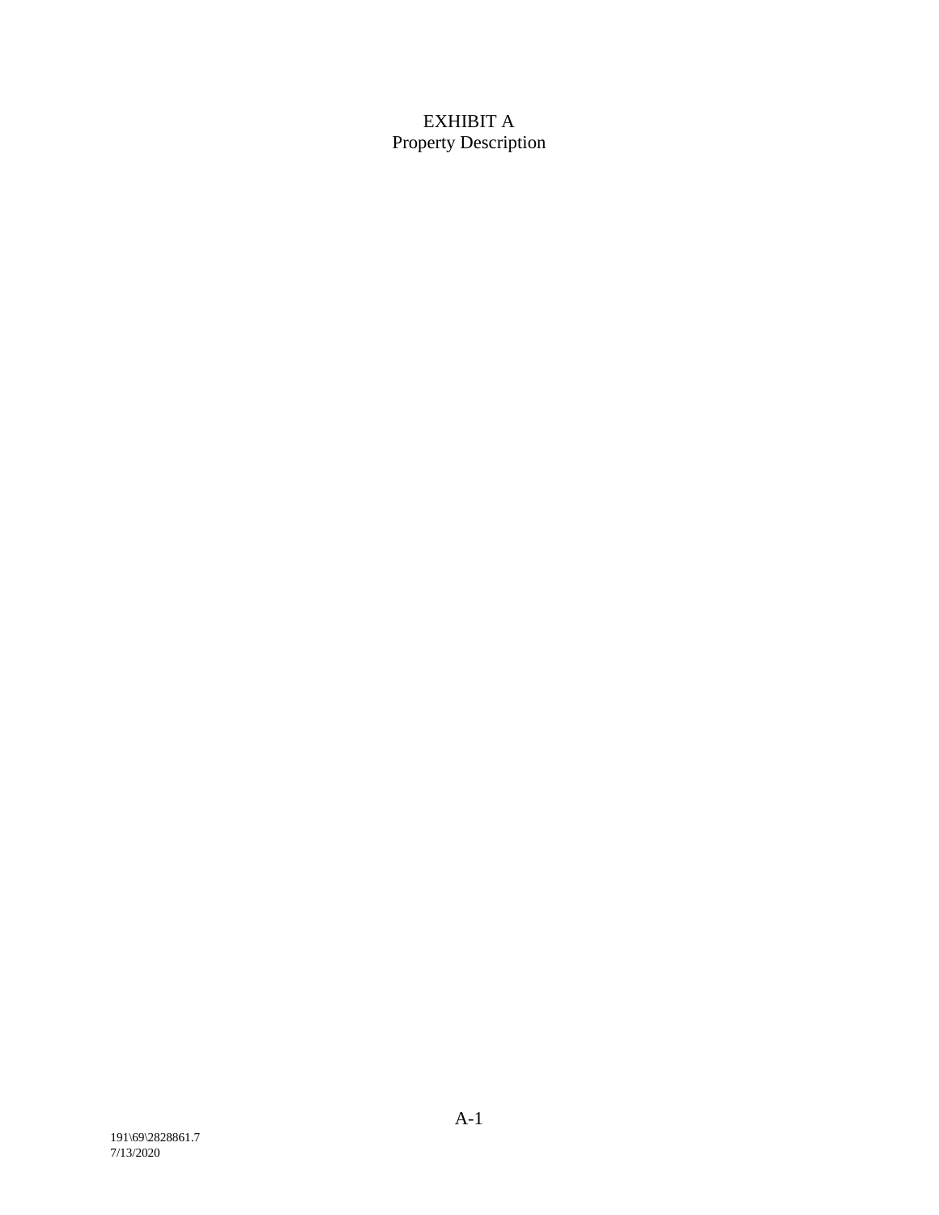# EXHIBIT A
## Property Description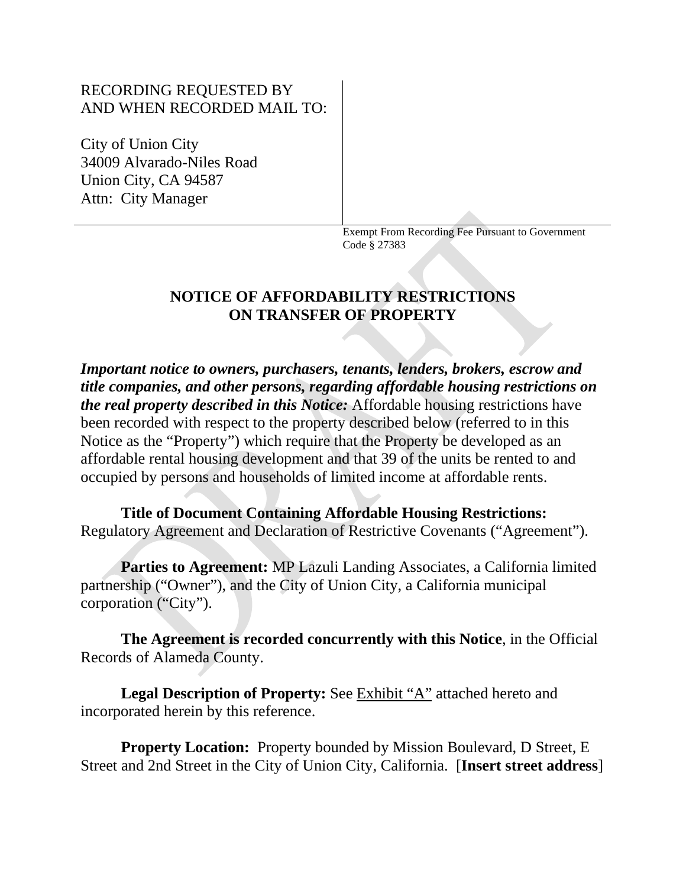RECORDING REQUESTED BY
AND WHEN RECORDED MAIL TO:

City of Union City
34009 Alvarado-Niles Road
Union City, CA 94587
Attn: City Manager

Exempt From Recording Fee Pursuant to Government Code § 27383

**NOTICE OF AFFORDABILITY RESTRICTIONS
ON TRANSFER OF PROPERTY**

***Important notice to owners, purchasers, tenants, lenders, brokers, escrow and title companies, and other persons, regarding affordable housing restrictions on the real property described in this Notice:*** Affordable housing restrictions have been recorded with respect to the property described below (referred to in this Notice as the "Property") which require that the Property be developed as an affordable rental housing development and that 39 of the units be rented to and occupied by persons and households of limited income at affordable rents.

**Title of Document Containing Affordable Housing Restrictions:** Regulatory Agreement and Declaration of Restrictive Covenants ("Agreement").

**Parties to Agreement:** MP Lazuli Landing Associates, a California limited partnership ("Owner"), and the City of Union City, a California municipal corporation ("City").

**The Agreement is recorded concurrently with this Notice**, in the Official Records of Alameda County.

**Legal Description of Property:** See Exhibit "A" attached hereto and incorporated herein by this reference.

**Property Location:** Property bounded by Mission Boulevard, D Street, E Street and 2nd Street in the City of Union City, California. [**Insert street address**]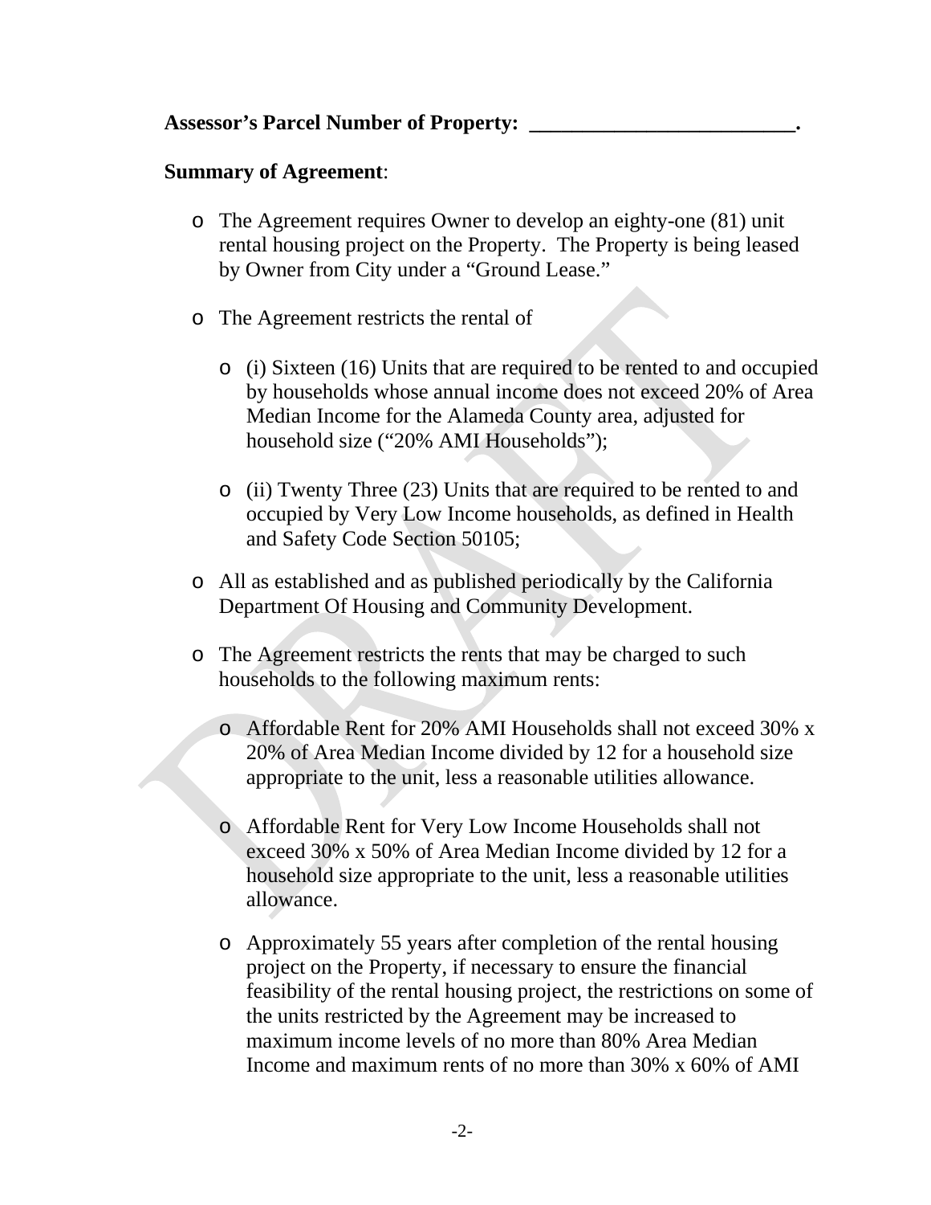**Assessor's Parcel Number of Property: _________________________.**

**Summary of Agreement**:

- The Agreement requires Owner to develop an eighty-one (81) unit rental housing project on the Property. The Property is being leased by Owner from City under a "Ground Lease."

- The Agreement restricts the rental of

    - (i) Sixteen (16) Units that are required to be rented to and occupied by households whose annual income does not exceed 20% of Area Median Income for the Alameda County area, adjusted for household size ("20% AMI Households");

    - (ii) Twenty Three (23) Units that are required to be rented to and occupied by Very Low Income households, as defined in Health and Safety Code Section 50105;

- All as established and as published periodically by the California Department Of Housing and Community Development.

- The Agreement restricts the rents that may be charged to such households to the following maximum rents:

    - Affordable Rent for 20% AMI Households shall not exceed 30% x 20% of Area Median Income divided by 12 for a household size appropriate to the unit, less a reasonable utilities allowance.

    - Affordable Rent for Very Low Income Households shall not exceed 30% x 50% of Area Median Income divided by 12 for a household size appropriate to the unit, less a reasonable utilities allowance.

    - Approximately 55 years after completion of the rental housing project on the Property, if necessary to ensure the financial feasibility of the rental housing project, the restrictions on some of the units restricted by the Agreement may be increased to maximum income levels of no more than 80% Area Median Income and maximum rents of no more than 30% x 60% of AMI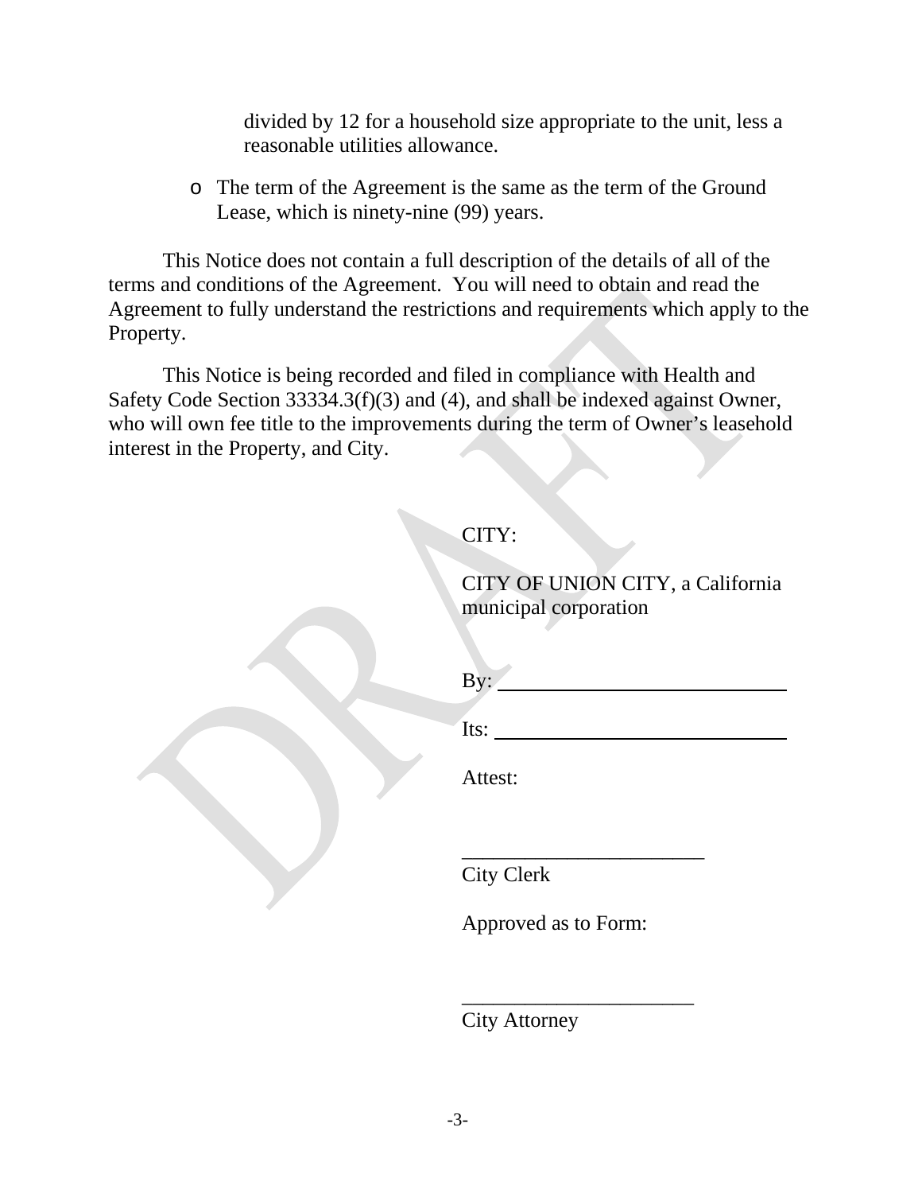divided by 12 for a household size appropriate to the unit, less a reasonable utilities allowance.

- o The term of the Agreement is the same as the term of the Ground Lease, which is ninety-nine (99) years.

This Notice does not contain a full description of the details of all of the terms and conditions of the Agreement. You will need to obtain and read the Agreement to fully understand the restrictions and requirements which apply to the Property.

This Notice is being recorded and filed in compliance with Health and Safety Code Section 33334.3(f)(3) and (4), and shall be indexed against Owner, who will own fee title to the improvements during the term of Owner's leasehold interest in the Property, and City.

CITY:

CITY OF UNION CITY, a California municipal corporation

By: ______________________________

Its: ______________________________

Attest:

________________________
City Clerk

Approved as to Form:

________________________
City Attorney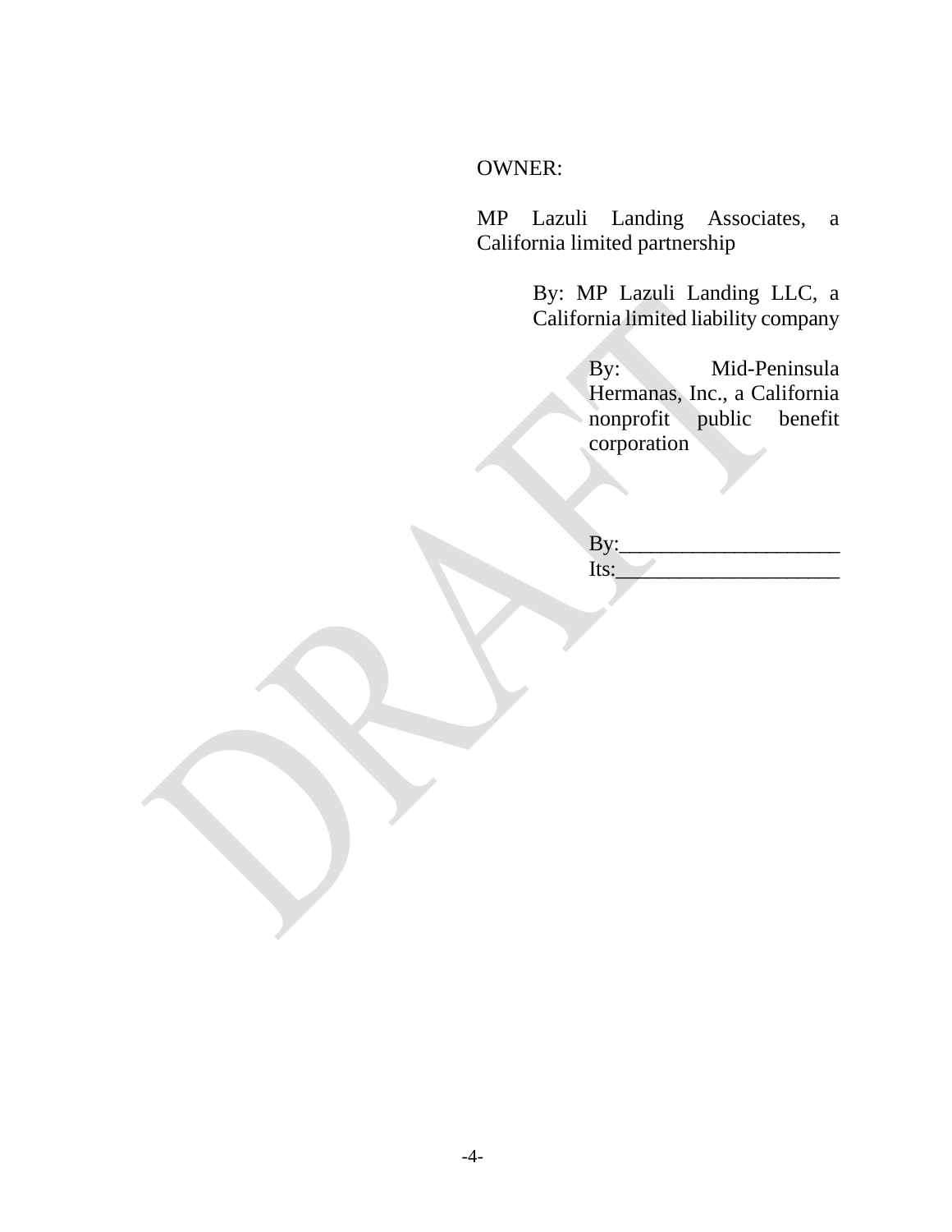OWNER:

MP Lazuli Landing Associates, a California limited partnership

By: MP Lazuli Landing LLC, a California limited liability company

By: Mid-Peninsula Hermanas, Inc., a California nonprofit public benefit corporation

By:____________________

Its:____________________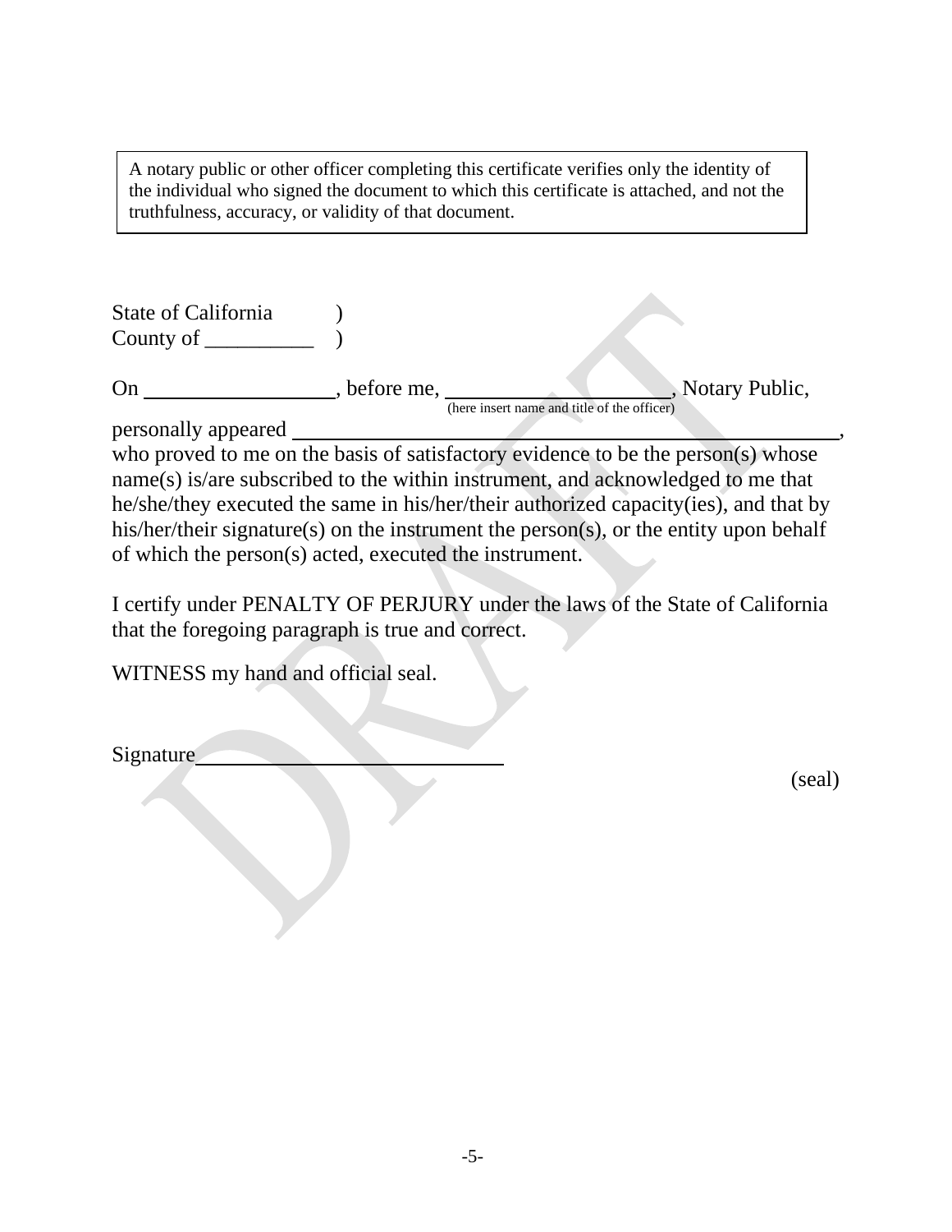A notary public or other officer completing this certificate verifies only the identity of the individual who signed the document to which this certificate is attached, and not the truthfulness, accuracy, or validity of that document.

State of California )
County of __________ )

On __________________, before me, ____________________, Notary Public,
(here insert name and title of the officer)

personally appeared ______________________________________________,
who proved to me on the basis of satisfactory evidence to be the person(s) whose name(s) is/are subscribed to the within instrument, and acknowledged to me that he/she/they executed the same in his/her/their authorized capacity(ies), and that by his/her/their signature(s) on the instrument the person(s), or the entity upon behalf of which the person(s) acted, executed the instrument.

I certify under PENALTY OF PERJURY under the laws of the State of California that the foregoing paragraph is true and correct.

WITNESS my hand and official seal.

Signature ____________________________

(seal)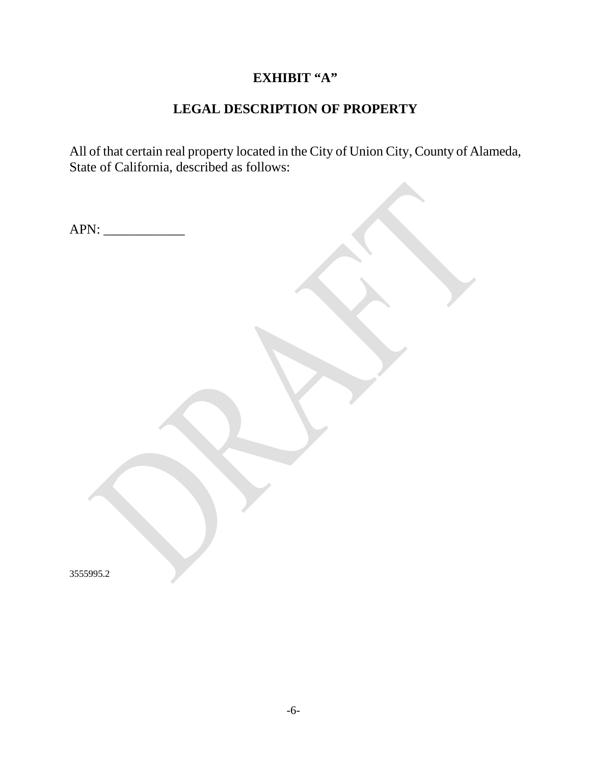# EXHIBIT "A"

## LEGAL DESCRIPTION OF PROPERTY

All of that certain real property located in the City of Union City, County of Alameda, State of California, described as follows:

APN: ____________

3555995.2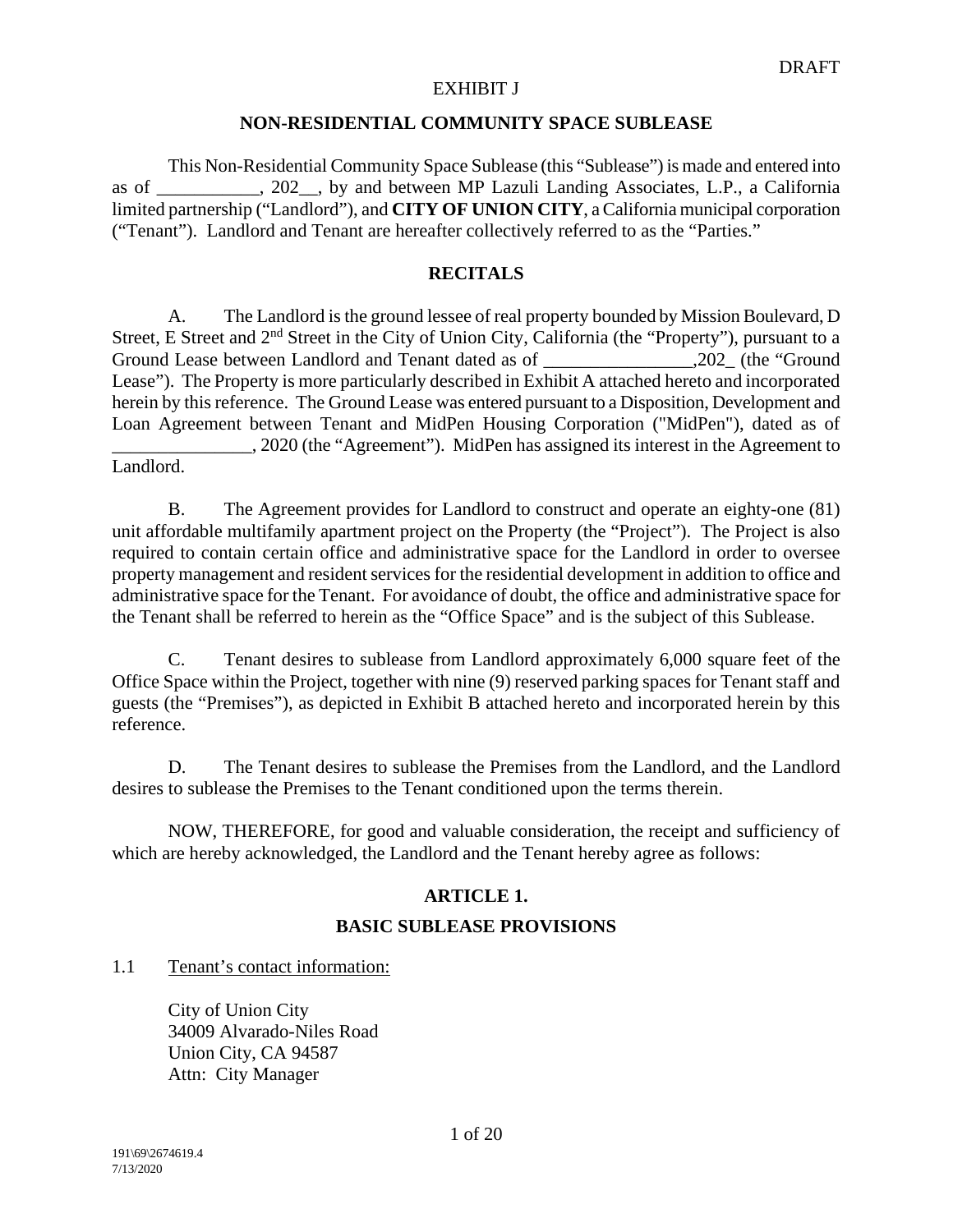DRAFT

EXHIBIT J

**NON-RESIDENTIAL COMMUNITY SPACE SUBLEASE**

This Non-Residential Community Space Sublease (this "Sublease") is made and entered into as of ___________, 202__, by and between MP Lazuli Landing Associates, L.P., a California limited partnership ("Landlord"), and **CITY OF UNION CITY**, a California municipal corporation ("Tenant"). Landlord and Tenant are hereafter collectively referred to as the "Parties."

**RECITALS**

A. The Landlord is the ground lessee of real property bounded by Mission Boulevard, D Street, E Street and 2nd Street in the City of Union City, California (the "Property"), pursuant to a Ground Lease between Landlord and Tenant dated as of ________________,202_ (the "Ground Lease"). The Property is more particularly described in Exhibit A attached hereto and incorporated herein by this reference. The Ground Lease was entered pursuant to a Disposition, Development and Loan Agreement between Tenant and MidPen Housing Corporation ("MidPen"), dated as of _______________, 2020 (the "Agreement"). MidPen has assigned its interest in the Agreement to Landlord.

B. The Agreement provides for Landlord to construct and operate an eighty-one (81) unit affordable multifamily apartment project on the Property (the "Project"). The Project is also required to contain certain office and administrative space for the Landlord in order to oversee property management and resident services for the residential development in addition to office and administrative space for the Tenant. For avoidance of doubt, the office and administrative space for the Tenant shall be referred to herein as the "Office Space" and is the subject of this Sublease.

C. Tenant desires to sublease from Landlord approximately 6,000 square feet of the Office Space within the Project, together with nine (9) reserved parking spaces for Tenant staff and guests (the "Premises"), as depicted in Exhibit B attached hereto and incorporated herein by this reference.

D. The Tenant desires to sublease the Premises from the Landlord, and the Landlord desires to sublease the Premises to the Tenant conditioned upon the terms therein.

NOW, THEREFORE, for good and valuable consideration, the receipt and sufficiency of which are hereby acknowledged, the Landlord and the Tenant hereby agree as follows:

**ARTICLE 1.**

**BASIC SUBLEASE PROVISIONS**

1.1 Tenant's contact information:

City of Union City
34009 Alvarado-Niles Road
Union City, CA 94587
Attn: City Manager

191\69\2674619.4
7/13/2020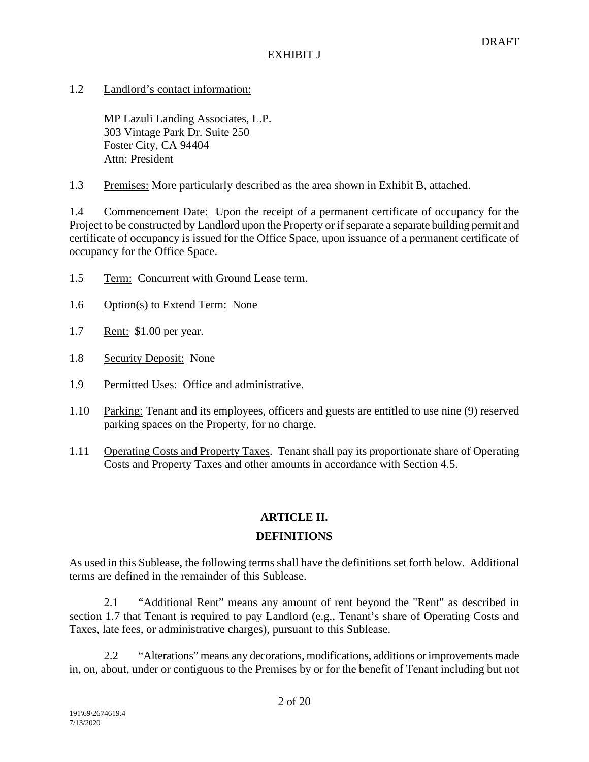DRAFT

EXHIBIT J

1.2 Landlord's contact information:

MP Lazuli Landing Associates, L.P.
303 Vintage Park Dr. Suite 250
Foster City, CA 94404
Attn: President

1.3 Premises: More particularly described as the area shown in Exhibit B, attached.

1.4 Commencement Date: Upon the receipt of a permanent certificate of occupancy for the Project to be constructed by Landlord upon the Property or if separate a separate building permit and certificate of occupancy is issued for the Office Space, upon issuance of a permanent certificate of occupancy for the Office Space.

1.5 Term: Concurrent with Ground Lease term.

1.6 Option(s) to Extend Term: None

1.7 Rent: $1.00 per year.

1.8 Security Deposit: None

1.9 Permitted Uses: Office and administrative.

1.10 Parking: Tenant and its employees, officers and guests are entitled to use nine (9) reserved parking spaces on the Property, for no charge.

1.11 Operating Costs and Property Taxes. Tenant shall pay its proportionate share of Operating Costs and Property Taxes and other amounts in accordance with Section 4.5.

## ARTICLE II.

## DEFINITIONS

As used in this Sublease, the following terms shall have the definitions set forth below. Additional terms are defined in the remainder of this Sublease.

2.1 "Additional Rent" means any amount of rent beyond the "Rent" as described in section 1.7 that Tenant is required to pay Landlord (e.g., Tenant's share of Operating Costs and Taxes, late fees, or administrative charges), pursuant to this Sublease.

2.2 "Alterations" means any decorations, modifications, additions or improvements made in, on, about, under or contiguous to the Premises by or for the benefit of Tenant including but not

191\69\2674619.4
7/13/2020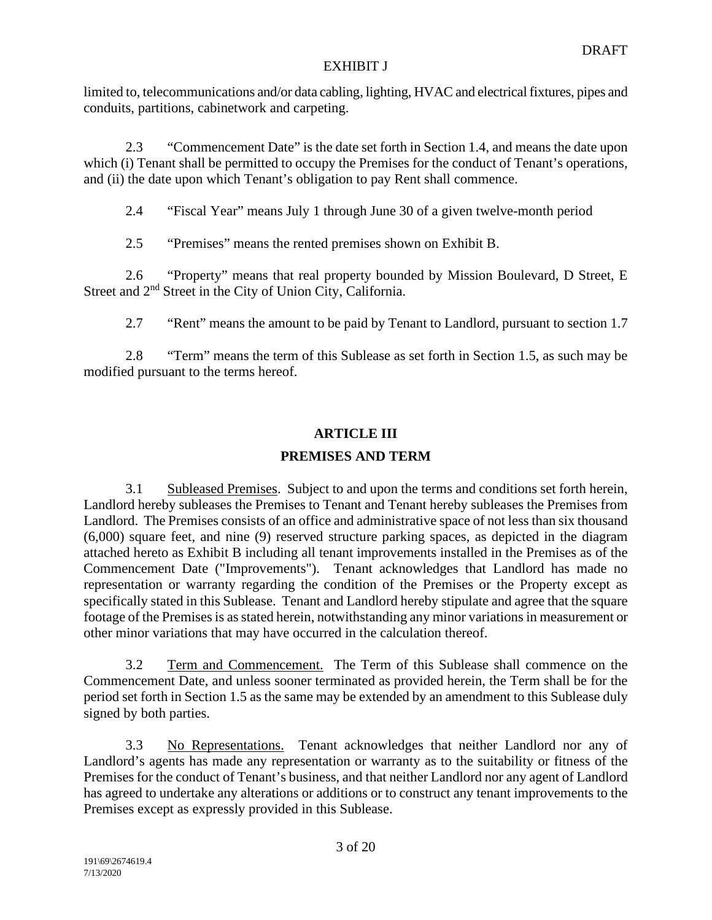limited to, telecommunications and/or data cabling, lighting, HVAC and electrical fixtures, pipes and conduits, partitions, cabinetwork and carpeting.

2.3 "Commencement Date" is the date set forth in Section 1.4, and means the date upon which (i) Tenant shall be permitted to occupy the Premises for the conduct of Tenant's operations, and (ii) the date upon which Tenant's obligation to pay Rent shall commence.

2.4 "Fiscal Year" means July 1 through June 30 of a given twelve-month period

2.5 "Premises" means the rented premises shown on Exhibit B.

2.6 "Property" means that real property bounded by Mission Boulevard, D Street, E Street and 2nd Street in the City of Union City, California.

2.7 "Rent" means the amount to be paid by Tenant to Landlord, pursuant to section 1.7

2.8 "Term" means the term of this Sublease as set forth in Section 1.5, as such may be modified pursuant to the terms hereof.

## ARTICLE III

## PREMISES AND TERM

3.1 Subleased Premises. Subject to and upon the terms and conditions set forth herein, Landlord hereby subleases the Premises to Tenant and Tenant hereby subleases the Premises from Landlord. The Premises consists of an office and administrative space of not less than six thousand (6,000) square feet, and nine (9) reserved structure parking spaces, as depicted in the diagram attached hereto as Exhibit B including all tenant improvements installed in the Premises as of the Commencement Date ("Improvements"). Tenant acknowledges that Landlord has made no representation or warranty regarding the condition of the Premises or the Property except as specifically stated in this Sublease. Tenant and Landlord hereby stipulate and agree that the square footage of the Premises is as stated herein, notwithstanding any minor variations in measurement or other minor variations that may have occurred in the calculation thereof.

3.2 Term and Commencement. The Term of this Sublease shall commence on the Commencement Date, and unless sooner terminated as provided herein, the Term shall be for the period set forth in Section 1.5 as the same may be extended by an amendment to this Sublease duly signed by both parties.

3.3 No Representations. Tenant acknowledges that neither Landlord nor any of Landlord's agents has made any representation or warranty as to the suitability or fitness of the Premises for the conduct of Tenant's business, and that neither Landlord nor any agent of Landlord has agreed to undertake any alterations or additions or to construct any tenant improvements to the Premises except as expressly provided in this Sublease.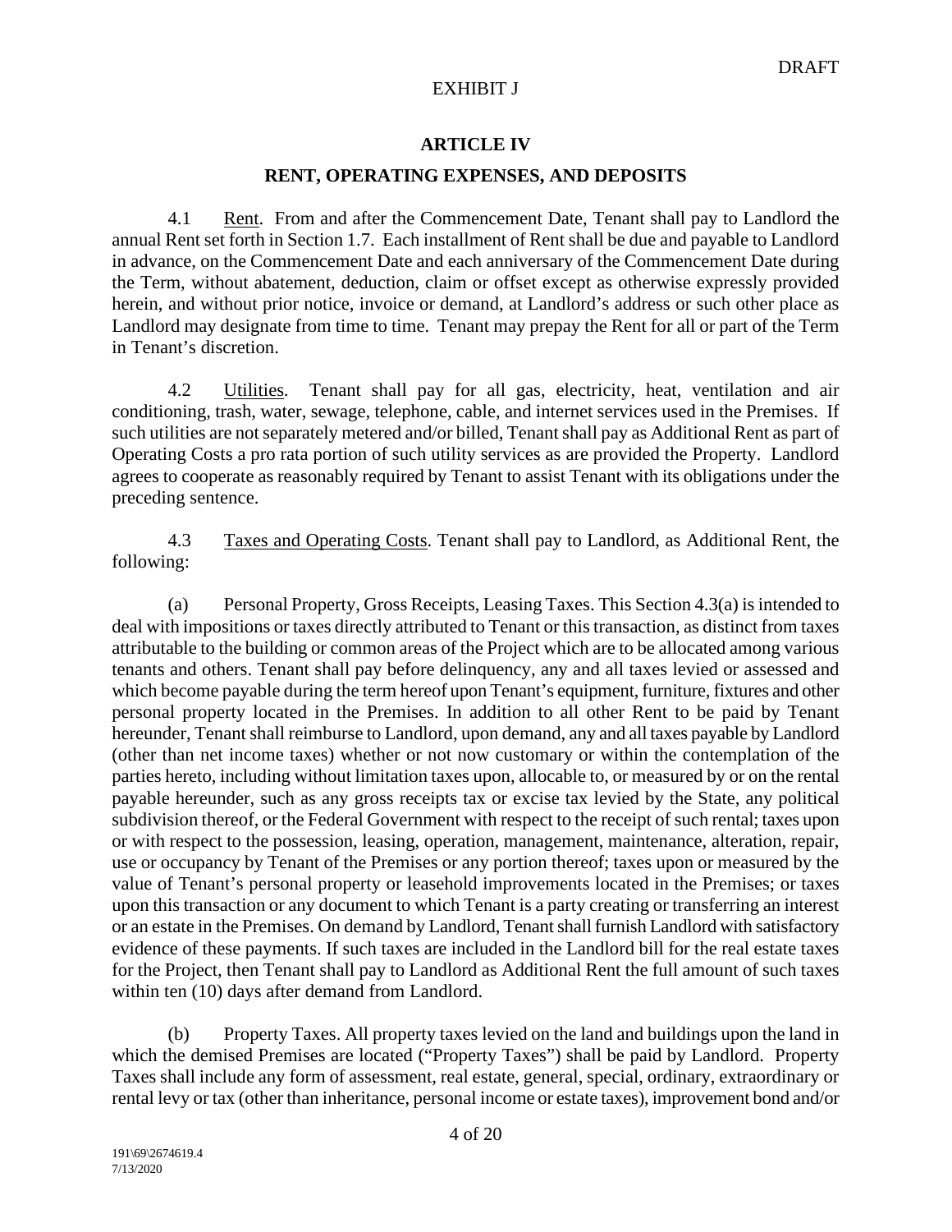DRAFT

EXHIBIT J

## ARTICLE IV

## RENT, OPERATING EXPENSES, AND DEPOSITS

4.1 Rent. From and after the Commencement Date, Tenant shall pay to Landlord the annual Rent set forth in Section 1.7. Each installment of Rent shall be due and payable to Landlord in advance, on the Commencement Date and each anniversary of the Commencement Date during the Term, without abatement, deduction, claim or offset except as otherwise expressly provided herein, and without prior notice, invoice or demand, at Landlord's address or such other place as Landlord may designate from time to time. Tenant may prepay the Rent for all or part of the Term in Tenant's discretion.

4.2 Utilities. Tenant shall pay for all gas, electricity, heat, ventilation and air conditioning, trash, water, sewage, telephone, cable, and internet services used in the Premises. If such utilities are not separately metered and/or billed, Tenant shall pay as Additional Rent as part of Operating Costs a pro rata portion of such utility services as are provided the Property. Landlord agrees to cooperate as reasonably required by Tenant to assist Tenant with its obligations under the preceding sentence.

4.3 Taxes and Operating Costs. Tenant shall pay to Landlord, as Additional Rent, the following:

(a) Personal Property, Gross Receipts, Leasing Taxes. This Section 4.3(a) is intended to deal with impositions or taxes directly attributed to Tenant or this transaction, as distinct from taxes attributable to the building or common areas of the Project which are to be allocated among various tenants and others. Tenant shall pay before delinquency, any and all taxes levied or assessed and which become payable during the term hereof upon Tenant's equipment, furniture, fixtures and other personal property located in the Premises. In addition to all other Rent to be paid by Tenant hereunder, Tenant shall reimburse to Landlord, upon demand, any and all taxes payable by Landlord (other than net income taxes) whether or not now customary or within the contemplation of the parties hereto, including without limitation taxes upon, allocable to, or measured by or on the rental payable hereunder, such as any gross receipts tax or excise tax levied by the State, any political subdivision thereof, or the Federal Government with respect to the receipt of such rental; taxes upon or with respect to the possession, leasing, operation, management, maintenance, alteration, repair, use or occupancy by Tenant of the Premises or any portion thereof; taxes upon or measured by the value of Tenant's personal property or leasehold improvements located in the Premises; or taxes upon this transaction or any document to which Tenant is a party creating or transferring an interest or an estate in the Premises. On demand by Landlord, Tenant shall furnish Landlord with satisfactory evidence of these payments. If such taxes are included in the Landlord bill for the real estate taxes for the Project, then Tenant shall pay to Landlord as Additional Rent the full amount of such taxes within ten (10) days after demand from Landlord.

(b) Property Taxes. All property taxes levied on the land and buildings upon the land in which the demised Premises are located ("Property Taxes") shall be paid by Landlord. Property Taxes shall include any form of assessment, real estate, general, special, ordinary, extraordinary or rental levy or tax (other than inheritance, personal income or estate taxes), improvement bond and/or

191\69\2674619.4
7/13/2020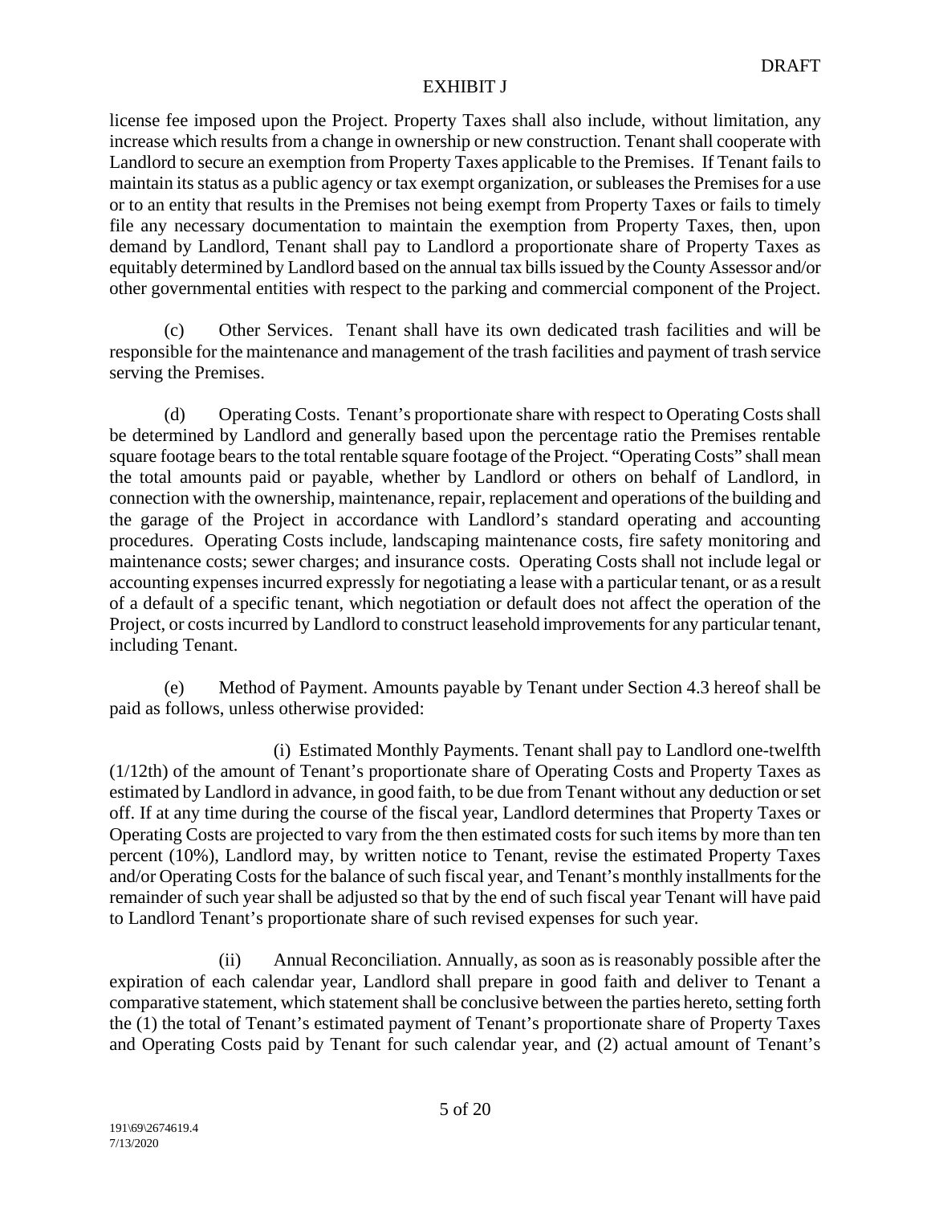license fee imposed upon the Project. Property Taxes shall also include, without limitation, any increase which results from a change in ownership or new construction. Tenant shall cooperate with Landlord to secure an exemption from Property Taxes applicable to the Premises. If Tenant fails to maintain its status as a public agency or tax exempt organization, or subleases the Premises for a use or to an entity that results in the Premises not being exempt from Property Taxes or fails to timely file any necessary documentation to maintain the exemption from Property Taxes, then, upon demand by Landlord, Tenant shall pay to Landlord a proportionate share of Property Taxes as equitably determined by Landlord based on the annual tax bills issued by the County Assessor and/or other governmental entities with respect to the parking and commercial component of the Project.

(c) Other Services. Tenant shall have its own dedicated trash facilities and will be responsible for the maintenance and management of the trash facilities and payment of trash service serving the Premises.

(d) Operating Costs. Tenant's proportionate share with respect to Operating Costs shall be determined by Landlord and generally based upon the percentage ratio the Premises rentable square footage bears to the total rentable square footage of the Project. "Operating Costs" shall mean the total amounts paid or payable, whether by Landlord or others on behalf of Landlord, in connection with the ownership, maintenance, repair, replacement and operations of the building and the garage of the Project in accordance with Landlord's standard operating and accounting procedures. Operating Costs include, landscaping maintenance costs, fire safety monitoring and maintenance costs; sewer charges; and insurance costs. Operating Costs shall not include legal or accounting expenses incurred expressly for negotiating a lease with a particular tenant, or as a result of a default of a specific tenant, which negotiation or default does not affect the operation of the Project, or costs incurred by Landlord to construct leasehold improvements for any particular tenant, including Tenant.

(e) Method of Payment. Amounts payable by Tenant under Section 4.3 hereof shall be paid as follows, unless otherwise provided:

(i) Estimated Monthly Payments. Tenant shall pay to Landlord one-twelfth (1/12th) of the amount of Tenant's proportionate share of Operating Costs and Property Taxes as estimated by Landlord in advance, in good faith, to be due from Tenant without any deduction or set off. If at any time during the course of the fiscal year, Landlord determines that Property Taxes or Operating Costs are projected to vary from the then estimated costs for such items by more than ten percent (10%), Landlord may, by written notice to Tenant, revise the estimated Property Taxes and/or Operating Costs for the balance of such fiscal year, and Tenant's monthly installments for the remainder of such year shall be adjusted so that by the end of such fiscal year Tenant will have paid to Landlord Tenant's proportionate share of such revised expenses for such year.

(ii) Annual Reconciliation. Annually, as soon as is reasonably possible after the expiration of each calendar year, Landlord shall prepare in good faith and deliver to Tenant a comparative statement, which statement shall be conclusive between the parties hereto, setting forth the (1) the total of Tenant's estimated payment of Tenant's proportionate share of Property Taxes and Operating Costs paid by Tenant for such calendar year, and (2) actual amount of Tenant's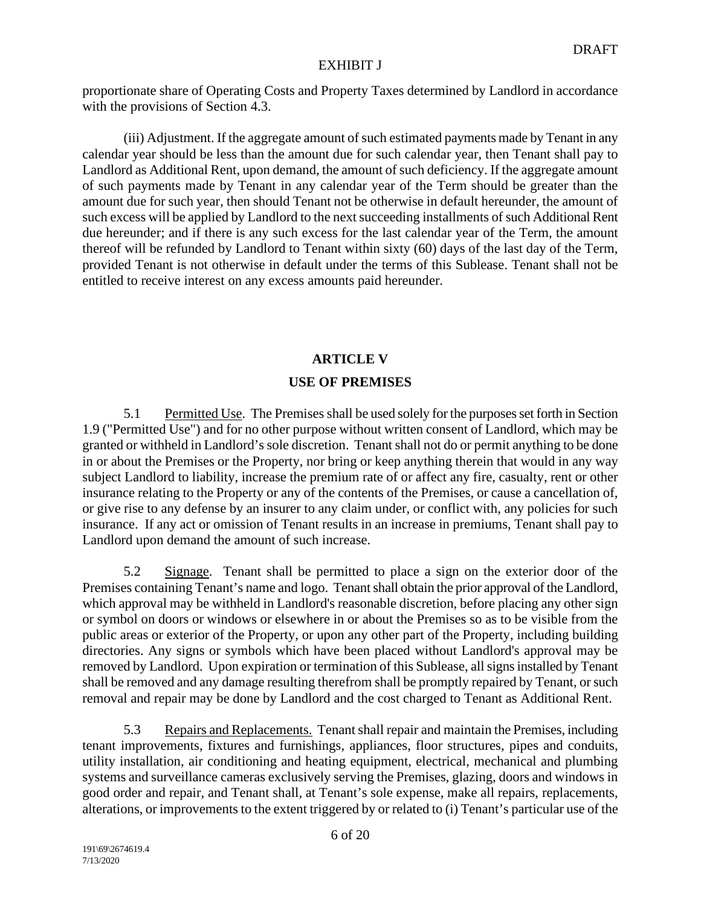proportionate share of Operating Costs and Property Taxes determined by Landlord in accordance with the provisions of Section 4.3.

(iii) Adjustment. If the aggregate amount of such estimated payments made by Tenant in any calendar year should be less than the amount due for such calendar year, then Tenant shall pay to Landlord as Additional Rent, upon demand, the amount of such deficiency. If the aggregate amount of such payments made by Tenant in any calendar year of the Term should be greater than the amount due for such year, then should Tenant not be otherwise in default hereunder, the amount of such excess will be applied by Landlord to the next succeeding installments of such Additional Rent due hereunder; and if there is any such excess for the last calendar year of the Term, the amount thereof will be refunded by Landlord to Tenant within sixty (60) days of the last day of the Term, provided Tenant is not otherwise in default under the terms of this Sublease. Tenant shall not be entitled to receive interest on any excess amounts paid hereunder.

## ARTICLE V

## USE OF PREMISES

5.1 Permitted Use. The Premises shall be used solely for the purposes set forth in Section 1.9 ("Permitted Use") and for no other purpose without written consent of Landlord, which may be granted or withheld in Landlord's sole discretion. Tenant shall not do or permit anything to be done in or about the Premises or the Property, nor bring or keep anything therein that would in any way subject Landlord to liability, increase the premium rate of or affect any fire, casualty, rent or other insurance relating to the Property or any of the contents of the Premises, or cause a cancellation of, or give rise to any defense by an insurer to any claim under, or conflict with, any policies for such insurance. If any act or omission of Tenant results in an increase in premiums, Tenant shall pay to Landlord upon demand the amount of such increase.

5.2 Signage. Tenant shall be permitted to place a sign on the exterior door of the Premises containing Tenant's name and logo. Tenant shall obtain the prior approval of the Landlord, which approval may be withheld in Landlord's reasonable discretion, before placing any other sign or symbol on doors or windows or elsewhere in or about the Premises so as to be visible from the public areas or exterior of the Property, or upon any other part of the Property, including building directories. Any signs or symbols which have been placed without Landlord's approval may be removed by Landlord. Upon expiration or termination of this Sublease, all signs installed by Tenant shall be removed and any damage resulting therefrom shall be promptly repaired by Tenant, or such removal and repair may be done by Landlord and the cost charged to Tenant as Additional Rent.

5.3 Repairs and Replacements. Tenant shall repair and maintain the Premises, including tenant improvements, fixtures and furnishings, appliances, floor structures, pipes and conduits, utility installation, air conditioning and heating equipment, electrical, mechanical and plumbing systems and surveillance cameras exclusively serving the Premises, glazing, doors and windows in good order and repair, and Tenant shall, at Tenant's sole expense, make all repairs, replacements, alterations, or improvements to the extent triggered by or related to (i) Tenant's particular use of the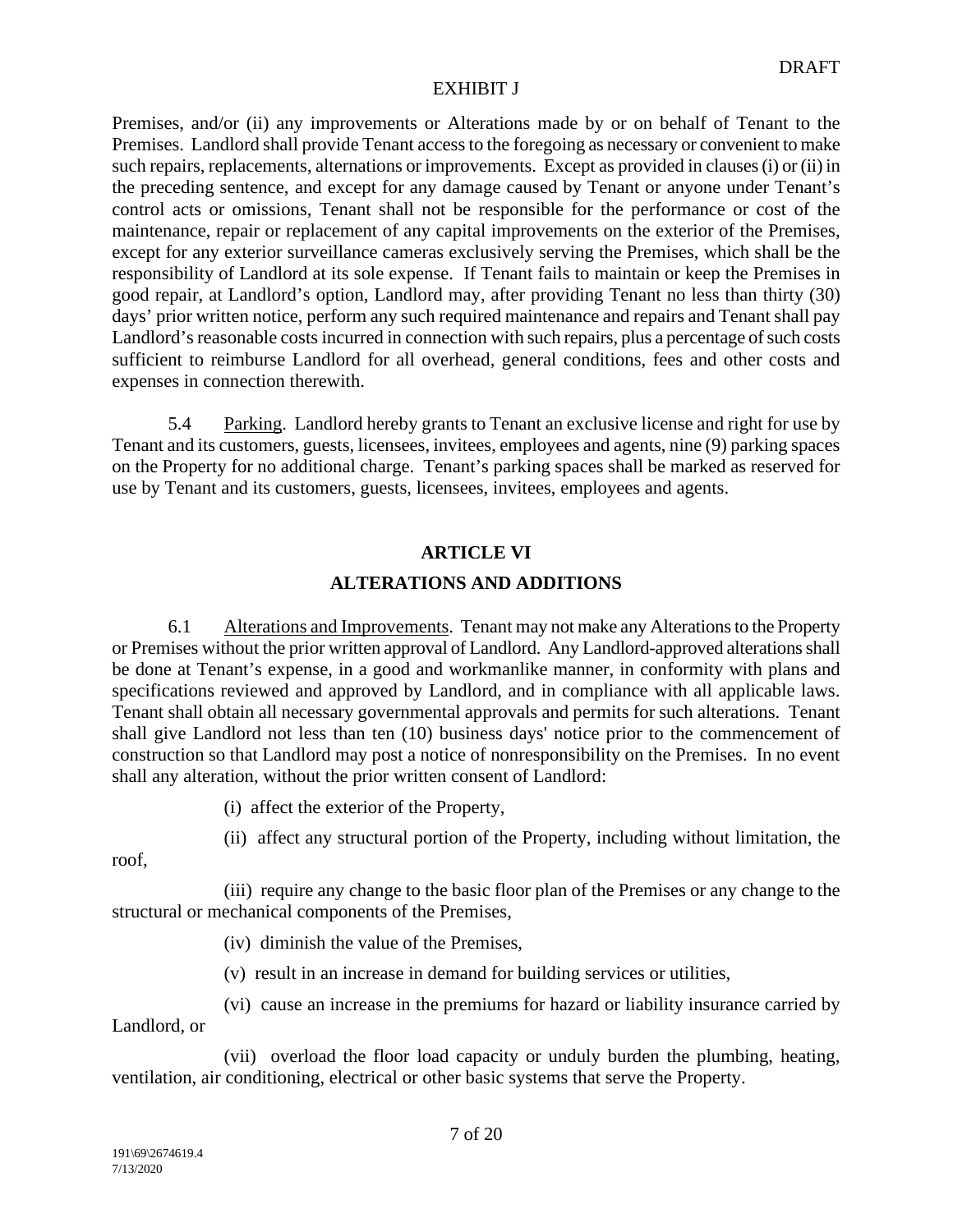Premises, and/or (ii) any improvements or Alterations made by or on behalf of Tenant to the Premises. Landlord shall provide Tenant access to the foregoing as necessary or convenient to make such repairs, replacements, alternations or improvements. Except as provided in clauses (i) or (ii) in the preceding sentence, and except for any damage caused by Tenant or anyone under Tenant's control acts or omissions, Tenant shall not be responsible for the performance or cost of the maintenance, repair or replacement of any capital improvements on the exterior of the Premises, except for any exterior surveillance cameras exclusively serving the Premises, which shall be the responsibility of Landlord at its sole expense. If Tenant fails to maintain or keep the Premises in good repair, at Landlord's option, Landlord may, after providing Tenant no less than thirty (30) days' prior written notice, perform any such required maintenance and repairs and Tenant shall pay Landlord's reasonable costs incurred in connection with such repairs, plus a percentage of such costs sufficient to reimburse Landlord for all overhead, general conditions, fees and other costs and expenses in connection therewith.

5.4 Parking. Landlord hereby grants to Tenant an exclusive license and right for use by Tenant and its customers, guests, licensees, invitees, employees and agents, nine (9) parking spaces on the Property for no additional charge. Tenant's parking spaces shall be marked as reserved for use by Tenant and its customers, guests, licensees, invitees, employees and agents.

## ARTICLE VI

## ALTERATIONS AND ADDITIONS

6.1 Alterations and Improvements. Tenant may not make any Alterations to the Property or Premises without the prior written approval of Landlord. Any Landlord-approved alterations shall be done at Tenant's expense, in a good and workmanlike manner, in conformity with plans and specifications reviewed and approved by Landlord, and in compliance with all applicable laws. Tenant shall obtain all necessary governmental approvals and permits for such alterations. Tenant shall give Landlord not less than ten (10) business days' notice prior to the commencement of construction so that Landlord may post a notice of nonresponsibility on the Premises. In no event shall any alteration, without the prior written consent of Landlord:

(i) affect the exterior of the Property,

(ii) affect any structural portion of the Property, including without limitation, the roof,

(iii) require any change to the basic floor plan of the Premises or any change to the structural or mechanical components of the Premises,

(iv) diminish the value of the Premises,

(v) result in an increase in demand for building services or utilities,

(vi) cause an increase in the premiums for hazard or liability insurance carried by Landlord, or

(vii) overload the floor load capacity or unduly burden the plumbing, heating, ventilation, air conditioning, electrical or other basic systems that serve the Property.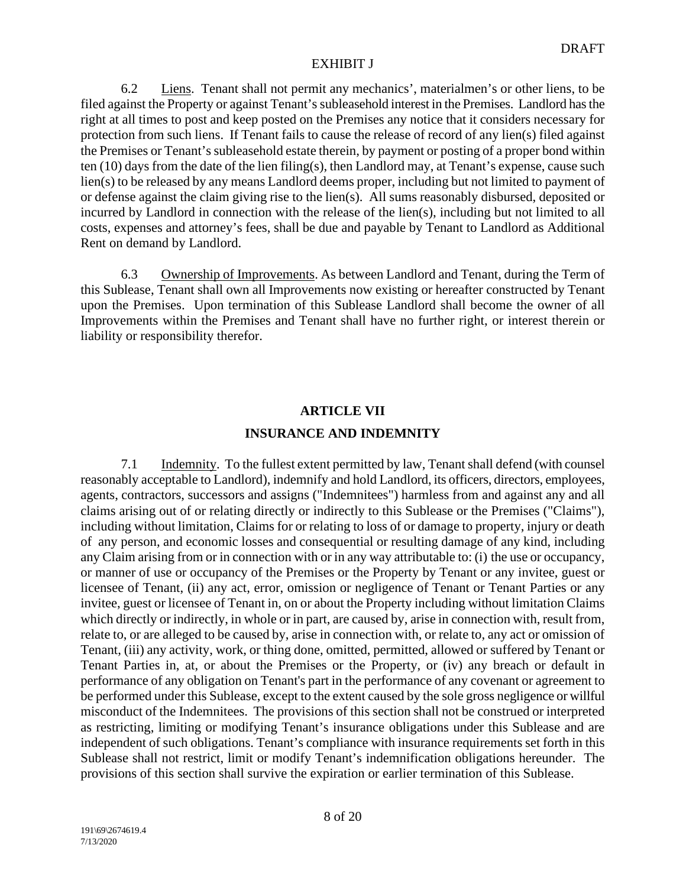6.2 Liens. Tenant shall not permit any mechanics', materialmen's or other liens, to be filed against the Property or against Tenant's subleasehold interest in the Premises. Landlord has the right at all times to post and keep posted on the Premises any notice that it considers necessary for protection from such liens. If Tenant fails to cause the release of record of any lien(s) filed against the Premises or Tenant's subleasehold estate therein, by payment or posting of a proper bond within ten (10) days from the date of the lien filing(s), then Landlord may, at Tenant's expense, cause such lien(s) to be released by any means Landlord deems proper, including but not limited to payment of or defense against the claim giving rise to the lien(s). All sums reasonably disbursed, deposited or incurred by Landlord in connection with the release of the lien(s), including but not limited to all costs, expenses and attorney's fees, shall be due and payable by Tenant to Landlord as Additional Rent on demand by Landlord.

6.3 Ownership of Improvements. As between Landlord and Tenant, during the Term of this Sublease, Tenant shall own all Improvements now existing or hereafter constructed by Tenant upon the Premises. Upon termination of this Sublease Landlord shall become the owner of all Improvements within the Premises and Tenant shall have no further right, or interest therein or liability or responsibility therefor.

## ARTICLE VII

## INSURANCE AND INDEMNITY

7.1 Indemnity. To the fullest extent permitted by law, Tenant shall defend (with counsel reasonably acceptable to Landlord), indemnify and hold Landlord, its officers, directors, employees, agents, contractors, successors and assigns ("Indemnitees") harmless from and against any and all claims arising out of or relating directly or indirectly to this Sublease or the Premises ("Claims"), including without limitation, Claims for or relating to loss of or damage to property, injury or death of any person, and economic losses and consequential or resulting damage of any kind, including any Claim arising from or in connection with or in any way attributable to: (i) the use or occupancy, or manner of use or occupancy of the Premises or the Property by Tenant or any invitee, guest or licensee of Tenant, (ii) any act, error, omission or negligence of Tenant or Tenant Parties or any invitee, guest or licensee of Tenant in, on or about the Property including without limitation Claims which directly or indirectly, in whole or in part, are caused by, arise in connection with, result from, relate to, or are alleged to be caused by, arise in connection with, or relate to, any act or omission of Tenant, (iii) any activity, work, or thing done, omitted, permitted, allowed or suffered by Tenant or Tenant Parties in, at, or about the Premises or the Property, or (iv) any breach or default in performance of any obligation on Tenant's part in the performance of any covenant or agreement to be performed under this Sublease, except to the extent caused by the sole gross negligence or willful misconduct of the Indemnitees. The provisions of this section shall not be construed or interpreted as restricting, limiting or modifying Tenant's insurance obligations under this Sublease and are independent of such obligations. Tenant's compliance with insurance requirements set forth in this Sublease shall not restrict, limit or modify Tenant's indemnification obligations hereunder. The provisions of this section shall survive the expiration or earlier termination of this Sublease.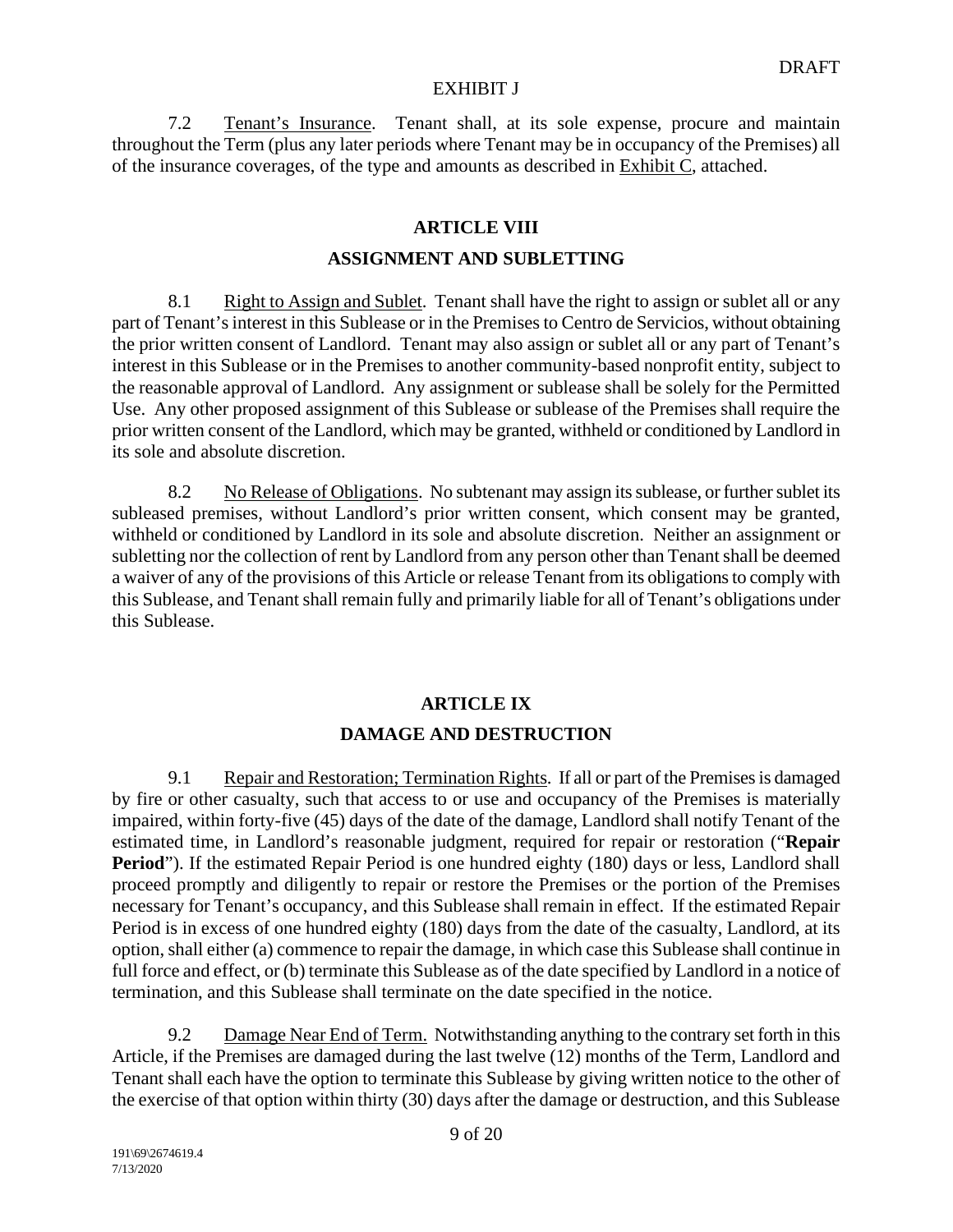DRAFT

EXHIBIT J

7.2 Tenant's Insurance. Tenant shall, at its sole expense, procure and maintain throughout the Term (plus any later periods where Tenant may be in occupancy of the Premises) all of the insurance coverages, of the type and amounts as described in Exhibit C, attached.

## ARTICLE VIII

## ASSIGNMENT AND SUBLETTING

8.1 Right to Assign and Sublet. Tenant shall have the right to assign or sublet all or any part of Tenant's interest in this Sublease or in the Premises to Centro de Servicios, without obtaining the prior written consent of Landlord. Tenant may also assign or sublet all or any part of Tenant's interest in this Sublease or in the Premises to another community-based nonprofit entity, subject to the reasonable approval of Landlord. Any assignment or sublease shall be solely for the Permitted Use. Any other proposed assignment of this Sublease or sublease of the Premises shall require the prior written consent of the Landlord, which may be granted, withheld or conditioned by Landlord in its sole and absolute discretion.

8.2 No Release of Obligations. No subtenant may assign its sublease, or further sublet its subleased premises, without Landlord's prior written consent, which consent may be granted, withheld or conditioned by Landlord in its sole and absolute discretion. Neither an assignment or subletting nor the collection of rent by Landlord from any person other than Tenant shall be deemed a waiver of any of the provisions of this Article or release Tenant from its obligations to comply with this Sublease, and Tenant shall remain fully and primarily liable for all of Tenant's obligations under this Sublease.

## ARTICLE IX

## DAMAGE AND DESTRUCTION

9.1 Repair and Restoration; Termination Rights. If all or part of the Premises is damaged by fire or other casualty, such that access to or use and occupancy of the Premises is materially impaired, within forty-five (45) days of the date of the damage, Landlord shall notify Tenant of the estimated time, in Landlord's reasonable judgment, required for repair or restoration ("**Repair Period**"). If the estimated Repair Period is one hundred eighty (180) days or less, Landlord shall proceed promptly and diligently to repair or restore the Premises or the portion of the Premises necessary for Tenant's occupancy, and this Sublease shall remain in effect. If the estimated Repair Period is in excess of one hundred eighty (180) days from the date of the casualty, Landlord, at its option, shall either (a) commence to repair the damage, in which case this Sublease shall continue in full force and effect, or (b) terminate this Sublease as of the date specified by Landlord in a notice of termination, and this Sublease shall terminate on the date specified in the notice.

9.2 Damage Near End of Term. Notwithstanding anything to the contrary set forth in this Article, if the Premises are damaged during the last twelve (12) months of the Term, Landlord and Tenant shall each have the option to terminate this Sublease by giving written notice to the other of the exercise of that option within thirty (30) days after the damage or destruction, and this Sublease

191\69\2674619.4
7/13/2020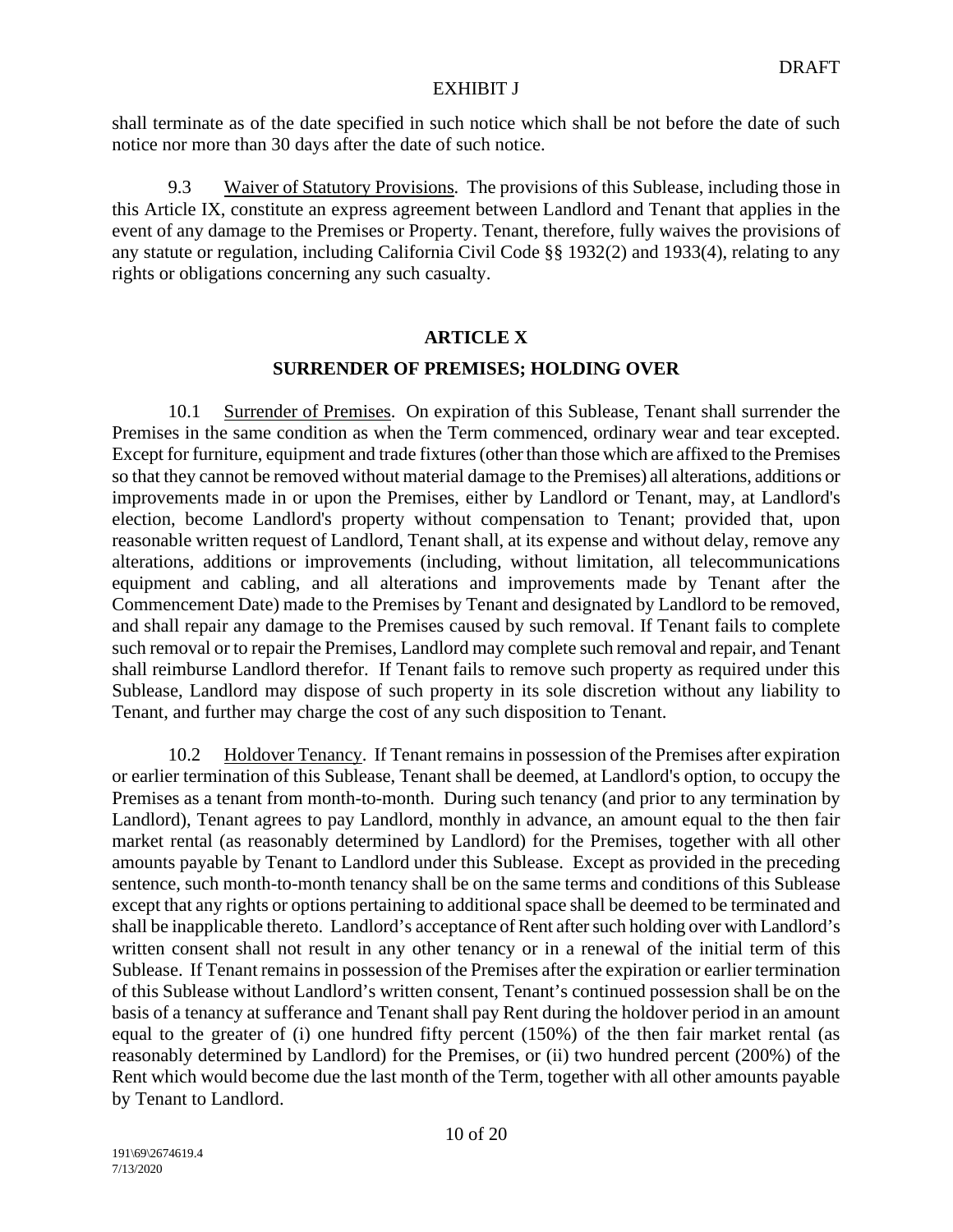shall terminate as of the date specified in such notice which shall be not before the date of such notice nor more than 30 days after the date of such notice.

9.3 Waiver of Statutory Provisions. The provisions of this Sublease, including those in this Article IX, constitute an express agreement between Landlord and Tenant that applies in the event of any damage to the Premises or Property. Tenant, therefore, fully waives the provisions of any statute or regulation, including California Civil Code §§ 1932(2) and 1933(4), relating to any rights or obligations concerning any such casualty.

## ARTICLE X

## SURRENDER OF PREMISES; HOLDING OVER

10.1 Surrender of Premises. On expiration of this Sublease, Tenant shall surrender the Premises in the same condition as when the Term commenced, ordinary wear and tear excepted. Except for furniture, equipment and trade fixtures (other than those which are affixed to the Premises so that they cannot be removed without material damage to the Premises) all alterations, additions or improvements made in or upon the Premises, either by Landlord or Tenant, may, at Landlord's election, become Landlord's property without compensation to Tenant; provided that, upon reasonable written request of Landlord, Tenant shall, at its expense and without delay, remove any alterations, additions or improvements (including, without limitation, all telecommunications equipment and cabling, and all alterations and improvements made by Tenant after the Commencement Date) made to the Premises by Tenant and designated by Landlord to be removed, and shall repair any damage to the Premises caused by such removal. If Tenant fails to complete such removal or to repair the Premises, Landlord may complete such removal and repair, and Tenant shall reimburse Landlord therefor. If Tenant fails to remove such property as required under this Sublease, Landlord may dispose of such property in its sole discretion without any liability to Tenant, and further may charge the cost of any such disposition to Tenant.

10.2 Holdover Tenancy. If Tenant remains in possession of the Premises after expiration or earlier termination of this Sublease, Tenant shall be deemed, at Landlord's option, to occupy the Premises as a tenant from month-to-month. During such tenancy (and prior to any termination by Landlord), Tenant agrees to pay Landlord, monthly in advance, an amount equal to the then fair market rental (as reasonably determined by Landlord) for the Premises, together with all other amounts payable by Tenant to Landlord under this Sublease. Except as provided in the preceding sentence, such month-to-month tenancy shall be on the same terms and conditions of this Sublease except that any rights or options pertaining to additional space shall be deemed to be terminated and shall be inapplicable thereto. Landlord's acceptance of Rent after such holding over with Landlord's written consent shall not result in any other tenancy or in a renewal of the initial term of this Sublease. If Tenant remains in possession of the Premises after the expiration or earlier termination of this Sublease without Landlord's written consent, Tenant's continued possession shall be on the basis of a tenancy at sufferance and Tenant shall pay Rent during the holdover period in an amount equal to the greater of (i) one hundred fifty percent (150%) of the then fair market rental (as reasonably determined by Landlord) for the Premises, or (ii) two hundred percent (200%) of the Rent which would become due the last month of the Term, together with all other amounts payable by Tenant to Landlord.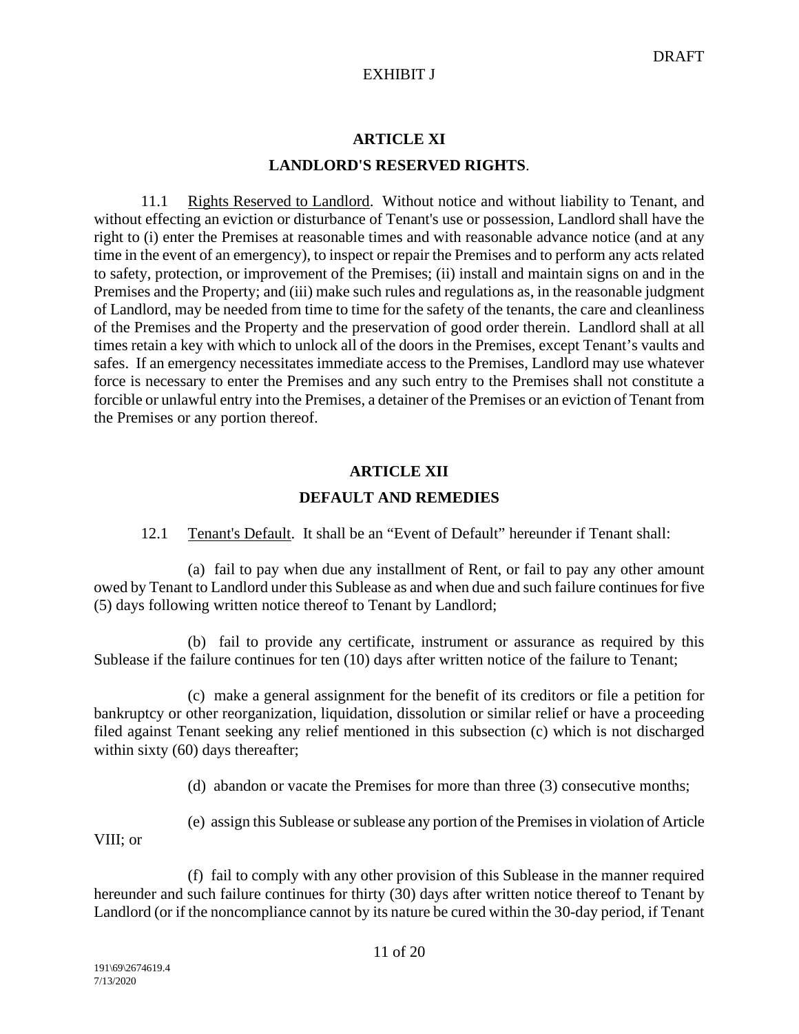DRAFT

EXHIBIT J

## ARTICLE XI

## LANDLORD'S RESERVED RIGHTS.

11.1 Rights Reserved to Landlord. Without notice and without liability to Tenant, and without effecting an eviction or disturbance of Tenant's use or possession, Landlord shall have the right to (i) enter the Premises at reasonable times and with reasonable advance notice (and at any time in the event of an emergency), to inspect or repair the Premises and to perform any acts related to safety, protection, or improvement of the Premises; (ii) install and maintain signs on and in the Premises and the Property; and (iii) make such rules and regulations as, in the reasonable judgment of Landlord, may be needed from time to time for the safety of the tenants, the care and cleanliness of the Premises and the Property and the preservation of good order therein. Landlord shall at all times retain a key with which to unlock all of the doors in the Premises, except Tenant's vaults and safes. If an emergency necessitates immediate access to the Premises, Landlord may use whatever force is necessary to enter the Premises and any such entry to the Premises shall not constitute a forcible or unlawful entry into the Premises, a detainer of the Premises or an eviction of Tenant from the Premises or any portion thereof.

## ARTICLE XII

## DEFAULT AND REMEDIES

12.1 Tenant's Default. It shall be an "Event of Default" hereunder if Tenant shall:

(a) fail to pay when due any installment of Rent, or fail to pay any other amount owed by Tenant to Landlord under this Sublease as and when due and such failure continues for five (5) days following written notice thereof to Tenant by Landlord;

(b) fail to provide any certificate, instrument or assurance as required by this Sublease if the failure continues for ten (10) days after written notice of the failure to Tenant;

(c) make a general assignment for the benefit of its creditors or file a petition for bankruptcy or other reorganization, liquidation, dissolution or similar relief or have a proceeding filed against Tenant seeking any relief mentioned in this subsection (c) which is not discharged within sixty (60) days thereafter;

(d) abandon or vacate the Premises for more than three (3) consecutive months;

(e) assign this Sublease or sublease any portion of the Premises in violation of Article VIII; or

(f) fail to comply with any other provision of this Sublease in the manner required hereunder and such failure continues for thirty (30) days after written notice thereof to Tenant by Landlord (or if the noncompliance cannot by its nature be cured within the 30-day period, if Tenant

191\69\2674619.4
7/13/2020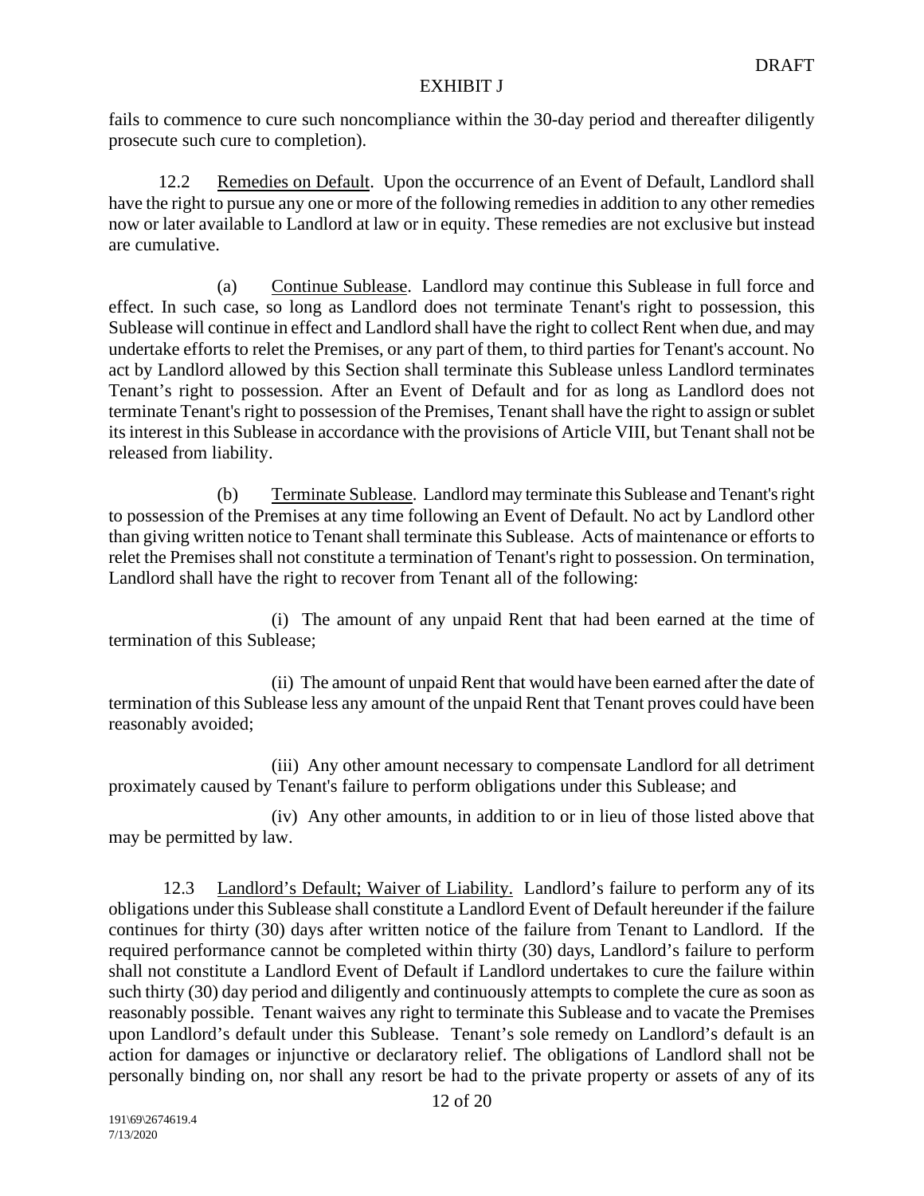fails to commence to cure such noncompliance within the 30-day period and thereafter diligently prosecute such cure to completion).

12.2 Remedies on Default. Upon the occurrence of an Event of Default, Landlord shall have the right to pursue any one or more of the following remedies in addition to any other remedies now or later available to Landlord at law or in equity. These remedies are not exclusive but instead are cumulative.

(a) Continue Sublease. Landlord may continue this Sublease in full force and effect. In such case, so long as Landlord does not terminate Tenant's right to possession, this Sublease will continue in effect and Landlord shall have the right to collect Rent when due, and may undertake efforts to relet the Premises, or any part of them, to third parties for Tenant's account. No act by Landlord allowed by this Section shall terminate this Sublease unless Landlord terminates Tenant's right to possession. After an Event of Default and for as long as Landlord does not terminate Tenant's right to possession of the Premises, Tenant shall have the right to assign or sublet its interest in this Sublease in accordance with the provisions of Article VIII, but Tenant shall not be released from liability.

(b) Terminate Sublease. Landlord may terminate this Sublease and Tenant's right to possession of the Premises at any time following an Event of Default. No act by Landlord other than giving written notice to Tenant shall terminate this Sublease. Acts of maintenance or efforts to relet the Premises shall not constitute a termination of Tenant's right to possession. On termination, Landlord shall have the right to recover from Tenant all of the following:

(i) The amount of any unpaid Rent that had been earned at the time of termination of this Sublease;

(ii) The amount of unpaid Rent that would have been earned after the date of termination of this Sublease less any amount of the unpaid Rent that Tenant proves could have been reasonably avoided;

(iii) Any other amount necessary to compensate Landlord for all detriment proximately caused by Tenant's failure to perform obligations under this Sublease; and

(iv) Any other amounts, in addition to or in lieu of those listed above that may be permitted by law.

12.3 Landlord's Default; Waiver of Liability. Landlord's failure to perform any of its obligations under this Sublease shall constitute a Landlord Event of Default hereunder if the failure continues for thirty (30) days after written notice of the failure from Tenant to Landlord. If the required performance cannot be completed within thirty (30) days, Landlord's failure to perform shall not constitute a Landlord Event of Default if Landlord undertakes to cure the failure within such thirty (30) day period and diligently and continuously attempts to complete the cure as soon as reasonably possible. Tenant waives any right to terminate this Sublease and to vacate the Premises upon Landlord's default under this Sublease. Tenant's sole remedy on Landlord's default is an action for damages or injunctive or declaratory relief. The obligations of Landlord shall not be personally binding on, nor shall any resort be had to the private property or assets of any of its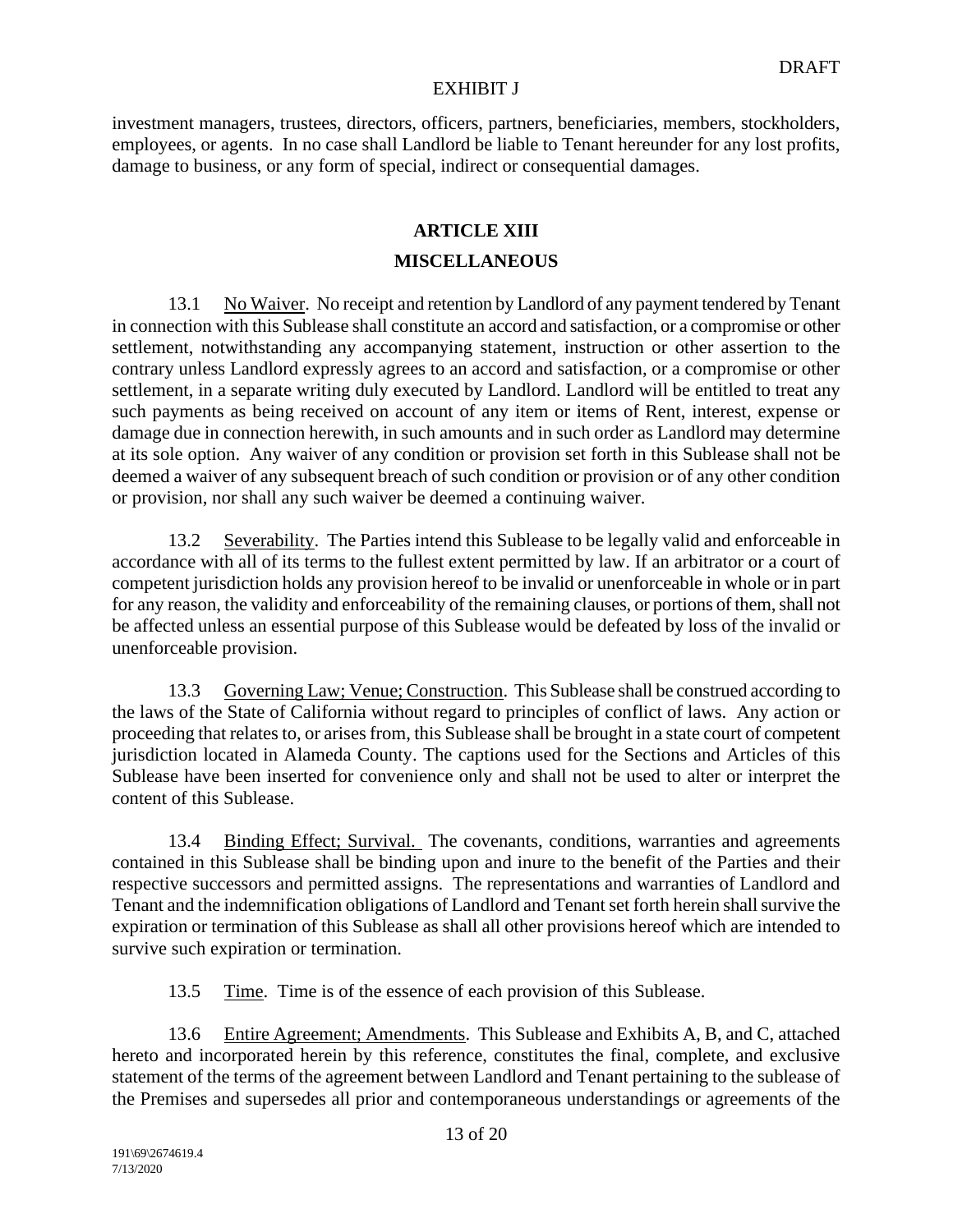investment managers, trustees, directors, officers, partners, beneficiaries, members, stockholders, employees, or agents. In no case shall Landlord be liable to Tenant hereunder for any lost profits, damage to business, or any form of special, indirect or consequential damages.

## ARTICLE XIII

## MISCELLANEOUS

13.1 No Waiver. No receipt and retention by Landlord of any payment tendered by Tenant in connection with this Sublease shall constitute an accord and satisfaction, or a compromise or other settlement, notwithstanding any accompanying statement, instruction or other assertion to the contrary unless Landlord expressly agrees to an accord and satisfaction, or a compromise or other settlement, in a separate writing duly executed by Landlord. Landlord will be entitled to treat any such payments as being received on account of any item or items of Rent, interest, expense or damage due in connection herewith, in such amounts and in such order as Landlord may determine at its sole option. Any waiver of any condition or provision set forth in this Sublease shall not be deemed a waiver of any subsequent breach of such condition or provision or of any other condition or provision, nor shall any such waiver be deemed a continuing waiver.

13.2 Severability. The Parties intend this Sublease to be legally valid and enforceable in accordance with all of its terms to the fullest extent permitted by law. If an arbitrator or a court of competent jurisdiction holds any provision hereof to be invalid or unenforceable in whole or in part for any reason, the validity and enforceability of the remaining clauses, or portions of them, shall not be affected unless an essential purpose of this Sublease would be defeated by loss of the invalid or unenforceable provision.

13.3 Governing Law; Venue; Construction. This Sublease shall be construed according to the laws of the State of California without regard to principles of conflict of laws. Any action or proceeding that relates to, or arises from, this Sublease shall be brought in a state court of competent jurisdiction located in Alameda County. The captions used for the Sections and Articles of this Sublease have been inserted for convenience only and shall not be used to alter or interpret the content of this Sublease.

13.4 Binding Effect; Survival. The covenants, conditions, warranties and agreements contained in this Sublease shall be binding upon and inure to the benefit of the Parties and their respective successors and permitted assigns. The representations and warranties of Landlord and Tenant and the indemnification obligations of Landlord and Tenant set forth herein shall survive the expiration or termination of this Sublease as shall all other provisions hereof which are intended to survive such expiration or termination.

13.5 Time. Time is of the essence of each provision of this Sublease.

13.6 Entire Agreement; Amendments. This Sublease and Exhibits A, B, and C, attached hereto and incorporated herein by this reference, constitutes the final, complete, and exclusive statement of the terms of the agreement between Landlord and Tenant pertaining to the sublease of the Premises and supersedes all prior and contemporaneous understandings or agreements of the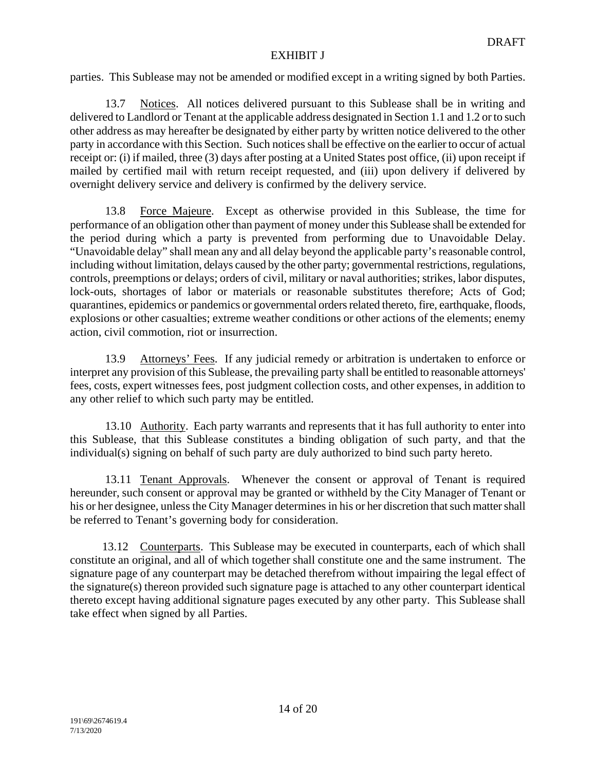parties. This Sublease may not be amended or modified except in a writing signed by both Parties.

13.7 Notices. All notices delivered pursuant to this Sublease shall be in writing and delivered to Landlord or Tenant at the applicable address designated in Section 1.1 and 1.2 or to such other address as may hereafter be designated by either party by written notice delivered to the other party in accordance with this Section. Such notices shall be effective on the earlier to occur of actual receipt or: (i) if mailed, three (3) days after posting at a United States post office, (ii) upon receipt if mailed by certified mail with return receipt requested, and (iii) upon delivery if delivered by overnight delivery service and delivery is confirmed by the delivery service.

13.8 Force Majeure. Except as otherwise provided in this Sublease, the time for performance of an obligation other than payment of money under this Sublease shall be extended for the period during which a party is prevented from performing due to Unavoidable Delay. "Unavoidable delay" shall mean any and all delay beyond the applicable party's reasonable control, including without limitation, delays caused by the other party; governmental restrictions, regulations, controls, preemptions or delays; orders of civil, military or naval authorities; strikes, labor disputes, lock-outs, shortages of labor or materials or reasonable substitutes therefore; Acts of God; quarantines, epidemics or pandemics or governmental orders related thereto, fire, earthquake, floods, explosions or other casualties; extreme weather conditions or other actions of the elements; enemy action, civil commotion, riot or insurrection.

13.9 Attorneys' Fees. If any judicial remedy or arbitration is undertaken to enforce or interpret any provision of this Sublease, the prevailing party shall be entitled to reasonable attorneys' fees, costs, expert witnesses fees, post judgment collection costs, and other expenses, in addition to any other relief to which such party may be entitled.

13.10 Authority. Each party warrants and represents that it has full authority to enter into this Sublease, that this Sublease constitutes a binding obligation of such party, and that the individual(s) signing on behalf of such party are duly authorized to bind such party hereto.

13.11 Tenant Approvals. Whenever the consent or approval of Tenant is required hereunder, such consent or approval may be granted or withheld by the City Manager of Tenant or his or her designee, unless the City Manager determines in his or her discretion that such matter shall be referred to Tenant's governing body for consideration.

13.12 Counterparts. This Sublease may be executed in counterparts, each of which shall constitute an original, and all of which together shall constitute one and the same instrument. The signature page of any counterpart may be detached therefrom without impairing the legal effect of the signature(s) thereon provided such signature page is attached to any other counterpart identical thereto except having additional signature pages executed by any other party. This Sublease shall take effect when signed by all Parties.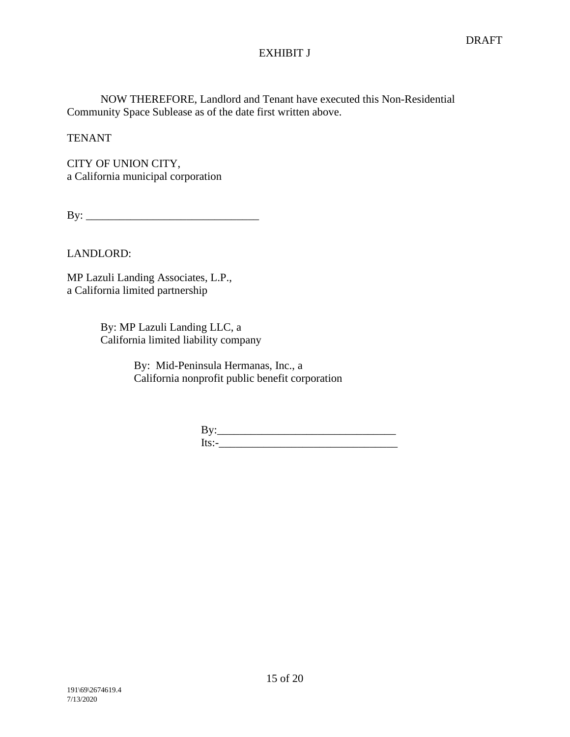DRAFT

EXHIBIT J

NOW THEREFORE, Landlord and Tenant have executed this Non-Residential Community Space Sublease as of the date first written above.

TENANT

CITY OF UNION CITY,
a California municipal corporation

By: _______________________________

LANDLORD:

MP Lazuli Landing Associates, L.P.,
a California limited partnership

By: MP Lazuli Landing LLC, a
California limited liability company

By: Mid-Peninsula Hermanas, Inc., a
California nonprofit public benefit corporation

By:_______________________________
Its:-_______________________________

191\69\2674619.4
7/13/2020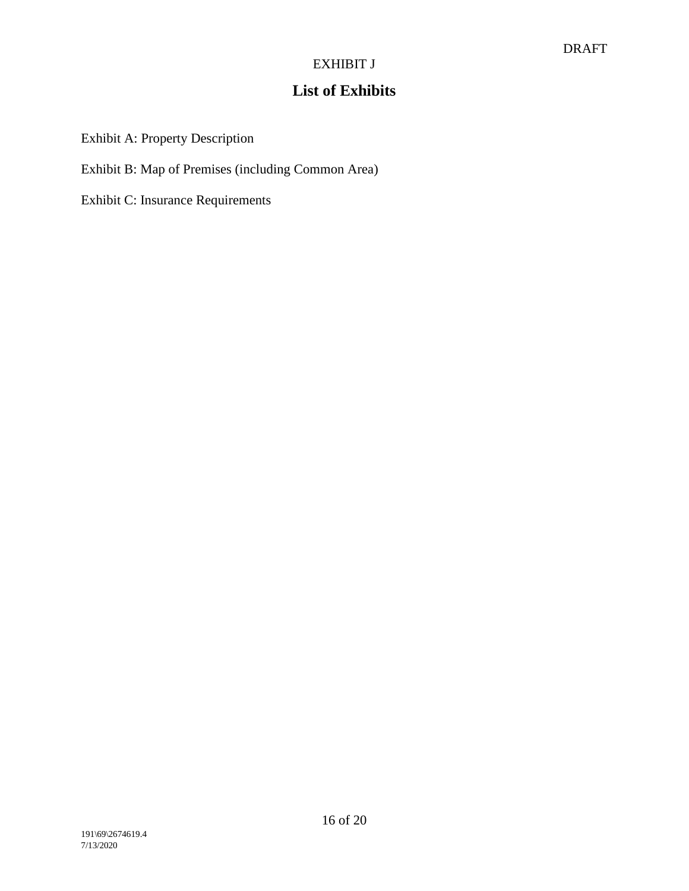DRAFT

EXHIBIT J

## List of Exhibits

Exhibit A: Property Description

Exhibit B: Map of Premises (including Common Area)

Exhibit C: Insurance Requirements

191\69\2674619.4
7/13/2020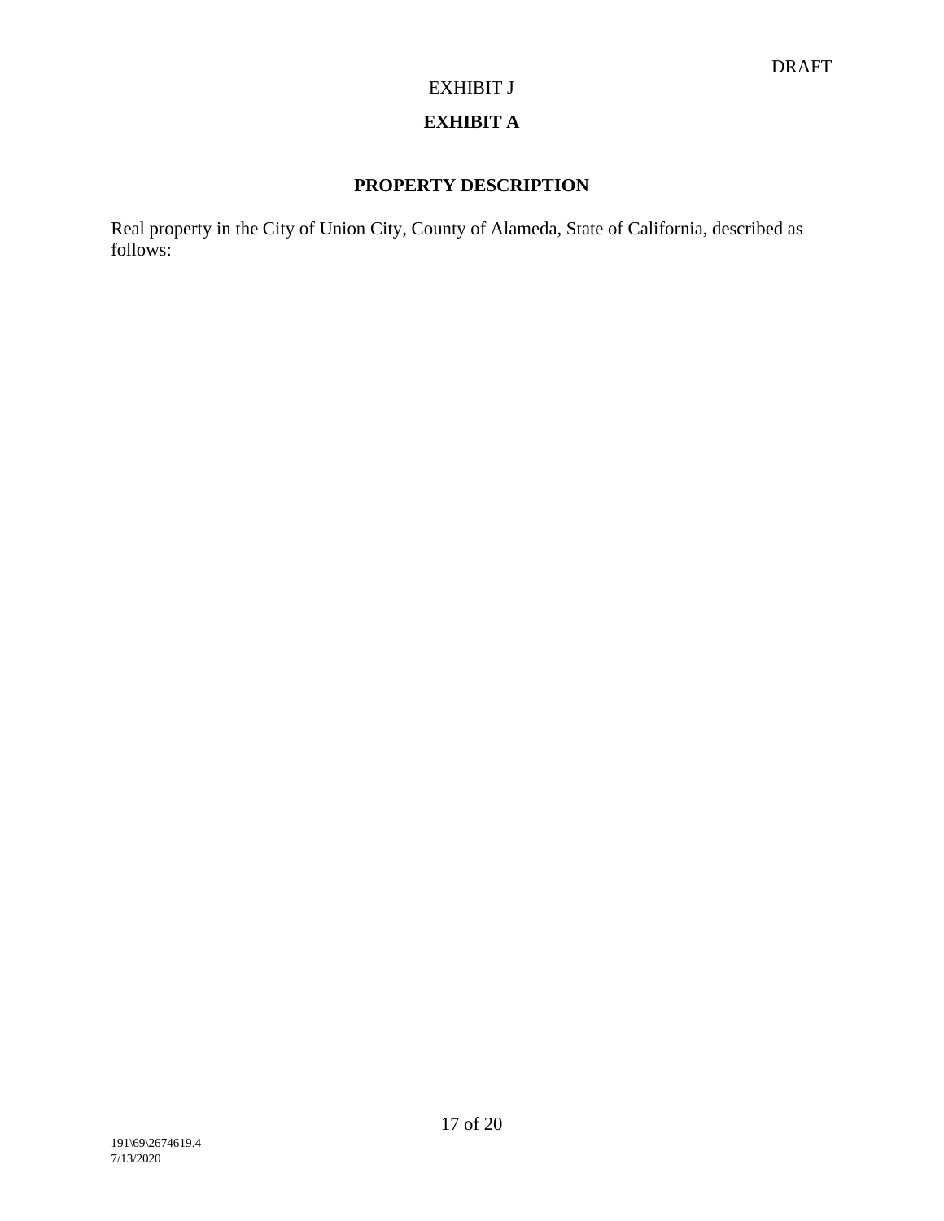DRAFT

EXHIBIT J

**EXHIBIT A**

**PROPERTY DESCRIPTION**

Real property in the City of Union City, County of Alameda, State of California, described as follows: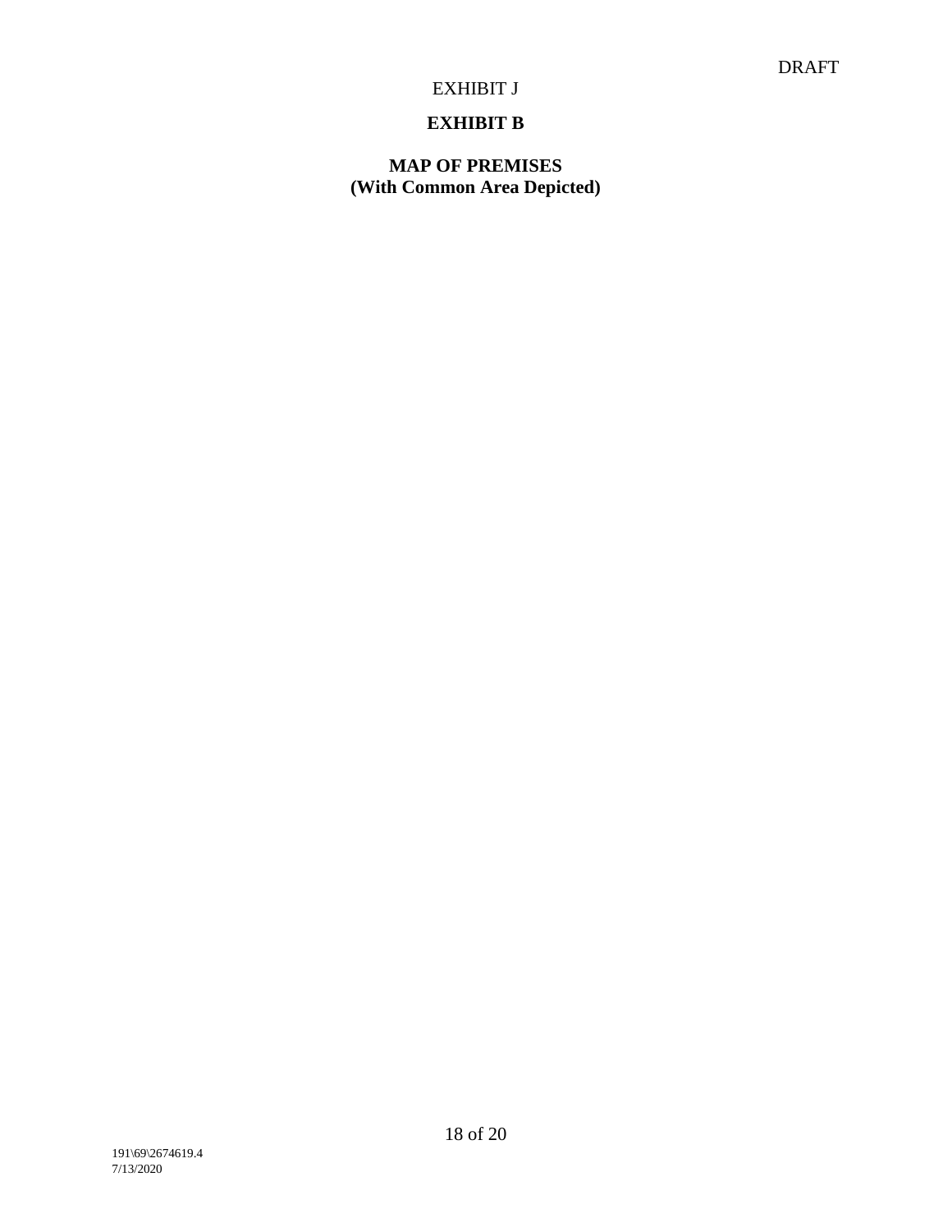DRAFT

EXHIBIT J

## EXHIBIT B

## MAP OF PREMISES
## (With Common Area Depicted)

191\69\2674619.4
7/13/2020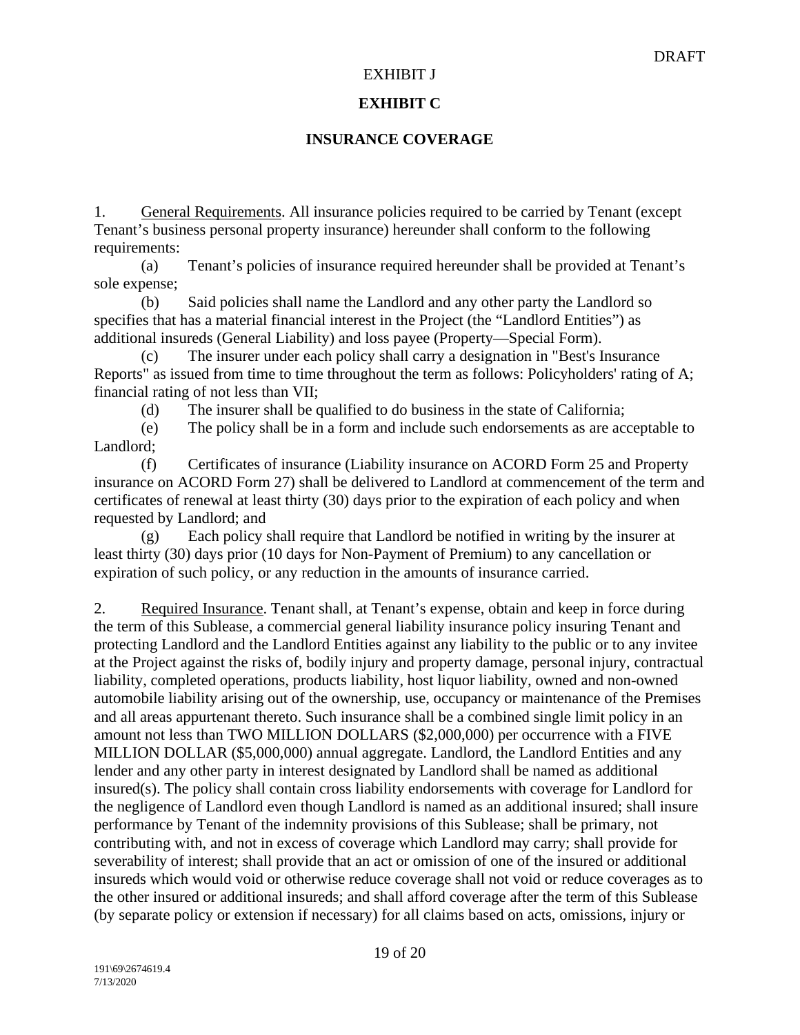DRAFT

EXHIBIT J

# EXHIBIT C

## INSURANCE COVERAGE

1. <u>General Requirements</u>. All insurance policies required to be carried by Tenant (except Tenant's business personal property insurance) hereunder shall conform to the following requirements:

(a) Tenant's policies of insurance required hereunder shall be provided at Tenant's sole expense;

(b) Said policies shall name the Landlord and any other party the Landlord so specifies that has a material financial interest in the Project (the "Landlord Entities") as additional insureds (General Liability) and loss payee (Property—Special Form).

(c) The insurer under each policy shall carry a designation in "Best's Insurance Reports" as issued from time to time throughout the term as follows: Policyholders' rating of A; financial rating of not less than VII;

(d) The insurer shall be qualified to do business in the state of California;

(e) The policy shall be in a form and include such endorsements as are acceptable to Landlord;

(f) Certificates of insurance (Liability insurance on ACORD Form 25 and Property insurance on ACORD Form 27) shall be delivered to Landlord at commencement of the term and certificates of renewal at least thirty (30) days prior to the expiration of each policy and when requested by Landlord; and

(g) Each policy shall require that Landlord be notified in writing by the insurer at least thirty (30) days prior (10 days for Non-Payment of Premium) to any cancellation or expiration of such policy, or any reduction in the amounts of insurance carried.

2. <u>Required Insurance</u>. Tenant shall, at Tenant's expense, obtain and keep in force during the term of this Sublease, a commercial general liability insurance policy insuring Tenant and protecting Landlord and the Landlord Entities against any liability to the public or to any invitee at the Project against the risks of, bodily injury and property damage, personal injury, contractual liability, completed operations, products liability, host liquor liability, owned and non-owned automobile liability arising out of the ownership, use, occupancy or maintenance of the Premises and all areas appurtenant thereto. Such insurance shall be a combined single limit policy in an amount not less than TWO MILLION DOLLARS ($2,000,000) per occurrence with a FIVE MILLION DOLLAR ($5,000,000) annual aggregate. Landlord, the Landlord Entities and any lender and any other party in interest designated by Landlord shall be named as additional insured(s). The policy shall contain cross liability endorsements with coverage for Landlord for the negligence of Landlord even though Landlord is named as an additional insured; shall insure performance by Tenant of the indemnity provisions of this Sublease; shall be primary, not contributing with, and not in excess of coverage which Landlord may carry; shall provide for severability of interest; shall provide that an act or omission of one of the insured or additional insureds which would void or otherwise reduce coverage shall not void or reduce coverages as to the other insured or additional insureds; and shall afford coverage after the term of this Sublease (by separate policy or extension if necessary) for all claims based on acts, omissions, injury or

191\69\2674619.4
7/13/2020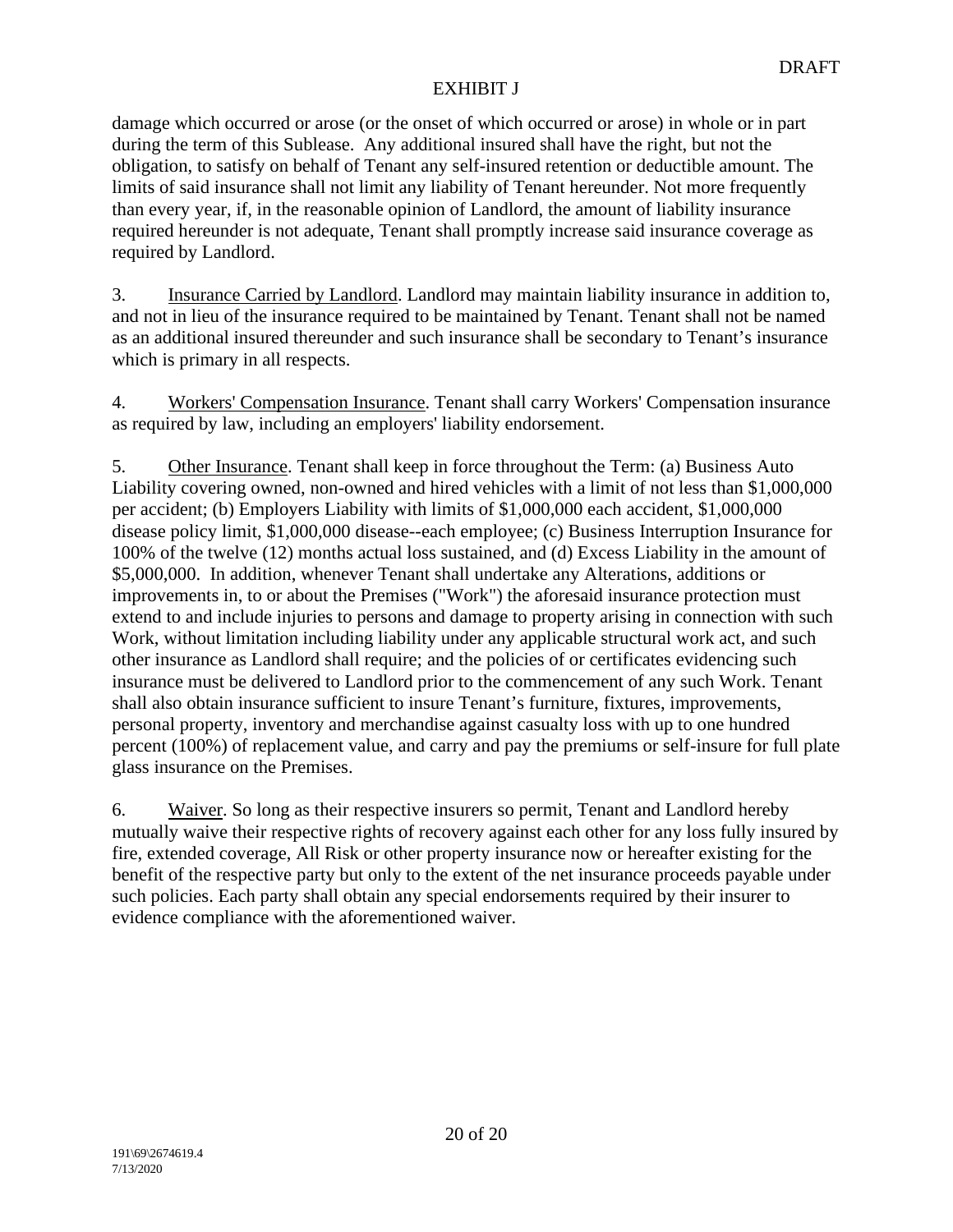damage which occurred or arose (or the onset of which occurred or arose) in whole or in part during the term of this Sublease. Any additional insured shall have the right, but not the obligation, to satisfy on behalf of Tenant any self-insured retention or deductible amount. The limits of said insurance shall not limit any liability of Tenant hereunder. Not more frequently than every year, if, in the reasonable opinion of Landlord, the amount of liability insurance required hereunder is not adequate, Tenant shall promptly increase said insurance coverage as required by Landlord.

3. Insurance Carried by Landlord. Landlord may maintain liability insurance in addition to, and not in lieu of the insurance required to be maintained by Tenant. Tenant shall not be named as an additional insured thereunder and such insurance shall be secondary to Tenant's insurance which is primary in all respects.

4. Workers' Compensation Insurance. Tenant shall carry Workers' Compensation insurance as required by law, including an employers' liability endorsement.

5. Other Insurance. Tenant shall keep in force throughout the Term: (a) Business Auto Liability covering owned, non-owned and hired vehicles with a limit of not less than $1,000,000 per accident; (b) Employers Liability with limits of $1,000,000 each accident, $1,000,000 disease policy limit, $1,000,000 disease--each employee; (c) Business Interruption Insurance for 100% of the twelve (12) months actual loss sustained, and (d) Excess Liability in the amount of $5,000,000. In addition, whenever Tenant shall undertake any Alterations, additions or improvements in, to or about the Premises ("Work") the aforesaid insurance protection must extend to and include injuries to persons and damage to property arising in connection with such Work, without limitation including liability under any applicable structural work act, and such other insurance as Landlord shall require; and the policies of or certificates evidencing such insurance must be delivered to Landlord prior to the commencement of any such Work. Tenant shall also obtain insurance sufficient to insure Tenant's furniture, fixtures, improvements, personal property, inventory and merchandise against casualty loss with up to one hundred percent (100%) of replacement value, and carry and pay the premiums or self-insure for full plate glass insurance on the Premises.

6. Waiver. So long as their respective insurers so permit, Tenant and Landlord hereby mutually waive their respective rights of recovery against each other for any loss fully insured by fire, extended coverage, All Risk or other property insurance now or hereafter existing for the benefit of the respective party but only to the extent of the net insurance proceeds payable under such policies. Each party shall obtain any special endorsements required by their insurer to evidence compliance with the aforementioned waiver.